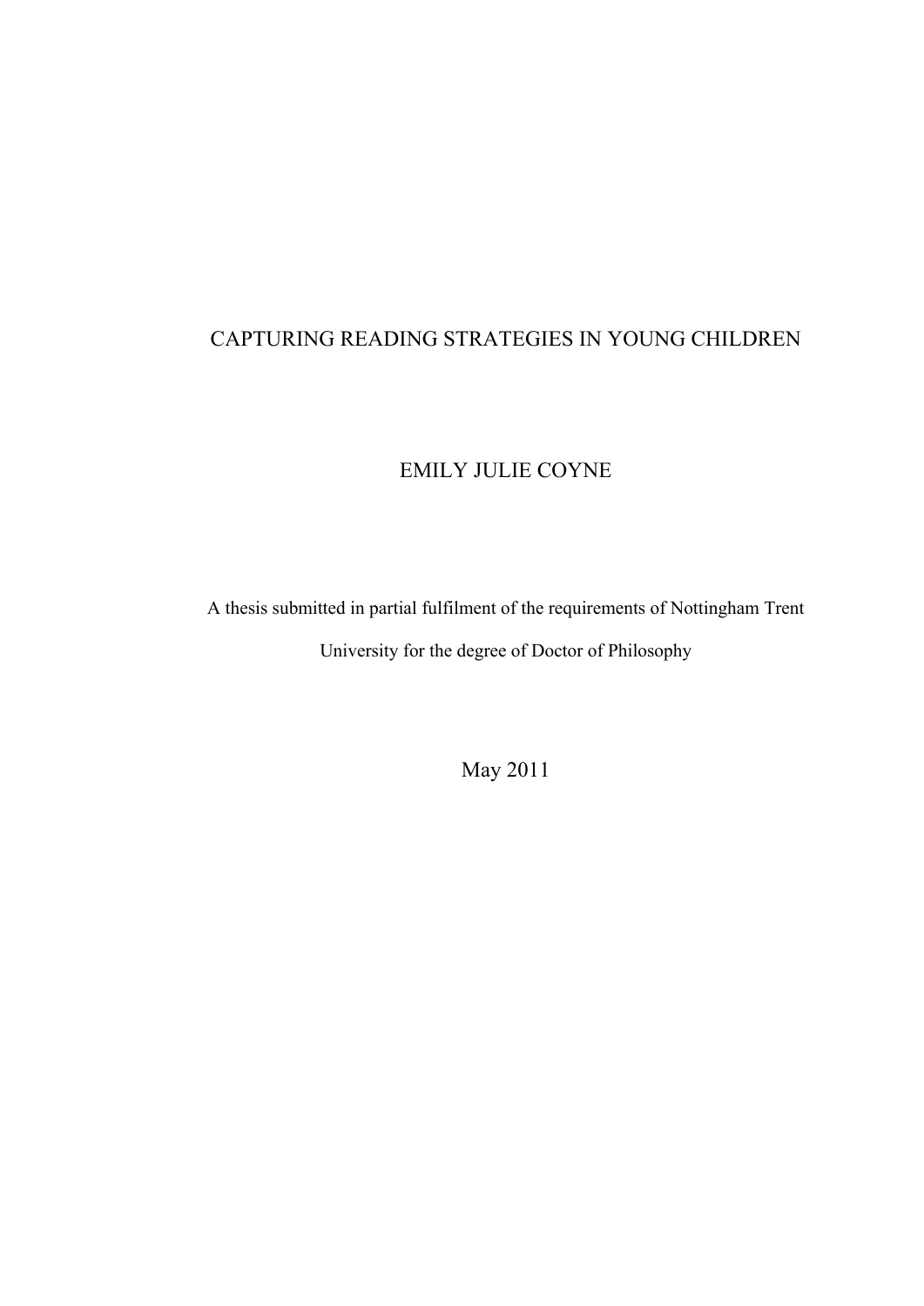# CAPTURING READING STRATEGIES IN YOUNG CHILDREN

EMILY JULIE COYNE

A thesis submitted in partial fulfilment of the requirements of Nottingham Trent University for the degree of Doctor of Philosophy

May 2011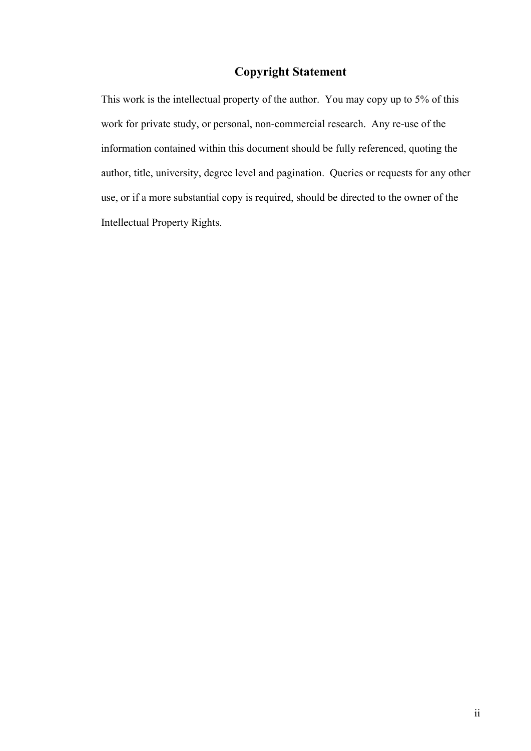## Copyright Statement

This work is the intellectual property of the author. You may copy up to 5% of this work for private study, or personal, non-commercial research. Any re-use of the information contained within this document should be fully referenced, quoting the author, title, university, degree level and pagination. Queries or requests for any other use, or if a more substantial copy is required, should be directed to the owner of the Intellectual Property Rights.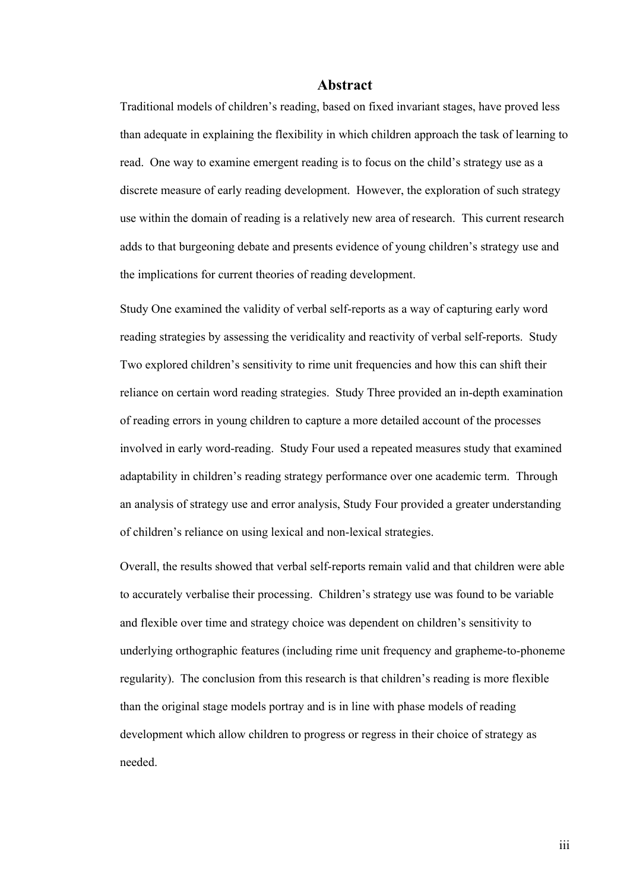# Abstract

Traditional models of children's reading, based on fixed invariant stages, have proved less than adequate in explaining the flexibility in which children approach the task of learning to read. One way to examine emergent reading is to focus on the child's strategy use as a discrete measure of early reading development. However, the exploration of such strategy use within the domain of reading is a relatively new area of research. This current research adds to that burgeoning debate and presents evidence of young children's strategy use and the implications for current theories of reading development.

Study One examined the validity of verbal self-reports as a way of capturing early word reading strategies by assessing the veridicality and reactivity of verbal self-reports. Study Two explored children's sensitivity to rime unit frequencies and how this can shift their reliance on certain word reading strategies. Study Three provided an in-depth examination of reading errors in young children to capture a more detailed account of the processes involved in early word-reading. Study Four used a repeated measures study that examined adaptability in children's reading strategy performance over one academic term. Through an analysis of strategy use and error analysis, Study Four provided a greater understanding of children's reliance on using lexical and non-lexical strategies.

Overall, the results showed that verbal self-reports remain valid and that children were able to accurately verbalise their processing. Children's strategy use was found to be variable and flexible over time and strategy choice was dependent on children's sensitivity to underlying orthographic features (including rime unit frequency and grapheme-to-phoneme regularity). The conclusion from this research is that children's reading is more flexible than the original stage models portray and is in line with phase models of reading development which allow children to progress or regress in their choice of strategy as needed.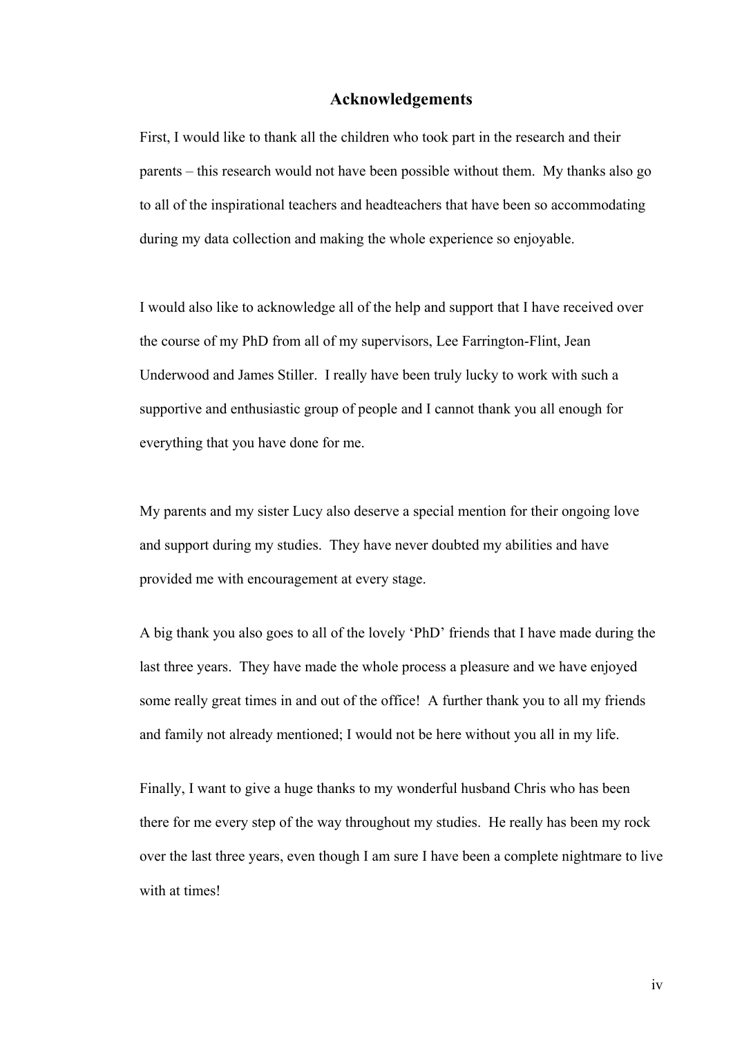# Acknowledgements

First, I would like to thank all the children who took part in the research and their parents – this research would not have been possible without them. My thanks also go to all of the inspirational teachers and headteachers that have been so accommodating during my data collection and making the whole experience so enjoyable.

I would also like to acknowledge all of the help and support that I have received over the course of my PhD from all of my supervisors, Lee Farrington-Flint, Jean Underwood and James Stiller. I really have been truly lucky to work with such a supportive and enthusiastic group of people and I cannot thank you all enough for everything that you have done for me.

My parents and my sister Lucy also deserve a special mention for their ongoing love and support during my studies. They have never doubted my abilities and have provided me with encouragement at every stage.

A big thank you also goes to all of the lovely 'PhD' friends that I have made during the last three years. They have made the whole process a pleasure and we have enjoyed some really great times in and out of the office! A further thank you to all my friends and family not already mentioned; I would not be here without you all in my life.

Finally, I want to give a huge thanks to my wonderful husband Chris who has been there for me every step of the way throughout my studies. He really has been my rock over the last three years, even though I am sure I have been a complete nightmare to live with at times!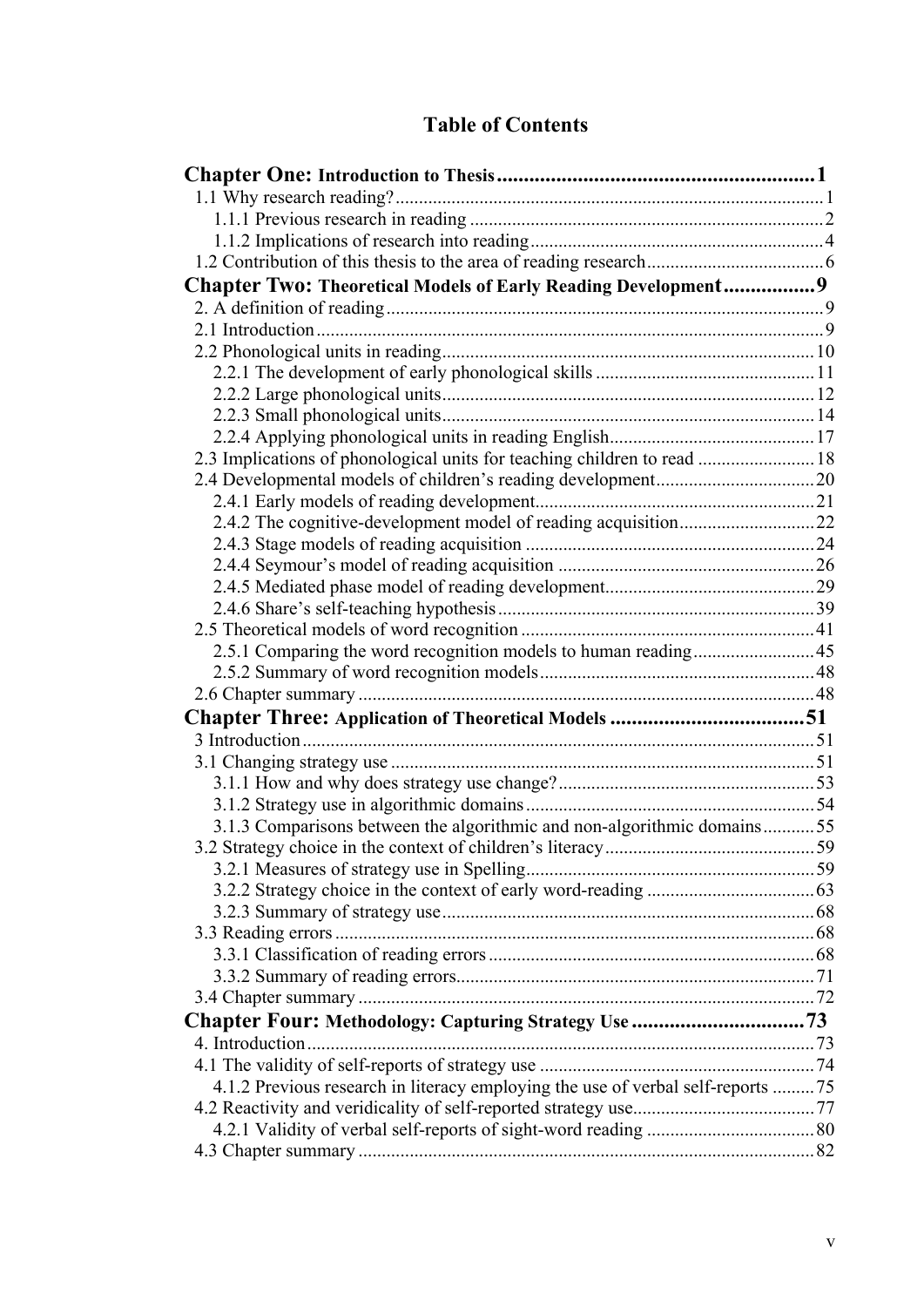# Table of Contents

**Chapter One: Introduction to Thesis** ..... 1

- 1.1 Why research reading? ..... 1
  - 1.1.1 Previous research in reading ..... 2
  - 1.1.2 Implications of research into reading ..... 4
- 1.2 Contribution of this thesis to the area of reading research ..... 6

**Chapter Two: Theoretical Models of Early Reading Development** ..... 9

- 2. A definition of reading ..... 9
- 2.1 Introduction ..... 9
- 2.2 Phonological units in reading ..... 10
  - 2.2.1 The development of early phonological skills ..... 11
  - 2.2.2 Large phonological units ..... 12
  - 2.2.3 Small phonological units ..... 14
  - 2.2.4 Applying phonological units in reading English ..... 17
- 2.3 Implications of phonological units for teaching children to read ..... 18
- 2.4 Developmental models of children's reading development ..... 20
  - 2.4.1 Early models of reading development ..... 21
  - 2.4.2 The cognitive-development model of reading acquisition ..... 22
  - 2.4.3 Stage models of reading acquisition ..... 24
  - 2.4.4 Seymour's model of reading acquisition ..... 26
  - 2.4.5 Mediated phase model of reading development ..... 29
  - 2.4.6 Share's self-teaching hypothesis ..... 39
- 2.5 Theoretical models of word recognition ..... 41
  - 2.5.1 Comparing the word recognition models to human reading ..... 45
  - 2.5.2 Summary of word recognition models ..... 48
- 2.6 Chapter summary ..... 48

**Chapter Three: Application of Theoretical Models** ..... 51

- 3 Introduction ..... 51
- 3.1 Changing strategy use ..... 51
  - 3.1.1 How and why does strategy use change? ..... 53
  - 3.1.2 Strategy use in algorithmic domains ..... 54
  - 3.1.3 Comparisons between the algorithmic and non-algorithmic domains ..... 55
- 3.2 Strategy choice in the context of children's literacy ..... 59
  - 3.2.1 Measures of strategy use in Spelling ..... 59
  - 3.2.2 Strategy choice in the context of early word-reading ..... 63
  - 3.2.3 Summary of strategy use ..... 68
- 3.3 Reading errors ..... 68
  - 3.3.1 Classification of reading errors ..... 68
  - 3.3.2 Summary of reading errors ..... 71
- 3.4 Chapter summary ..... 72

**Chapter Four: Methodology: Capturing Strategy Use** ..... 73

- 4. Introduction ..... 73
- 4.1 The validity of self-reports of strategy use ..... 74
  - 4.1.2 Previous research in literacy employing the use of verbal self-reports ..... 75
- 4.2 Reactivity and veridicality of self-reported strategy use ..... 77
  - 4.2.1 Validity of verbal self-reports of sight-word reading ..... 80
- 4.3 Chapter summary ..... 82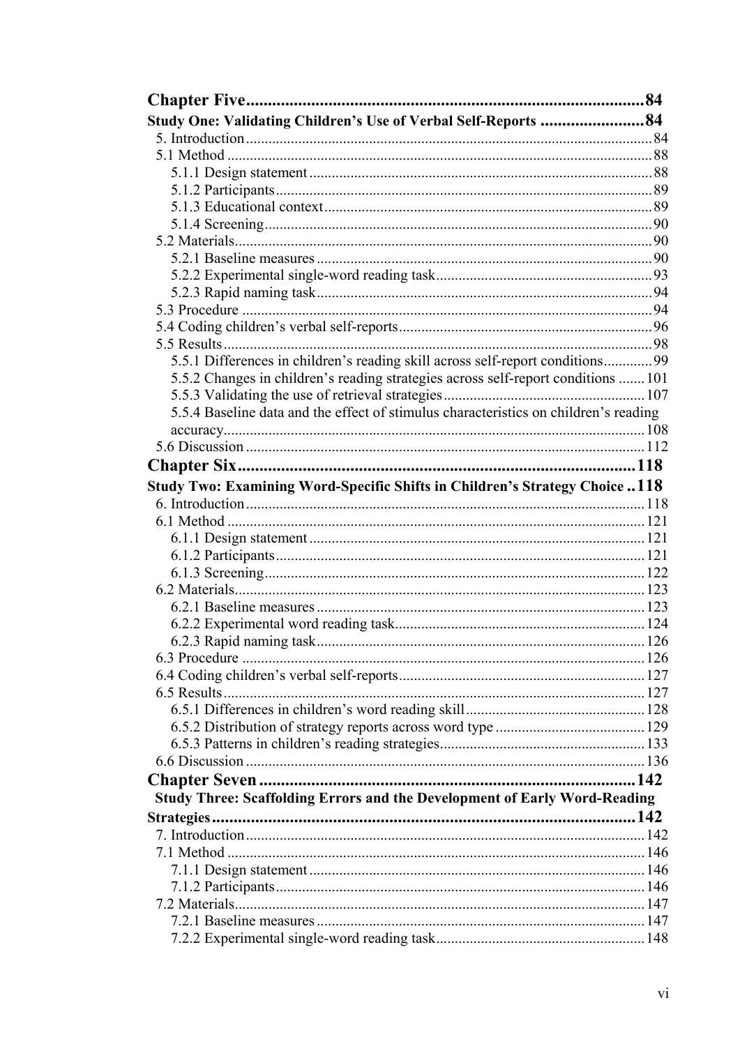**Chapter Five** .......... 84

**Study One: Validating Children's Use of Verbal Self-Reports** .......... 84

- 5. Introduction .......... 84
- 5.1 Method .......... 88
  - 5.1.1 Design statement .......... 88
  - 5.1.2 Participants .......... 89
  - 5.1.3 Educational context .......... 89
  - 5.1.4 Screening .......... 90
- 5.2 Materials .......... 90
  - 5.2.1 Baseline measures .......... 90
  - 5.2.2 Experimental single-word reading task .......... 93
  - 5.2.3 Rapid naming task .......... 94
- 5.3 Procedure .......... 94
- 5.4 Coding children's verbal self-reports .......... 96
- 5.5 Results .......... 98
  - 5.5.1 Differences in children's reading skill across self-report conditions .......... 99
  - 5.5.2 Changes in children's reading strategies across self-report conditions .......... 101
  - 5.5.3 Validating the use of retrieval strategies .......... 107
  - 5.5.4 Baseline data and the effect of stimulus characteristics on children's reading accuracy .......... 108
- 5.6 Discussion .......... 112

**Chapter Six** .......... 118

**Study Two: Examining Word-Specific Shifts in Children's Strategy Choice** .......... 118

- 6. Introduction .......... 118
- 6.1 Method .......... 121
  - 6.1.1 Design statement .......... 121
  - 6.1.2 Participants .......... 121
  - 6.1.3 Screening .......... 122
- 6.2 Materials .......... 123
  - 6.2.1 Baseline measures .......... 123
  - 6.2.2 Experimental word reading task .......... 124
  - 6.2.3 Rapid naming task .......... 126
- 6.3 Procedure .......... 126
- 6.4 Coding children's verbal self-reports .......... 127
- 6.5 Results .......... 127
  - 6.5.1 Differences in children's word reading skill .......... 128
  - 6.5.2 Distribution of strategy reports across word type .......... 129
  - 6.5.3 Patterns in children's reading strategies .......... 133
- 6.6 Discussion .......... 136

**Chapter Seven** .......... 142

**Study Three: Scaffolding Errors and the Development of Early Word-Reading Strategies** .......... 142

- 7. Introduction .......... 142
- 7.1 Method .......... 146
  - 7.1.1 Design statement .......... 146
  - 7.1.2 Participants .......... 146
- 7.2 Materials .......... 147
  - 7.2.1 Baseline measures .......... 147
  - 7.2.2 Experimental single-word reading task .......... 148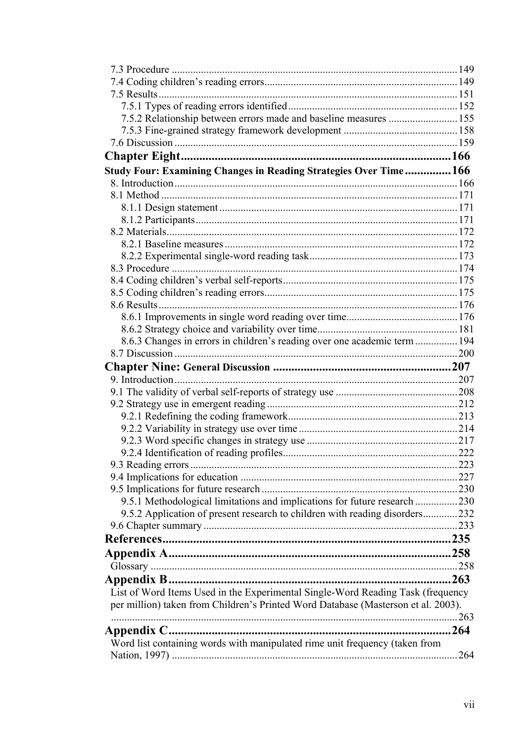7.3 Procedure ....................................................................................................149
7.4 Coding children's reading errors.................................................................149
7.5 Results.........................................................................................................151
7.5.1 Types of reading errors identified..........................................................152
7.5.2 Relationship between errors made and baseline measures ....................155
7.5.3 Fine-grained strategy framework development .....................................158
7.6 Discussion ...................................................................................................159

**Chapter Eight.........................................................................................166**

**Study Four: Examining Changes in Reading Strategies Over Time ...............166**

8. Introduction ..................................................................................................166
8.1 Method .......................................................................................................171
8.1.1 Design statement ...................................................................................171
8.1.2 Participants.............................................................................................171
8.2 Materials......................................................................................................172
8.2.1 Baseline measures .................................................................................172
8.2.2 Experimental single-word reading task..................................................173
8.3 Procedure ....................................................................................................174
8.4 Coding children's verbal self-reports...........................................................175
8.5 Coding children's reading errors..................................................................175
8.6 Results.........................................................................................................176
8.6.1 Improvements in single word reading over time....................................176
8.6.2 Strategy choice and variability over time...............................................181
8.6.3 Changes in errors in children's reading over one academic term ...........194
8.7 Discussion ...................................................................................................200

**Chapter Nine: General Discussion ...........................................................207**

9. Introduction ..................................................................................................207
9.1 The validity of verbal self-reports of strategy use .......................................208
9.2 Strategy use in emergent reading.................................................................212
9.2.1 Redefining the coding framework..........................................................213
9.2.2 Variability in strategy use over time ......................................................214
9.2.3 Word specific changes in strategy use ...................................................217
9.2.4 Identification of reading profiles............................................................222
9.3 Reading errors .............................................................................................223
9.4 Implications for education ..........................................................................227
9.5 Implications for future research ...................................................................230
9.5.1 Methodological limitations and implications for future research ...........230
9.5.2 Application of present research to children with reading disorders.........232
9.6 Chapter summary ........................................................................................233

**References.................................................................................................235**

**Appendix A...............................................................................................258**

Glossary ..........................................................................................................258

**Appendix B ...............................................................................................263**

List of Word Items Used in the Experimental Single-Word Reading Task (frequency per million) taken from Children's Printed Word Database (Masterson et al. 2003). .........................................................................................................................263

**Appendix C...............................................................................................264**

Word list containing words with manipulated rime unit frequency (taken from Nation, 1997) ..................................................................................................264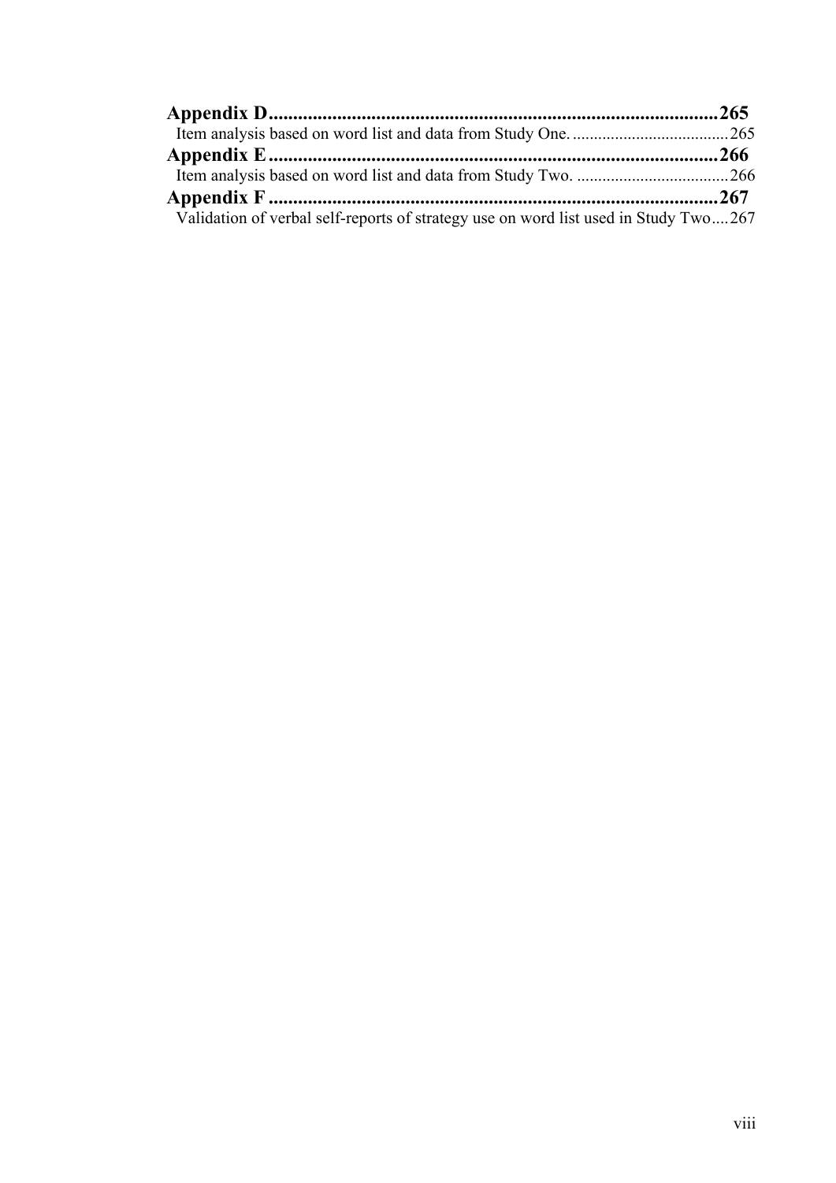**Appendix D** ........................................................................................ **265**

Item analysis based on word list and data from Study One. ..................................... 265

**Appendix E** ........................................................................................ **266**

Item analysis based on word list and data from Study Two. .................................... 266

**Appendix F** ........................................................................................ **267**

Validation of verbal self-reports of strategy use on word list used in Study Two .... 267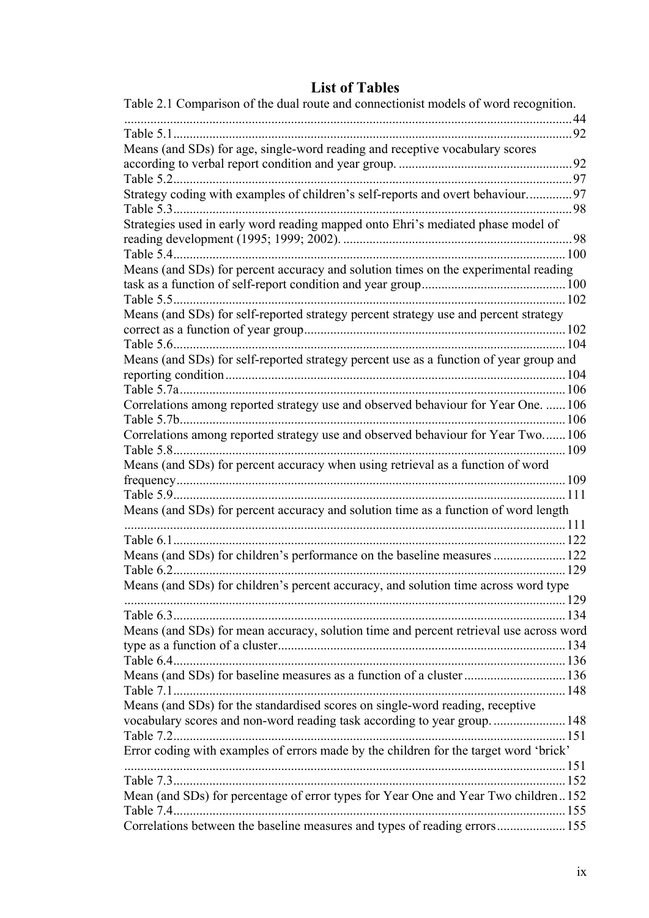# List of Tables

Table 2.1 Comparison of the dual route and connectionist models of word recognition. ....................................................................................................................................44
Table 5.1.........................................................................................................................92
Means (and SDs) for age, single-word reading and receptive vocabulary scores according to verbal report condition and year group. ....................................................92
Table 5.2.........................................................................................................................97
Strategy coding with examples of children's self-reports and overt behaviour..............97
Table 5.3.........................................................................................................................98
Strategies used in early word reading mapped onto Ehri's mediated phase model of reading development (1995; 1999; 2002). .....................................................................98
Table 5.4.......................................................................................................................100
Means (and SDs) for percent accuracy and solution times on the experimental reading task as a function of self-report condition and year group...........................................100
Table 5.5.......................................................................................................................102
Means (and SDs) for self-reported strategy percent strategy use and percent strategy correct as a function of year group...............................................................................102
Table 5.6.......................................................................................................................104
Means (and SDs) for self-reported strategy percent use as a function of year group and reporting condition.......................................................................................................104
Table 5.7a.....................................................................................................................106
Correlations among reported strategy use and observed behaviour for Year One. ......106
Table 5.7b.....................................................................................................................106
Correlations among reported strategy use and observed behaviour for Year Two.......106
Table 5.8.......................................................................................................................109
Means (and SDs) for percent accuracy when using retrieval as a function of word frequency......................................................................................................................109
Table 5.9.......................................................................................................................111
Means (and SDs) for percent accuracy and solution time as a function of word length ......................................................................................................................................111
Table 6.1.......................................................................................................................122
Means (and SDs) for children's performance on the baseline measures ......................122
Table 6.2.......................................................................................................................129
Means (and SDs) for children's percent accuracy, and solution time across word type ......................................................................................................................................129
Table 6.3.......................................................................................................................134
Means (and SDs) for mean accuracy, solution time and percent retrieval use across word type as a function of a cluster.......................................................................................134
Table 6.4.......................................................................................................................136
Means (and SDs) for baseline measures as a function of a cluster ..............................136
Table 7.1.......................................................................................................................148
Means (and SDs) for the standardised scores on single-word reading, receptive vocabulary scores and non-word reading task according to year group. ......................148
Table 7.2.......................................................................................................................151
Error coding with examples of errors made by the children for the target word 'brick' ......................................................................................................................................151
Table 7.3.......................................................................................................................152
Mean (and SDs) for percentage of error types for Year One and Year Two children..152
Table 7.4.......................................................................................................................155
Correlations between the baseline measures and types of reading errors.....................155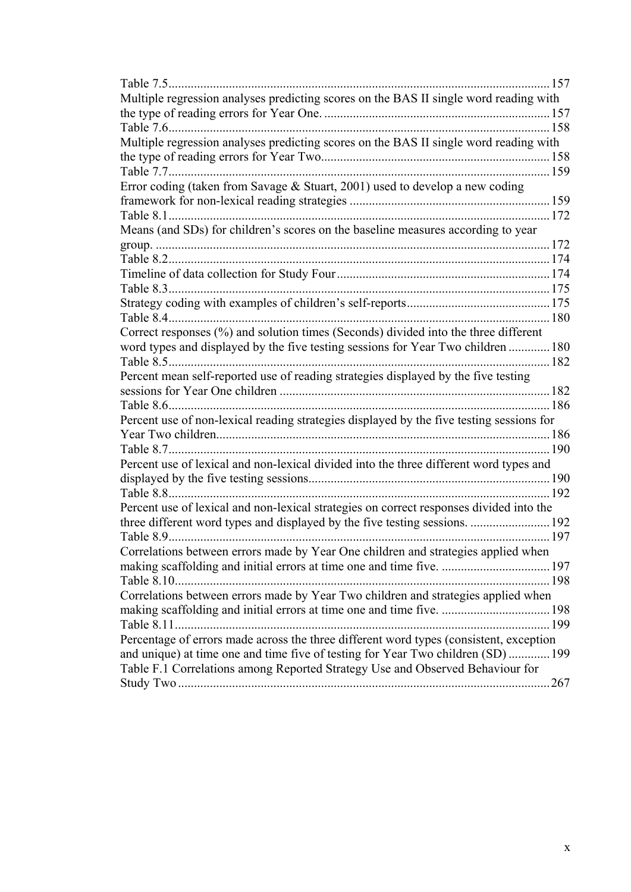Table 7.5 ........................................................................................................ 157
Multiple regression analyses predicting scores on the BAS II single word reading with the type of reading errors for Year One. ....................................................................... 157
Table 7.6 ........................................................................................................ 158
Multiple regression analyses predicting scores on the BAS II single word reading with the type of reading errors for Year Two ....................................................................... 158
Table 7.7 ........................................................................................................ 159
Error coding (taken from Savage & Stuart, 2001) used to develop a new coding framework for non-lexical reading strategies ............................................................... 159
Table 8.1 ........................................................................................................ 172
Means (and SDs) for children's scores on the baseline measures according to year group. ............................................................................................................. 172
Table 8.2 ........................................................................................................ 174
Timeline of data collection for Study Four .................................................................. 174
Table 8.3 ........................................................................................................ 175
Strategy coding with examples of children's self-reports ............................................ 175
Table 8.4 ........................................................................................................ 180
Correct responses (%) and solution times (Seconds) divided into the three different word types and displayed by the five testing sessions for Year Two children ............. 180
Table 8.5 ........................................................................................................ 182
Percent mean self-reported use of reading strategies displayed by the five testing sessions for Year One children ..................................................................... 182
Table 8.6 ........................................................................................................ 186
Percent use of non-lexical reading strategies displayed by the five testing sessions for Year Two children ......................................................................................... 186
Table 8.7 ........................................................................................................ 190
Percent use of lexical and non-lexical divided into the three different word types and displayed by the five testing sessions ............................................................ 190
Table 8.8 ........................................................................................................ 192
Percent use of lexical and non-lexical strategies on correct responses divided into the three different word types and displayed by the five testing sessions. ......................... 192
Table 8.9 ........................................................................................................ 197
Correlations between errors made by Year One children and strategies applied when making scaffolding and initial errors at time one and time five. .................................. 197
Table 8.10 ...................................................................................................... 198
Correlations between errors made by Year Two children and strategies applied when making scaffolding and initial errors at time one and time five. .................................. 198
Table 8.11 ...................................................................................................... 199
Percentage of errors made across the three different word types (consistent, exception and unique) at time one and time five of testing for Year Two children (SD) ............. 199
Table F.1 Correlations among Reported Strategy Use and Observed Behaviour for Study Two ..................................................................................................... 267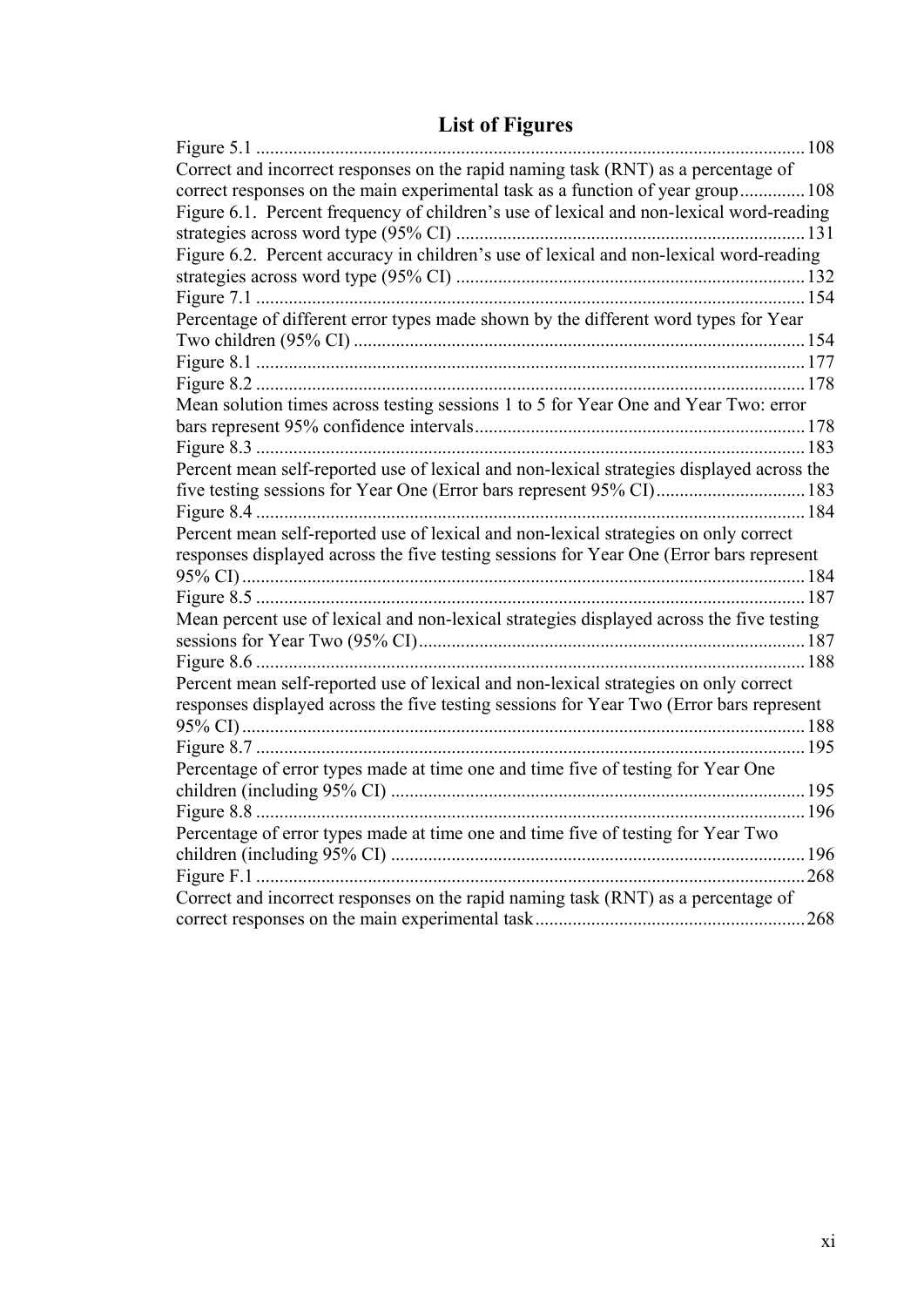# List of Figures

Figure 5.1 ....................................................................................................................108

Correct and incorrect responses on the rapid naming task (RNT) as a percentage of correct responses on the main experimental task as a function of year group.............108

Figure 6.1. Percent frequency of children's use of lexical and non-lexical word-reading strategies across word type (95% CI) ..........................................................................131

Figure 6.2. Percent accuracy in children's use of lexical and non-lexical word-reading strategies across word type (95% CI) ..........................................................................132

Figure 7.1 ....................................................................................................................154

Percentage of different error types made shown by the different word types for Year Two children (95% CI) ................................................................................................154

Figure 8.1 ....................................................................................................................177

Figure 8.2 ....................................................................................................................178

Mean solution times across testing sessions 1 to 5 for Year One and Year Two: error bars represent 95% confidence intervals......................................................................178

Figure 8.3 ....................................................................................................................183

Percent mean self-reported use of lexical and non-lexical strategies displayed across the five testing sessions for Year One (Error bars represent 95% CI)...............................183

Figure 8.4 ....................................................................................................................184

Percent mean self-reported use of lexical and non-lexical strategies on only correct responses displayed across the five testing sessions for Year One (Error bars represent 95% CI)........................................................................................................................184

Figure 8.5 ....................................................................................................................187

Mean percent use of lexical and non-lexical strategies displayed across the five testing sessions for Year Two (95% CI)..................................................................................187

Figure 8.6 ....................................................................................................................188

Percent mean self-reported use of lexical and non-lexical strategies on only correct responses displayed across the five testing sessions for Year Two (Error bars represent 95% CI)........................................................................................................................188

Figure 8.7 ....................................................................................................................195

Percentage of error types made at time one and time five of testing for Year One children (including 95% CI) ........................................................................................195

Figure 8.8 ....................................................................................................................196

Percentage of error types made at time one and time five of testing for Year Two children (including 95% CI) ........................................................................................196

Figure F.1 ....................................................................................................................268

Correct and incorrect responses on the rapid naming task (RNT) as a percentage of correct responses on the main experimental task.........................................................268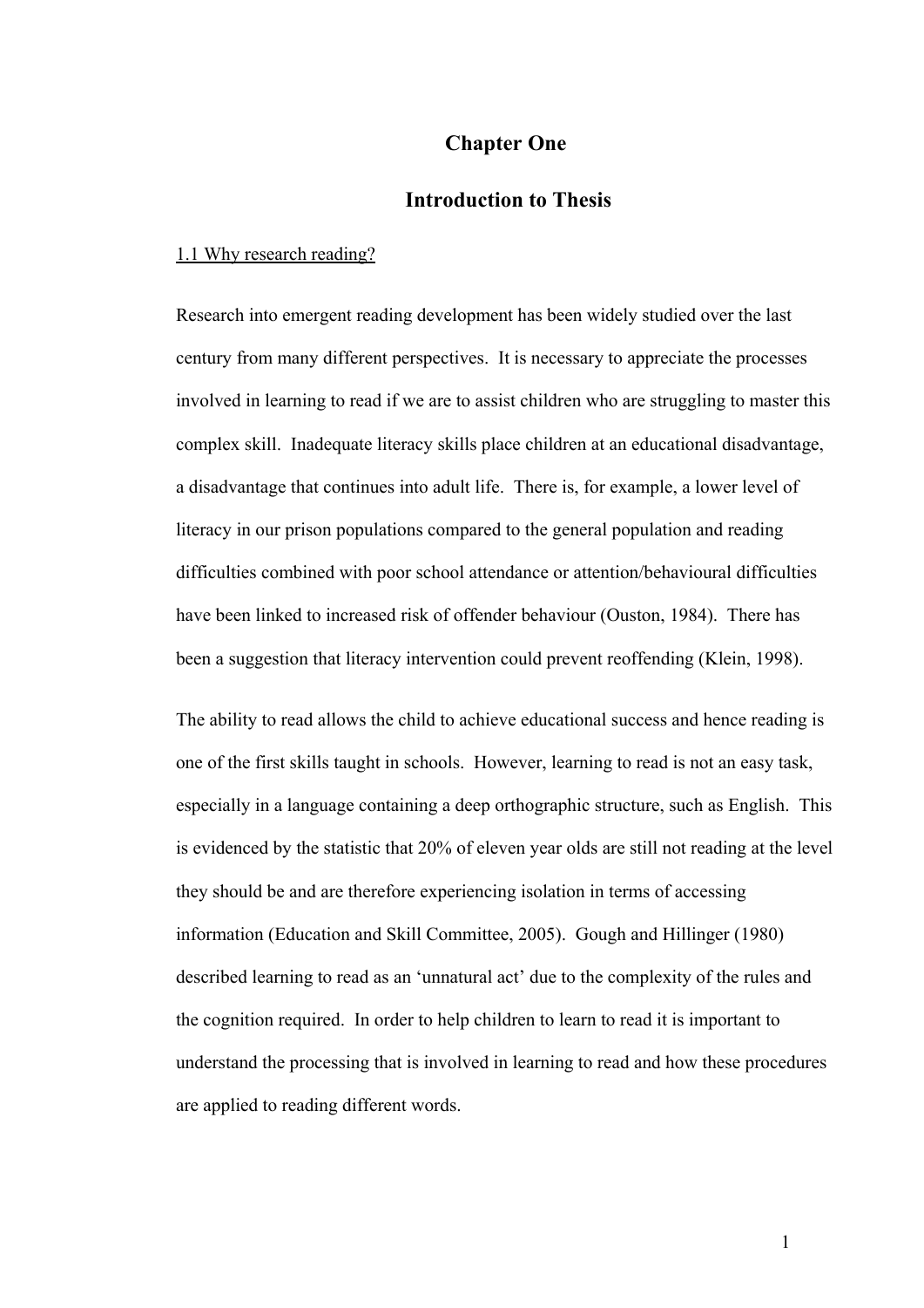# Chapter One

# Introduction to Thesis

## 1.1 Why research reading?

Research into emergent reading development has been widely studied over the last century from many different perspectives. It is necessary to appreciate the processes involved in learning to read if we are to assist children who are struggling to master this complex skill. Inadequate literacy skills place children at an educational disadvantage, a disadvantage that continues into adult life. There is, for example, a lower level of literacy in our prison populations compared to the general population and reading difficulties combined with poor school attendance or attention/behavioural difficulties have been linked to increased risk of offender behaviour (Ouston, 1984). There has been a suggestion that literacy intervention could prevent reoffending (Klein, 1998).

The ability to read allows the child to achieve educational success and hence reading is one of the first skills taught in schools. However, learning to read is not an easy task, especially in a language containing a deep orthographic structure, such as English. This is evidenced by the statistic that 20% of eleven year olds are still not reading at the level they should be and are therefore experiencing isolation in terms of accessing information (Education and Skill Committee, 2005). Gough and Hillinger (1980) described learning to read as an 'unnatural act' due to the complexity of the rules and the cognition required. In order to help children to learn to read it is important to understand the processing that is involved in learning to read and how these procedures are applied to reading different words.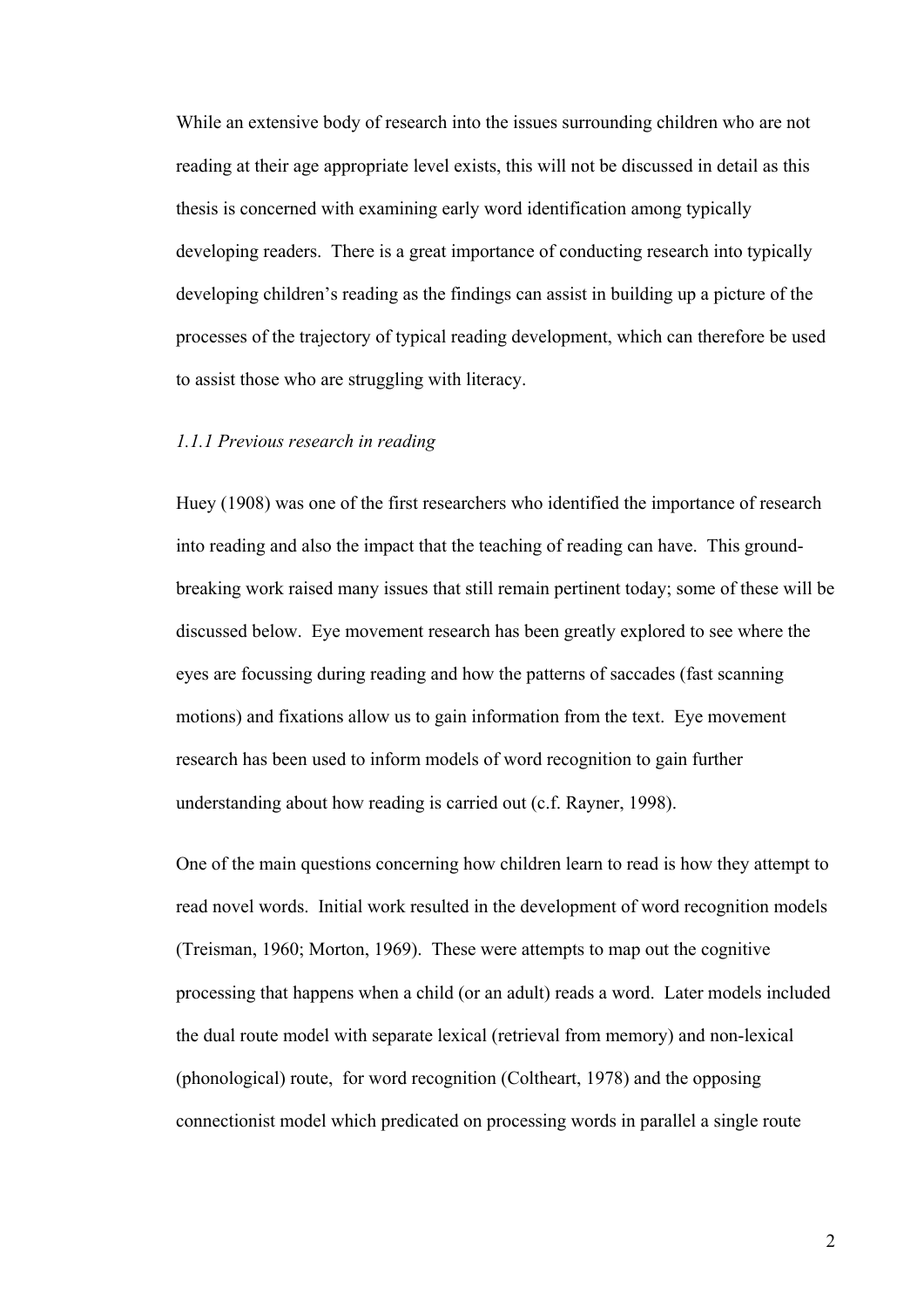While an extensive body of research into the issues surrounding children who are not reading at their age appropriate level exists, this will not be discussed in detail as this thesis is concerned with examining early word identification among typically developing readers. There is a great importance of conducting research into typically developing children's reading as the findings can assist in building up a picture of the processes of the trajectory of typical reading development, which can therefore be used to assist those who are struggling with literacy.

### *1.1.1 Previous research in reading*

Huey (1908) was one of the first researchers who identified the importance of research into reading and also the impact that the teaching of reading can have. This ground-breaking work raised many issues that still remain pertinent today; some of these will be discussed below. Eye movement research has been greatly explored to see where the eyes are focussing during reading and how the patterns of saccades (fast scanning motions) and fixations allow us to gain information from the text. Eye movement research has been used to inform models of word recognition to gain further understanding about how reading is carried out (c.f. Rayner, 1998).

One of the main questions concerning how children learn to read is how they attempt to read novel words. Initial work resulted in the development of word recognition models (Treisman, 1960; Morton, 1969). These were attempts to map out the cognitive processing that happens when a child (or an adult) reads a word. Later models included the dual route model with separate lexical (retrieval from memory) and non-lexical (phonological) route, for word recognition (Coltheart, 1978) and the opposing connectionist model which predicated on processing words in parallel a single route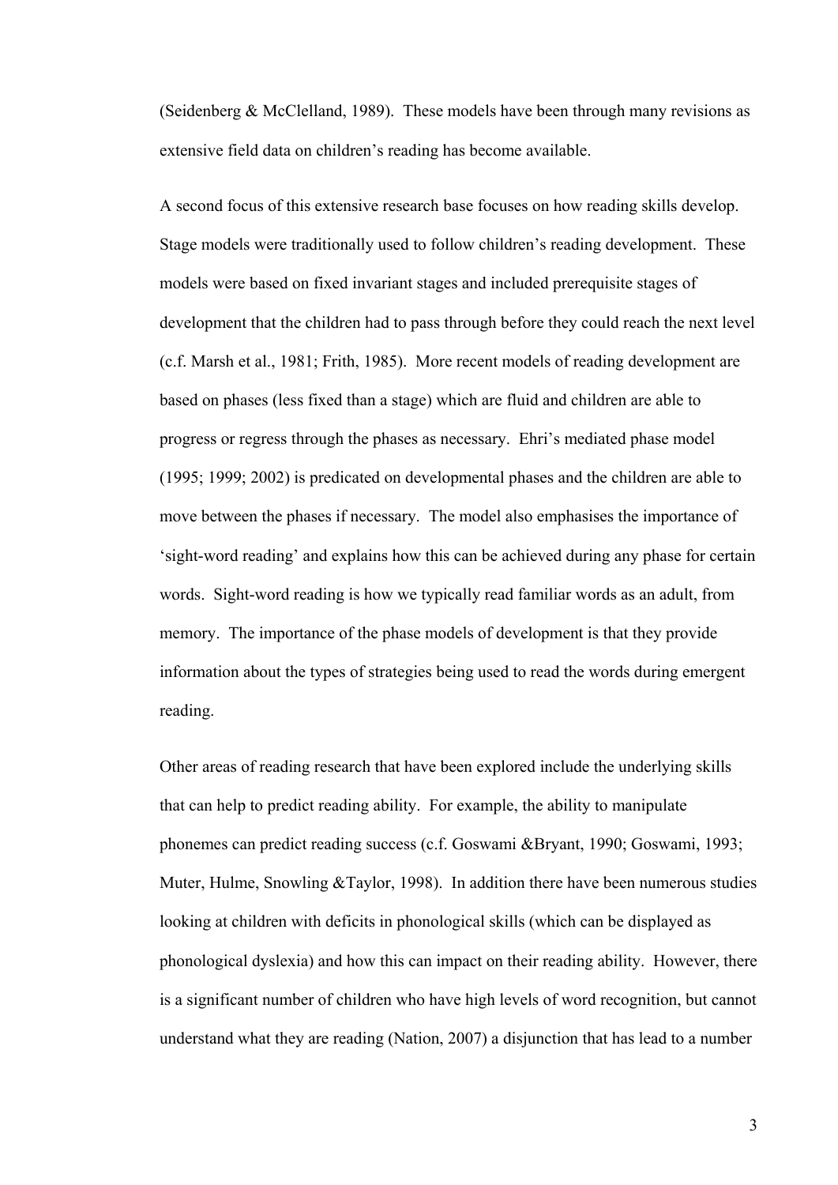(Seidenberg & McClelland, 1989). These models have been through many revisions as extensive field data on children's reading has become available.

A second focus of this extensive research base focuses on how reading skills develop. Stage models were traditionally used to follow children's reading development. These models were based on fixed invariant stages and included prerequisite stages of development that the children had to pass through before they could reach the next level (c.f. Marsh et al., 1981; Frith, 1985). More recent models of reading development are based on phases (less fixed than a stage) which are fluid and children are able to progress or regress through the phases as necessary. Ehri's mediated phase model (1995; 1999; 2002) is predicated on developmental phases and the children are able to move between the phases if necessary. The model also emphasises the importance of 'sight-word reading' and explains how this can be achieved during any phase for certain words. Sight-word reading is how we typically read familiar words as an adult, from memory. The importance of the phase models of development is that they provide information about the types of strategies being used to read the words during emergent reading.

Other areas of reading research that have been explored include the underlying skills that can help to predict reading ability. For example, the ability to manipulate phonemes can predict reading success (c.f. Goswami &Bryant, 1990; Goswami, 1993; Muter, Hulme, Snowling &Taylor, 1998). In addition there have been numerous studies looking at children with deficits in phonological skills (which can be displayed as phonological dyslexia) and how this can impact on their reading ability. However, there is a significant number of children who have high levels of word recognition, but cannot understand what they are reading (Nation, 2007) a disjunction that has lead to a number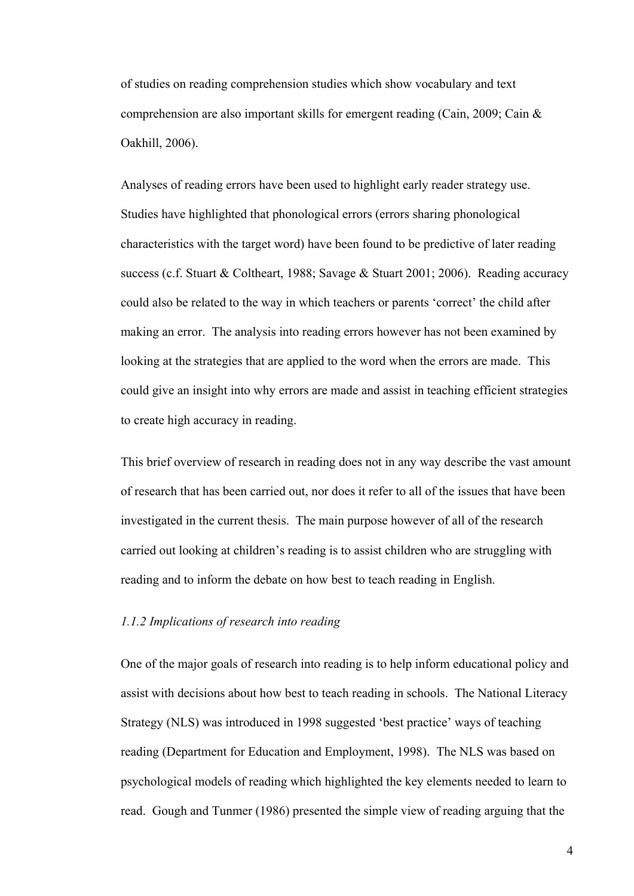of studies on reading comprehension studies which show vocabulary and text comprehension are also important skills for emergent reading (Cain, 2009; Cain & Oakhill, 2006).

Analyses of reading errors have been used to highlight early reader strategy use. Studies have highlighted that phonological errors (errors sharing phonological characteristics with the target word) have been found to be predictive of later reading success (c.f. Stuart & Coltheart, 1988; Savage & Stuart 2001; 2006). Reading accuracy could also be related to the way in which teachers or parents 'correct' the child after making an error. The analysis into reading errors however has not been examined by looking at the strategies that are applied to the word when the errors are made. This could give an insight into why errors are made and assist in teaching efficient strategies to create high accuracy in reading.

This brief overview of research in reading does not in any way describe the vast amount of research that has been carried out, nor does it refer to all of the issues that have been investigated in the current thesis. The main purpose however of all of the research carried out looking at children's reading is to assist children who are struggling with reading and to inform the debate on how best to teach reading in English.

### *1.1.2 Implications of research into reading*

One of the major goals of research into reading is to help inform educational policy and assist with decisions about how best to teach reading in schools. The National Literacy Strategy (NLS) was introduced in 1998 suggested 'best practice' ways of teaching reading (Department for Education and Employment, 1998). The NLS was based on psychological models of reading which highlighted the key elements needed to learn to read. Gough and Tunmer (1986) presented the simple view of reading arguing that the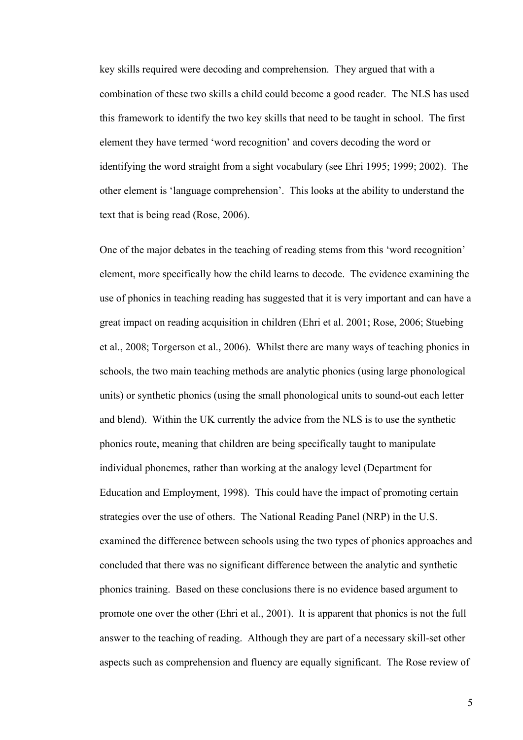key skills required were decoding and comprehension. They argued that with a combination of these two skills a child could become a good reader. The NLS has used this framework to identify the two key skills that need to be taught in school. The first element they have termed 'word recognition' and covers decoding the word or identifying the word straight from a sight vocabulary (see Ehri 1995; 1999; 2002). The other element is 'language comprehension'. This looks at the ability to understand the text that is being read (Rose, 2006).

One of the major debates in the teaching of reading stems from this 'word recognition' element, more specifically how the child learns to decode. The evidence examining the use of phonics in teaching reading has suggested that it is very important and can have a great impact on reading acquisition in children (Ehri et al. 2001; Rose, 2006; Stuebing et al., 2008; Torgerson et al., 2006). Whilst there are many ways of teaching phonics in schools, the two main teaching methods are analytic phonics (using large phonological units) or synthetic phonics (using the small phonological units to sound-out each letter and blend). Within the UK currently the advice from the NLS is to use the synthetic phonics route, meaning that children are being specifically taught to manipulate individual phonemes, rather than working at the analogy level (Department for Education and Employment, 1998). This could have the impact of promoting certain strategies over the use of others. The National Reading Panel (NRP) in the U.S. examined the difference between schools using the two types of phonics approaches and concluded that there was no significant difference between the analytic and synthetic phonics training. Based on these conclusions there is no evidence based argument to promote one over the other (Ehri et al., 2001). It is apparent that phonics is not the full answer to the teaching of reading. Although they are part of a necessary skill-set other aspects such as comprehension and fluency are equally significant. The Rose review of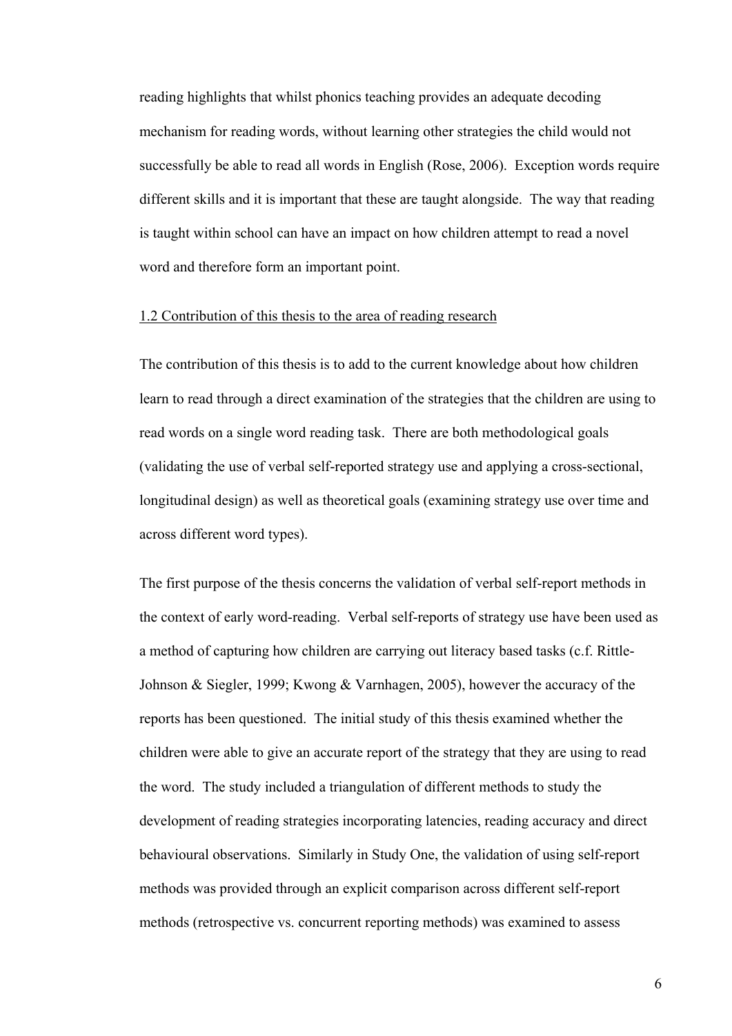reading highlights that whilst phonics teaching provides an adequate decoding mechanism for reading words, without learning other strategies the child would not successfully be able to read all words in English (Rose, 2006). Exception words require different skills and it is important that these are taught alongside. The way that reading is taught within school can have an impact on how children attempt to read a novel word and therefore form an important point.

## 1.2 Contribution of this thesis to the area of reading research

The contribution of this thesis is to add to the current knowledge about how children learn to read through a direct examination of the strategies that the children are using to read words on a single word reading task. There are both methodological goals (validating the use of verbal self-reported strategy use and applying a cross-sectional, longitudinal design) as well as theoretical goals (examining strategy use over time and across different word types).

The first purpose of the thesis concerns the validation of verbal self-report methods in the context of early word-reading. Verbal self-reports of strategy use have been used as a method of capturing how children are carrying out literacy based tasks (c.f. Rittle-Johnson & Siegler, 1999; Kwong & Varnhagen, 2005), however the accuracy of the reports has been questioned. The initial study of this thesis examined whether the children were able to give an accurate report of the strategy that they are using to read the word. The study included a triangulation of different methods to study the development of reading strategies incorporating latencies, reading accuracy and direct behavioural observations. Similarly in Study One, the validation of using self-report methods was provided through an explicit comparison across different self-report methods (retrospective vs. concurrent reporting methods) was examined to assess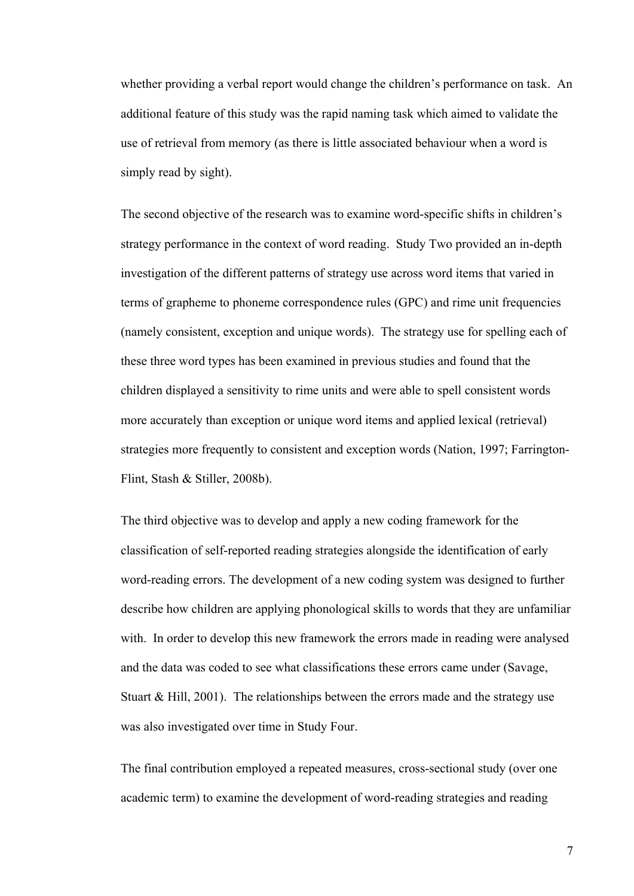whether providing a verbal report would change the children's performance on task. An additional feature of this study was the rapid naming task which aimed to validate the use of retrieval from memory (as there is little associated behaviour when a word is simply read by sight).

The second objective of the research was to examine word-specific shifts in children's strategy performance in the context of word reading. Study Two provided an in-depth investigation of the different patterns of strategy use across word items that varied in terms of grapheme to phoneme correspondence rules (GPC) and rime unit frequencies (namely consistent, exception and unique words). The strategy use for spelling each of these three word types has been examined in previous studies and found that the children displayed a sensitivity to rime units and were able to spell consistent words more accurately than exception or unique word items and applied lexical (retrieval) strategies more frequently to consistent and exception words (Nation, 1997; Farrington-Flint, Stash & Stiller, 2008b).

The third objective was to develop and apply a new coding framework for the classification of self-reported reading strategies alongside the identification of early word-reading errors. The development of a new coding system was designed to further describe how children are applying phonological skills to words that they are unfamiliar with. In order to develop this new framework the errors made in reading were analysed and the data was coded to see what classifications these errors came under (Savage, Stuart & Hill, 2001). The relationships between the errors made and the strategy use was also investigated over time in Study Four.

The final contribution employed a repeated measures, cross-sectional study (over one academic term) to examine the development of word-reading strategies and reading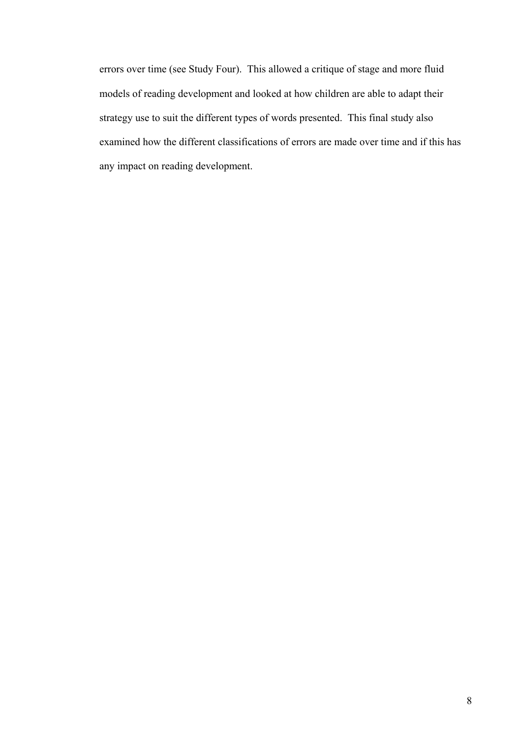errors over time (see Study Four). This allowed a critique of stage and more fluid models of reading development and looked at how children are able to adapt their strategy use to suit the different types of words presented. This final study also examined how the different classifications of errors are made over time and if this has any impact on reading development.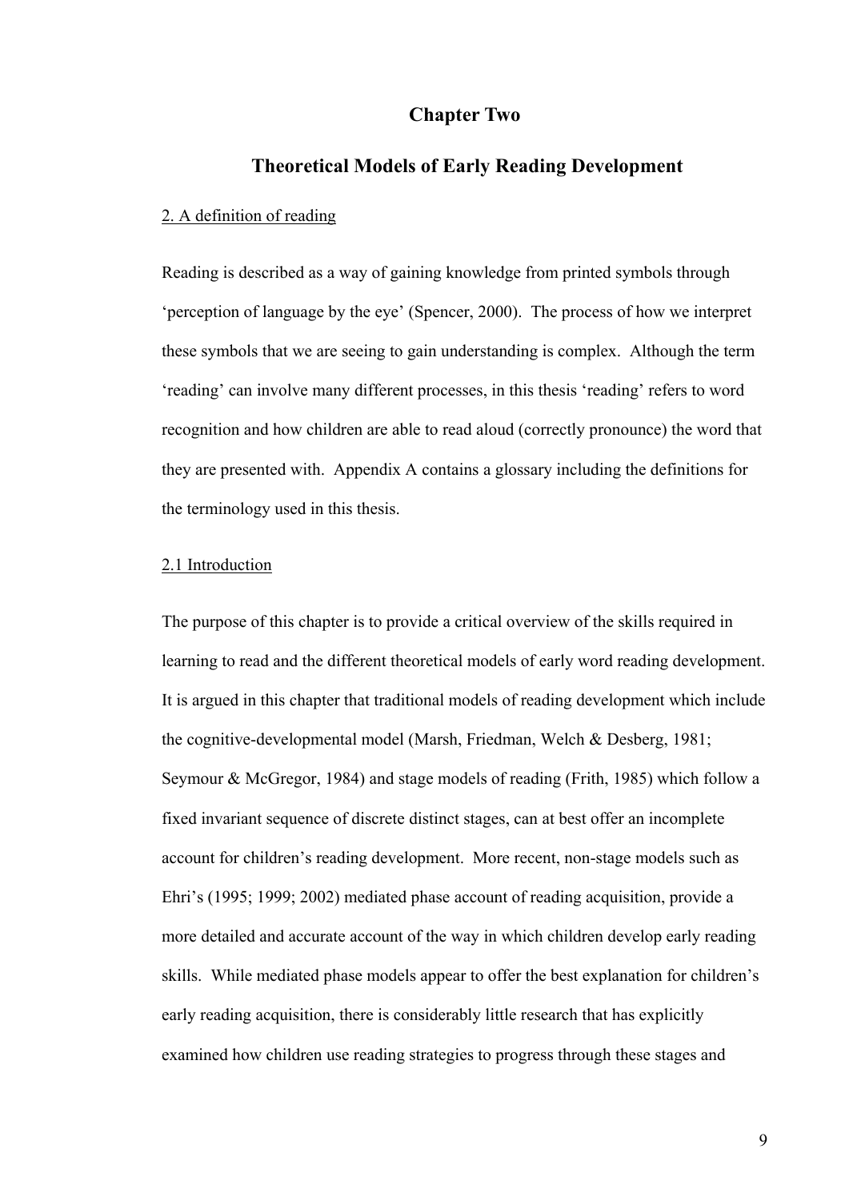# Chapter Two

## Theoretical Models of Early Reading Development

2. A definition of reading

Reading is described as a way of gaining knowledge from printed symbols through 'perception of language by the eye' (Spencer, 2000). The process of how we interpret these symbols that we are seeing to gain understanding is complex. Although the term 'reading' can involve many different processes, in this thesis 'reading' refers to word recognition and how children are able to read aloud (correctly pronounce) the word that they are presented with. Appendix A contains a glossary including the definitions for the terminology used in this thesis.

2.1 Introduction

The purpose of this chapter is to provide a critical overview of the skills required in learning to read and the different theoretical models of early word reading development. It is argued in this chapter that traditional models of reading development which include the cognitive-developmental model (Marsh, Friedman, Welch & Desberg, 1981; Seymour & McGregor, 1984) and stage models of reading (Frith, 1985) which follow a fixed invariant sequence of discrete distinct stages, can at best offer an incomplete account for children's reading development. More recent, non-stage models such as Ehri's (1995; 1999; 2002) mediated phase account of reading acquisition, provide a more detailed and accurate account of the way in which children develop early reading skills. While mediated phase models appear to offer the best explanation for children's early reading acquisition, there is considerably little research that has explicitly examined how children use reading strategies to progress through these stages and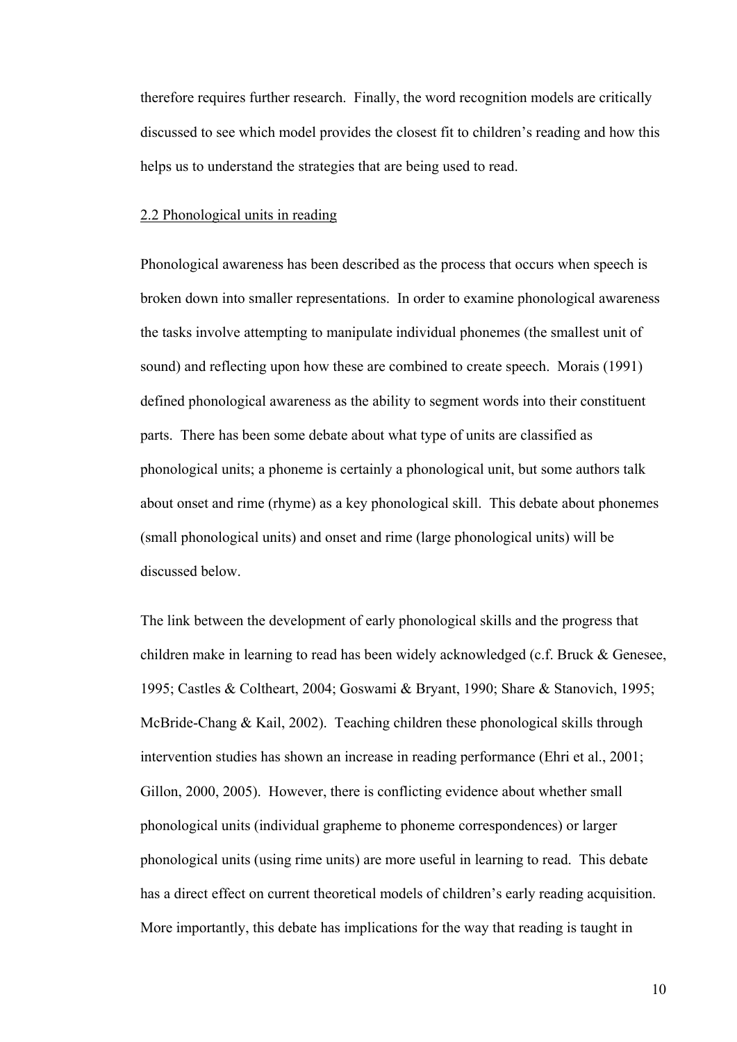therefore requires further research. Finally, the word recognition models are critically discussed to see which model provides the closest fit to children's reading and how this helps us to understand the strategies that are being used to read.

## 2.2 Phonological units in reading

Phonological awareness has been described as the process that occurs when speech is broken down into smaller representations. In order to examine phonological awareness the tasks involve attempting to manipulate individual phonemes (the smallest unit of sound) and reflecting upon how these are combined to create speech. Morais (1991) defined phonological awareness as the ability to segment words into their constituent parts. There has been some debate about what type of units are classified as phonological units; a phoneme is certainly a phonological unit, but some authors talk about onset and rime (rhyme) as a key phonological skill. This debate about phonemes (small phonological units) and onset and rime (large phonological units) will be discussed below.

The link between the development of early phonological skills and the progress that children make in learning to read has been widely acknowledged (c.f. Bruck & Genesee, 1995; Castles & Coltheart, 2004; Goswami & Bryant, 1990; Share & Stanovich, 1995; McBride-Chang & Kail, 2002). Teaching children these phonological skills through intervention studies has shown an increase in reading performance (Ehri et al., 2001; Gillon, 2000, 2005). However, there is conflicting evidence about whether small phonological units (individual grapheme to phoneme correspondences) or larger phonological units (using rime units) are more useful in learning to read. This debate has a direct effect on current theoretical models of children's early reading acquisition. More importantly, this debate has implications for the way that reading is taught in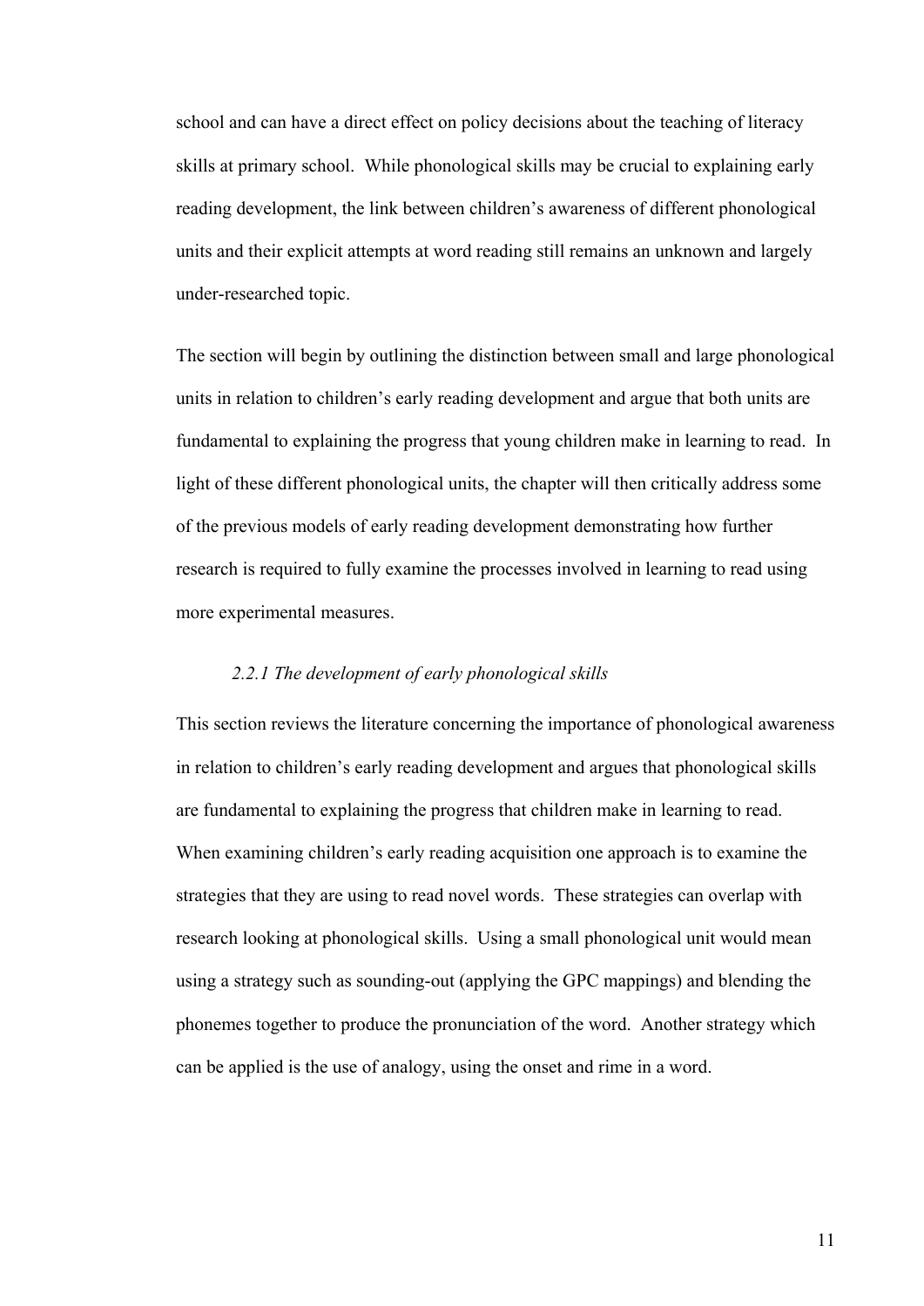school and can have a direct effect on policy decisions about the teaching of literacy skills at primary school. While phonological skills may be crucial to explaining early reading development, the link between children's awareness of different phonological units and their explicit attempts at word reading still remains an unknown and largely under-researched topic.

The section will begin by outlining the distinction between small and large phonological units in relation to children's early reading development and argue that both units are fundamental to explaining the progress that young children make in learning to read. In light of these different phonological units, the chapter will then critically address some of the previous models of early reading development demonstrating how further research is required to fully examine the processes involved in learning to read using more experimental measures.

### *2.2.1 The development of early phonological skills*

This section reviews the literature concerning the importance of phonological awareness in relation to children's early reading development and argues that phonological skills are fundamental to explaining the progress that children make in learning to read. When examining children's early reading acquisition one approach is to examine the strategies that they are using to read novel words. These strategies can overlap with research looking at phonological skills. Using a small phonological unit would mean using a strategy such as sounding-out (applying the GPC mappings) and blending the phonemes together to produce the pronunciation of the word. Another strategy which can be applied is the use of analogy, using the onset and rime in a word.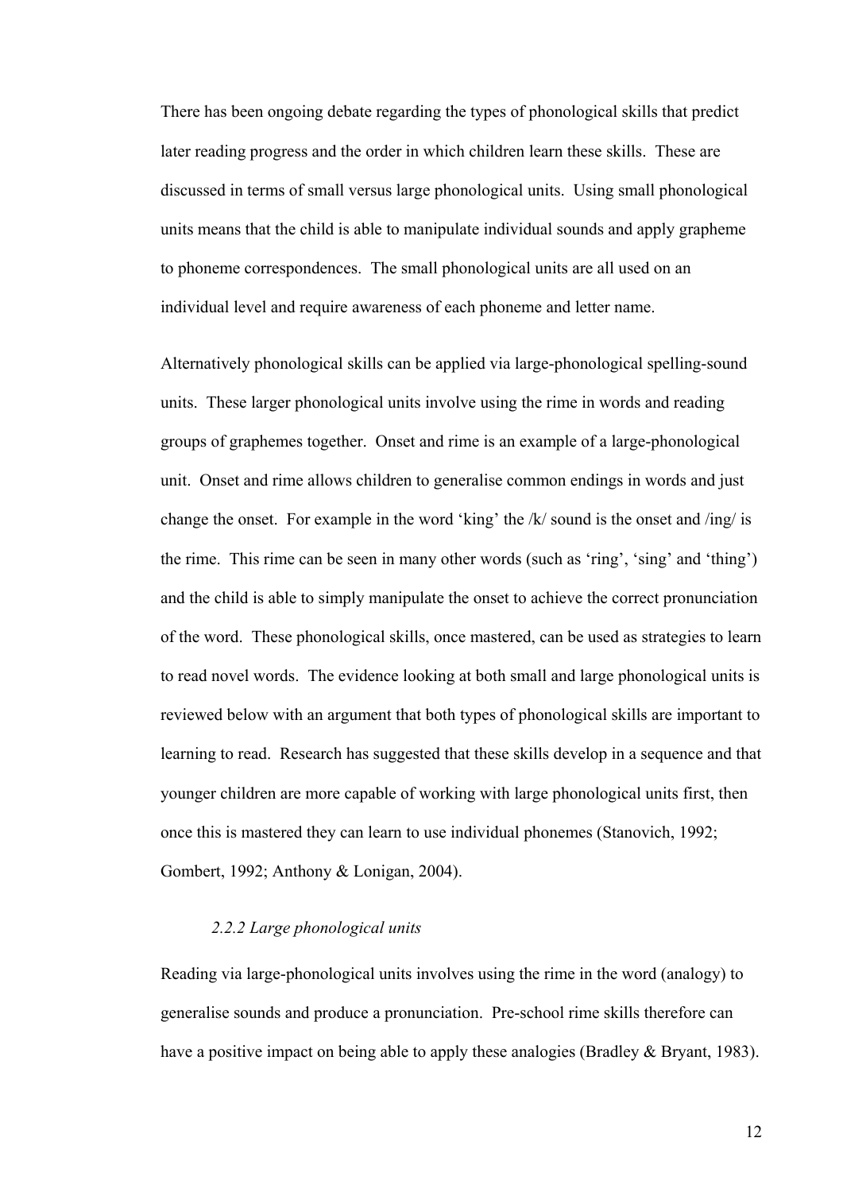There has been ongoing debate regarding the types of phonological skills that predict later reading progress and the order in which children learn these skills. These are discussed in terms of small versus large phonological units. Using small phonological units means that the child is able to manipulate individual sounds and apply grapheme to phoneme correspondences. The small phonological units are all used on an individual level and require awareness of each phoneme and letter name.

Alternatively phonological skills can be applied via large-phonological spelling-sound units. These larger phonological units involve using the rime in words and reading groups of graphemes together. Onset and rime is an example of a large-phonological unit. Onset and rime allows children to generalise common endings in words and just change the onset. For example in the word 'king' the /k/ sound is the onset and /ing/ is the rime. This rime can be seen in many other words (such as 'ring', 'sing' and 'thing') and the child is able to simply manipulate the onset to achieve the correct pronunciation of the word. These phonological skills, once mastered, can be used as strategies to learn to read novel words. The evidence looking at both small and large phonological units is reviewed below with an argument that both types of phonological skills are important to learning to read. Research has suggested that these skills develop in a sequence and that younger children are more capable of working with large phonological units first, then once this is mastered they can learn to use individual phonemes (Stanovich, 1992; Gombert, 1992; Anthony & Lonigan, 2004).

### *2.2.2 Large phonological units*

Reading via large-phonological units involves using the rime in the word (analogy) to generalise sounds and produce a pronunciation. Pre-school rime skills therefore can have a positive impact on being able to apply these analogies (Bradley & Bryant, 1983).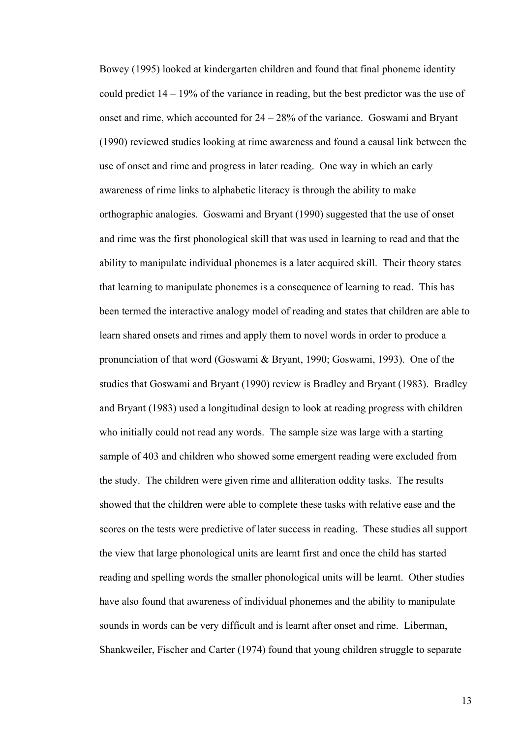Bowey (1995) looked at kindergarten children and found that final phoneme identity could predict 14 – 19% of the variance in reading, but the best predictor was the use of onset and rime, which accounted for 24 – 28% of the variance. Goswami and Bryant (1990) reviewed studies looking at rime awareness and found a causal link between the use of onset and rime and progress in later reading. One way in which an early awareness of rime links to alphabetic literacy is through the ability to make orthographic analogies. Goswami and Bryant (1990) suggested that the use of onset and rime was the first phonological skill that was used in learning to read and that the ability to manipulate individual phonemes is a later acquired skill. Their theory states that learning to manipulate phonemes is a consequence of learning to read. This has been termed the interactive analogy model of reading and states that children are able to learn shared onsets and rimes and apply them to novel words in order to produce a pronunciation of that word (Goswami & Bryant, 1990; Goswami, 1993). One of the studies that Goswami and Bryant (1990) review is Bradley and Bryant (1983). Bradley and Bryant (1983) used a longitudinal design to look at reading progress with children who initially could not read any words. The sample size was large with a starting sample of 403 and children who showed some emergent reading were excluded from the study. The children were given rime and alliteration oddity tasks. The results showed that the children were able to complete these tasks with relative ease and the scores on the tests were predictive of later success in reading. These studies all support the view that large phonological units are learnt first and once the child has started reading and spelling words the smaller phonological units will be learnt. Other studies have also found that awareness of individual phonemes and the ability to manipulate sounds in words can be very difficult and is learnt after onset and rime. Liberman, Shankweiler, Fischer and Carter (1974) found that young children struggle to separate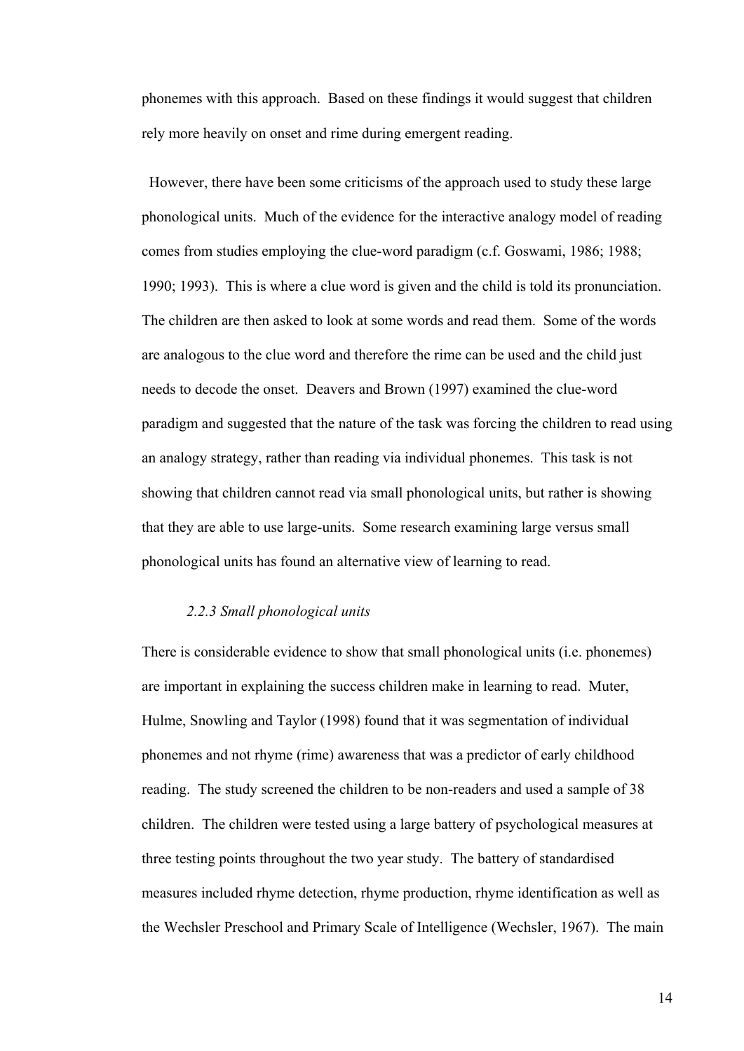phonemes with this approach. Based on these findings it would suggest that children rely more heavily on onset and rime during emergent reading.

However, there have been some criticisms of the approach used to study these large phonological units. Much of the evidence for the interactive analogy model of reading comes from studies employing the clue-word paradigm (c.f. Goswami, 1986; 1988; 1990; 1993). This is where a clue word is given and the child is told its pronunciation. The children are then asked to look at some words and read them. Some of the words are analogous to the clue word and therefore the rime can be used and the child just needs to decode the onset. Deavers and Brown (1997) examined the clue-word paradigm and suggested that the nature of the task was forcing the children to read using an analogy strategy, rather than reading via individual phonemes. This task is not showing that children cannot read via small phonological units, but rather is showing that they are able to use large-units. Some research examining large versus small phonological units has found an alternative view of learning to read.

### *2.2.3 Small phonological units*

There is considerable evidence to show that small phonological units (i.e. phonemes) are important in explaining the success children make in learning to read. Muter, Hulme, Snowling and Taylor (1998) found that it was segmentation of individual phonemes and not rhyme (rime) awareness that was a predictor of early childhood reading. The study screened the children to be non-readers and used a sample of 38 children. The children were tested using a large battery of psychological measures at three testing points throughout the two year study. The battery of standardised measures included rhyme detection, rhyme production, rhyme identification as well as the Wechsler Preschool and Primary Scale of Intelligence (Wechsler, 1967). The main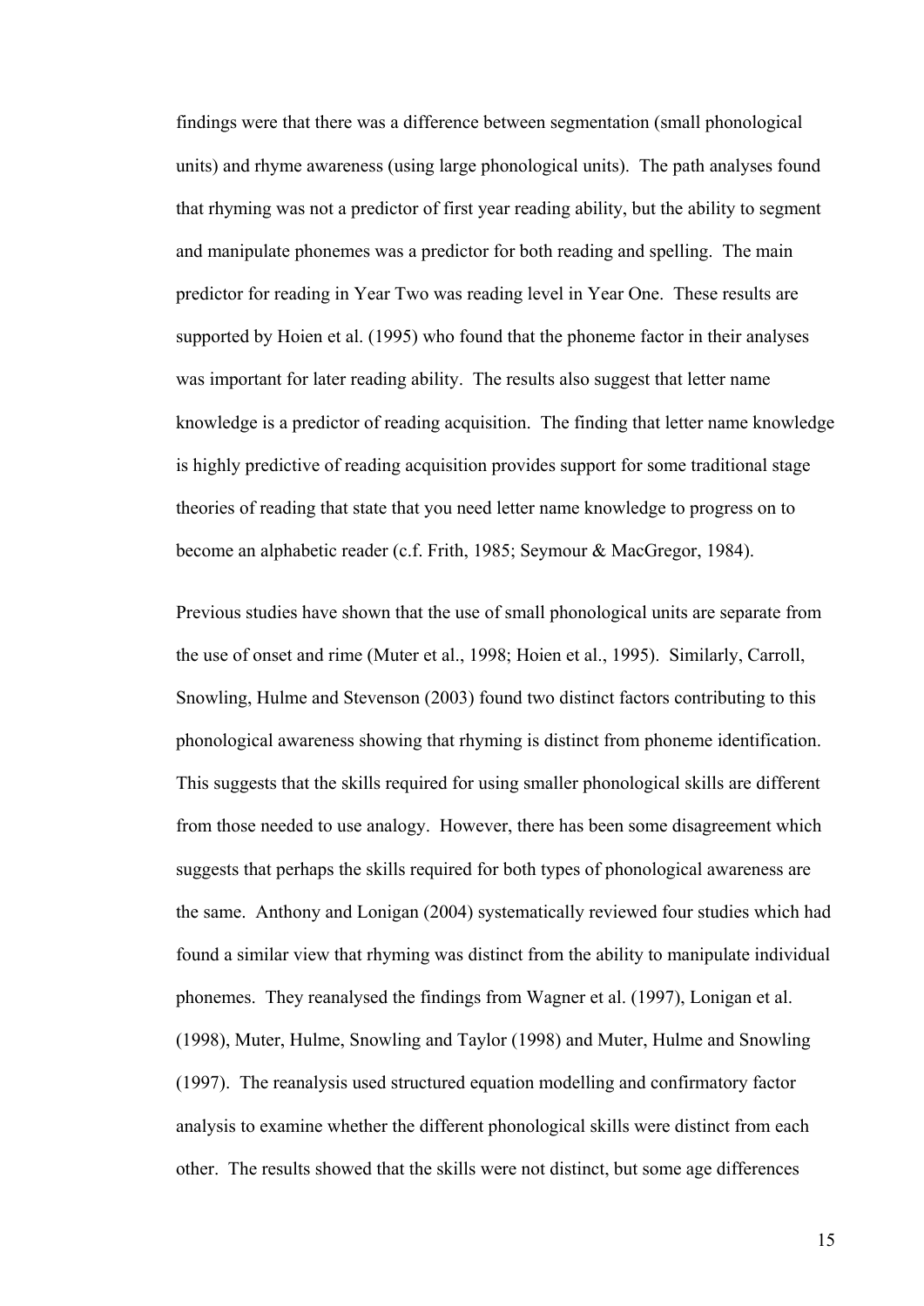findings were that there was a difference between segmentation (small phonological units) and rhyme awareness (using large phonological units). The path analyses found that rhyming was not a predictor of first year reading ability, but the ability to segment and manipulate phonemes was a predictor for both reading and spelling. The main predictor for reading in Year Two was reading level in Year One. These results are supported by Hoien et al. (1995) who found that the phoneme factor in their analyses was important for later reading ability. The results also suggest that letter name knowledge is a predictor of reading acquisition. The finding that letter name knowledge is highly predictive of reading acquisition provides support for some traditional stage theories of reading that state that you need letter name knowledge to progress on to become an alphabetic reader (c.f. Frith, 1985; Seymour & MacGregor, 1984).

Previous studies have shown that the use of small phonological units are separate from the use of onset and rime (Muter et al., 1998; Hoien et al., 1995). Similarly, Carroll, Snowling, Hulme and Stevenson (2003) found two distinct factors contributing to this phonological awareness showing that rhyming is distinct from phoneme identification. This suggests that the skills required for using smaller phonological skills are different from those needed to use analogy. However, there has been some disagreement which suggests that perhaps the skills required for both types of phonological awareness are the same. Anthony and Lonigan (2004) systematically reviewed four studies which had found a similar view that rhyming was distinct from the ability to manipulate individual phonemes. They reanalysed the findings from Wagner et al. (1997), Lonigan et al. (1998), Muter, Hulme, Snowling and Taylor (1998) and Muter, Hulme and Snowling (1997). The reanalysis used structured equation modelling and confirmatory factor analysis to examine whether the different phonological skills were distinct from each other. The results showed that the skills were not distinct, but some age differences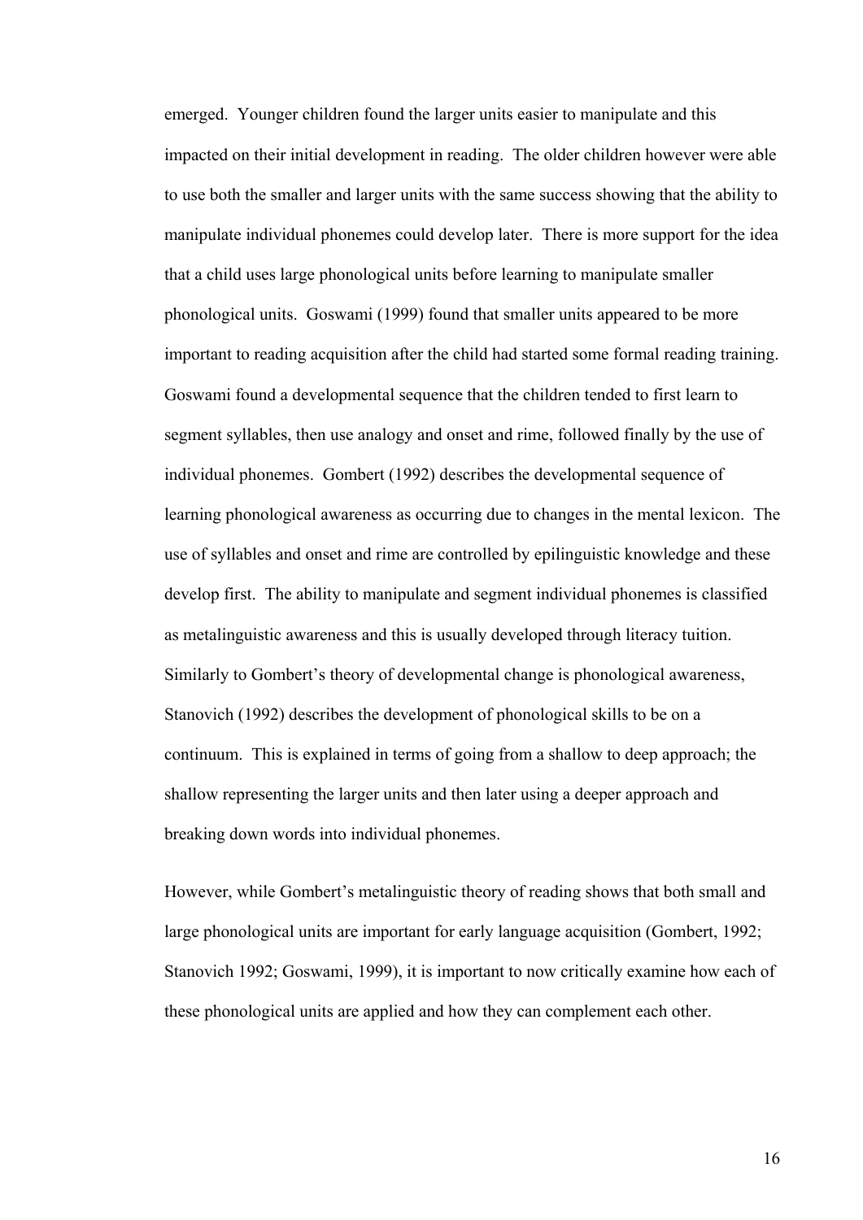emerged. Younger children found the larger units easier to manipulate and this impacted on their initial development in reading. The older children however were able to use both the smaller and larger units with the same success showing that the ability to manipulate individual phonemes could develop later. There is more support for the idea that a child uses large phonological units before learning to manipulate smaller phonological units. Goswami (1999) found that smaller units appeared to be more important to reading acquisition after the child had started some formal reading training. Goswami found a developmental sequence that the children tended to first learn to segment syllables, then use analogy and onset and rime, followed finally by the use of individual phonemes. Gombert (1992) describes the developmental sequence of learning phonological awareness as occurring due to changes in the mental lexicon. The use of syllables and onset and rime are controlled by epilinguistic knowledge and these develop first. The ability to manipulate and segment individual phonemes is classified as metalinguistic awareness and this is usually developed through literacy tuition. Similarly to Gombert's theory of developmental change is phonological awareness, Stanovich (1992) describes the development of phonological skills to be on a continuum. This is explained in terms of going from a shallow to deep approach; the shallow representing the larger units and then later using a deeper approach and breaking down words into individual phonemes.

However, while Gombert's metalinguistic theory of reading shows that both small and large phonological units are important for early language acquisition (Gombert, 1992; Stanovich 1992; Goswami, 1999), it is important to now critically examine how each of these phonological units are applied and how they can complement each other.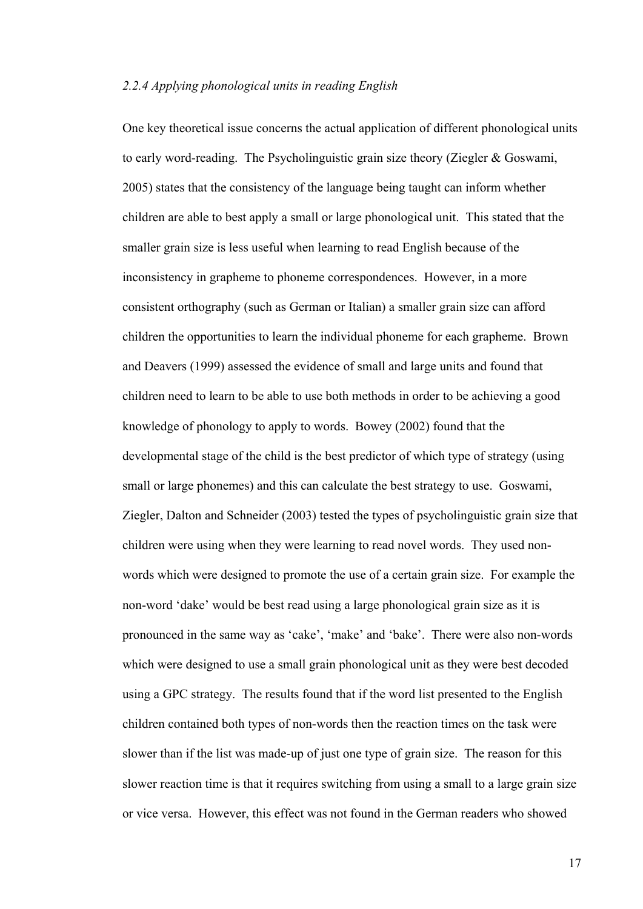*2.2.4 Applying phonological units in reading English*

One key theoretical issue concerns the actual application of different phonological units to early word-reading. The Psycholinguistic grain size theory (Ziegler & Goswami, 2005) states that the consistency of the language being taught can inform whether children are able to best apply a small or large phonological unit. This stated that the smaller grain size is less useful when learning to read English because of the inconsistency in grapheme to phoneme correspondences. However, in a more consistent orthography (such as German or Italian) a smaller grain size can afford children the opportunities to learn the individual phoneme for each grapheme. Brown and Deavers (1999) assessed the evidence of small and large units and found that children need to learn to be able to use both methods in order to be achieving a good knowledge of phonology to apply to words. Bowey (2002) found that the developmental stage of the child is the best predictor of which type of strategy (using small or large phonemes) and this can calculate the best strategy to use. Goswami, Ziegler, Dalton and Schneider (2003) tested the types of psycholinguistic grain size that children were using when they were learning to read novel words. They used non-words which were designed to promote the use of a certain grain size. For example the non-word 'dake' would be best read using a large phonological grain size as it is pronounced in the same way as 'cake', 'make' and 'bake'. There were also non-words which were designed to use a small grain phonological unit as they were best decoded using a GPC strategy. The results found that if the word list presented to the English children contained both types of non-words then the reaction times on the task were slower than if the list was made-up of just one type of grain size. The reason for this slower reaction time is that it requires switching from using a small to a large grain size or vice versa. However, this effect was not found in the German readers who showed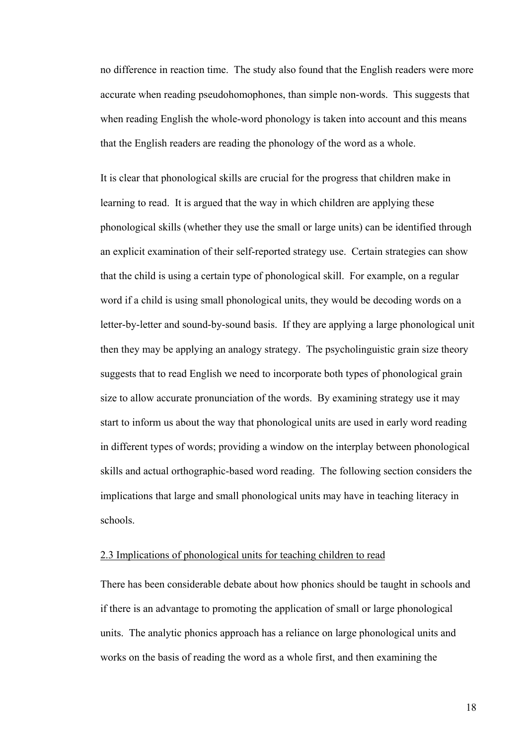no difference in reaction time. The study also found that the English readers were more accurate when reading pseudohomophones, than simple non-words. This suggests that when reading English the whole-word phonology is taken into account and this means that the English readers are reading the phonology of the word as a whole.

It is clear that phonological skills are crucial for the progress that children make in learning to read. It is argued that the way in which children are applying these phonological skills (whether they use the small or large units) can be identified through an explicit examination of their self-reported strategy use. Certain strategies can show that the child is using a certain type of phonological skill. For example, on a regular word if a child is using small phonological units, they would be decoding words on a letter-by-letter and sound-by-sound basis. If they are applying a large phonological unit then they may be applying an analogy strategy. The psycholinguistic grain size theory suggests that to read English we need to incorporate both types of phonological grain size to allow accurate pronunciation of the words. By examining strategy use it may start to inform us about the way that phonological units are used in early word reading in different types of words; providing a window on the interplay between phonological skills and actual orthographic-based word reading. The following section considers the implications that large and small phonological units may have in teaching literacy in schools.

## 2.3 Implications of phonological units for teaching children to read

There has been considerable debate about how phonics should be taught in schools and if there is an advantage to promoting the application of small or large phonological units. The analytic phonics approach has a reliance on large phonological units and works on the basis of reading the word as a whole first, and then examining the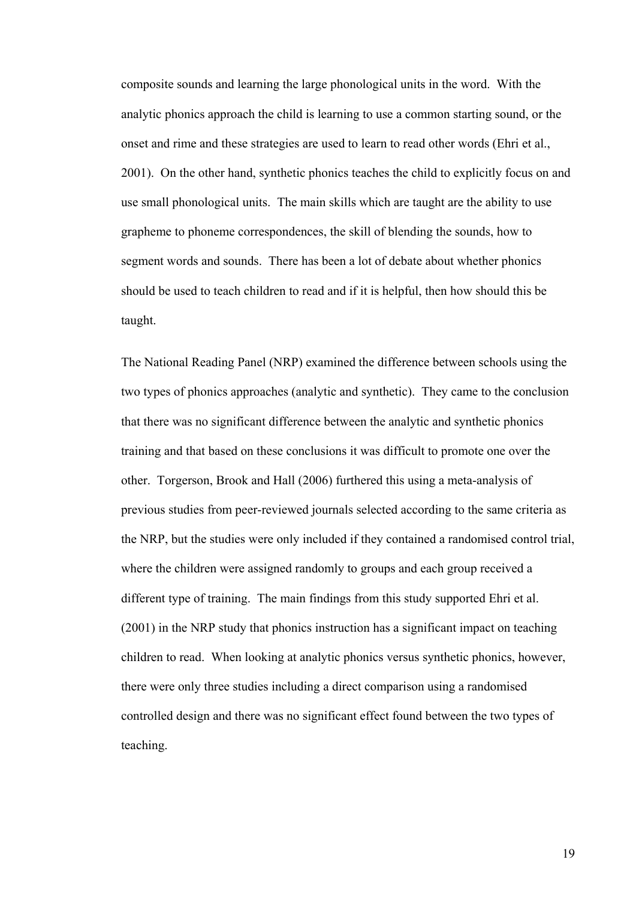composite sounds and learning the large phonological units in the word. With the analytic phonics approach the child is learning to use a common starting sound, or the onset and rime and these strategies are used to learn to read other words (Ehri et al., 2001). On the other hand, synthetic phonics teaches the child to explicitly focus on and use small phonological units. The main skills which are taught are the ability to use grapheme to phoneme correspondences, the skill of blending the sounds, how to segment words and sounds. There has been a lot of debate about whether phonics should be used to teach children to read and if it is helpful, then how should this be taught.

The National Reading Panel (NRP) examined the difference between schools using the two types of phonics approaches (analytic and synthetic). They came to the conclusion that there was no significant difference between the analytic and synthetic phonics training and that based on these conclusions it was difficult to promote one over the other. Torgerson, Brook and Hall (2006) furthered this using a meta-analysis of previous studies from peer-reviewed journals selected according to the same criteria as the NRP, but the studies were only included if they contained a randomised control trial, where the children were assigned randomly to groups and each group received a different type of training. The main findings from this study supported Ehri et al. (2001) in the NRP study that phonics instruction has a significant impact on teaching children to read. When looking at analytic phonics versus synthetic phonics, however, there were only three studies including a direct comparison using a randomised controlled design and there was no significant effect found between the two types of teaching.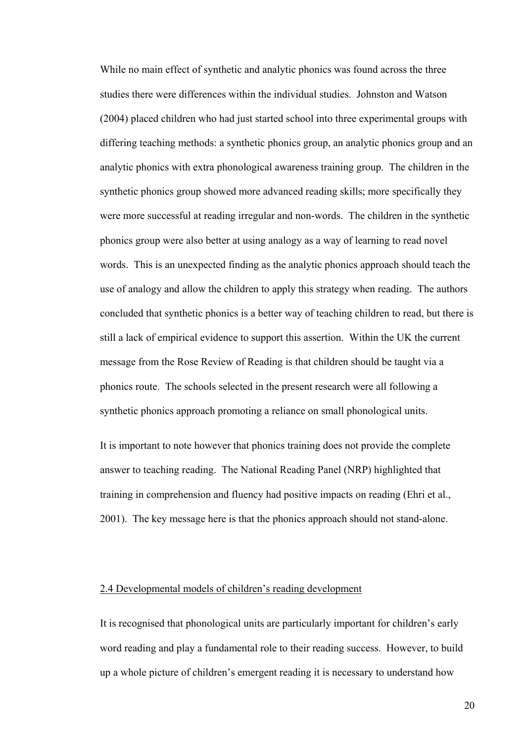While no main effect of synthetic and analytic phonics was found across the three studies there were differences within the individual studies. Johnston and Watson (2004) placed children who had just started school into three experimental groups with differing teaching methods: a synthetic phonics group, an analytic phonics group and an analytic phonics with extra phonological awareness training group. The children in the synthetic phonics group showed more advanced reading skills; more specifically they were more successful at reading irregular and non-words. The children in the synthetic phonics group were also better at using analogy as a way of learning to read novel words. This is an unexpected finding as the analytic phonics approach should teach the use of analogy and allow the children to apply this strategy when reading. The authors concluded that synthetic phonics is a better way of teaching children to read, but there is still a lack of empirical evidence to support this assertion. Within the UK the current message from the Rose Review of Reading is that children should be taught via a phonics route. The schools selected in the present research were all following a synthetic phonics approach promoting a reliance on small phonological units.

It is important to note however that phonics training does not provide the complete answer to teaching reading. The National Reading Panel (NRP) highlighted that training in comprehension and fluency had positive impacts on reading (Ehri et al., 2001). The key message here is that the phonics approach should not stand-alone.

## 2.4 Developmental models of children's reading development

It is recognised that phonological units are particularly important for children's early word reading and play a fundamental role to their reading success. However, to build up a whole picture of children's emergent reading it is necessary to understand how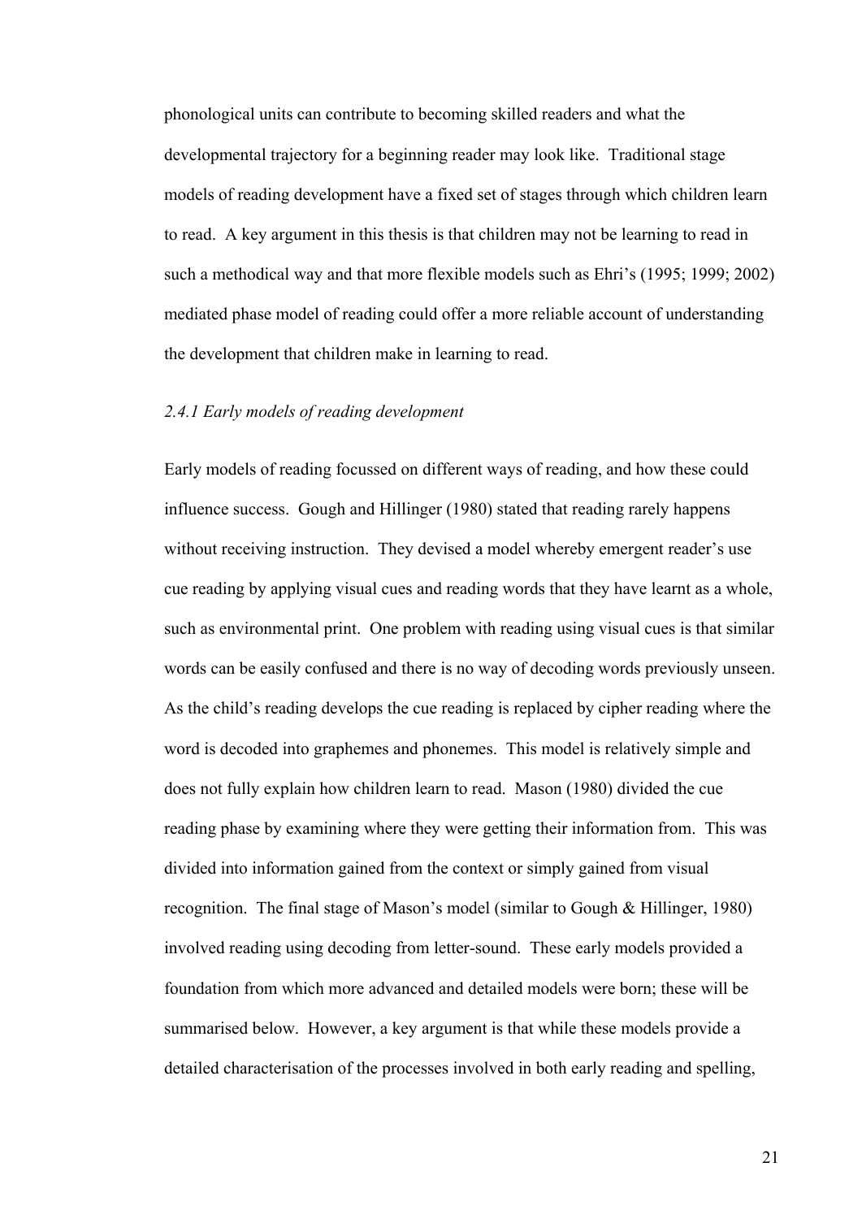phonological units can contribute to becoming skilled readers and what the developmental trajectory for a beginning reader may look like. Traditional stage models of reading development have a fixed set of stages through which children learn to read. A key argument in this thesis is that children may not be learning to read in such a methodical way and that more flexible models such as Ehri's (1995; 1999; 2002) mediated phase model of reading could offer a more reliable account of understanding the development that children make in learning to read.

### *2.4.1 Early models of reading development*

Early models of reading focussed on different ways of reading, and how these could influence success. Gough and Hillinger (1980) stated that reading rarely happens without receiving instruction. They devised a model whereby emergent reader's use cue reading by applying visual cues and reading words that they have learnt as a whole, such as environmental print. One problem with reading using visual cues is that similar words can be easily confused and there is no way of decoding words previously unseen. As the child's reading develops the cue reading is replaced by cipher reading where the word is decoded into graphemes and phonemes. This model is relatively simple and does not fully explain how children learn to read. Mason (1980) divided the cue reading phase by examining where they were getting their information from. This was divided into information gained from the context or simply gained from visual recognition. The final stage of Mason's model (similar to Gough & Hillinger, 1980) involved reading using decoding from letter-sound. These early models provided a foundation from which more advanced and detailed models were born; these will be summarised below. However, a key argument is that while these models provide a detailed characterisation of the processes involved in both early reading and spelling,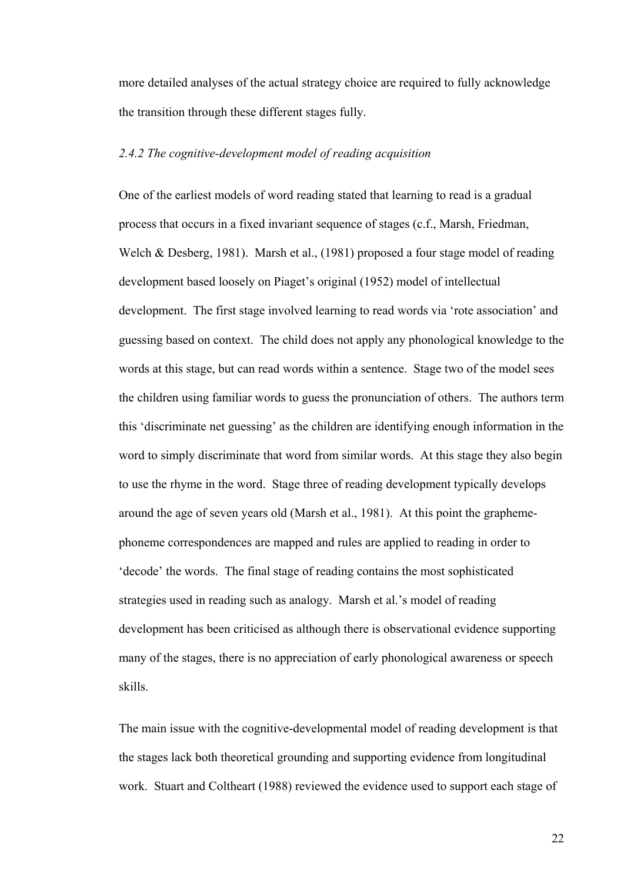more detailed analyses of the actual strategy choice are required to fully acknowledge the transition through these different stages fully.

### *2.4.2 The cognitive-development model of reading acquisition*

One of the earliest models of word reading stated that learning to read is a gradual process that occurs in a fixed invariant sequence of stages (c.f., Marsh, Friedman, Welch & Desberg, 1981). Marsh et al., (1981) proposed a four stage model of reading development based loosely on Piaget's original (1952) model of intellectual development. The first stage involved learning to read words via 'rote association' and guessing based on context. The child does not apply any phonological knowledge to the words at this stage, but can read words within a sentence. Stage two of the model sees the children using familiar words to guess the pronunciation of others. The authors term this 'discriminate net guessing' as the children are identifying enough information in the word to simply discriminate that word from similar words. At this stage they also begin to use the rhyme in the word. Stage three of reading development typically develops around the age of seven years old (Marsh et al., 1981). At this point the grapheme-phoneme correspondences are mapped and rules are applied to reading in order to 'decode' the words. The final stage of reading contains the most sophisticated strategies used in reading such as analogy. Marsh et al.'s model of reading development has been criticised as although there is observational evidence supporting many of the stages, there is no appreciation of early phonological awareness or speech skills.

The main issue with the cognitive-developmental model of reading development is that the stages lack both theoretical grounding and supporting evidence from longitudinal work. Stuart and Coltheart (1988) reviewed the evidence used to support each stage of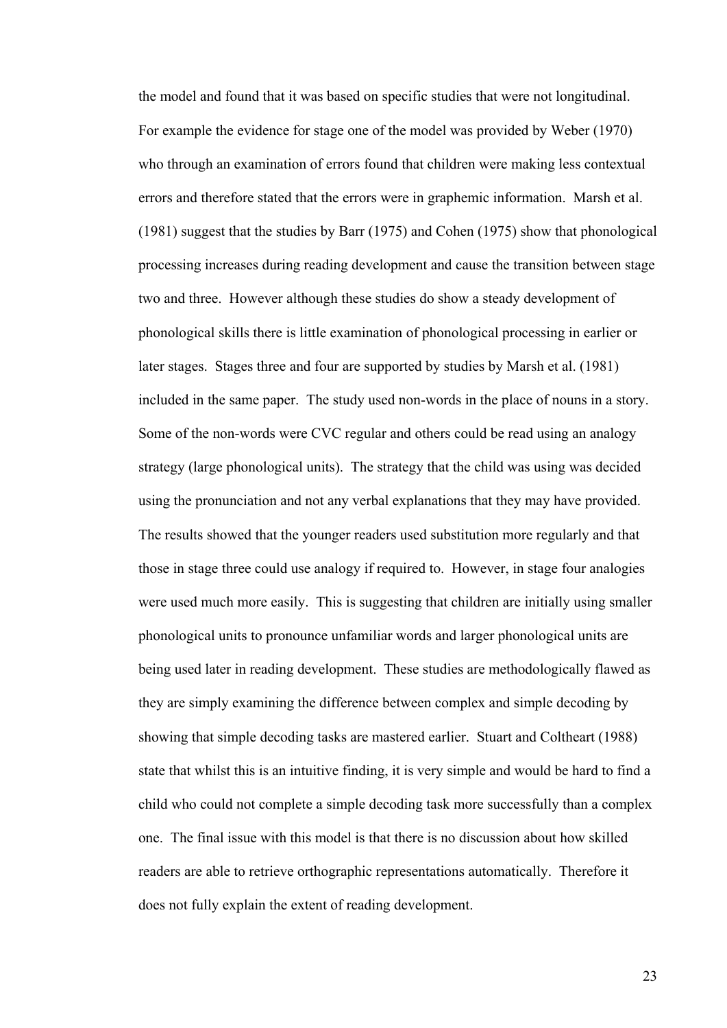the model and found that it was based on specific studies that were not longitudinal. For example the evidence for stage one of the model was provided by Weber (1970) who through an examination of errors found that children were making less contextual errors and therefore stated that the errors were in graphemic information. Marsh et al. (1981) suggest that the studies by Barr (1975) and Cohen (1975) show that phonological processing increases during reading development and cause the transition between stage two and three. However although these studies do show a steady development of phonological skills there is little examination of phonological processing in earlier or later stages. Stages three and four are supported by studies by Marsh et al. (1981) included in the same paper. The study used non-words in the place of nouns in a story. Some of the non-words were CVC regular and others could be read using an analogy strategy (large phonological units). The strategy that the child was using was decided using the pronunciation and not any verbal explanations that they may have provided. The results showed that the younger readers used substitution more regularly and that those in stage three could use analogy if required to. However, in stage four analogies were used much more easily. This is suggesting that children are initially using smaller phonological units to pronounce unfamiliar words and larger phonological units are being used later in reading development. These studies are methodologically flawed as they are simply examining the difference between complex and simple decoding by showing that simple decoding tasks are mastered earlier. Stuart and Coltheart (1988) state that whilst this is an intuitive finding, it is very simple and would be hard to find a child who could not complete a simple decoding task more successfully than a complex one. The final issue with this model is that there is no discussion about how skilled readers are able to retrieve orthographic representations automatically. Therefore it does not fully explain the extent of reading development.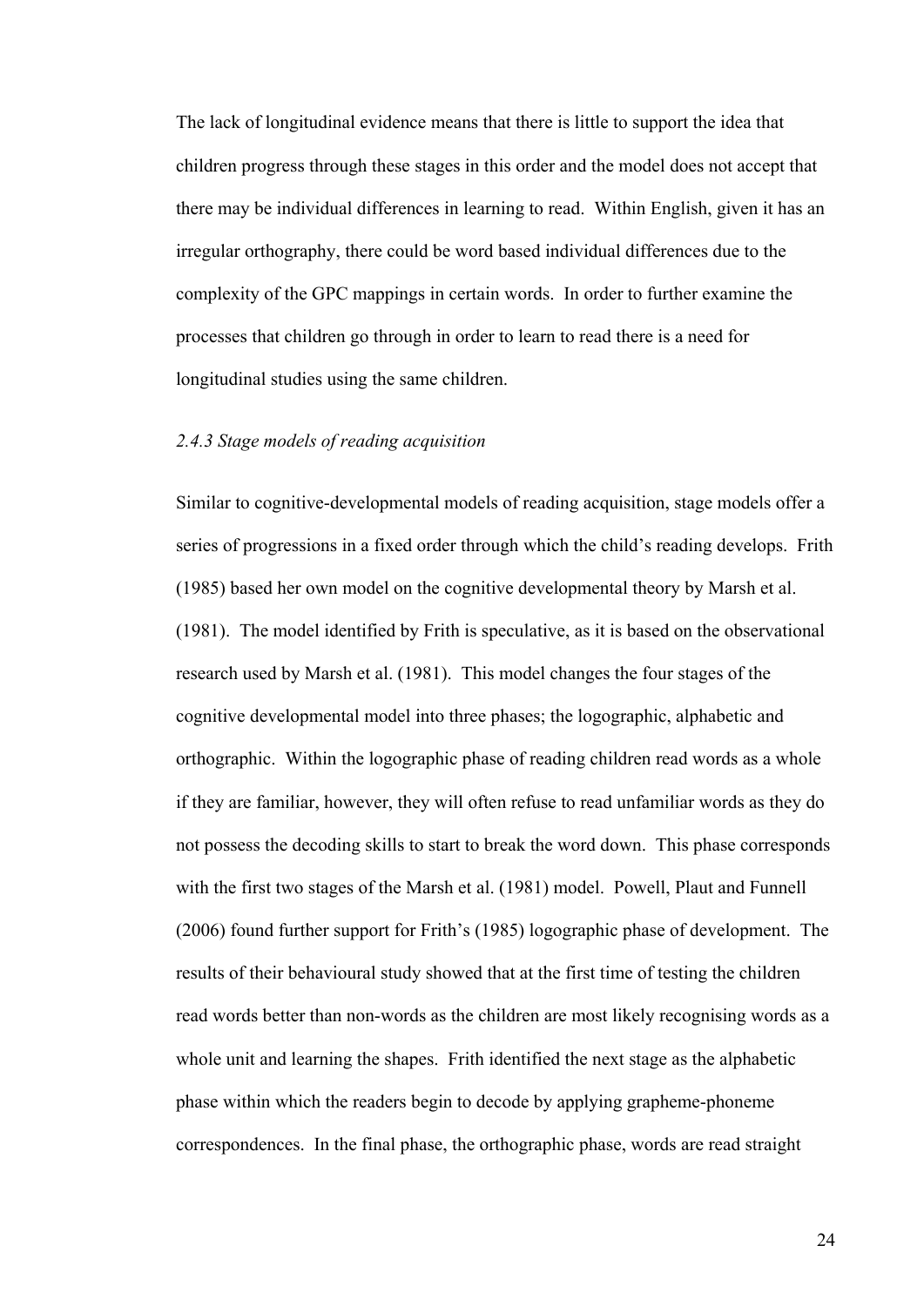The lack of longitudinal evidence means that there is little to support the idea that children progress through these stages in this order and the model does not accept that there may be individual differences in learning to read. Within English, given it has an irregular orthography, there could be word based individual differences due to the complexity of the GPC mappings in certain words. In order to further examine the processes that children go through in order to learn to read there is a need for longitudinal studies using the same children.

### *2.4.3 Stage models of reading acquisition*

Similar to cognitive-developmental models of reading acquisition, stage models offer a series of progressions in a fixed order through which the child's reading develops. Frith (1985) based her own model on the cognitive developmental theory by Marsh et al. (1981). The model identified by Frith is speculative, as it is based on the observational research used by Marsh et al. (1981). This model changes the four stages of the cognitive developmental model into three phases; the logographic, alphabetic and orthographic. Within the logographic phase of reading children read words as a whole if they are familiar, however, they will often refuse to read unfamiliar words as they do not possess the decoding skills to start to break the word down. This phase corresponds with the first two stages of the Marsh et al. (1981) model. Powell, Plaut and Funnell (2006) found further support for Frith's (1985) logographic phase of development. The results of their behavioural study showed that at the first time of testing the children read words better than non-words as the children are most likely recognising words as a whole unit and learning the shapes. Frith identified the next stage as the alphabetic phase within which the readers begin to decode by applying grapheme-phoneme correspondences. In the final phase, the orthographic phase, words are read straight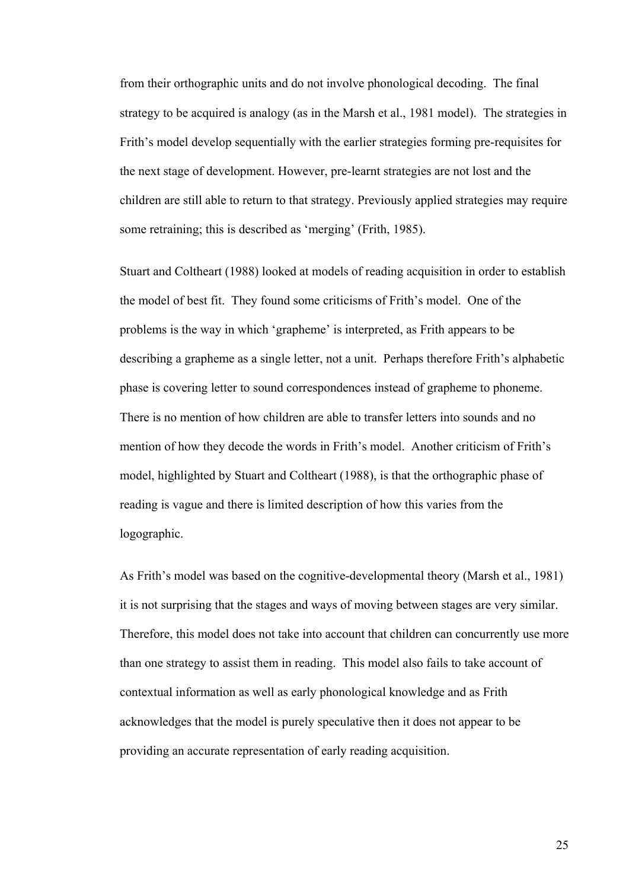from their orthographic units and do not involve phonological decoding. The final strategy to be acquired is analogy (as in the Marsh et al., 1981 model). The strategies in Frith's model develop sequentially with the earlier strategies forming pre-requisites for the next stage of development. However, pre-learnt strategies are not lost and the children are still able to return to that strategy. Previously applied strategies may require some retraining; this is described as 'merging' (Frith, 1985).

Stuart and Coltheart (1988) looked at models of reading acquisition in order to establish the model of best fit. They found some criticisms of Frith's model. One of the problems is the way in which 'grapheme' is interpreted, as Frith appears to be describing a grapheme as a single letter, not a unit. Perhaps therefore Frith's alphabetic phase is covering letter to sound correspondences instead of grapheme to phoneme. There is no mention of how children are able to transfer letters into sounds and no mention of how they decode the words in Frith's model. Another criticism of Frith's model, highlighted by Stuart and Coltheart (1988), is that the orthographic phase of reading is vague and there is limited description of how this varies from the logographic.

As Frith's model was based on the cognitive-developmental theory (Marsh et al., 1981) it is not surprising that the stages and ways of moving between stages are very similar. Therefore, this model does not take into account that children can concurrently use more than one strategy to assist them in reading. This model also fails to take account of contextual information as well as early phonological knowledge and as Frith acknowledges that the model is purely speculative then it does not appear to be providing an accurate representation of early reading acquisition.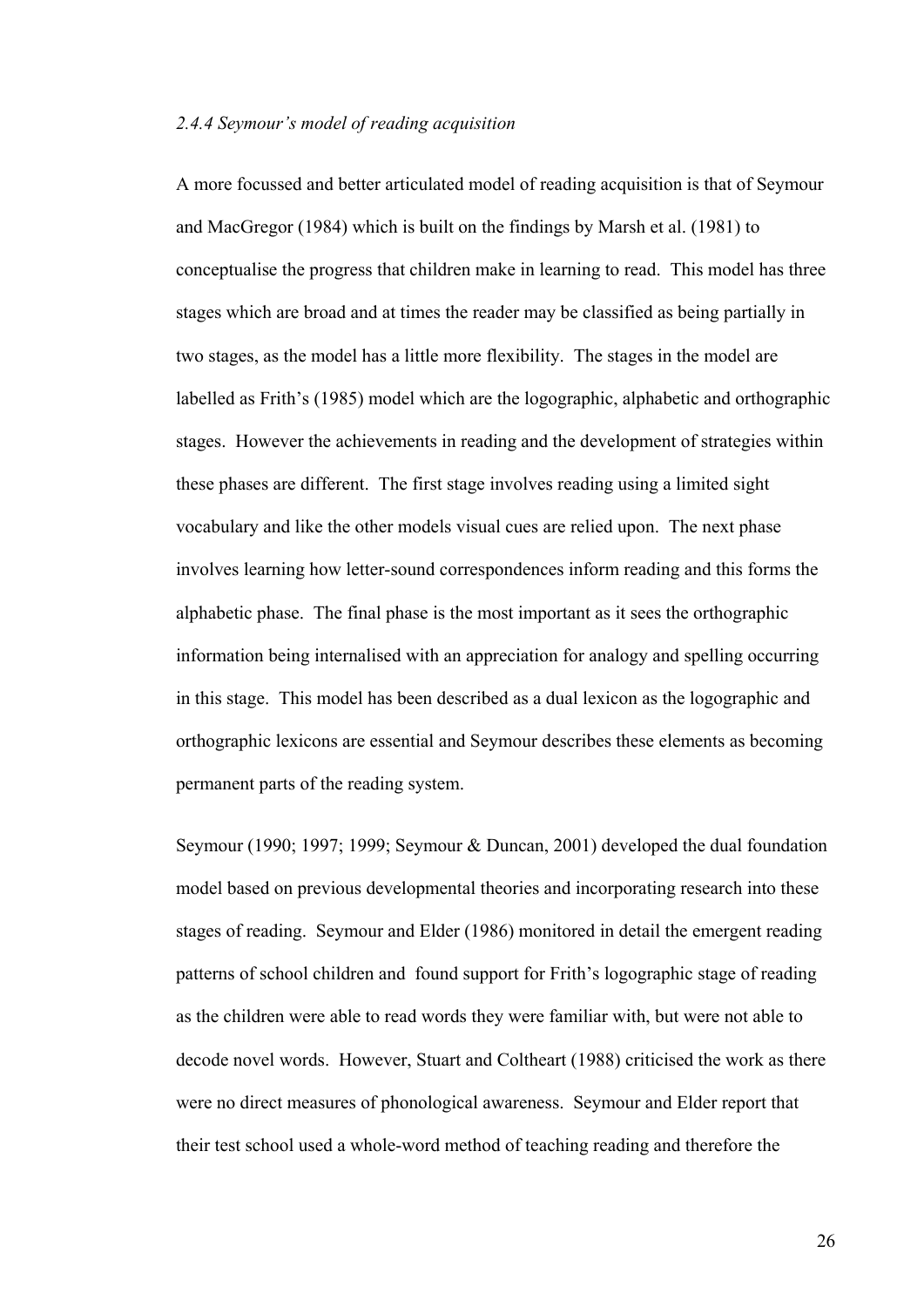*2.4.4 Seymour's model of reading acquisition*

A more focussed and better articulated model of reading acquisition is that of Seymour and MacGregor (1984) which is built on the findings by Marsh et al. (1981) to conceptualise the progress that children make in learning to read. This model has three stages which are broad and at times the reader may be classified as being partially in two stages, as the model has a little more flexibility. The stages in the model are labelled as Frith's (1985) model which are the logographic, alphabetic and orthographic stages. However the achievements in reading and the development of strategies within these phases are different. The first stage involves reading using a limited sight vocabulary and like the other models visual cues are relied upon. The next phase involves learning how letter-sound correspondences inform reading and this forms the alphabetic phase. The final phase is the most important as it sees the orthographic information being internalised with an appreciation for analogy and spelling occurring in this stage. This model has been described as a dual lexicon as the logographic and orthographic lexicons are essential and Seymour describes these elements as becoming permanent parts of the reading system.

Seymour (1990; 1997; 1999; Seymour & Duncan, 2001) developed the dual foundation model based on previous developmental theories and incorporating research into these stages of reading. Seymour and Elder (1986) monitored in detail the emergent reading patterns of school children and found support for Frith's logographic stage of reading as the children were able to read words they were familiar with, but were not able to decode novel words. However, Stuart and Coltheart (1988) criticised the work as there were no direct measures of phonological awareness. Seymour and Elder report that their test school used a whole-word method of teaching reading and therefore the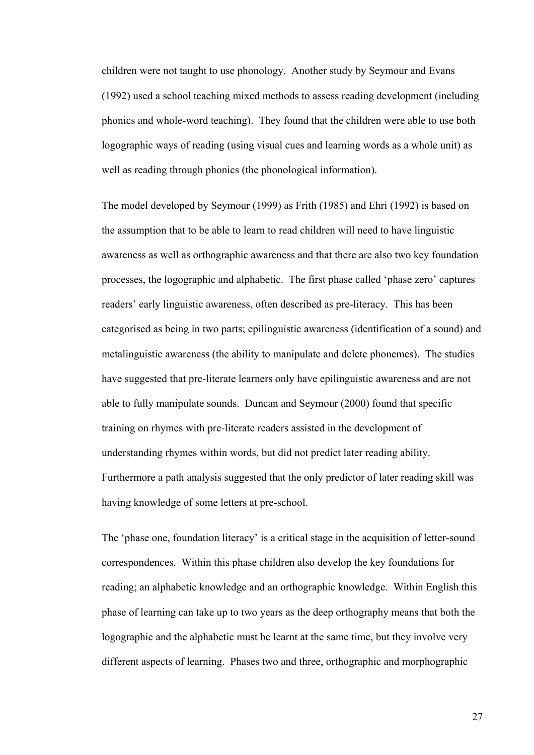children were not taught to use phonology. Another study by Seymour and Evans (1992) used a school teaching mixed methods to assess reading development (including phonics and whole-word teaching). They found that the children were able to use both logographic ways of reading (using visual cues and learning words as a whole unit) as well as reading through phonics (the phonological information).

The model developed by Seymour (1999) as Frith (1985) and Ehri (1992) is based on the assumption that to be able to learn to read children will need to have linguistic awareness as well as orthographic awareness and that there are also two key foundation processes, the logographic and alphabetic. The first phase called 'phase zero' captures readers' early linguistic awareness, often described as pre-literacy. This has been categorised as being in two parts; epilinguistic awareness (identification of a sound) and metalinguistic awareness (the ability to manipulate and delete phonemes). The studies have suggested that pre-literate learners only have epilinguistic awareness and are not able to fully manipulate sounds. Duncan and Seymour (2000) found that specific training on rhymes with pre-literate readers assisted in the development of understanding rhymes within words, but did not predict later reading ability. Furthermore a path analysis suggested that the only predictor of later reading skill was having knowledge of some letters at pre-school.

The 'phase one, foundation literacy' is a critical stage in the acquisition of letter-sound correspondences. Within this phase children also develop the key foundations for reading; an alphabetic knowledge and an orthographic knowledge. Within English this phase of learning can take up to two years as the deep orthography means that both the logographic and the alphabetic must be learnt at the same time, but they involve very different aspects of learning. Phases two and three, orthographic and morphographic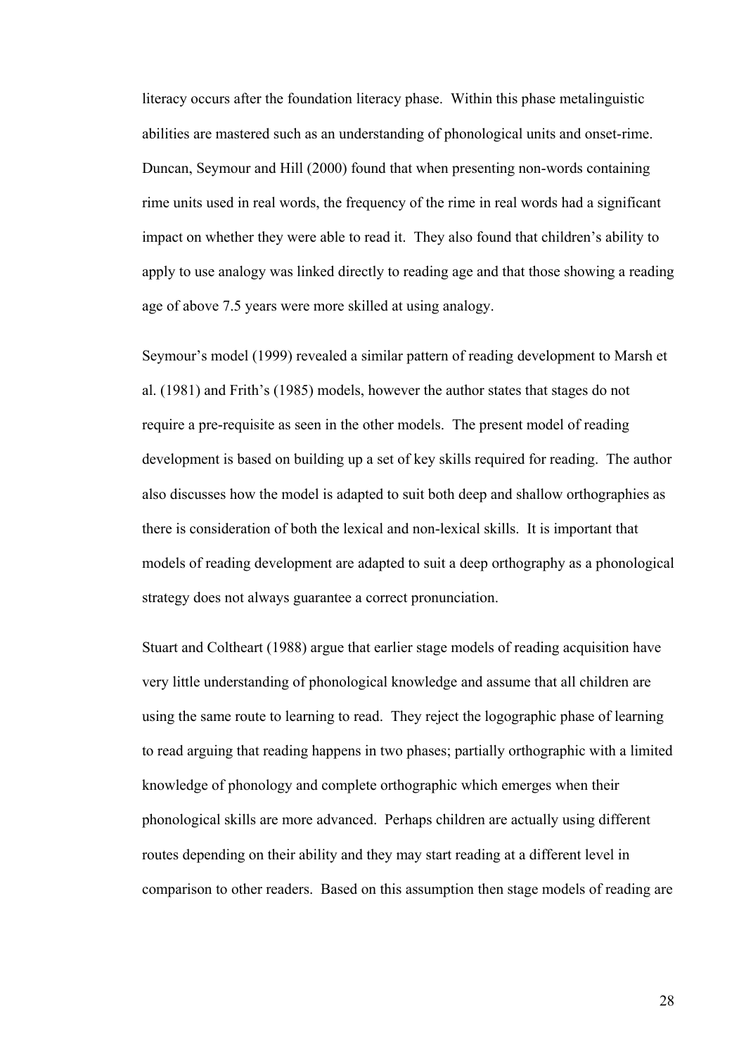literacy occurs after the foundation literacy phase. Within this phase metalinguistic abilities are mastered such as an understanding of phonological units and onset-rime. Duncan, Seymour and Hill (2000) found that when presenting non-words containing rime units used in real words, the frequency of the rime in real words had a significant impact on whether they were able to read it. They also found that children's ability to apply to use analogy was linked directly to reading age and that those showing a reading age of above 7.5 years were more skilled at using analogy.

Seymour's model (1999) revealed a similar pattern of reading development to Marsh et al. (1981) and Frith's (1985) models, however the author states that stages do not require a pre-requisite as seen in the other models. The present model of reading development is based on building up a set of key skills required for reading. The author also discusses how the model is adapted to suit both deep and shallow orthographies as there is consideration of both the lexical and non-lexical skills. It is important that models of reading development are adapted to suit a deep orthography as a phonological strategy does not always guarantee a correct pronunciation.

Stuart and Coltheart (1988) argue that earlier stage models of reading acquisition have very little understanding of phonological knowledge and assume that all children are using the same route to learning to read. They reject the logographic phase of learning to read arguing that reading happens in two phases; partially orthographic with a limited knowledge of phonology and complete orthographic which emerges when their phonological skills are more advanced. Perhaps children are actually using different routes depending on their ability and they may start reading at a different level in comparison to other readers. Based on this assumption then stage models of reading are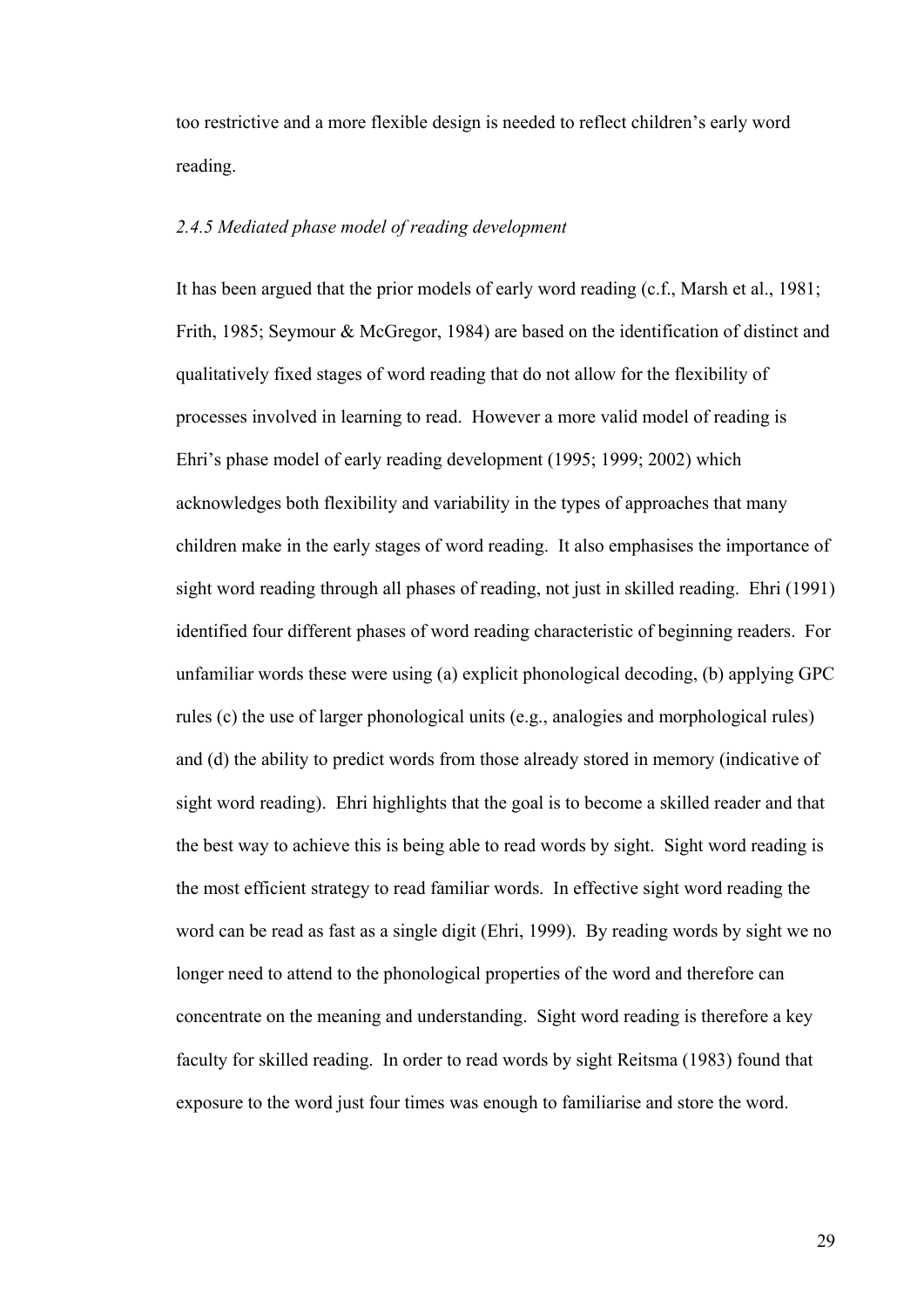too restrictive and a more flexible design is needed to reflect children's early word reading.

### *2.4.5 Mediated phase model of reading development*

It has been argued that the prior models of early word reading (c.f., Marsh et al., 1981; Frith, 1985; Seymour & McGregor, 1984) are based on the identification of distinct and qualitatively fixed stages of word reading that do not allow for the flexibility of processes involved in learning to read. However a more valid model of reading is Ehri's phase model of early reading development (1995; 1999; 2002) which acknowledges both flexibility and variability in the types of approaches that many children make in the early stages of word reading. It also emphasises the importance of sight word reading through all phases of reading, not just in skilled reading. Ehri (1991) identified four different phases of word reading characteristic of beginning readers. For unfamiliar words these were using (a) explicit phonological decoding, (b) applying GPC rules (c) the use of larger phonological units (e.g., analogies and morphological rules) and (d) the ability to predict words from those already stored in memory (indicative of sight word reading). Ehri highlights that the goal is to become a skilled reader and that the best way to achieve this is being able to read words by sight. Sight word reading is the most efficient strategy to read familiar words. In effective sight word reading the word can be read as fast as a single digit (Ehri, 1999). By reading words by sight we no longer need to attend to the phonological properties of the word and therefore can concentrate on the meaning and understanding. Sight word reading is therefore a key faculty for skilled reading. In order to read words by sight Reitsma (1983) found that exposure to the word just four times was enough to familiarise and store the word.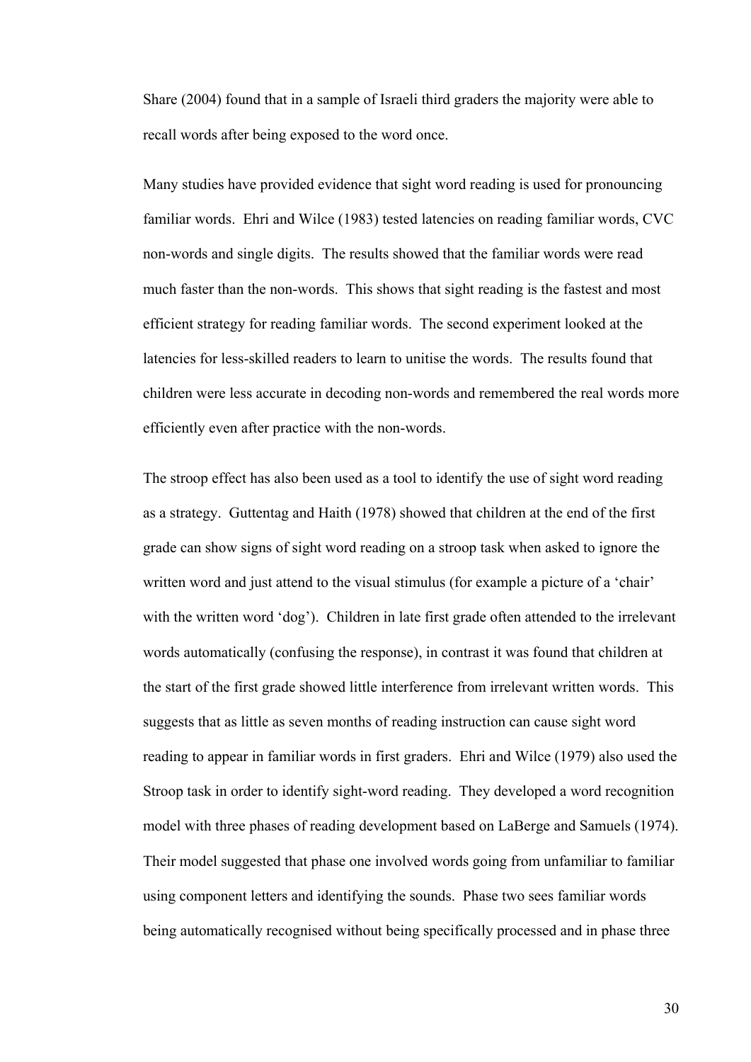Share (2004) found that in a sample of Israeli third graders the majority were able to recall words after being exposed to the word once.

Many studies have provided evidence that sight word reading is used for pronouncing familiar words. Ehri and Wilce (1983) tested latencies on reading familiar words, CVC non-words and single digits. The results showed that the familiar words were read much faster than the non-words. This shows that sight reading is the fastest and most efficient strategy for reading familiar words. The second experiment looked at the latencies for less-skilled readers to learn to unitise the words. The results found that children were less accurate in decoding non-words and remembered the real words more efficiently even after practice with the non-words.

The stroop effect has also been used as a tool to identify the use of sight word reading as a strategy. Guttentag and Haith (1978) showed that children at the end of the first grade can show signs of sight word reading on a stroop task when asked to ignore the written word and just attend to the visual stimulus (for example a picture of a 'chair' with the written word 'dog'). Children in late first grade often attended to the irrelevant words automatically (confusing the response), in contrast it was found that children at the start of the first grade showed little interference from irrelevant written words. This suggests that as little as seven months of reading instruction can cause sight word reading to appear in familiar words in first graders. Ehri and Wilce (1979) also used the Stroop task in order to identify sight-word reading. They developed a word recognition model with three phases of reading development based on LaBerge and Samuels (1974). Their model suggested that phase one involved words going from unfamiliar to familiar using component letters and identifying the sounds. Phase two sees familiar words being automatically recognised without being specifically processed and in phase three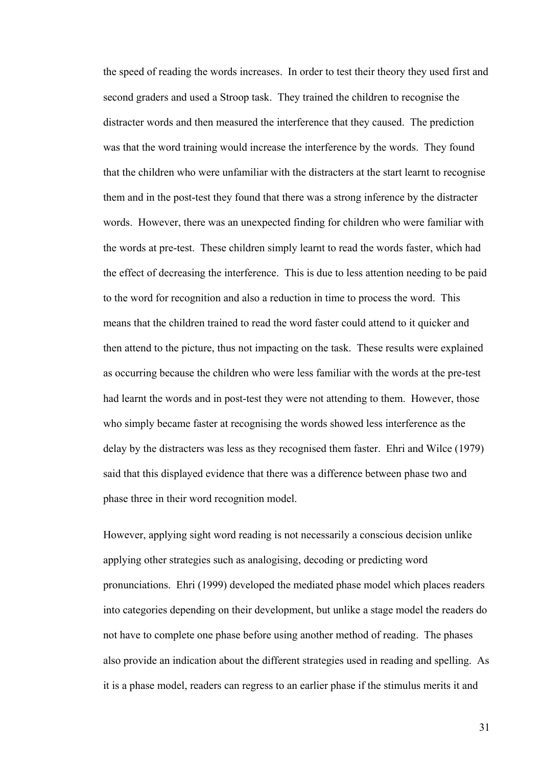the speed of reading the words increases. In order to test their theory they used first and second graders and used a Stroop task. They trained the children to recognise the distracter words and then measured the interference that they caused. The prediction was that the word training would increase the interference by the words. They found that the children who were unfamiliar with the distracters at the start learnt to recognise them and in the post-test they found that there was a strong inference by the distracter words. However, there was an unexpected finding for children who were familiar with the words at pre-test. These children simply learnt to read the words faster, which had the effect of decreasing the interference. This is due to less attention needing to be paid to the word for recognition and also a reduction in time to process the word. This means that the children trained to read the word faster could attend to it quicker and then attend to the picture, thus not impacting on the task. These results were explained as occurring because the children who were less familiar with the words at the pre-test had learnt the words and in post-test they were not attending to them. However, those who simply became faster at recognising the words showed less interference as the delay by the distracters was less as they recognised them faster. Ehri and Wilce (1979) said that this displayed evidence that there was a difference between phase two and phase three in their word recognition model.

However, applying sight word reading is not necessarily a conscious decision unlike applying other strategies such as analogising, decoding or predicting word pronunciations. Ehri (1999) developed the mediated phase model which places readers into categories depending on their development, but unlike a stage model the readers do not have to complete one phase before using another method of reading. The phases also provide an indication about the different strategies used in reading and spelling. As it is a phase model, readers can regress to an earlier phase if the stimulus merits it and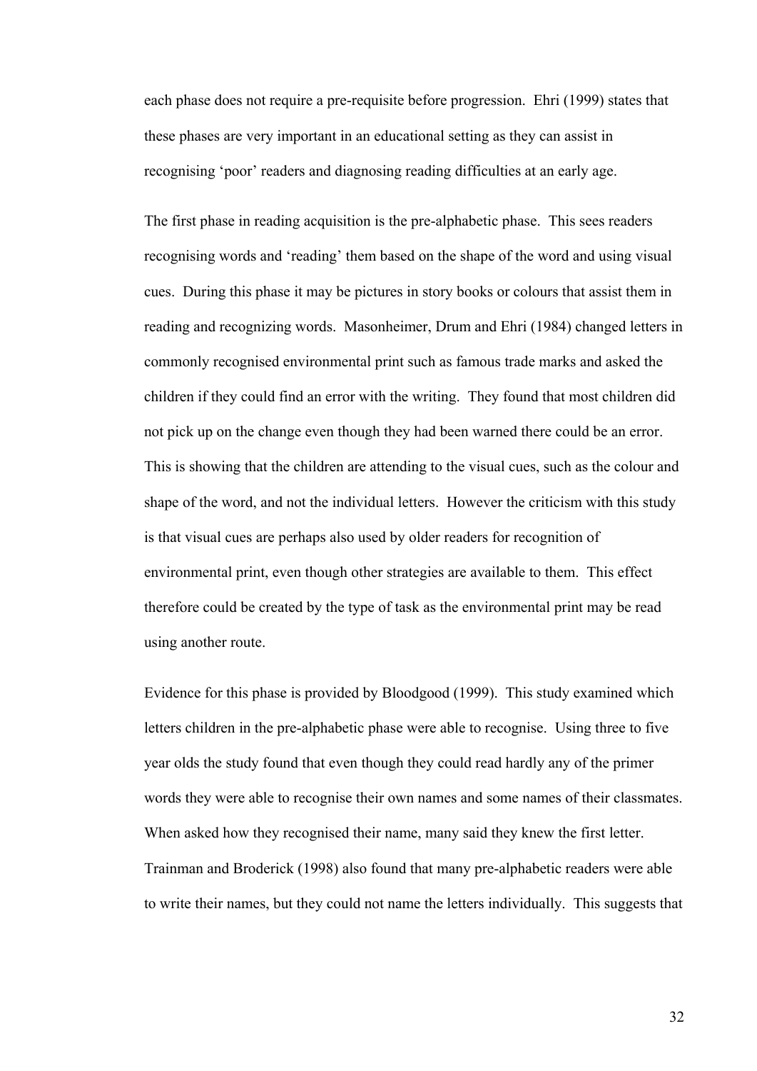each phase does not require a pre-requisite before progression. Ehri (1999) states that these phases are very important in an educational setting as they can assist in recognising 'poor' readers and diagnosing reading difficulties at an early age.

The first phase in reading acquisition is the pre-alphabetic phase. This sees readers recognising words and 'reading' them based on the shape of the word and using visual cues. During this phase it may be pictures in story books or colours that assist them in reading and recognizing words. Masonheimer, Drum and Ehri (1984) changed letters in commonly recognised environmental print such as famous trade marks and asked the children if they could find an error with the writing. They found that most children did not pick up on the change even though they had been warned there could be an error. This is showing that the children are attending to the visual cues, such as the colour and shape of the word, and not the individual letters. However the criticism with this study is that visual cues are perhaps also used by older readers for recognition of environmental print, even though other strategies are available to them. This effect therefore could be created by the type of task as the environmental print may be read using another route.

Evidence for this phase is provided by Bloodgood (1999). This study examined which letters children in the pre-alphabetic phase were able to recognise. Using three to five year olds the study found that even though they could read hardly any of the primer words they were able to recognise their own names and some names of their classmates. When asked how they recognised their name, many said they knew the first letter. Trainman and Broderick (1998) also found that many pre-alphabetic readers were able to write their names, but they could not name the letters individually. This suggests that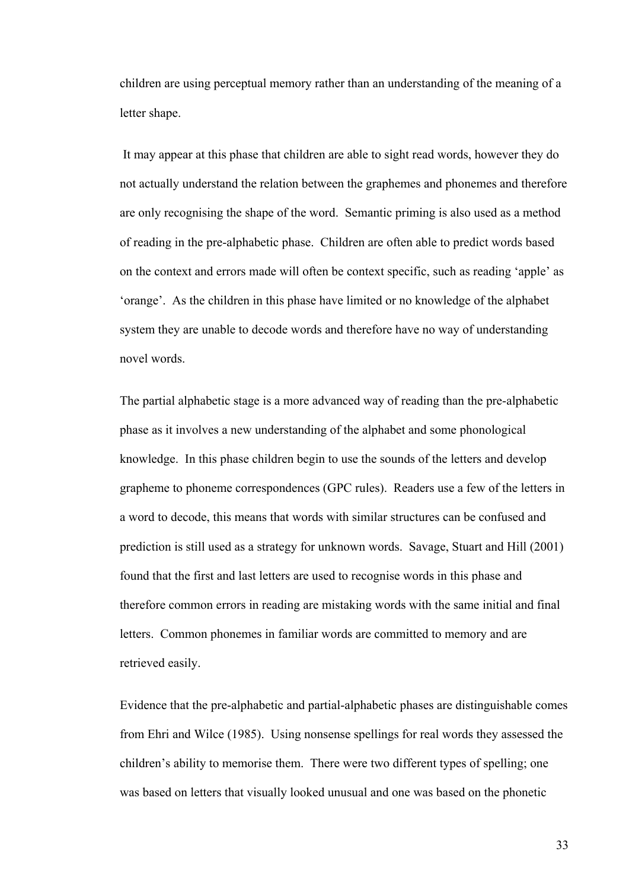children are using perceptual memory rather than an understanding of the meaning of a letter shape.

It may appear at this phase that children are able to sight read words, however they do not actually understand the relation between the graphemes and phonemes and therefore are only recognising the shape of the word.  Semantic priming is also used as a method of reading in the pre-alphabetic phase.  Children are often able to predict words based on the context and errors made will often be context specific, such as reading 'apple' as 'orange'.  As the children in this phase have limited or no knowledge of the alphabet system they are unable to decode words and therefore have no way of understanding novel words.

The partial alphabetic stage is a more advanced way of reading than the pre-alphabetic phase as it involves a new understanding of the alphabet and some phonological knowledge.  In this phase children begin to use the sounds of the letters and develop grapheme to phoneme correspondences (GPC rules).  Readers use a few of the letters in a word to decode, this means that words with similar structures can be confused and prediction is still used as a strategy for unknown words.  Savage, Stuart and Hill (2001) found that the first and last letters are used to recognise words in this phase and therefore common errors in reading are mistaking words with the same initial and final letters.  Common phonemes in familiar words are committed to memory and are retrieved easily.

Evidence that the pre-alphabetic and partial-alphabetic phases are distinguishable comes from Ehri and Wilce (1985).  Using nonsense spellings for real words they assessed the children's ability to memorise them.  There were two different types of spelling; one was based on letters that visually looked unusual and one was based on the phonetic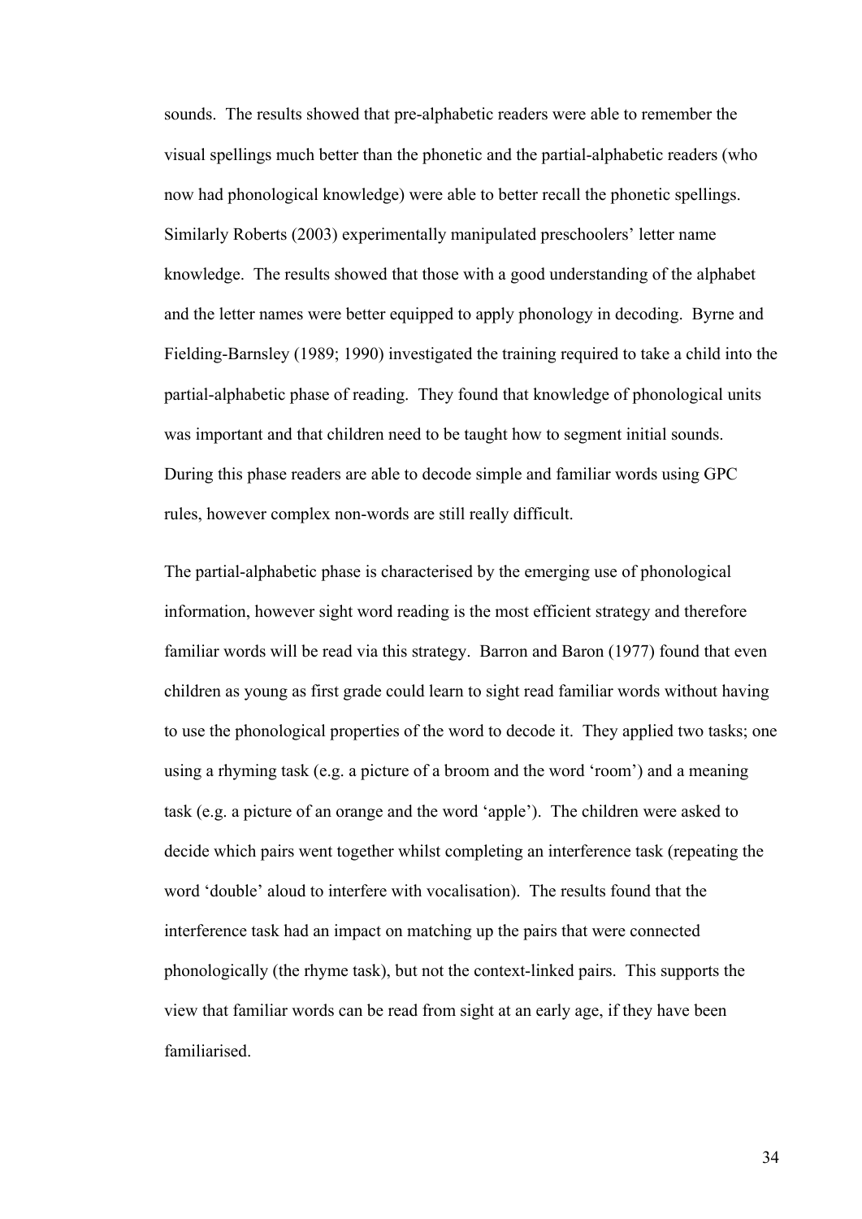sounds. The results showed that pre-alphabetic readers were able to remember the visual spellings much better than the phonetic and the partial-alphabetic readers (who now had phonological knowledge) were able to better recall the phonetic spellings. Similarly Roberts (2003) experimentally manipulated preschoolers' letter name knowledge. The results showed that those with a good understanding of the alphabet and the letter names were better equipped to apply phonology in decoding. Byrne and Fielding-Barnsley (1989; 1990) investigated the training required to take a child into the partial-alphabetic phase of reading. They found that knowledge of phonological units was important and that children need to be taught how to segment initial sounds. During this phase readers are able to decode simple and familiar words using GPC rules, however complex non-words are still really difficult.

The partial-alphabetic phase is characterised by the emerging use of phonological information, however sight word reading is the most efficient strategy and therefore familiar words will be read via this strategy. Barron and Baron (1977) found that even children as young as first grade could learn to sight read familiar words without having to use the phonological properties of the word to decode it. They applied two tasks; one using a rhyming task (e.g. a picture of a broom and the word 'room') and a meaning task (e.g. a picture of an orange and the word 'apple'). The children were asked to decide which pairs went together whilst completing an interference task (repeating the word 'double' aloud to interfere with vocalisation). The results found that the interference task had an impact on matching up the pairs that were connected phonologically (the rhyme task), but not the context-linked pairs. This supports the view that familiar words can be read from sight at an early age, if they have been familiarised.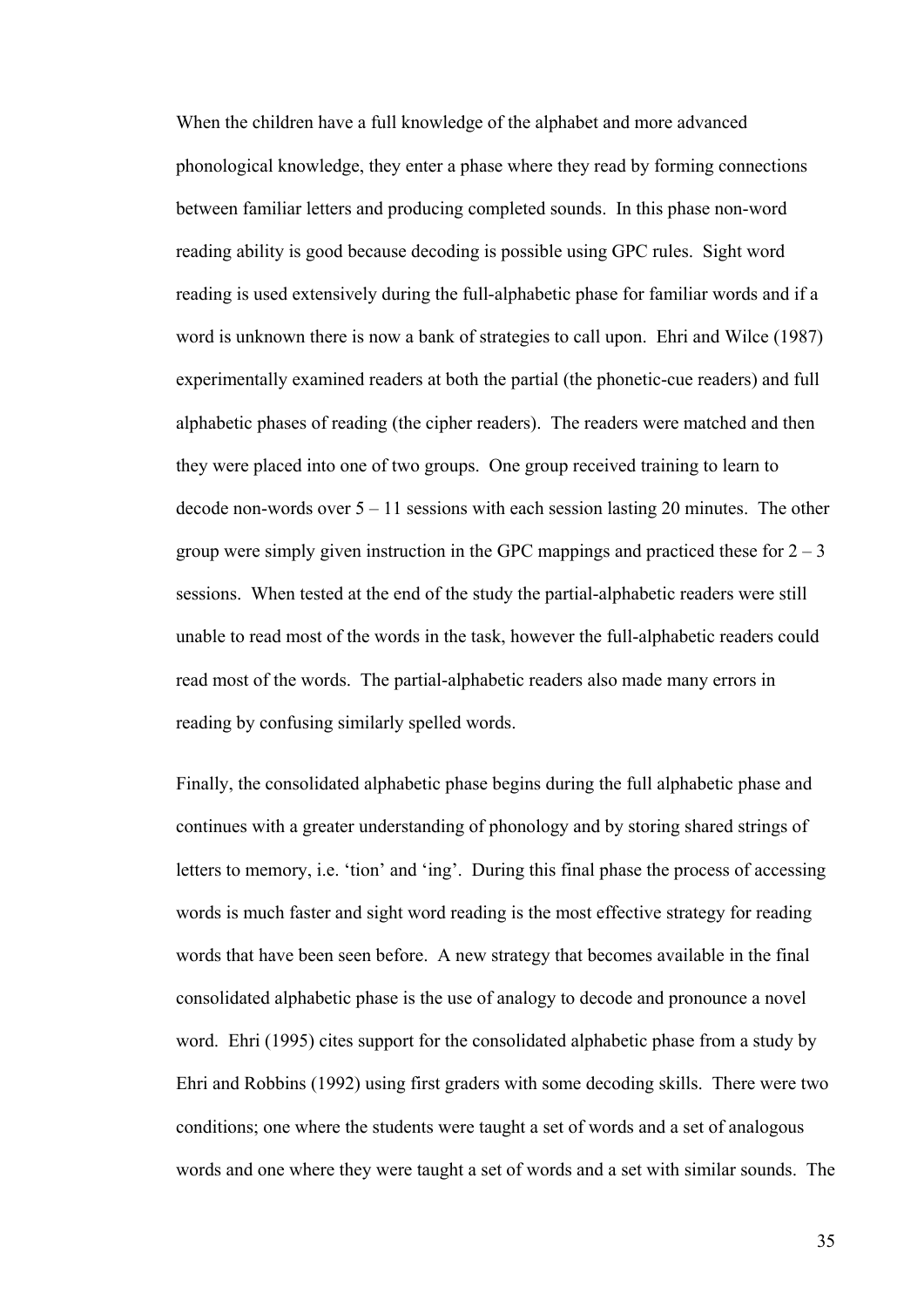When the children have a full knowledge of the alphabet and more advanced phonological knowledge, they enter a phase where they read by forming connections between familiar letters and producing completed sounds. In this phase non-word reading ability is good because decoding is possible using GPC rules. Sight word reading is used extensively during the full-alphabetic phase for familiar words and if a word is unknown there is now a bank of strategies to call upon. Ehri and Wilce (1987) experimentally examined readers at both the partial (the phonetic-cue readers) and full alphabetic phases of reading (the cipher readers). The readers were matched and then they were placed into one of two groups. One group received training to learn to decode non-words over 5 – 11 sessions with each session lasting 20 minutes. The other group were simply given instruction in the GPC mappings and practiced these for 2 – 3 sessions. When tested at the end of the study the partial-alphabetic readers were still unable to read most of the words in the task, however the full-alphabetic readers could read most of the words. The partial-alphabetic readers also made many errors in reading by confusing similarly spelled words.

Finally, the consolidated alphabetic phase begins during the full alphabetic phase and continues with a greater understanding of phonology and by storing shared strings of letters to memory, i.e. 'tion' and 'ing'. During this final phase the process of accessing words is much faster and sight word reading is the most effective strategy for reading words that have been seen before. A new strategy that becomes available in the final consolidated alphabetic phase is the use of analogy to decode and pronounce a novel word. Ehri (1995) cites support for the consolidated alphabetic phase from a study by Ehri and Robbins (1992) using first graders with some decoding skills. There were two conditions; one where the students were taught a set of words and a set of analogous words and one where they were taught a set of words and a set with similar sounds. The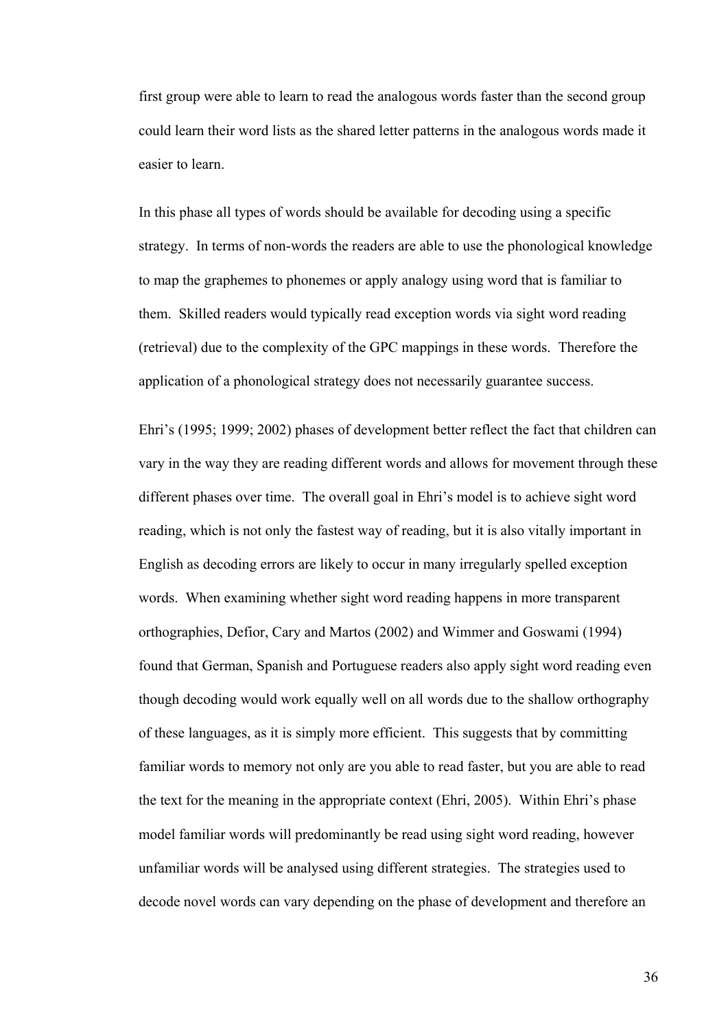first group were able to learn to read the analogous words faster than the second group could learn their word lists as the shared letter patterns in the analogous words made it easier to learn.

In this phase all types of words should be available for decoding using a specific strategy. In terms of non-words the readers are able to use the phonological knowledge to map the graphemes to phonemes or apply analogy using word that is familiar to them. Skilled readers would typically read exception words via sight word reading (retrieval) due to the complexity of the GPC mappings in these words. Therefore the application of a phonological strategy does not necessarily guarantee success.

Ehri's (1995; 1999; 2002) phases of development better reflect the fact that children can vary in the way they are reading different words and allows for movement through these different phases over time. The overall goal in Ehri's model is to achieve sight word reading, which is not only the fastest way of reading, but it is also vitally important in English as decoding errors are likely to occur in many irregularly spelled exception words. When examining whether sight word reading happens in more transparent orthographies, Defior, Cary and Martos (2002) and Wimmer and Goswami (1994) found that German, Spanish and Portuguese readers also apply sight word reading even though decoding would work equally well on all words due to the shallow orthography of these languages, as it is simply more efficient. This suggests that by committing familiar words to memory not only are you able to read faster, but you are able to read the text for the meaning in the appropriate context (Ehri, 2005). Within Ehri's phase model familiar words will predominantly be read using sight word reading, however unfamiliar words will be analysed using different strategies. The strategies used to decode novel words can vary depending on the phase of development and therefore an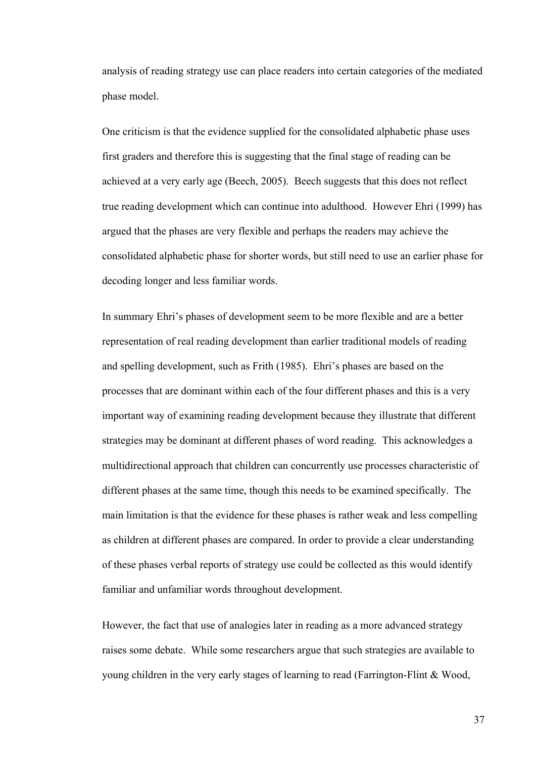analysis of reading strategy use can place readers into certain categories of the mediated phase model.

One criticism is that the evidence supplied for the consolidated alphabetic phase uses first graders and therefore this is suggesting that the final stage of reading can be achieved at a very early age (Beech, 2005). Beech suggests that this does not reflect true reading development which can continue into adulthood. However Ehri (1999) has argued that the phases are very flexible and perhaps the readers may achieve the consolidated alphabetic phase for shorter words, but still need to use an earlier phase for decoding longer and less familiar words.

In summary Ehri's phases of development seem to be more flexible and are a better representation of real reading development than earlier traditional models of reading and spelling development, such as Frith (1985). Ehri's phases are based on the processes that are dominant within each of the four different phases and this is a very important way of examining reading development because they illustrate that different strategies may be dominant at different phases of word reading. This acknowledges a multidirectional approach that children can concurrently use processes characteristic of different phases at the same time, though this needs to be examined specifically. The main limitation is that the evidence for these phases is rather weak and less compelling as children at different phases are compared. In order to provide a clear understanding of these phases verbal reports of strategy use could be collected as this would identify familiar and unfamiliar words throughout development.

However, the fact that use of analogies later in reading as a more advanced strategy raises some debate. While some researchers argue that such strategies are available to young children in the very early stages of learning to read (Farrington-Flint & Wood,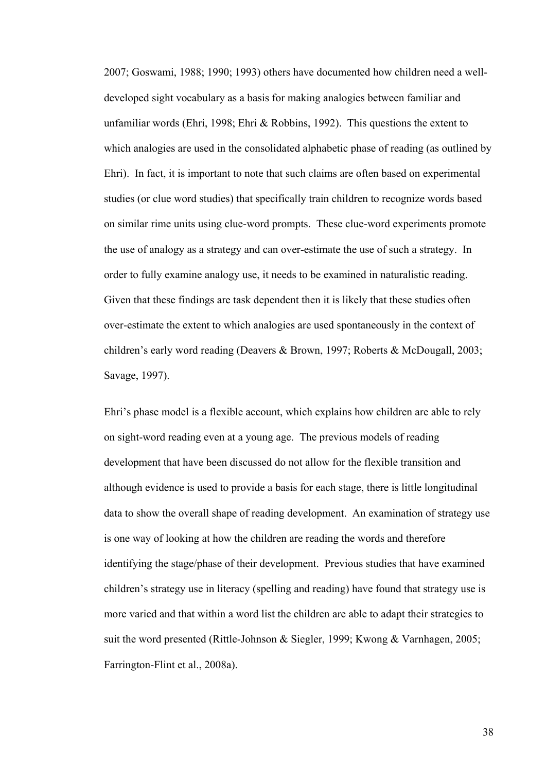2007; Goswami, 1988; 1990; 1993) others have documented how children need a well-developed sight vocabulary as a basis for making analogies between familiar and unfamiliar words (Ehri, 1998; Ehri & Robbins, 1992). This questions the extent to which analogies are used in the consolidated alphabetic phase of reading (as outlined by Ehri). In fact, it is important to note that such claims are often based on experimental studies (or clue word studies) that specifically train children to recognize words based on similar rime units using clue-word prompts. These clue-word experiments promote the use of analogy as a strategy and can over-estimate the use of such a strategy. In order to fully examine analogy use, it needs to be examined in naturalistic reading. Given that these findings are task dependent then it is likely that these studies often over-estimate the extent to which analogies are used spontaneously in the context of children's early word reading (Deavers & Brown, 1997; Roberts & McDougall, 2003; Savage, 1997).

Ehri's phase model is a flexible account, which explains how children are able to rely on sight-word reading even at a young age. The previous models of reading development that have been discussed do not allow for the flexible transition and although evidence is used to provide a basis for each stage, there is little longitudinal data to show the overall shape of reading development. An examination of strategy use is one way of looking at how the children are reading the words and therefore identifying the stage/phase of their development. Previous studies that have examined children's strategy use in literacy (spelling and reading) have found that strategy use is more varied and that within a word list the children are able to adapt their strategies to suit the word presented (Rittle-Johnson & Siegler, 1999; Kwong & Varnhagen, 2005; Farrington-Flint et al., 2008a).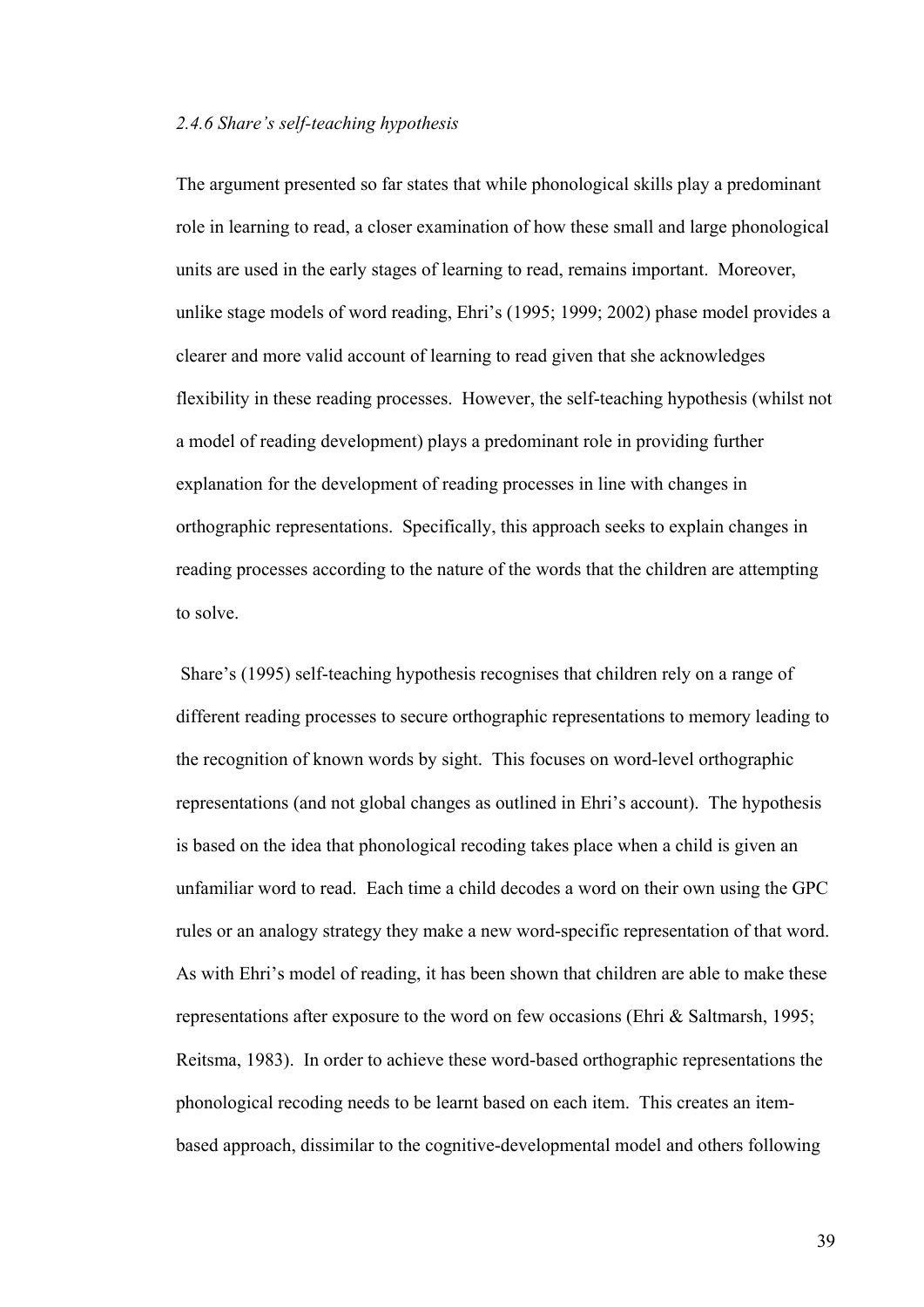### *2.4.6 Share's self-teaching hypothesis*

The argument presented so far states that while phonological skills play a predominant role in learning to read, a closer examination of how these small and large phonological units are used in the early stages of learning to read, remains important. Moreover, unlike stage models of word reading, Ehri's (1995; 1999; 2002) phase model provides a clearer and more valid account of learning to read given that she acknowledges flexibility in these reading processes. However, the self-teaching hypothesis (whilst not a model of reading development) plays a predominant role in providing further explanation for the development of reading processes in line with changes in orthographic representations. Specifically, this approach seeks to explain changes in reading processes according to the nature of the words that the children are attempting to solve.

Share's (1995) self-teaching hypothesis recognises that children rely on a range of different reading processes to secure orthographic representations to memory leading to the recognition of known words by sight. This focuses on word-level orthographic representations (and not global changes as outlined in Ehri's account). The hypothesis is based on the idea that phonological recoding takes place when a child is given an unfamiliar word to read. Each time a child decodes a word on their own using the GPC rules or an analogy strategy they make a new word-specific representation of that word. As with Ehri's model of reading, it has been shown that children are able to make these representations after exposure to the word on few occasions (Ehri & Saltmarsh, 1995; Reitsma, 1983). In order to achieve these word-based orthographic representations the phonological recoding needs to be learnt based on each item. This creates an item-based approach, dissimilar to the cognitive-developmental model and others following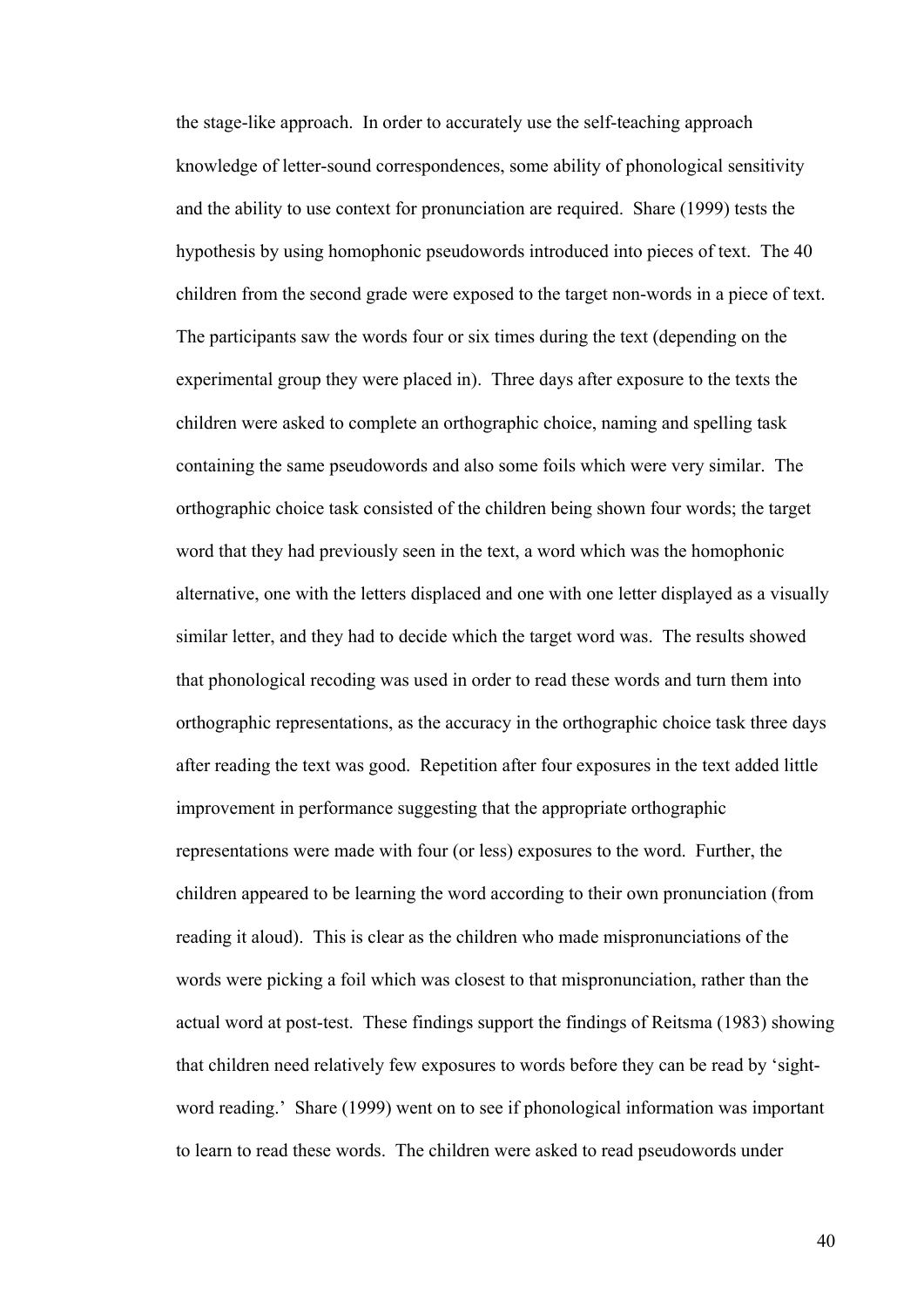the stage-like approach. In order to accurately use the self-teaching approach knowledge of letter-sound correspondences, some ability of phonological sensitivity and the ability to use context for pronunciation are required. Share (1999) tests the hypothesis by using homophonic pseudowords introduced into pieces of text. The 40 children from the second grade were exposed to the target non-words in a piece of text. The participants saw the words four or six times during the text (depending on the experimental group they were placed in). Three days after exposure to the texts the children were asked to complete an orthographic choice, naming and spelling task containing the same pseudowords and also some foils which were very similar. The orthographic choice task consisted of the children being shown four words; the target word that they had previously seen in the text, a word which was the homophonic alternative, one with the letters displaced and one with one letter displayed as a visually similar letter, and they had to decide which the target word was. The results showed that phonological recoding was used in order to read these words and turn them into orthographic representations, as the accuracy in the orthographic choice task three days after reading the text was good. Repetition after four exposures in the text added little improvement in performance suggesting that the appropriate orthographic representations were made with four (or less) exposures to the word. Further, the children appeared to be learning the word according to their own pronunciation (from reading it aloud). This is clear as the children who made mispronunciations of the words were picking a foil which was closest to that mispronunciation, rather than the actual word at post-test. These findings support the findings of Reitsma (1983) showing that children need relatively few exposures to words before they can be read by 'sight-word reading.' Share (1999) went on to see if phonological information was important to learn to read these words. The children were asked to read pseudowords under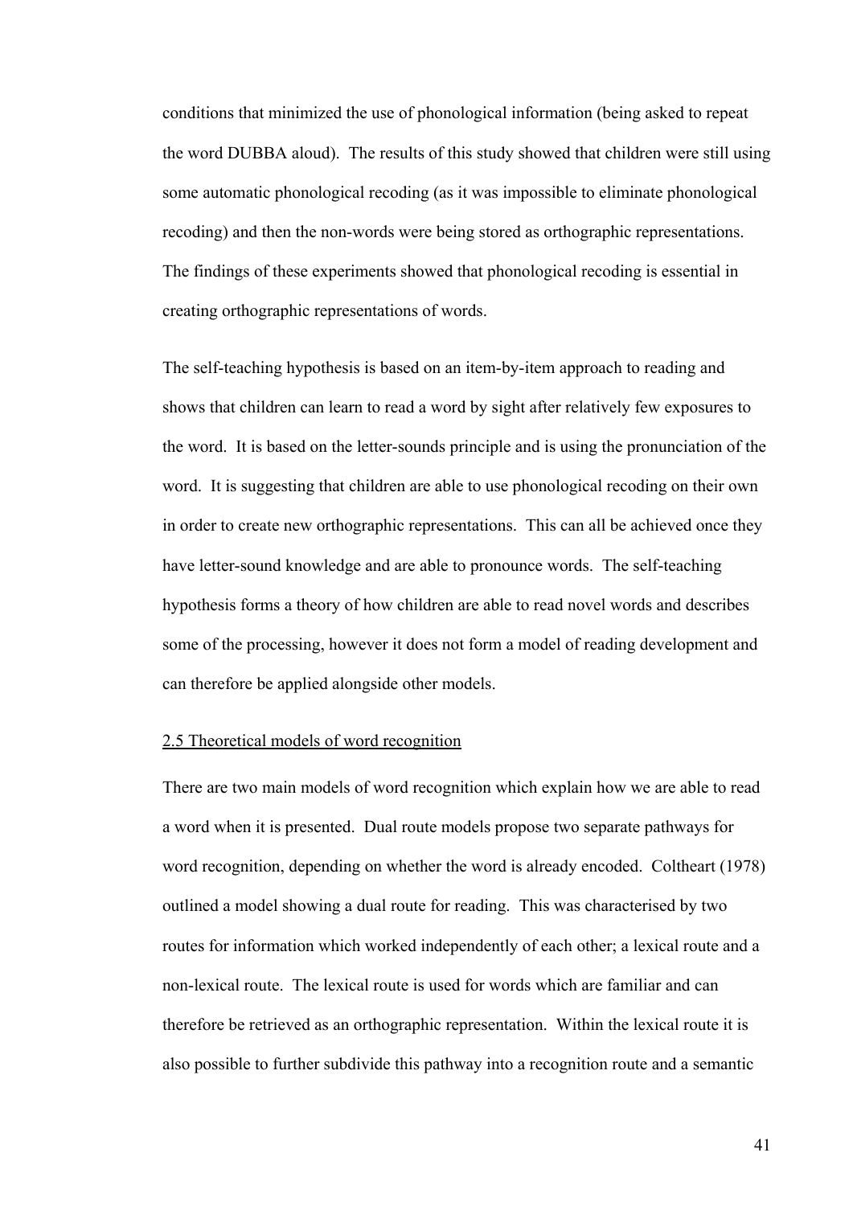conditions that minimized the use of phonological information (being asked to repeat the word DUBBA aloud). The results of this study showed that children were still using some automatic phonological recoding (as it was impossible to eliminate phonological recoding) and then the non-words were being stored as orthographic representations. The findings of these experiments showed that phonological recoding is essential in creating orthographic representations of words.

The self-teaching hypothesis is based on an item-by-item approach to reading and shows that children can learn to read a word by sight after relatively few exposures to the word. It is based on the letter-sounds principle and is using the pronunciation of the word. It is suggesting that children are able to use phonological recoding on their own in order to create new orthographic representations. This can all be achieved once they have letter-sound knowledge and are able to pronounce words. The self-teaching hypothesis forms a theory of how children are able to read novel words and describes some of the processing, however it does not form a model of reading development and can therefore be applied alongside other models.

## 2.5 Theoretical models of word recognition

There are two main models of word recognition which explain how we are able to read a word when it is presented. Dual route models propose two separate pathways for word recognition, depending on whether the word is already encoded. Coltheart (1978) outlined a model showing a dual route for reading. This was characterised by two routes for information which worked independently of each other; a lexical route and a non-lexical route. The lexical route is used for words which are familiar and can therefore be retrieved as an orthographic representation. Within the lexical route it is also possible to further subdivide this pathway into a recognition route and a semantic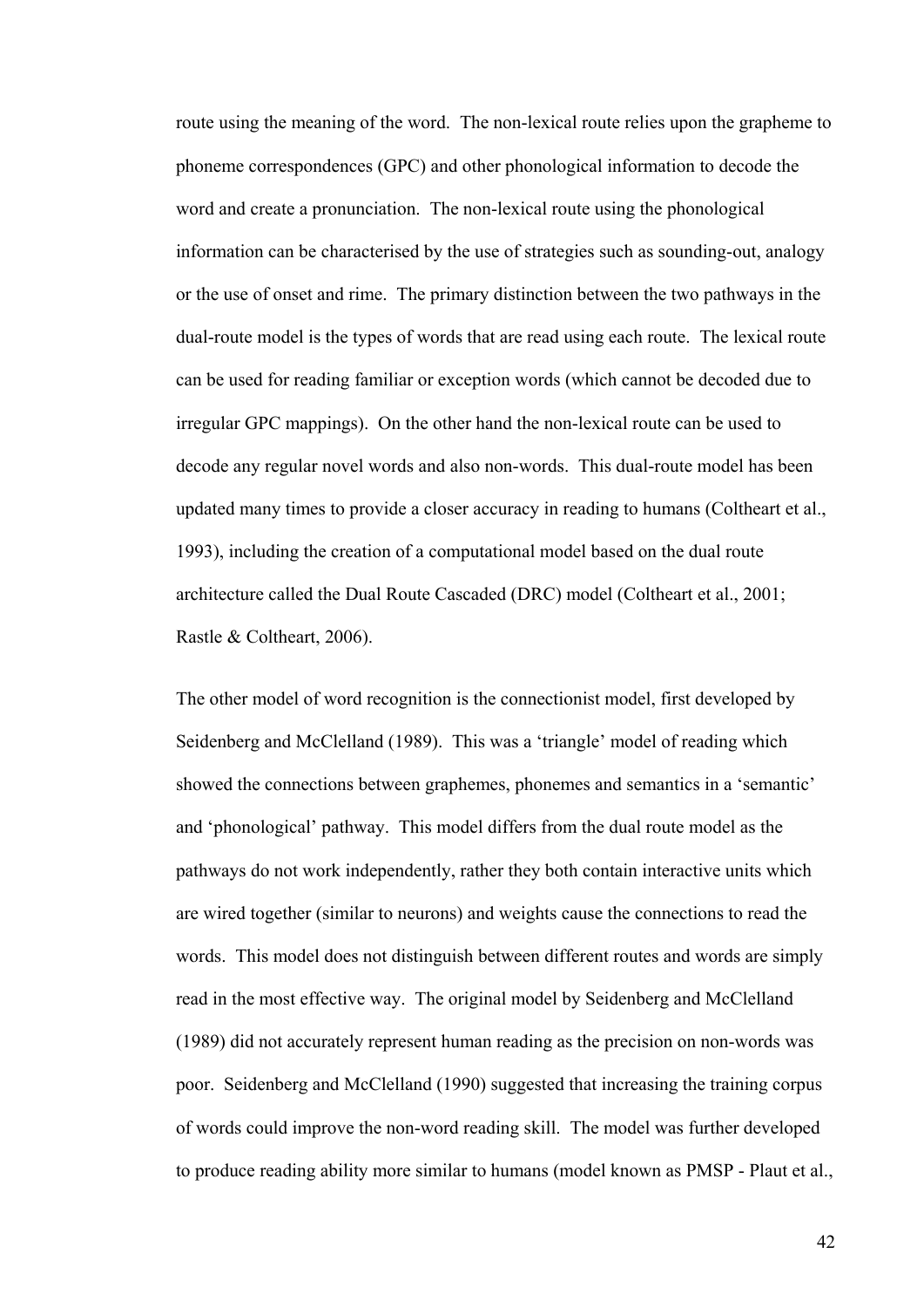route using the meaning of the word. The non-lexical route relies upon the grapheme to phoneme correspondences (GPC) and other phonological information to decode the word and create a pronunciation. The non-lexical route using the phonological information can be characterised by the use of strategies such as sounding-out, analogy or the use of onset and rime. The primary distinction between the two pathways in the dual-route model is the types of words that are read using each route. The lexical route can be used for reading familiar or exception words (which cannot be decoded due to irregular GPC mappings). On the other hand the non-lexical route can be used to decode any regular novel words and also non-words. This dual-route model has been updated many times to provide a closer accuracy in reading to humans (Coltheart et al., 1993), including the creation of a computational model based on the dual route architecture called the Dual Route Cascaded (DRC) model (Coltheart et al., 2001; Rastle & Coltheart, 2006).

The other model of word recognition is the connectionist model, first developed by Seidenberg and McClelland (1989). This was a 'triangle' model of reading which showed the connections between graphemes, phonemes and semantics in a 'semantic' and 'phonological' pathway. This model differs from the dual route model as the pathways do not work independently, rather they both contain interactive units which are wired together (similar to neurons) and weights cause the connections to read the words. This model does not distinguish between different routes and words are simply read in the most effective way. The original model by Seidenberg and McClelland (1989) did not accurately represent human reading as the precision on non-words was poor. Seidenberg and McClelland (1990) suggested that increasing the training corpus of words could improve the non-word reading skill. The model was further developed to produce reading ability more similar to humans (model known as PMSP - Plaut et al.,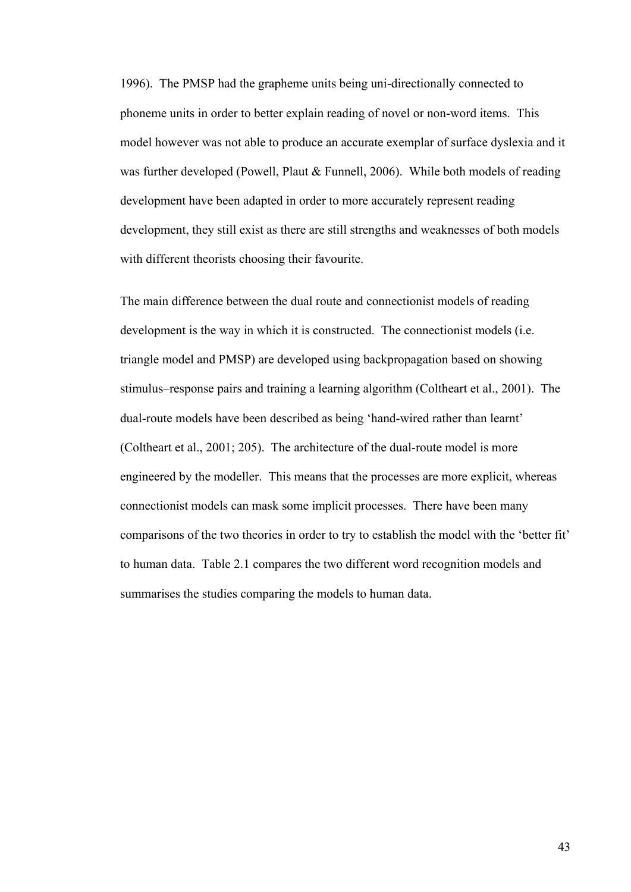1996). The PMSP had the grapheme units being uni-directionally connected to phoneme units in order to better explain reading of novel or non-word items. This model however was not able to produce an accurate exemplar of surface dyslexia and it was further developed (Powell, Plaut & Funnell, 2006). While both models of reading development have been adapted in order to more accurately represent reading development, they still exist as there are still strengths and weaknesses of both models with different theorists choosing their favourite.

The main difference between the dual route and connectionist models of reading development is the way in which it is constructed. The connectionist models (i.e. triangle model and PMSP) are developed using backpropagation based on showing stimulus–response pairs and training a learning algorithm (Coltheart et al., 2001). The dual-route models have been described as being 'hand-wired rather than learnt' (Coltheart et al., 2001; 205). The architecture of the dual-route model is more engineered by the modeller. This means that the processes are more explicit, whereas connectionist models can mask some implicit processes. There have been many comparisons of the two theories in order to try to establish the model with the 'better fit' to human data. Table 2.1 compares the two different word recognition models and summarises the studies comparing the models to human data.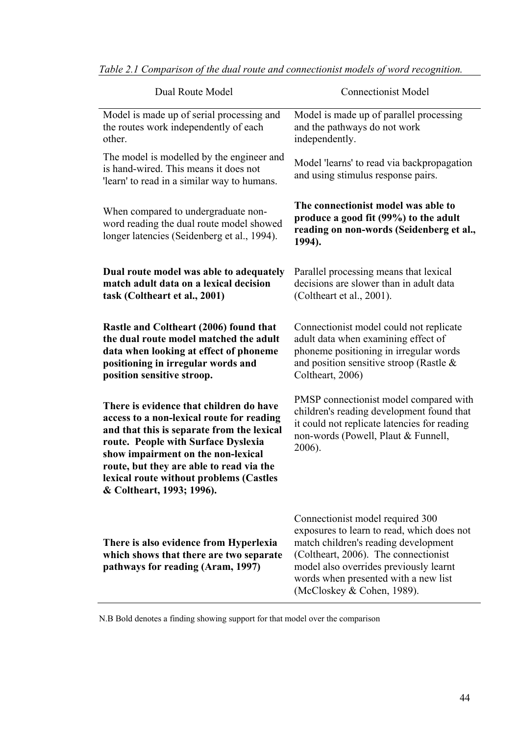*Table 2.1 Comparison of the dual route and connectionist models of word recognition.*

| Dual Route Model | Connectionist Model |
|---|---|
| Model is made up of serial processing and the routes work independently of each other. | Model is made up of parallel processing and the pathways do not work independently. |
| The model is modelled by the engineer and is hand-wired. This means it does not 'learn' to read in a similar way to humans. | Model 'learns' to read via backpropagation and using stimulus response pairs. |
| When compared to undergraduate non-word reading the dual route model showed longer latencies (Seidenberg et al., 1994). | **The connectionist model was able to produce a good fit (99%) to the adult reading on non-words (Seidenberg et al., 1994).** |
| **Dual route model was able to adequately match adult data on a lexical decision task (Coltheart et al., 2001)** | Parallel processing means that lexical decisions are slower than in adult data (Coltheart et al., 2001). |
| **Rastle and Coltheart (2006) found that the dual route model matched the adult data when looking at effect of phoneme positioning in irregular words and position sensitive stroop.** | Connectionist model could not replicate adult data when examining effect of phoneme positioning in irregular words and position sensitive stroop (Rastle & Coltheart, 2006) |
| **There is evidence that children do have access to a non-lexical route for reading and that this is separate from the lexical route. People with Surface Dyslexia show impairment on the non-lexical route, but they are able to read via the lexical route without problems (Castles & Coltheart, 1993; 1996).** | PMSP connectionist model compared with children's reading development found that it could not replicate latencies for reading non-words (Powell, Plaut & Funnell, 2006). |
| **There is also evidence from Hyperlexia which shows that there are two separate pathways for reading (Aram, 1997)** | Connectionist model required 300 exposures to learn to read, which does not match children's reading development (Coltheart, 2006). The connectionist model also overrides previously learnt words when presented with a new list (McCloskey & Cohen, 1989). |

N.B Bold denotes a finding showing support for that model over the comparison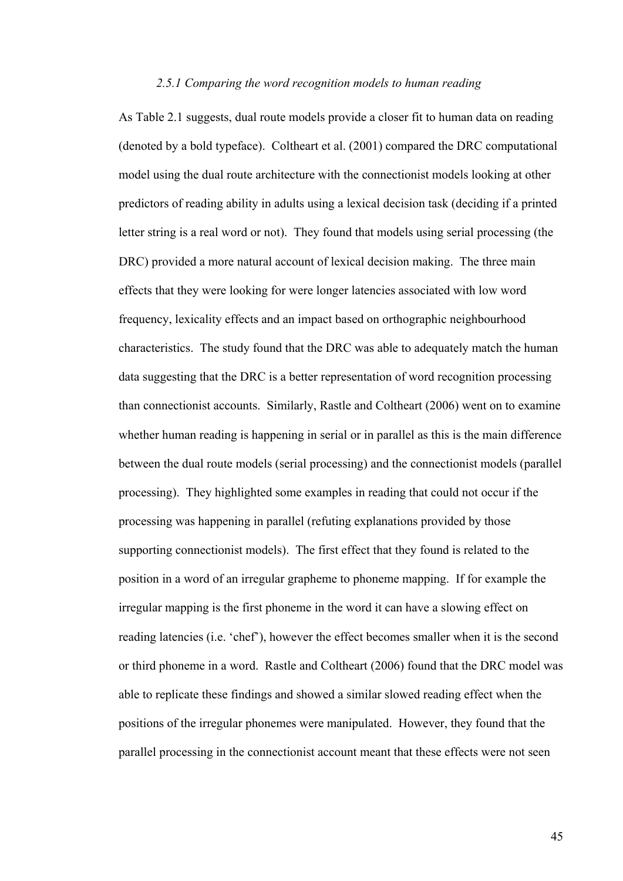### *2.5.1 Comparing the word recognition models to human reading*

As Table 2.1 suggests, dual route models provide a closer fit to human data on reading (denoted by a bold typeface). Coltheart et al. (2001) compared the DRC computational model using the dual route architecture with the connectionist models looking at other predictors of reading ability in adults using a lexical decision task (deciding if a printed letter string is a real word or not). They found that models using serial processing (the DRC) provided a more natural account of lexical decision making. The three main effects that they were looking for were longer latencies associated with low word frequency, lexicality effects and an impact based on orthographic neighbourhood characteristics. The study found that the DRC was able to adequately match the human data suggesting that the DRC is a better representation of word recognition processing than connectionist accounts. Similarly, Rastle and Coltheart (2006) went on to examine whether human reading is happening in serial or in parallel as this is the main difference between the dual route models (serial processing) and the connectionist models (parallel processing). They highlighted some examples in reading that could not occur if the processing was happening in parallel (refuting explanations provided by those supporting connectionist models). The first effect that they found is related to the position in a word of an irregular grapheme to phoneme mapping. If for example the irregular mapping is the first phoneme in the word it can have a slowing effect on reading latencies (i.e. 'chef'), however the effect becomes smaller when it is the second or third phoneme in a word. Rastle and Coltheart (2006) found that the DRC model was able to replicate these findings and showed a similar slowed reading effect when the positions of the irregular phonemes were manipulated. However, they found that the parallel processing in the connectionist account meant that these effects were not seen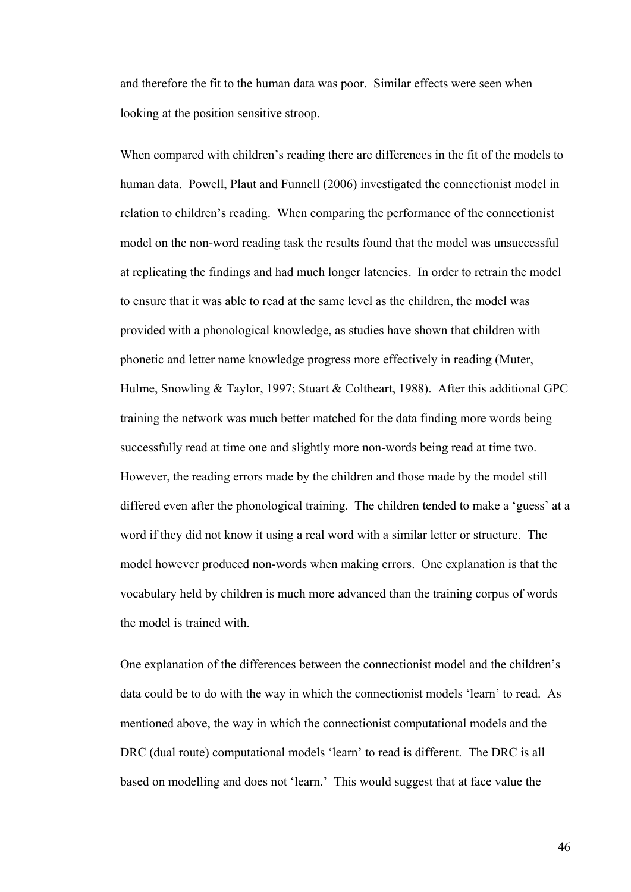and therefore the fit to the human data was poor. Similar effects were seen when looking at the position sensitive stroop.

When compared with children's reading there are differences in the fit of the models to human data. Powell, Plaut and Funnell (2006) investigated the connectionist model in relation to children's reading. When comparing the performance of the connectionist model on the non-word reading task the results found that the model was unsuccessful at replicating the findings and had much longer latencies. In order to retrain the model to ensure that it was able to read at the same level as the children, the model was provided with a phonological knowledge, as studies have shown that children with phonetic and letter name knowledge progress more effectively in reading (Muter, Hulme, Snowling & Taylor, 1997; Stuart & Coltheart, 1988). After this additional GPC training the network was much better matched for the data finding more words being successfully read at time one and slightly more non-words being read at time two. However, the reading errors made by the children and those made by the model still differed even after the phonological training. The children tended to make a 'guess' at a word if they did not know it using a real word with a similar letter or structure. The model however produced non-words when making errors. One explanation is that the vocabulary held by children is much more advanced than the training corpus of words the model is trained with.

One explanation of the differences between the connectionist model and the children's data could be to do with the way in which the connectionist models 'learn' to read. As mentioned above, the way in which the connectionist computational models and the DRC (dual route) computational models 'learn' to read is different. The DRC is all based on modelling and does not 'learn.' This would suggest that at face value the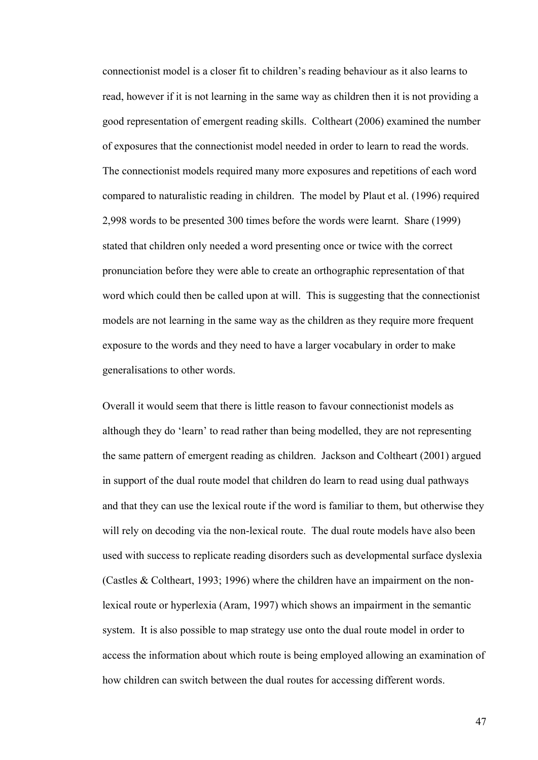connectionist model is a closer fit to children's reading behaviour as it also learns to read, however if it is not learning in the same way as children then it is not providing a good representation of emergent reading skills. Coltheart (2006) examined the number of exposures that the connectionist model needed in order to learn to read the words. The connectionist models required many more exposures and repetitions of each word compared to naturalistic reading in children. The model by Plaut et al. (1996) required 2,998 words to be presented 300 times before the words were learnt. Share (1999) stated that children only needed a word presenting once or twice with the correct pronunciation before they were able to create an orthographic representation of that word which could then be called upon at will. This is suggesting that the connectionist models are not learning in the same way as the children as they require more frequent exposure to the words and they need to have a larger vocabulary in order to make generalisations to other words.

Overall it would seem that there is little reason to favour connectionist models as although they do 'learn' to read rather than being modelled, they are not representing the same pattern of emergent reading as children. Jackson and Coltheart (2001) argued in support of the dual route model that children do learn to read using dual pathways and that they can use the lexical route if the word is familiar to them, but otherwise they will rely on decoding via the non-lexical route. The dual route models have also been used with success to replicate reading disorders such as developmental surface dyslexia (Castles & Coltheart, 1993; 1996) where the children have an impairment on the non-lexical route or hyperlexia (Aram, 1997) which shows an impairment in the semantic system. It is also possible to map strategy use onto the dual route model in order to access the information about which route is being employed allowing an examination of how children can switch between the dual routes for accessing different words.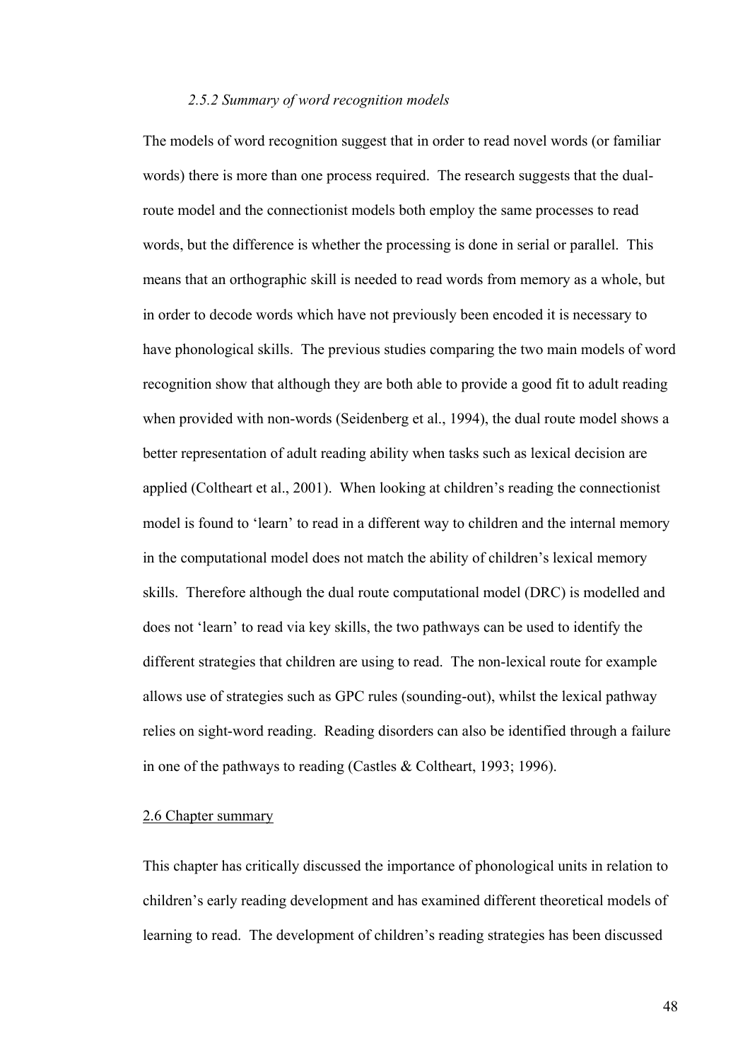### *2.5.2 Summary of word recognition models*

The models of word recognition suggest that in order to read novel words (or familiar words) there is more than one process required. The research suggests that the dual-route model and the connectionist models both employ the same processes to read words, but the difference is whether the processing is done in serial or parallel. This means that an orthographic skill is needed to read words from memory as a whole, but in order to decode words which have not previously been encoded it is necessary to have phonological skills. The previous studies comparing the two main models of word recognition show that although they are both able to provide a good fit to adult reading when provided with non-words (Seidenberg et al., 1994), the dual route model shows a better representation of adult reading ability when tasks such as lexical decision are applied (Coltheart et al., 2001). When looking at children's reading the connectionist model is found to 'learn' to read in a different way to children and the internal memory in the computational model does not match the ability of children's lexical memory skills. Therefore although the dual route computational model (DRC) is modelled and does not 'learn' to read via key skills, the two pathways can be used to identify the different strategies that children are using to read. The non-lexical route for example allows use of strategies such as GPC rules (sounding-out), whilst the lexical pathway relies on sight-word reading. Reading disorders can also be identified through a failure in one of the pathways to reading (Castles & Coltheart, 1993; 1996).

## 2.6 Chapter summary

This chapter has critically discussed the importance of phonological units in relation to children's early reading development and has examined different theoretical models of learning to read. The development of children's reading strategies has been discussed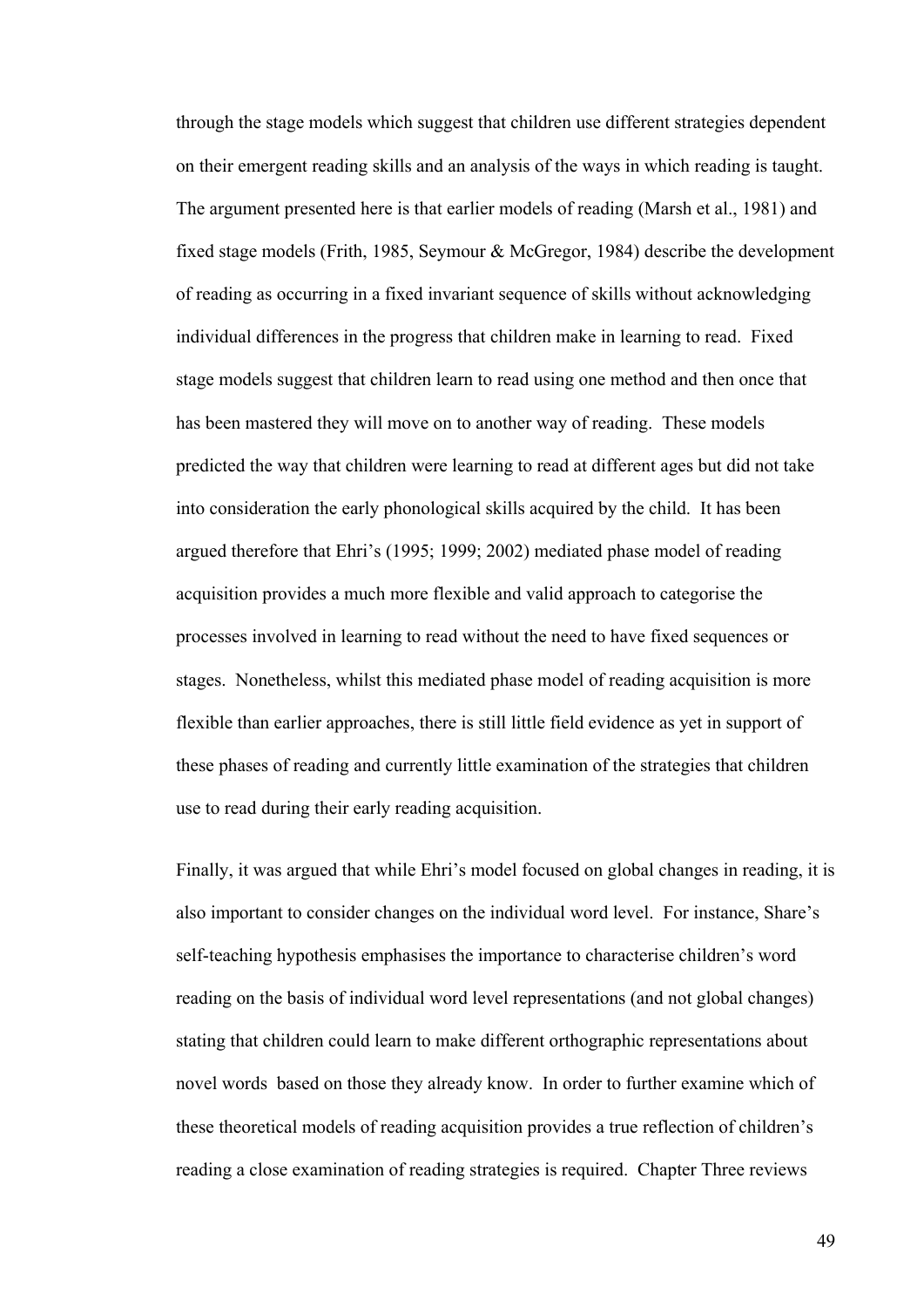through the stage models which suggest that children use different strategies dependent on their emergent reading skills and an analysis of the ways in which reading is taught. The argument presented here is that earlier models of reading (Marsh et al., 1981) and fixed stage models (Frith, 1985, Seymour & McGregor, 1984) describe the development of reading as occurring in a fixed invariant sequence of skills without acknowledging individual differences in the progress that children make in learning to read. Fixed stage models suggest that children learn to read using one method and then once that has been mastered they will move on to another way of reading. These models predicted the way that children were learning to read at different ages but did not take into consideration the early phonological skills acquired by the child. It has been argued therefore that Ehri's (1995; 1999; 2002) mediated phase model of reading acquisition provides a much more flexible and valid approach to categorise the processes involved in learning to read without the need to have fixed sequences or stages. Nonetheless, whilst this mediated phase model of reading acquisition is more flexible than earlier approaches, there is still little field evidence as yet in support of these phases of reading and currently little examination of the strategies that children use to read during their early reading acquisition.

Finally, it was argued that while Ehri's model focused on global changes in reading, it is also important to consider changes on the individual word level. For instance, Share's self-teaching hypothesis emphasises the importance to characterise children's word reading on the basis of individual word level representations (and not global changes) stating that children could learn to make different orthographic representations about novel words based on those they already know. In order to further examine which of these theoretical models of reading acquisition provides a true reflection of children's reading a close examination of reading strategies is required. Chapter Three reviews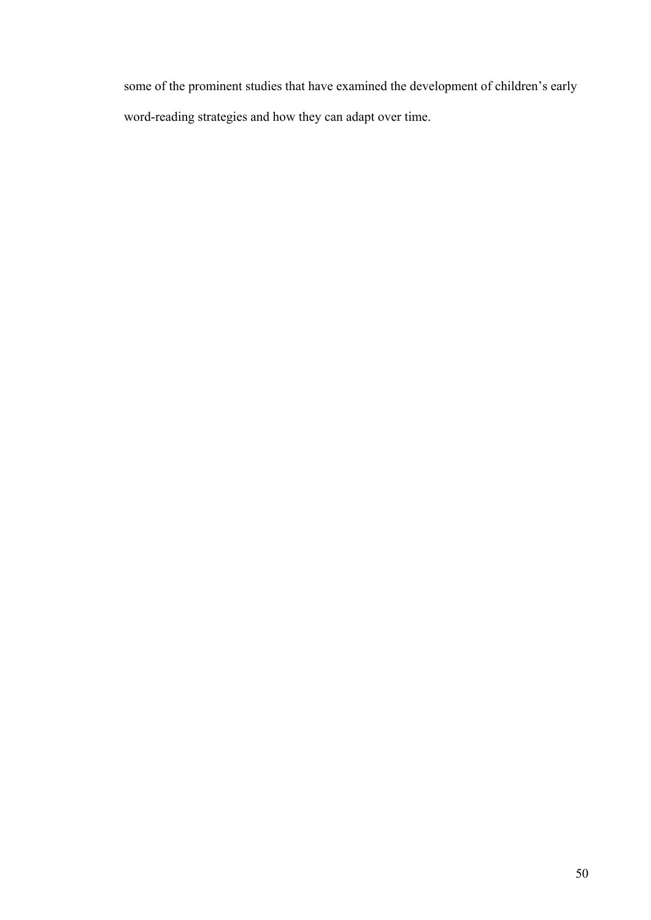some of the prominent studies that have examined the development of children's early word-reading strategies and how they can adapt over time.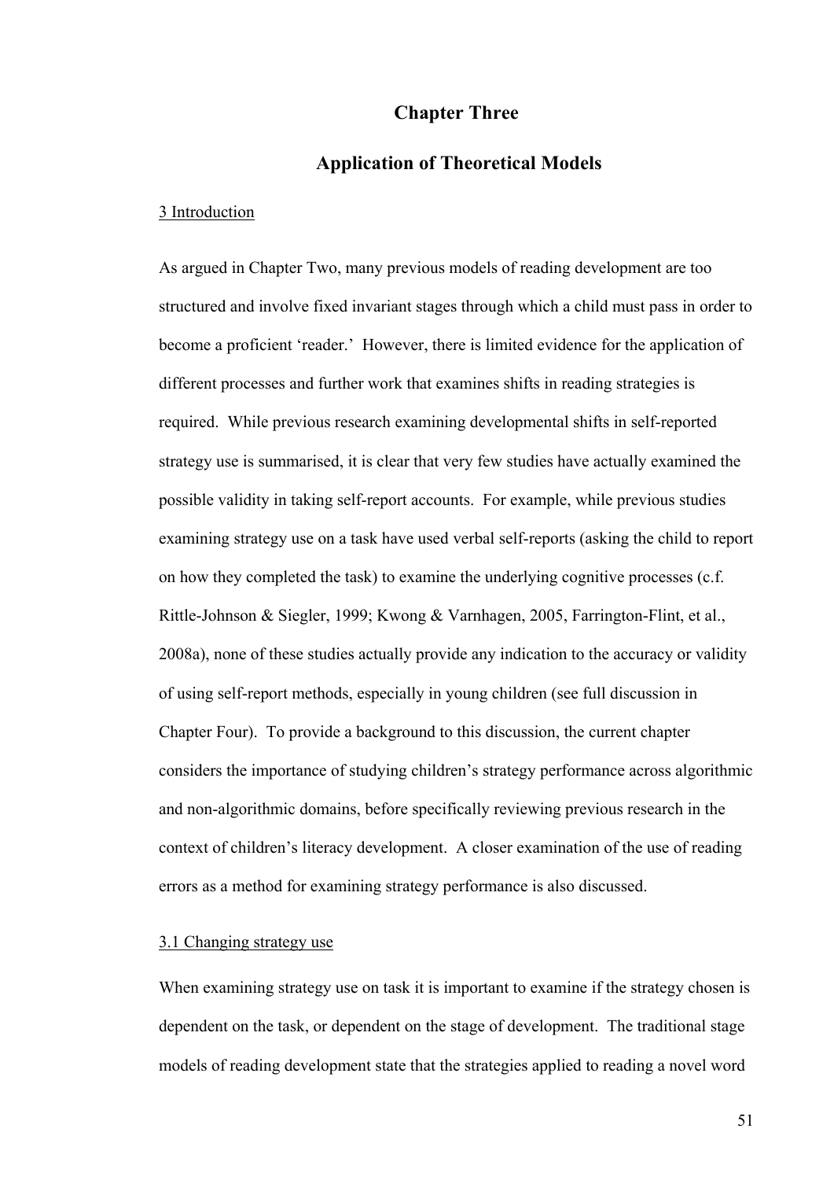# Chapter Three

# Application of Theoretical Models

## 3 Introduction

As argued in Chapter Two, many previous models of reading development are too structured and involve fixed invariant stages through which a child must pass in order to become a proficient 'reader.' However, there is limited evidence for the application of different processes and further work that examines shifts in reading strategies is required. While previous research examining developmental shifts in self-reported strategy use is summarised, it is clear that very few studies have actually examined the possible validity in taking self-report accounts. For example, while previous studies examining strategy use on a task have used verbal self-reports (asking the child to report on how they completed the task) to examine the underlying cognitive processes (c.f. Rittle-Johnson & Siegler, 1999; Kwong & Varnhagen, 2005, Farrington-Flint, et al., 2008a), none of these studies actually provide any indication to the accuracy or validity of using self-report methods, especially in young children (see full discussion in Chapter Four). To provide a background to this discussion, the current chapter considers the importance of studying children's strategy performance across algorithmic and non-algorithmic domains, before specifically reviewing previous research in the context of children's literacy development. A closer examination of the use of reading errors as a method for examining strategy performance is also discussed.

## 3.1 Changing strategy use

When examining strategy use on task it is important to examine if the strategy chosen is dependent on the task, or dependent on the stage of development. The traditional stage models of reading development state that the strategies applied to reading a novel word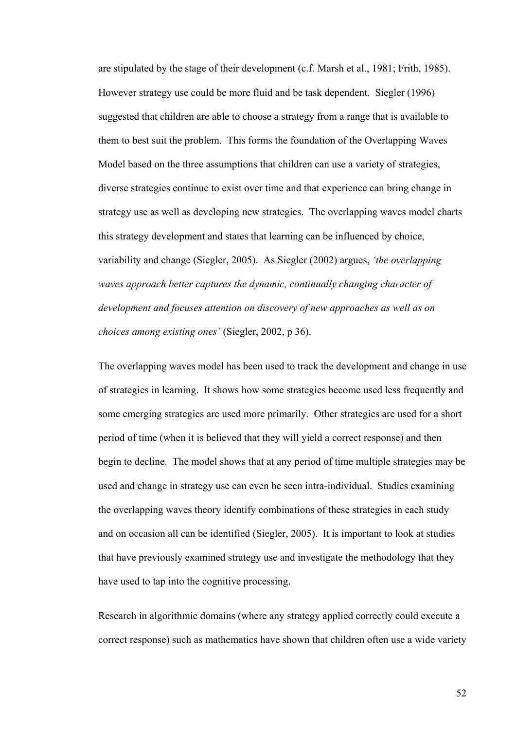are stipulated by the stage of their development (c.f. Marsh et al., 1981; Frith, 1985). However strategy use could be more fluid and be task dependent. Siegler (1996) suggested that children are able to choose a strategy from a range that is available to them to best suit the problem. This forms the foundation of the Overlapping Waves Model based on the three assumptions that children can use a variety of strategies, diverse strategies continue to exist over time and that experience can bring change in strategy use as well as developing new strategies. The overlapping waves model charts this strategy development and states that learning can be influenced by choice, variability and change (Siegler, 2005). As Siegler (2002) argues, *'the overlapping waves approach better captures the dynamic, continually changing character of development and focuses attention on discovery of new approaches as well as on choices among existing ones'* (Siegler, 2002, p 36).

The overlapping waves model has been used to track the development and change in use of strategies in learning. It shows how some strategies become used less frequently and some emerging strategies are used more primarily. Other strategies are used for a short period of time (when it is believed that they will yield a correct response) and then begin to decline. The model shows that at any period of time multiple strategies may be used and change in strategy use can even be seen intra-individual. Studies examining the overlapping waves theory identify combinations of these strategies in each study and on occasion all can be identified (Siegler, 2005). It is important to look at studies that have previously examined strategy use and investigate the methodology that they have used to tap into the cognitive processing.

Research in algorithmic domains (where any strategy applied correctly could execute a correct response) such as mathematics have shown that children often use a wide variety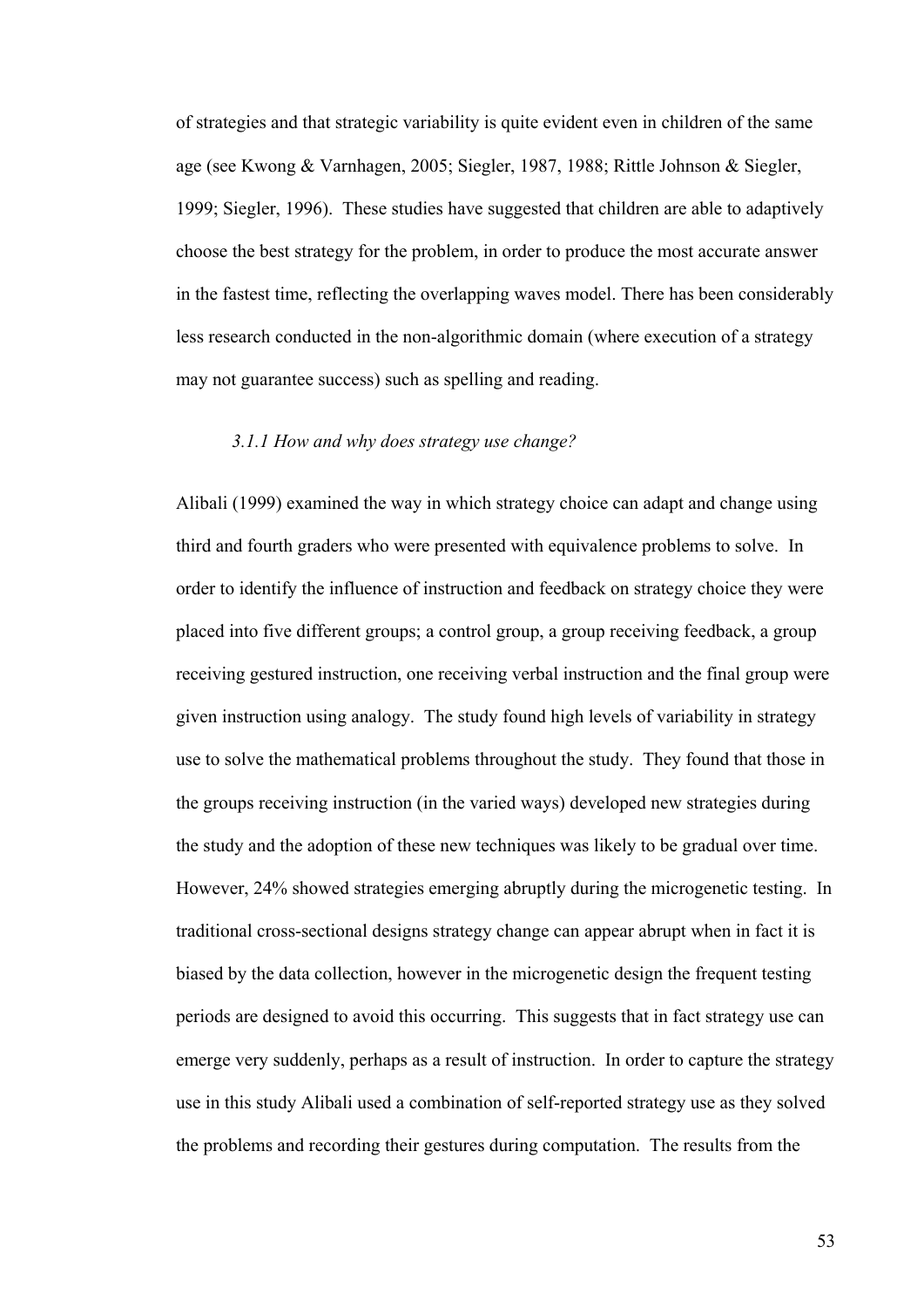of strategies and that strategic variability is quite evident even in children of the same age (see Kwong & Varnhagen, 2005; Siegler, 1987, 1988; Rittle Johnson & Siegler, 1999; Siegler, 1996). These studies have suggested that children are able to adaptively choose the best strategy for the problem, in order to produce the most accurate answer in the fastest time, reflecting the overlapping waves model. There has been considerably less research conducted in the non-algorithmic domain (where execution of a strategy may not guarantee success) such as spelling and reading.

### *3.1.1 How and why does strategy use change?*

Alibali (1999) examined the way in which strategy choice can adapt and change using third and fourth graders who were presented with equivalence problems to solve. In order to identify the influence of instruction and feedback on strategy choice they were placed into five different groups; a control group, a group receiving feedback, a group receiving gestured instruction, one receiving verbal instruction and the final group were given instruction using analogy. The study found high levels of variability in strategy use to solve the mathematical problems throughout the study. They found that those in the groups receiving instruction (in the varied ways) developed new strategies during the study and the adoption of these new techniques was likely to be gradual over time. However, 24% showed strategies emerging abruptly during the microgenetic testing. In traditional cross-sectional designs strategy change can appear abrupt when in fact it is biased by the data collection, however in the microgenetic design the frequent testing periods are designed to avoid this occurring. This suggests that in fact strategy use can emerge very suddenly, perhaps as a result of instruction. In order to capture the strategy use in this study Alibali used a combination of self-reported strategy use as they solved the problems and recording their gestures during computation. The results from the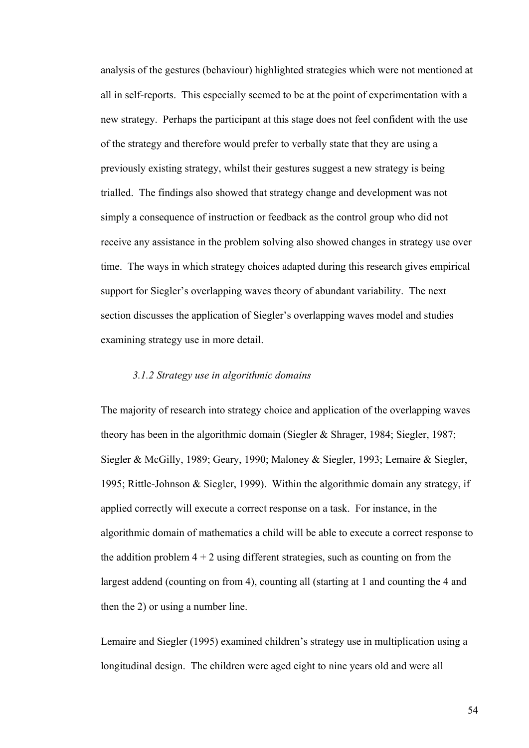analysis of the gestures (behaviour) highlighted strategies which were not mentioned at all in self-reports. This especially seemed to be at the point of experimentation with a new strategy. Perhaps the participant at this stage does not feel confident with the use of the strategy and therefore would prefer to verbally state that they are using a previously existing strategy, whilst their gestures suggest a new strategy is being trialled. The findings also showed that strategy change and development was not simply a consequence of instruction or feedback as the control group who did not receive any assistance in the problem solving also showed changes in strategy use over time. The ways in which strategy choices adapted during this research gives empirical support for Siegler's overlapping waves theory of abundant variability. The next section discusses the application of Siegler's overlapping waves model and studies examining strategy use in more detail.

### *3.1.2 Strategy use in algorithmic domains*

The majority of research into strategy choice and application of the overlapping waves theory has been in the algorithmic domain (Siegler & Shrager, 1984; Siegler, 1987; Siegler & McGilly, 1989; Geary, 1990; Maloney & Siegler, 1993; Lemaire & Siegler, 1995; Rittle-Johnson & Siegler, 1999). Within the algorithmic domain any strategy, if applied correctly will execute a correct response on a task. For instance, in the algorithmic domain of mathematics a child will be able to execute a correct response to the addition problem $4 + 2$ using different strategies, such as counting on from the largest addend (counting on from 4), counting all (starting at 1 and counting the 4 and then the 2) or using a number line.

Lemaire and Siegler (1995) examined children's strategy use in multiplication using a longitudinal design. The children were aged eight to nine years old and were all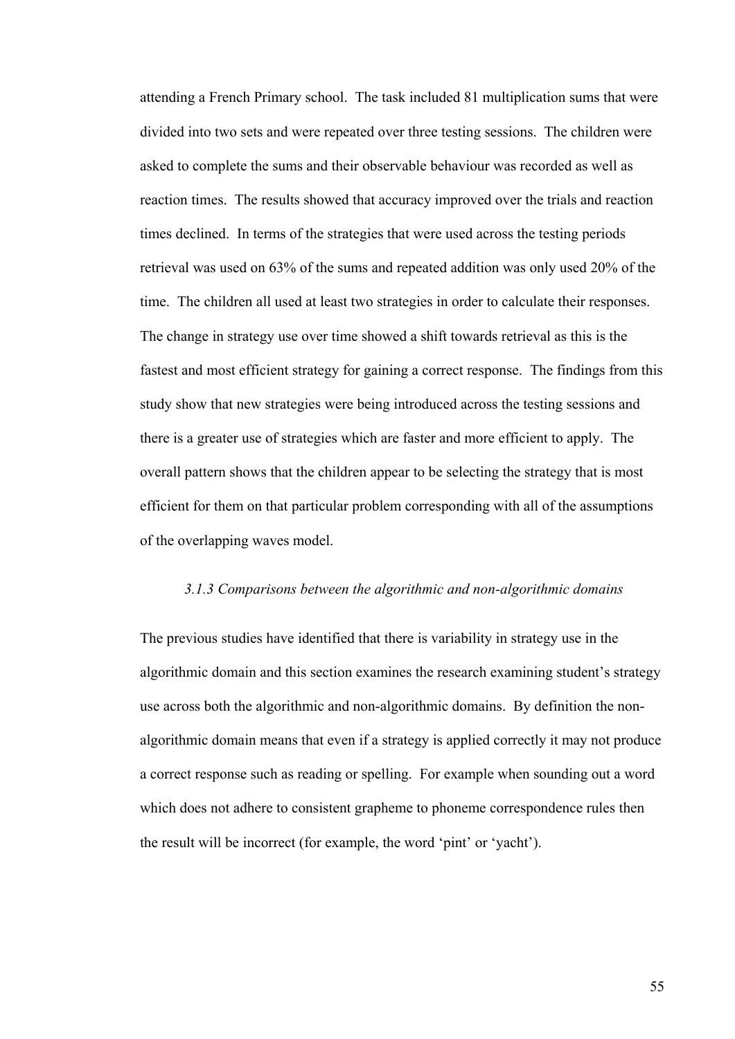attending a French Primary school. The task included 81 multiplication sums that were divided into two sets and were repeated over three testing sessions. The children were asked to complete the sums and their observable behaviour was recorded as well as reaction times. The results showed that accuracy improved over the trials and reaction times declined. In terms of the strategies that were used across the testing periods retrieval was used on 63% of the sums and repeated addition was only used 20% of the time. The children all used at least two strategies in order to calculate their responses. The change in strategy use over time showed a shift towards retrieval as this is the fastest and most efficient strategy for gaining a correct response. The findings from this study show that new strategies were being introduced across the testing sessions and there is a greater use of strategies which are faster and more efficient to apply. The overall pattern shows that the children appear to be selecting the strategy that is most efficient for them on that particular problem corresponding with all of the assumptions of the overlapping waves model.

### *3.1.3 Comparisons between the algorithmic and non-algorithmic domains*

The previous studies have identified that there is variability in strategy use in the algorithmic domain and this section examines the research examining student's strategy use across both the algorithmic and non-algorithmic domains. By definition the non-algorithmic domain means that even if a strategy is applied correctly it may not produce a correct response such as reading or spelling. For example when sounding out a word which does not adhere to consistent grapheme to phoneme correspondence rules then the result will be incorrect (for example, the word 'pint' or 'yacht').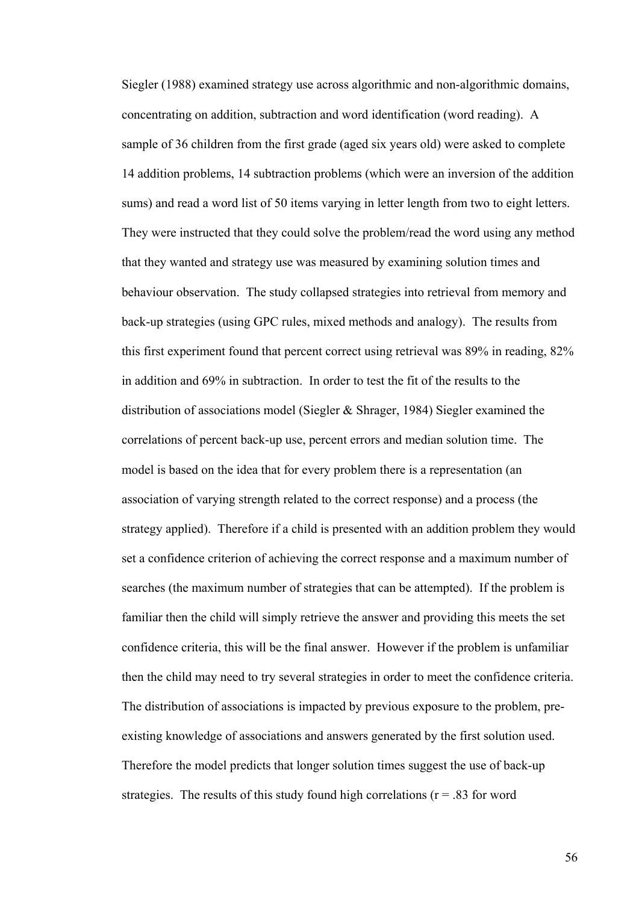Siegler (1988) examined strategy use across algorithmic and non-algorithmic domains, concentrating on addition, subtraction and word identification (word reading). A sample of 36 children from the first grade (aged six years old) were asked to complete 14 addition problems, 14 subtraction problems (which were an inversion of the addition sums) and read a word list of 50 items varying in letter length from two to eight letters. They were instructed that they could solve the problem/read the word using any method that they wanted and strategy use was measured by examining solution times and behaviour observation. The study collapsed strategies into retrieval from memory and back-up strategies (using GPC rules, mixed methods and analogy). The results from this first experiment found that percent correct using retrieval was 89% in reading, 82% in addition and 69% in subtraction. In order to test the fit of the results to the distribution of associations model (Siegler & Shrager, 1984) Siegler examined the correlations of percent back-up use, percent errors and median solution time. The model is based on the idea that for every problem there is a representation (an association of varying strength related to the correct response) and a process (the strategy applied). Therefore if a child is presented with an addition problem they would set a confidence criterion of achieving the correct response and a maximum number of searches (the maximum number of strategies that can be attempted). If the problem is familiar then the child will simply retrieve the answer and providing this meets the set confidence criteria, this will be the final answer. However if the problem is unfamiliar then the child may need to try several strategies in order to meet the confidence criteria. The distribution of associations is impacted by previous exposure to the problem, pre-existing knowledge of associations and answers generated by the first solution used. Therefore the model predicts that longer solution times suggest the use of back-up strategies. The results of this study found high correlations ($r = .83$ for word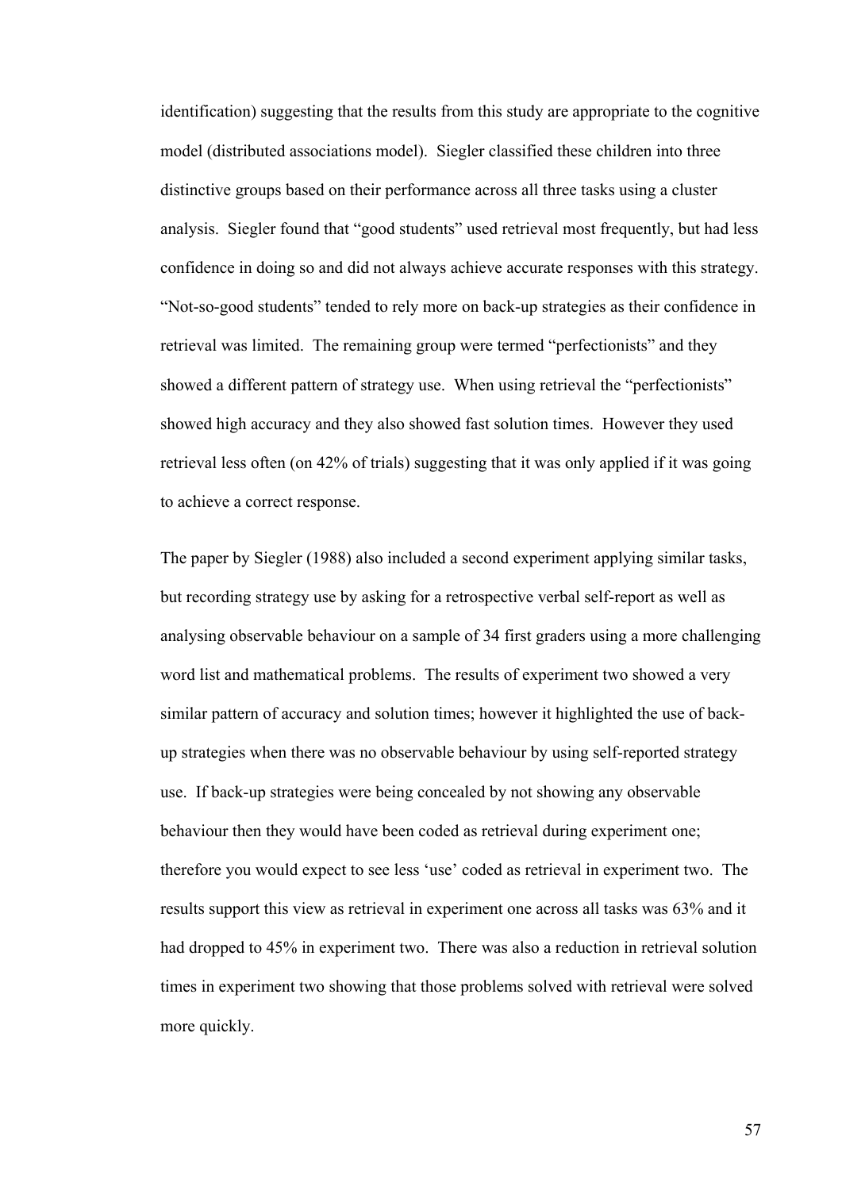identification) suggesting that the results from this study are appropriate to the cognitive model (distributed associations model). Siegler classified these children into three distinctive groups based on their performance across all three tasks using a cluster analysis. Siegler found that "good students" used retrieval most frequently, but had less confidence in doing so and did not always achieve accurate responses with this strategy. "Not-so-good students" tended to rely more on back-up strategies as their confidence in retrieval was limited. The remaining group were termed "perfectionists" and they showed a different pattern of strategy use. When using retrieval the "perfectionists" showed high accuracy and they also showed fast solution times. However they used retrieval less often (on 42% of trials) suggesting that it was only applied if it was going to achieve a correct response.

The paper by Siegler (1988) also included a second experiment applying similar tasks, but recording strategy use by asking for a retrospective verbal self-report as well as analysing observable behaviour on a sample of 34 first graders using a more challenging word list and mathematical problems. The results of experiment two showed a very similar pattern of accuracy and solution times; however it highlighted the use of back-up strategies when there was no observable behaviour by using self-reported strategy use. If back-up strategies were being concealed by not showing any observable behaviour then they would have been coded as retrieval during experiment one; therefore you would expect to see less 'use' coded as retrieval in experiment two. The results support this view as retrieval in experiment one across all tasks was 63% and it had dropped to 45% in experiment two. There was also a reduction in retrieval solution times in experiment two showing that those problems solved with retrieval were solved more quickly.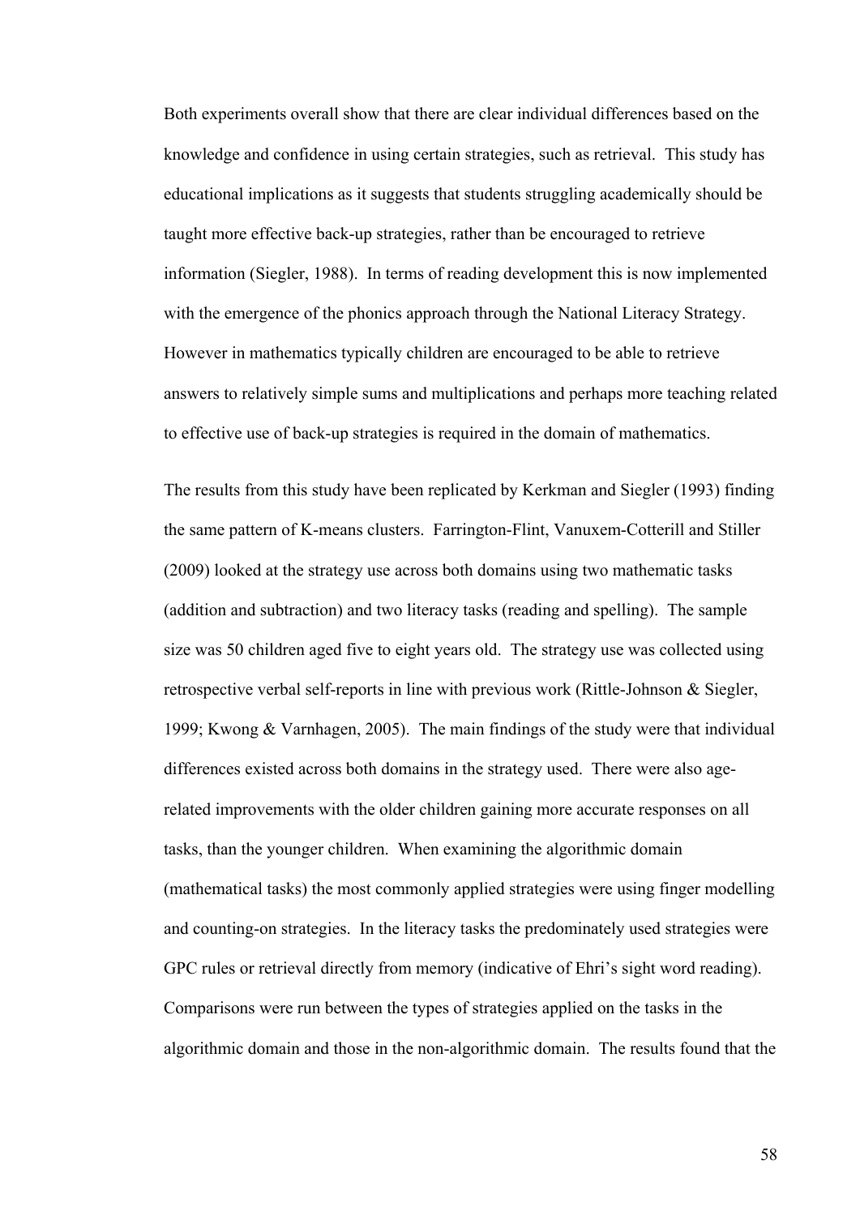Both experiments overall show that there are clear individual differences based on the knowledge and confidence in using certain strategies, such as retrieval. This study has educational implications as it suggests that students struggling academically should be taught more effective back-up strategies, rather than be encouraged to retrieve information (Siegler, 1988). In terms of reading development this is now implemented with the emergence of the phonics approach through the National Literacy Strategy. However in mathematics typically children are encouraged to be able to retrieve answers to relatively simple sums and multiplications and perhaps more teaching related to effective use of back-up strategies is required in the domain of mathematics.

The results from this study have been replicated by Kerkman and Siegler (1993) finding the same pattern of K-means clusters. Farrington-Flint, Vanuxem-Cotterill and Stiller (2009) looked at the strategy use across both domains using two mathematic tasks (addition and subtraction) and two literacy tasks (reading and spelling). The sample size was 50 children aged five to eight years old. The strategy use was collected using retrospective verbal self-reports in line with previous work (Rittle-Johnson & Siegler, 1999; Kwong & Varnhagen, 2005). The main findings of the study were that individual differences existed across both domains in the strategy used. There were also age-related improvements with the older children gaining more accurate responses on all tasks, than the younger children. When examining the algorithmic domain (mathematical tasks) the most commonly applied strategies were using finger modelling and counting-on strategies. In the literacy tasks the predominately used strategies were GPC rules or retrieval directly from memory (indicative of Ehri's sight word reading). Comparisons were run between the types of strategies applied on the tasks in the algorithmic domain and those in the non-algorithmic domain. The results found that the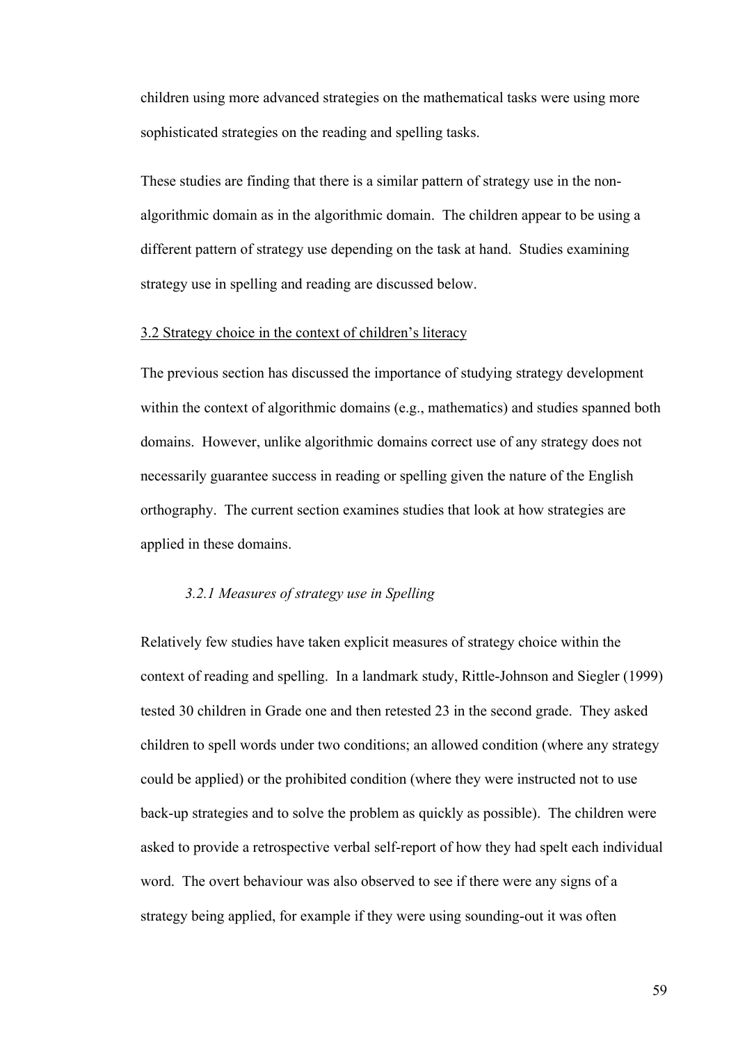children using more advanced strategies on the mathematical tasks were using more sophisticated strategies on the reading and spelling tasks.

These studies are finding that there is a similar pattern of strategy use in the non-algorithmic domain as in the algorithmic domain. The children appear to be using a different pattern of strategy use depending on the task at hand. Studies examining strategy use in spelling and reading are discussed below.

## 3.2 Strategy choice in the context of children's literacy

The previous section has discussed the importance of studying strategy development within the context of algorithmic domains (e.g., mathematics) and studies spanned both domains. However, unlike algorithmic domains correct use of any strategy does not necessarily guarantee success in reading or spelling given the nature of the English orthography. The current section examines studies that look at how strategies are applied in these domains.

### *3.2.1 Measures of strategy use in Spelling*

Relatively few studies have taken explicit measures of strategy choice within the context of reading and spelling. In a landmark study, Rittle-Johnson and Siegler (1999) tested 30 children in Grade one and then retested 23 in the second grade. They asked children to spell words under two conditions; an allowed condition (where any strategy could be applied) or the prohibited condition (where they were instructed not to use back-up strategies and to solve the problem as quickly as possible). The children were asked to provide a retrospective verbal self-report of how they had spelt each individual word. The overt behaviour was also observed to see if there were any signs of a strategy being applied, for example if they were using sounding-out it was often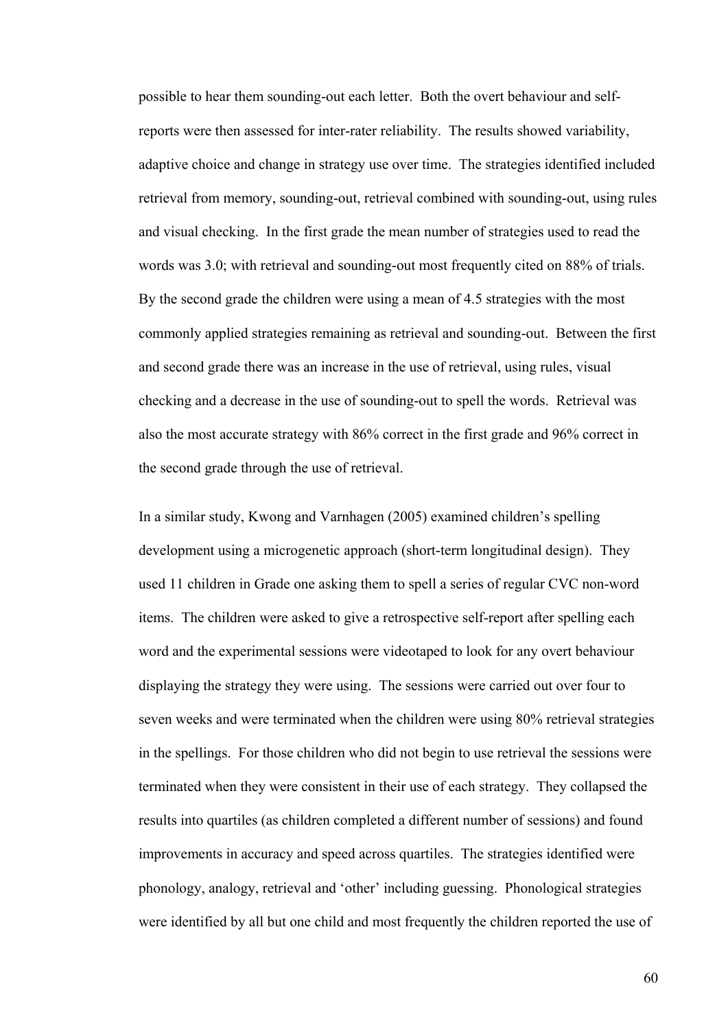possible to hear them sounding-out each letter. Both the overt behaviour and self-reports were then assessed for inter-rater reliability. The results showed variability, adaptive choice and change in strategy use over time. The strategies identified included retrieval from memory, sounding-out, retrieval combined with sounding-out, using rules and visual checking. In the first grade the mean number of strategies used to read the words was 3.0; with retrieval and sounding-out most frequently cited on 88% of trials. By the second grade the children were using a mean of 4.5 strategies with the most commonly applied strategies remaining as retrieval and sounding-out. Between the first and second grade there was an increase in the use of retrieval, using rules, visual checking and a decrease in the use of sounding-out to spell the words. Retrieval was also the most accurate strategy with 86% correct in the first grade and 96% correct in the second grade through the use of retrieval.

In a similar study, Kwong and Varnhagen (2005) examined children's spelling development using a microgenetic approach (short-term longitudinal design). They used 11 children in Grade one asking them to spell a series of regular CVC non-word items. The children were asked to give a retrospective self-report after spelling each word and the experimental sessions were videotaped to look for any overt behaviour displaying the strategy they were using. The sessions were carried out over four to seven weeks and were terminated when the children were using 80% retrieval strategies in the spellings. For those children who did not begin to use retrieval the sessions were terminated when they were consistent in their use of each strategy. They collapsed the results into quartiles (as children completed a different number of sessions) and found improvements in accuracy and speed across quartiles. The strategies identified were phonology, analogy, retrieval and 'other' including guessing. Phonological strategies were identified by all but one child and most frequently the children reported the use of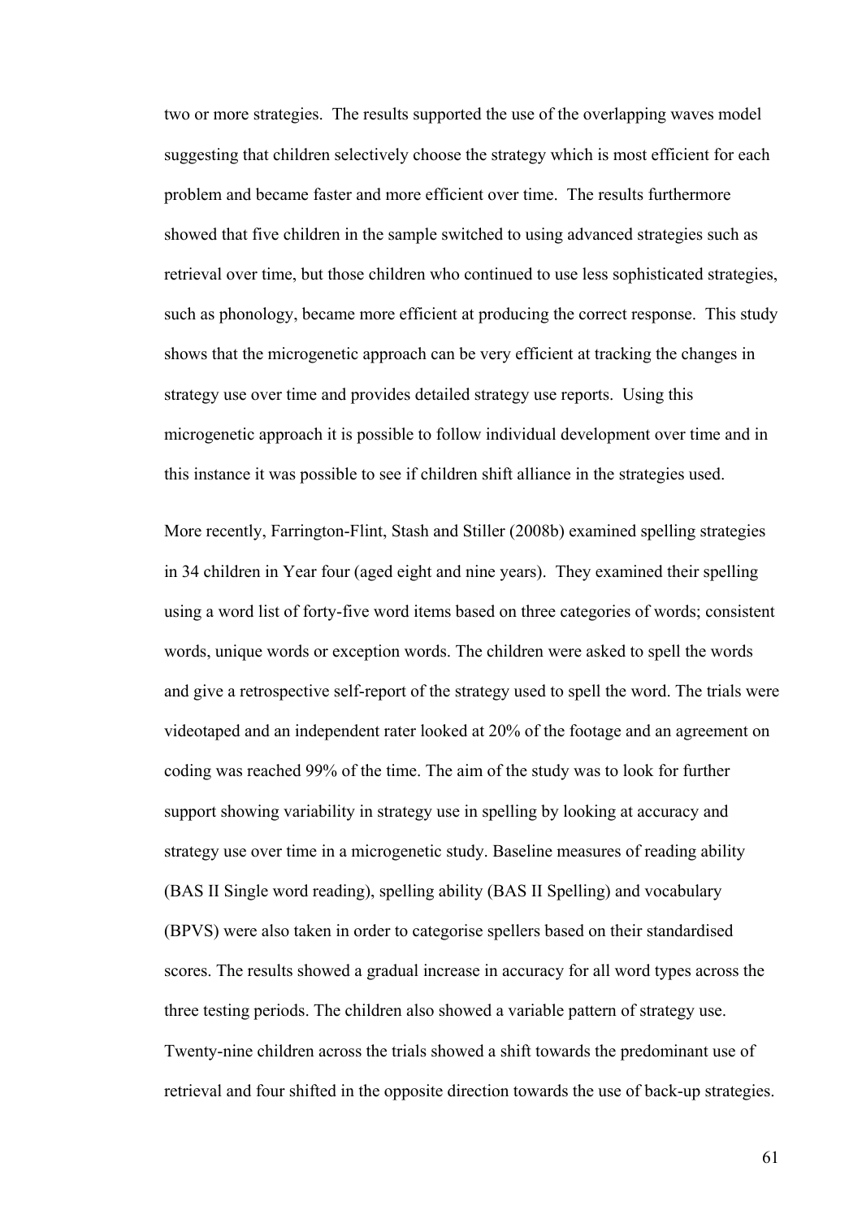two or more strategies. The results supported the use of the overlapping waves model suggesting that children selectively choose the strategy which is most efficient for each problem and became faster and more efficient over time. The results furthermore showed that five children in the sample switched to using advanced strategies such as retrieval over time, but those children who continued to use less sophisticated strategies, such as phonology, became more efficient at producing the correct response. This study shows that the microgenetic approach can be very efficient at tracking the changes in strategy use over time and provides detailed strategy use reports. Using this microgenetic approach it is possible to follow individual development over time and in this instance it was possible to see if children shift alliance in the strategies used.

More recently, Farrington-Flint, Stash and Stiller (2008b) examined spelling strategies in 34 children in Year four (aged eight and nine years). They examined their spelling using a word list of forty-five word items based on three categories of words; consistent words, unique words or exception words. The children were asked to spell the words and give a retrospective self-report of the strategy used to spell the word. The trials were videotaped and an independent rater looked at 20% of the footage and an agreement on coding was reached 99% of the time. The aim of the study was to look for further support showing variability in strategy use in spelling by looking at accuracy and strategy use over time in a microgenetic study. Baseline measures of reading ability (BAS II Single word reading), spelling ability (BAS II Spelling) and vocabulary (BPVS) were also taken in order to categorise spellers based on their standardised scores. The results showed a gradual increase in accuracy for all word types across the three testing periods. The children also showed a variable pattern of strategy use. Twenty-nine children across the trials showed a shift towards the predominant use of retrieval and four shifted in the opposite direction towards the use of back-up strategies.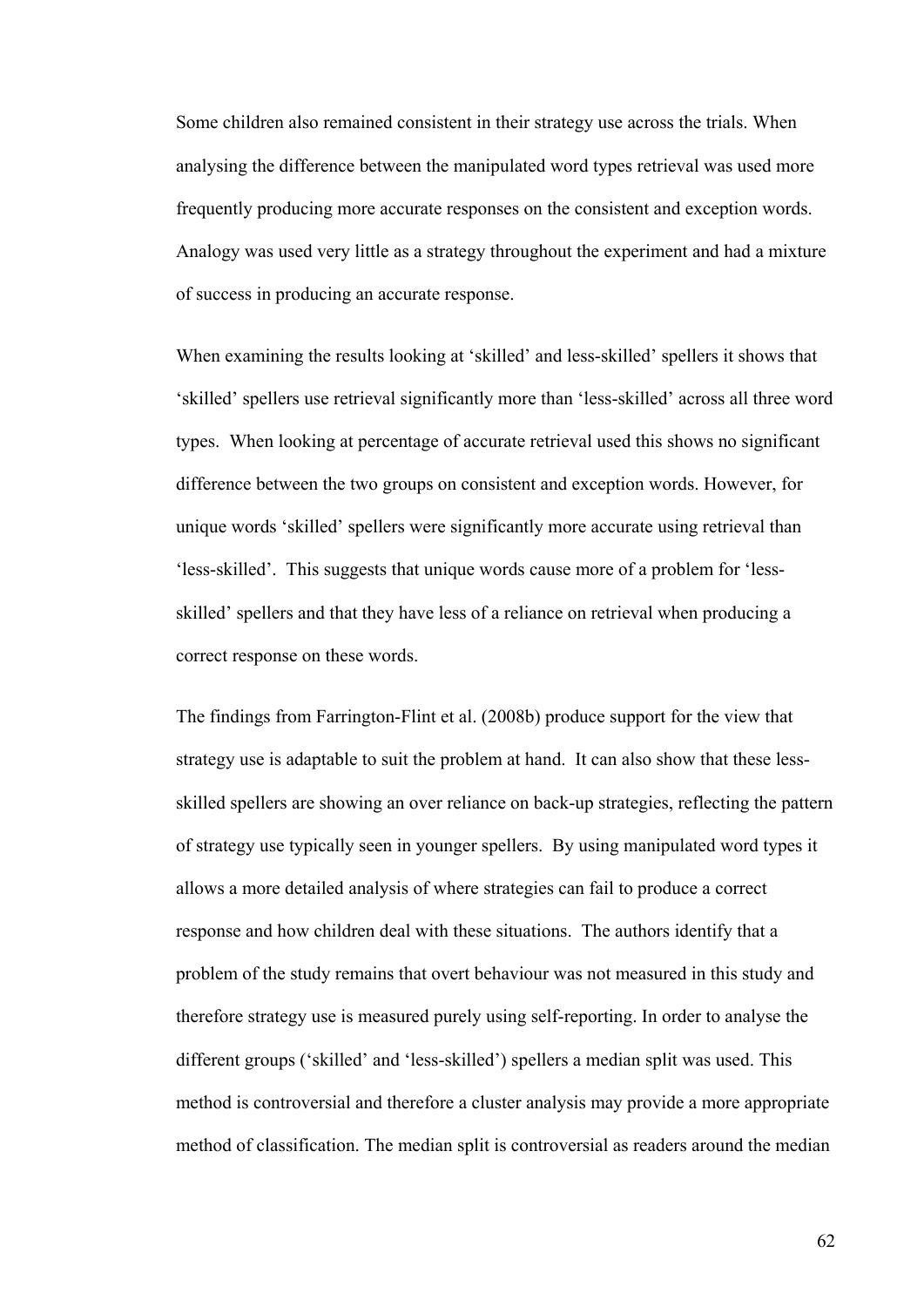Some children also remained consistent in their strategy use across the trials. When analysing the difference between the manipulated word types retrieval was used more frequently producing more accurate responses on the consistent and exception words. Analogy was used very little as a strategy throughout the experiment and had a mixture of success in producing an accurate response.

When examining the results looking at 'skilled' and less-skilled' spellers it shows that 'skilled' spellers use retrieval significantly more than 'less-skilled' across all three word types. When looking at percentage of accurate retrieval used this shows no significant difference between the two groups on consistent and exception words. However, for unique words 'skilled' spellers were significantly more accurate using retrieval than 'less-skilled'. This suggests that unique words cause more of a problem for 'less-skilled' spellers and that they have less of a reliance on retrieval when producing a correct response on these words.

The findings from Farrington-Flint et al. (2008b) produce support for the view that strategy use is adaptable to suit the problem at hand. It can also show that these less-skilled spellers are showing an over reliance on back-up strategies, reflecting the pattern of strategy use typically seen in younger spellers. By using manipulated word types it allows a more detailed analysis of where strategies can fail to produce a correct response and how children deal with these situations. The authors identify that a problem of the study remains that overt behaviour was not measured in this study and therefore strategy use is measured purely using self-reporting. In order to analyse the different groups ('skilled' and 'less-skilled') spellers a median split was used. This method is controversial and therefore a cluster analysis may provide a more appropriate method of classification. The median split is controversial as readers around the median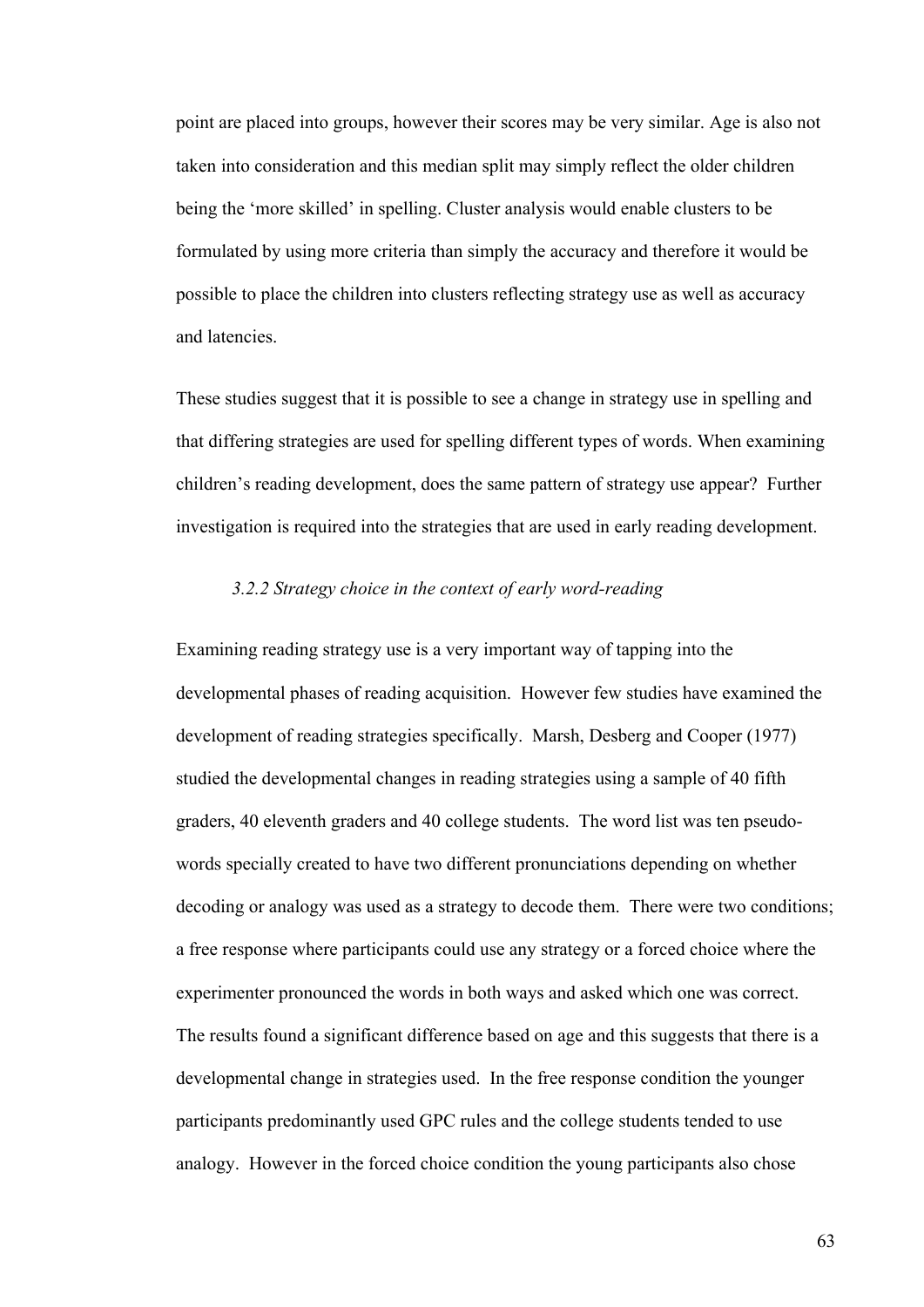point are placed into groups, however their scores may be very similar. Age is also not taken into consideration and this median split may simply reflect the older children being the 'more skilled' in spelling. Cluster analysis would enable clusters to be formulated by using more criteria than simply the accuracy and therefore it would be possible to place the children into clusters reflecting strategy use as well as accuracy and latencies.

These studies suggest that it is possible to see a change in strategy use in spelling and that differing strategies are used for spelling different types of words. When examining children's reading development, does the same pattern of strategy use appear? Further investigation is required into the strategies that are used in early reading development.

### *3.2.2 Strategy choice in the context of early word-reading*

Examining reading strategy use is a very important way of tapping into the developmental phases of reading acquisition. However few studies have examined the development of reading strategies specifically. Marsh, Desberg and Cooper (1977) studied the developmental changes in reading strategies using a sample of 40 fifth graders, 40 eleventh graders and 40 college students. The word list was ten pseudo-words specially created to have two different pronunciations depending on whether decoding or analogy was used as a strategy to decode them. There were two conditions; a free response where participants could use any strategy or a forced choice where the experimenter pronounced the words in both ways and asked which one was correct. The results found a significant difference based on age and this suggests that there is a developmental change in strategies used. In the free response condition the younger participants predominantly used GPC rules and the college students tended to use analogy. However in the forced choice condition the young participants also chose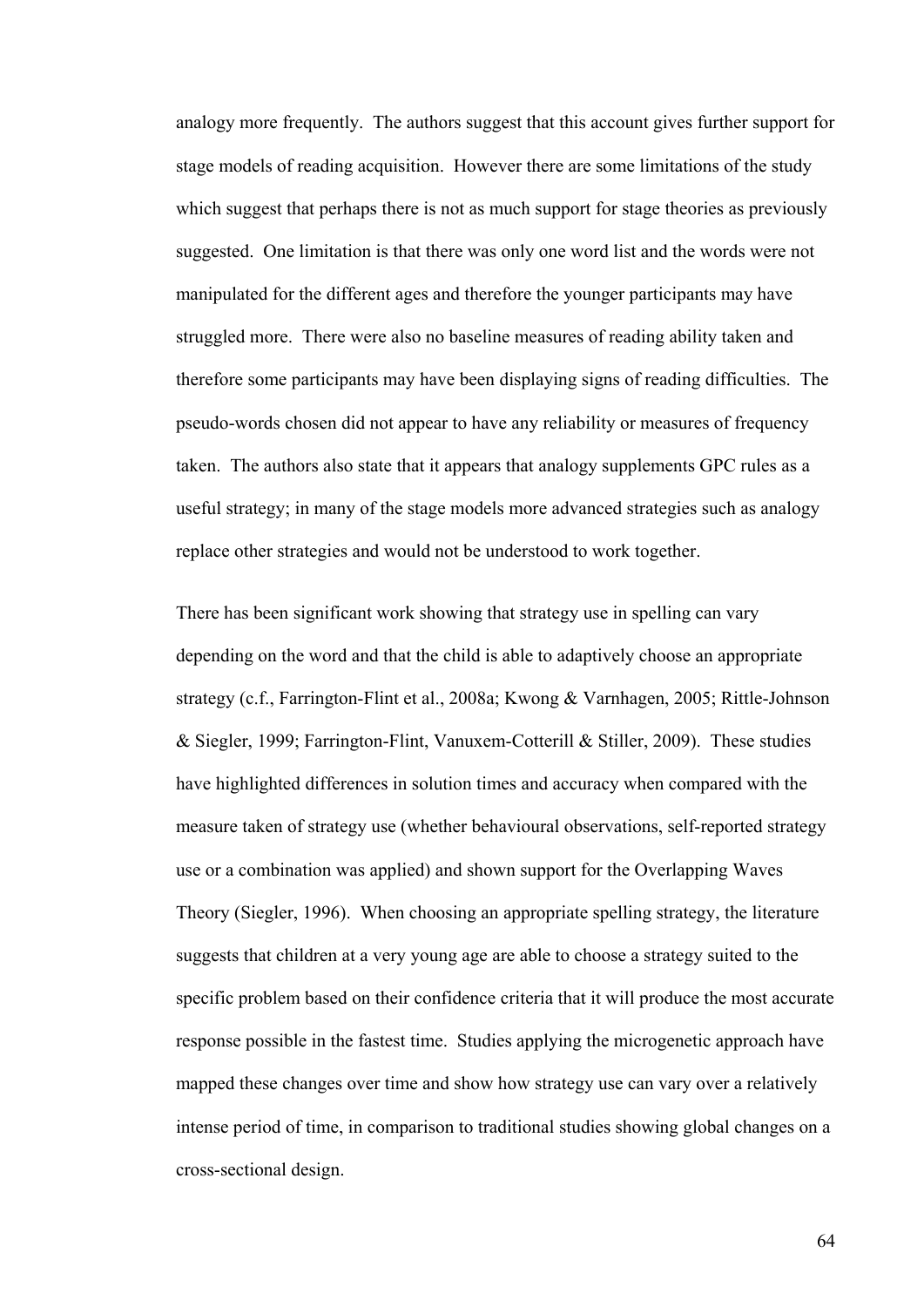analogy more frequently. The authors suggest that this account gives further support for stage models of reading acquisition. However there are some limitations of the study which suggest that perhaps there is not as much support for stage theories as previously suggested. One limitation is that there was only one word list and the words were not manipulated for the different ages and therefore the younger participants may have struggled more. There were also no baseline measures of reading ability taken and therefore some participants may have been displaying signs of reading difficulties. The pseudo-words chosen did not appear to have any reliability or measures of frequency taken. The authors also state that it appears that analogy supplements GPC rules as a useful strategy; in many of the stage models more advanced strategies such as analogy replace other strategies and would not be understood to work together.

There has been significant work showing that strategy use in spelling can vary depending on the word and that the child is able to adaptively choose an appropriate strategy (c.f., Farrington-Flint et al., 2008a; Kwong & Varnhagen, 2005; Rittle-Johnson & Siegler, 1999; Farrington-Flint, Vanuxem-Cotterill & Stiller, 2009). These studies have highlighted differences in solution times and accuracy when compared with the measure taken of strategy use (whether behavioural observations, self-reported strategy use or a combination was applied) and shown support for the Overlapping Waves Theory (Siegler, 1996). When choosing an appropriate spelling strategy, the literature suggests that children at a very young age are able to choose a strategy suited to the specific problem based on their confidence criteria that it will produce the most accurate response possible in the fastest time. Studies applying the microgenetic approach have mapped these changes over time and show how strategy use can vary over a relatively intense period of time, in comparison to traditional studies showing global changes on a cross-sectional design.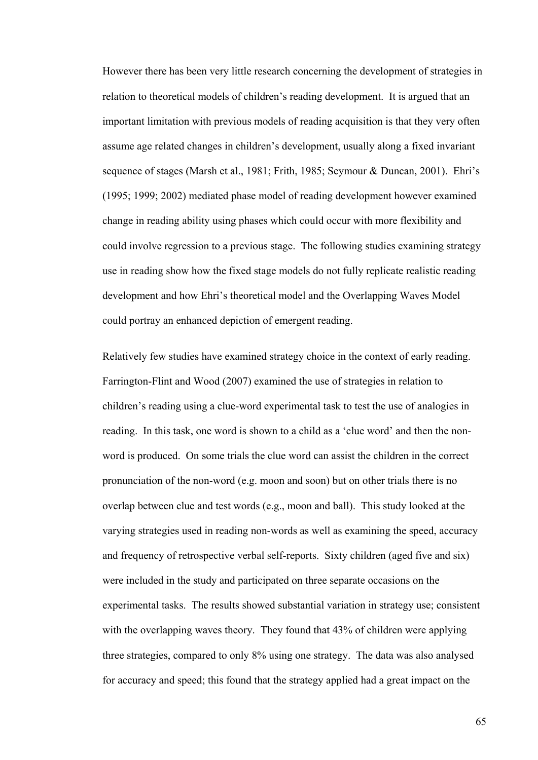However there has been very little research concerning the development of strategies in relation to theoretical models of children's reading development. It is argued that an important limitation with previous models of reading acquisition is that they very often assume age related changes in children's development, usually along a fixed invariant sequence of stages (Marsh et al., 1981; Frith, 1985; Seymour & Duncan, 2001). Ehri's (1995; 1999; 2002) mediated phase model of reading development however examined change in reading ability using phases which could occur with more flexibility and could involve regression to a previous stage. The following studies examining strategy use in reading show how the fixed stage models do not fully replicate realistic reading development and how Ehri's theoretical model and the Overlapping Waves Model could portray an enhanced depiction of emergent reading.

Relatively few studies have examined strategy choice in the context of early reading. Farrington-Flint and Wood (2007) examined the use of strategies in relation to children's reading using a clue-word experimental task to test the use of analogies in reading. In this task, one word is shown to a child as a 'clue word' and then the non-word is produced. On some trials the clue word can assist the children in the correct pronunciation of the non-word (e.g. moon and soon) but on other trials there is no overlap between clue and test words (e.g., moon and ball). This study looked at the varying strategies used in reading non-words as well as examining the speed, accuracy and frequency of retrospective verbal self-reports. Sixty children (aged five and six) were included in the study and participated on three separate occasions on the experimental tasks. The results showed substantial variation in strategy use; consistent with the overlapping waves theory. They found that 43% of children were applying three strategies, compared to only 8% using one strategy. The data was also analysed for accuracy and speed; this found that the strategy applied had a great impact on the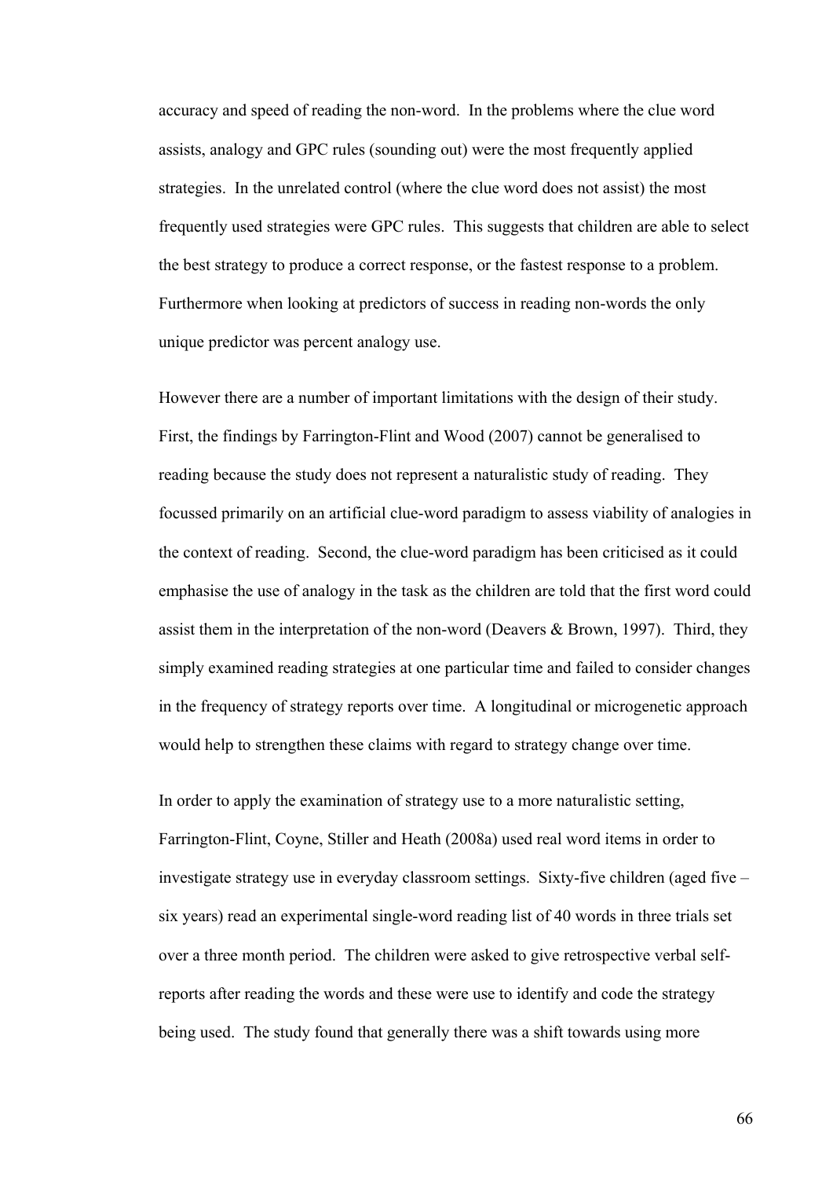accuracy and speed of reading the non-word. In the problems where the clue word assists, analogy and GPC rules (sounding out) were the most frequently applied strategies. In the unrelated control (where the clue word does not assist) the most frequently used strategies were GPC rules. This suggests that children are able to select the best strategy to produce a correct response, or the fastest response to a problem. Furthermore when looking at predictors of success in reading non-words the only unique predictor was percent analogy use.

However there are a number of important limitations with the design of their study. First, the findings by Farrington-Flint and Wood (2007) cannot be generalised to reading because the study does not represent a naturalistic study of reading. They focussed primarily on an artificial clue-word paradigm to assess viability of analogies in the context of reading. Second, the clue-word paradigm has been criticised as it could emphasise the use of analogy in the task as the children are told that the first word could assist them in the interpretation of the non-word (Deavers & Brown, 1997). Third, they simply examined reading strategies at one particular time and failed to consider changes in the frequency of strategy reports over time. A longitudinal or microgenetic approach would help to strengthen these claims with regard to strategy change over time.

In order to apply the examination of strategy use to a more naturalistic setting, Farrington-Flint, Coyne, Stiller and Heath (2008a) used real word items in order to investigate strategy use in everyday classroom settings. Sixty-five children (aged five – six years) read an experimental single-word reading list of 40 words in three trials set over a three month period. The children were asked to give retrospective verbal self-reports after reading the words and these were use to identify and code the strategy being used. The study found that generally there was a shift towards using more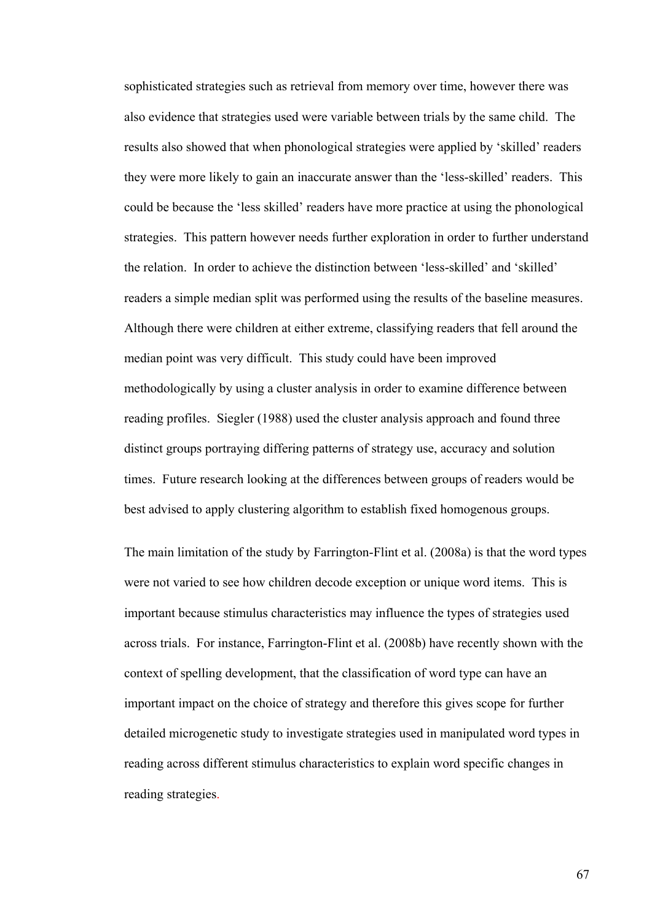sophisticated strategies such as retrieval from memory over time, however there was also evidence that strategies used were variable between trials by the same child. The results also showed that when phonological strategies were applied by 'skilled' readers they were more likely to gain an inaccurate answer than the 'less-skilled' readers. This could be because the 'less skilled' readers have more practice at using the phonological strategies. This pattern however needs further exploration in order to further understand the relation. In order to achieve the distinction between 'less-skilled' and 'skilled' readers a simple median split was performed using the results of the baseline measures. Although there were children at either extreme, classifying readers that fell around the median point was very difficult. This study could have been improved methodologically by using a cluster analysis in order to examine difference between reading profiles. Siegler (1988) used the cluster analysis approach and found three distinct groups portraying differing patterns of strategy use, accuracy and solution times. Future research looking at the differences between groups of readers would be best advised to apply clustering algorithm to establish fixed homogenous groups.

The main limitation of the study by Farrington-Flint et al. (2008a) is that the word types were not varied to see how children decode exception or unique word items. This is important because stimulus characteristics may influence the types of strategies used across trials. For instance, Farrington-Flint et al. (2008b) have recently shown with the context of spelling development, that the classification of word type can have an important impact on the choice of strategy and therefore this gives scope for further detailed microgenetic study to investigate strategies used in manipulated word types in reading across different stimulus characteristics to explain word specific changes in reading strategies.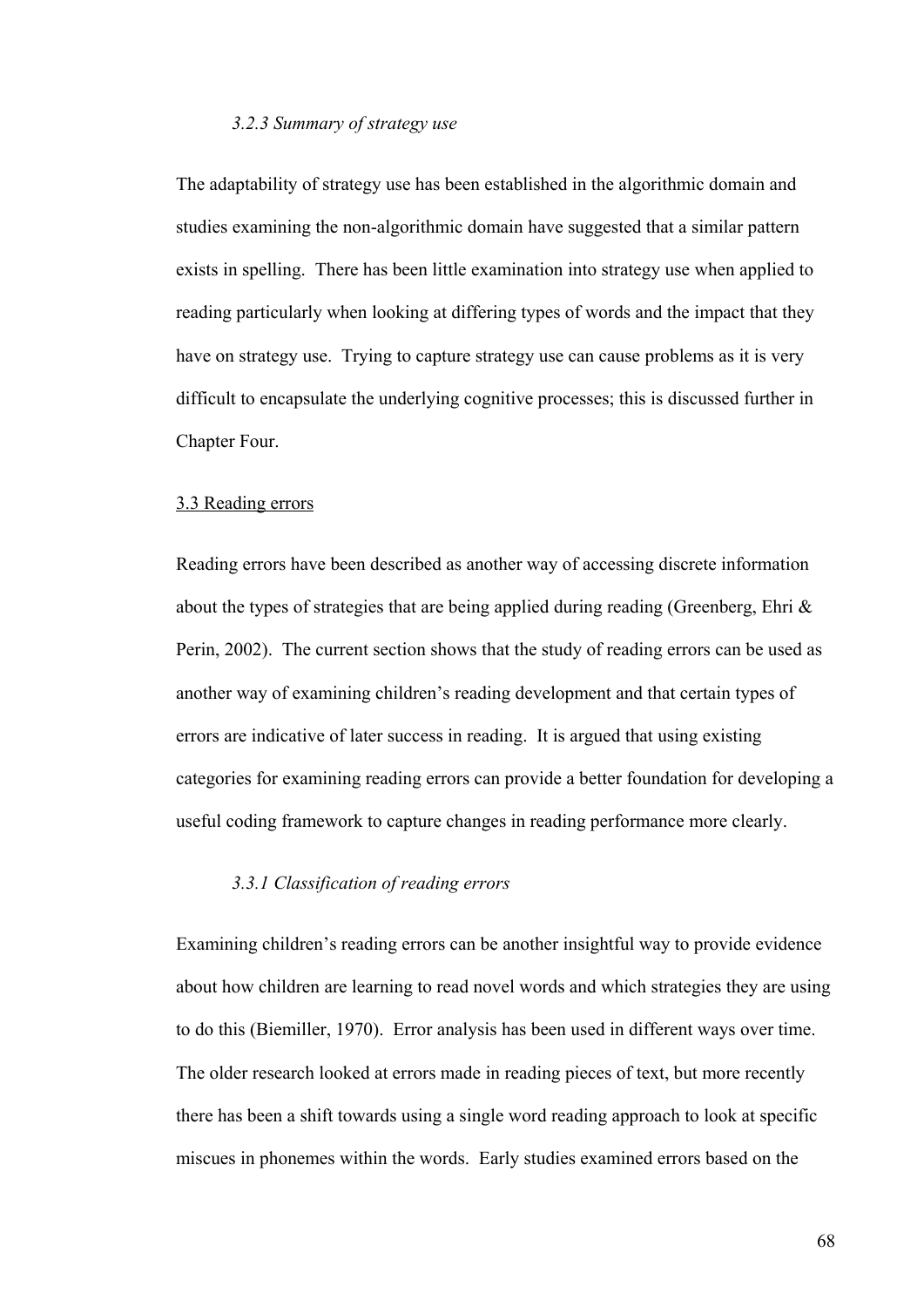### *3.2.3 Summary of strategy use*

The adaptability of strategy use has been established in the algorithmic domain and studies examining the non-algorithmic domain have suggested that a similar pattern exists in spelling. There has been little examination into strategy use when applied to reading particularly when looking at differing types of words and the impact that they have on strategy use. Trying to capture strategy use can cause problems as it is very difficult to encapsulate the underlying cognitive processes; this is discussed further in Chapter Four.

## 3.3 Reading errors

Reading errors have been described as another way of accessing discrete information about the types of strategies that are being applied during reading (Greenberg, Ehri & Perin, 2002). The current section shows that the study of reading errors can be used as another way of examining children's reading development and that certain types of errors are indicative of later success in reading. It is argued that using existing categories for examining reading errors can provide a better foundation for developing a useful coding framework to capture changes in reading performance more clearly.

### *3.3.1 Classification of reading errors*

Examining children's reading errors can be another insightful way to provide evidence about how children are learning to read novel words and which strategies they are using to do this (Biemiller, 1970). Error analysis has been used in different ways over time. The older research looked at errors made in reading pieces of text, but more recently there has been a shift towards using a single word reading approach to look at specific miscues in phonemes within the words. Early studies examined errors based on the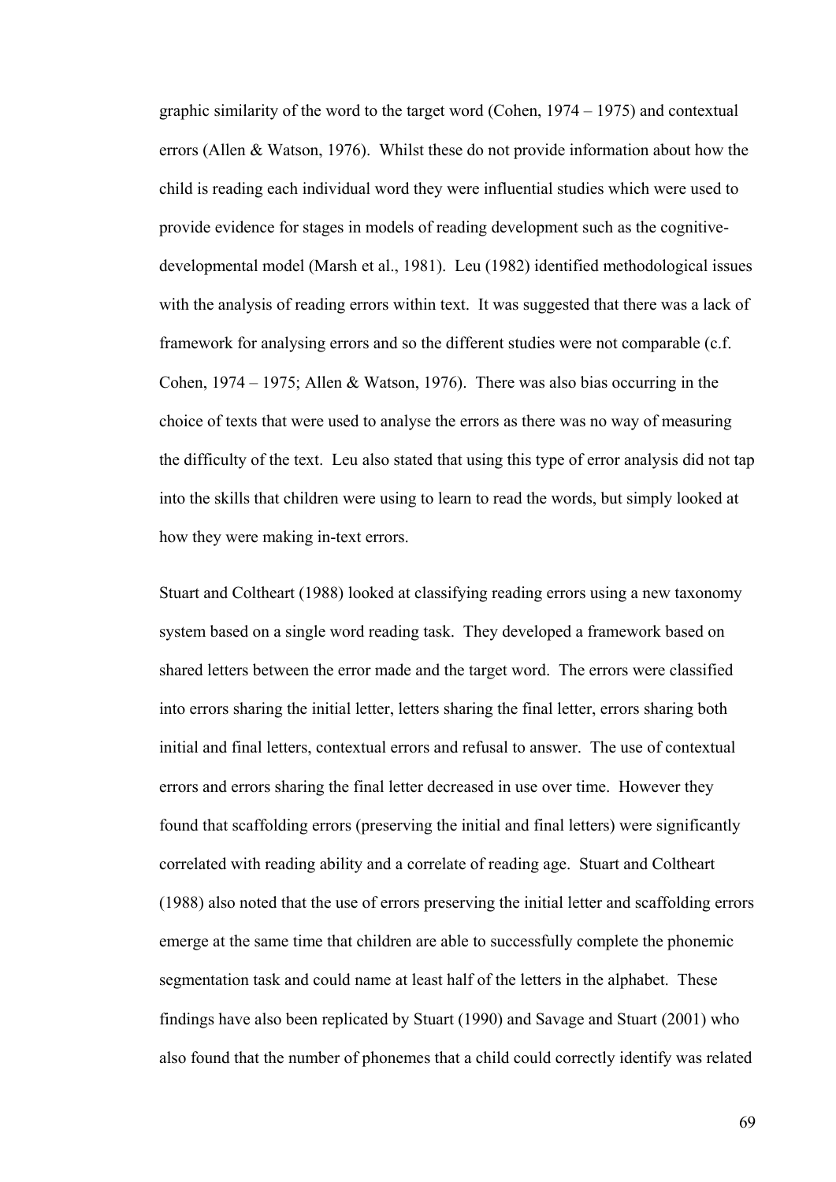graphic similarity of the word to the target word (Cohen, 1974 – 1975) and contextual errors (Allen & Watson, 1976). Whilst these do not provide information about how the child is reading each individual word they were influential studies which were used to provide evidence for stages in models of reading development such as the cognitive-developmental model (Marsh et al., 1981). Leu (1982) identified methodological issues with the analysis of reading errors within text. It was suggested that there was a lack of framework for analysing errors and so the different studies were not comparable (c.f. Cohen, 1974 – 1975; Allen & Watson, 1976). There was also bias occurring in the choice of texts that were used to analyse the errors as there was no way of measuring the difficulty of the text. Leu also stated that using this type of error analysis did not tap into the skills that children were using to learn to read the words, but simply looked at how they were making in-text errors.

Stuart and Coltheart (1988) looked at classifying reading errors using a new taxonomy system based on a single word reading task. They developed a framework based on shared letters between the error made and the target word. The errors were classified into errors sharing the initial letter, letters sharing the final letter, errors sharing both initial and final letters, contextual errors and refusal to answer. The use of contextual errors and errors sharing the final letter decreased in use over time. However they found that scaffolding errors (preserving the initial and final letters) were significantly correlated with reading ability and a correlate of reading age. Stuart and Coltheart (1988) also noted that the use of errors preserving the initial letter and scaffolding errors emerge at the same time that children are able to successfully complete the phonemic segmentation task and could name at least half of the letters in the alphabet. These findings have also been replicated by Stuart (1990) and Savage and Stuart (2001) who also found that the number of phonemes that a child could correctly identify was related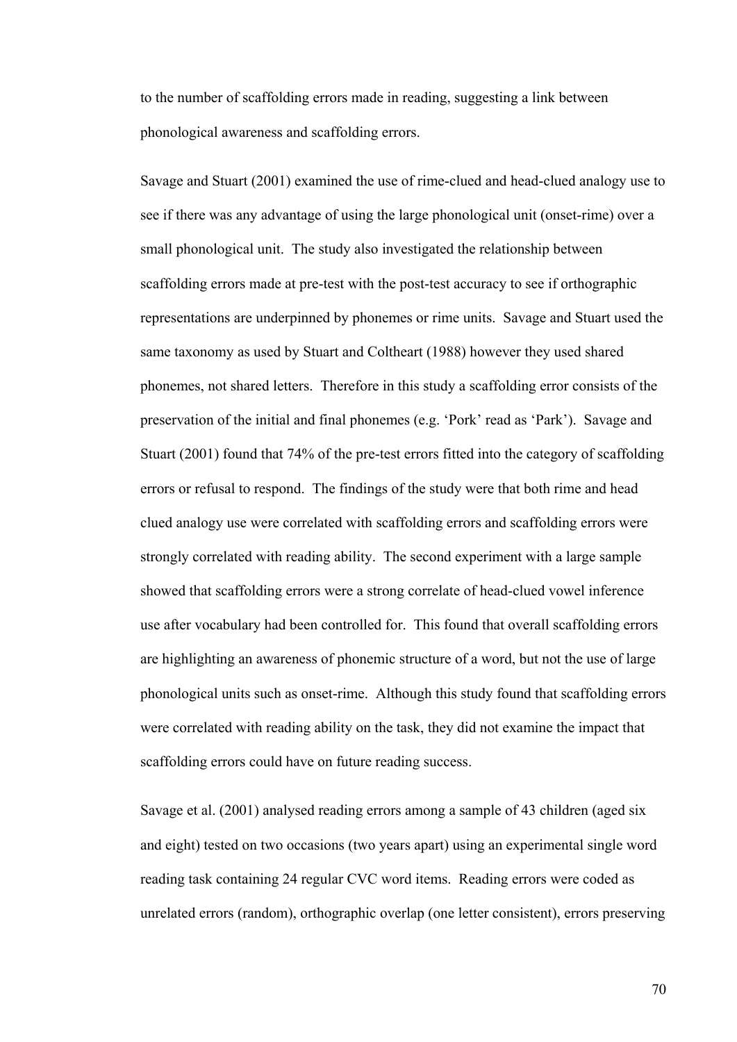to the number of scaffolding errors made in reading, suggesting a link between phonological awareness and scaffolding errors.

Savage and Stuart (2001) examined the use of rime-clued and head-clued analogy use to see if there was any advantage of using the large phonological unit (onset-rime) over a small phonological unit. The study also investigated the relationship between scaffolding errors made at pre-test with the post-test accuracy to see if orthographic representations are underpinned by phonemes or rime units. Savage and Stuart used the same taxonomy as used by Stuart and Coltheart (1988) however they used shared phonemes, not shared letters. Therefore in this study a scaffolding error consists of the preservation of the initial and final phonemes (e.g. 'Pork' read as 'Park'). Savage and Stuart (2001) found that 74% of the pre-test errors fitted into the category of scaffolding errors or refusal to respond. The findings of the study were that both rime and head clued analogy use were correlated with scaffolding errors and scaffolding errors were strongly correlated with reading ability. The second experiment with a large sample showed that scaffolding errors were a strong correlate of head-clued vowel inference use after vocabulary had been controlled for. This found that overall scaffolding errors are highlighting an awareness of phonemic structure of a word, but not the use of large phonological units such as onset-rime. Although this study found that scaffolding errors were correlated with reading ability on the task, they did not examine the impact that scaffolding errors could have on future reading success.

Savage et al. (2001) analysed reading errors among a sample of 43 children (aged six and eight) tested on two occasions (two years apart) using an experimental single word reading task containing 24 regular CVC word items. Reading errors were coded as unrelated errors (random), orthographic overlap (one letter consistent), errors preserving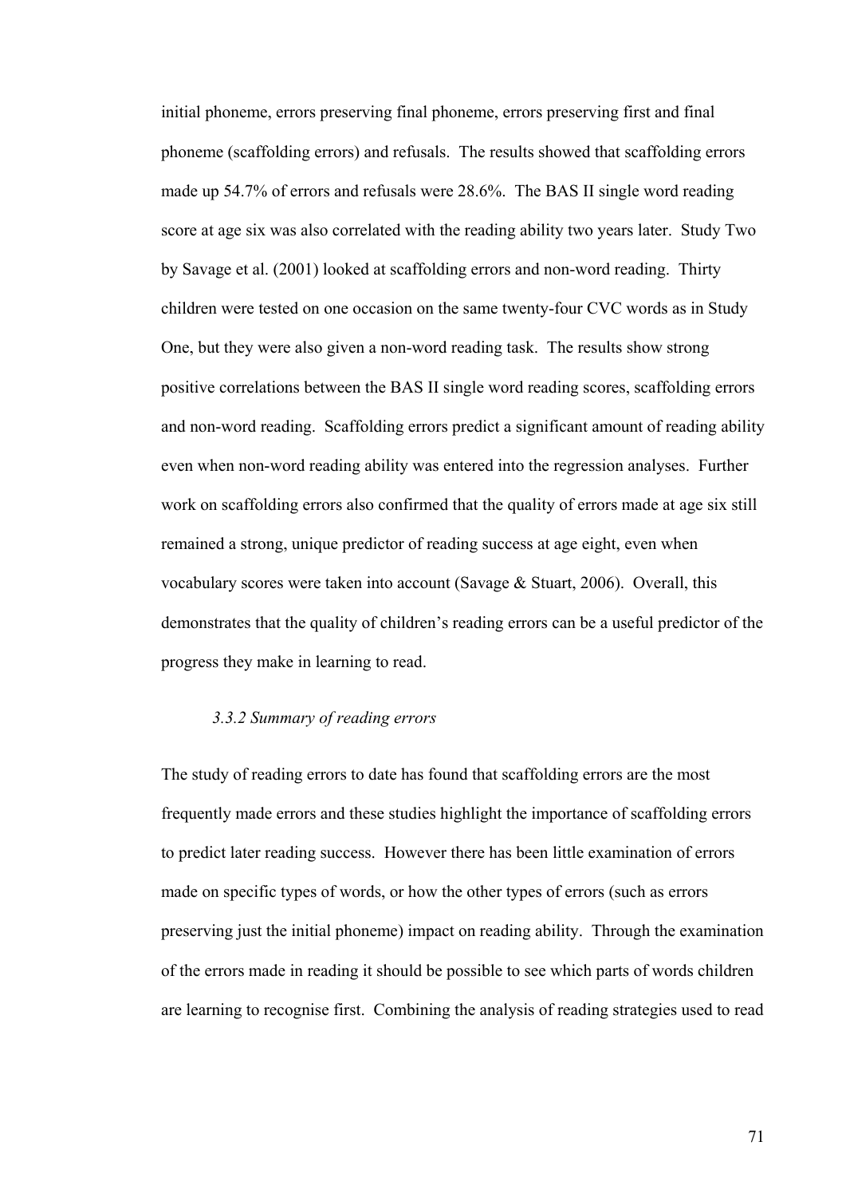initial phoneme, errors preserving final phoneme, errors preserving first and final phoneme (scaffolding errors) and refusals. The results showed that scaffolding errors made up 54.7% of errors and refusals were 28.6%. The BAS II single word reading score at age six was also correlated with the reading ability two years later. Study Two by Savage et al. (2001) looked at scaffolding errors and non-word reading. Thirty children were tested on one occasion on the same twenty-four CVC words as in Study One, but they were also given a non-word reading task. The results show strong positive correlations between the BAS II single word reading scores, scaffolding errors and non-word reading. Scaffolding errors predict a significant amount of reading ability even when non-word reading ability was entered into the regression analyses. Further work on scaffolding errors also confirmed that the quality of errors made at age six still remained a strong, unique predictor of reading success at age eight, even when vocabulary scores were taken into account (Savage & Stuart, 2006). Overall, this demonstrates that the quality of children's reading errors can be a useful predictor of the progress they make in learning to read.

### *3.3.2 Summary of reading errors*

The study of reading errors to date has found that scaffolding errors are the most frequently made errors and these studies highlight the importance of scaffolding errors to predict later reading success. However there has been little examination of errors made on specific types of words, or how the other types of errors (such as errors preserving just the initial phoneme) impact on reading ability. Through the examination of the errors made in reading it should be possible to see which parts of words children are learning to recognise first. Combining the analysis of reading strategies used to read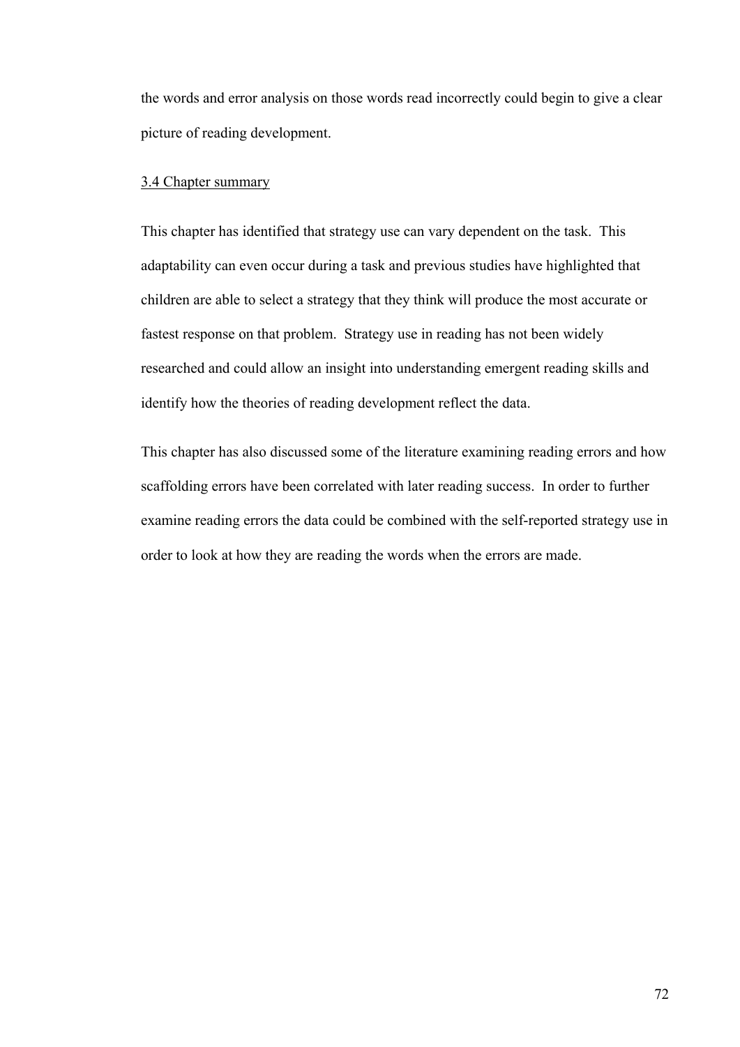the words and error analysis on those words read incorrectly could begin to give a clear picture of reading development.

## 3.4 Chapter summary

This chapter has identified that strategy use can vary dependent on the task. This adaptability can even occur during a task and previous studies have highlighted that children are able to select a strategy that they think will produce the most accurate or fastest response on that problem. Strategy use in reading has not been widely researched and could allow an insight into understanding emergent reading skills and identify how the theories of reading development reflect the data.

This chapter has also discussed some of the literature examining reading errors and how scaffolding errors have been correlated with later reading success. In order to further examine reading errors the data could be combined with the self-reported strategy use in order to look at how they are reading the words when the errors are made.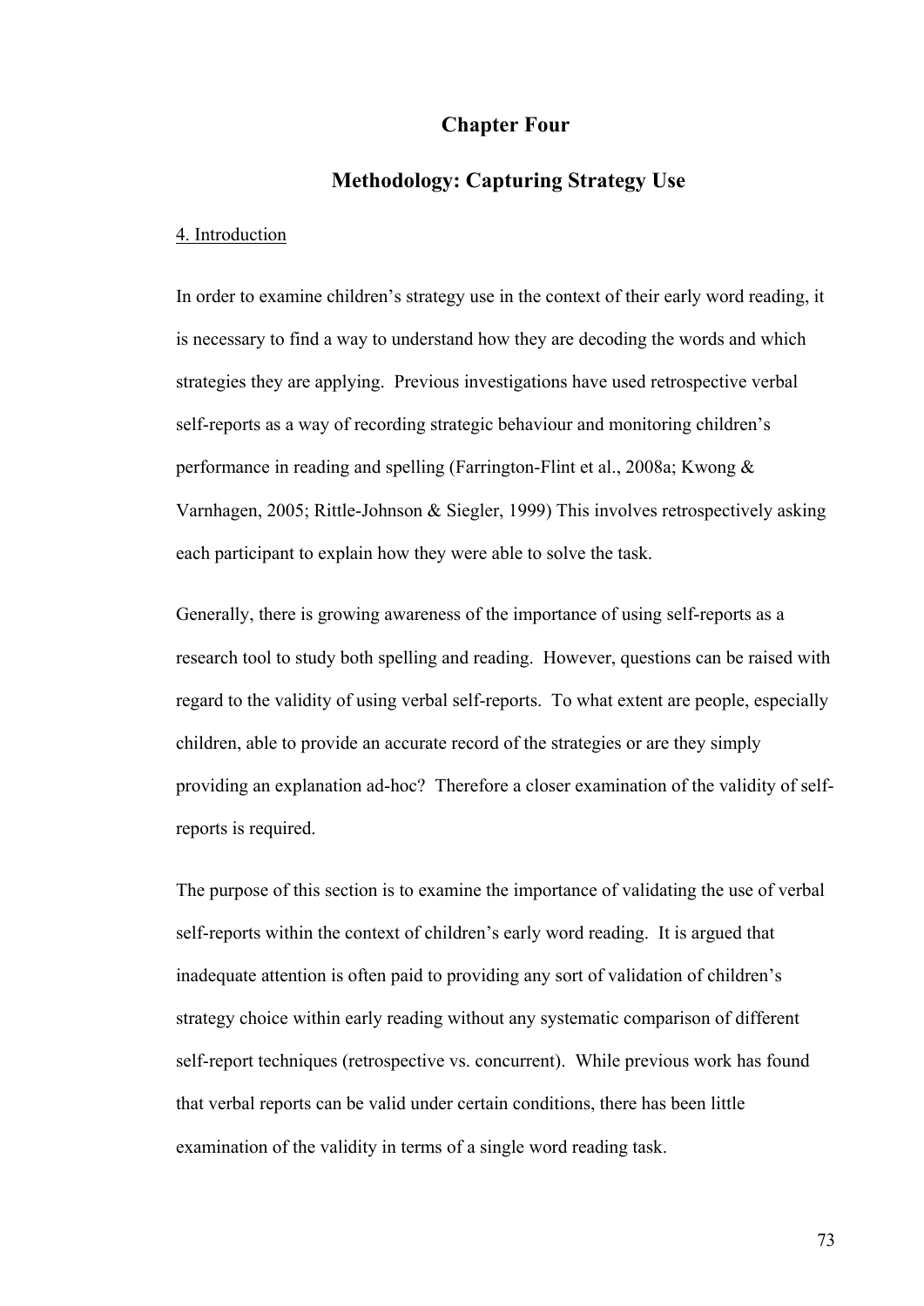# Chapter Four

# Methodology: Capturing Strategy Use

4. Introduction

In order to examine children's strategy use in the context of their early word reading, it is necessary to find a way to understand how they are decoding the words and which strategies they are applying. Previous investigations have used retrospective verbal self-reports as a way of recording strategic behaviour and monitoring children's performance in reading and spelling (Farrington-Flint et al., 2008a; Kwong & Varnhagen, 2005; Rittle-Johnson & Siegler, 1999) This involves retrospectively asking each participant to explain how they were able to solve the task.

Generally, there is growing awareness of the importance of using self-reports as a research tool to study both spelling and reading. However, questions can be raised with regard to the validity of using verbal self-reports. To what extent are people, especially children, able to provide an accurate record of the strategies or are they simply providing an explanation ad-hoc? Therefore a closer examination of the validity of self-reports is required.

The purpose of this section is to examine the importance of validating the use of verbal self-reports within the context of children's early word reading. It is argued that inadequate attention is often paid to providing any sort of validation of children's strategy choice within early reading without any systematic comparison of different self-report techniques (retrospective vs. concurrent). While previous work has found that verbal reports can be valid under certain conditions, there has been little examination of the validity in terms of a single word reading task.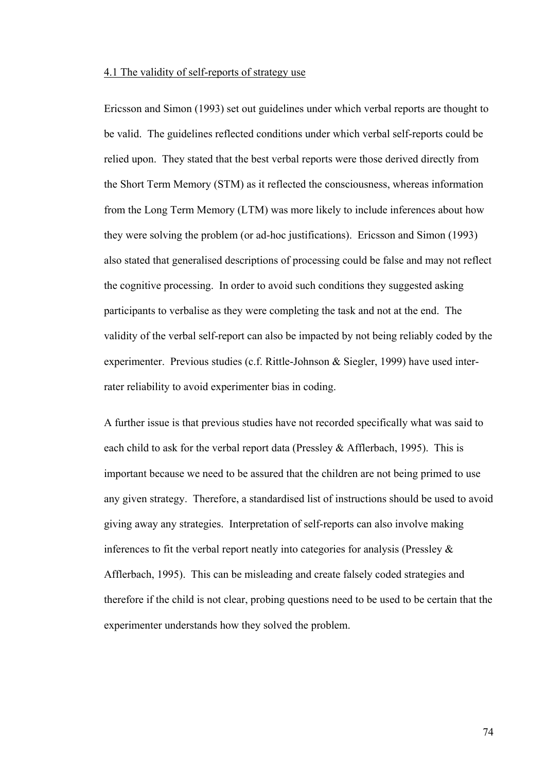## 4.1 The validity of self-reports of strategy use

Ericsson and Simon (1993) set out guidelines under which verbal reports are thought to be valid. The guidelines reflected conditions under which verbal self-reports could be relied upon. They stated that the best verbal reports were those derived directly from the Short Term Memory (STM) as it reflected the consciousness, whereas information from the Long Term Memory (LTM) was more likely to include inferences about how they were solving the problem (or ad-hoc justifications). Ericsson and Simon (1993) also stated that generalised descriptions of processing could be false and may not reflect the cognitive processing. In order to avoid such conditions they suggested asking participants to verbalise as they were completing the task and not at the end. The validity of the verbal self-report can also be impacted by not being reliably coded by the experimenter. Previous studies (c.f. Rittle-Johnson & Siegler, 1999) have used inter-rater reliability to avoid experimenter bias in coding.

A further issue is that previous studies have not recorded specifically what was said to each child to ask for the verbal report data (Pressley & Afflerbach, 1995). This is important because we need to be assured that the children are not being primed to use any given strategy. Therefore, a standardised list of instructions should be used to avoid giving away any strategies. Interpretation of self-reports can also involve making inferences to fit the verbal report neatly into categories for analysis (Pressley & Afflerbach, 1995). This can be misleading and create falsely coded strategies and therefore if the child is not clear, probing questions need to be used to be certain that the experimenter understands how they solved the problem.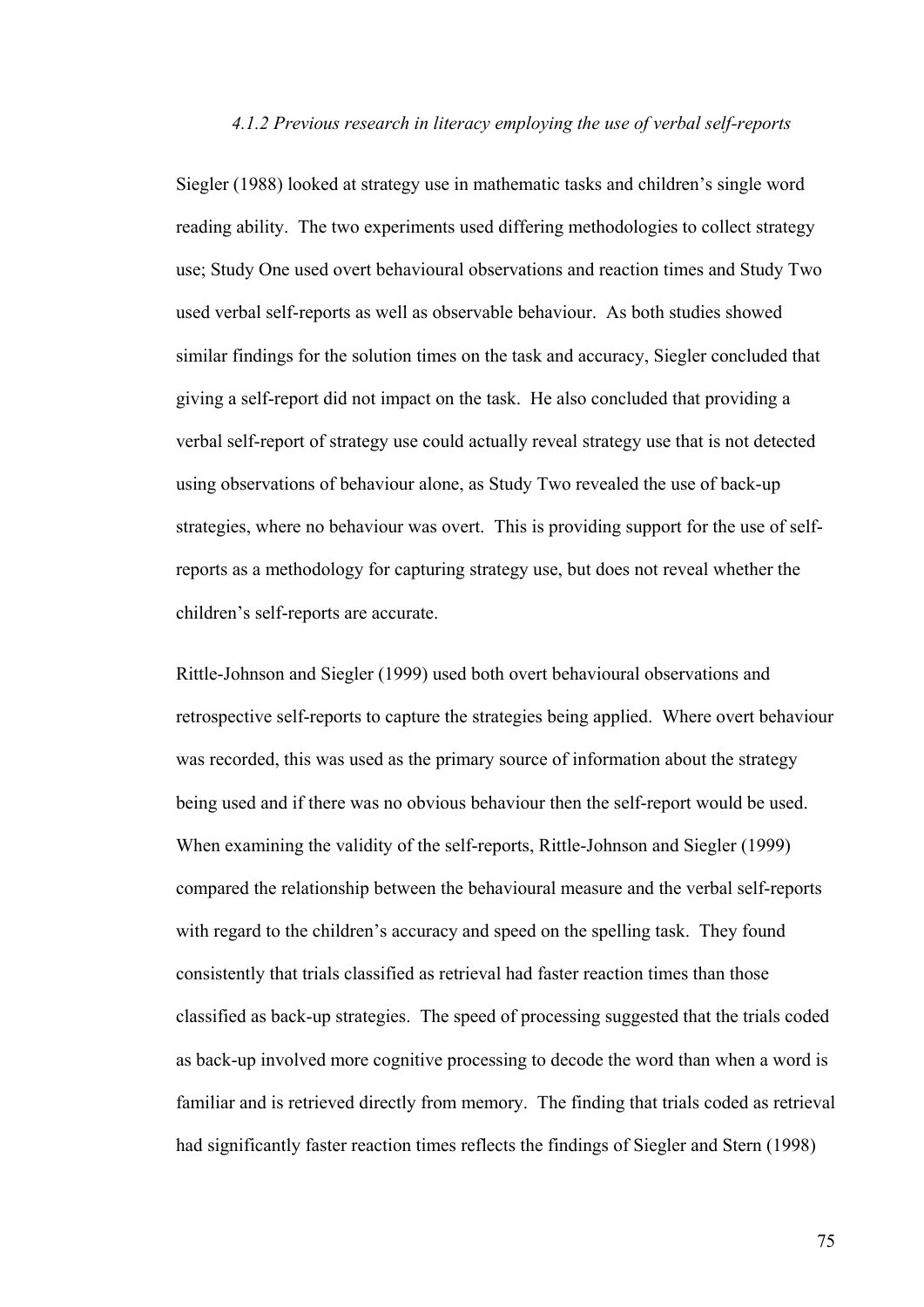#### *4.1.2 Previous research in literacy employing the use of verbal self-reports*

Siegler (1988) looked at strategy use in mathematic tasks and children's single word reading ability. The two experiments used differing methodologies to collect strategy use; Study One used overt behavioural observations and reaction times and Study Two used verbal self-reports as well as observable behaviour. As both studies showed similar findings for the solution times on the task and accuracy, Siegler concluded that giving a self-report did not impact on the task. He also concluded that providing a verbal self-report of strategy use could actually reveal strategy use that is not detected using observations of behaviour alone, as Study Two revealed the use of back-up strategies, where no behaviour was overt. This is providing support for the use of self-reports as a methodology for capturing strategy use, but does not reveal whether the children's self-reports are accurate.

Rittle-Johnson and Siegler (1999) used both overt behavioural observations and retrospective self-reports to capture the strategies being applied. Where overt behaviour was recorded, this was used as the primary source of information about the strategy being used and if there was no obvious behaviour then the self-report would be used. When examining the validity of the self-reports, Rittle-Johnson and Siegler (1999) compared the relationship between the behavioural measure and the verbal self-reports with regard to the children's accuracy and speed on the spelling task. They found consistently that trials classified as retrieval had faster reaction times than those classified as back-up strategies. The speed of processing suggested that the trials coded as back-up involved more cognitive processing to decode the word than when a word is familiar and is retrieved directly from memory. The finding that trials coded as retrieval had significantly faster reaction times reflects the findings of Siegler and Stern (1998)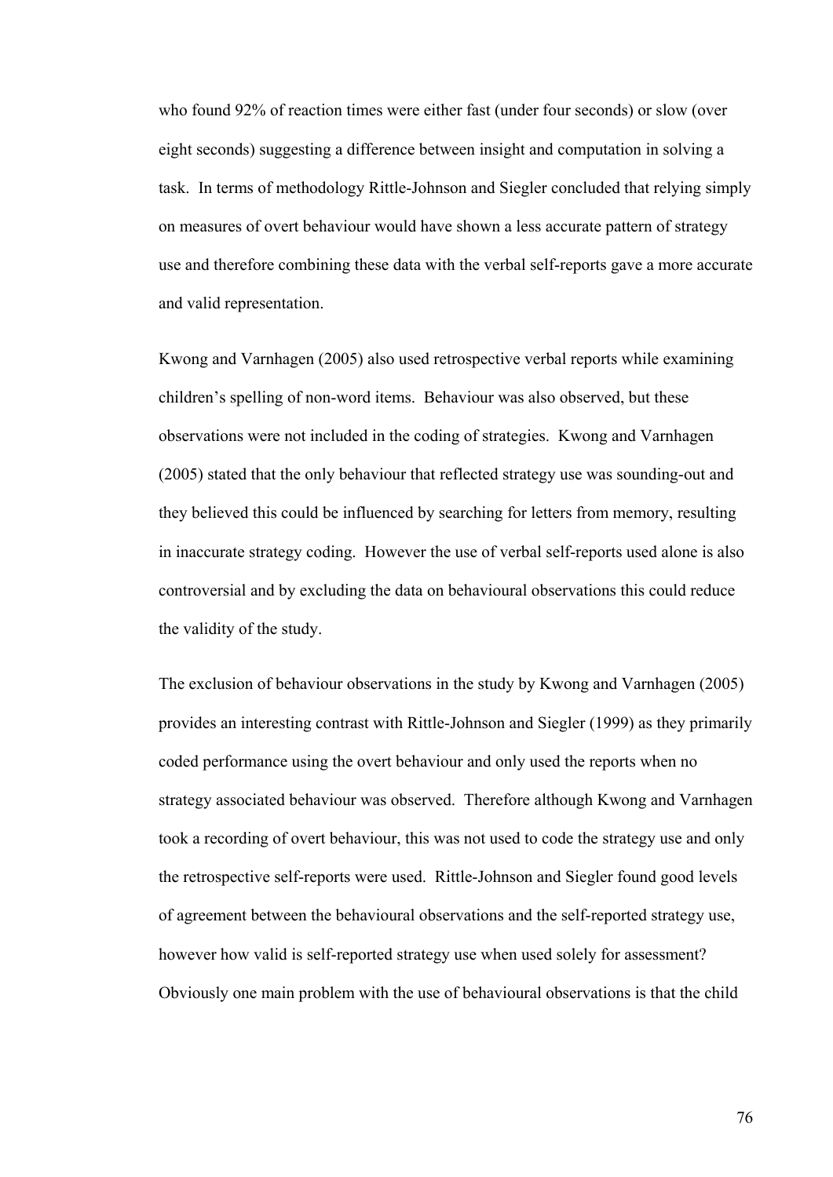who found 92% of reaction times were either fast (under four seconds) or slow (over eight seconds) suggesting a difference between insight and computation in solving a task. In terms of methodology Rittle-Johnson and Siegler concluded that relying simply on measures of overt behaviour would have shown a less accurate pattern of strategy use and therefore combining these data with the verbal self-reports gave a more accurate and valid representation.

Kwong and Varnhagen (2005) also used retrospective verbal reports while examining children's spelling of non-word items. Behaviour was also observed, but these observations were not included in the coding of strategies. Kwong and Varnhagen (2005) stated that the only behaviour that reflected strategy use was sounding-out and they believed this could be influenced by searching for letters from memory, resulting in inaccurate strategy coding. However the use of verbal self-reports used alone is also controversial and by excluding the data on behavioural observations this could reduce the validity of the study.

The exclusion of behaviour observations in the study by Kwong and Varnhagen (2005) provides an interesting contrast with Rittle-Johnson and Siegler (1999) as they primarily coded performance using the overt behaviour and only used the reports when no strategy associated behaviour was observed. Therefore although Kwong and Varnhagen took a recording of overt behaviour, this was not used to code the strategy use and only the retrospective self-reports were used. Rittle-Johnson and Siegler found good levels of agreement between the behavioural observations and the self-reported strategy use, however how valid is self-reported strategy use when used solely for assessment? Obviously one main problem with the use of behavioural observations is that the child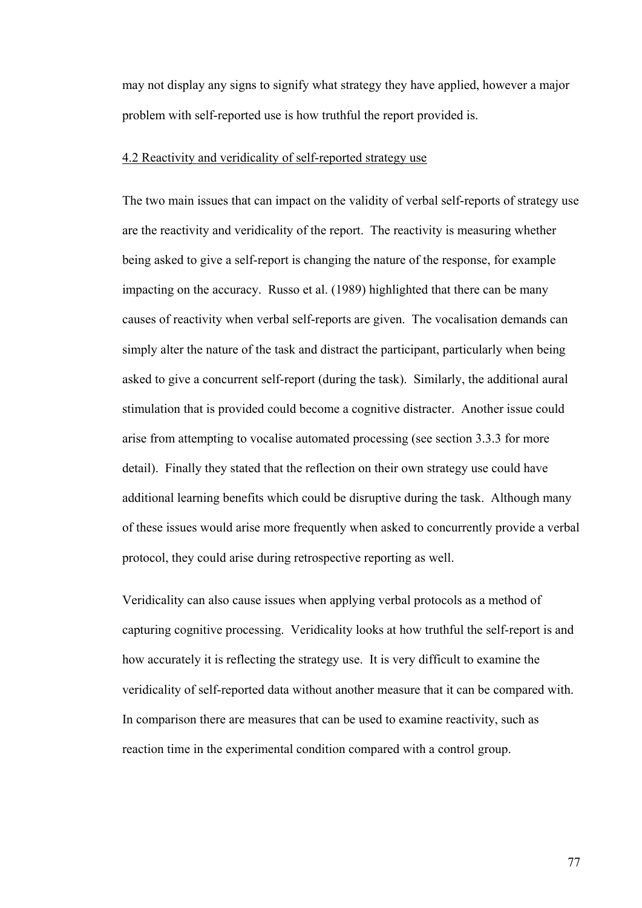may not display any signs to signify what strategy they have applied, however a major problem with self-reported use is how truthful the report provided is.

## 4.2 Reactivity and veridicality of self-reported strategy use

The two main issues that can impact on the validity of verbal self-reports of strategy use are the reactivity and veridicality of the report. The reactivity is measuring whether being asked to give a self-report is changing the nature of the response, for example impacting on the accuracy. Russo et al. (1989) highlighted that there can be many causes of reactivity when verbal self-reports are given. The vocalisation demands can simply alter the nature of the task and distract the participant, particularly when being asked to give a concurrent self-report (during the task). Similarly, the additional aural stimulation that is provided could become a cognitive distracter. Another issue could arise from attempting to vocalise automated processing (see section 3.3.3 for more detail). Finally they stated that the reflection on their own strategy use could have additional learning benefits which could be disruptive during the task. Although many of these issues would arise more frequently when asked to concurrently provide a verbal protocol, they could arise during retrospective reporting as well.

Veridicality can also cause issues when applying verbal protocols as a method of capturing cognitive processing. Veridicality looks at how truthful the self-report is and how accurately it is reflecting the strategy use. It is very difficult to examine the veridicality of self-reported data without another measure that it can be compared with. In comparison there are measures that can be used to examine reactivity, such as reaction time in the experimental condition compared with a control group.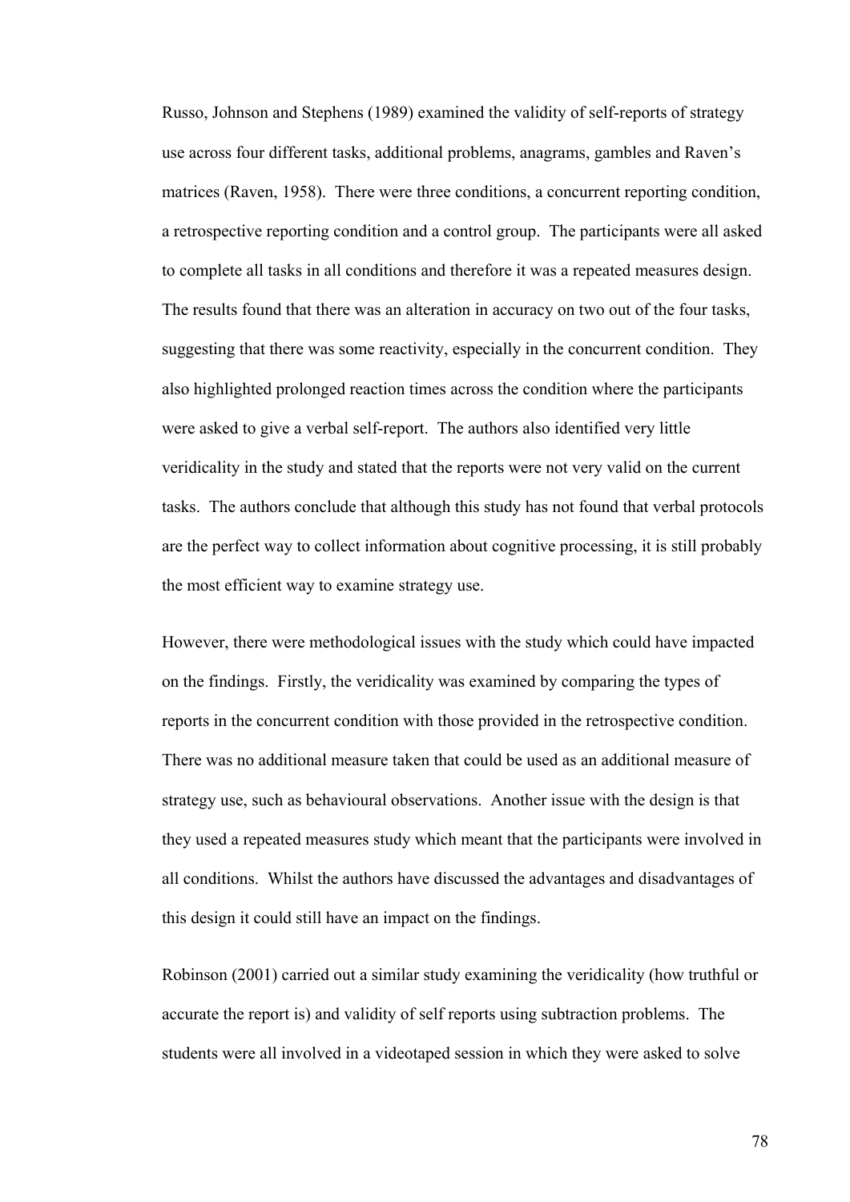Russo, Johnson and Stephens (1989) examined the validity of self-reports of strategy use across four different tasks, additional problems, anagrams, gambles and Raven's matrices (Raven, 1958). There were three conditions, a concurrent reporting condition, a retrospective reporting condition and a control group. The participants were all asked to complete all tasks in all conditions and therefore it was a repeated measures design. The results found that there was an alteration in accuracy on two out of the four tasks, suggesting that there was some reactivity, especially in the concurrent condition. They also highlighted prolonged reaction times across the condition where the participants were asked to give a verbal self-report. The authors also identified very little veridicality in the study and stated that the reports were not very valid on the current tasks. The authors conclude that although this study has not found that verbal protocols are the perfect way to collect information about cognitive processing, it is still probably the most efficient way to examine strategy use.

However, there were methodological issues with the study which could have impacted on the findings. Firstly, the veridicality was examined by comparing the types of reports in the concurrent condition with those provided in the retrospective condition. There was no additional measure taken that could be used as an additional measure of strategy use, such as behavioural observations. Another issue with the design is that they used a repeated measures study which meant that the participants were involved in all conditions. Whilst the authors have discussed the advantages and disadvantages of this design it could still have an impact on the findings.

Robinson (2001) carried out a similar study examining the veridicality (how truthful or accurate the report is) and validity of self reports using subtraction problems. The students were all involved in a videotaped session in which they were asked to solve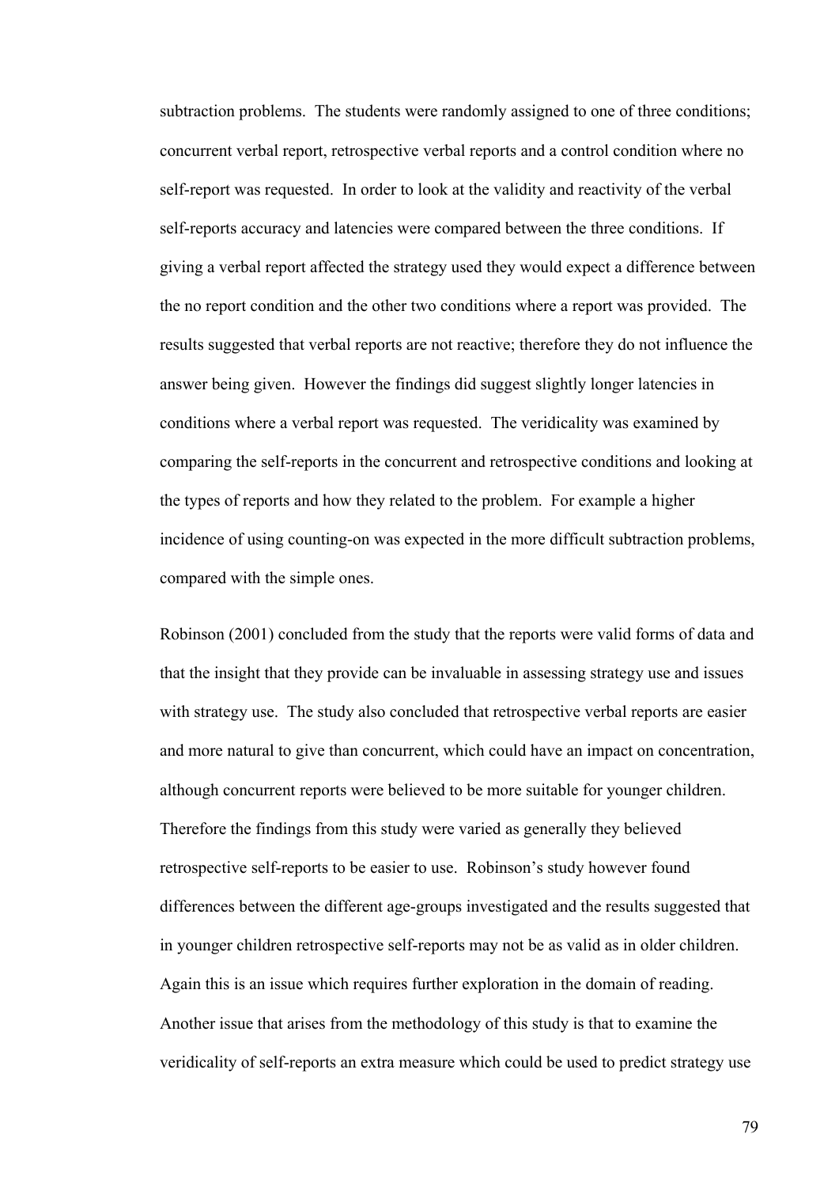subtraction problems. The students were randomly assigned to one of three conditions; concurrent verbal report, retrospective verbal reports and a control condition where no self-report was requested. In order to look at the validity and reactivity of the verbal self-reports accuracy and latencies were compared between the three conditions. If giving a verbal report affected the strategy used they would expect a difference between the no report condition and the other two conditions where a report was provided. The results suggested that verbal reports are not reactive; therefore they do not influence the answer being given. However the findings did suggest slightly longer latencies in conditions where a verbal report was requested. The veridicality was examined by comparing the self-reports in the concurrent and retrospective conditions and looking at the types of reports and how they related to the problem. For example a higher incidence of using counting-on was expected in the more difficult subtraction problems, compared with the simple ones.

Robinson (2001) concluded from the study that the reports were valid forms of data and that the insight that they provide can be invaluable in assessing strategy use and issues with strategy use. The study also concluded that retrospective verbal reports are easier and more natural to give than concurrent, which could have an impact on concentration, although concurrent reports were believed to be more suitable for younger children. Therefore the findings from this study were varied as generally they believed retrospective self-reports to be easier to use. Robinson's study however found differences between the different age-groups investigated and the results suggested that in younger children retrospective self-reports may not be as valid as in older children. Again this is an issue which requires further exploration in the domain of reading. Another issue that arises from the methodology of this study is that to examine the veridicality of self-reports an extra measure which could be used to predict strategy use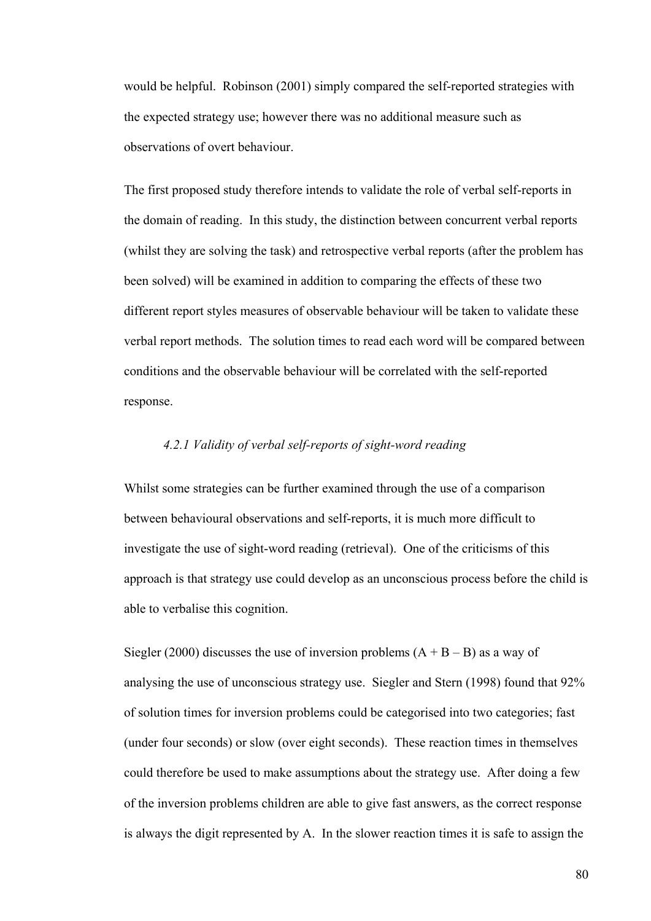would be helpful. Robinson (2001) simply compared the self-reported strategies with the expected strategy use; however there was no additional measure such as observations of overt behaviour.

The first proposed study therefore intends to validate the role of verbal self-reports in the domain of reading. In this study, the distinction between concurrent verbal reports (whilst they are solving the task) and retrospective verbal reports (after the problem has been solved) will be examined in addition to comparing the effects of these two different report styles measures of observable behaviour will be taken to validate these verbal report methods. The solution times to read each word will be compared between conditions and the observable behaviour will be correlated with the self-reported response.

### *4.2.1 Validity of verbal self-reports of sight-word reading*

Whilst some strategies can be further examined through the use of a comparison between behavioural observations and self-reports, it is much more difficult to investigate the use of sight-word reading (retrieval). One of the criticisms of this approach is that strategy use could develop as an unconscious process before the child is able to verbalise this cognition.

Siegler (2000) discusses the use of inversion problems ($A + B - B$) as a way of analysing the use of unconscious strategy use. Siegler and Stern (1998) found that 92% of solution times for inversion problems could be categorised into two categories; fast (under four seconds) or slow (over eight seconds). These reaction times in themselves could therefore be used to make assumptions about the strategy use. After doing a few of the inversion problems children are able to give fast answers, as the correct response is always the digit represented by A. In the slower reaction times it is safe to assign the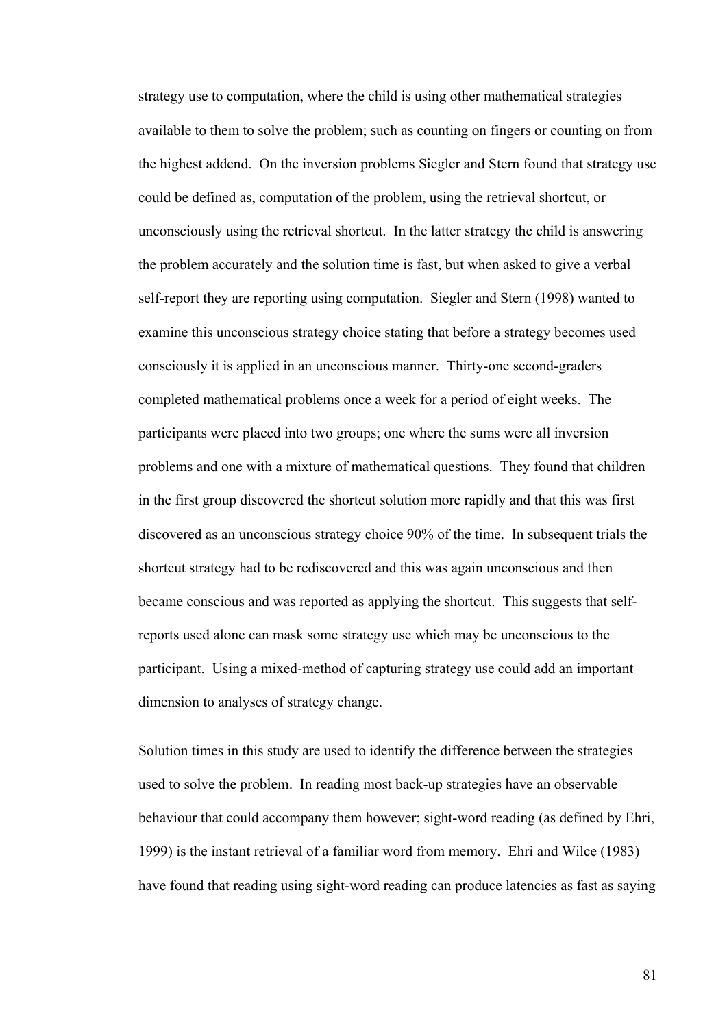strategy use to computation, where the child is using other mathematical strategies available to them to solve the problem; such as counting on fingers or counting on from the highest addend. On the inversion problems Siegler and Stern found that strategy use could be defined as, computation of the problem, using the retrieval shortcut, or unconsciously using the retrieval shortcut. In the latter strategy the child is answering the problem accurately and the solution time is fast, but when asked to give a verbal self-report they are reporting using computation. Siegler and Stern (1998) wanted to examine this unconscious strategy choice stating that before a strategy becomes used consciously it is applied in an unconscious manner. Thirty-one second-graders completed mathematical problems once a week for a period of eight weeks. The participants were placed into two groups; one where the sums were all inversion problems and one with a mixture of mathematical questions. They found that children in the first group discovered the shortcut solution more rapidly and that this was first discovered as an unconscious strategy choice 90% of the time. In subsequent trials the shortcut strategy had to be rediscovered and this was again unconscious and then became conscious and was reported as applying the shortcut. This suggests that self-reports used alone can mask some strategy use which may be unconscious to the participant. Using a mixed-method of capturing strategy use could add an important dimension to analyses of strategy change.

Solution times in this study are used to identify the difference between the strategies used to solve the problem. In reading most back-up strategies have an observable behaviour that could accompany them however; sight-word reading (as defined by Ehri, 1999) is the instant retrieval of a familiar word from memory. Ehri and Wilce (1983) have found that reading using sight-word reading can produce latencies as fast as saying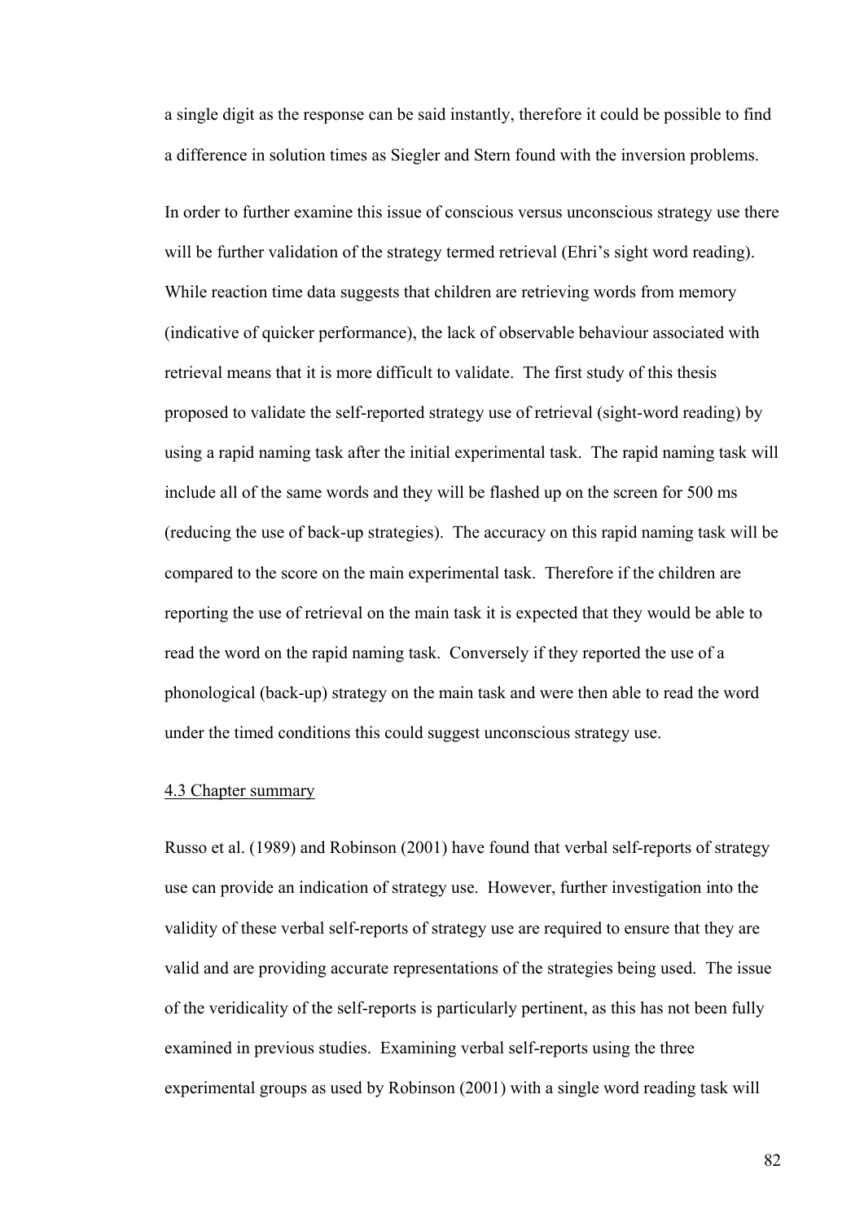a single digit as the response can be said instantly, therefore it could be possible to find a difference in solution times as Siegler and Stern found with the inversion problems.

In order to further examine this issue of conscious versus unconscious strategy use there will be further validation of the strategy termed retrieval (Ehri's sight word reading). While reaction time data suggests that children are retrieving words from memory (indicative of quicker performance), the lack of observable behaviour associated with retrieval means that it is more difficult to validate. The first study of this thesis proposed to validate the self-reported strategy use of retrieval (sight-word reading) by using a rapid naming task after the initial experimental task. The rapid naming task will include all of the same words and they will be flashed up on the screen for 500 ms (reducing the use of back-up strategies). The accuracy on this rapid naming task will be compared to the score on the main experimental task. Therefore if the children are reporting the use of retrieval on the main task it is expected that they would be able to read the word on the rapid naming task. Conversely if they reported the use of a phonological (back-up) strategy on the main task and were then able to read the word under the timed conditions this could suggest unconscious strategy use.

## 4.3 Chapter summary

Russo et al. (1989) and Robinson (2001) have found that verbal self-reports of strategy use can provide an indication of strategy use. However, further investigation into the validity of these verbal self-reports of strategy use are required to ensure that they are valid and are providing accurate representations of the strategies being used. The issue of the veridicality of the self-reports is particularly pertinent, as this has not been fully examined in previous studies. Examining verbal self-reports using the three experimental groups as used by Robinson (2001) with a single word reading task will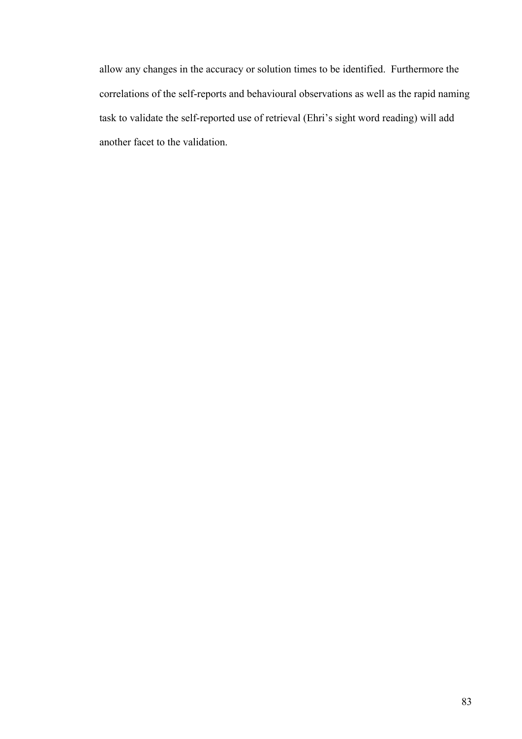allow any changes in the accuracy or solution times to be identified. Furthermore the correlations of the self-reports and behavioural observations as well as the rapid naming task to validate the self-reported use of retrieval (Ehri's sight word reading) will add another facet to the validation.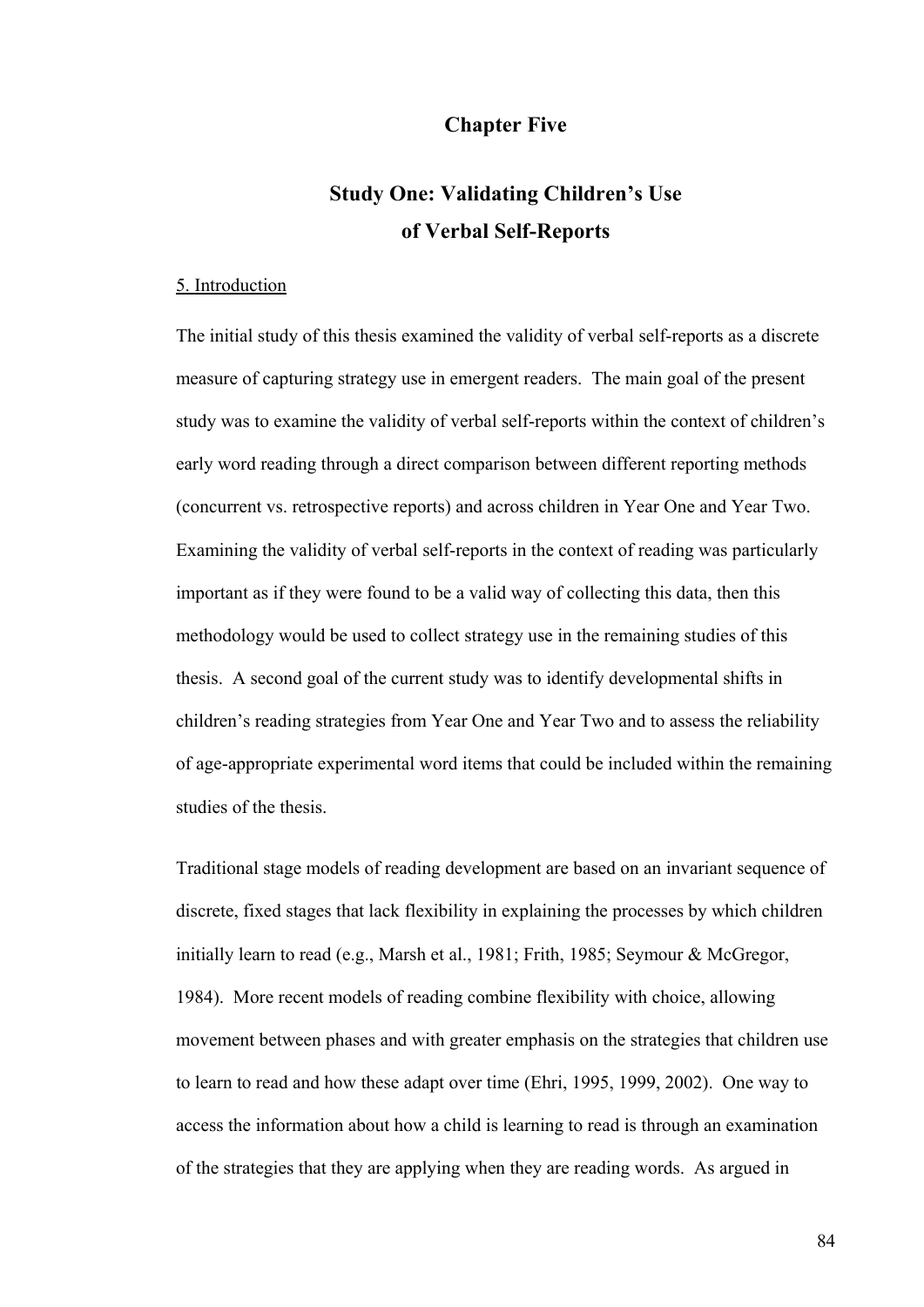# Chapter Five

## Study One: Validating Children's Use of Verbal Self-Reports

<u>5. Introduction</u>

The initial study of this thesis examined the validity of verbal self-reports as a discrete measure of capturing strategy use in emergent readers. The main goal of the present study was to examine the validity of verbal self-reports within the context of children's early word reading through a direct comparison between different reporting methods (concurrent vs. retrospective reports) and across children in Year One and Year Two. Examining the validity of verbal self-reports in the context of reading was particularly important as if they were found to be a valid way of collecting this data, then this methodology would be used to collect strategy use in the remaining studies of this thesis. A second goal of the current study was to identify developmental shifts in children's reading strategies from Year One and Year Two and to assess the reliability of age-appropriate experimental word items that could be included within the remaining studies of the thesis.

Traditional stage models of reading development are based on an invariant sequence of discrete, fixed stages that lack flexibility in explaining the processes by which children initially learn to read (e.g., Marsh et al., 1981; Frith, 1985; Seymour & McGregor, 1984). More recent models of reading combine flexibility with choice, allowing movement between phases and with greater emphasis on the strategies that children use to learn to read and how these adapt over time (Ehri, 1995, 1999, 2002). One way to access the information about how a child is learning to read is through an examination of the strategies that they are applying when they are reading words. As argued in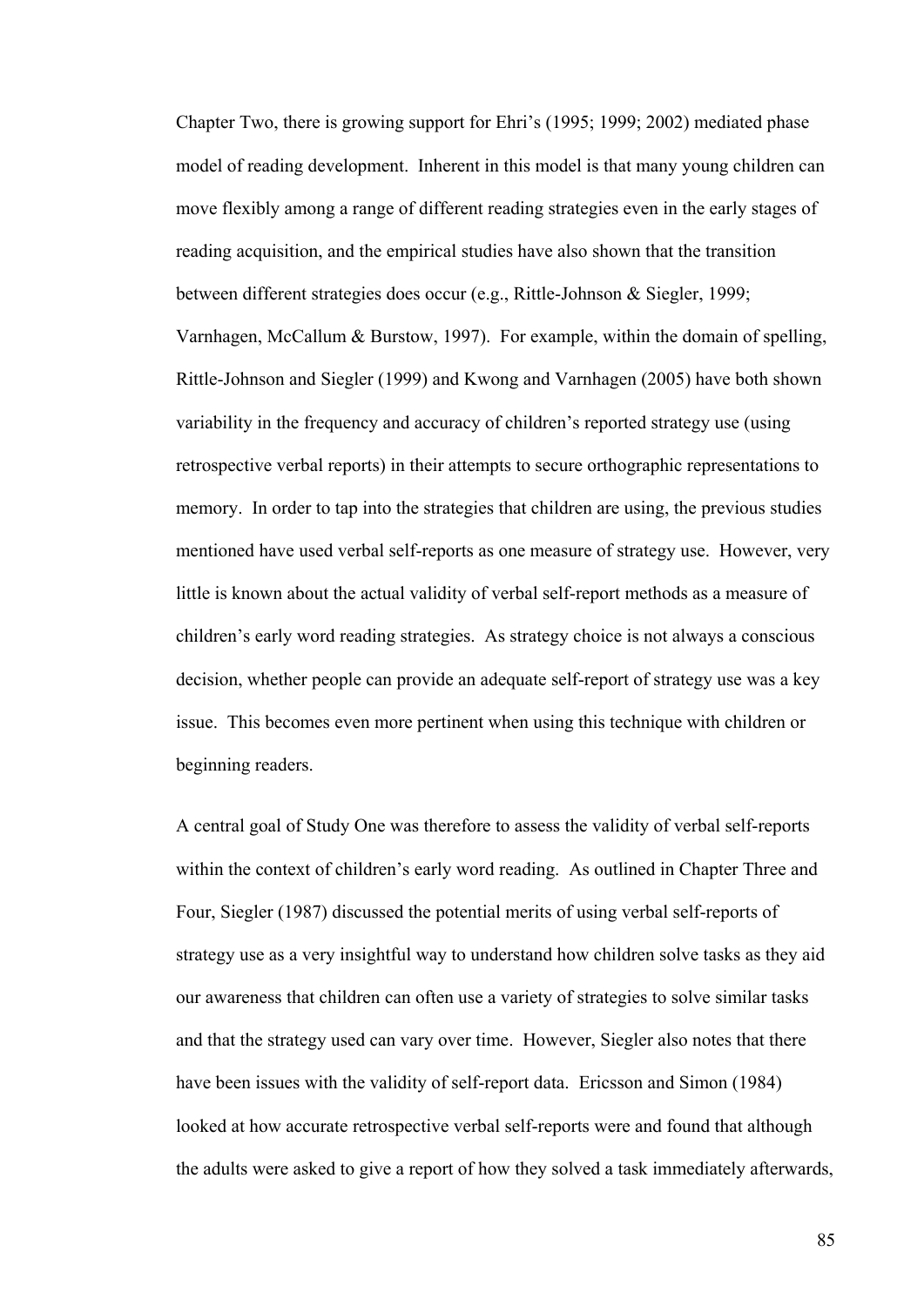Chapter Two, there is growing support for Ehri's (1995; 1999; 2002) mediated phase model of reading development. Inherent in this model is that many young children can move flexibly among a range of different reading strategies even in the early stages of reading acquisition, and the empirical studies have also shown that the transition between different strategies does occur (e.g., Rittle-Johnson & Siegler, 1999; Varnhagen, McCallum & Burstow, 1997). For example, within the domain of spelling, Rittle-Johnson and Siegler (1999) and Kwong and Varnhagen (2005) have both shown variability in the frequency and accuracy of children's reported strategy use (using retrospective verbal reports) in their attempts to secure orthographic representations to memory. In order to tap into the strategies that children are using, the previous studies mentioned have used verbal self-reports as one measure of strategy use. However, very little is known about the actual validity of verbal self-report methods as a measure of children's early word reading strategies. As strategy choice is not always a conscious decision, whether people can provide an adequate self-report of strategy use was a key issue. This becomes even more pertinent when using this technique with children or beginning readers.

A central goal of Study One was therefore to assess the validity of verbal self-reports within the context of children's early word reading. As outlined in Chapter Three and Four, Siegler (1987) discussed the potential merits of using verbal self-reports of strategy use as a very insightful way to understand how children solve tasks as they aid our awareness that children can often use a variety of strategies to solve similar tasks and that the strategy used can vary over time. However, Siegler also notes that there have been issues with the validity of self-report data. Ericsson and Simon (1984) looked at how accurate retrospective verbal self-reports were and found that although the adults were asked to give a report of how they solved a task immediately afterwards,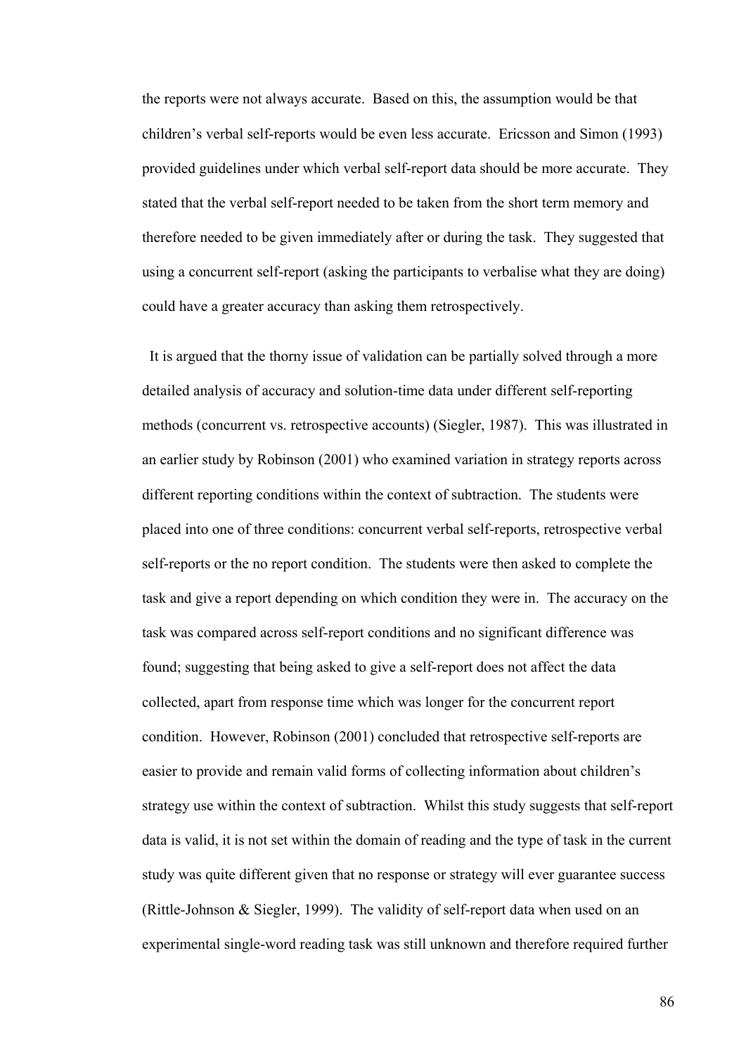the reports were not always accurate. Based on this, the assumption would be that children's verbal self-reports would be even less accurate. Ericsson and Simon (1993) provided guidelines under which verbal self-report data should be more accurate. They stated that the verbal self-report needed to be taken from the short term memory and therefore needed to be given immediately after or during the task. They suggested that using a concurrent self-report (asking the participants to verbalise what they are doing) could have a greater accuracy than asking them retrospectively.

It is argued that the thorny issue of validation can be partially solved through a more detailed analysis of accuracy and solution-time data under different self-reporting methods (concurrent vs. retrospective accounts) (Siegler, 1987). This was illustrated in an earlier study by Robinson (2001) who examined variation in strategy reports across different reporting conditions within the context of subtraction. The students were placed into one of three conditions: concurrent verbal self-reports, retrospective verbal self-reports or the no report condition. The students were then asked to complete the task and give a report depending on which condition they were in. The accuracy on the task was compared across self-report conditions and no significant difference was found; suggesting that being asked to give a self-report does not affect the data collected, apart from response time which was longer for the concurrent report condition. However, Robinson (2001) concluded that retrospective self-reports are easier to provide and remain valid forms of collecting information about children's strategy use within the context of subtraction. Whilst this study suggests that self-report data is valid, it is not set within the domain of reading and the type of task in the current study was quite different given that no response or strategy will ever guarantee success (Rittle-Johnson & Siegler, 1999). The validity of self-report data when used on an experimental single-word reading task was still unknown and therefore required further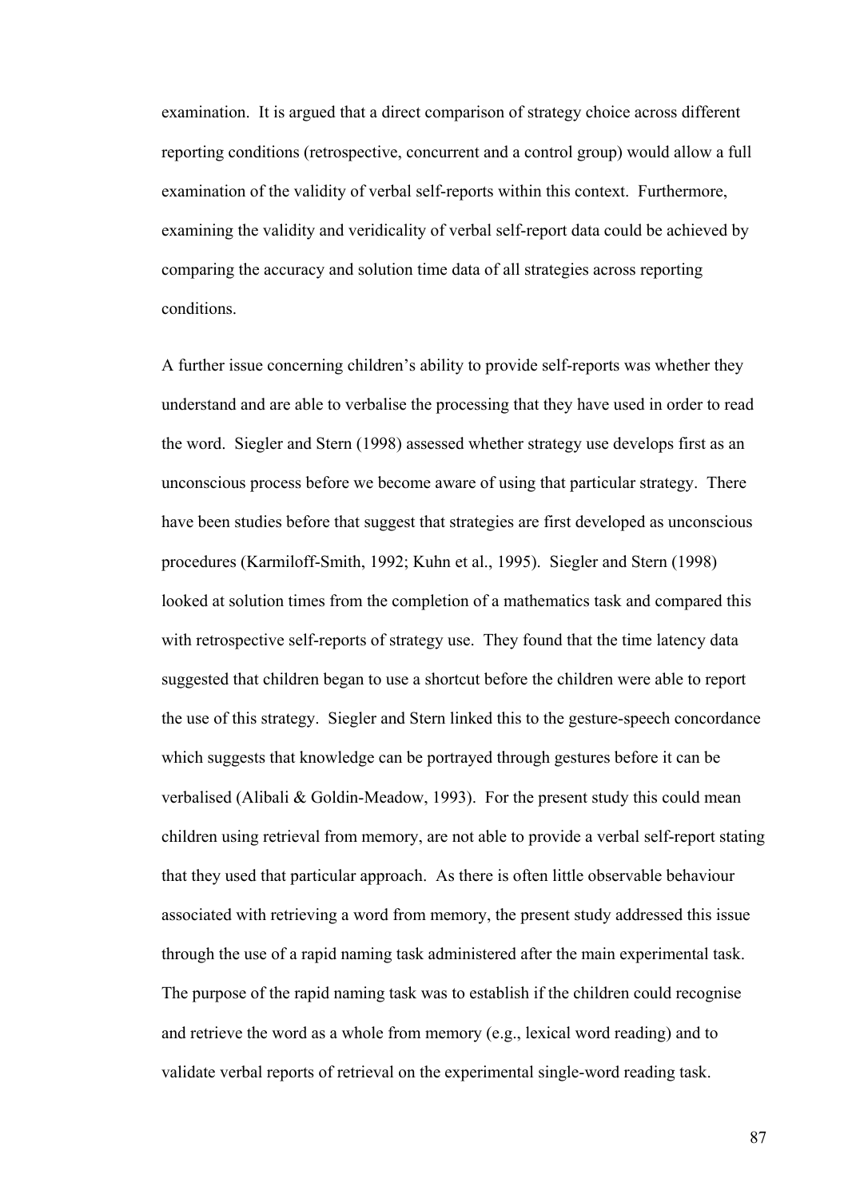examination. It is argued that a direct comparison of strategy choice across different reporting conditions (retrospective, concurrent and a control group) would allow a full examination of the validity of verbal self-reports within this context. Furthermore, examining the validity and veridicality of verbal self-report data could be achieved by comparing the accuracy and solution time data of all strategies across reporting conditions.

A further issue concerning children's ability to provide self-reports was whether they understand and are able to verbalise the processing that they have used in order to read the word. Siegler and Stern (1998) assessed whether strategy use develops first as an unconscious process before we become aware of using that particular strategy. There have been studies before that suggest that strategies are first developed as unconscious procedures (Karmiloff-Smith, 1992; Kuhn et al., 1995). Siegler and Stern (1998) looked at solution times from the completion of a mathematics task and compared this with retrospective self-reports of strategy use. They found that the time latency data suggested that children began to use a shortcut before the children were able to report the use of this strategy. Siegler and Stern linked this to the gesture-speech concordance which suggests that knowledge can be portrayed through gestures before it can be verbalised (Alibali & Goldin-Meadow, 1993). For the present study this could mean children using retrieval from memory, are not able to provide a verbal self-report stating that they used that particular approach. As there is often little observable behaviour associated with retrieving a word from memory, the present study addressed this issue through the use of a rapid naming task administered after the main experimental task. The purpose of the rapid naming task was to establish if the children could recognise and retrieve the word as a whole from memory (e.g., lexical word reading) and to validate verbal reports of retrieval on the experimental single-word reading task.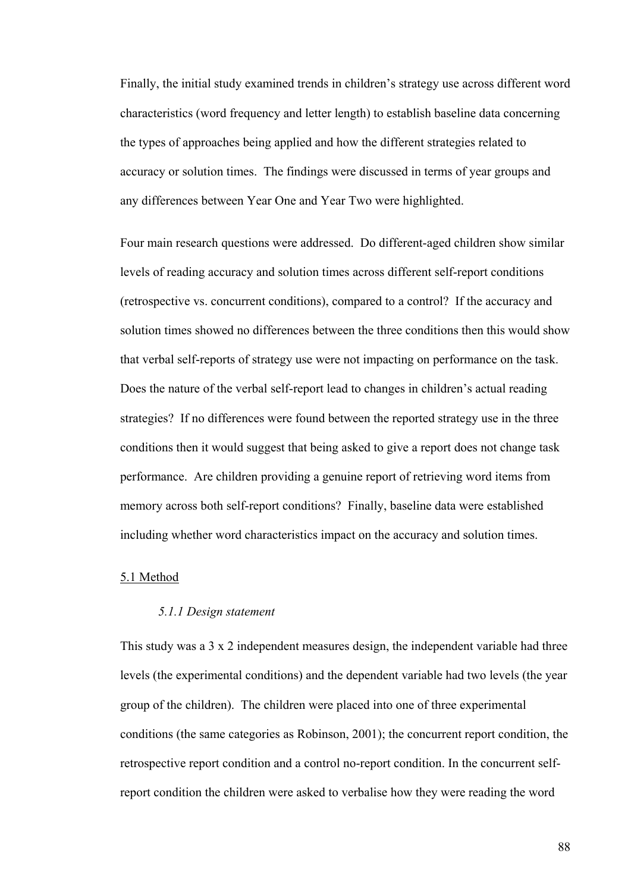Finally, the initial study examined trends in children's strategy use across different word characteristics (word frequency and letter length) to establish baseline data concerning the types of approaches being applied and how the different strategies related to accuracy or solution times. The findings were discussed in terms of year groups and any differences between Year One and Year Two were highlighted.

Four main research questions were addressed. Do different-aged children show similar levels of reading accuracy and solution times across different self-report conditions (retrospective vs. concurrent conditions), compared to a control? If the accuracy and solution times showed no differences between the three conditions then this would show that verbal self-reports of strategy use were not impacting on performance on the task. Does the nature of the verbal self-report lead to changes in children's actual reading strategies? If no differences were found between the reported strategy use in the three conditions then it would suggest that being asked to give a report does not change task performance. Are children providing a genuine report of retrieving word items from memory across both self-report conditions? Finally, baseline data were established including whether word characteristics impact on the accuracy and solution times.

## 5.1 Method

### *5.1.1 Design statement*

This study was a 3 x 2 independent measures design, the independent variable had three levels (the experimental conditions) and the dependent variable had two levels (the year group of the children). The children were placed into one of three experimental conditions (the same categories as Robinson, 2001); the concurrent report condition, the retrospective report condition and a control no-report condition. In the concurrent self-report condition the children were asked to verbalise how they were reading the word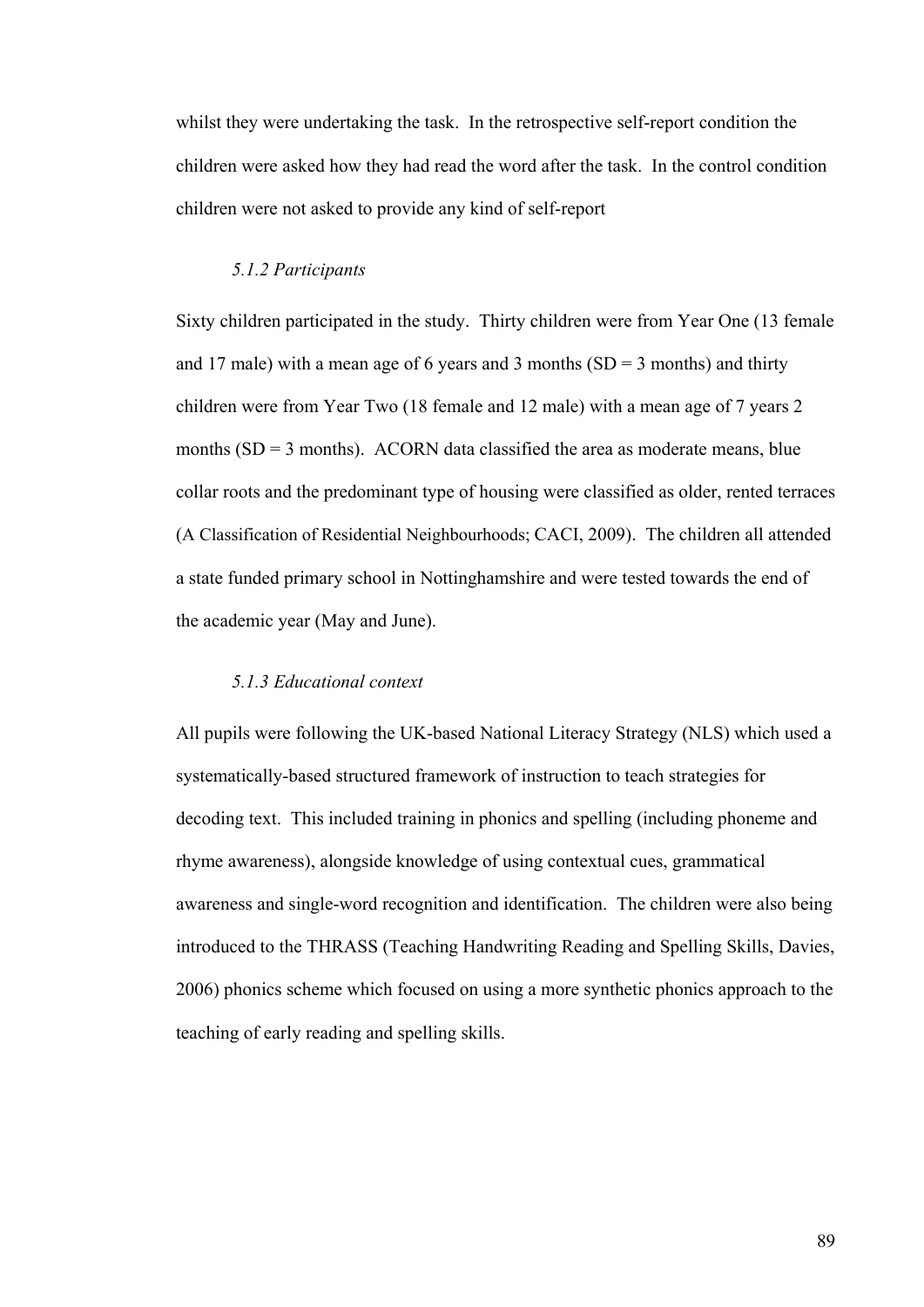whilst they were undertaking the task. In the retrospective self-report condition the children were asked how they had read the word after the task. In the control condition children were not asked to provide any kind of self-report

### *5.1.2 Participants*

Sixty children participated in the study. Thirty children were from Year One (13 female and 17 male) with a mean age of 6 years and 3 months (SD = 3 months) and thirty children were from Year Two (18 female and 12 male) with a mean age of 7 years 2 months (SD = 3 months). ACORN data classified the area as moderate means, blue collar roots and the predominant type of housing were classified as older, rented terraces (A Classification of Residential Neighbourhoods; CACI, 2009). The children all attended a state funded primary school in Nottinghamshire and were tested towards the end of the academic year (May and June).

### *5.1.3 Educational context*

All pupils were following the UK-based National Literacy Strategy (NLS) which used a systematically-based structured framework of instruction to teach strategies for decoding text. This included training in phonics and spelling (including phoneme and rhyme awareness), alongside knowledge of using contextual cues, grammatical awareness and single-word recognition and identification. The children were also being introduced to the THRASS (Teaching Handwriting Reading and Spelling Skills, Davies, 2006) phonics scheme which focused on using a more synthetic phonics approach to the teaching of early reading and spelling skills.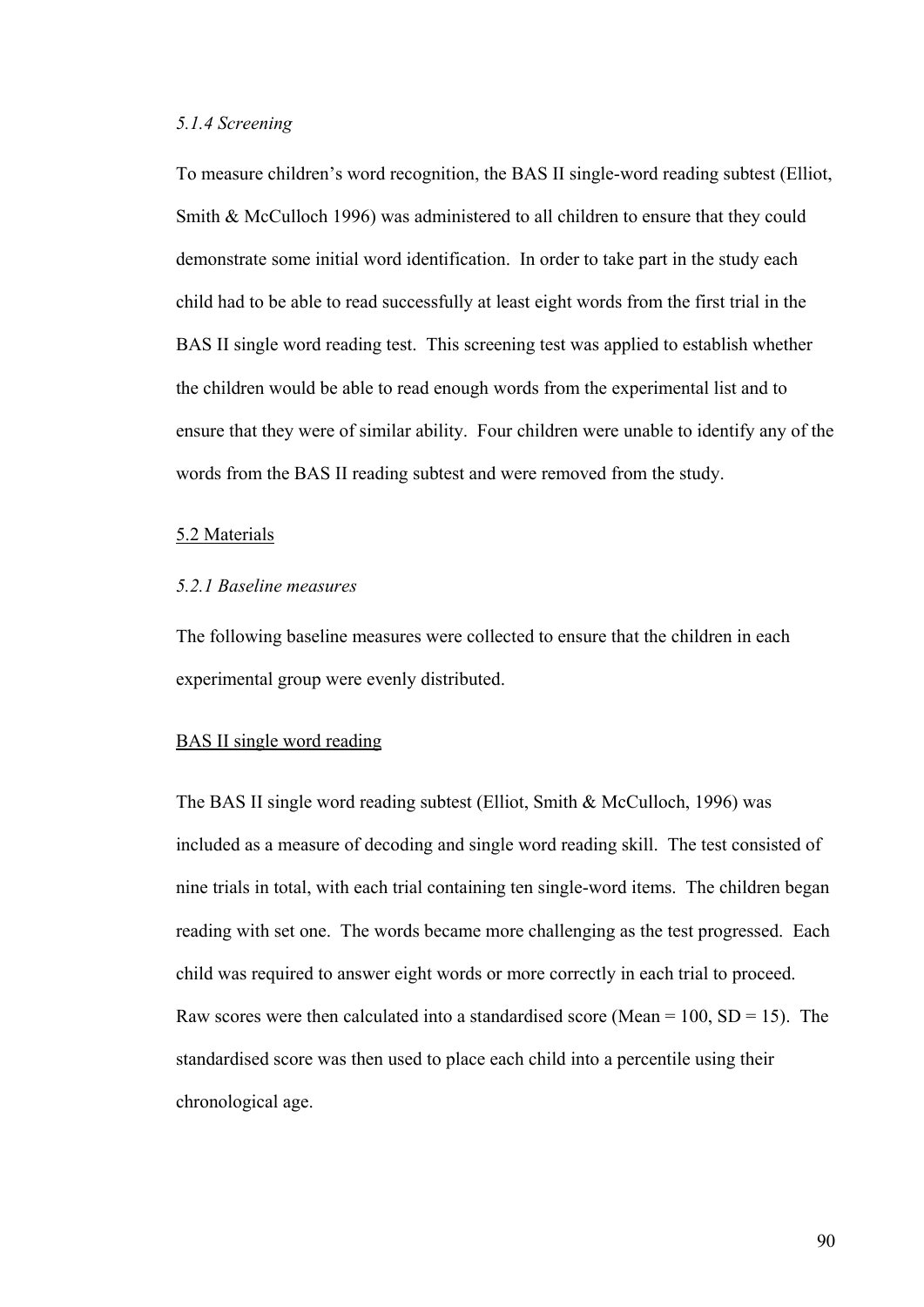*5.1.4 Screening*

To measure children's word recognition, the BAS II single-word reading subtest (Elliot, Smith & McCulloch 1996) was administered to all children to ensure that they could demonstrate some initial word identification. In order to take part in the study each child had to be able to read successfully at least eight words from the first trial in the BAS II single word reading test. This screening test was applied to establish whether the children would be able to read enough words from the experimental list and to ensure that they were of similar ability. Four children were unable to identify any of the words from the BAS II reading subtest and were removed from the study.

## 5.2 Materials

*5.2.1 Baseline measures*

The following baseline measures were collected to ensure that the children in each experimental group were evenly distributed.

BAS II single word reading

The BAS II single word reading subtest (Elliot, Smith & McCulloch, 1996) was included as a measure of decoding and single word reading skill. The test consisted of nine trials in total, with each trial containing ten single-word items. The children began reading with set one. The words became more challenging as the test progressed. Each child was required to answer eight words or more correctly in each trial to proceed. Raw scores were then calculated into a standardised score (Mean = 100, SD = 15). The standardised score was then used to place each child into a percentile using their chronological age.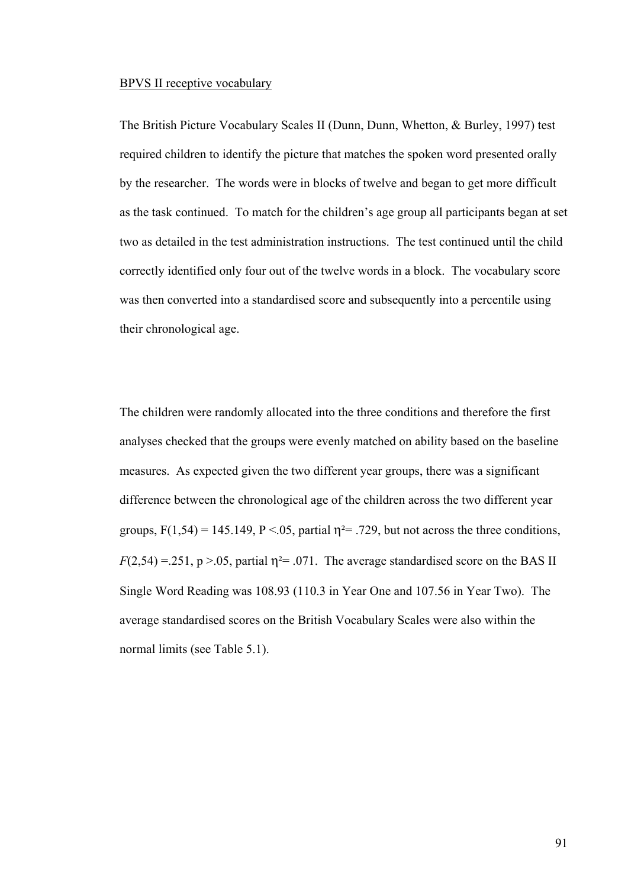BPVS II receptive vocabulary

The British Picture Vocabulary Scales II (Dunn, Dunn, Whetton, & Burley, 1997) test required children to identify the picture that matches the spoken word presented orally by the researcher. The words were in blocks of twelve and began to get more difficult as the task continued. To match for the children's age group all participants began at set two as detailed in the test administration instructions. The test continued until the child correctly identified only four out of the twelve words in a block. The vocabulary score was then converted into a standardised score and subsequently into a percentile using their chronological age.

The children were randomly allocated into the three conditions and therefore the first analyses checked that the groups were evenly matched on ability based on the baseline measures. As expected given the two different year groups, there was a significant difference between the chronological age of the children across the two different year groups, $F(1,54) = 145.149$, $P < .05$, partial $\eta^2 = .729$, but not across the three conditions, $F(2,54) = .251$, $p > .05$, partial $\eta^2 = .071$. The average standardised score on the BAS II Single Word Reading was 108.93 (110.3 in Year One and 107.56 in Year Two). The average standardised scores on the British Vocabulary Scales were also within the normal limits (see Table 5.1).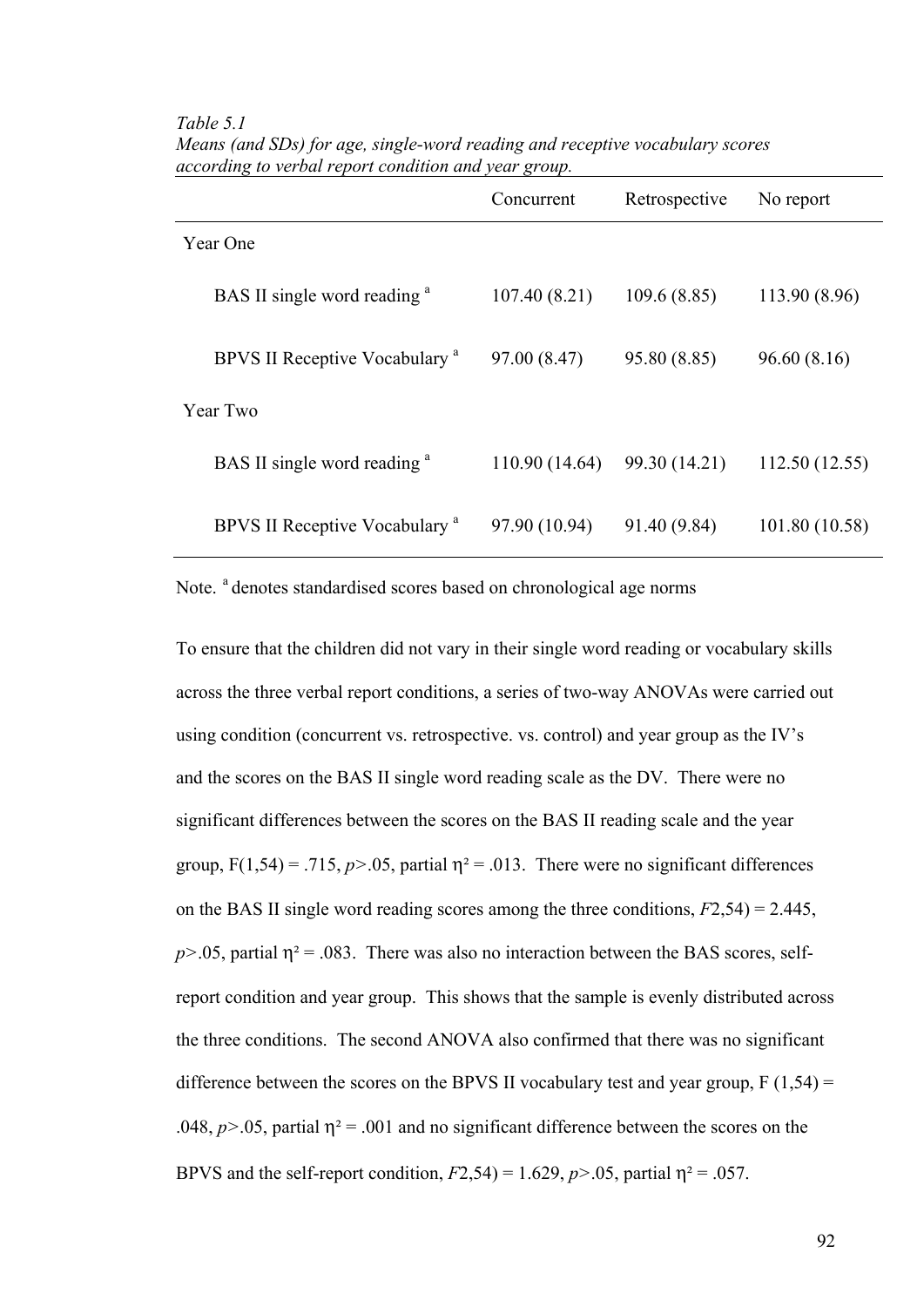*Table 5.1*
*Means (and SDs) for age, single-word reading and receptive vocabulary scores according to verbal report condition and year group.*

| | Concurrent | Retrospective | No report |
|---|---|---|---|
| Year One | | | |
| BAS II single word reading [a] | 107.40 (8.21) | 109.6 (8.85) | 113.90 (8.96) |
| BPVS II Receptive Vocabulary [a] | 97.00 (8.47) | 95.80 (8.85) | 96.60 (8.16) |
| Year Two | | | |
| BAS II single word reading [a] | 110.90 (14.64) | 99.30 (14.21) | 112.50 (12.55) |
| BPVS II Receptive Vocabulary [a] | 97.90 (10.94) | 91.40 (9.84) | 101.80 (10.58) |

Note. [a] denotes standardised scores based on chronological age norms

To ensure that the children did not vary in their single word reading or vocabulary skills across the three verbal report conditions, a series of two-way ANOVAs were carried out using condition (concurrent vs. retrospective. vs. control) and year group as the IV's and the scores on the BAS II single word reading scale as the DV. There were no significant differences between the scores on the BAS II reading scale and the year group, $F(1,54) = .715$, $p>.05$, partial $\eta^2 = .013$. There were no significant differences on the BAS II single word reading scores among the three conditions, $F2,54) = 2.445$, $p>.05$, partial $\eta^2 = .083$. There was also no interaction between the BAS scores, self-report condition and year group. This shows that the sample is evenly distributed across the three conditions. The second ANOVA also confirmed that there was no significant difference between the scores on the BPVS II vocabulary test and year group, $F (1,54) = .048$, $p>.05$, partial $\eta^2 = .001$ and no significant difference between the scores on the BPVS and the self-report condition, $F2,54) = 1.629$, $p>.05$, partial $\eta^2 = .057$.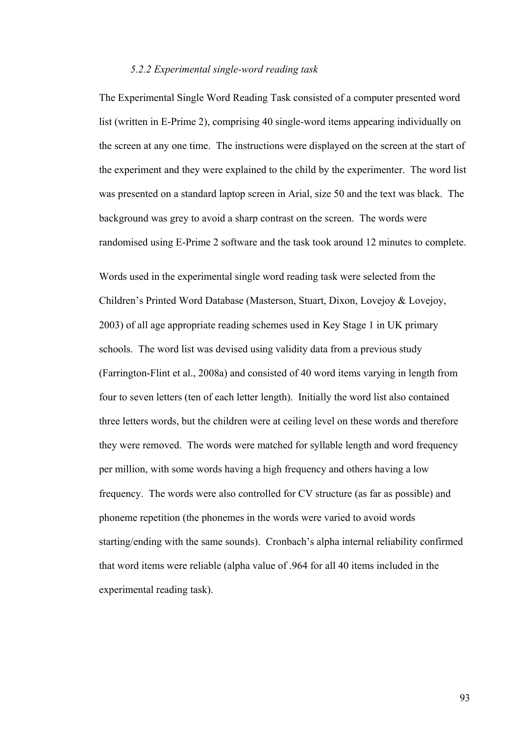### *5.2.2 Experimental single-word reading task*

The Experimental Single Word Reading Task consisted of a computer presented word list (written in E-Prime 2), comprising 40 single-word items appearing individually on the screen at any one time. The instructions were displayed on the screen at the start of the experiment and they were explained to the child by the experimenter. The word list was presented on a standard laptop screen in Arial, size 50 and the text was black. The background was grey to avoid a sharp contrast on the screen. The words were randomised using E-Prime 2 software and the task took around 12 minutes to complete.

Words used in the experimental single word reading task were selected from the Children's Printed Word Database (Masterson, Stuart, Dixon, Lovejoy & Lovejoy, 2003) of all age appropriate reading schemes used in Key Stage 1 in UK primary schools. The word list was devised using validity data from a previous study (Farrington-Flint et al., 2008a) and consisted of 40 word items varying in length from four to seven letters (ten of each letter length). Initially the word list also contained three letters words, but the children were at ceiling level on these words and therefore they were removed. The words were matched for syllable length and word frequency per million, with some words having a high frequency and others having a low frequency. The words were also controlled for CV structure (as far as possible) and phoneme repetition (the phonemes in the words were varied to avoid words starting/ending with the same sounds). Cronbach's alpha internal reliability confirmed that word items were reliable (alpha value of .964 for all 40 items included in the experimental reading task).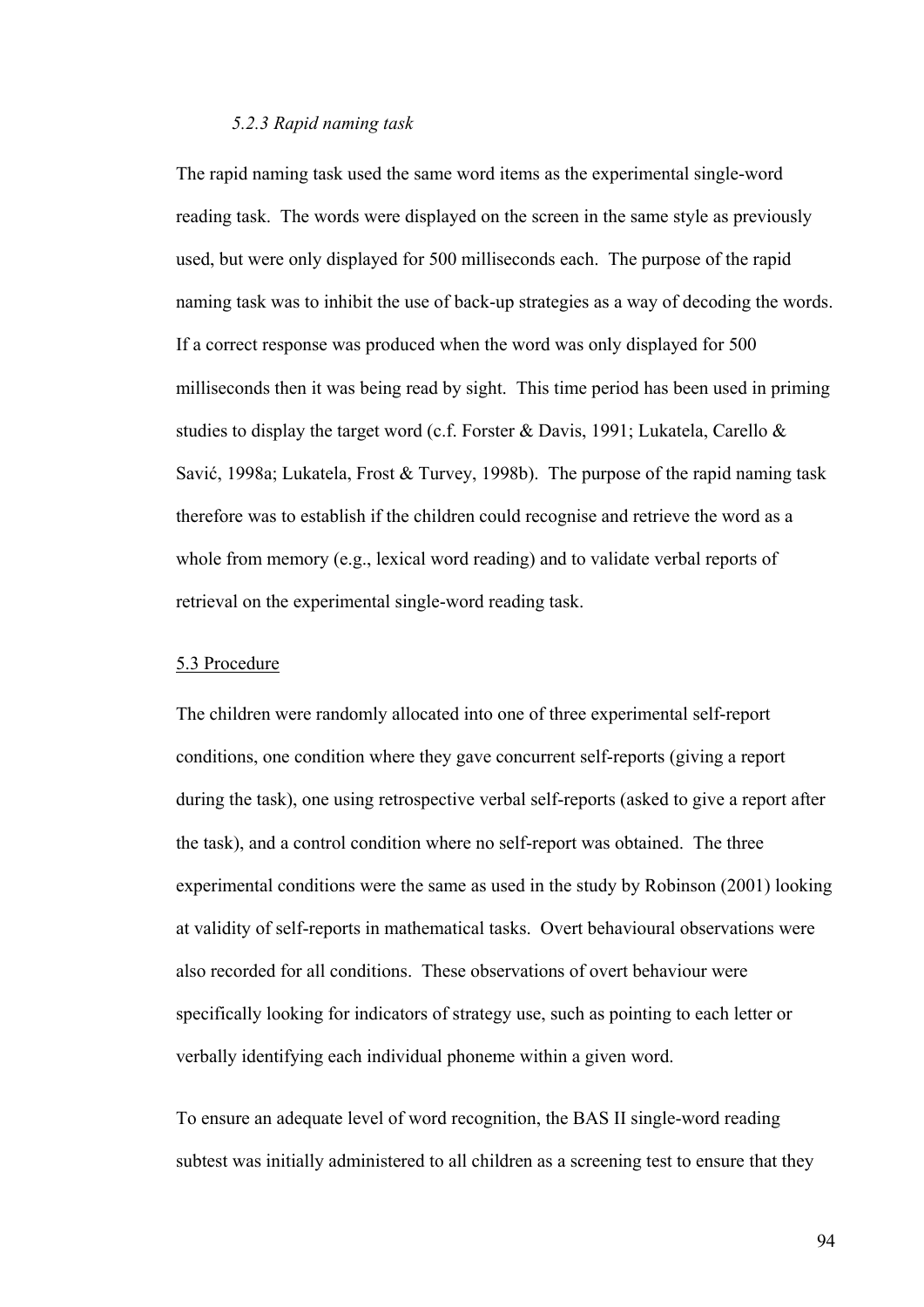### *5.2.3 Rapid naming task*

The rapid naming task used the same word items as the experimental single-word reading task. The words were displayed on the screen in the same style as previously used, but were only displayed for 500 milliseconds each. The purpose of the rapid naming task was to inhibit the use of back-up strategies as a way of decoding the words. If a correct response was produced when the word was only displayed for 500 milliseconds then it was being read by sight. This time period has been used in priming studies to display the target word (c.f. Forster & Davis, 1991; Lukatela, Carello & Savić, 1998a; Lukatela, Frost & Turvey, 1998b). The purpose of the rapid naming task therefore was to establish if the children could recognise and retrieve the word as a whole from memory (e.g., lexical word reading) and to validate verbal reports of retrieval on the experimental single-word reading task.

## 5.3 Procedure

The children were randomly allocated into one of three experimental self-report conditions, one condition where they gave concurrent self-reports (giving a report during the task), one using retrospective verbal self-reports (asked to give a report after the task), and a control condition where no self-report was obtained. The three experimental conditions were the same as used in the study by Robinson (2001) looking at validity of self-reports in mathematical tasks. Overt behavioural observations were also recorded for all conditions. These observations of overt behaviour were specifically looking for indicators of strategy use, such as pointing to each letter or verbally identifying each individual phoneme within a given word.

To ensure an adequate level of word recognition, the BAS II single-word reading subtest was initially administered to all children as a screening test to ensure that they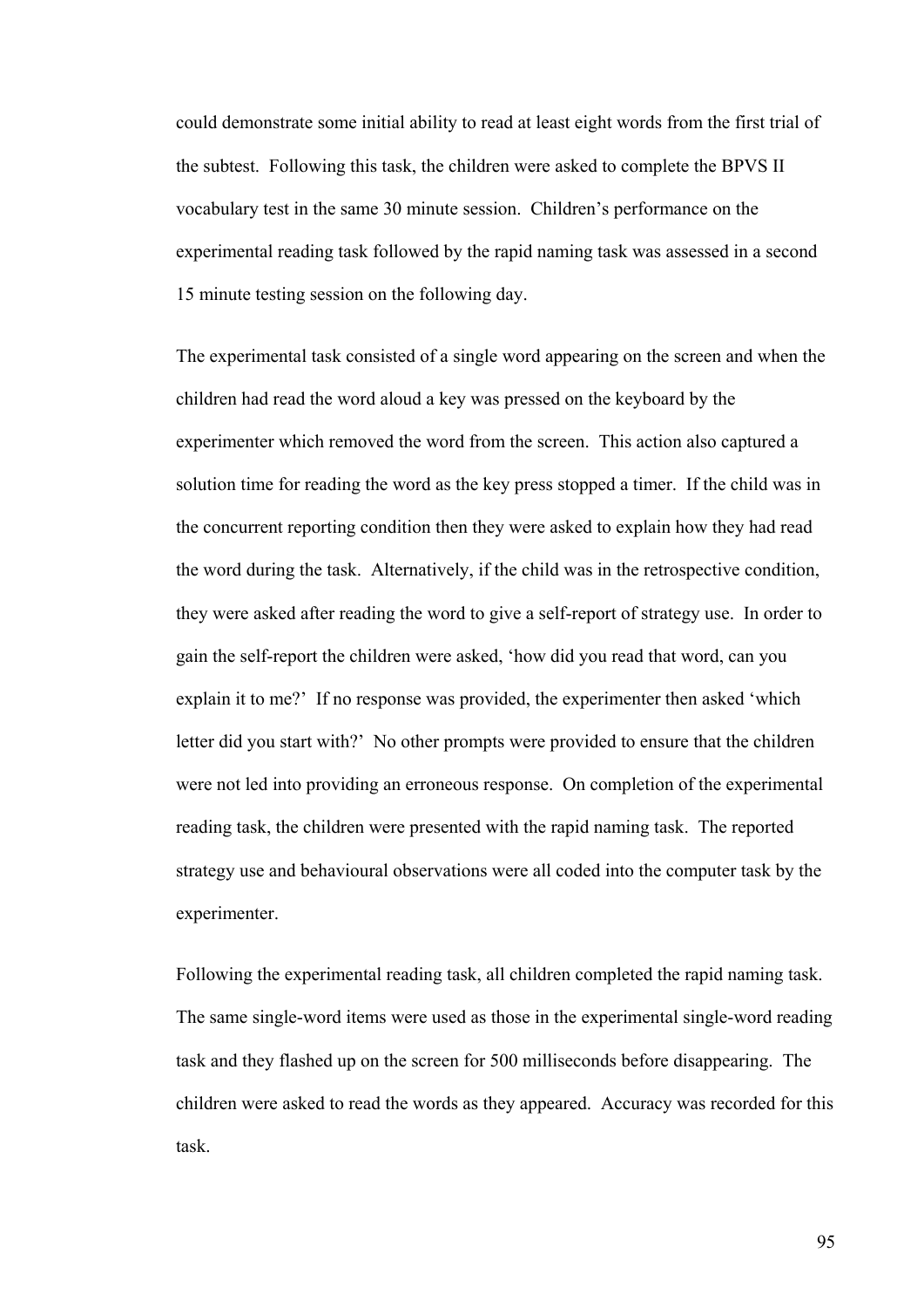could demonstrate some initial ability to read at least eight words from the first trial of the subtest. Following this task, the children were asked to complete the BPVS II vocabulary test in the same 30 minute session. Children's performance on the experimental reading task followed by the rapid naming task was assessed in a second 15 minute testing session on the following day.

The experimental task consisted of a single word appearing on the screen and when the children had read the word aloud a key was pressed on the keyboard by the experimenter which removed the word from the screen. This action also captured a solution time for reading the word as the key press stopped a timer. If the child was in the concurrent reporting condition then they were asked to explain how they had read the word during the task. Alternatively, if the child was in the retrospective condition, they were asked after reading the word to give a self-report of strategy use. In order to gain the self-report the children were asked, 'how did you read that word, can you explain it to me?' If no response was provided, the experimenter then asked 'which letter did you start with?' No other prompts were provided to ensure that the children were not led into providing an erroneous response. On completion of the experimental reading task, the children were presented with the rapid naming task. The reported strategy use and behavioural observations were all coded into the computer task by the experimenter.

Following the experimental reading task, all children completed the rapid naming task. The same single-word items were used as those in the experimental single-word reading task and they flashed up on the screen for 500 milliseconds before disappearing. The children were asked to read the words as they appeared. Accuracy was recorded for this task.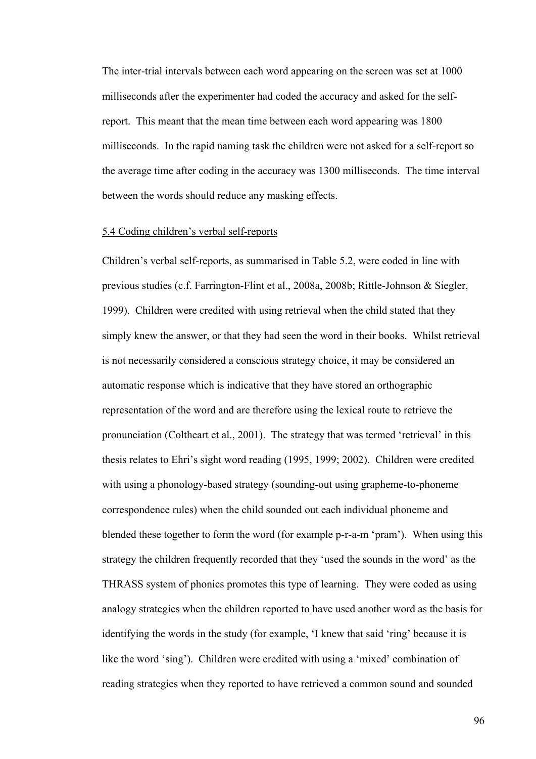The inter-trial intervals between each word appearing on the screen was set at 1000 milliseconds after the experimenter had coded the accuracy and asked for the self-report. This meant that the mean time between each word appearing was 1800 milliseconds. In the rapid naming task the children were not asked for a self-report so the average time after coding in the accuracy was 1300 milliseconds. The time interval between the words should reduce any masking effects.

## 5.4 Coding children's verbal self-reports

Children's verbal self-reports, as summarised in Table 5.2, were coded in line with previous studies (c.f. Farrington-Flint et al., 2008a, 2008b; Rittle-Johnson & Siegler, 1999). Children were credited with using retrieval when the child stated that they simply knew the answer, or that they had seen the word in their books. Whilst retrieval is not necessarily considered a conscious strategy choice, it may be considered an automatic response which is indicative that they have stored an orthographic representation of the word and are therefore using the lexical route to retrieve the pronunciation (Coltheart et al., 2001). The strategy that was termed 'retrieval' in this thesis relates to Ehri's sight word reading (1995, 1999; 2002). Children were credited with using a phonology-based strategy (sounding-out using grapheme-to-phoneme correspondence rules) when the child sounded out each individual phoneme and blended these together to form the word (for example p-r-a-m 'pram'). When using this strategy the children frequently recorded that they 'used the sounds in the word' as the THRASS system of phonics promotes this type of learning. They were coded as using analogy strategies when the children reported to have used another word as the basis for identifying the words in the study (for example, 'I knew that said 'ring' because it is like the word 'sing'). Children were credited with using a 'mixed' combination of reading strategies when they reported to have retrieved a common sound and sounded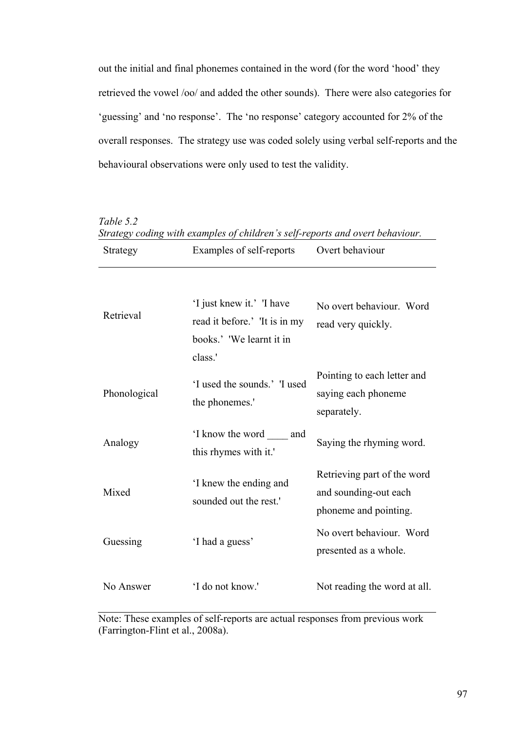out the initial and final phonemes contained in the word (for the word 'hood' they retrieved the vowel /oo/ and added the other sounds). There were also categories for 'guessing' and 'no response'. The 'no response' category accounted for 2% of the overall responses. The strategy use was coded solely using verbal self-reports and the behavioural observations were only used to test the validity.

*Table 5.2*
*Strategy coding with examples of children's self-reports and overt behaviour.*

| Strategy | Examples of self-reports | Overt behaviour |
|---|---|---|
| Retrieval | 'I just knew it.' 'I have read it before.' 'It is in my books.' 'We learnt it in class.' | No overt behaviour. Word read very quickly. |
| Phonological | 'I used the sounds.' 'I used the phonemes.' | Pointing to each letter and saying each phoneme separately. |
| Analogy | 'I know the word ____ and this rhymes with it.' | Saying the rhyming word. |
| Mixed | 'I knew the ending and sounded out the rest.' | Retrieving part of the word and sounding-out each phoneme and pointing. |
| Guessing | 'I had a guess' | No overt behaviour. Word presented as a whole. |
| No Answer | 'I do not know.' | Not reading the word at all. |

Note: These examples of self-reports are actual responses from previous work (Farrington-Flint et al., 2008a).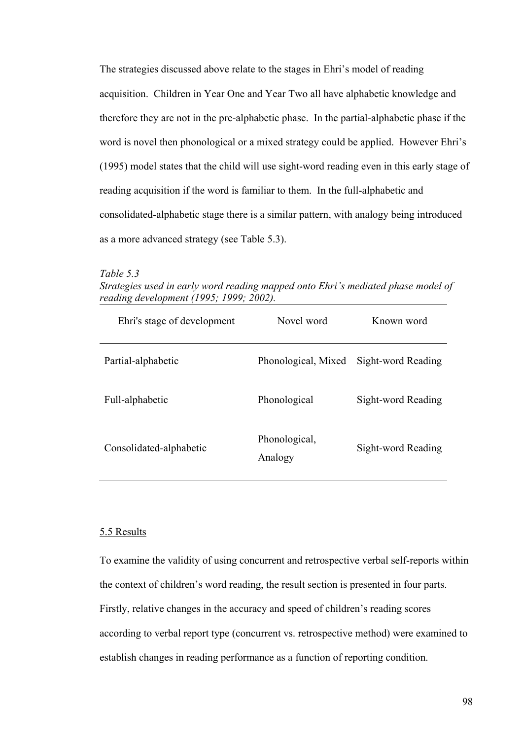The strategies discussed above relate to the stages in Ehri's model of reading acquisition. Children in Year One and Year Two all have alphabetic knowledge and therefore they are not in the pre-alphabetic phase. In the partial-alphabetic phase if the word is novel then phonological or a mixed strategy could be applied. However Ehri's (1995) model states that the child will use sight-word reading even in this early stage of reading acquisition if the word is familiar to them. In the full-alphabetic and consolidated-alphabetic stage there is a similar pattern, with analogy being introduced as a more advanced strategy (see Table 5.3).

*Table 5.3*
*Strategies used in early word reading mapped onto Ehri's mediated phase model of reading development (1995; 1999; 2002).*

| Ehri's stage of development | Novel word | Known word |
| --- | --- | --- |
| Partial-alphabetic | Phonological, Mixed | Sight-word Reading |
| Full-alphabetic | Phonological | Sight-word Reading |
| Consolidated-alphabetic | Phonological, Analogy | Sight-word Reading |

## 5.5 Results

To examine the validity of using concurrent and retrospective verbal self-reports within the context of children's word reading, the result section is presented in four parts. Firstly, relative changes in the accuracy and speed of children's reading scores according to verbal report type (concurrent vs. retrospective method) were examined to establish changes in reading performance as a function of reporting condition.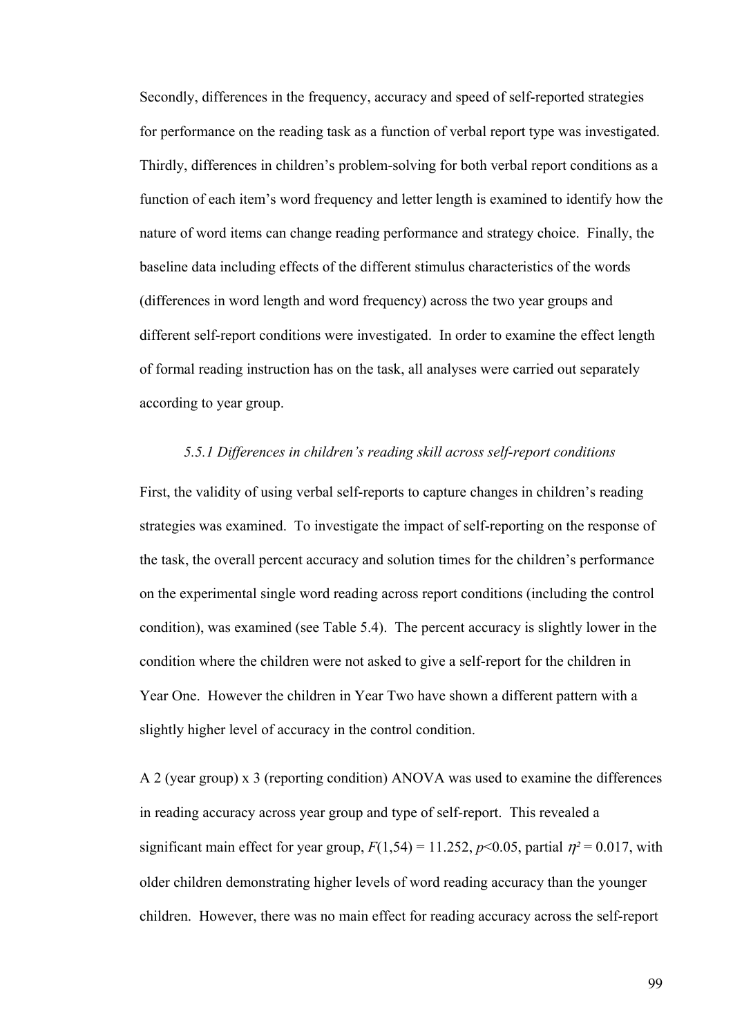Secondly, differences in the frequency, accuracy and speed of self-reported strategies for performance on the reading task as a function of verbal report type was investigated. Thirdly, differences in children's problem-solving for both verbal report conditions as a function of each item's word frequency and letter length is examined to identify how the nature of word items can change reading performance and strategy choice. Finally, the baseline data including effects of the different stimulus characteristics of the words (differences in word length and word frequency) across the two year groups and different self-report conditions were investigated. In order to examine the effect length of formal reading instruction has on the task, all analyses were carried out separately according to year group.

### *5.5.1 Differences in children's reading skill across self-report conditions*

First, the validity of using verbal self-reports to capture changes in children's reading strategies was examined. To investigate the impact of self-reporting on the response of the task, the overall percent accuracy and solution times for the children's performance on the experimental single word reading across report conditions (including the control condition), was examined (see Table 5.4). The percent accuracy is slightly lower in the condition where the children were not asked to give a self-report for the children in Year One. However the children in Year Two have shown a different pattern with a slightly higher level of accuracy in the control condition.

A 2 (year group) x 3 (reporting condition) ANOVA was used to examine the differences in reading accuracy across year group and type of self-report. This revealed a significant main effect for year group, $F(1,54) = 11.252$, $p<0.05$, partial $\eta^2 = 0.017$, with older children demonstrating higher levels of word reading accuracy than the younger children. However, there was no main effect for reading accuracy across the self-report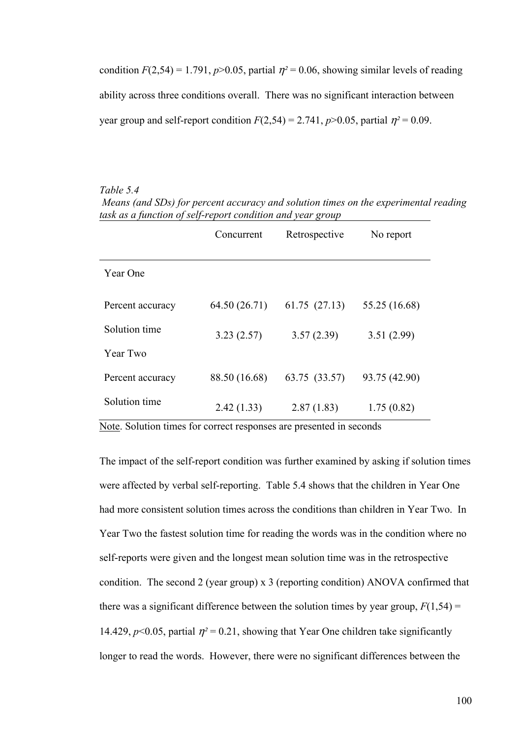condition $F(2,54) = 1.791$, $p>0.05$, partial $\eta^2 = 0.06$, showing similar levels of reading ability across three conditions overall. There was no significant interaction between year group and self-report condition $F(2,54) = 2.741$, $p>0.05$, partial $\eta^2 = 0.09$.

*Table 5.4*

*Means (and SDs) for percent accuracy and solution times on the experimental reading task as a function of self-report condition and year group*

| | Concurrent | Retrospective | No report |
|---|---|---|---|
| Year One | | | |
| Percent accuracy | 64.50 (26.71) | 61.75 (27.13) | 55.25 (16.68) |
| Solution time | 3.23 (2.57) | 3.57 (2.39) | 3.51 (2.99) |
| Year Two | | | |
| Percent accuracy | 88.50 (16.68) | 63.75 (33.57) | 93.75 (42.90) |
| Solution time | 2.42 (1.33) | 2.87 (1.83) | 1.75 (0.82) |

Note. Solution times for correct responses are presented in seconds

The impact of the self-report condition was further examined by asking if solution times were affected by verbal self-reporting. Table 5.4 shows that the children in Year One had more consistent solution times across the conditions than children in Year Two. In Year Two the fastest solution time for reading the words was in the condition where no self-reports were given and the longest mean solution time was in the retrospective condition. The second 2 (year group) x 3 (reporting condition) ANOVA confirmed that there was a significant difference between the solution times by year group, $F(1,54) = 14.429$, $p<0.05$, partial $\eta^2 = 0.21$, showing that Year One children take significantly longer to read the words. However, there were no significant differences between the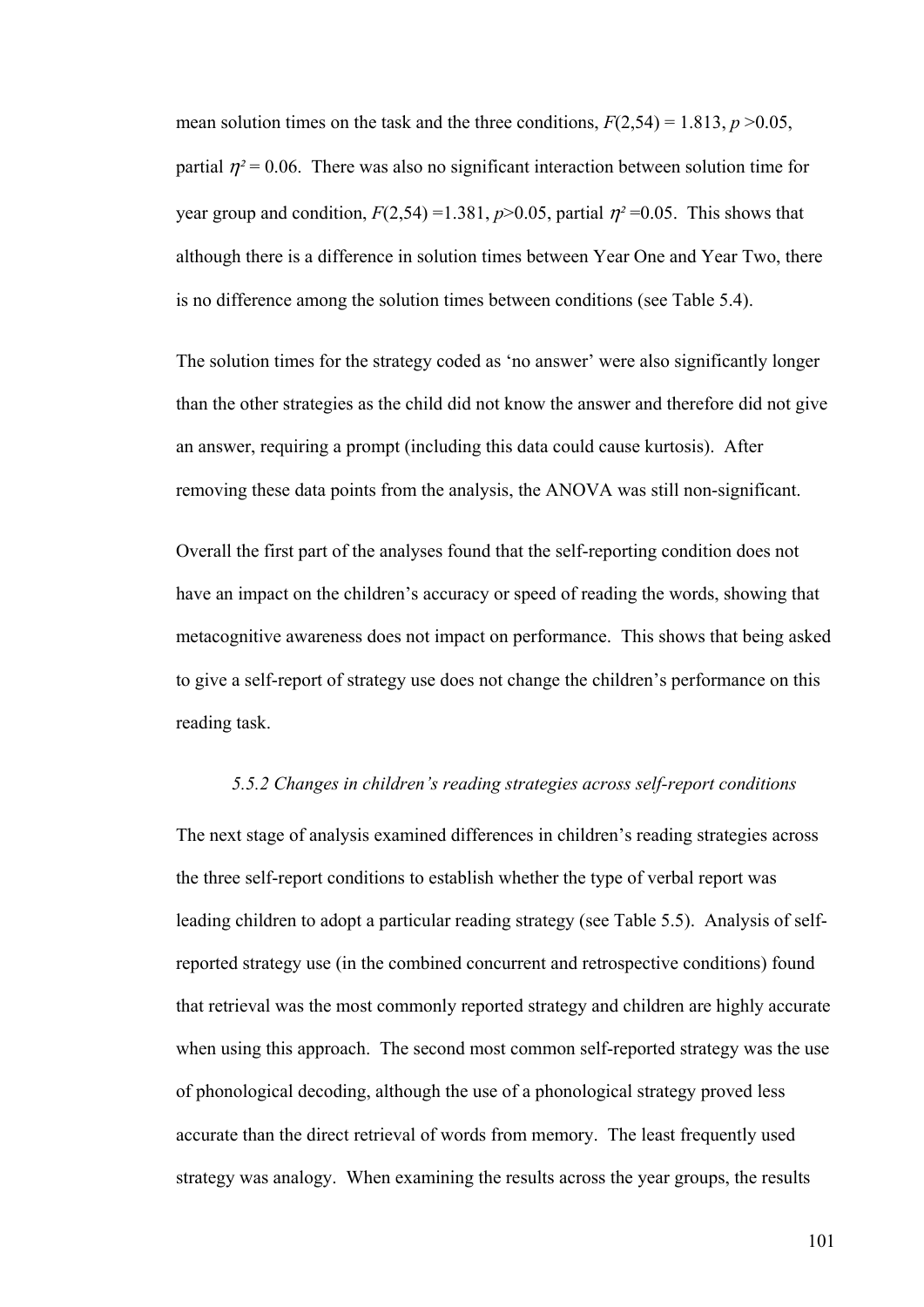mean solution times on the task and the three conditions, $F(2,54) = 1.813$, $p > 0.05$, partial $\eta^2 = 0.06$. There was also no significant interaction between solution time for year group and condition, $F(2,54) = 1.381$, $p > 0.05$, partial $\eta^2 = 0.05$. This shows that although there is a difference in solution times between Year One and Year Two, there is no difference among the solution times between conditions (see Table 5.4).

The solution times for the strategy coded as 'no answer' were also significantly longer than the other strategies as the child did not know the answer and therefore did not give an answer, requiring a prompt (including this data could cause kurtosis). After removing these data points from the analysis, the ANOVA was still non-significant.

Overall the first part of the analyses found that the self-reporting condition does not have an impact on the children's accuracy or speed of reading the words, showing that metacognitive awareness does not impact on performance. This shows that being asked to give a self-report of strategy use does not change the children's performance on this reading task.

### *5.5.2 Changes in children's reading strategies across self-report conditions*

The next stage of analysis examined differences in children's reading strategies across the three self-report conditions to establish whether the type of verbal report was leading children to adopt a particular reading strategy (see Table 5.5). Analysis of self-reported strategy use (in the combined concurrent and retrospective conditions) found that retrieval was the most commonly reported strategy and children are highly accurate when using this approach. The second most common self-reported strategy was the use of phonological decoding, although the use of a phonological strategy proved less accurate than the direct retrieval of words from memory. The least frequently used strategy was analogy. When examining the results across the year groups, the results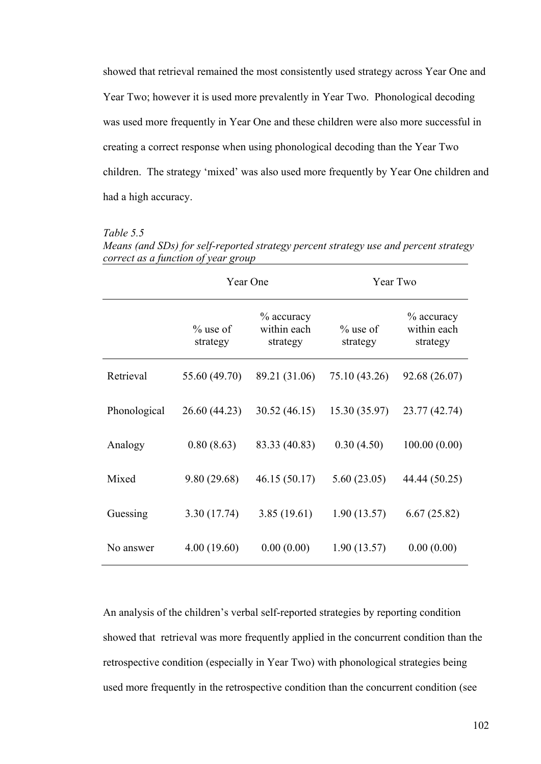showed that retrieval remained the most consistently used strategy across Year One and Year Two; however it is used more prevalently in Year Two. Phonological decoding was used more frequently in Year One and these children were also more successful in creating a correct response when using phonological decoding than the Year Two children. The strategy 'mixed' was also used more frequently by Year One children and had a high accuracy.

*Table 5.5*
*Means (and SDs) for self-reported strategy percent strategy use and percent strategy correct as a function of year group*

| | Year One | | Year Two | |
|---|---|---|---|---|
| | % use of strategy | % accuracy within each strategy | % use of strategy | % accuracy within each strategy |
| Retrieval | 55.60 (49.70) | 89.21 (31.06) | 75.10 (43.26) | 92.68 (26.07) |
| Phonological | 26.60 (44.23) | 30.52 (46.15) | 15.30 (35.97) | 23.77 (42.74) |
| Analogy | 0.80 (8.63) | 83.33 (40.83) | 0.30 (4.50) | 100.00 (0.00) |
| Mixed | 9.80 (29.68) | 46.15 (50.17) | 5.60 (23.05) | 44.44 (50.25) |
| Guessing | 3.30 (17.74) | 3.85 (19.61) | 1.90 (13.57) | 6.67 (25.82) |
| No answer | 4.00 (19.60) | 0.00 (0.00) | 1.90 (13.57) | 0.00 (0.00) |

An analysis of the children's verbal self-reported strategies by reporting condition showed that retrieval was more frequently applied in the concurrent condition than the retrospective condition (especially in Year Two) with phonological strategies being used more frequently in the retrospective condition than the concurrent condition (see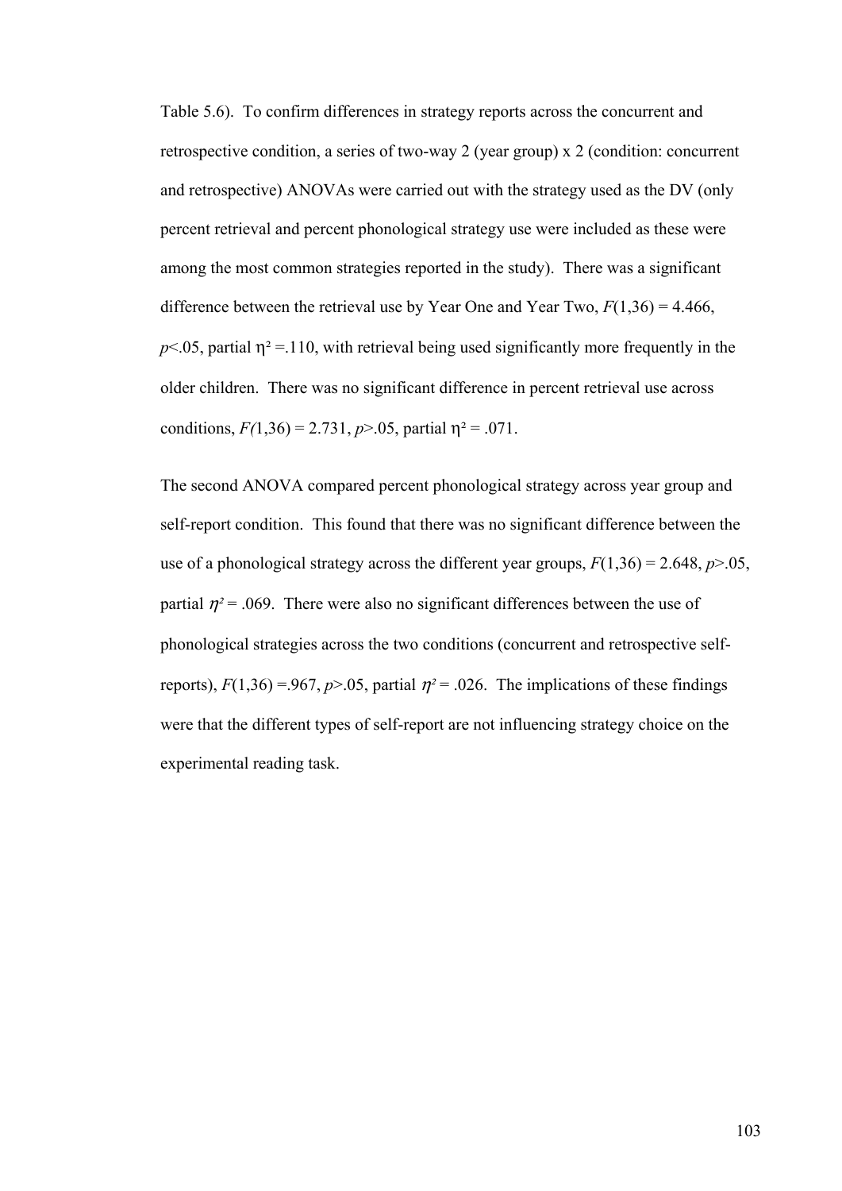Table 5.6). To confirm differences in strategy reports across the concurrent and retrospective condition, a series of two-way 2 (year group) x 2 (condition: concurrent and retrospective) ANOVAs were carried out with the strategy used as the DV (only percent retrieval and percent phonological strategy use were included as these were among the most common strategies reported in the study). There was a significant difference between the retrieval use by Year One and Year Two, $F(1,36) = 4.466$, $p < .05$, partial $\eta^2 = .110$, with retrieval being used significantly more frequently in the older children. There was no significant difference in percent retrieval use across conditions, $F(1,36) = 2.731$, $p > .05$, partial $\eta^2 = .071$.

The second ANOVA compared percent phonological strategy across year group and self-report condition. This found that there was no significant difference between the use of a phonological strategy across the different year groups, $F(1,36) = 2.648$, $p > .05$, partial $\eta^2 = .069$. There were also no significant differences between the use of phonological strategies across the two conditions (concurrent and retrospective self-reports), $F(1,36) = .967$, $p > .05$, partial $\eta^2 = .026$. The implications of these findings were that the different types of self-report are not influencing strategy choice on the experimental reading task.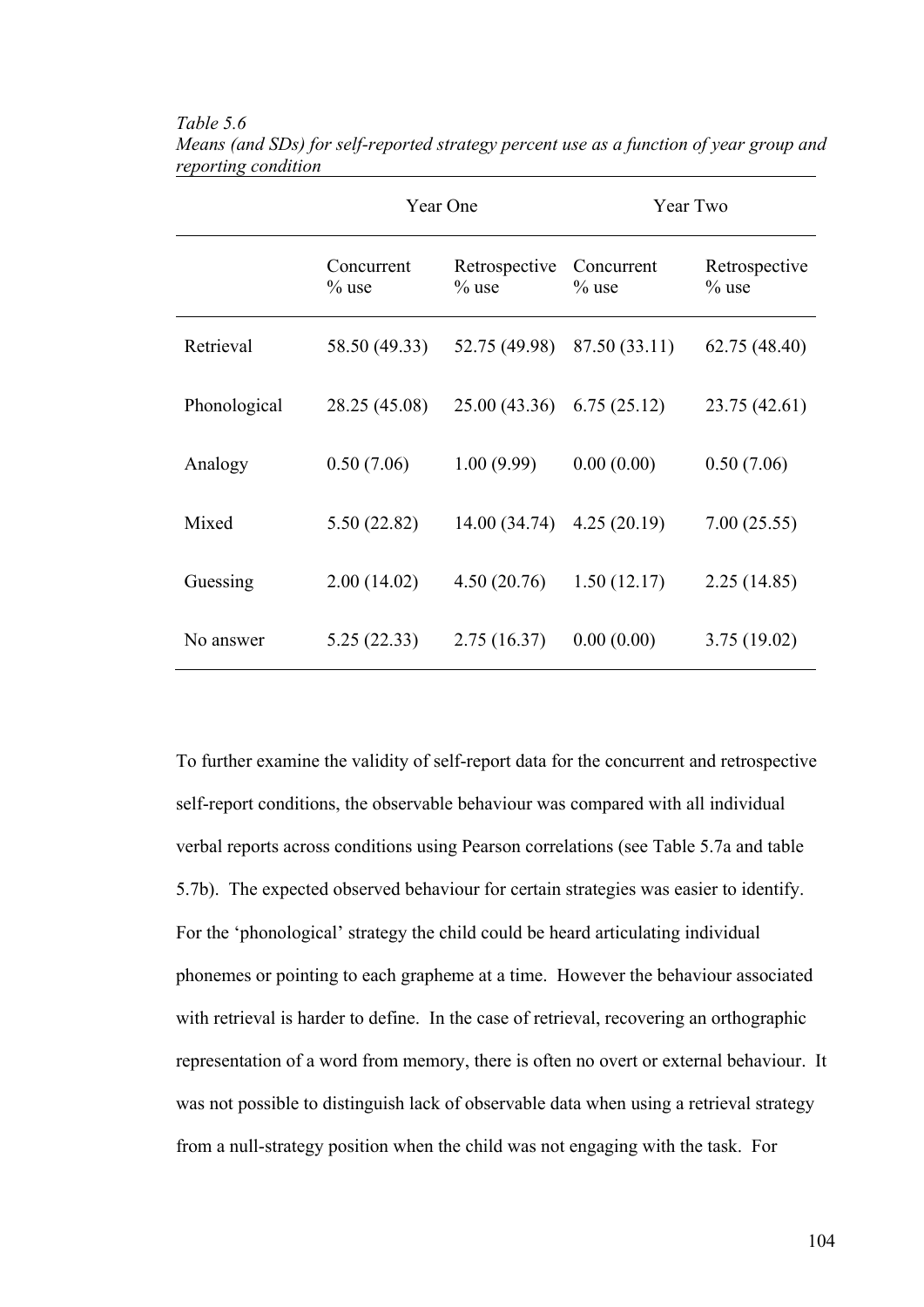*Table 5.6*
*Means (and SDs) for self-reported strategy percent use as a function of year group and reporting condition*

| | Year One | | Year Two | |
|---|---|---|---|---|
| | Concurrent % use | Retrospective % use | Concurrent % use | Retrospective % use |
| Retrieval | 58.50 (49.33) | 52.75 (49.98) | 87.50 (33.11) | 62.75 (48.40) |
| Phonological | 28.25 (45.08) | 25.00 (43.36) | 6.75 (25.12) | 23.75 (42.61) |
| Analogy | 0.50 (7.06) | 1.00 (9.99) | 0.00 (0.00) | 0.50 (7.06) |
| Mixed | 5.50 (22.82) | 14.00 (34.74) | 4.25 (20.19) | 7.00 (25.55) |
| Guessing | 2.00 (14.02) | 4.50 (20.76) | 1.50 (12.17) | 2.25 (14.85) |
| No answer | 5.25 (22.33) | 2.75 (16.37) | 0.00 (0.00) | 3.75 (19.02) |

To further examine the validity of self-report data for the concurrent and retrospective self-report conditions, the observable behaviour was compared with all individual verbal reports across conditions using Pearson correlations (see Table 5.7a and table 5.7b). The expected observed behaviour for certain strategies was easier to identify. For the 'phonological' strategy the child could be heard articulating individual phonemes or pointing to each grapheme at a time. However the behaviour associated with retrieval is harder to define. In the case of retrieval, recovering an orthographic representation of a word from memory, there is often no overt or external behaviour. It was not possible to distinguish lack of observable data when using a retrieval strategy from a null-strategy position when the child was not engaging with the task. For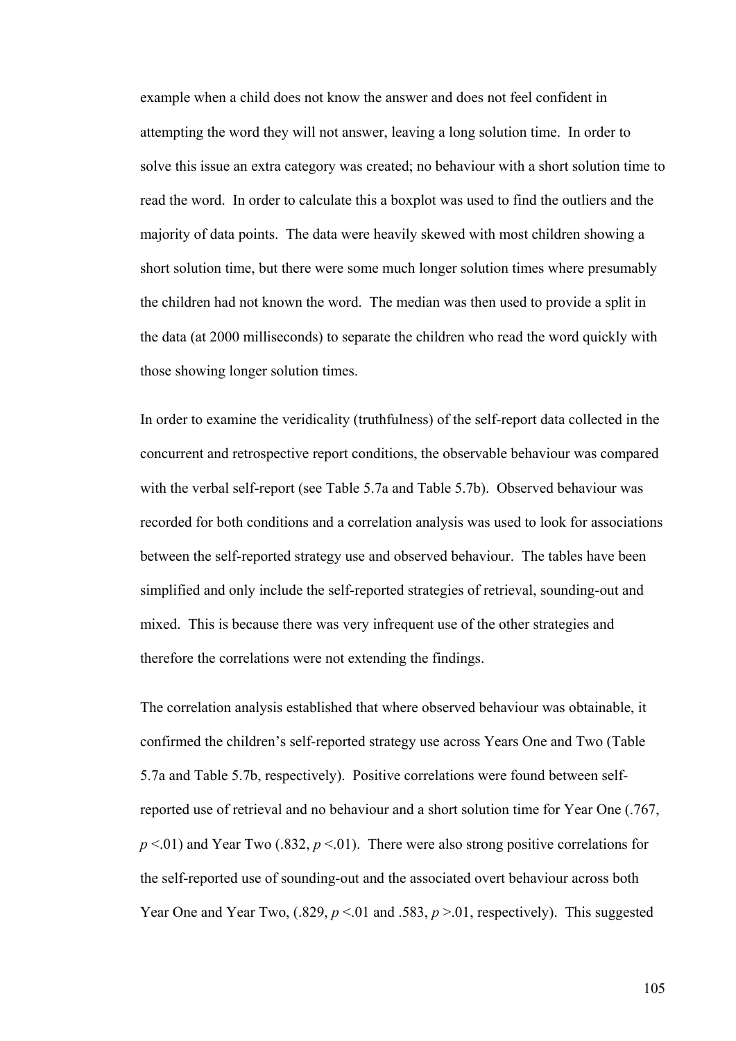example when a child does not know the answer and does not feel confident in attempting the word they will not answer, leaving a long solution time. In order to solve this issue an extra category was created; no behaviour with a short solution time to read the word. In order to calculate this a boxplot was used to find the outliers and the majority of data points. The data were heavily skewed with most children showing a short solution time, but there were some much longer solution times where presumably the children had not known the word. The median was then used to provide a split in the data (at 2000 milliseconds) to separate the children who read the word quickly with those showing longer solution times.

In order to examine the veridicality (truthfulness) of the self-report data collected in the concurrent and retrospective report conditions, the observable behaviour was compared with the verbal self-report (see Table 5.7a and Table 5.7b). Observed behaviour was recorded for both conditions and a correlation analysis was used to look for associations between the self-reported strategy use and observed behaviour. The tables have been simplified and only include the self-reported strategies of retrieval, sounding-out and mixed. This is because there was very infrequent use of the other strategies and therefore the correlations were not extending the findings.

The correlation analysis established that where observed behaviour was obtainable, it confirmed the children's self-reported strategy use across Years One and Two (Table 5.7a and Table 5.7b, respectively). Positive correlations were found between self-reported use of retrieval and no behaviour and a short solution time for Year One (.767, $p$ <.01) and Year Two (.832, $p$ <.01). There were also strong positive correlations for the self-reported use of sounding-out and the associated overt behaviour across both Year One and Year Two, (.829, $p$ <.01 and .583, $p$ >.01, respectively). This suggested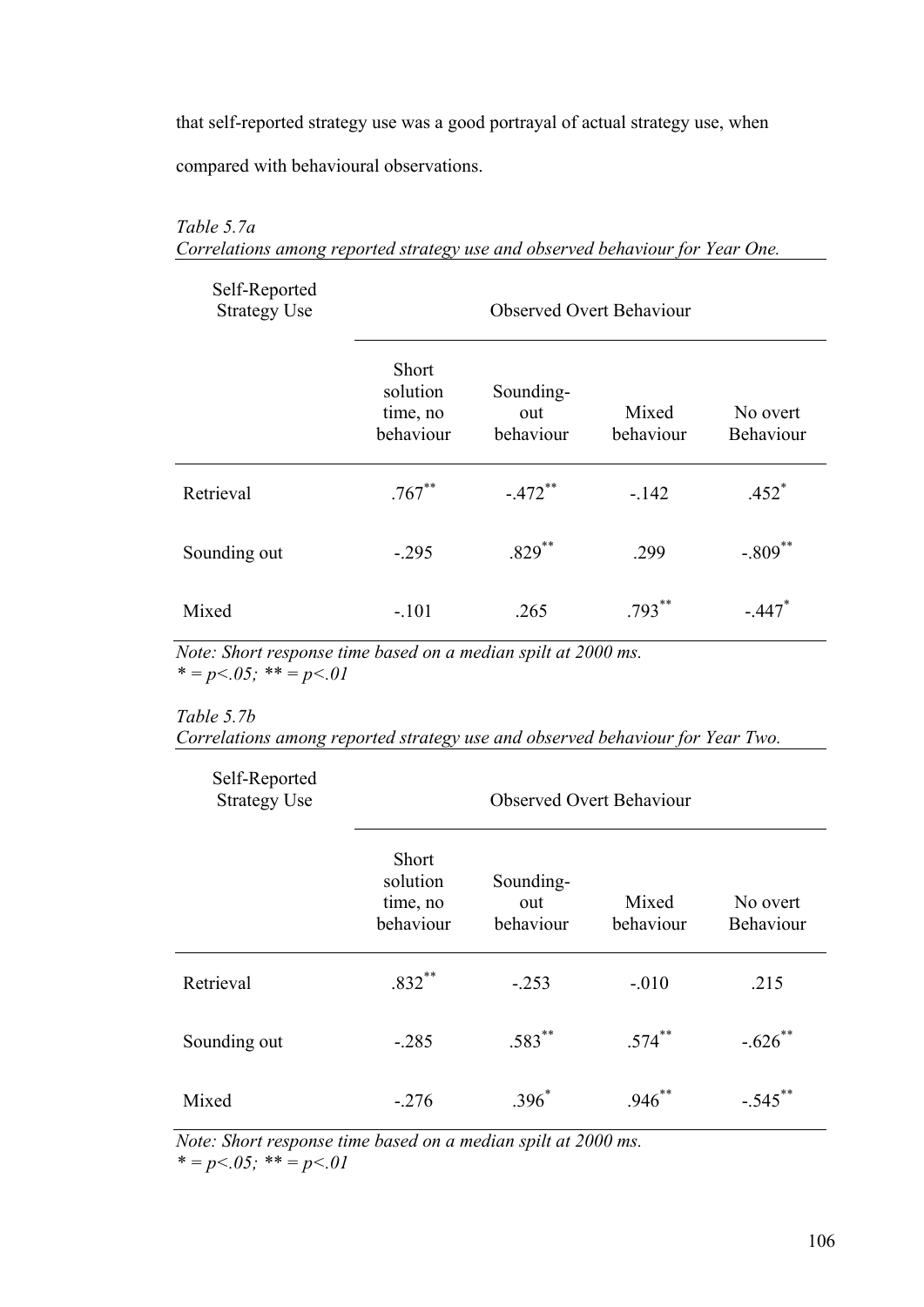that self-reported strategy use was a good portrayal of actual strategy use, when compared with behavioural observations.

*Table 5.7a*
*Correlations among reported strategy use and observed behaviour for Year One.*

| Self-Reported Strategy Use | Observed Overt Behaviour | | | |
|---|---|---|---|---|
| | Short solution time, no behaviour | Sounding-out behaviour | Mixed behaviour | No overt Behaviour |
| Retrieval | .767** | -.472** | -.142 | .452* |
| Sounding out | -.295 | .829** | .299 | -.809** |
| Mixed | -.101 | .265 | .793** | -.447* |

*Note: Short response time based on a median spilt at 2000 ms.*
*\* = p<.05; \*\* = p<.01*

*Table 5.7b*
*Correlations among reported strategy use and observed behaviour for Year Two.*

| Self-Reported Strategy Use | Observed Overt Behaviour | | | |
|---|---|---|---|---|
| | Short solution time, no behaviour | Sounding-out behaviour | Mixed behaviour | No overt Behaviour |
| Retrieval | .832** | -.253 | -.010 | .215 |
| Sounding out | -.285 | .583** | .574** | -.626** |
| Mixed | -.276 | .396* | .946** | -.545** |

*Note: Short response time based on a median spilt at 2000 ms.*
*\* = p<.05; \*\* = p<.01*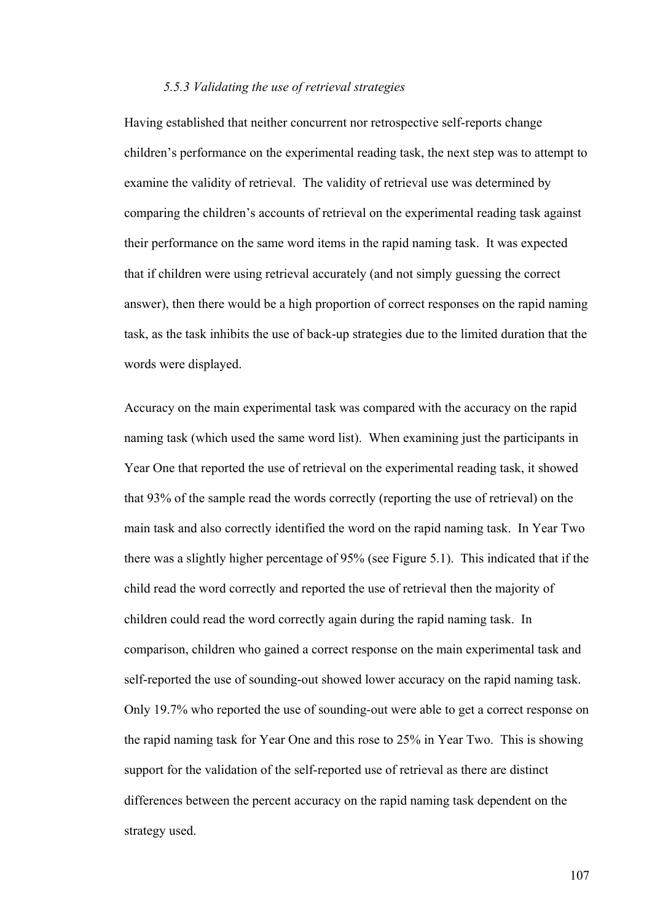### *5.5.3 Validating the use of retrieval strategies*

Having established that neither concurrent nor retrospective self-reports change children's performance on the experimental reading task, the next step was to attempt to examine the validity of retrieval. The validity of retrieval use was determined by comparing the children's accounts of retrieval on the experimental reading task against their performance on the same word items in the rapid naming task. It was expected that if children were using retrieval accurately (and not simply guessing the correct answer), then there would be a high proportion of correct responses on the rapid naming task, as the task inhibits the use of back-up strategies due to the limited duration that the words were displayed.

Accuracy on the main experimental task was compared with the accuracy on the rapid naming task (which used the same word list). When examining just the participants in Year One that reported the use of retrieval on the experimental reading task, it showed that 93% of the sample read the words correctly (reporting the use of retrieval) on the main task and also correctly identified the word on the rapid naming task. In Year Two there was a slightly higher percentage of 95% (see Figure 5.1). This indicated that if the child read the word correctly and reported the use of retrieval then the majority of children could read the word correctly again during the rapid naming task. In comparison, children who gained a correct response on the main experimental task and self-reported the use of sounding-out showed lower accuracy on the rapid naming task. Only 19.7% who reported the use of sounding-out were able to get a correct response on the rapid naming task for Year One and this rose to 25% in Year Two. This is showing support for the validation of the self-reported use of retrieval as there are distinct differences between the percent accuracy on the rapid naming task dependent on the strategy used.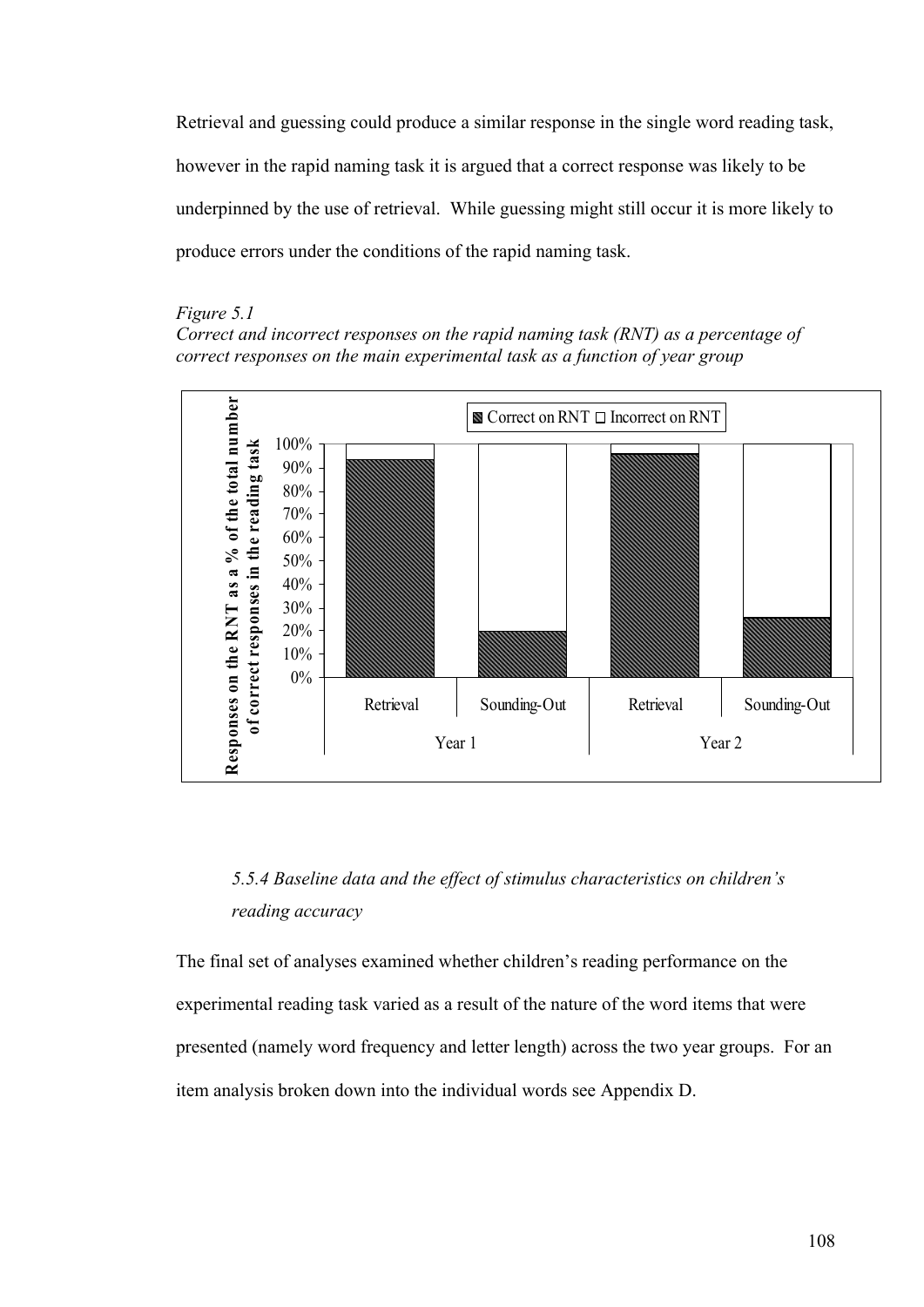Retrieval and guessing could produce a similar response in the single word reading task, however in the rapid naming task it is argued that a correct response was likely to be underpinned by the use of retrieval. While guessing might still occur it is more likely to produce errors under the conditions of the rapid naming task.

*Figure 5.1*
*Correct and incorrect responses on the rapid naming task (RNT) as a percentage of correct responses on the main experimental task as a function of year group*

### *5.5.4 Baseline data and the effect of stimulus characteristics on children's reading accuracy*

The final set of analyses examined whether children's reading performance on the experimental reading task varied as a result of the nature of the word items that were presented (namely word frequency and letter length) across the two year groups. For an item analysis broken down into the individual words see Appendix D.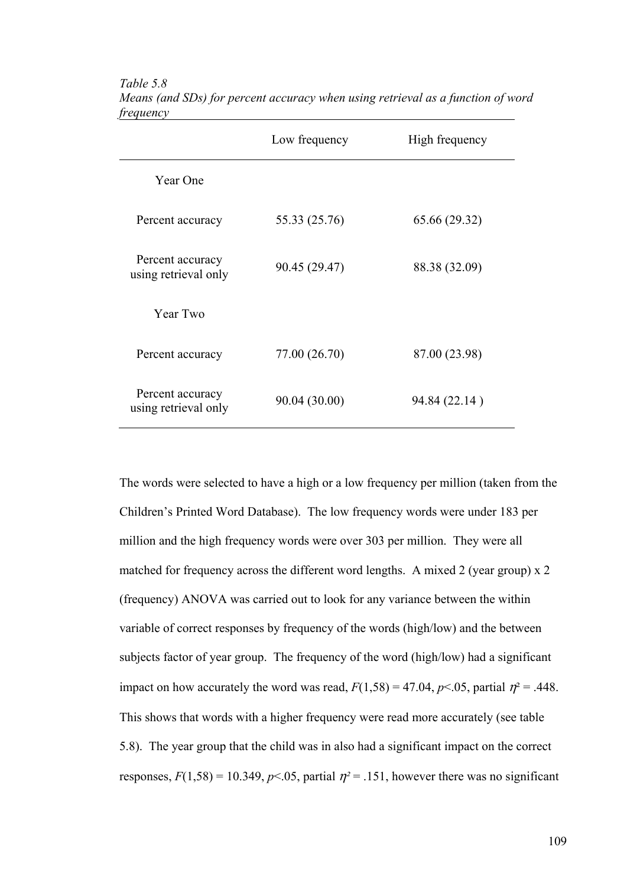*Table 5.8*
*Means (and SDs) for percent accuracy when using retrieval as a function of word frequency*

| | Low frequency | High frequency |
|---|---|---|
| Year One | | |
| Percent accuracy | 55.33 (25.76) | 65.66 (29.32) |
| Percent accuracy using retrieval only | 90.45 (29.47) | 88.38 (32.09) |
| Year Two | | |
| Percent accuracy | 77.00 (26.70) | 87.00 (23.98) |
| Percent accuracy using retrieval only | 90.04 (30.00) | 94.84 (22.14 ) |

The words were selected to have a high or a low frequency per million (taken from the Children's Printed Word Database). The low frequency words were under 183 per million and the high frequency words were over 303 per million. They were all matched for frequency across the different word lengths. A mixed 2 (year group) x 2 (frequency) ANOVA was carried out to look for any variance between the within variable of correct responses by frequency of the words (high/low) and the between subjects factor of year group. The frequency of the word (high/low) had a significant impact on how accurately the word was read, $F(1,58) = 47.04$, $p<.05$, partial $\eta^2 = .448$. This shows that words with a higher frequency were read more accurately (see table 5.8). The year group that the child was in also had a significant impact on the correct responses, $F(1,58) = 10.349$, $p<.05$, partial $\eta^2 = .151$, however there was no significant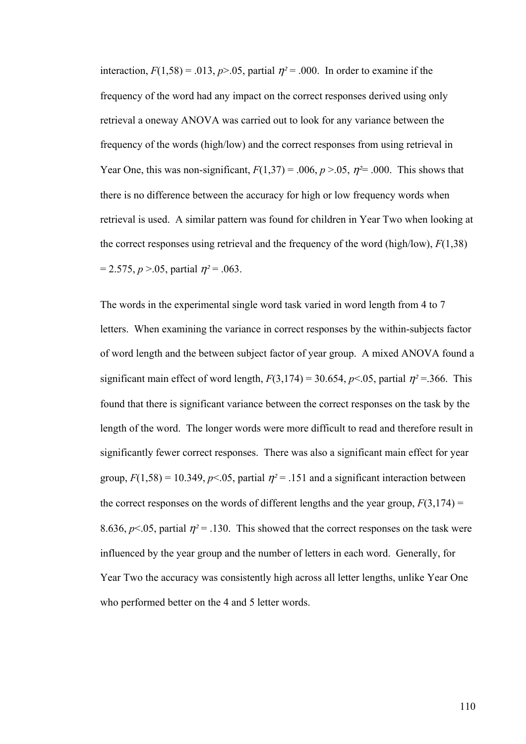interaction, $F(1,58) = .013$, $p > .05$, partial $\eta^2 = .000$. In order to examine if the frequency of the word had any impact on the correct responses derived using only retrieval a oneway ANOVA was carried out to look for any variance between the frequency of the words (high/low) and the correct responses from using retrieval in Year One, this was non-significant, $F(1,37) = .006$, $p > .05$, $\eta^2 = .000$. This shows that there is no difference between the accuracy for high or low frequency words when retrieval is used. A similar pattern was found for children in Year Two when looking at the correct responses using retrieval and the frequency of the word (high/low), $F(1,38) = 2.575$, $p > .05$, partial $\eta^2 = .063$.

The words in the experimental single word task varied in word length from 4 to 7 letters. When examining the variance in correct responses by the within-subjects factor of word length and the between subject factor of year group. A mixed ANOVA found a significant main effect of word length, $F(3,174) = 30.654$, $p < .05$, partial $\eta^2 = .366$. This found that there is significant variance between the correct responses on the task by the length of the word. The longer words were more difficult to read and therefore result in significantly fewer correct responses. There was also a significant main effect for year group, $F(1,58) = 10.349$, $p < .05$, partial $\eta^2 = .151$ and a significant interaction between the correct responses on the words of different lengths and the year group, $F(3,174) = 8.636$, $p < .05$, partial $\eta^2 = .130$. This showed that the correct responses on the task were influenced by the year group and the number of letters in each word. Generally, for Year Two the accuracy was consistently high across all letter lengths, unlike Year One who performed better on the 4 and 5 letter words.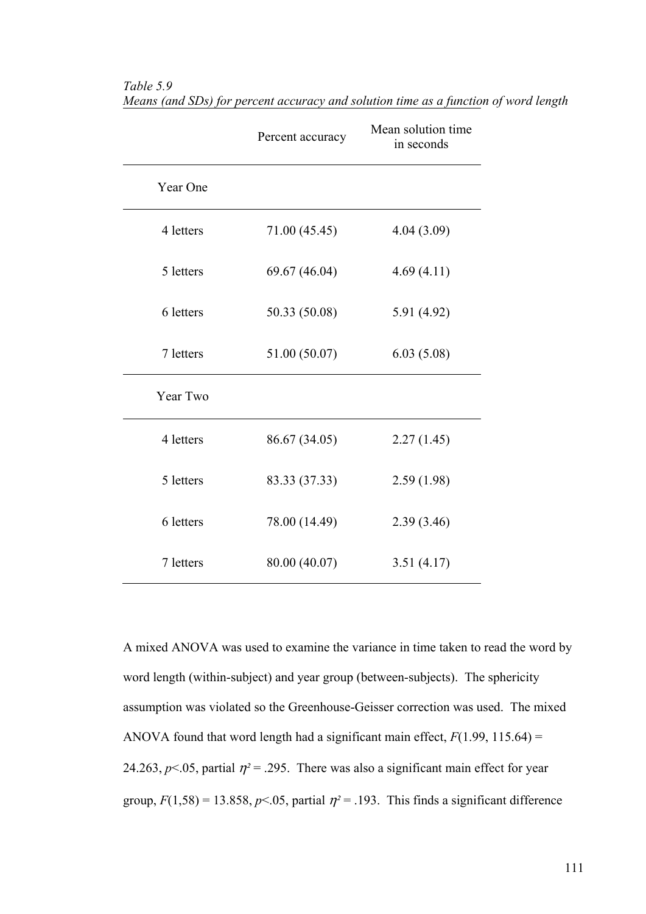*Table 5.9*
*Means (and SDs) for percent accuracy and solution time as a function of word length*

| | Percent accuracy | Mean solution time in seconds |
|---|---|---|
| Year One | | |
| 4 letters | 71.00 (45.45) | 4.04 (3.09) |
| 5 letters | 69.67 (46.04) | 4.69 (4.11) |
| 6 letters | 50.33 (50.08) | 5.91 (4.92) |
| 7 letters | 51.00 (50.07) | 6.03 (5.08) |
| Year Two | | |
| 4 letters | 86.67 (34.05) | 2.27 (1.45) |
| 5 letters | 83.33 (37.33) | 2.59 (1.98) |
| 6 letters | 78.00 (14.49) | 2.39 (3.46) |
| 7 letters | 80.00 (40.07) | 3.51 (4.17) |

A mixed ANOVA was used to examine the variance in time taken to read the word by word length (within-subject) and year group (between-subjects). The sphericity assumption was violated so the Greenhouse-Geisser correction was used. The mixed ANOVA found that word length had a significant main effect, $F(1.99, 115.64) = 24.263$, $p<.05$, partial $\eta^2 = .295$. There was also a significant main effect for year group, $F(1,58) = 13.858$, $p<.05$, partial $\eta^2 = .193$. This finds a significant difference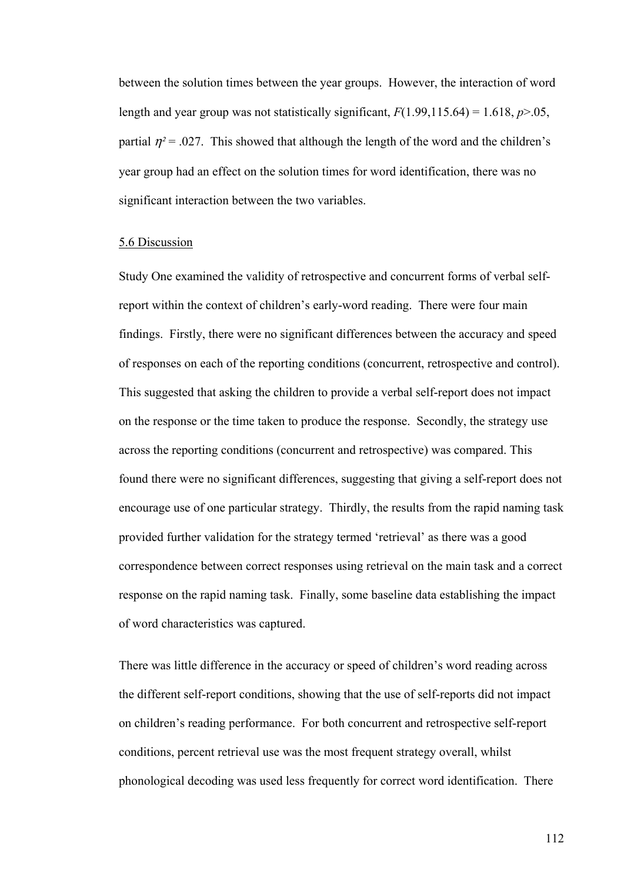between the solution times between the year groups. However, the interaction of word length and year group was not statistically significant, $F(1.99,115.64) = 1.618$, $p>.05$, partial $\eta^2 = .027$. This showed that although the length of the word and the children's year group had an effect on the solution times for word identification, there was no significant interaction between the two variables.

## 5.6 Discussion

Study One examined the validity of retrospective and concurrent forms of verbal self-report within the context of children's early-word reading. There were four main findings. Firstly, there were no significant differences between the accuracy and speed of responses on each of the reporting conditions (concurrent, retrospective and control). This suggested that asking the children to provide a verbal self-report does not impact on the response or the time taken to produce the response. Secondly, the strategy use across the reporting conditions (concurrent and retrospective) was compared. This found there were no significant differences, suggesting that giving a self-report does not encourage use of one particular strategy. Thirdly, the results from the rapid naming task provided further validation for the strategy termed 'retrieval' as there was a good correspondence between correct responses using retrieval on the main task and a correct response on the rapid naming task. Finally, some baseline data establishing the impact of word characteristics was captured.

There was little difference in the accuracy or speed of children's word reading across the different self-report conditions, showing that the use of self-reports did not impact on children's reading performance. For both concurrent and retrospective self-report conditions, percent retrieval use was the most frequent strategy overall, whilst phonological decoding was used less frequently for correct word identification. There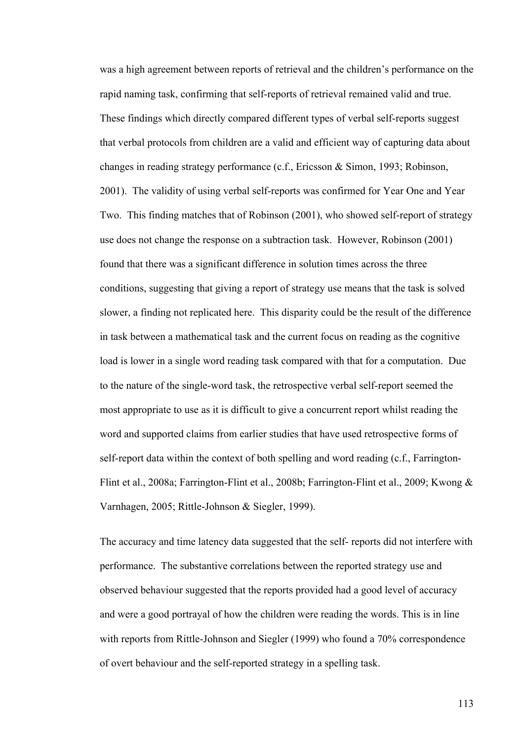was a high agreement between reports of retrieval and the children's performance on the rapid naming task, confirming that self-reports of retrieval remained valid and true. These findings which directly compared different types of verbal self-reports suggest that verbal protocols from children are a valid and efficient way of capturing data about changes in reading strategy performance (c.f., Ericsson & Simon, 1993; Robinson, 2001). The validity of using verbal self-reports was confirmed for Year One and Year Two. This finding matches that of Robinson (2001), who showed self-report of strategy use does not change the response on a subtraction task. However, Robinson (2001) found that there was a significant difference in solution times across the three conditions, suggesting that giving a report of strategy use means that the task is solved slower, a finding not replicated here. This disparity could be the result of the difference in task between a mathematical task and the current focus on reading as the cognitive load is lower in a single word reading task compared with that for a computation. Due to the nature of the single-word task, the retrospective verbal self-report seemed the most appropriate to use as it is difficult to give a concurrent report whilst reading the word and supported claims from earlier studies that have used retrospective forms of self-report data within the context of both spelling and word reading (c.f., Farrington-Flint et al., 2008a; Farrington-Flint et al., 2008b; Farrington-Flint et al., 2009; Kwong & Varnhagen, 2005; Rittle-Johnson & Siegler, 1999).

The accuracy and time latency data suggested that the self- reports did not interfere with performance. The substantive correlations between the reported strategy use and observed behaviour suggested that the reports provided had a good level of accuracy and were a good portrayal of how the children were reading the words. This is in line with reports from Rittle-Johnson and Siegler (1999) who found a 70% correspondence of overt behaviour and the self-reported strategy in a spelling task.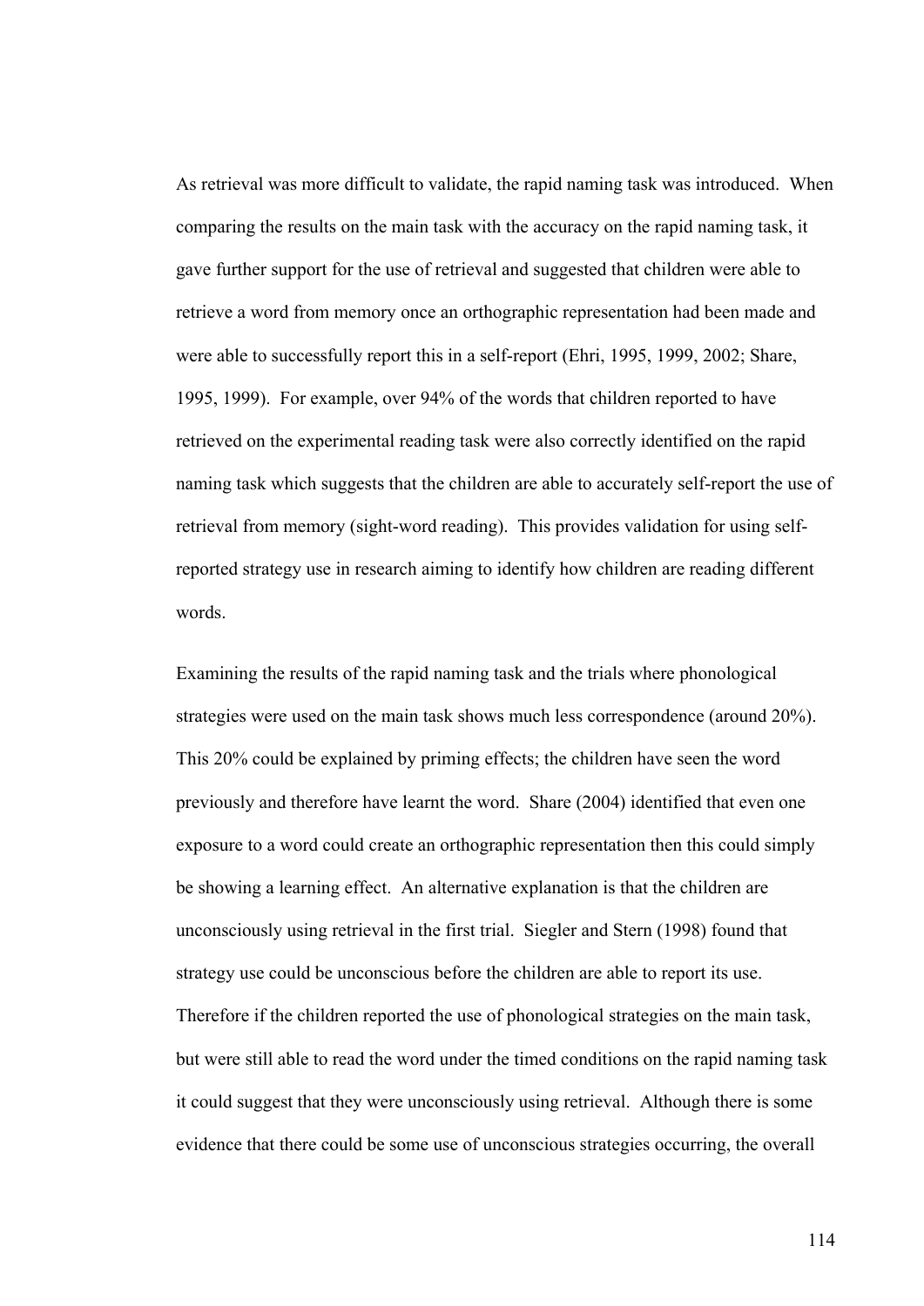As retrieval was more difficult to validate, the rapid naming task was introduced. When comparing the results on the main task with the accuracy on the rapid naming task, it gave further support for the use of retrieval and suggested that children were able to retrieve a word from memory once an orthographic representation had been made and were able to successfully report this in a self-report (Ehri, 1995, 1999, 2002; Share, 1995, 1999). For example, over 94% of the words that children reported to have retrieved on the experimental reading task were also correctly identified on the rapid naming task which suggests that the children are able to accurately self-report the use of retrieval from memory (sight-word reading). This provides validation for using self-reported strategy use in research aiming to identify how children are reading different words.

Examining the results of the rapid naming task and the trials where phonological strategies were used on the main task shows much less correspondence (around 20%). This 20% could be explained by priming effects; the children have seen the word previously and therefore have learnt the word. Share (2004) identified that even one exposure to a word could create an orthographic representation then this could simply be showing a learning effect. An alternative explanation is that the children are unconsciously using retrieval in the first trial. Siegler and Stern (1998) found that strategy use could be unconscious before the children are able to report its use. Therefore if the children reported the use of phonological strategies on the main task, but were still able to read the word under the timed conditions on the rapid naming task it could suggest that they were unconsciously using retrieval. Although there is some evidence that there could be some use of unconscious strategies occurring, the overall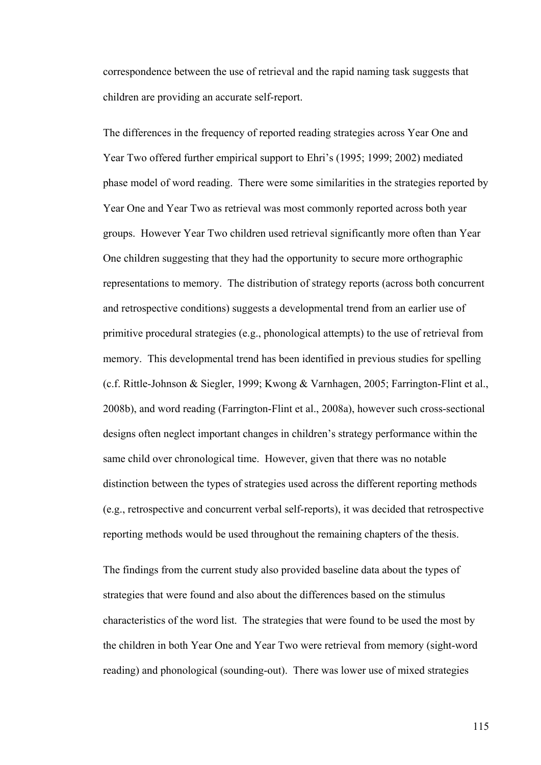correspondence between the use of retrieval and the rapid naming task suggests that children are providing an accurate self-report.

The differences in the frequency of reported reading strategies across Year One and Year Two offered further empirical support to Ehri's (1995; 1999; 2002) mediated phase model of word reading. There were some similarities in the strategies reported by Year One and Year Two as retrieval was most commonly reported across both year groups. However Year Two children used retrieval significantly more often than Year One children suggesting that they had the opportunity to secure more orthographic representations to memory. The distribution of strategy reports (across both concurrent and retrospective conditions) suggests a developmental trend from an earlier use of primitive procedural strategies (e.g., phonological attempts) to the use of retrieval from memory. This developmental trend has been identified in previous studies for spelling (c.f. Rittle-Johnson & Siegler, 1999; Kwong & Varnhagen, 2005; Farrington-Flint et al., 2008b), and word reading (Farrington-Flint et al., 2008a), however such cross-sectional designs often neglect important changes in children's strategy performance within the same child over chronological time. However, given that there was no notable distinction between the types of strategies used across the different reporting methods (e.g., retrospective and concurrent verbal self-reports), it was decided that retrospective reporting methods would be used throughout the remaining chapters of the thesis.

The findings from the current study also provided baseline data about the types of strategies that were found and also about the differences based on the stimulus characteristics of the word list. The strategies that were found to be used the most by the children in both Year One and Year Two were retrieval from memory (sight-word reading) and phonological (sounding-out). There was lower use of mixed strategies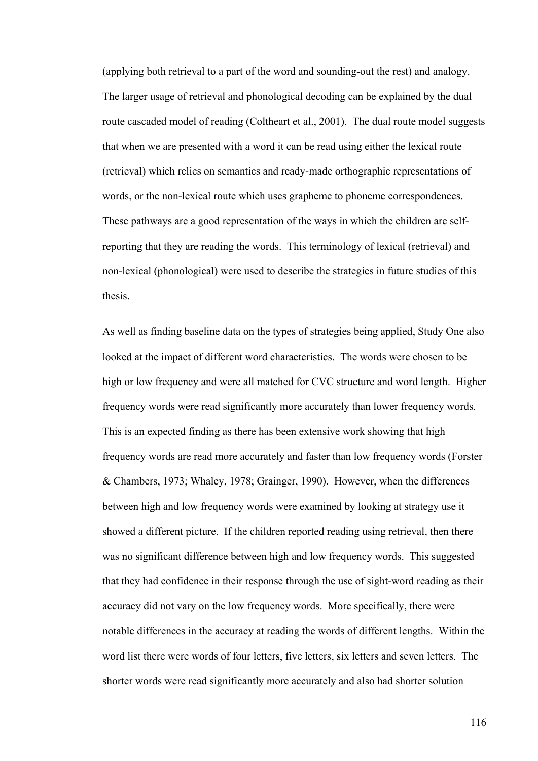(applying both retrieval to a part of the word and sounding-out the rest) and analogy. The larger usage of retrieval and phonological decoding can be explained by the dual route cascaded model of reading (Coltheart et al., 2001). The dual route model suggests that when we are presented with a word it can be read using either the lexical route (retrieval) which relies on semantics and ready-made orthographic representations of words, or the non-lexical route which uses grapheme to phoneme correspondences. These pathways are a good representation of the ways in which the children are self-reporting that they are reading the words. This terminology of lexical (retrieval) and non-lexical (phonological) were used to describe the strategies in future studies of this thesis.

As well as finding baseline data on the types of strategies being applied, Study One also looked at the impact of different word characteristics. The words were chosen to be high or low frequency and were all matched for CVC structure and word length. Higher frequency words were read significantly more accurately than lower frequency words. This is an expected finding as there has been extensive work showing that high frequency words are read more accurately and faster than low frequency words (Forster & Chambers, 1973; Whaley, 1978; Grainger, 1990). However, when the differences between high and low frequency words were examined by looking at strategy use it showed a different picture. If the children reported reading using retrieval, then there was no significant difference between high and low frequency words. This suggested that they had confidence in their response through the use of sight-word reading as their accuracy did not vary on the low frequency words. More specifically, there were notable differences in the accuracy at reading the words of different lengths. Within the word list there were words of four letters, five letters, six letters and seven letters. The shorter words were read significantly more accurately and also had shorter solution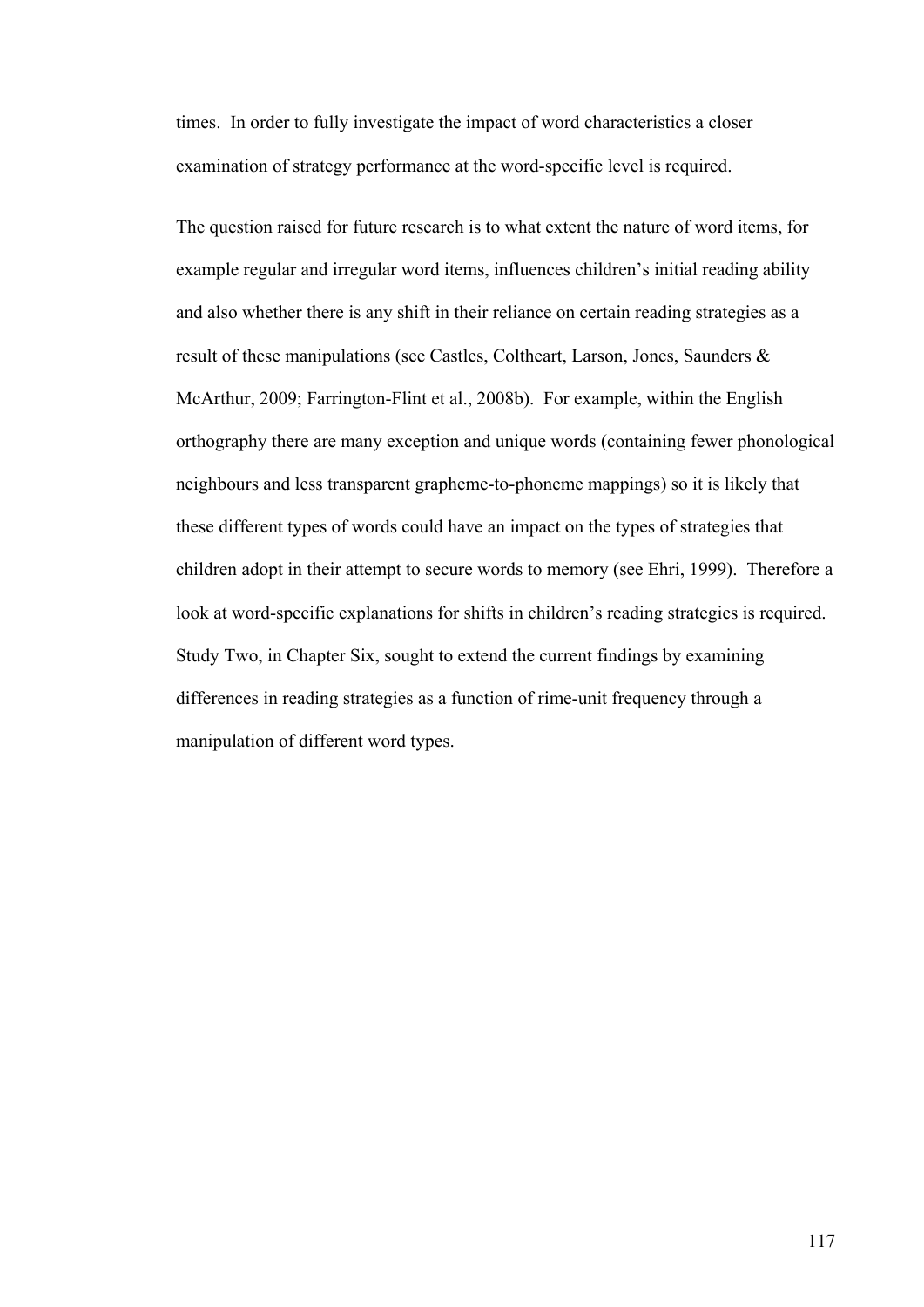times. In order to fully investigate the impact of word characteristics a closer examination of strategy performance at the word-specific level is required.

The question raised for future research is to what extent the nature of word items, for example regular and irregular word items, influences children's initial reading ability and also whether there is any shift in their reliance on certain reading strategies as a result of these manipulations (see Castles, Coltheart, Larson, Jones, Saunders & McArthur, 2009; Farrington-Flint et al., 2008b). For example, within the English orthography there are many exception and unique words (containing fewer phonological neighbours and less transparent grapheme-to-phoneme mappings) so it is likely that these different types of words could have an impact on the types of strategies that children adopt in their attempt to secure words to memory (see Ehri, 1999). Therefore a look at word-specific explanations for shifts in children's reading strategies is required. Study Two, in Chapter Six, sought to extend the current findings by examining differences in reading strategies as a function of rime-unit frequency through a manipulation of different word types.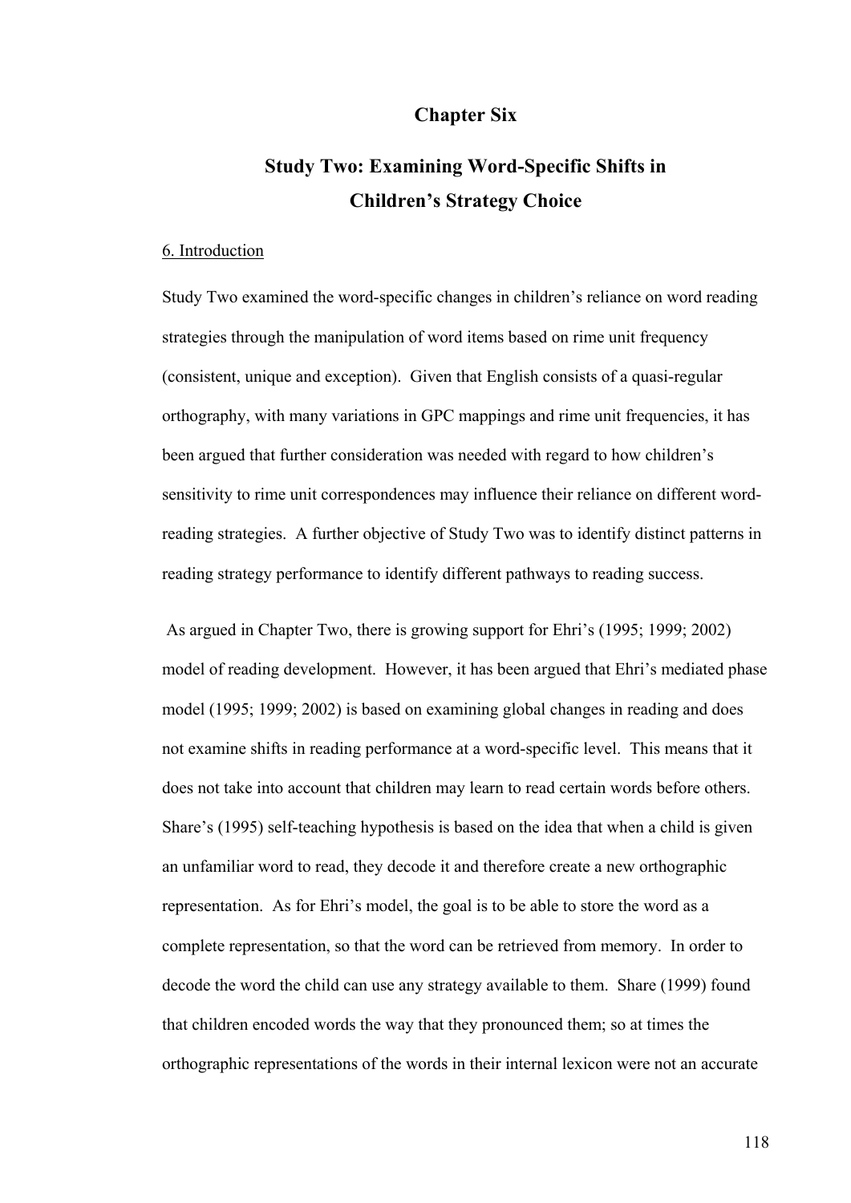# Chapter Six

# Study Two: Examining Word-Specific Shifts in Children's Strategy Choice

## 6. Introduction

Study Two examined the word-specific changes in children's reliance on word reading strategies through the manipulation of word items based on rime unit frequency (consistent, unique and exception). Given that English consists of a quasi-regular orthography, with many variations in GPC mappings and rime unit frequencies, it has been argued that further consideration was needed with regard to how children's sensitivity to rime unit correspondences may influence their reliance on different word-reading strategies. A further objective of Study Two was to identify distinct patterns in reading strategy performance to identify different pathways to reading success.

As argued in Chapter Two, there is growing support for Ehri's (1995; 1999; 2002) model of reading development. However, it has been argued that Ehri's mediated phase model (1995; 1999; 2002) is based on examining global changes in reading and does not examine shifts in reading performance at a word-specific level. This means that it does not take into account that children may learn to read certain words before others. Share's (1995) self-teaching hypothesis is based on the idea that when a child is given an unfamiliar word to read, they decode it and therefore create a new orthographic representation. As for Ehri's model, the goal is to be able to store the word as a complete representation, so that the word can be retrieved from memory. In order to decode the word the child can use any strategy available to them. Share (1999) found that children encoded words the way that they pronounced them; so at times the orthographic representations of the words in their internal lexicon were not an accurate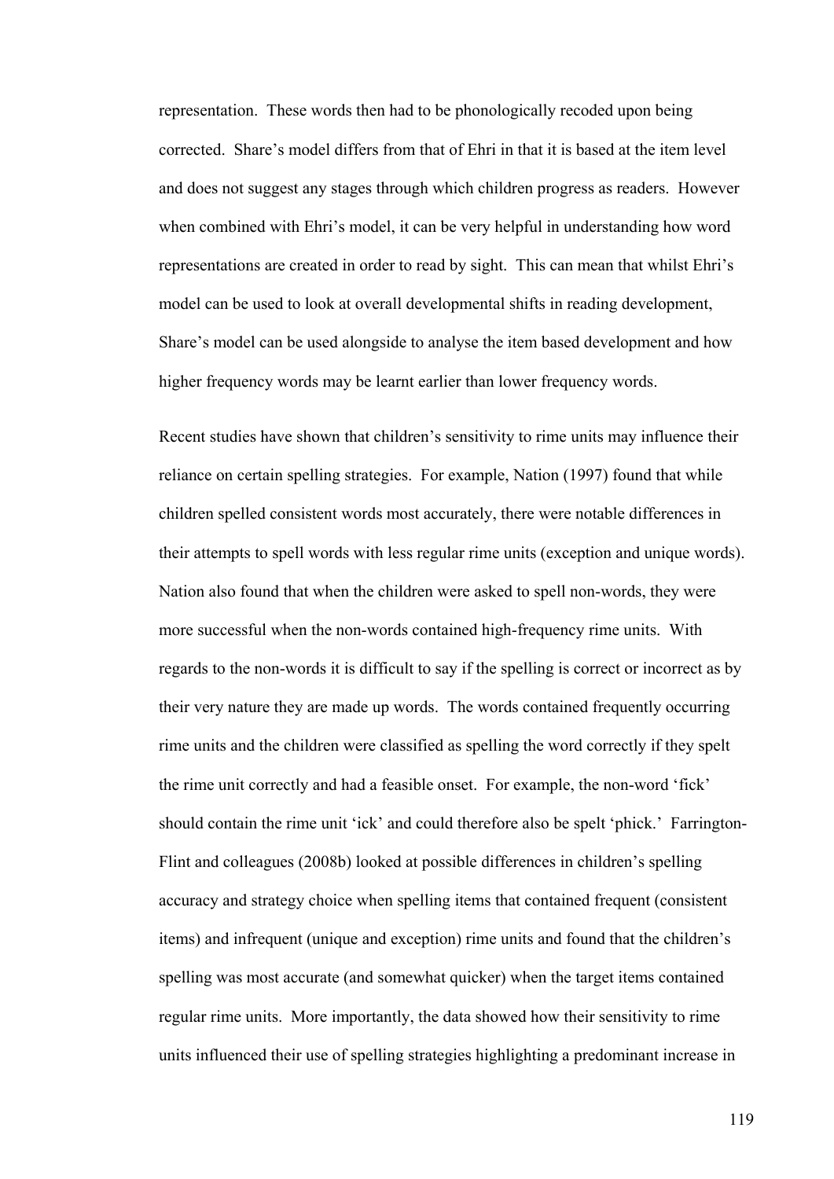representation. These words then had to be phonologically recoded upon being corrected. Share's model differs from that of Ehri in that it is based at the item level and does not suggest any stages through which children progress as readers. However when combined with Ehri's model, it can be very helpful in understanding how word representations are created in order to read by sight. This can mean that whilst Ehri's model can be used to look at overall developmental shifts in reading development, Share's model can be used alongside to analyse the item based development and how higher frequency words may be learnt earlier than lower frequency words.

Recent studies have shown that children's sensitivity to rime units may influence their reliance on certain spelling strategies. For example, Nation (1997) found that while children spelled consistent words most accurately, there were notable differences in their attempts to spell words with less regular rime units (exception and unique words). Nation also found that when the children were asked to spell non-words, they were more successful when the non-words contained high-frequency rime units. With regards to the non-words it is difficult to say if the spelling is correct or incorrect as by their very nature they are made up words. The words contained frequently occurring rime units and the children were classified as spelling the word correctly if they spelt the rime unit correctly and had a feasible onset. For example, the non-word 'fick' should contain the rime unit 'ick' and could therefore also be spelt 'phick.' Farrington-Flint and colleagues (2008b) looked at possible differences in children's spelling accuracy and strategy choice when spelling items that contained frequent (consistent items) and infrequent (unique and exception) rime units and found that the children's spelling was most accurate (and somewhat quicker) when the target items contained regular rime units. More importantly, the data showed how their sensitivity to rime units influenced their use of spelling strategies highlighting a predominant increase in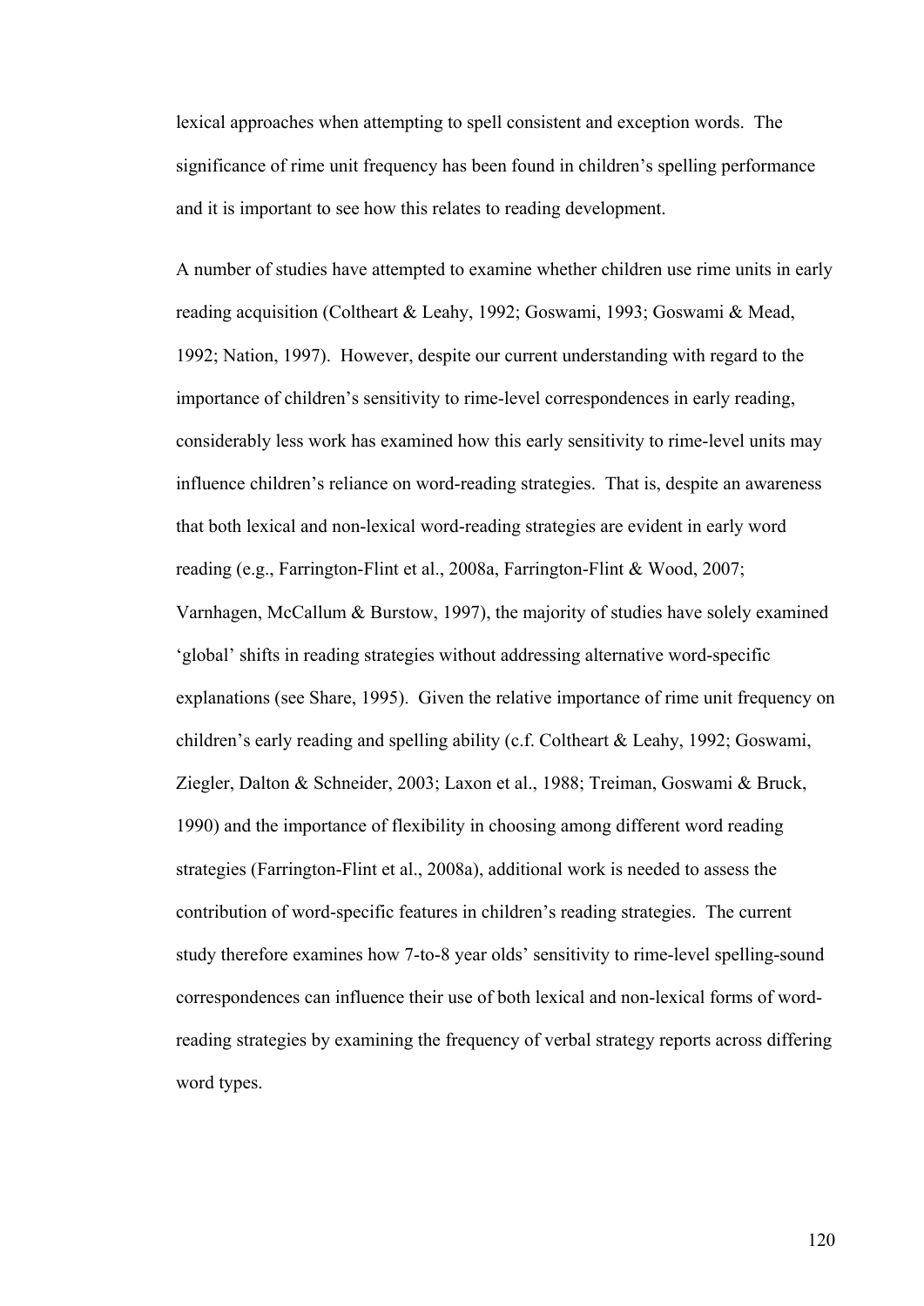lexical approaches when attempting to spell consistent and exception words. The significance of rime unit frequency has been found in children's spelling performance and it is important to see how this relates to reading development.

A number of studies have attempted to examine whether children use rime units in early reading acquisition (Coltheart & Leahy, 1992; Goswami, 1993; Goswami & Mead, 1992; Nation, 1997). However, despite our current understanding with regard to the importance of children's sensitivity to rime-level correspondences in early reading, considerably less work has examined how this early sensitivity to rime-level units may influence children's reliance on word-reading strategies. That is, despite an awareness that both lexical and non-lexical word-reading strategies are evident in early word reading (e.g., Farrington-Flint et al., 2008a, Farrington-Flint & Wood, 2007; Varnhagen, McCallum & Burstow, 1997), the majority of studies have solely examined 'global' shifts in reading strategies without addressing alternative word-specific explanations (see Share, 1995). Given the relative importance of rime unit frequency on children's early reading and spelling ability (c.f. Coltheart & Leahy, 1992; Goswami, Ziegler, Dalton & Schneider, 2003; Laxon et al., 1988; Treiman, Goswami & Bruck, 1990) and the importance of flexibility in choosing among different word reading strategies (Farrington-Flint et al., 2008a), additional work is needed to assess the contribution of word-specific features in children's reading strategies. The current study therefore examines how 7-to-8 year olds' sensitivity to rime-level spelling-sound correspondences can influence their use of both lexical and non-lexical forms of word-reading strategies by examining the frequency of verbal strategy reports across differing word types.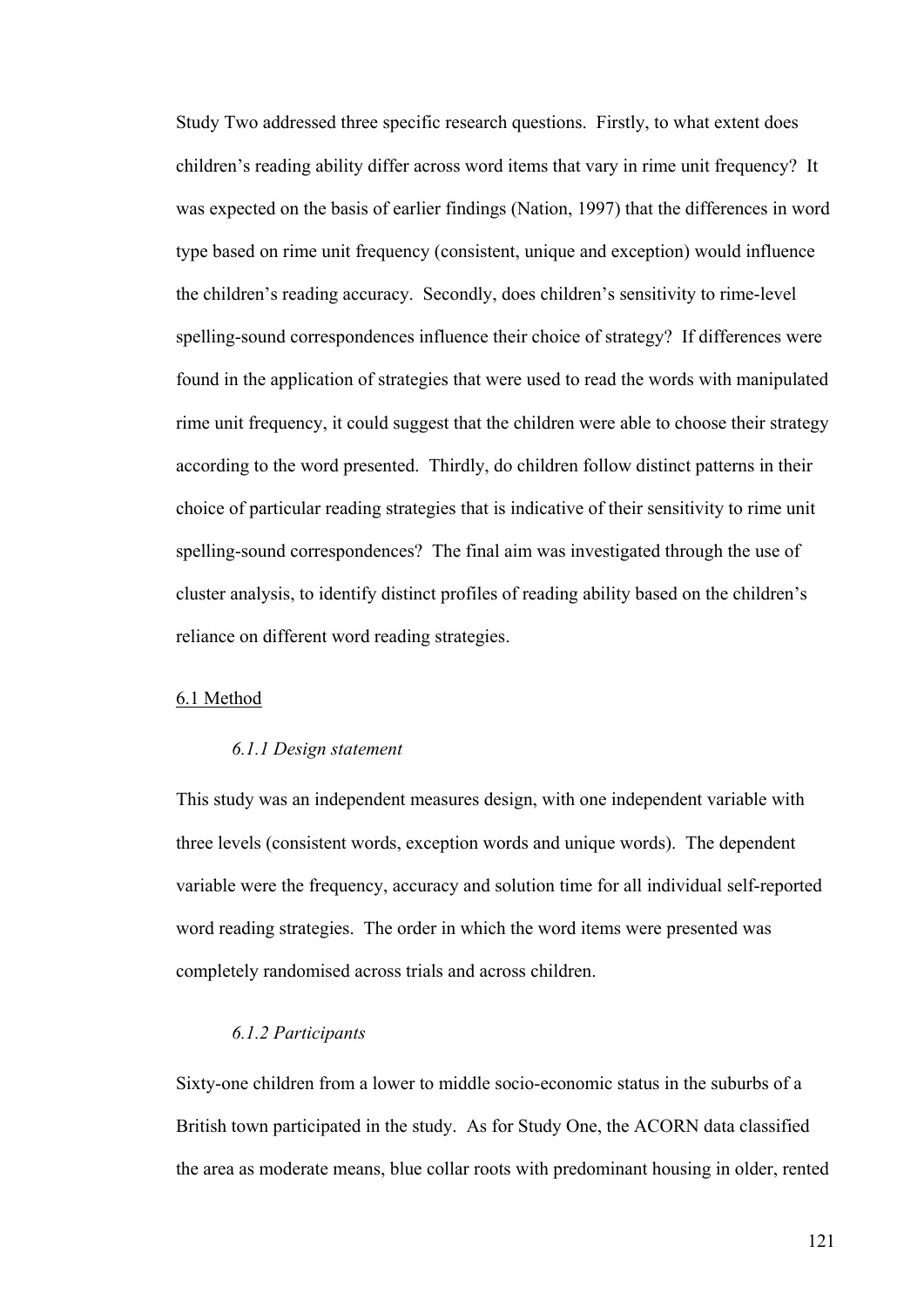Study Two addressed three specific research questions. Firstly, to what extent does children's reading ability differ across word items that vary in rime unit frequency? It was expected on the basis of earlier findings (Nation, 1997) that the differences in word type based on rime unit frequency (consistent, unique and exception) would influence the children's reading accuracy. Secondly, does children's sensitivity to rime-level spelling-sound correspondences influence their choice of strategy? If differences were found in the application of strategies that were used to read the words with manipulated rime unit frequency, it could suggest that the children were able to choose their strategy according to the word presented. Thirdly, do children follow distinct patterns in their choice of particular reading strategies that is indicative of their sensitivity to rime unit spelling-sound correspondences? The final aim was investigated through the use of cluster analysis, to identify distinct profiles of reading ability based on the children's reliance on different word reading strategies.

## 6.1 Method

### *6.1.1 Design statement*

This study was an independent measures design, with one independent variable with three levels (consistent words, exception words and unique words). The dependent variable were the frequency, accuracy and solution time for all individual self-reported word reading strategies. The order in which the word items were presented was completely randomised across trials and across children.

### *6.1.2 Participants*

Sixty-one children from a lower to middle socio-economic status in the suburbs of a British town participated in the study. As for Study One, the ACORN data classified the area as moderate means, blue collar roots with predominant housing in older, rented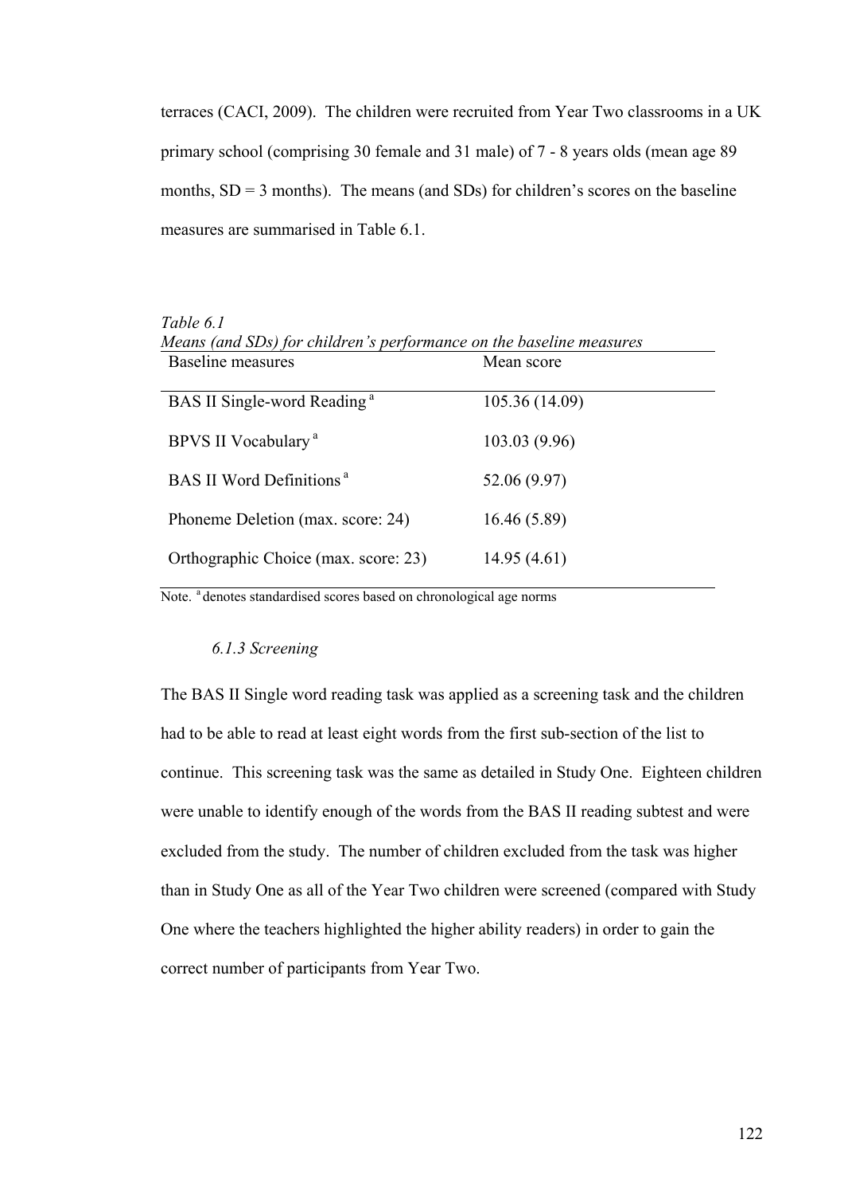terraces (CACI, 2009). The children were recruited from Year Two classrooms in a UK primary school (comprising 30 female and 31 male) of 7 - 8 years olds (mean age 89 months, SD = 3 months). The means (and SDs) for children's scores on the baseline measures are summarised in Table 6.1.

*Table 6.1*
*Means (and SDs) for children's performance on the baseline measures*

| Baseline measures | Mean score |
|---|---|
| BAS II Single-word Reading [a] | 105.36 (14.09) |
| BPVS II Vocabulary [a] | 103.03 (9.96) |
| BAS II Word Definitions [a] | 52.06 (9.97) |
| Phoneme Deletion (max. score: 24) | 16.46 (5.89) |
| Orthographic Choice (max. score: 23) | 14.95 (4.61) |

Note. [a] denotes standardised scores based on chronological age norms

### *6.1.3 Screening*

The BAS II Single word reading task was applied as a screening task and the children had to be able to read at least eight words from the first sub-section of the list to continue. This screening task was the same as detailed in Study One. Eighteen children were unable to identify enough of the words from the BAS II reading subtest and were excluded from the study. The number of children excluded from the task was higher than in Study One as all of the Year Two children were screened (compared with Study One where the teachers highlighted the higher ability readers) in order to gain the correct number of participants from Year Two.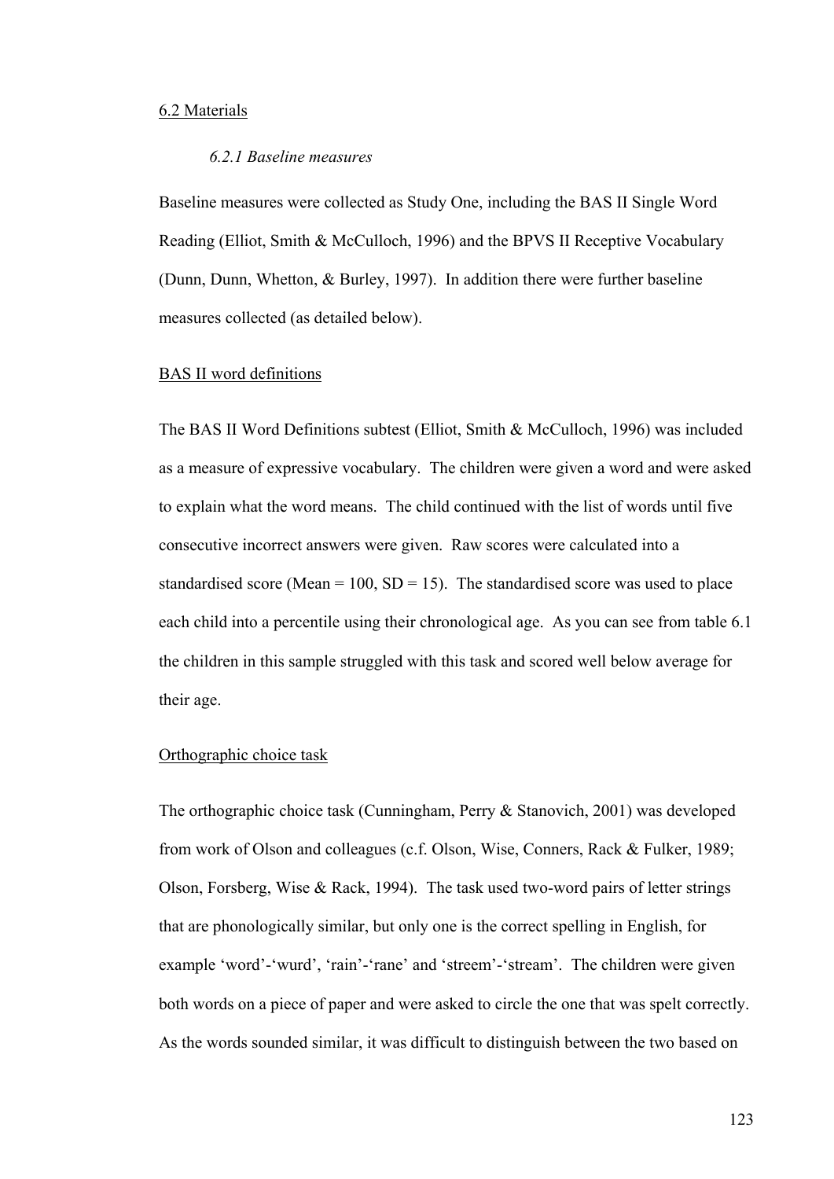## 6.2 Materials

### *6.2.1 Baseline measures*

Baseline measures were collected as Study One, including the BAS II Single Word Reading (Elliot, Smith & McCulloch, 1996) and the BPVS II Receptive Vocabulary (Dunn, Dunn, Whetton, & Burley, 1997). In addition there were further baseline measures collected (as detailed below).

#### BAS II word definitions

The BAS II Word Definitions subtest (Elliot, Smith & McCulloch, 1996) was included as a measure of expressive vocabulary. The children were given a word and were asked to explain what the word means. The child continued with the list of words until five consecutive incorrect answers were given. Raw scores were calculated into a standardised score (Mean = 100, SD = 15). The standardised score was used to place each child into a percentile using their chronological age. As you can see from table 6.1 the children in this sample struggled with this task and scored well below average for their age.

#### Orthographic choice task

The orthographic choice task (Cunningham, Perry & Stanovich, 2001) was developed from work of Olson and colleagues (c.f. Olson, Wise, Conners, Rack & Fulker, 1989; Olson, Forsberg, Wise & Rack, 1994). The task used two-word pairs of letter strings that are phonologically similar, but only one is the correct spelling in English, for example 'word'-'wurd', 'rain'-'rane' and 'streem'-'stream'. The children were given both words on a piece of paper and were asked to circle the one that was spelt correctly. As the words sounded similar, it was difficult to distinguish between the two based on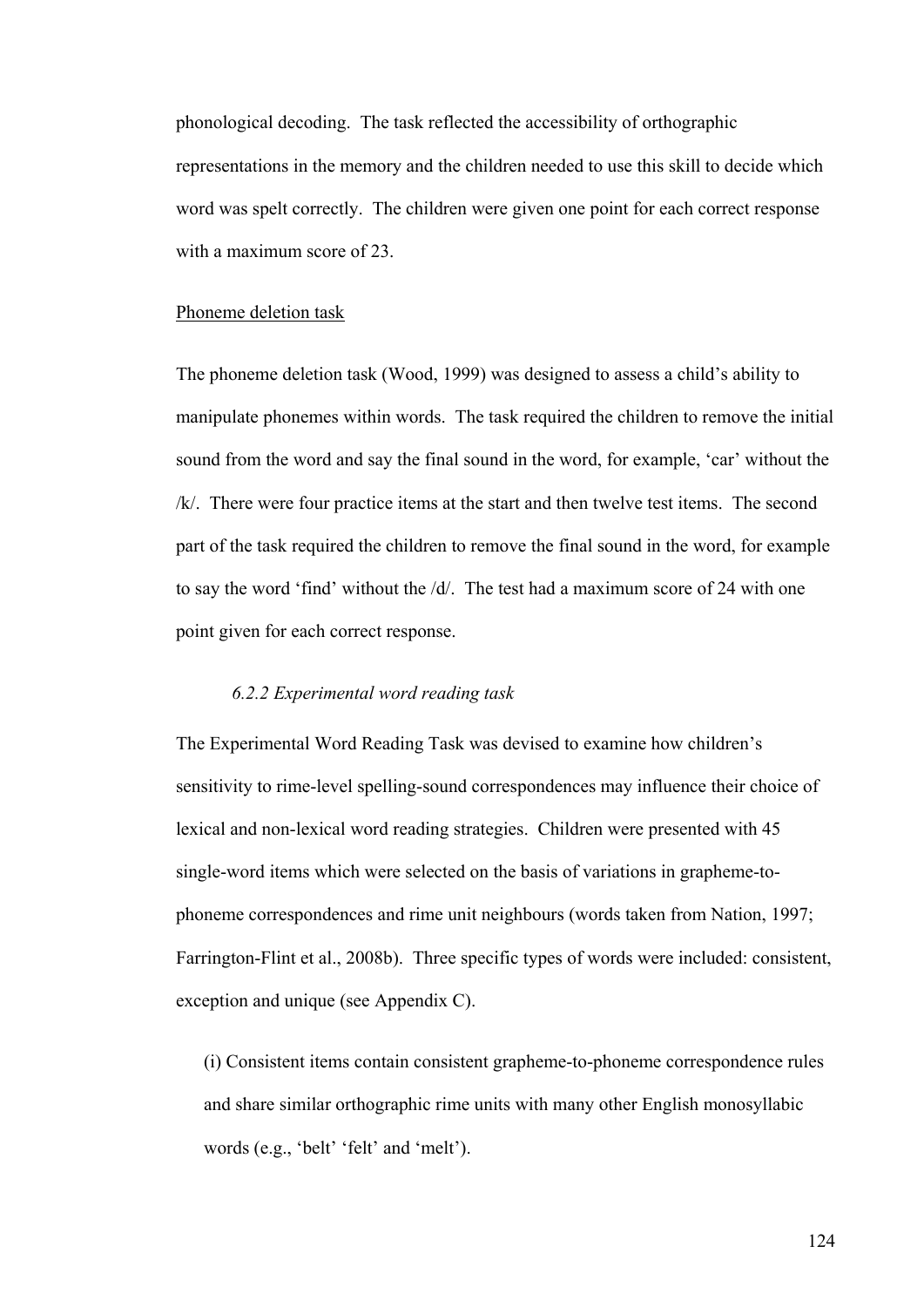phonological decoding. The task reflected the accessibility of orthographic representations in the memory and the children needed to use this skill to decide which word was spelt correctly. The children were given one point for each correct response with a maximum score of 23.

<u>Phoneme deletion task</u>

The phoneme deletion task (Wood, 1999) was designed to assess a child's ability to manipulate phonemes within words. The task required the children to remove the initial sound from the word and say the final sound in the word, for example, 'car' without the /k/. There were four practice items at the start and then twelve test items. The second part of the task required the children to remove the final sound in the word, for example to say the word 'find' without the /d/. The test had a maximum score of 24 with one point given for each correct response.

### *6.2.2 Experimental word reading task*

The Experimental Word Reading Task was devised to examine how children's sensitivity to rime-level spelling-sound correspondences may influence their choice of lexical and non-lexical word reading strategies. Children were presented with 45 single-word items which were selected on the basis of variations in grapheme-to-phoneme correspondences and rime unit neighbours (words taken from Nation, 1997; Farrington-Flint et al., 2008b). Three specific types of words were included: consistent, exception and unique (see Appendix C).

(i) Consistent items contain consistent grapheme-to-phoneme correspondence rules and share similar orthographic rime units with many other English monosyllabic words (e.g., 'belt' 'felt' and 'melt').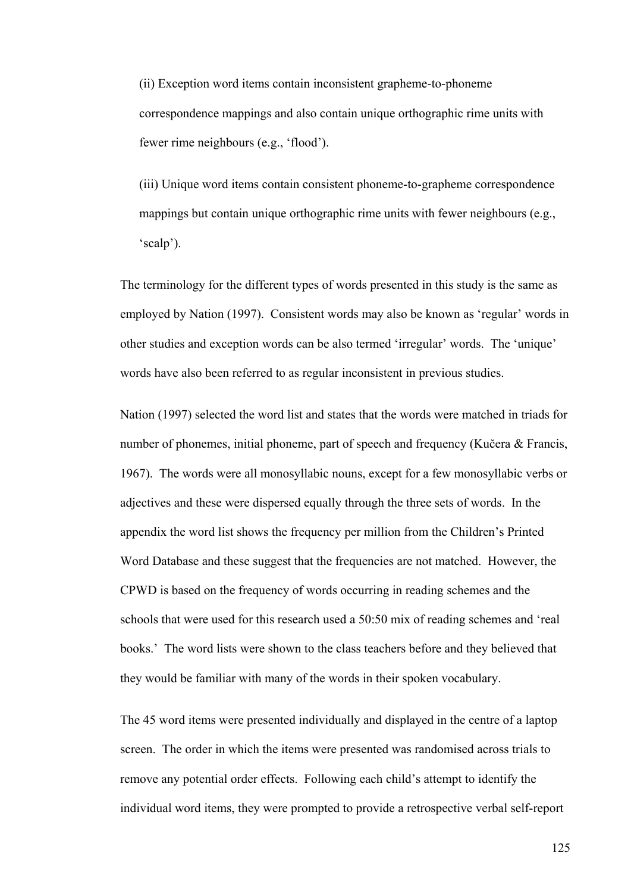(ii) Exception word items contain inconsistent grapheme-to-phoneme correspondence mappings and also contain unique orthographic rime units with fewer rime neighbours (e.g., 'flood').

(iii) Unique word items contain consistent phoneme-to-grapheme correspondence mappings but contain unique orthographic rime units with fewer neighbours (e.g., 'scalp').

The terminology for the different types of words presented in this study is the same as employed by Nation (1997). Consistent words may also be known as 'regular' words in other studies and exception words can be also termed 'irregular' words. The 'unique' words have also been referred to as regular inconsistent in previous studies.

Nation (1997) selected the word list and states that the words were matched in triads for number of phonemes, initial phoneme, part of speech and frequency (Kučera & Francis, 1967). The words were all monosyllabic nouns, except for a few monosyllabic verbs or adjectives and these were dispersed equally through the three sets of words. In the appendix the word list shows the frequency per million from the Children's Printed Word Database and these suggest that the frequencies are not matched. However, the CPWD is based on the frequency of words occurring in reading schemes and the schools that were used for this research used a 50:50 mix of reading schemes and 'real books.' The word lists were shown to the class teachers before and they believed that they would be familiar with many of the words in their spoken vocabulary.

The 45 word items were presented individually and displayed in the centre of a laptop screen. The order in which the items were presented was randomised across trials to remove any potential order effects. Following each child's attempt to identify the individual word items, they were prompted to provide a retrospective verbal self-report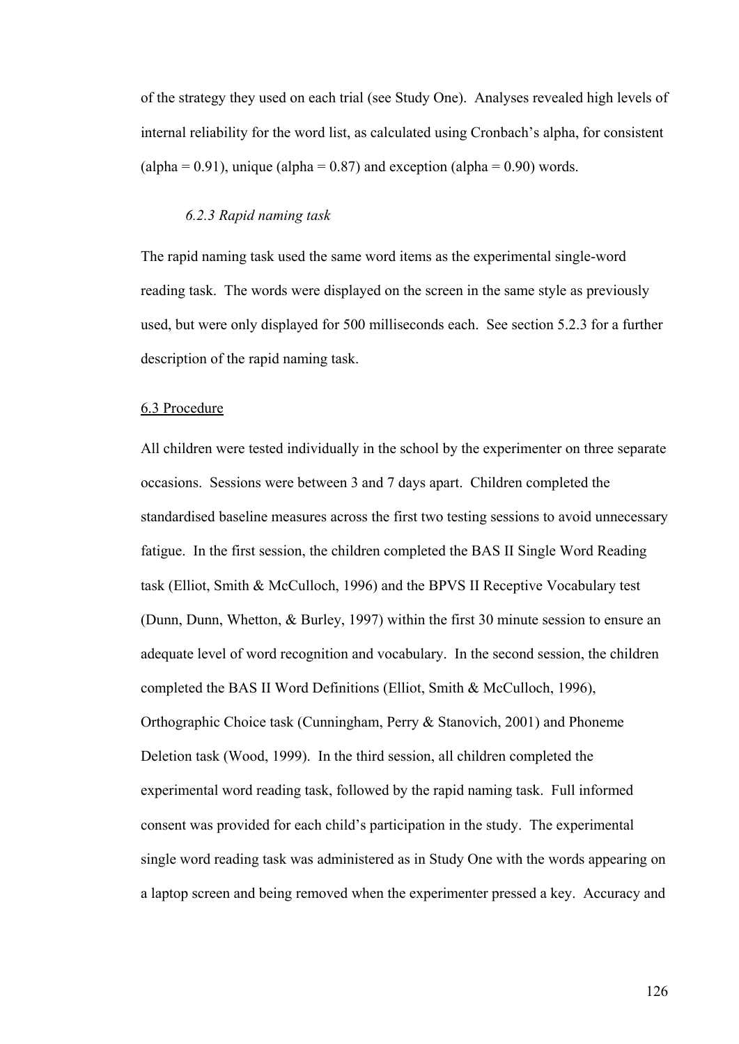of the strategy they used on each trial (see Study One). Analyses revealed high levels of internal reliability for the word list, as calculated using Cronbach's alpha, for consistent (alpha = 0.91), unique (alpha = 0.87) and exception (alpha = 0.90) words.

#### *6.2.3 Rapid naming task*

The rapid naming task used the same word items as the experimental single-word reading task. The words were displayed on the screen in the same style as previously used, but were only displayed for 500 milliseconds each. See section 5.2.3 for a further description of the rapid naming task.

### 6.3 Procedure

All children were tested individually in the school by the experimenter on three separate occasions. Sessions were between 3 and 7 days apart. Children completed the standardised baseline measures across the first two testing sessions to avoid unnecessary fatigue. In the first session, the children completed the BAS II Single Word Reading task (Elliot, Smith & McCulloch, 1996) and the BPVS II Receptive Vocabulary test (Dunn, Dunn, Whetton, & Burley, 1997) within the first 30 minute session to ensure an adequate level of word recognition and vocabulary. In the second session, the children completed the BAS II Word Definitions (Elliot, Smith & McCulloch, 1996), Orthographic Choice task (Cunningham, Perry & Stanovich, 2001) and Phoneme Deletion task (Wood, 1999). In the third session, all children completed the experimental word reading task, followed by the rapid naming task. Full informed consent was provided for each child's participation in the study. The experimental single word reading task was administered as in Study One with the words appearing on a laptop screen and being removed when the experimenter pressed a key. Accuracy and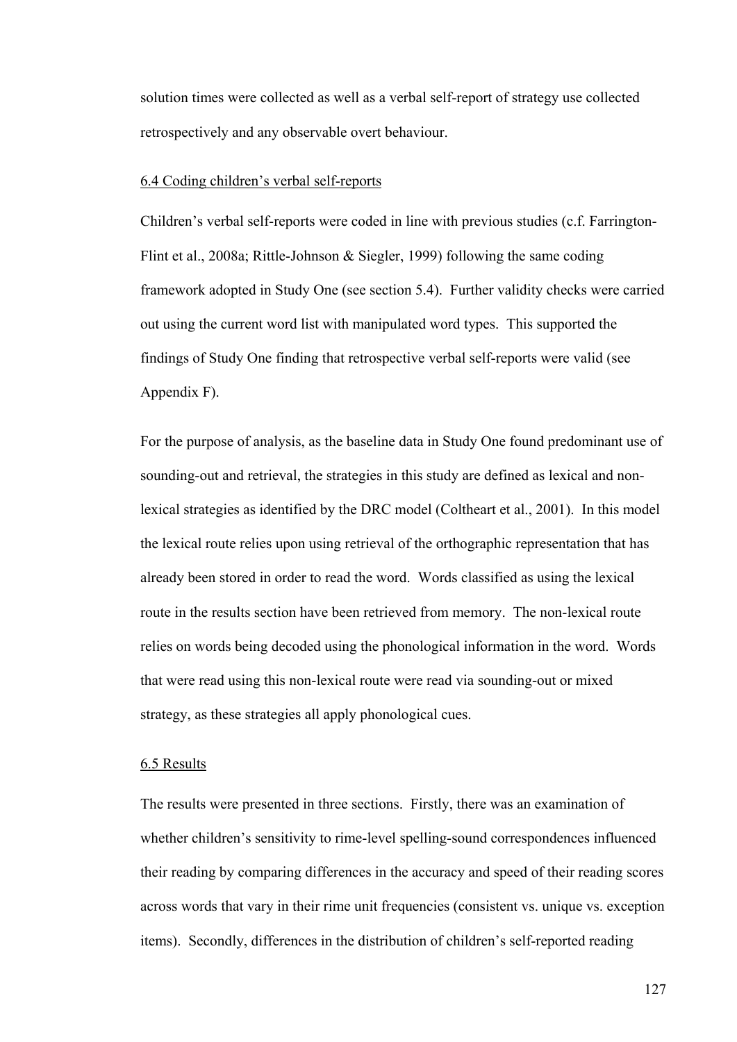solution times were collected as well as a verbal self-report of strategy use collected retrospectively and any observable overt behaviour.

## 6.4 Coding children's verbal self-reports

Children's verbal self-reports were coded in line with previous studies (c.f. Farrington-Flint et al., 2008a; Rittle-Johnson & Siegler, 1999) following the same coding framework adopted in Study One (see section 5.4). Further validity checks were carried out using the current word list with manipulated word types. This supported the findings of Study One finding that retrospective verbal self-reports were valid (see Appendix F).

For the purpose of analysis, as the baseline data in Study One found predominant use of sounding-out and retrieval, the strategies in this study are defined as lexical and non-lexical strategies as identified by the DRC model (Coltheart et al., 2001). In this model the lexical route relies upon using retrieval of the orthographic representation that has already been stored in order to read the word. Words classified as using the lexical route in the results section have been retrieved from memory. The non-lexical route relies on words being decoded using the phonological information in the word. Words that were read using this non-lexical route were read via sounding-out or mixed strategy, as these strategies all apply phonological cues.

## 6.5 Results

The results were presented in three sections. Firstly, there was an examination of whether children's sensitivity to rime-level spelling-sound correspondences influenced their reading by comparing differences in the accuracy and speed of their reading scores across words that vary in their rime unit frequencies (consistent vs. unique vs. exception items). Secondly, differences in the distribution of children's self-reported reading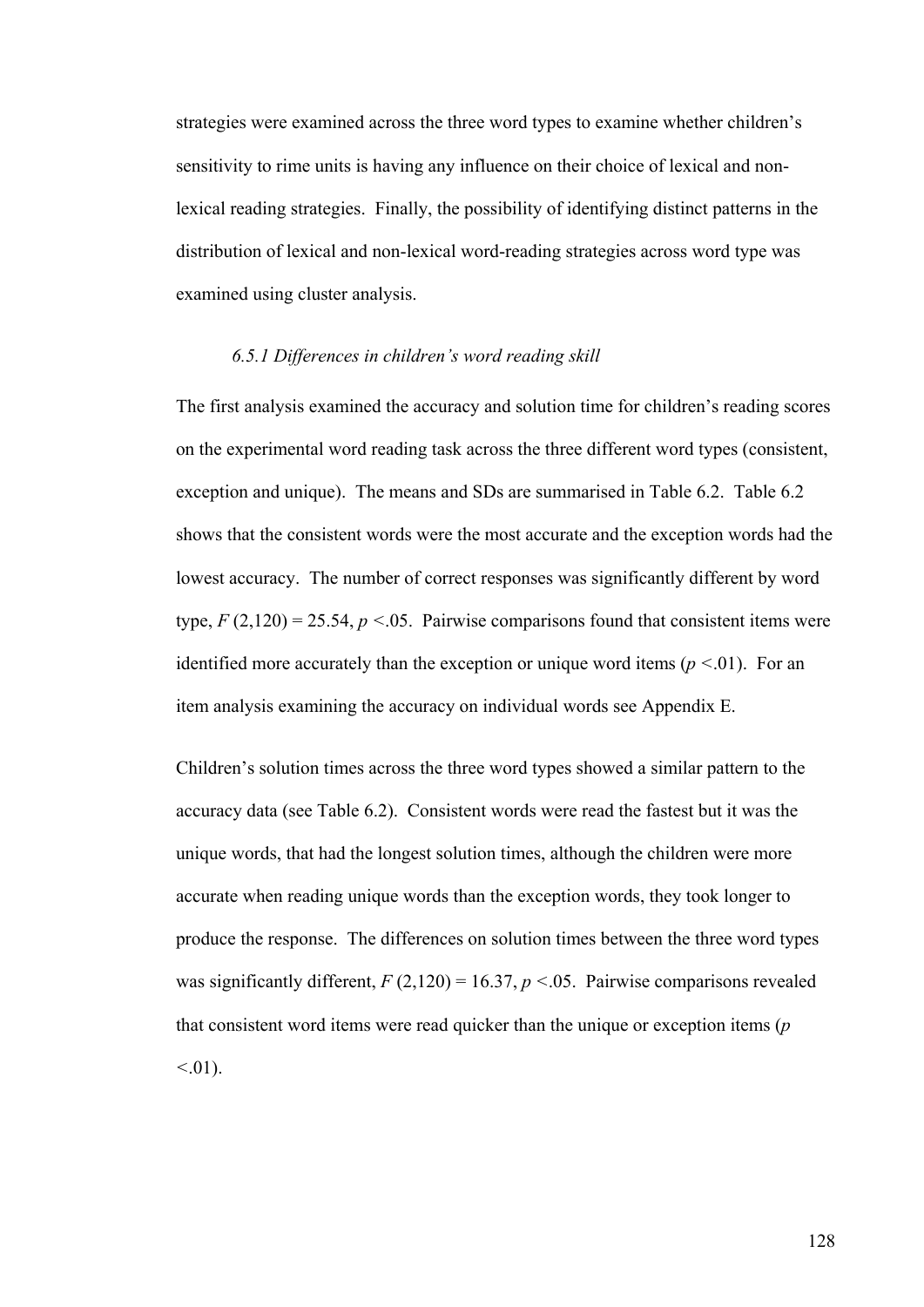strategies were examined across the three word types to examine whether children's sensitivity to rime units is having any influence on their choice of lexical and non-lexical reading strategies. Finally, the possibility of identifying distinct patterns in the distribution of lexical and non-lexical word-reading strategies across word type was examined using cluster analysis.

### *6.5.1 Differences in children's word reading skill*

The first analysis examined the accuracy and solution time for children's reading scores on the experimental word reading task across the three different word types (consistent, exception and unique). The means and SDs are summarised in Table 6.2. Table 6.2 shows that the consistent words were the most accurate and the exception words had the lowest accuracy. The number of correct responses was significantly different by word type, $F$ (2,120) = 25.54, $p$ <.05. Pairwise comparisons found that consistent items were identified more accurately than the exception or unique word items ($p$ <.01). For an item analysis examining the accuracy on individual words see Appendix E.

Children's solution times across the three word types showed a similar pattern to the accuracy data (see Table 6.2). Consistent words were read the fastest but it was the unique words, that had the longest solution times, although the children were more accurate when reading unique words than the exception words, they took longer to produce the response. The differences on solution times between the three word types was significantly different, $F$ (2,120) = 16.37, $p$ <.05. Pairwise comparisons revealed that consistent word items were read quicker than the unique or exception items ($p$ <.01).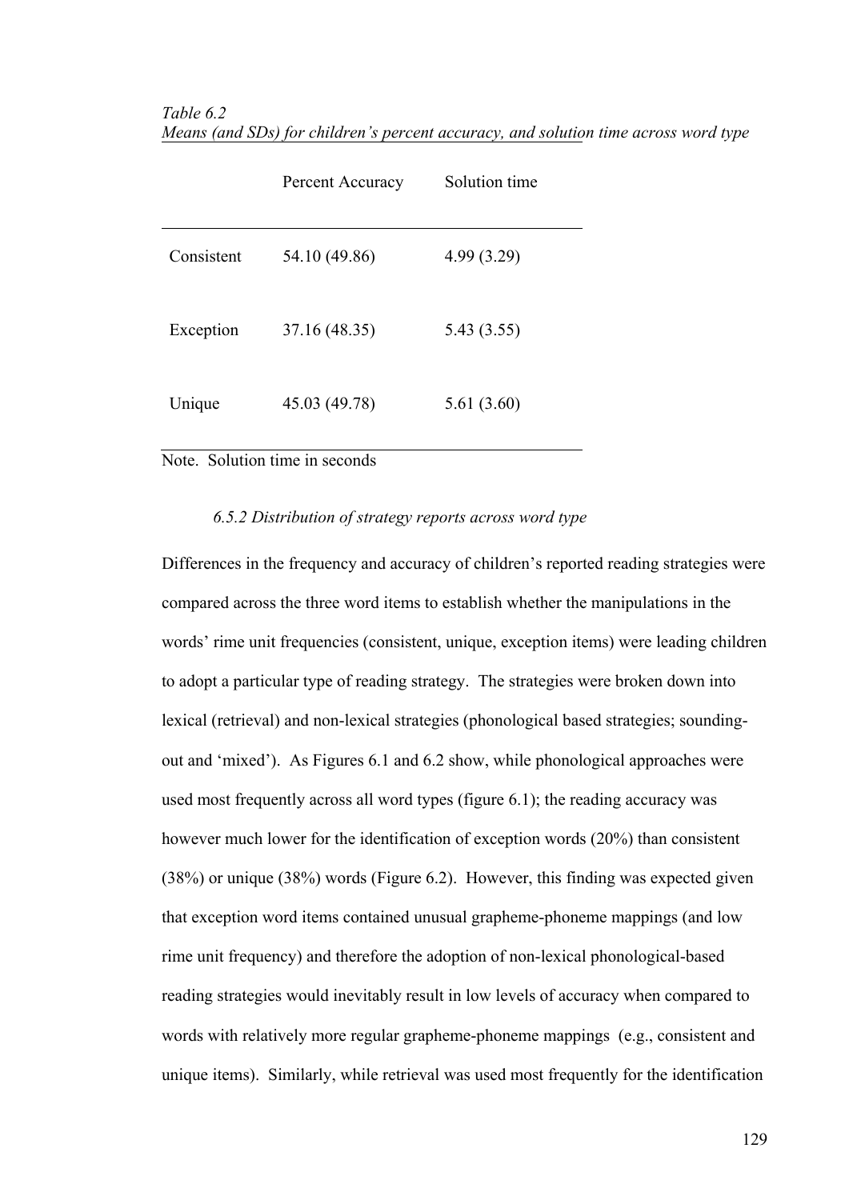*Table 6.2*
*Means (and SDs) for children's percent accuracy, and solution time across word type*

| | Percent Accuracy | Solution time |
|---|---|---|
| Consistent | 54.10 (49.86) | 4.99 (3.29) |
| Exception | 37.16 (48.35) | 5.43 (3.55) |
| Unique | 45.03 (49.78) | 5.61 (3.60) |

Note. Solution time in seconds

#### *6.5.2 Distribution of strategy reports across word type*

Differences in the frequency and accuracy of children's reported reading strategies were compared across the three word items to establish whether the manipulations in the words' rime unit frequencies (consistent, unique, exception items) were leading children to adopt a particular type of reading strategy. The strategies were broken down into lexical (retrieval) and non-lexical strategies (phonological based strategies; sounding-out and 'mixed'). As Figures 6.1 and 6.2 show, while phonological approaches were used most frequently across all word types (figure 6.1); the reading accuracy was however much lower for the identification of exception words (20%) than consistent (38%) or unique (38%) words (Figure 6.2). However, this finding was expected given that exception word items contained unusual grapheme-phoneme mappings (and low rime unit frequency) and therefore the adoption of non-lexical phonological-based reading strategies would inevitably result in low levels of accuracy when compared to words with relatively more regular grapheme-phoneme mappings (e.g., consistent and unique items). Similarly, while retrieval was used most frequently for the identification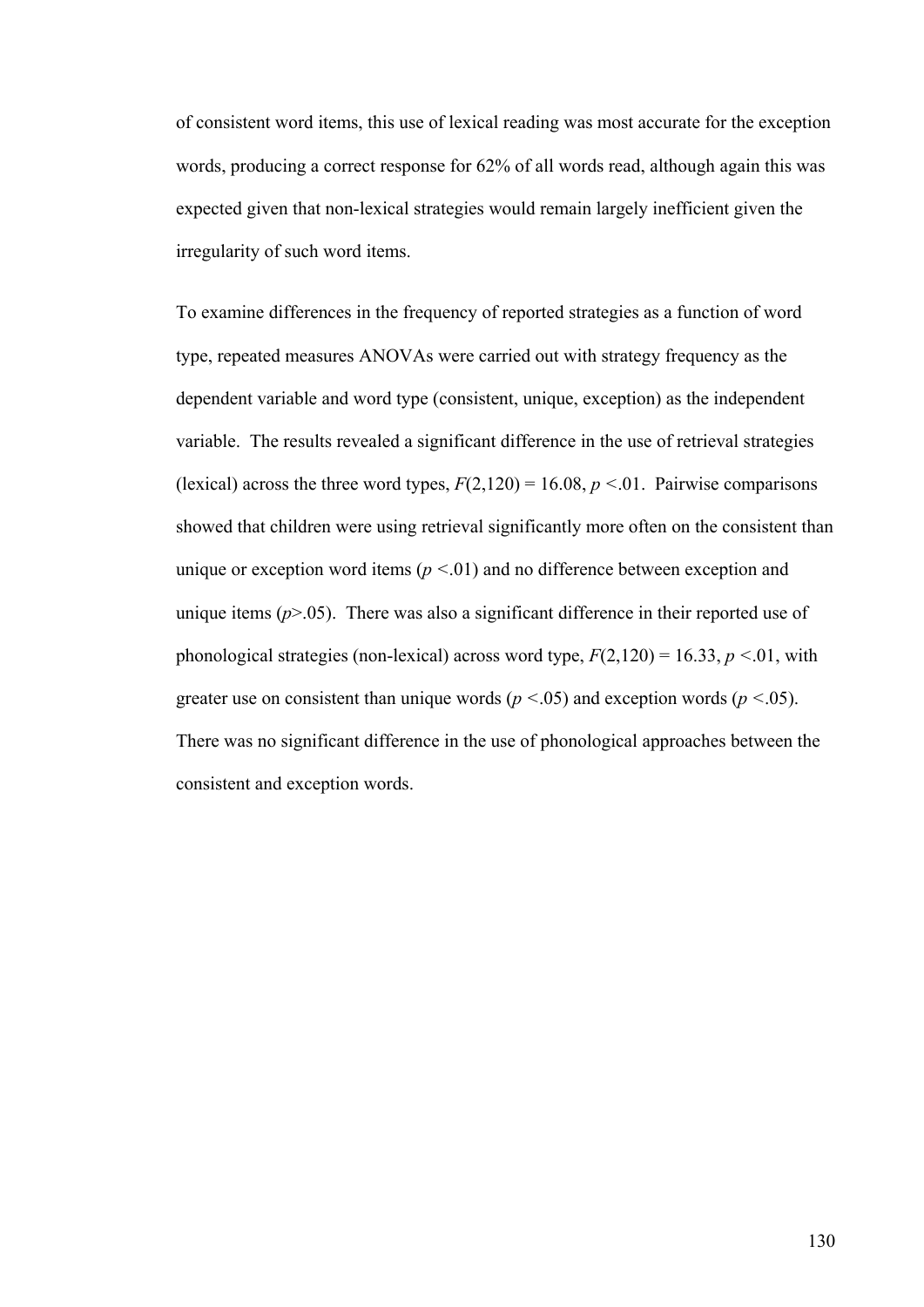of consistent word items, this use of lexical reading was most accurate for the exception words, producing a correct response for 62% of all words read, although again this was expected given that non-lexical strategies would remain largely inefficient given the irregularity of such word items.

To examine differences in the frequency of reported strategies as a function of word type, repeated measures ANOVAs were carried out with strategy frequency as the dependent variable and word type (consistent, unique, exception) as the independent variable. The results revealed a significant difference in the use of retrieval strategies (lexical) across the three word types, $F(2,120) = 16.08$, $p < .01$. Pairwise comparisons showed that children were using retrieval significantly more often on the consistent than unique or exception word items ($p < .01$) and no difference between exception and unique items ($p > .05$). There was also a significant difference in their reported use of phonological strategies (non-lexical) across word type, $F(2,120) = 16.33$, $p < .01$, with greater use on consistent than unique words ($p < .05$) and exception words ($p < .05$). There was no significant difference in the use of phonological approaches between the consistent and exception words.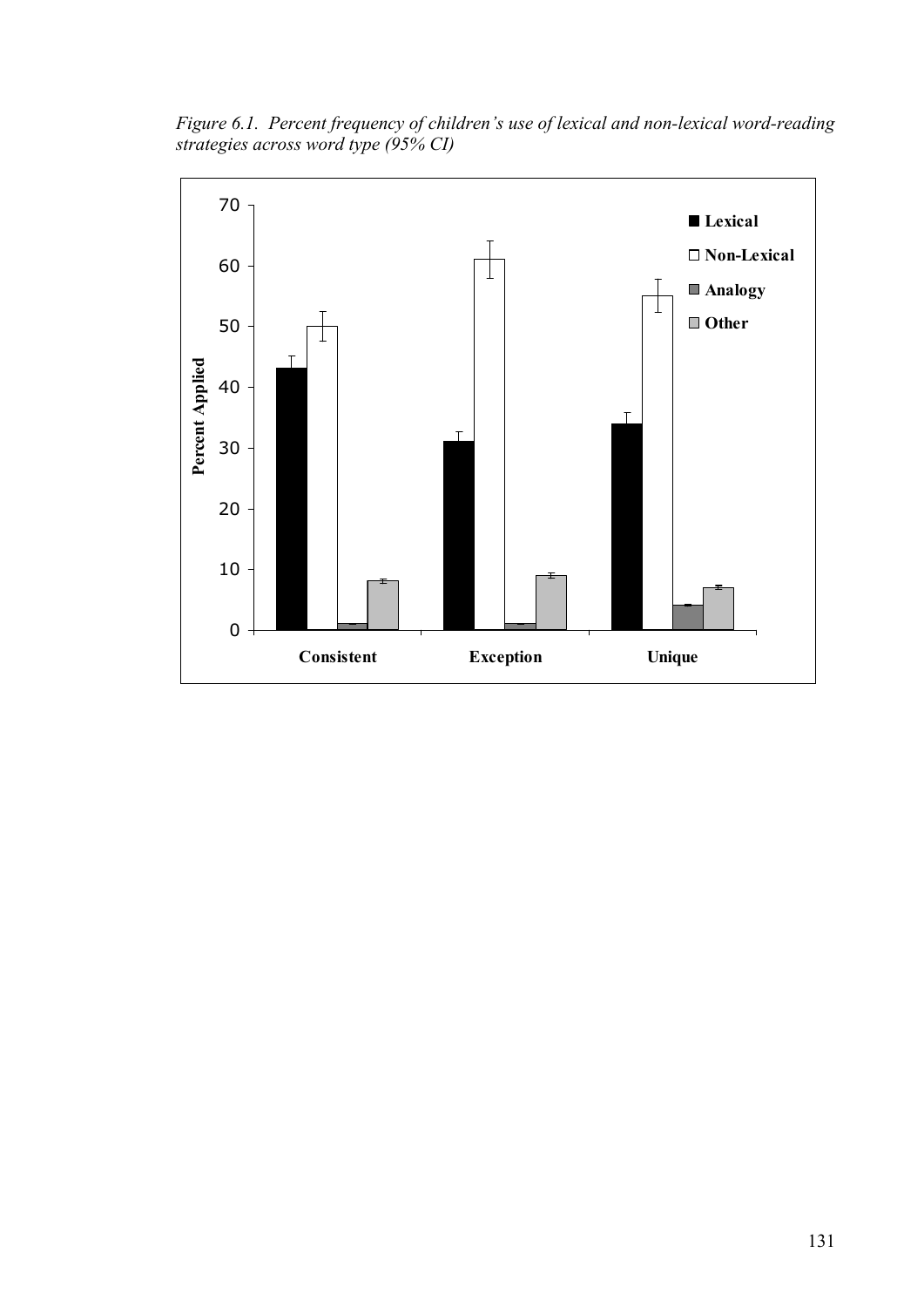*Figure 6.1. Percent frequency of children's use of lexical and non-lexical word-reading strategies across word type (95% CI)*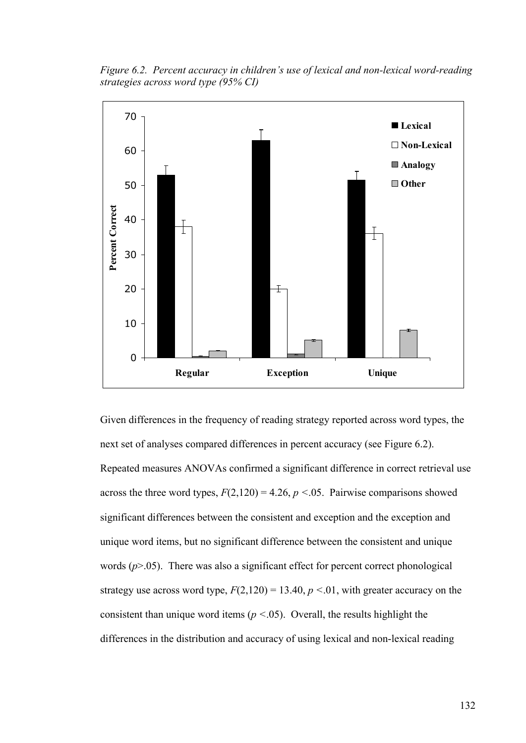*Figure 6.2. Percent accuracy in children's use of lexical and non-lexical word-reading strategies across word type (95% CI)*

Given differences in the frequency of reading strategy reported across word types, the next set of analyses compared differences in percent accuracy (see Figure 6.2). Repeated measures ANOVAs confirmed a significant difference in correct retrieval use across the three word types, $F(2,120) = 4.26$, $p < .05$. Pairwise comparisons showed significant differences between the consistent and exception and the exception and unique word items, but no significant difference between the consistent and unique words ($p > .05$). There was also a significant effect for percent correct phonological strategy use across word type, $F(2,120) = 13.40$, $p < .01$, with greater accuracy on the consistent than unique word items ($p < .05$). Overall, the results highlight the differences in the distribution and accuracy of using lexical and non-lexical reading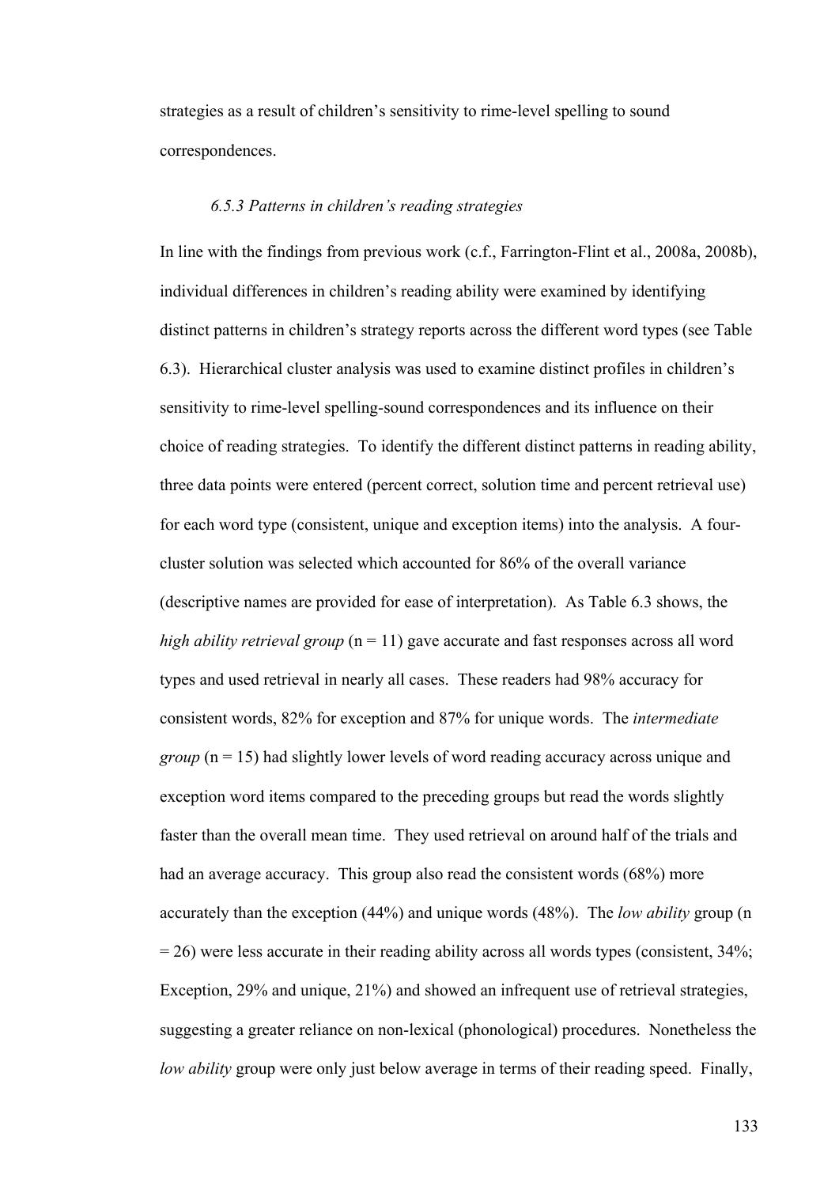strategies as a result of children's sensitivity to rime-level spelling to sound correspondences.

### *6.5.3 Patterns in children's reading strategies*

In line with the findings from previous work (c.f., Farrington-Flint et al., 2008a, 2008b), individual differences in children's reading ability were examined by identifying distinct patterns in children's strategy reports across the different word types (see Table 6.3). Hierarchical cluster analysis was used to examine distinct profiles in children's sensitivity to rime-level spelling-sound correspondences and its influence on their choice of reading strategies. To identify the different distinct patterns in reading ability, three data points were entered (percent correct, solution time and percent retrieval use) for each word type (consistent, unique and exception items) into the analysis. A four-cluster solution was selected which accounted for 86% of the overall variance (descriptive names are provided for ease of interpretation). As Table 6.3 shows, the *high ability retrieval group* (n = 11) gave accurate and fast responses across all word types and used retrieval in nearly all cases. These readers had 98% accuracy for consistent words, 82% for exception and 87% for unique words. The *intermediate group* (n = 15) had slightly lower levels of word reading accuracy across unique and exception word items compared to the preceding groups but read the words slightly faster than the overall mean time. They used retrieval on around half of the trials and had an average accuracy. This group also read the consistent words (68%) more accurately than the exception (44%) and unique words (48%). The *low ability* group (n = 26) were less accurate in their reading ability across all words types (consistent, 34%; Exception, 29% and unique, 21%) and showed an infrequent use of retrieval strategies, suggesting a greater reliance on non-lexical (phonological) procedures. Nonetheless the *low ability* group were only just below average in terms of their reading speed. Finally,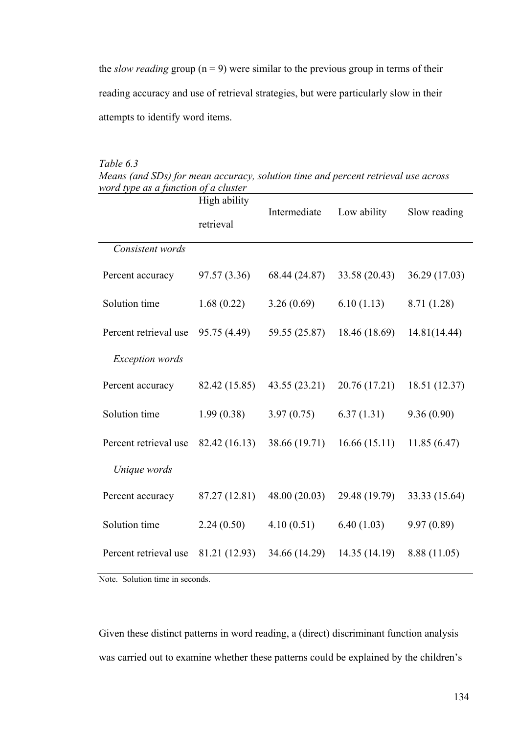the *slow reading* group (n = 9) were similar to the previous group in terms of their reading accuracy and use of retrieval strategies, but were particularly slow in their attempts to identify word items.

*Table 6.3*
*Means (and SDs) for mean accuracy, solution time and percent retrieval use across word type as a function of a cluster*

| | High ability retrieval | Intermediate | Low ability | Slow reading |
|---|---|---|---|---|
| *Consistent words* | | | | |
| Percent accuracy | 97.57 (3.36) | 68.44 (24.87) | 33.58 (20.43) | 36.29 (17.03) |
| Solution time | 1.68 (0.22) | 3.26 (0.69) | 6.10 (1.13) | 8.71 (1.28) |
| Percent retrieval use | 95.75 (4.49) | 59.55 (25.87) | 18.46 (18.69) | 14.81(14.44) |
| *Exception words* | | | | |
| Percent accuracy | 82.42 (15.85) | 43.55 (23.21) | 20.76 (17.21) | 18.51 (12.37) |
| Solution time | 1.99 (0.38) | 3.97 (0.75) | 6.37 (1.31) | 9.36 (0.90) |
| Percent retrieval use | 82.42 (16.13) | 38.66 (19.71) | 16.66 (15.11) | 11.85 (6.47) |
| *Unique words* | | | | |
| Percent accuracy | 87.27 (12.81) | 48.00 (20.03) | 29.48 (19.79) | 33.33 (15.64) |
| Solution time | 2.24 (0.50) | 4.10 (0.51) | 6.40 (1.03) | 9.97 (0.89) |
| Percent retrieval use | 81.21 (12.93) | 34.66 (14.29) | 14.35 (14.19) | 8.88 (11.05) |

Note. Solution time in seconds.

Given these distinct patterns in word reading, a (direct) discriminant function analysis was carried out to examine whether these patterns could be explained by the children's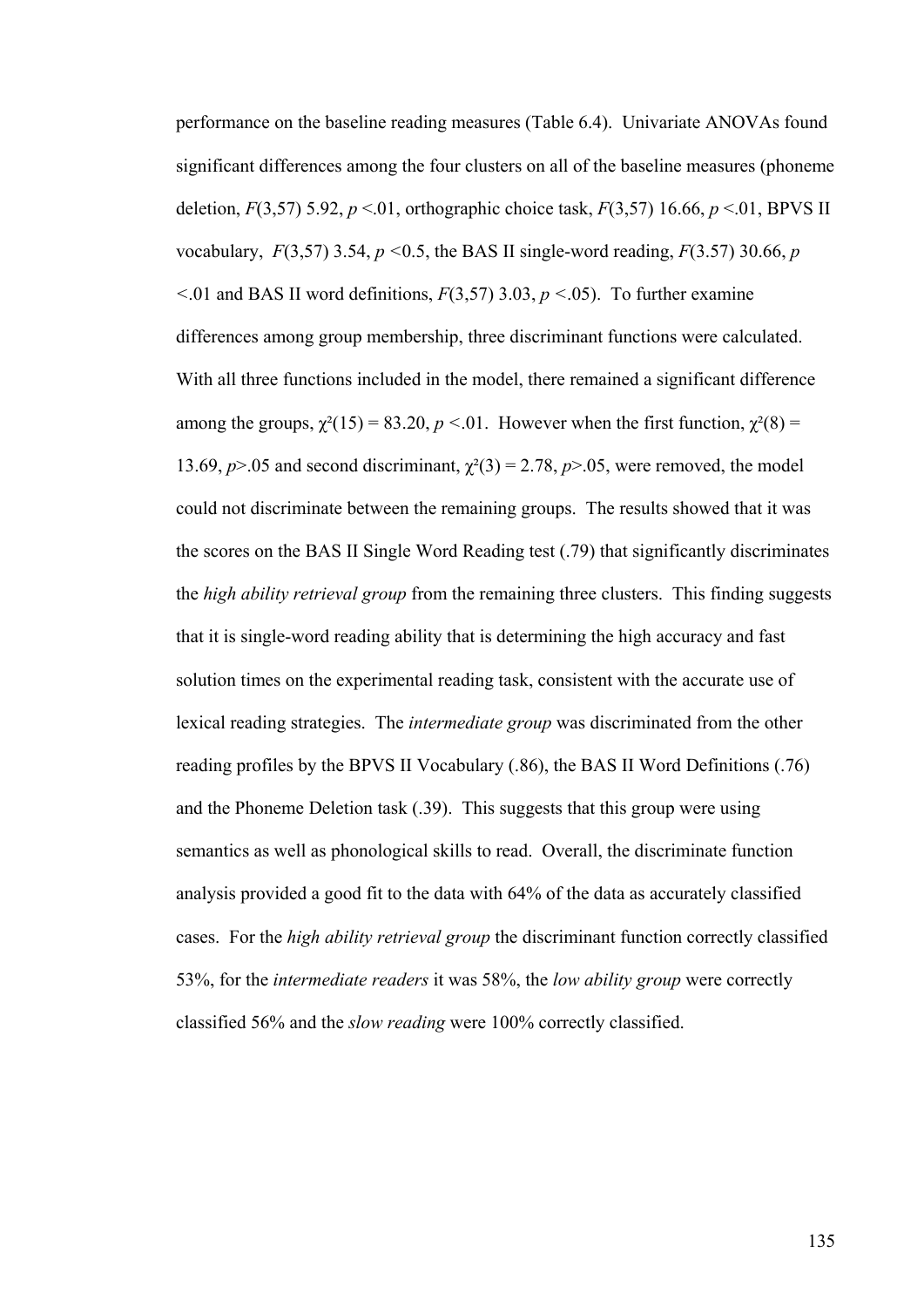performance on the baseline reading measures (Table 6.4). Univariate ANOVAs found significant differences among the four clusters on all of the baseline measures (phoneme deletion, $F(3,57)$ 5.92, $p$ <.01, orthographic choice task, $F(3,57)$ 16.66, $p$ <.01, BPVS II vocabulary, $F(3,57)$ 3.54, $p$ <0.5, the BAS II single-word reading, $F(3.57)$ 30.66, $p$ <.01 and BAS II word definitions, $F(3,57)$ 3.03, $p$ <.05). To further examine differences among group membership, three discriminant functions were calculated. With all three functions included in the model, there remained a significant difference among the groups, $\chi^2(15) = 83.20$, $p$ <.01. However when the first function, $\chi^2(8) = 13.69$, $p$>.05 and second discriminant, $\chi^2(3) = 2.78$, $p$>.05, were removed, the model could not discriminate between the remaining groups. The results showed that it was the scores on the BAS II Single Word Reading test (.79) that significantly discriminates the *high ability retrieval group* from the remaining three clusters. This finding suggests that it is single-word reading ability that is determining the high accuracy and fast solution times on the experimental reading task, consistent with the accurate use of lexical reading strategies. The *intermediate group* was discriminated from the other reading profiles by the BPVS II Vocabulary (.86), the BAS II Word Definitions (.76) and the Phoneme Deletion task (.39). This suggests that this group were using semantics as well as phonological skills to read. Overall, the discriminate function analysis provided a good fit to the data with 64% of the data as accurately classified cases. For the *high ability retrieval group* the discriminant function correctly classified 53%, for the *intermediate readers* it was 58%, the *low ability group* were correctly classified 56% and the *slow reading* were 100% correctly classified.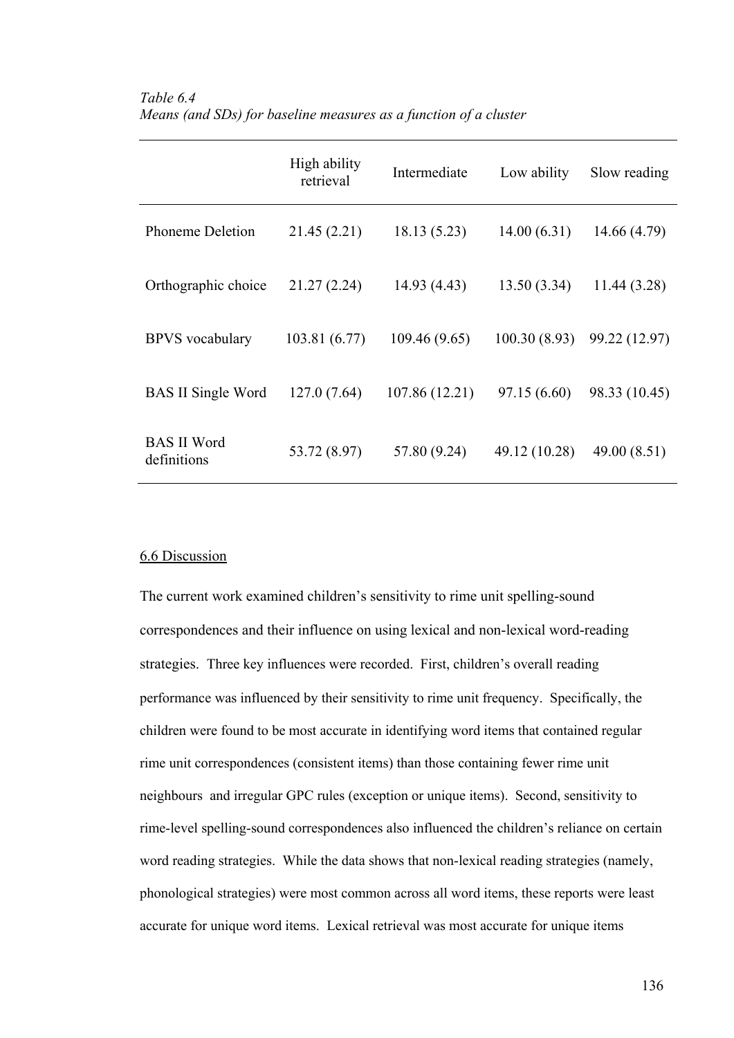*Table 6.4*
*Means (and SDs) for baseline measures as a function of a cluster*

| | High ability retrieval | Intermediate | Low ability | Slow reading |
|---|---|---|---|---|
| Phoneme Deletion | 21.45 (2.21) | 18.13 (5.23) | 14.00 (6.31) | 14.66 (4.79) |
| Orthographic choice | 21.27 (2.24) | 14.93 (4.43) | 13.50 (3.34) | 11.44 (3.28) |
| BPVS vocabulary | 103.81 (6.77) | 109.46 (9.65) | 100.30 (8.93) | 99.22 (12.97) |
| BAS II Single Word | 127.0 (7.64) | 107.86 (12.21) | 97.15 (6.60) | 98.33 (10.45) |
| BAS II Word definitions | 53.72 (8.97) | 57.80 (9.24) | 49.12 (10.28) | 49.00 (8.51) |

## 6.6 Discussion

The current work examined children's sensitivity to rime unit spelling-sound correspondences and their influence on using lexical and non-lexical word-reading strategies. Three key influences were recorded. First, children's overall reading performance was influenced by their sensitivity to rime unit frequency. Specifically, the children were found to be most accurate in identifying word items that contained regular rime unit correspondences (consistent items) than those containing fewer rime unit neighbours and irregular GPC rules (exception or unique items). Second, sensitivity to rime-level spelling-sound correspondences also influenced the children's reliance on certain word reading strategies. While the data shows that non-lexical reading strategies (namely, phonological strategies) were most common across all word items, these reports were least accurate for unique word items. Lexical retrieval was most accurate for unique items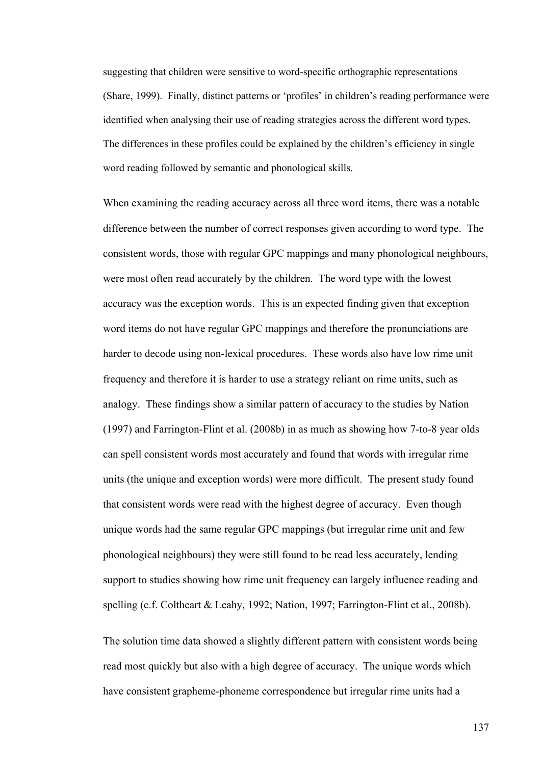suggesting that children were sensitive to word-specific orthographic representations (Share, 1999). Finally, distinct patterns or 'profiles' in children's reading performance were identified when analysing their use of reading strategies across the different word types. The differences in these profiles could be explained by the children's efficiency in single word reading followed by semantic and phonological skills.

When examining the reading accuracy across all three word items, there was a notable difference between the number of correct responses given according to word type. The consistent words, those with regular GPC mappings and many phonological neighbours, were most often read accurately by the children. The word type with the lowest accuracy was the exception words. This is an expected finding given that exception word items do not have regular GPC mappings and therefore the pronunciations are harder to decode using non-lexical procedures. These words also have low rime unit frequency and therefore it is harder to use a strategy reliant on rime units, such as analogy. These findings show a similar pattern of accuracy to the studies by Nation (1997) and Farrington-Flint et al. (2008b) in as much as showing how 7-to-8 year olds can spell consistent words most accurately and found that words with irregular rime units (the unique and exception words) were more difficult. The present study found that consistent words were read with the highest degree of accuracy. Even though unique words had the same regular GPC mappings (but irregular rime unit and few phonological neighbours) they were still found to be read less accurately, lending support to studies showing how rime unit frequency can largely influence reading and spelling (c.f. Coltheart & Leahy, 1992; Nation, 1997; Farrington-Flint et al., 2008b).

The solution time data showed a slightly different pattern with consistent words being read most quickly but also with a high degree of accuracy. The unique words which have consistent grapheme-phoneme correspondence but irregular rime units had a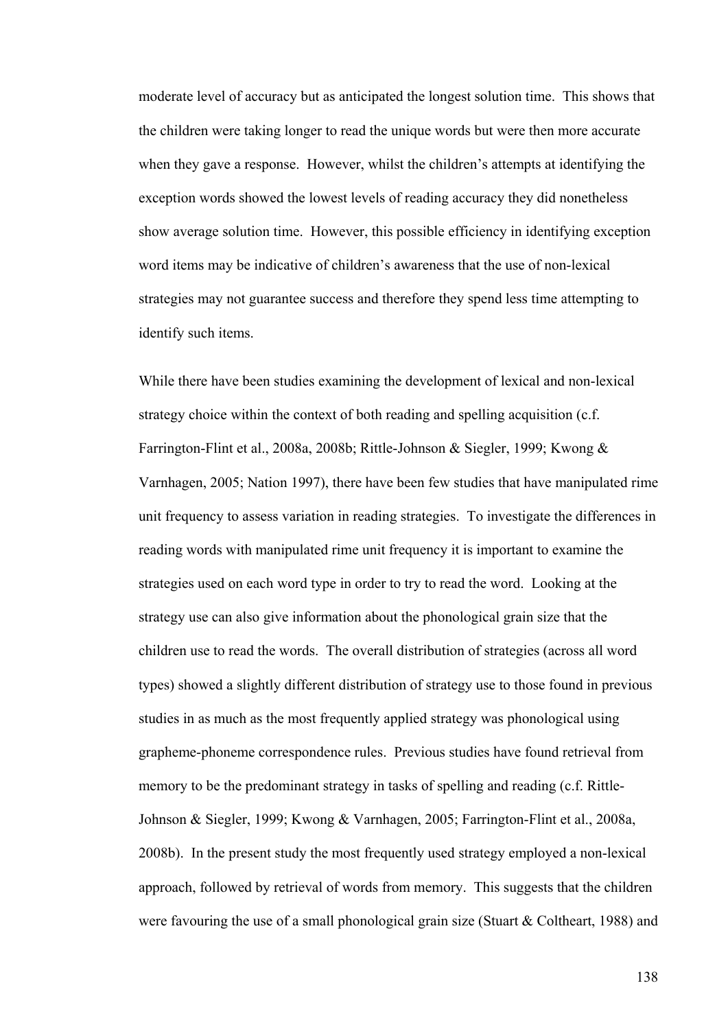moderate level of accuracy but as anticipated the longest solution time. This shows that the children were taking longer to read the unique words but were then more accurate when they gave a response. However, whilst the children's attempts at identifying the exception words showed the lowest levels of reading accuracy they did nonetheless show average solution time. However, this possible efficiency in identifying exception word items may be indicative of children's awareness that the use of non-lexical strategies may not guarantee success and therefore they spend less time attempting to identify such items.

While there have been studies examining the development of lexical and non-lexical strategy choice within the context of both reading and spelling acquisition (c.f. Farrington-Flint et al., 2008a, 2008b; Rittle-Johnson & Siegler, 1999; Kwong & Varnhagen, 2005; Nation 1997), there have been few studies that have manipulated rime unit frequency to assess variation in reading strategies. To investigate the differences in reading words with manipulated rime unit frequency it is important to examine the strategies used on each word type in order to try to read the word. Looking at the strategy use can also give information about the phonological grain size that the children use to read the words. The overall distribution of strategies (across all word types) showed a slightly different distribution of strategy use to those found in previous studies in as much as the most frequently applied strategy was phonological using grapheme-phoneme correspondence rules. Previous studies have found retrieval from memory to be the predominant strategy in tasks of spelling and reading (c.f. Rittle-Johnson & Siegler, 1999; Kwong & Varnhagen, 2005; Farrington-Flint et al., 2008a, 2008b). In the present study the most frequently used strategy employed a non-lexical approach, followed by retrieval of words from memory. This suggests that the children were favouring the use of a small phonological grain size (Stuart & Coltheart, 1988) and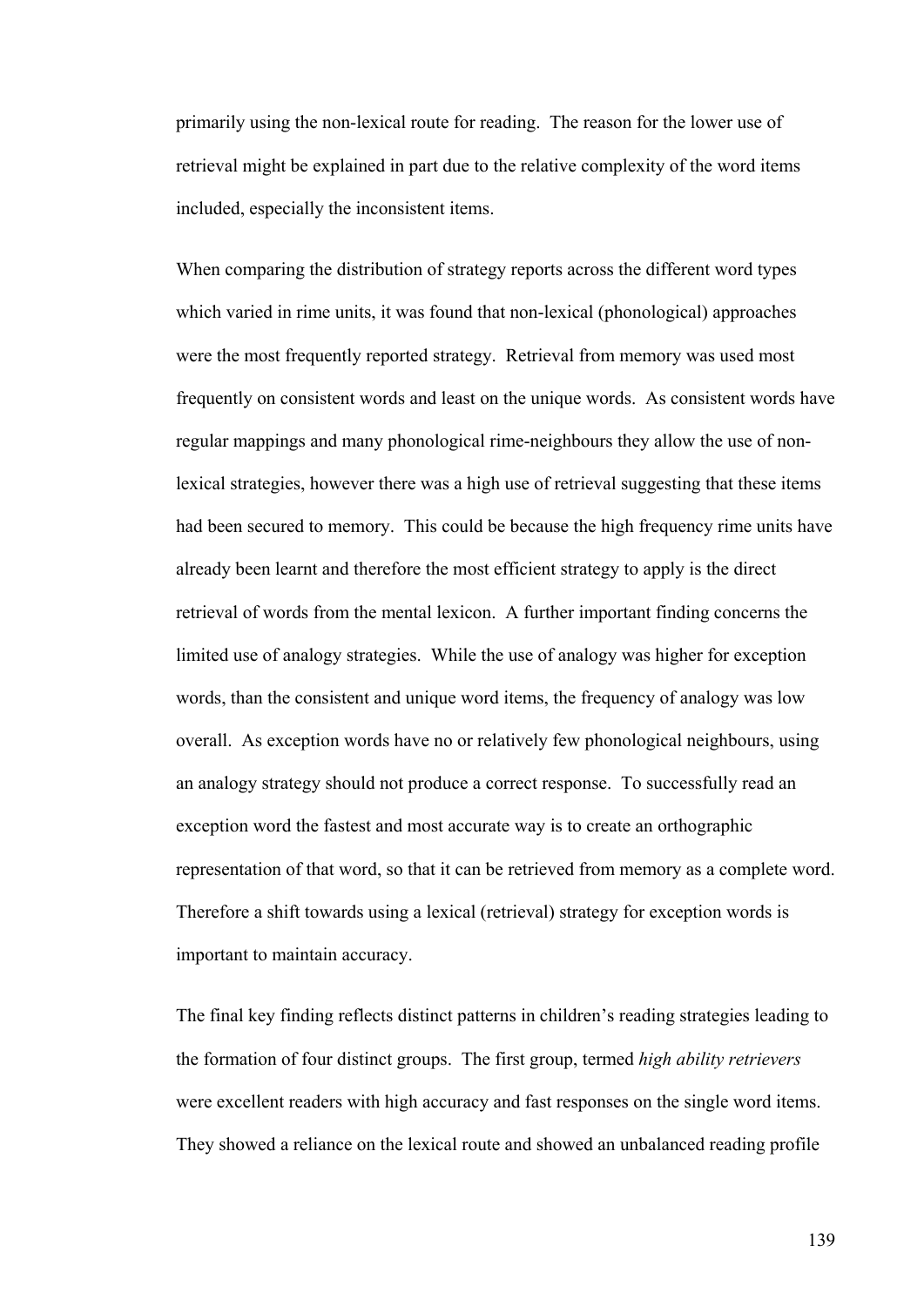primarily using the non-lexical route for reading. The reason for the lower use of retrieval might be explained in part due to the relative complexity of the word items included, especially the inconsistent items.

When comparing the distribution of strategy reports across the different word types which varied in rime units, it was found that non-lexical (phonological) approaches were the most frequently reported strategy. Retrieval from memory was used most frequently on consistent words and least on the unique words. As consistent words have regular mappings and many phonological rime-neighbours they allow the use of non-lexical strategies, however there was a high use of retrieval suggesting that these items had been secured to memory. This could be because the high frequency rime units have already been learnt and therefore the most efficient strategy to apply is the direct retrieval of words from the mental lexicon. A further important finding concerns the limited use of analogy strategies. While the use of analogy was higher for exception words, than the consistent and unique word items, the frequency of analogy was low overall. As exception words have no or relatively few phonological neighbours, using an analogy strategy should not produce a correct response. To successfully read an exception word the fastest and most accurate way is to create an orthographic representation of that word, so that it can be retrieved from memory as a complete word. Therefore a shift towards using a lexical (retrieval) strategy for exception words is important to maintain accuracy.

The final key finding reflects distinct patterns in children's reading strategies leading to the formation of four distinct groups. The first group, termed *high ability retrievers* were excellent readers with high accuracy and fast responses on the single word items. They showed a reliance on the lexical route and showed an unbalanced reading profile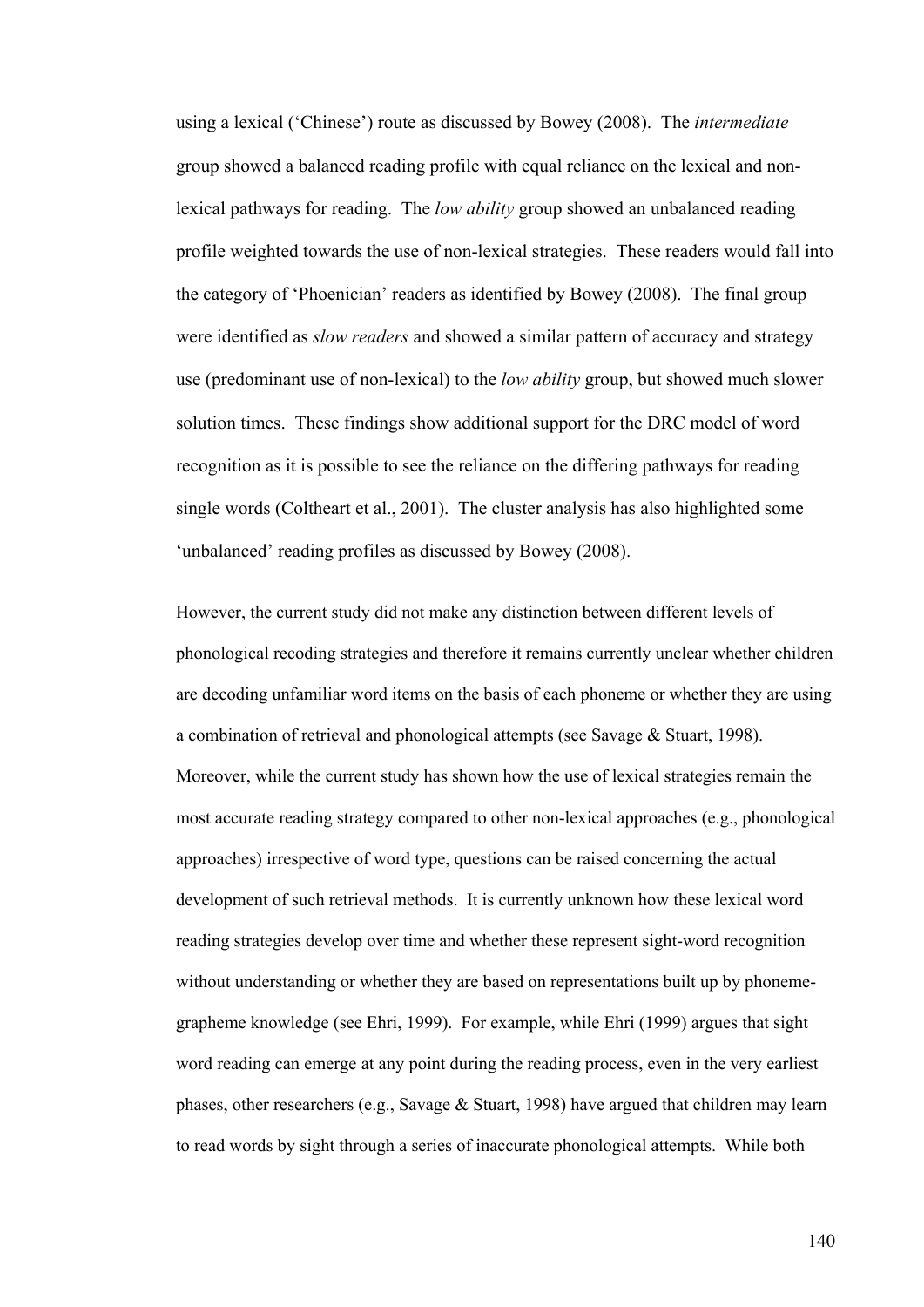using a lexical ('Chinese') route as discussed by Bowey (2008). The *intermediate* group showed a balanced reading profile with equal reliance on the lexical and non-lexical pathways for reading. The *low ability* group showed an unbalanced reading profile weighted towards the use of non-lexical strategies. These readers would fall into the category of 'Phoenician' readers as identified by Bowey (2008). The final group were identified as *slow readers* and showed a similar pattern of accuracy and strategy use (predominant use of non-lexical) to the *low ability* group, but showed much slower solution times. These findings show additional support for the DRC model of word recognition as it is possible to see the reliance on the differing pathways for reading single words (Coltheart et al., 2001). The cluster analysis has also highlighted some 'unbalanced' reading profiles as discussed by Bowey (2008).

However, the current study did not make any distinction between different levels of phonological recoding strategies and therefore it remains currently unclear whether children are decoding unfamiliar word items on the basis of each phoneme or whether they are using a combination of retrieval and phonological attempts (see Savage & Stuart, 1998). Moreover, while the current study has shown how the use of lexical strategies remain the most accurate reading strategy compared to other non-lexical approaches (e.g., phonological approaches) irrespective of word type, questions can be raised concerning the actual development of such retrieval methods. It is currently unknown how these lexical word reading strategies develop over time and whether these represent sight-word recognition without understanding or whether they are based on representations built up by phoneme-grapheme knowledge (see Ehri, 1999). For example, while Ehri (1999) argues that sight word reading can emerge at any point during the reading process, even in the very earliest phases, other researchers (e.g., Savage & Stuart, 1998) have argued that children may learn to read words by sight through a series of inaccurate phonological attempts. While both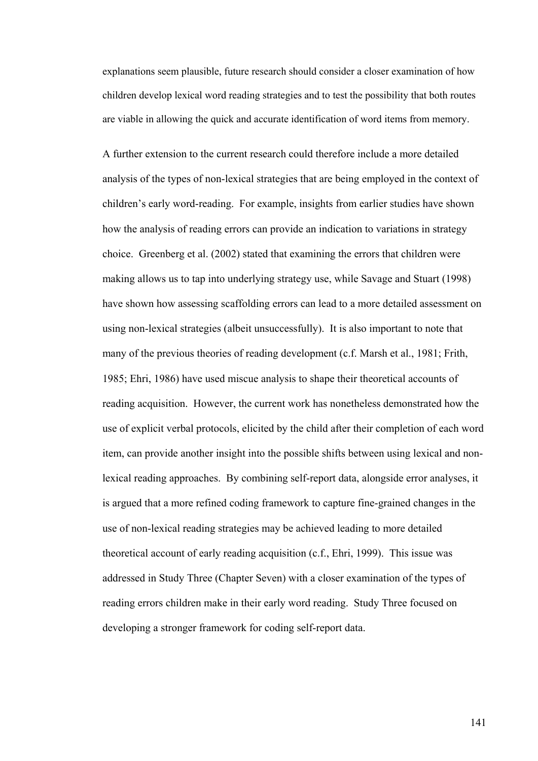explanations seem plausible, future research should consider a closer examination of how children develop lexical word reading strategies and to test the possibility that both routes are viable in allowing the quick and accurate identification of word items from memory.

A further extension to the current research could therefore include a more detailed analysis of the types of non-lexical strategies that are being employed in the context of children's early word-reading. For example, insights from earlier studies have shown how the analysis of reading errors can provide an indication to variations in strategy choice. Greenberg et al. (2002) stated that examining the errors that children were making allows us to tap into underlying strategy use, while Savage and Stuart (1998) have shown how assessing scaffolding errors can lead to a more detailed assessment on using non-lexical strategies (albeit unsuccessfully). It is also important to note that many of the previous theories of reading development (c.f. Marsh et al., 1981; Frith, 1985; Ehri, 1986) have used miscue analysis to shape their theoretical accounts of reading acquisition. However, the current work has nonetheless demonstrated how the use of explicit verbal protocols, elicited by the child after their completion of each word item, can provide another insight into the possible shifts between using lexical and non-lexical reading approaches. By combining self-report data, alongside error analyses, it is argued that a more refined coding framework to capture fine-grained changes in the use of non-lexical reading strategies may be achieved leading to more detailed theoretical account of early reading acquisition (c.f., Ehri, 1999). This issue was addressed in Study Three (Chapter Seven) with a closer examination of the types of reading errors children make in their early word reading. Study Three focused on developing a stronger framework for coding self-report data.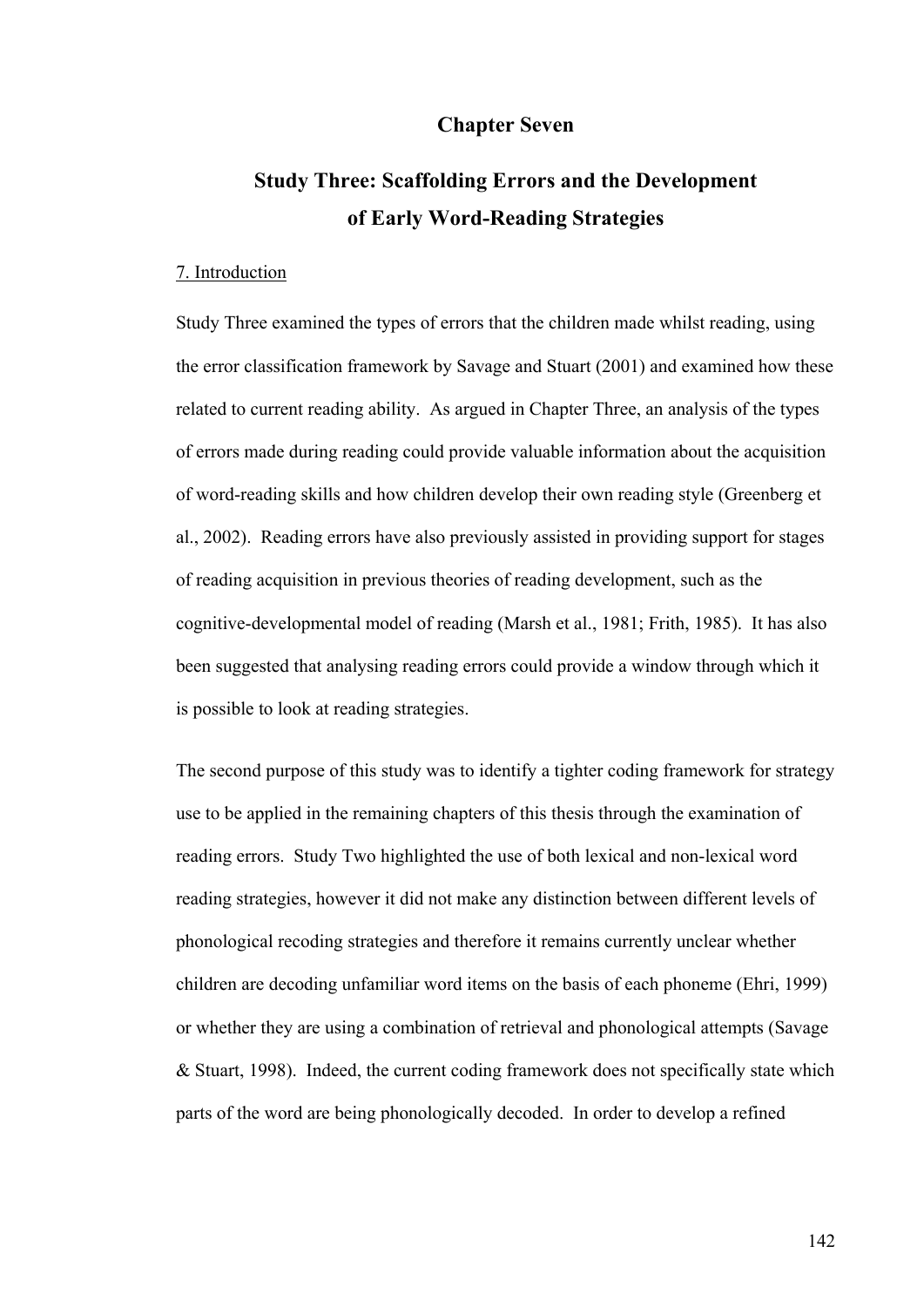# Chapter Seven

## Study Three: Scaffolding Errors and the Development of Early Word-Reading Strategies

7. Introduction

Study Three examined the types of errors that the children made whilst reading, using the error classification framework by Savage and Stuart (2001) and examined how these related to current reading ability. As argued in Chapter Three, an analysis of the types of errors made during reading could provide valuable information about the acquisition of word-reading skills and how children develop their own reading style (Greenberg et al., 2002). Reading errors have also previously assisted in providing support for stages of reading acquisition in previous theories of reading development, such as the cognitive-developmental model of reading (Marsh et al., 1981; Frith, 1985). It has also been suggested that analysing reading errors could provide a window through which it is possible to look at reading strategies.

The second purpose of this study was to identify a tighter coding framework for strategy use to be applied in the remaining chapters of this thesis through the examination of reading errors. Study Two highlighted the use of both lexical and non-lexical word reading strategies, however it did not make any distinction between different levels of phonological recoding strategies and therefore it remains currently unclear whether children are decoding unfamiliar word items on the basis of each phoneme (Ehri, 1999) or whether they are using a combination of retrieval and phonological attempts (Savage & Stuart, 1998). Indeed, the current coding framework does not specifically state which parts of the word are being phonologically decoded. In order to develop a refined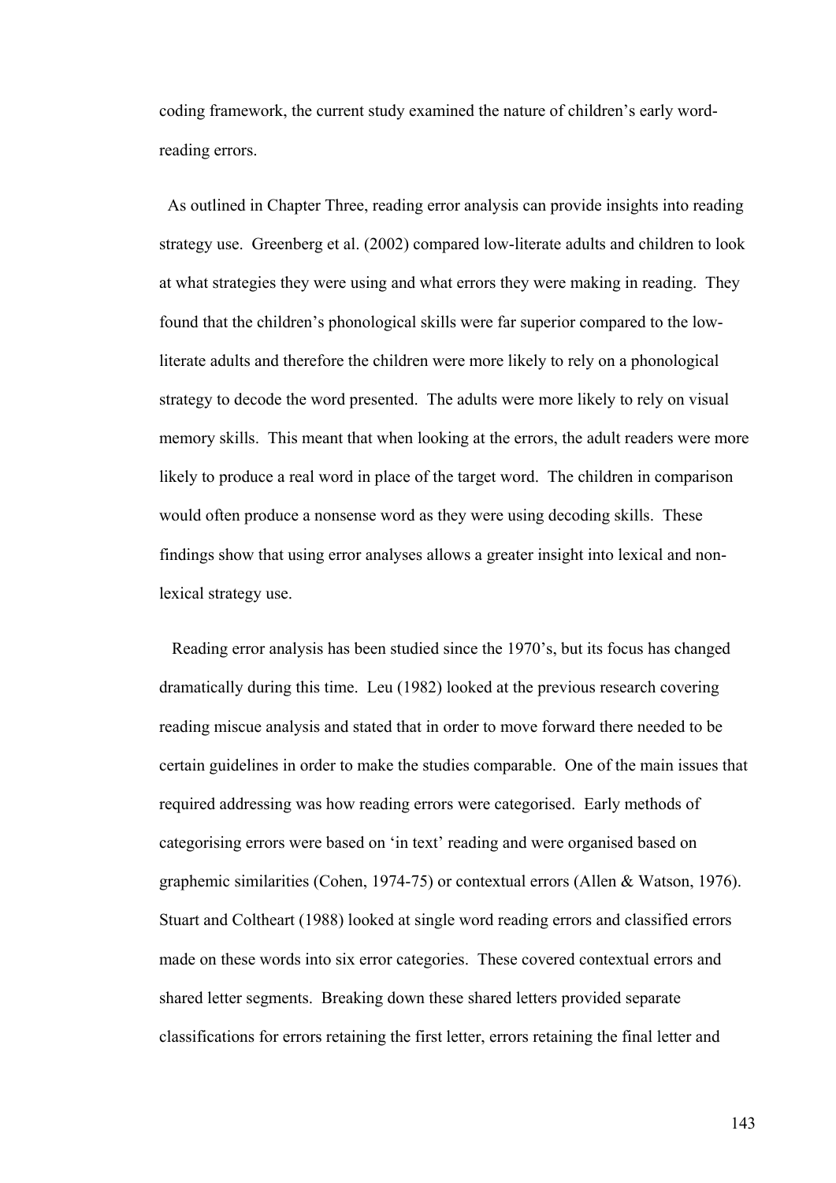coding framework, the current study examined the nature of children's early word-reading errors.

As outlined in Chapter Three, reading error analysis can provide insights into reading strategy use. Greenberg et al. (2002) compared low-literate adults and children to look at what strategies they were using and what errors they were making in reading. They found that the children's phonological skills were far superior compared to the low-literate adults and therefore the children were more likely to rely on a phonological strategy to decode the word presented. The adults were more likely to rely on visual memory skills. This meant that when looking at the errors, the adult readers were more likely to produce a real word in place of the target word. The children in comparison would often produce a nonsense word as they were using decoding skills. These findings show that using error analyses allows a greater insight into lexical and non-lexical strategy use.

Reading error analysis has been studied since the 1970's, but its focus has changed dramatically during this time. Leu (1982) looked at the previous research covering reading miscue analysis and stated that in order to move forward there needed to be certain guidelines in order to make the studies comparable. One of the main issues that required addressing was how reading errors were categorised. Early methods of categorising errors were based on 'in text' reading and were organised based on graphemic similarities (Cohen, 1974-75) or contextual errors (Allen & Watson, 1976). Stuart and Coltheart (1988) looked at single word reading errors and classified errors made on these words into six error categories. These covered contextual errors and shared letter segments. Breaking down these shared letters provided separate classifications for errors retaining the first letter, errors retaining the final letter and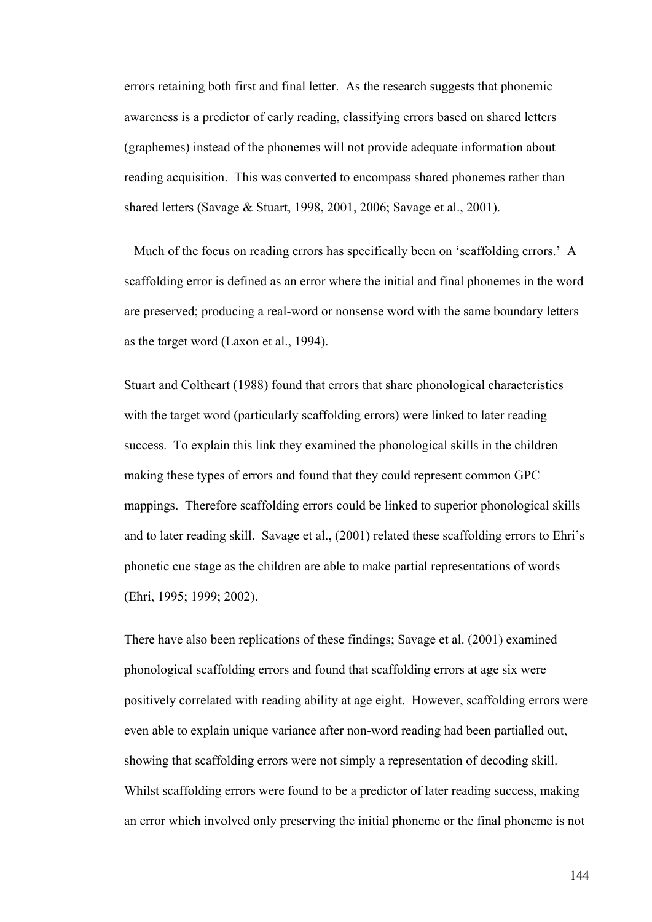errors retaining both first and final letter. As the research suggests that phonemic awareness is a predictor of early reading, classifying errors based on shared letters (graphemes) instead of the phonemes will not provide adequate information about reading acquisition. This was converted to encompass shared phonemes rather than shared letters (Savage & Stuart, 1998, 2001, 2006; Savage et al., 2001).

Much of the focus on reading errors has specifically been on 'scaffolding errors.' A scaffolding error is defined as an error where the initial and final phonemes in the word are preserved; producing a real-word or nonsense word with the same boundary letters as the target word (Laxon et al., 1994).

Stuart and Coltheart (1988) found that errors that share phonological characteristics with the target word (particularly scaffolding errors) were linked to later reading success. To explain this link they examined the phonological skills in the children making these types of errors and found that they could represent common GPC mappings. Therefore scaffolding errors could be linked to superior phonological skills and to later reading skill. Savage et al., (2001) related these scaffolding errors to Ehri's phonetic cue stage as the children are able to make partial representations of words (Ehri, 1995; 1999; 2002).

There have also been replications of these findings; Savage et al. (2001) examined phonological scaffolding errors and found that scaffolding errors at age six were positively correlated with reading ability at age eight. However, scaffolding errors were even able to explain unique variance after non-word reading had been partialled out, showing that scaffolding errors were not simply a representation of decoding skill. Whilst scaffolding errors were found to be a predictor of later reading success, making an error which involved only preserving the initial phoneme or the final phoneme is not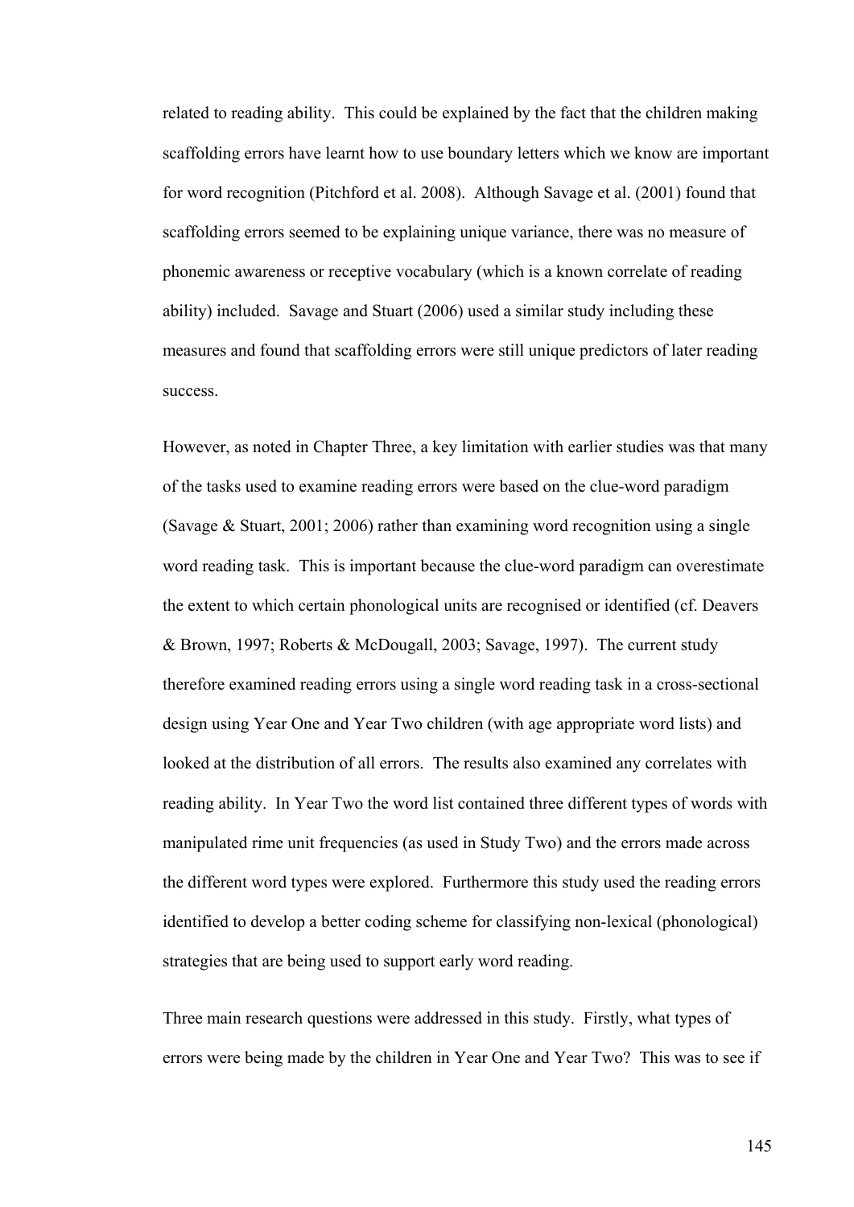related to reading ability. This could be explained by the fact that the children making scaffolding errors have learnt how to use boundary letters which we know are important for word recognition (Pitchford et al. 2008). Although Savage et al. (2001) found that scaffolding errors seemed to be explaining unique variance, there was no measure of phonemic awareness or receptive vocabulary (which is a known correlate of reading ability) included. Savage and Stuart (2006) used a similar study including these measures and found that scaffolding errors were still unique predictors of later reading success.

However, as noted in Chapter Three, a key limitation with earlier studies was that many of the tasks used to examine reading errors were based on the clue-word paradigm (Savage & Stuart, 2001; 2006) rather than examining word recognition using a single word reading task. This is important because the clue-word paradigm can overestimate the extent to which certain phonological units are recognised or identified (cf. Deavers & Brown, 1997; Roberts & McDougall, 2003; Savage, 1997). The current study therefore examined reading errors using a single word reading task in a cross-sectional design using Year One and Year Two children (with age appropriate word lists) and looked at the distribution of all errors. The results also examined any correlates with reading ability. In Year Two the word list contained three different types of words with manipulated rime unit frequencies (as used in Study Two) and the errors made across the different word types were explored. Furthermore this study used the reading errors identified to develop a better coding scheme for classifying non-lexical (phonological) strategies that are being used to support early word reading.

Three main research questions were addressed in this study. Firstly, what types of errors were being made by the children in Year One and Year Two? This was to see if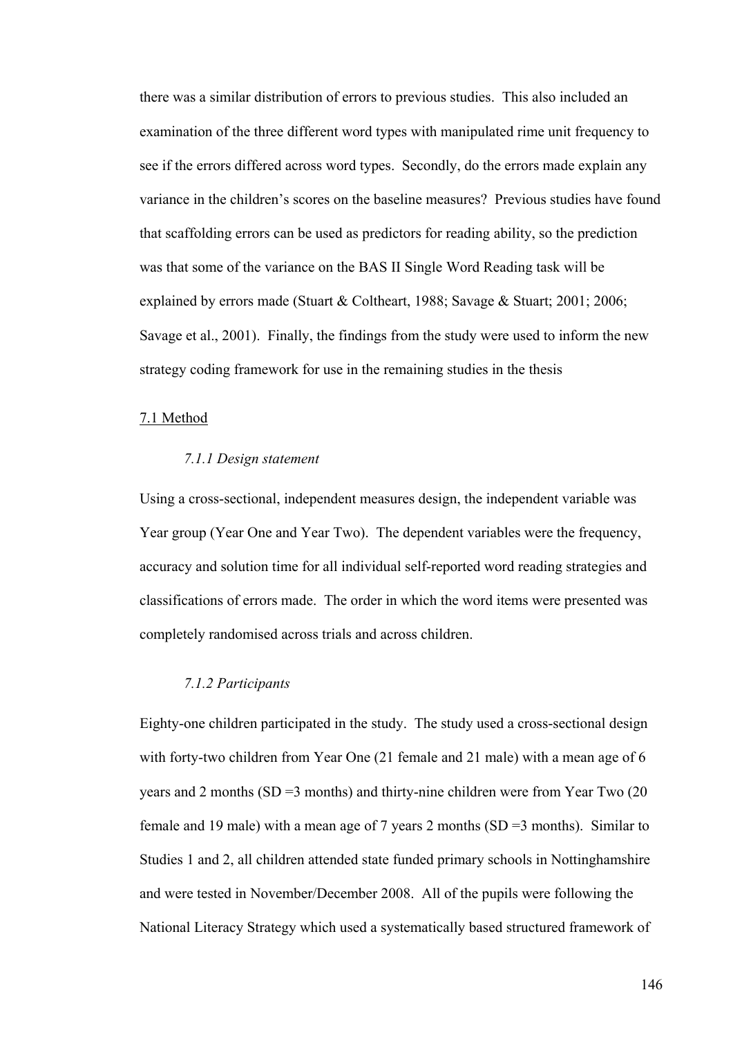there was a similar distribution of errors to previous studies. This also included an examination of the three different word types with manipulated rime unit frequency to see if the errors differed across word types. Secondly, do the errors made explain any variance in the children's scores on the baseline measures? Previous studies have found that scaffolding errors can be used as predictors for reading ability, so the prediction was that some of the variance on the BAS II Single Word Reading task will be explained by errors made (Stuart & Coltheart, 1988; Savage & Stuart; 2001; 2006; Savage et al., 2001). Finally, the findings from the study were used to inform the new strategy coding framework for use in the remaining studies in the thesis

## 7.1 Method

### *7.1.1 Design statement*

Using a cross-sectional, independent measures design, the independent variable was Year group (Year One and Year Two). The dependent variables were the frequency, accuracy and solution time for all individual self-reported word reading strategies and classifications of errors made. The order in which the word items were presented was completely randomised across trials and across children.

### *7.1.2 Participants*

Eighty-one children participated in the study. The study used a cross-sectional design with forty-two children from Year One (21 female and 21 male) with a mean age of 6 years and 2 months (SD =3 months) and thirty-nine children were from Year Two (20 female and 19 male) with a mean age of 7 years 2 months (SD =3 months). Similar to Studies 1 and 2, all children attended state funded primary schools in Nottinghamshire and were tested in November/December 2008. All of the pupils were following the National Literacy Strategy which used a systematically based structured framework of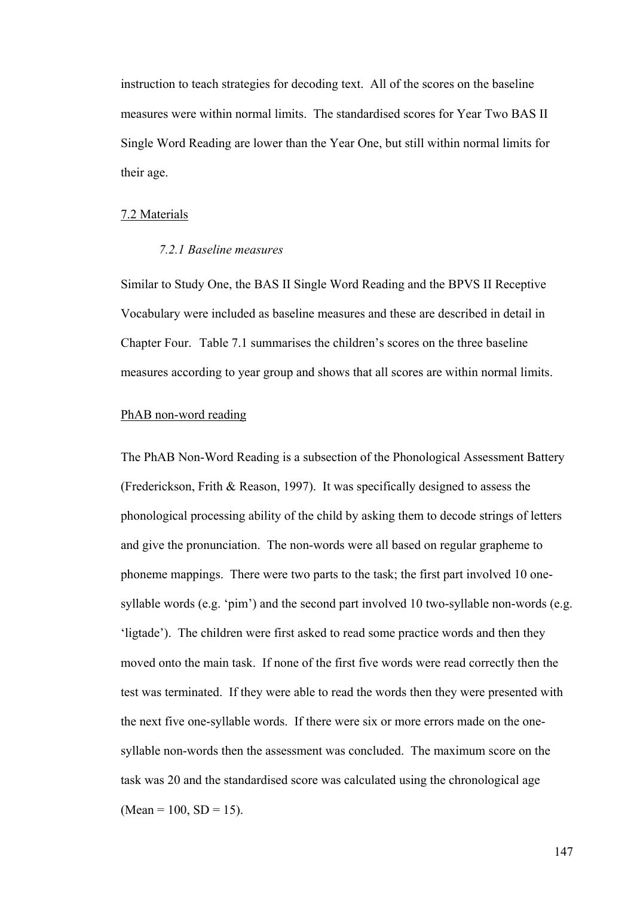instruction to teach strategies for decoding text. All of the scores on the baseline measures were within normal limits. The standardised scores for Year Two BAS II Single Word Reading are lower than the Year One, but still within normal limits for their age.

## 7.2 Materials

### *7.2.1 Baseline measures*

Similar to Study One, the BAS II Single Word Reading and the BPVS II Receptive Vocabulary were included as baseline measures and these are described in detail in Chapter Four. Table 7.1 summarises the children's scores on the three baseline measures according to year group and shows that all scores are within normal limits.

#### PhAB non-word reading

The PhAB Non-Word Reading is a subsection of the Phonological Assessment Battery (Frederickson, Frith & Reason, 1997). It was specifically designed to assess the phonological processing ability of the child by asking them to decode strings of letters and give the pronunciation. The non-words were all based on regular grapheme to phoneme mappings. There were two parts to the task; the first part involved 10 one-syllable words (e.g. 'pim') and the second part involved 10 two-syllable non-words (e.g. 'ligtade'). The children were first asked to read some practice words and then they moved onto the main task. If none of the first five words were read correctly then the test was terminated. If they were able to read the words then they were presented with the next five one-syllable words. If there were six or more errors made on the one-syllable non-words then the assessment was concluded. The maximum score on the task was 20 and the standardised score was calculated using the chronological age (Mean = 100, SD = 15).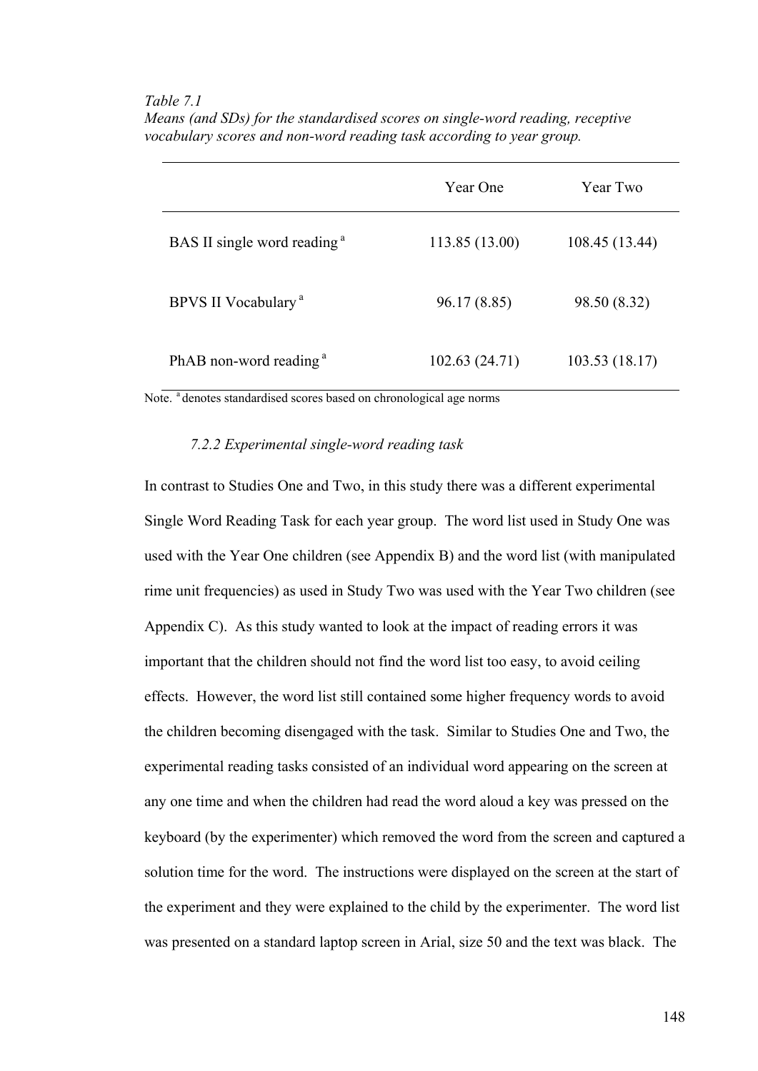*Table 7.1*

*Means (and SDs) for the standardised scores on single-word reading, receptive vocabulary scores and non-word reading task according to year group.*

| | Year One | Year Two |
|---|---|---|
| BAS II single word reading [a] | 113.85 (13.00) | 108.45 (13.44) |
| BPVS II Vocabulary [a] | 96.17 (8.85) | 98.50 (8.32) |
| PhAB non-word reading [a] | 102.63 (24.71) | 103.53 (18.17) |

Note. [a] denotes standardised scores based on chronological age norms

### *7.2.2 Experimental single-word reading task*

In contrast to Studies One and Two, in this study there was a different experimental Single Word Reading Task for each year group. The word list used in Study One was used with the Year One children (see Appendix B) and the word list (with manipulated rime unit frequencies) as used in Study Two was used with the Year Two children (see Appendix C). As this study wanted to look at the impact of reading errors it was important that the children should not find the word list too easy, to avoid ceiling effects. However, the word list still contained some higher frequency words to avoid the children becoming disengaged with the task. Similar to Studies One and Two, the experimental reading tasks consisted of an individual word appearing on the screen at any one time and when the children had read the word aloud a key was pressed on the keyboard (by the experimenter) which removed the word from the screen and captured a solution time for the word. The instructions were displayed on the screen at the start of the experiment and they were explained to the child by the experimenter. The word list was presented on a standard laptop screen in Arial, size 50 and the text was black. The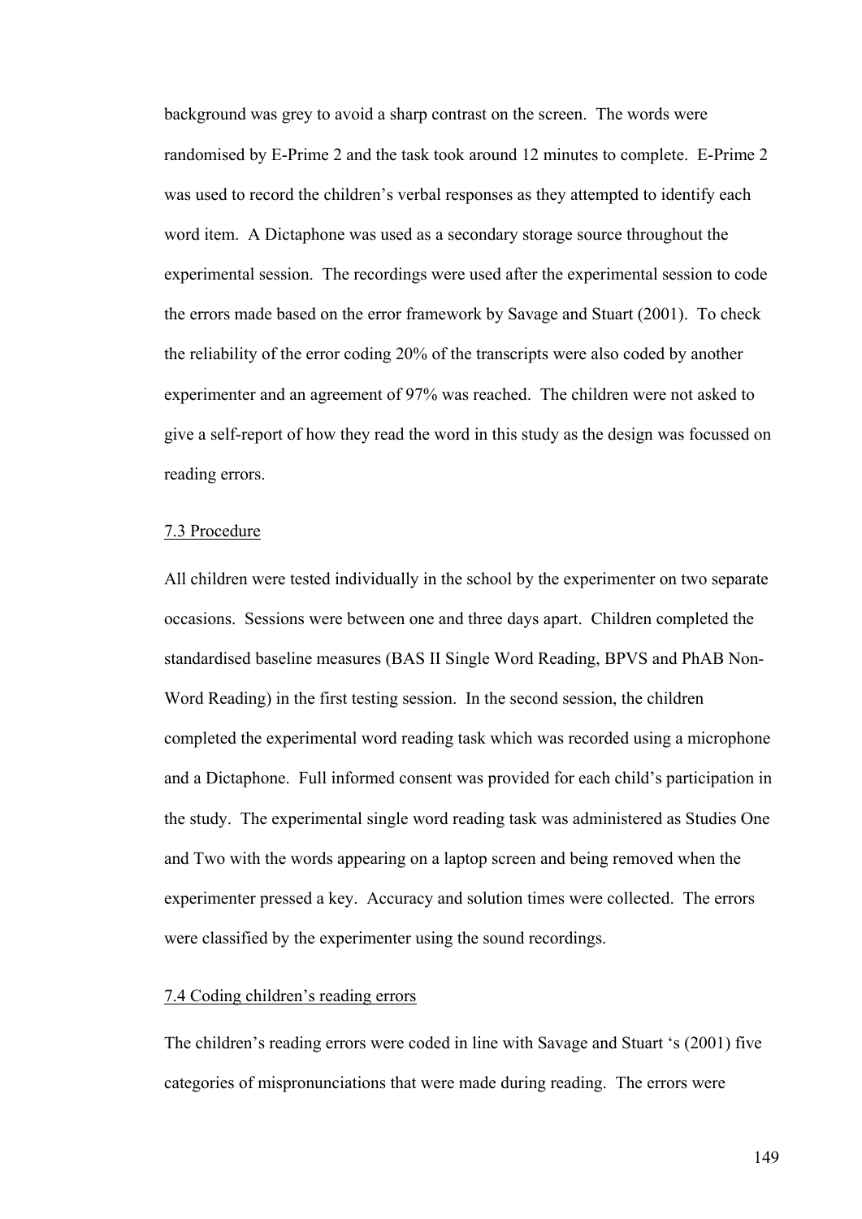background was grey to avoid a sharp contrast on the screen. The words were randomised by E-Prime 2 and the task took around 12 minutes to complete. E-Prime 2 was used to record the children's verbal responses as they attempted to identify each word item. A Dictaphone was used as a secondary storage source throughout the experimental session. The recordings were used after the experimental session to code the errors made based on the error framework by Savage and Stuart (2001). To check the reliability of the error coding 20% of the transcripts were also coded by another experimenter and an agreement of 97% was reached. The children were not asked to give a self-report of how they read the word in this study as the design was focussed on reading errors.

### 7.3 Procedure

All children were tested individually in the school by the experimenter on two separate occasions. Sessions were between one and three days apart. Children completed the standardised baseline measures (BAS II Single Word Reading, BPVS and PhAB Non-Word Reading) in the first testing session. In the second session, the children completed the experimental word reading task which was recorded using a microphone and a Dictaphone. Full informed consent was provided for each child's participation in the study. The experimental single word reading task was administered as Studies One and Two with the words appearing on a laptop screen and being removed when the experimenter pressed a key. Accuracy and solution times were collected. The errors were classified by the experimenter using the sound recordings.

### 7.4 Coding children's reading errors

The children's reading errors were coded in line with Savage and Stuart 's (2001) five categories of mispronunciations that were made during reading. The errors were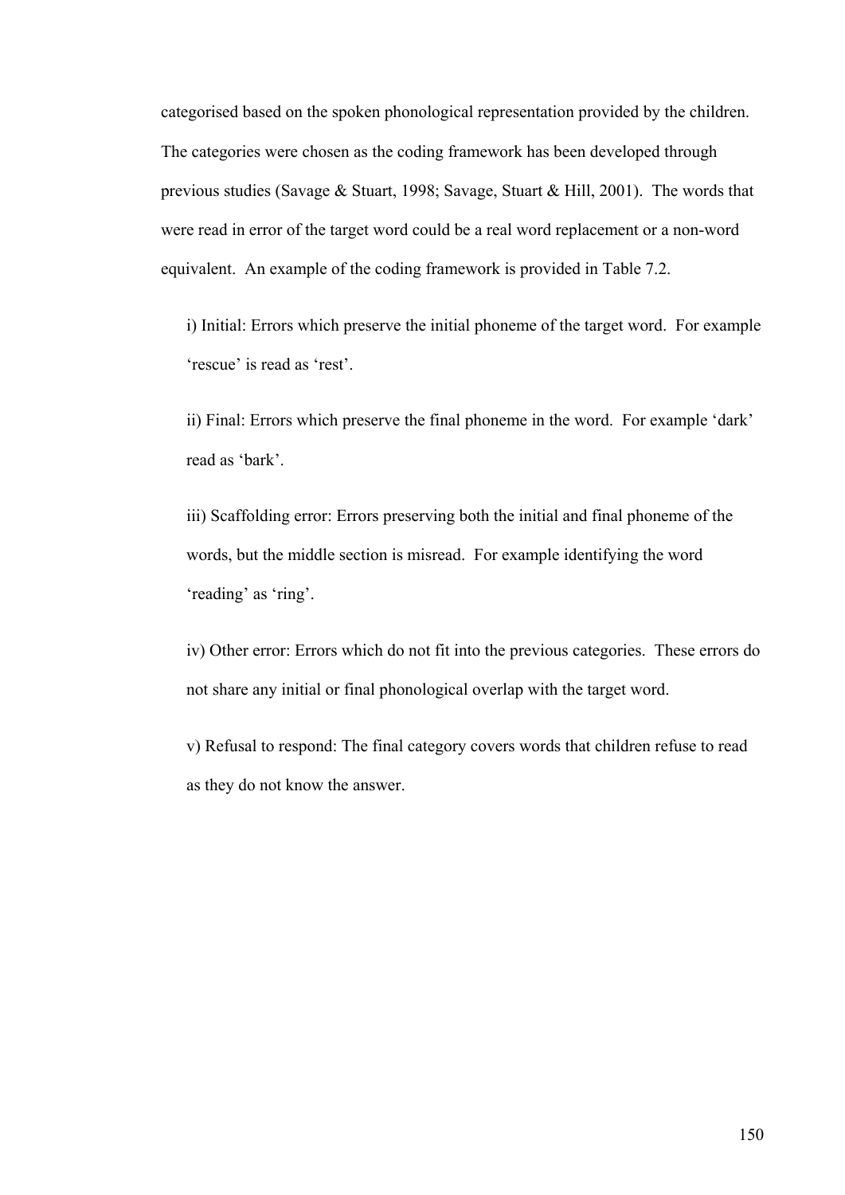categorised based on the spoken phonological representation provided by the children. The categories were chosen as the coding framework has been developed through previous studies (Savage & Stuart, 1998; Savage, Stuart & Hill, 2001). The words that were read in error of the target word could be a real word replacement or a non-word equivalent. An example of the coding framework is provided in Table 7.2.

i) Initial: Errors which preserve the initial phoneme of the target word. For example 'rescue' is read as 'rest'.

ii) Final: Errors which preserve the final phoneme in the word. For example 'dark' read as 'bark'.

iii) Scaffolding error: Errors preserving both the initial and final phoneme of the words, but the middle section is misread. For example identifying the word 'reading' as 'ring'.

iv) Other error: Errors which do not fit into the previous categories. These errors do not share any initial or final phonological overlap with the target word.

v) Refusal to respond: The final category covers words that children refuse to read as they do not know the answer.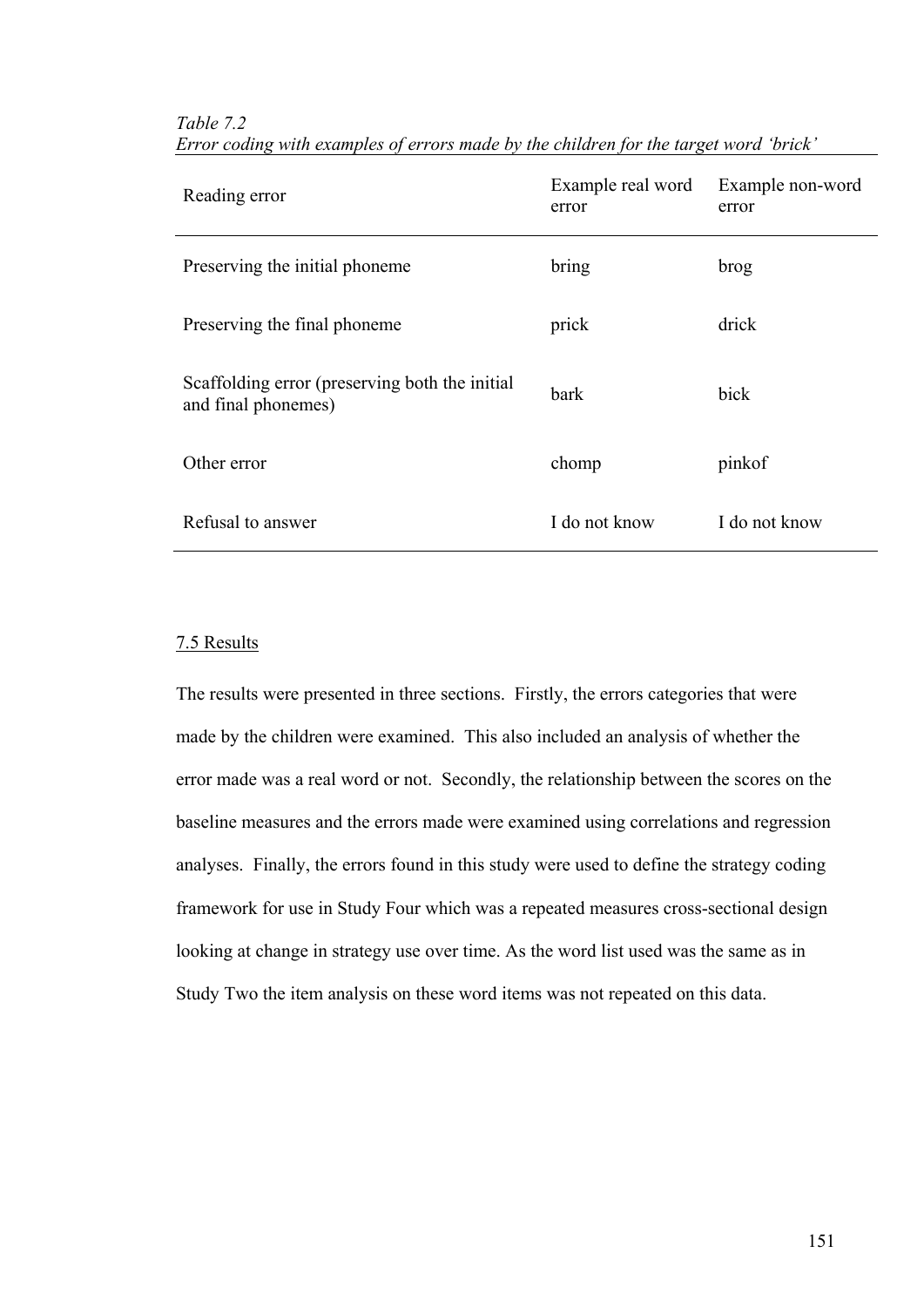*Table 7.2*
*Error coding with examples of errors made by the children for the target word 'brick'*

| Reading error | Example real word error | Example non-word error |
|---|---|---|
| Preserving the initial phoneme | bring | brog |
| Preserving the final phoneme | prick | drick |
| Scaffolding error (preserving both the initial and final phonemes) | bark | bick |
| Other error | chomp | pinkof |
| Refusal to answer | I do not know | I do not know |

## 7.5 Results

The results were presented in three sections. Firstly, the errors categories that were made by the children were examined. This also included an analysis of whether the error made was a real word or not. Secondly, the relationship between the scores on the baseline measures and the errors made were examined using correlations and regression analyses. Finally, the errors found in this study were used to define the strategy coding framework for use in Study Four which was a repeated measures cross-sectional design looking at change in strategy use over time. As the word list used was the same as in Study Two the item analysis on these word items was not repeated on this data.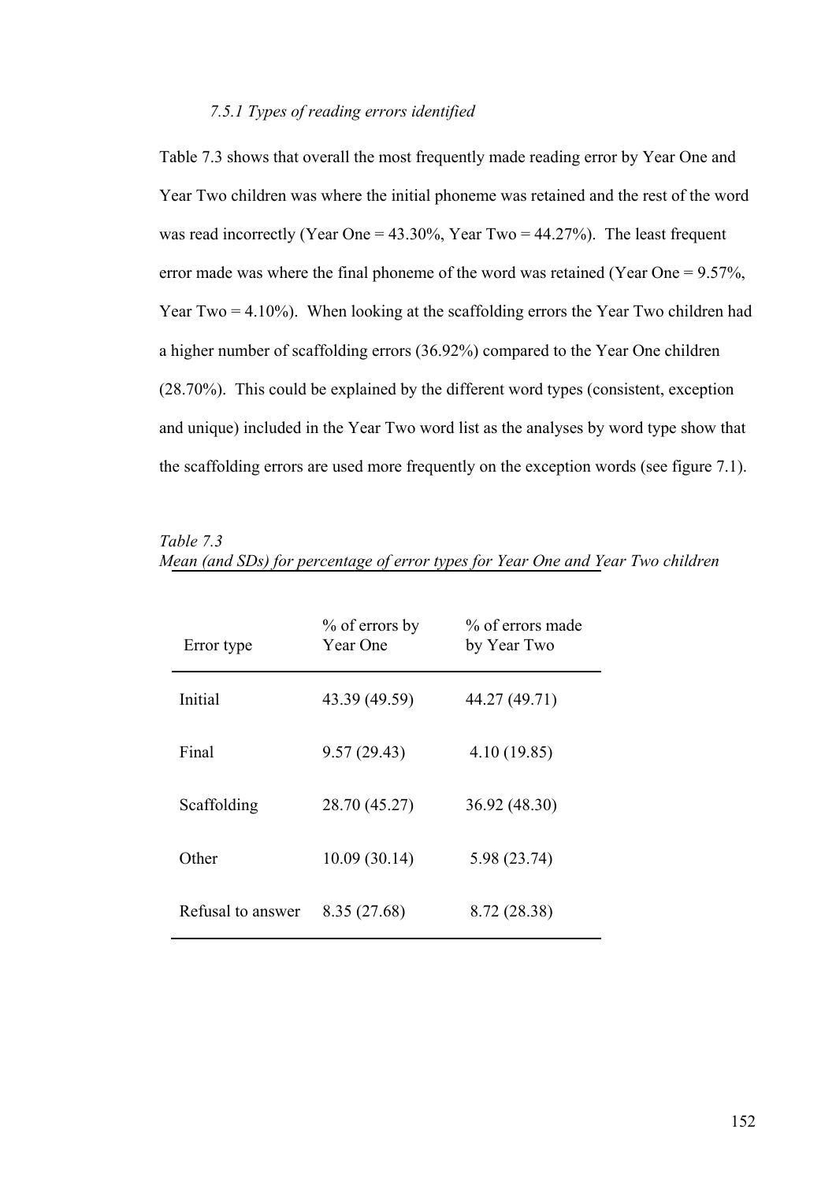### *7.5.1 Types of reading errors identified*

Table 7.3 shows that overall the most frequently made reading error by Year One and Year Two children was where the initial phoneme was retained and the rest of the word was read incorrectly (Year One = 43.30%, Year Two = 44.27%). The least frequent error made was where the final phoneme of the word was retained (Year One = 9.57%, Year Two = 4.10%). When looking at the scaffolding errors the Year Two children had a higher number of scaffolding errors (36.92%) compared to the Year One children (28.70%). This could be explained by the different word types (consistent, exception and unique) included in the Year Two word list as the analyses by word type show that the scaffolding errors are used more frequently on the exception words (see figure 7.1).

*Table 7.3*
*Mean (and SDs) for percentage of error types for Year One and Year Two children*

| Error type | % of errors by Year One | % of errors made by Year Two |
|---|---|---|
| Initial | 43.39 (49.59) | 44.27 (49.71) |
| Final | 9.57 (29.43) | 4.10 (19.85) |
| Scaffolding | 28.70 (45.27) | 36.92 (48.30) |
| Other | 10.09 (30.14) | 5.98 (23.74) |
| Refusal to answer | 8.35 (27.68) | 8.72 (28.38) |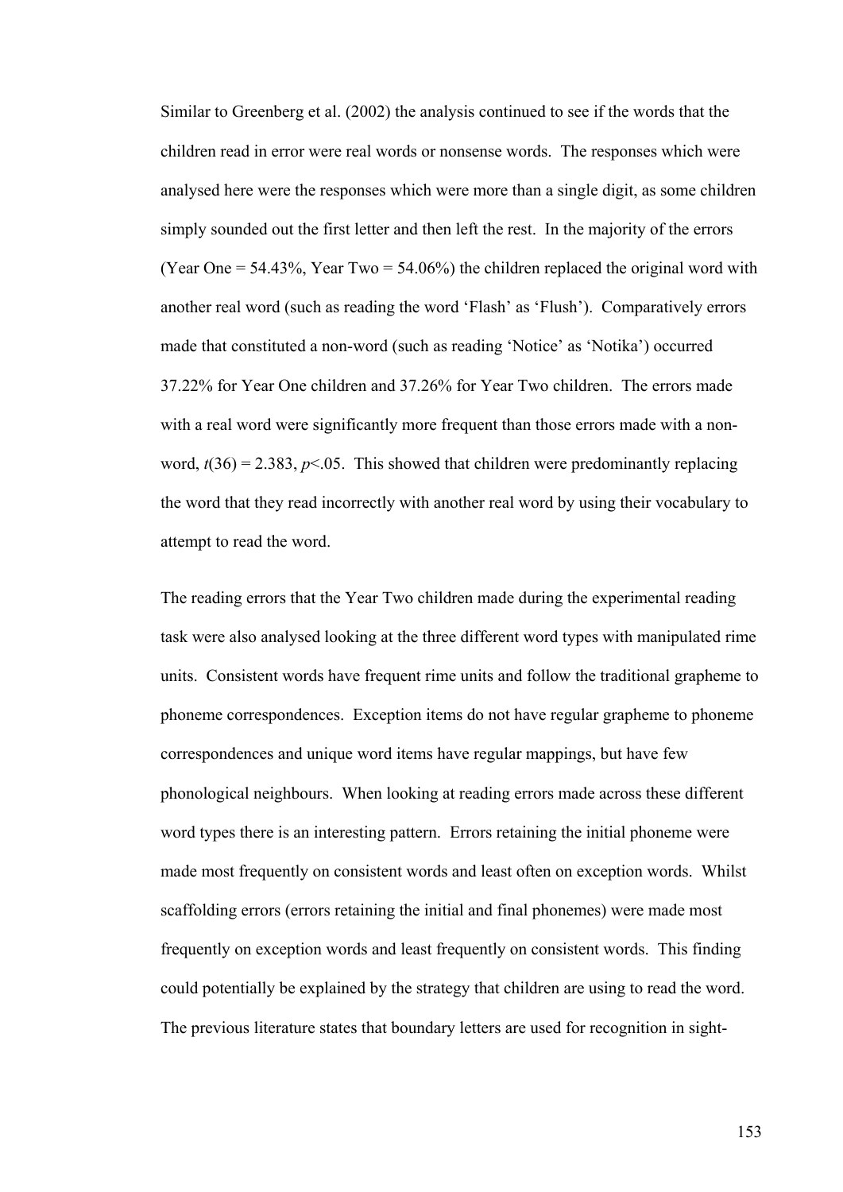Similar to Greenberg et al. (2002) the analysis continued to see if the words that the children read in error were real words or nonsense words. The responses which were analysed here were the responses which were more than a single digit, as some children simply sounded out the first letter and then left the rest. In the majority of the errors (Year One = 54.43%, Year Two = 54.06%) the children replaced the original word with another real word (such as reading the word 'Flash' as 'Flush'). Comparatively errors made that constituted a non-word (such as reading 'Notice' as 'Notika') occurred 37.22% for Year One children and 37.26% for Year Two children. The errors made with a real word were significantly more frequent than those errors made with a non-word, $t(36) = 2.383$, $p<.05$. This showed that children were predominantly replacing the word that they read incorrectly with another real word by using their vocabulary to attempt to read the word.

The reading errors that the Year Two children made during the experimental reading task were also analysed looking at the three different word types with manipulated rime units. Consistent words have frequent rime units and follow the traditional grapheme to phoneme correspondences. Exception items do not have regular grapheme to phoneme correspondences and unique word items have regular mappings, but have few phonological neighbours. When looking at reading errors made across these different word types there is an interesting pattern. Errors retaining the initial phoneme were made most frequently on consistent words and least often on exception words. Whilst scaffolding errors (errors retaining the initial and final phonemes) were made most frequently on exception words and least frequently on consistent words. This finding could potentially be explained by the strategy that children are using to read the word. The previous literature states that boundary letters are used for recognition in sight-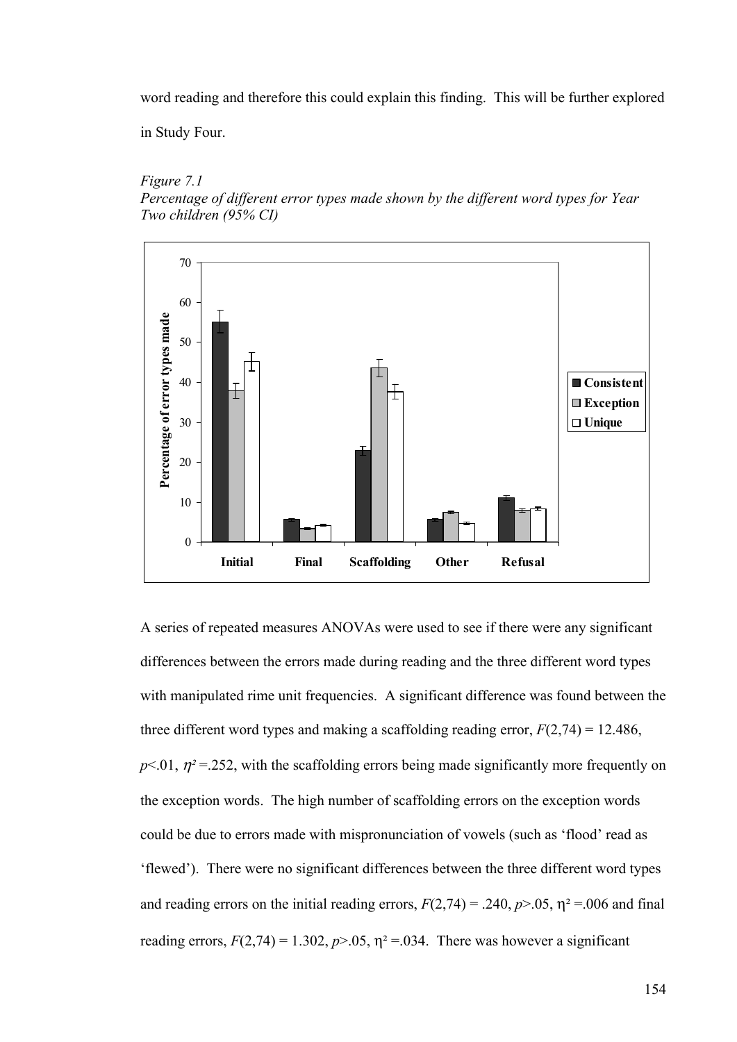word reading and therefore this could explain this finding. This will be further explored in Study Four.

*Figure 7.1*
*Percentage of different error types made shown by the different word types for Year Two children (95% CI)*

A series of repeated measures ANOVAs were used to see if there were any significant differences between the errors made during reading and the three different word types with manipulated rime unit frequencies. A significant difference was found between the three different word types and making a scaffolding reading error, $F(2,74) = 12.486$, $p<.01$, $\eta^2 = .252$, with the scaffolding errors being made significantly more frequently on the exception words. The high number of scaffolding errors on the exception words could be due to errors made with mispronunciation of vowels (such as 'flood' read as 'flewed'). There were no significant differences between the three different word types and reading errors on the initial reading errors, $F(2,74) = .240$, $p>.05$, $\eta^2 = .006$ and final reading errors, $F(2,74) = 1.302$, $p>.05$, $\eta^2 = .034$. There was however a significant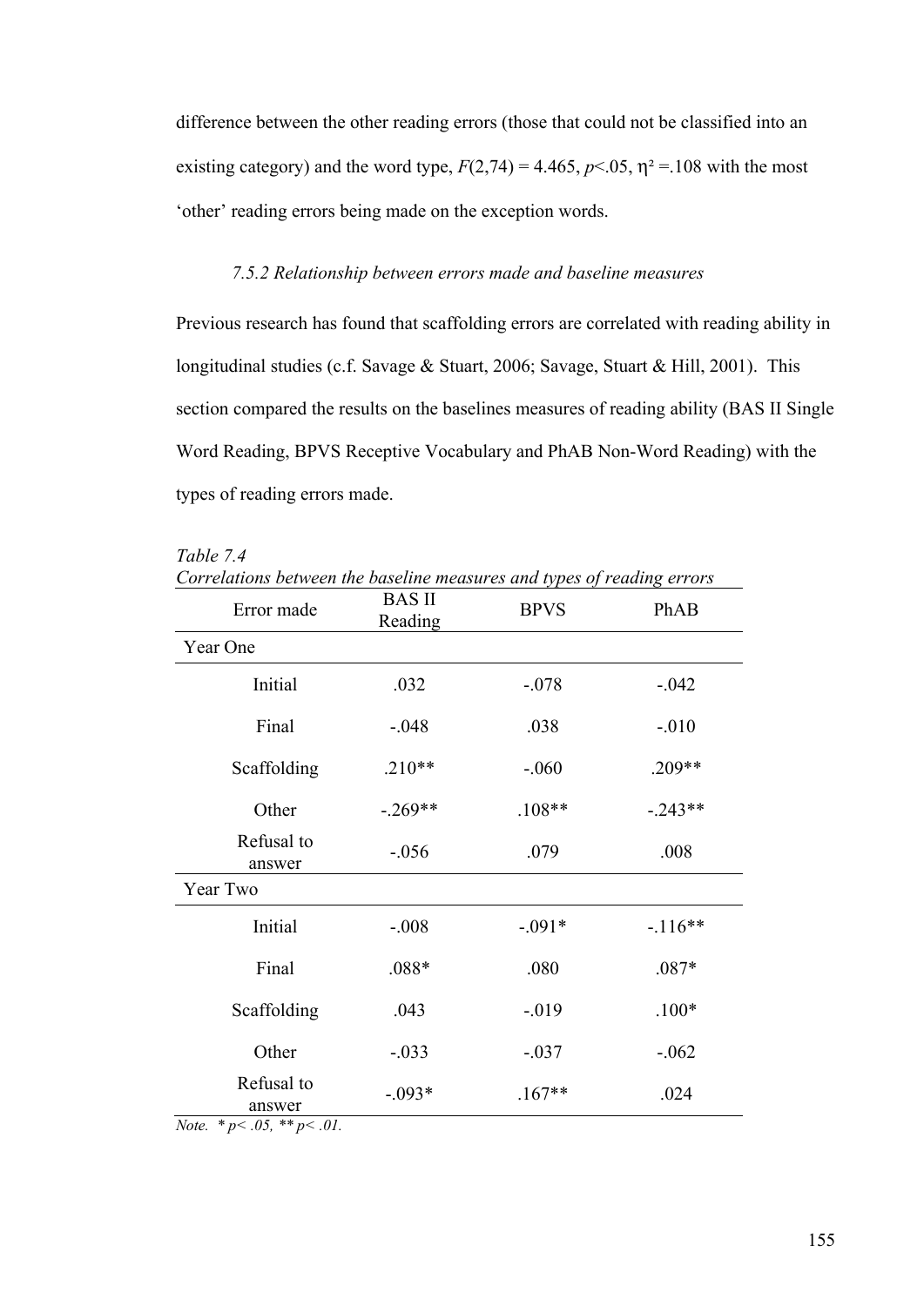difference between the other reading errors (those that could not be classified into an existing category) and the word type, $F(2,74) = 4.465$, $p<.05$, $\eta^2 =.108$ with the most 'other' reading errors being made on the exception words.

### *7.5.2 Relationship between errors made and baseline measures*

Previous research has found that scaffolding errors are correlated with reading ability in longitudinal studies (c.f. Savage & Stuart, 2006; Savage, Stuart & Hill, 2001). This section compared the results on the baselines measures of reading ability (BAS II Single Word Reading, BPVS Receptive Vocabulary and PhAB Non-Word Reading) with the types of reading errors made.

*Table 7.4*
*Correlations between the baseline measures and types of reading errors*

| Error made | BAS II Reading | BPVS | PhAB |
|---|---|---|---|
| Year One | | | |
| Initial | .032 | -.078 | -.042 |
| Final | -.048 | .038 | -.010 |
| Scaffolding | .210** | -.060 | .209** |
| Other | -.269** | .108** | -.243** |
| Refusal to answer | -.056 | .079 | .008 |
| Year Two | | | |
| Initial | -.008 | -.091* | -.116** |
| Final | .088* | .080 | .087* |
| Scaffolding | .043 | -.019 | .100* |
| Other | -.033 | -.037 | -.062 |
| Refusal to answer | -.093* | .167** | .024 |

*Note.* * $p< .05$, ** $p< .01$.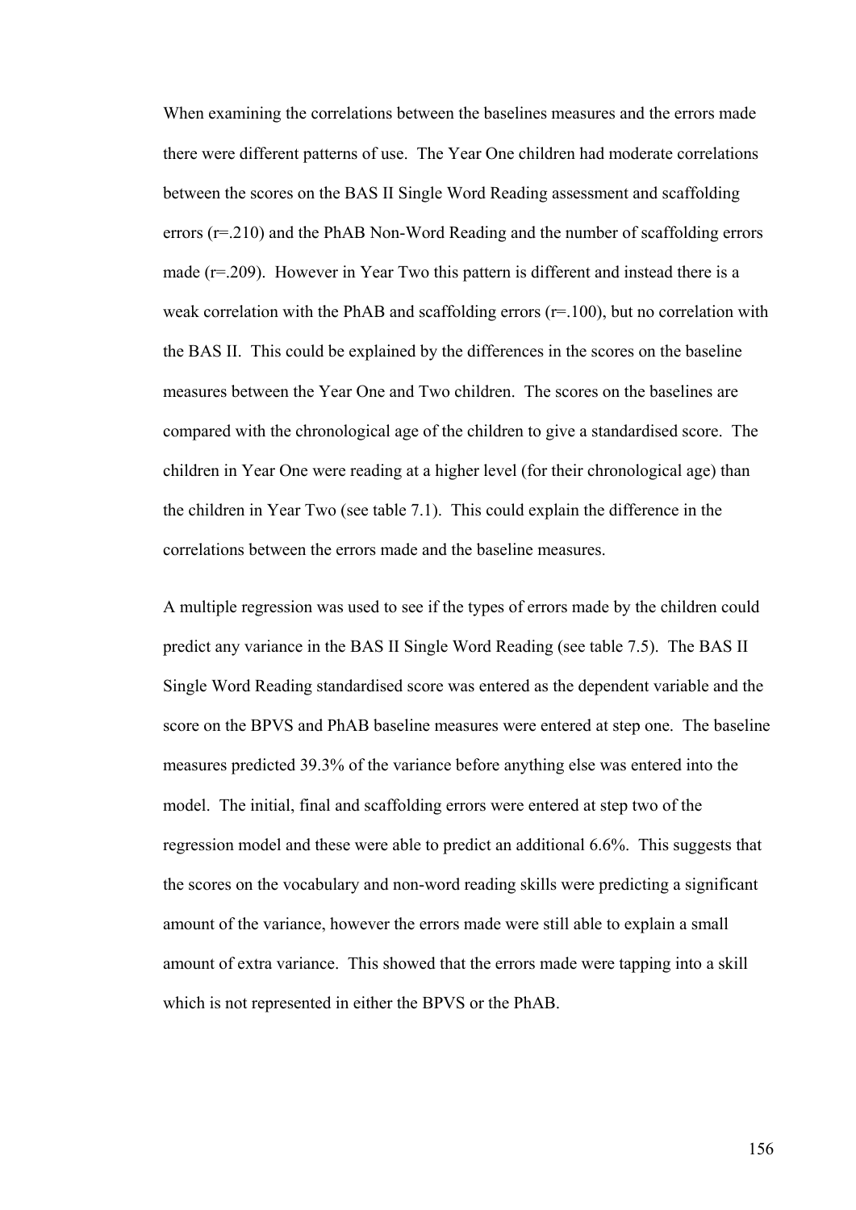When examining the correlations between the baselines measures and the errors made there were different patterns of use. The Year One children had moderate correlations between the scores on the BAS II Single Word Reading assessment and scaffolding errors ($r=.210$) and the PhAB Non-Word Reading and the number of scaffolding errors made ($r=.209$). However in Year Two this pattern is different and instead there is a weak correlation with the PhAB and scaffolding errors ($r=.100$), but no correlation with the BAS II. This could be explained by the differences in the scores on the baseline measures between the Year One and Two children. The scores on the baselines are compared with the chronological age of the children to give a standardised score. The children in Year One were reading at a higher level (for their chronological age) than the children in Year Two (see table 7.1). This could explain the difference in the correlations between the errors made and the baseline measures.

A multiple regression was used to see if the types of errors made by the children could predict any variance in the BAS II Single Word Reading (see table 7.5). The BAS II Single Word Reading standardised score was entered as the dependent variable and the score on the BPVS and PhAB baseline measures were entered at step one. The baseline measures predicted 39.3% of the variance before anything else was entered into the model. The initial, final and scaffolding errors were entered at step two of the regression model and these were able to predict an additional 6.6%. This suggests that the scores on the vocabulary and non-word reading skills were predicting a significant amount of the variance, however the errors made were still able to explain a small amount of extra variance. This showed that the errors made were tapping into a skill which is not represented in either the BPVS or the PhAB.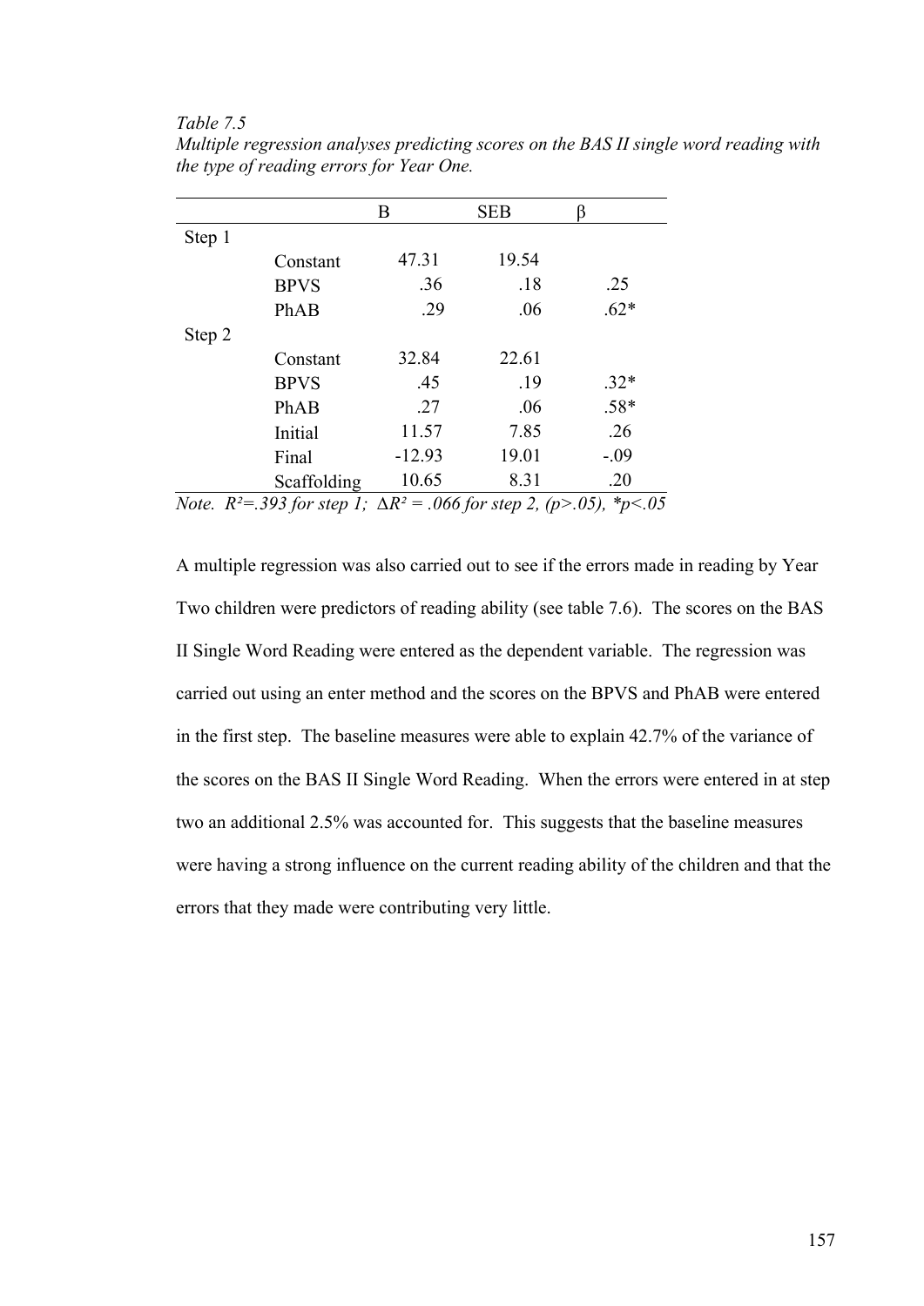*Table 7.5*
*Multiple regression analyses predicting scores on the BAS II single word reading with the type of reading errors for Year One.*

| | | B | SEB | β |
|---|---|---|---|---|
| Step 1 | | | | |
| | Constant | 47.31 | 19.54 | |
| | BPVS | .36 | .18 | .25 |
| | PhAB | .29 | .06 | .62* |
| Step 2 | | | | |
| | Constant | 32.84 | 22.61 | |
| | BPVS | .45 | .19 | .32* |
| | PhAB | .27 | .06 | .58* |
| | Initial | 11.57 | 7.85 | .26 |
| | Final | -12.93 | 19.01 | -.09 |
| | Scaffolding | 10.65 | 8.31 | .20 |

*Note.* $R^2$=.393 *for step 1;* $\Delta R^2$ = .066 *for step 2, (p>.05), *p<.05*

A multiple regression was also carried out to see if the errors made in reading by Year Two children were predictors of reading ability (see table 7.6). The scores on the BAS II Single Word Reading were entered as the dependent variable. The regression was carried out using an enter method and the scores on the BPVS and PhAB were entered in the first step. The baseline measures were able to explain 42.7% of the variance of the scores on the BAS II Single Word Reading. When the errors were entered in at step two an additional 2.5% was accounted for. This suggests that the baseline measures were having a strong influence on the current reading ability of the children and that the errors that they made were contributing very little.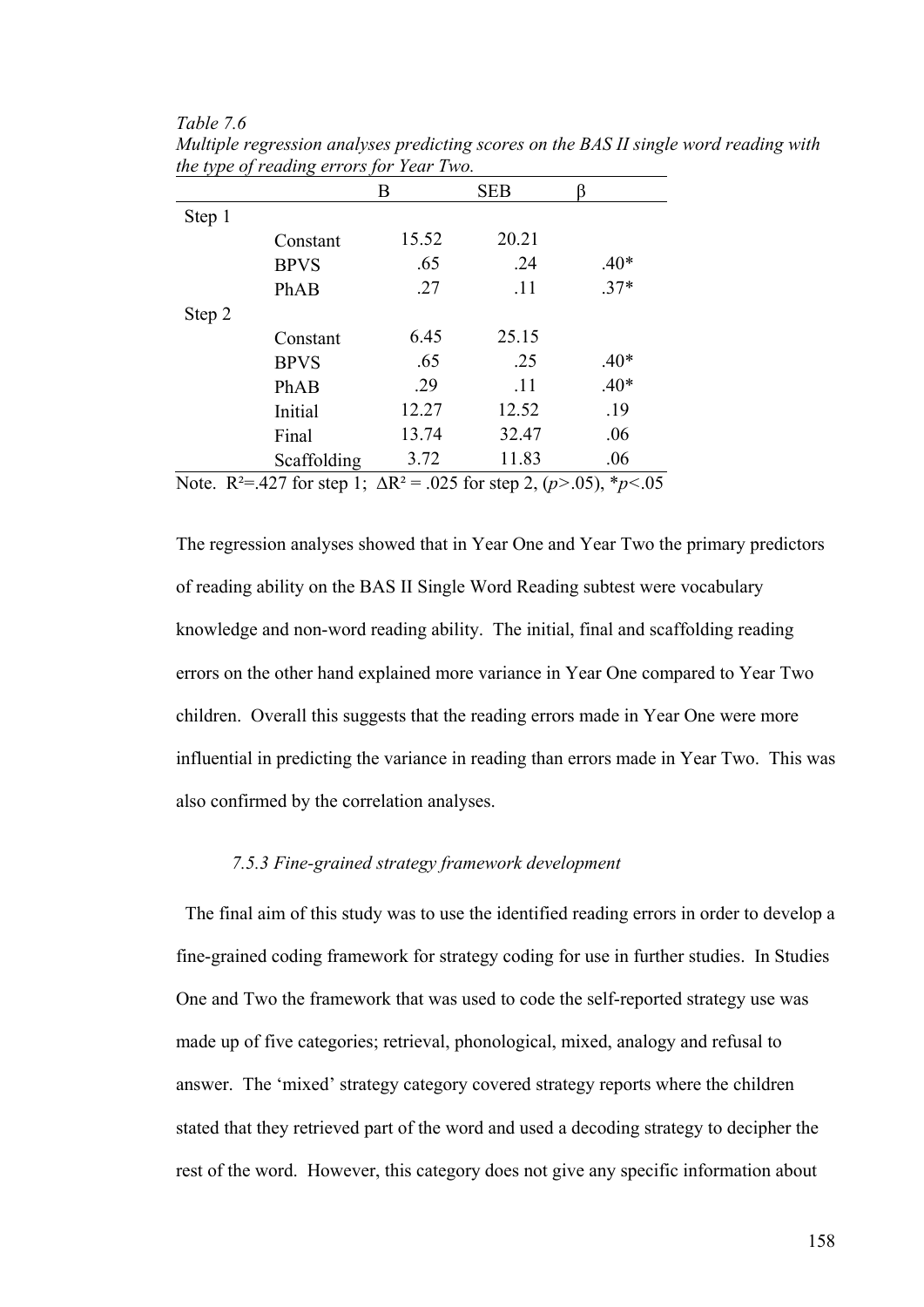*Table 7.6*
*Multiple regression analyses predicting scores on the BAS II single word reading with the type of reading errors for Year Two.*

| | | B | SEB | β |
|---|---|---|---|---|
| Step 1 | | | | |
| | Constant | 15.52 | 20.21 | |
| | BPVS | .65 | .24 | .40* |
| | PhAB | .27 | .11 | .37* |
| Step 2 | | | | |
| | Constant | 6.45 | 25.15 | |
| | BPVS | .65 | .25 | .40* |
| | PhAB | .29 | .11 | .40* |
| | Initial | 12.27 | 12.52 | .19 |
| | Final | 13.74 | 32.47 | .06 |
| | Scaffolding | 3.72 | 11.83 | .06 |

Note. $R^2$=.427 for step 1; $\Delta R^2$ = .025 for step 2, ($p$>.05), *$p$<.05

The regression analyses showed that in Year One and Year Two the primary predictors of reading ability on the BAS II Single Word Reading subtest were vocabulary knowledge and non-word reading ability. The initial, final and scaffolding reading errors on the other hand explained more variance in Year One compared to Year Two children. Overall this suggests that the reading errors made in Year One were more influential in predicting the variance in reading than errors made in Year Two. This was also confirmed by the correlation analyses.

### *7.5.3 Fine-grained strategy framework development*

The final aim of this study was to use the identified reading errors in order to develop a fine-grained coding framework for strategy coding for use in further studies. In Studies One and Two the framework that was used to code the self-reported strategy use was made up of five categories; retrieval, phonological, mixed, analogy and refusal to answer. The 'mixed' strategy category covered strategy reports where the children stated that they retrieved part of the word and used a decoding strategy to decipher the rest of the word. However, this category does not give any specific information about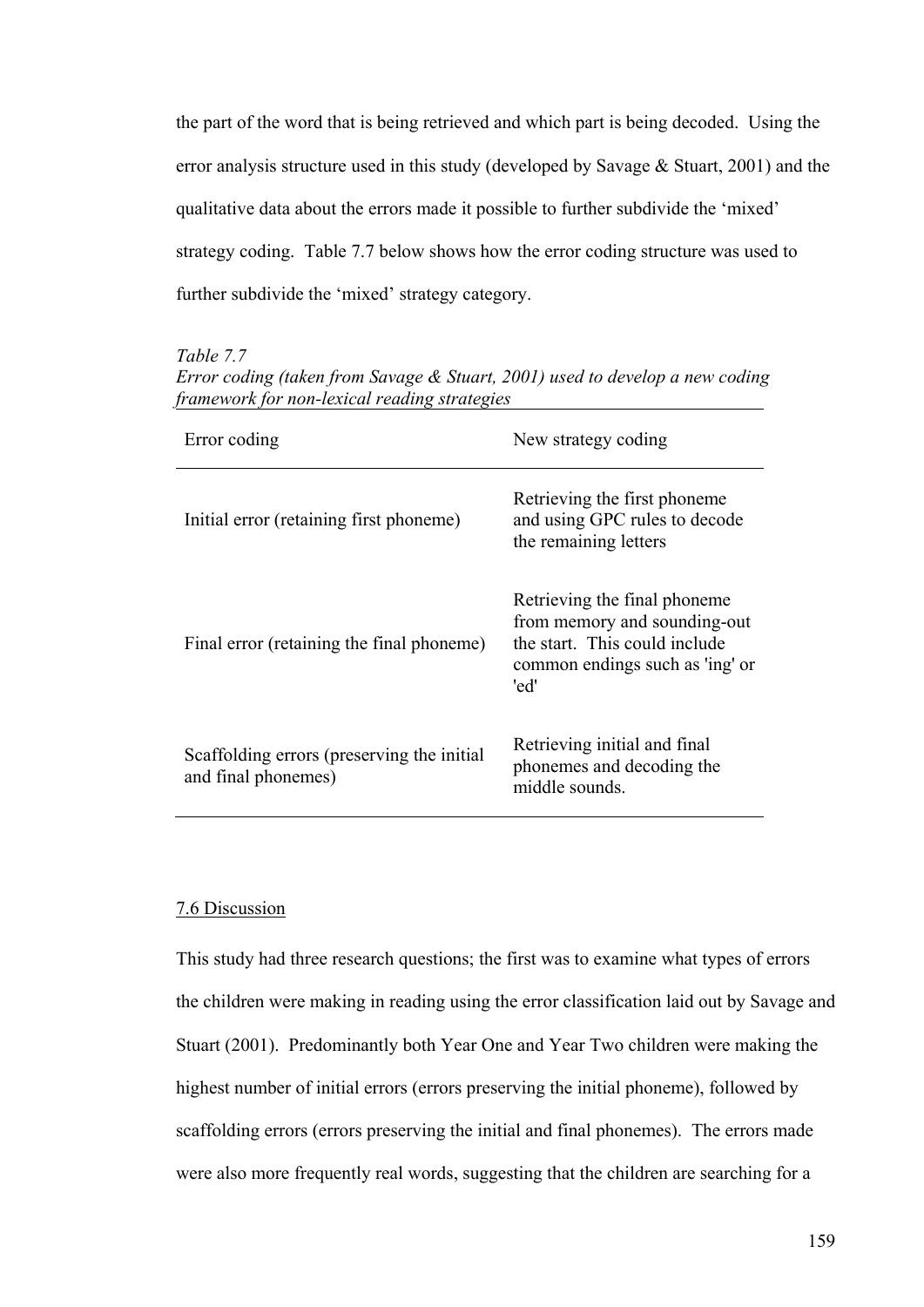the part of the word that is being retrieved and which part is being decoded. Using the error analysis structure used in this study (developed by Savage & Stuart, 2001) and the qualitative data about the errors made it possible to further subdivide the 'mixed' strategy coding. Table 7.7 below shows how the error coding structure was used to further subdivide the 'mixed' strategy category.

*Table 7.7*
*Error coding (taken from Savage & Stuart, 2001) used to develop a new coding framework for non-lexical reading strategies*

| Error coding | New strategy coding |
|---|---|
| Initial error (retaining first phoneme) | Retrieving the first phoneme and using GPC rules to decode the remaining letters |
| Final error (retaining the final phoneme) | Retrieving the final phoneme from memory and sounding-out the start. This could include common endings such as 'ing' or 'ed' |
| Scaffolding errors (preserving the initial and final phonemes) | Retrieving initial and final phonemes and decoding the middle sounds. |

## 7.6 Discussion

This study had three research questions; the first was to examine what types of errors the children were making in reading using the error classification laid out by Savage and Stuart (2001). Predominantly both Year One and Year Two children were making the highest number of initial errors (errors preserving the initial phoneme), followed by scaffolding errors (errors preserving the initial and final phonemes). The errors made were also more frequently real words, suggesting that the children are searching for a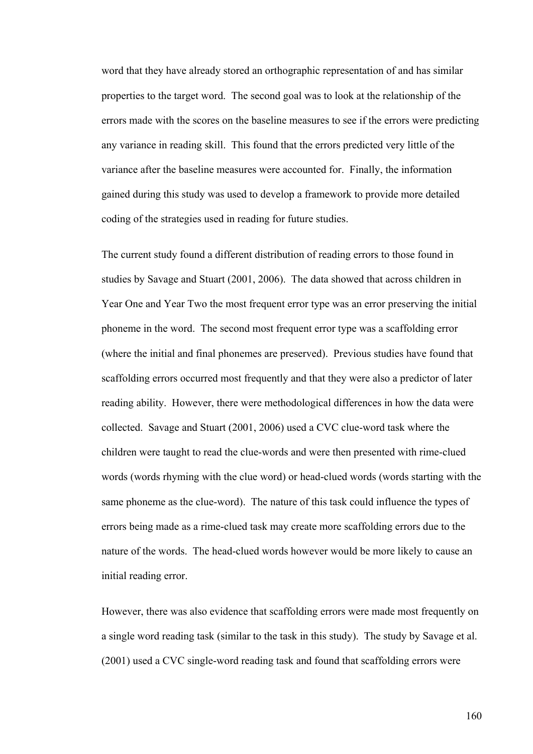word that they have already stored an orthographic representation of and has similar properties to the target word. The second goal was to look at the relationship of the errors made with the scores on the baseline measures to see if the errors were predicting any variance in reading skill. This found that the errors predicted very little of the variance after the baseline measures were accounted for. Finally, the information gained during this study was used to develop a framework to provide more detailed coding of the strategies used in reading for future studies.

The current study found a different distribution of reading errors to those found in studies by Savage and Stuart (2001, 2006). The data showed that across children in Year One and Year Two the most frequent error type was an error preserving the initial phoneme in the word. The second most frequent error type was a scaffolding error (where the initial and final phonemes are preserved). Previous studies have found that scaffolding errors occurred most frequently and that they were also a predictor of later reading ability. However, there were methodological differences in how the data were collected. Savage and Stuart (2001, 2006) used a CVC clue-word task where the children were taught to read the clue-words and were then presented with rime-clued words (words rhyming with the clue word) or head-clued words (words starting with the same phoneme as the clue-word). The nature of this task could influence the types of errors being made as a rime-clued task may create more scaffolding errors due to the nature of the words. The head-clued words however would be more likely to cause an initial reading error.

However, there was also evidence that scaffolding errors were made most frequently on a single word reading task (similar to the task in this study). The study by Savage et al. (2001) used a CVC single-word reading task and found that scaffolding errors were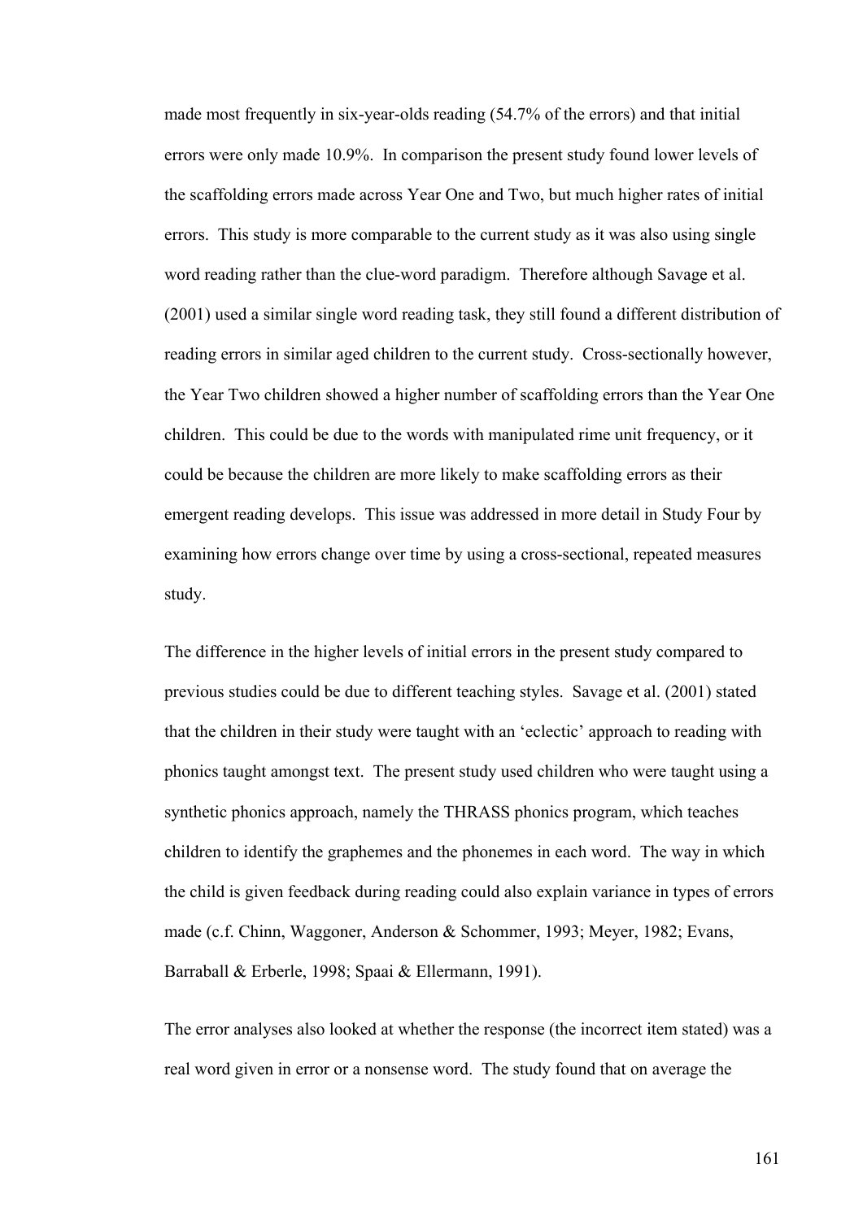made most frequently in six-year-olds reading (54.7% of the errors) and that initial errors were only made 10.9%. In comparison the present study found lower levels of the scaffolding errors made across Year One and Two, but much higher rates of initial errors. This study is more comparable to the current study as it was also using single word reading rather than the clue-word paradigm. Therefore although Savage et al. (2001) used a similar single word reading task, they still found a different distribution of reading errors in similar aged children to the current study. Cross-sectionally however, the Year Two children showed a higher number of scaffolding errors than the Year One children. This could be due to the words with manipulated rime unit frequency, or it could be because the children are more likely to make scaffolding errors as their emergent reading develops. This issue was addressed in more detail in Study Four by examining how errors change over time by using a cross-sectional, repeated measures study.

The difference in the higher levels of initial errors in the present study compared to previous studies could be due to different teaching styles. Savage et al. (2001) stated that the children in their study were taught with an 'eclectic' approach to reading with phonics taught amongst text. The present study used children who were taught using a synthetic phonics approach, namely the THRASS phonics program, which teaches children to identify the graphemes and the phonemes in each word. The way in which the child is given feedback during reading could also explain variance in types of errors made (c.f. Chinn, Waggoner, Anderson & Schommer, 1993; Meyer, 1982; Evans, Barraball & Erberle, 1998; Spaai & Ellermann, 1991).

The error analyses also looked at whether the response (the incorrect item stated) was a real word given in error or a nonsense word. The study found that on average the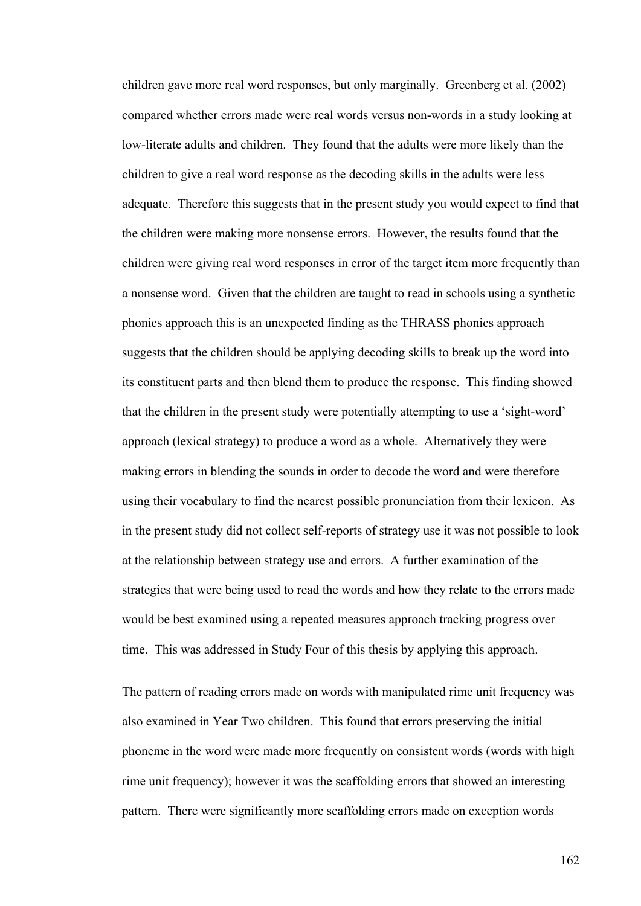children gave more real word responses, but only marginally. Greenberg et al. (2002) compared whether errors made were real words versus non-words in a study looking at low-literate adults and children. They found that the adults were more likely than the children to give a real word response as the decoding skills in the adults were less adequate. Therefore this suggests that in the present study you would expect to find that the children were making more nonsense errors. However, the results found that the children were giving real word responses in error of the target item more frequently than a nonsense word. Given that the children are taught to read in schools using a synthetic phonics approach this is an unexpected finding as the THRASS phonics approach suggests that the children should be applying decoding skills to break up the word into its constituent parts and then blend them to produce the response. This finding showed that the children in the present study were potentially attempting to use a 'sight-word' approach (lexical strategy) to produce a word as a whole. Alternatively they were making errors in blending the sounds in order to decode the word and were therefore using their vocabulary to find the nearest possible pronunciation from their lexicon. As in the present study did not collect self-reports of strategy use it was not possible to look at the relationship between strategy use and errors. A further examination of the strategies that were being used to read the words and how they relate to the errors made would be best examined using a repeated measures approach tracking progress over time. This was addressed in Study Four of this thesis by applying this approach.

The pattern of reading errors made on words with manipulated rime unit frequency was also examined in Year Two children. This found that errors preserving the initial phoneme in the word were made more frequently on consistent words (words with high rime unit frequency); however it was the scaffolding errors that showed an interesting pattern. There were significantly more scaffolding errors made on exception words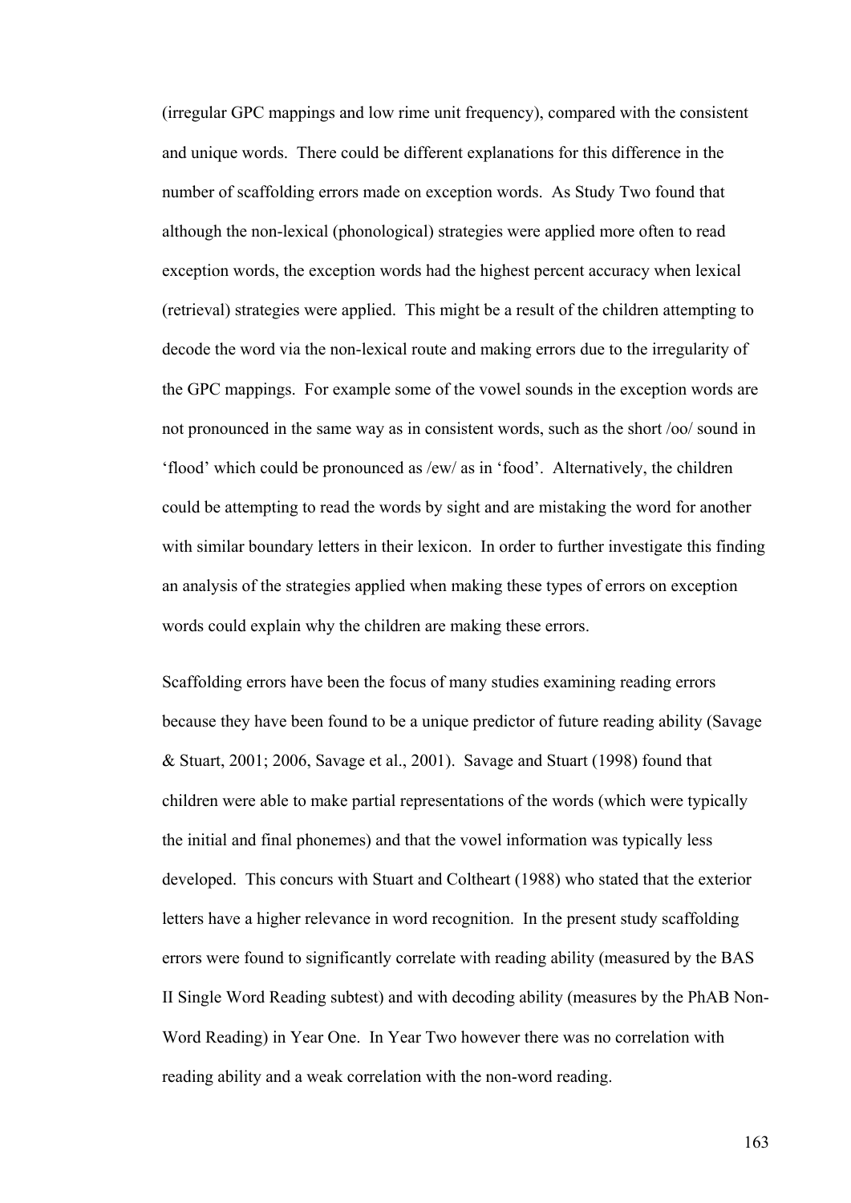(irregular GPC mappings and low rime unit frequency), compared with the consistent and unique words. There could be different explanations for this difference in the number of scaffolding errors made on exception words. As Study Two found that although the non-lexical (phonological) strategies were applied more often to read exception words, the exception words had the highest percent accuracy when lexical (retrieval) strategies were applied. This might be a result of the children attempting to decode the word via the non-lexical route and making errors due to the irregularity of the GPC mappings. For example some of the vowel sounds in the exception words are not pronounced in the same way as in consistent words, such as the short /oo/ sound in 'flood' which could be pronounced as /ew/ as in 'food'. Alternatively, the children could be attempting to read the words by sight and are mistaking the word for another with similar boundary letters in their lexicon. In order to further investigate this finding an analysis of the strategies applied when making these types of errors on exception words could explain why the children are making these errors.

Scaffolding errors have been the focus of many studies examining reading errors because they have been found to be a unique predictor of future reading ability (Savage & Stuart, 2001; 2006, Savage et al., 2001). Savage and Stuart (1998) found that children were able to make partial representations of the words (which were typically the initial and final phonemes) and that the vowel information was typically less developed. This concurs with Stuart and Coltheart (1988) who stated that the exterior letters have a higher relevance in word recognition. In the present study scaffolding errors were found to significantly correlate with reading ability (measured by the BAS II Single Word Reading subtest) and with decoding ability (measures by the PhAB Non-Word Reading) in Year One. In Year Two however there was no correlation with reading ability and a weak correlation with the non-word reading.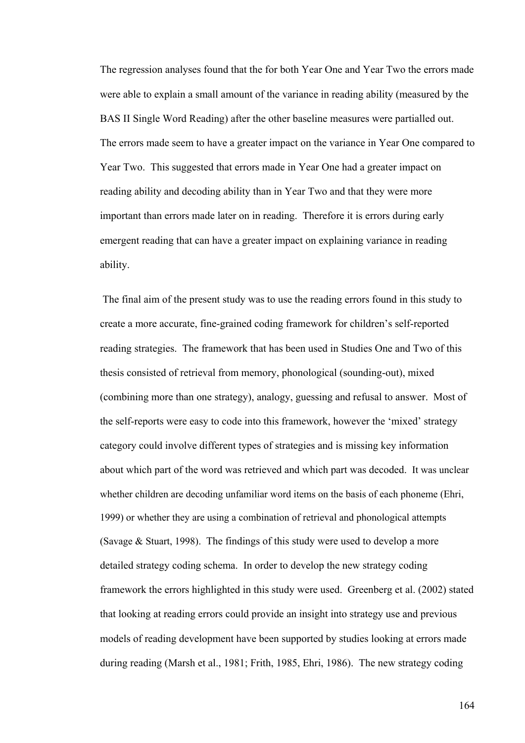The regression analyses found that the for both Year One and Year Two the errors made were able to explain a small amount of the variance in reading ability (measured by the BAS II Single Word Reading) after the other baseline measures were partialled out. The errors made seem to have a greater impact on the variance in Year One compared to Year Two. This suggested that errors made in Year One had a greater impact on reading ability and decoding ability than in Year Two and that they were more important than errors made later on in reading. Therefore it is errors during early emergent reading that can have a greater impact on explaining variance in reading ability.

The final aim of the present study was to use the reading errors found in this study to create a more accurate, fine-grained coding framework for children's self-reported reading strategies. The framework that has been used in Studies One and Two of this thesis consisted of retrieval from memory, phonological (sounding-out), mixed (combining more than one strategy), analogy, guessing and refusal to answer. Most of the self-reports were easy to code into this framework, however the 'mixed' strategy category could involve different types of strategies and is missing key information about which part of the word was retrieved and which part was decoded. It was unclear whether children are decoding unfamiliar word items on the basis of each phoneme (Ehri, 1999) or whether they are using a combination of retrieval and phonological attempts (Savage & Stuart, 1998). The findings of this study were used to develop a more detailed strategy coding schema. In order to develop the new strategy coding framework the errors highlighted in this study were used. Greenberg et al. (2002) stated that looking at reading errors could provide an insight into strategy use and previous models of reading development have been supported by studies looking at errors made during reading (Marsh et al., 1981; Frith, 1985, Ehri, 1986). The new strategy coding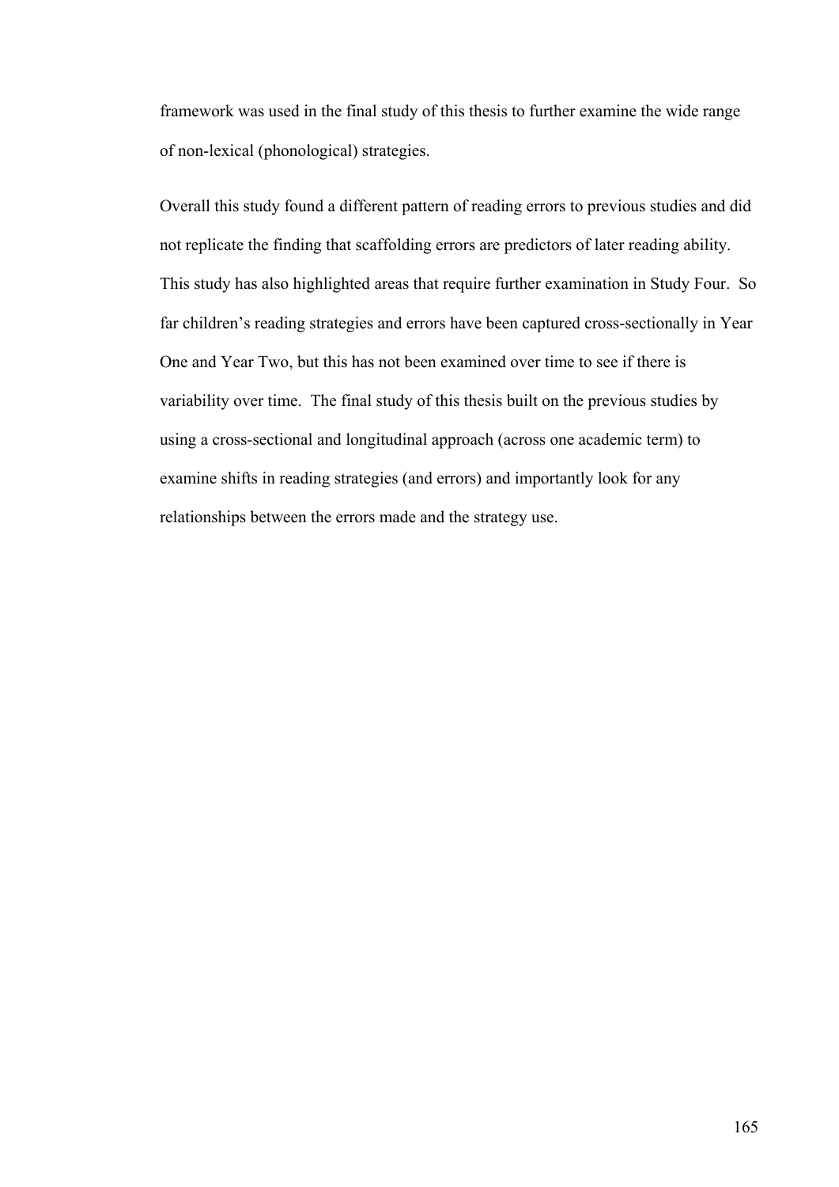framework was used in the final study of this thesis to further examine the wide range of non-lexical (phonological) strategies.

Overall this study found a different pattern of reading errors to previous studies and did not replicate the finding that scaffolding errors are predictors of later reading ability. This study has also highlighted areas that require further examination in Study Four. So far children's reading strategies and errors have been captured cross-sectionally in Year One and Year Two, but this has not been examined over time to see if there is variability over time. The final study of this thesis built on the previous studies by using a cross-sectional and longitudinal approach (across one academic term) to examine shifts in reading strategies (and errors) and importantly look for any relationships between the errors made and the strategy use.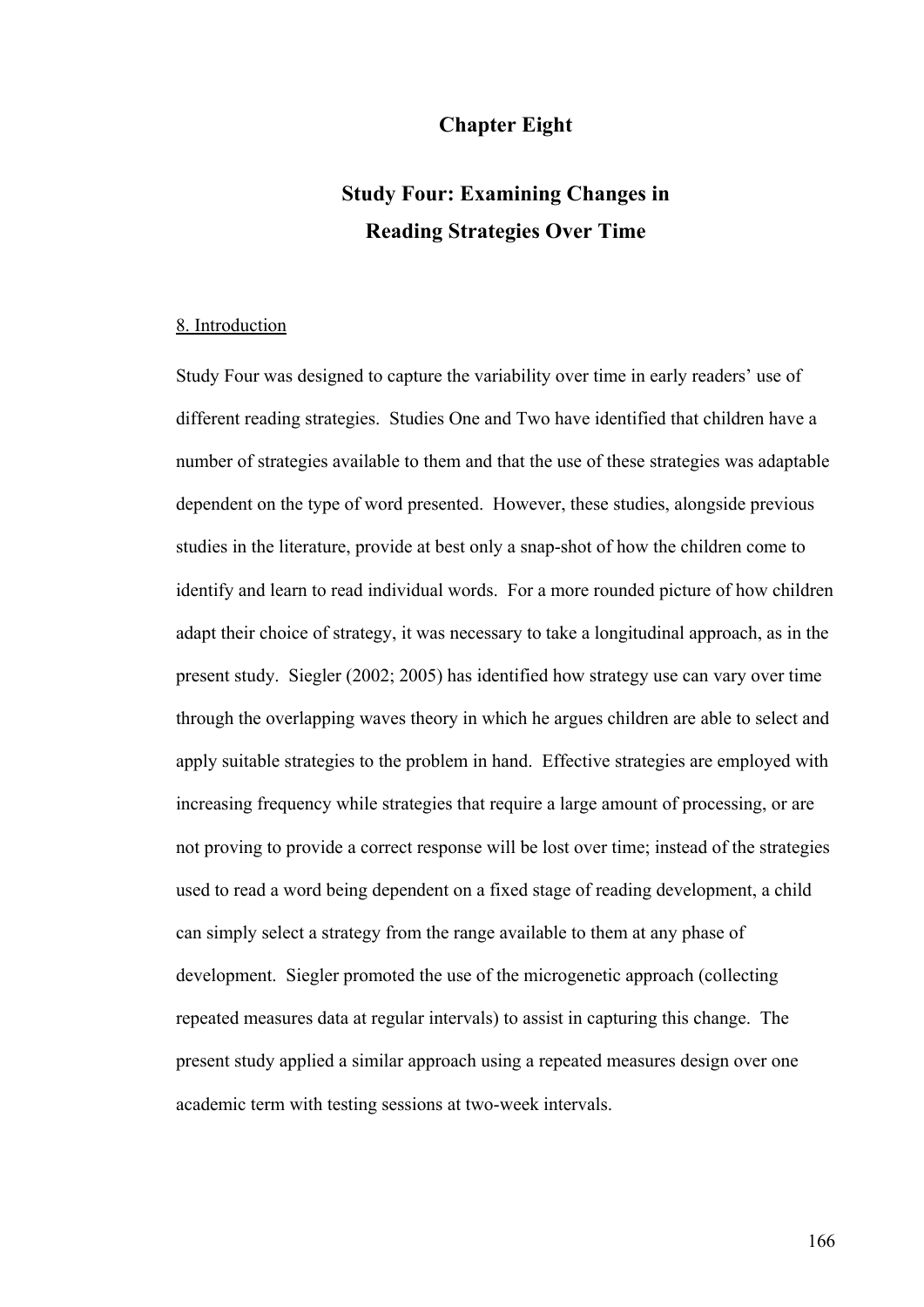# Chapter Eight

# Study Four: Examining Changes in Reading Strategies Over Time

## 8. Introduction

Study Four was designed to capture the variability over time in early readers' use of different reading strategies. Studies One and Two have identified that children have a number of strategies available to them and that the use of these strategies was adaptable dependent on the type of word presented. However, these studies, alongside previous studies in the literature, provide at best only a snap-shot of how the children come to identify and learn to read individual words. For a more rounded picture of how children adapt their choice of strategy, it was necessary to take a longitudinal approach, as in the present study. Siegler (2002; 2005) has identified how strategy use can vary over time through the overlapping waves theory in which he argues children are able to select and apply suitable strategies to the problem in hand. Effective strategies are employed with increasing frequency while strategies that require a large amount of processing, or are not proving to provide a correct response will be lost over time; instead of the strategies used to read a word being dependent on a fixed stage of reading development, a child can simply select a strategy from the range available to them at any phase of development. Siegler promoted the use of the microgenetic approach (collecting repeated measures data at regular intervals) to assist in capturing this change. The present study applied a similar approach using a repeated measures design over one academic term with testing sessions at two-week intervals.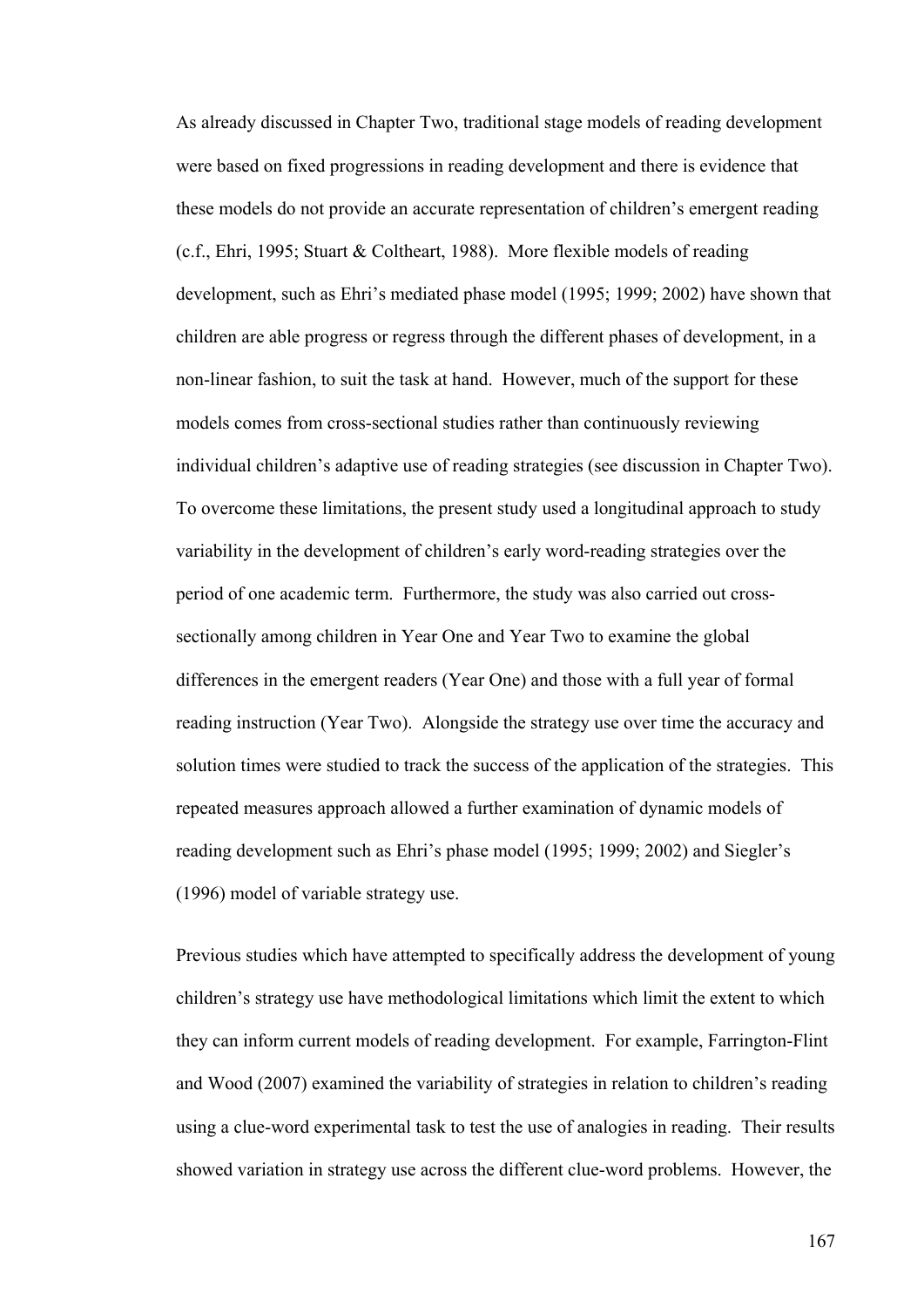As already discussed in Chapter Two, traditional stage models of reading development were based on fixed progressions in reading development and there is evidence that these models do not provide an accurate representation of children's emergent reading (c.f., Ehri, 1995; Stuart & Coltheart, 1988). More flexible models of reading development, such as Ehri's mediated phase model (1995; 1999; 2002) have shown that children are able progress or regress through the different phases of development, in a non-linear fashion, to suit the task at hand. However, much of the support for these models comes from cross-sectional studies rather than continuously reviewing individual children's adaptive use of reading strategies (see discussion in Chapter Two). To overcome these limitations, the present study used a longitudinal approach to study variability in the development of children's early word-reading strategies over the period of one academic term. Furthermore, the study was also carried out cross-sectionally among children in Year One and Year Two to examine the global differences in the emergent readers (Year One) and those with a full year of formal reading instruction (Year Two). Alongside the strategy use over time the accuracy and solution times were studied to track the success of the application of the strategies. This repeated measures approach allowed a further examination of dynamic models of reading development such as Ehri's phase model (1995; 1999; 2002) and Siegler's (1996) model of variable strategy use.

Previous studies which have attempted to specifically address the development of young children's strategy use have methodological limitations which limit the extent to which they can inform current models of reading development. For example, Farrington-Flint and Wood (2007) examined the variability of strategies in relation to children's reading using a clue-word experimental task to test the use of analogies in reading. Their results showed variation in strategy use across the different clue-word problems. However, the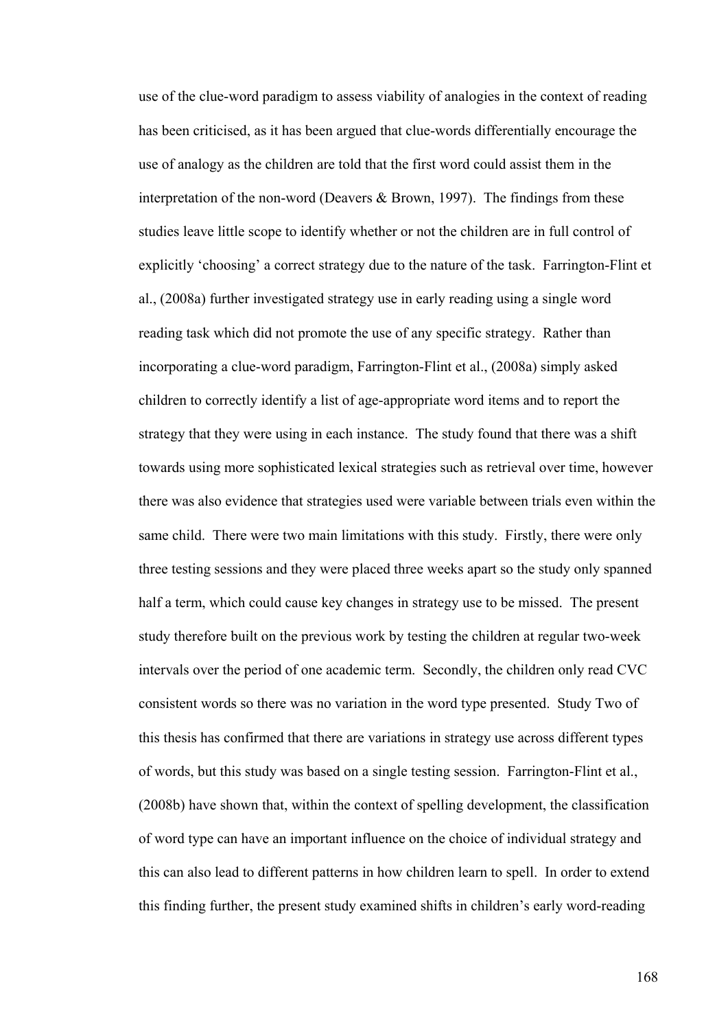use of the clue-word paradigm to assess viability of analogies in the context of reading has been criticised, as it has been argued that clue-words differentially encourage the use of analogy as the children are told that the first word could assist them in the interpretation of the non-word (Deavers & Brown, 1997). The findings from these studies leave little scope to identify whether or not the children are in full control of explicitly 'choosing' a correct strategy due to the nature of the task. Farrington-Flint et al., (2008a) further investigated strategy use in early reading using a single word reading task which did not promote the use of any specific strategy. Rather than incorporating a clue-word paradigm, Farrington-Flint et al., (2008a) simply asked children to correctly identify a list of age-appropriate word items and to report the strategy that they were using in each instance. The study found that there was a shift towards using more sophisticated lexical strategies such as retrieval over time, however there was also evidence that strategies used were variable between trials even within the same child. There were two main limitations with this study. Firstly, there were only three testing sessions and they were placed three weeks apart so the study only spanned half a term, which could cause key changes in strategy use to be missed. The present study therefore built on the previous work by testing the children at regular two-week intervals over the period of one academic term. Secondly, the children only read CVC consistent words so there was no variation in the word type presented. Study Two of this thesis has confirmed that there are variations in strategy use across different types of words, but this study was based on a single testing session. Farrington-Flint et al., (2008b) have shown that, within the context of spelling development, the classification of word type can have an important influence on the choice of individual strategy and this can also lead to different patterns in how children learn to spell. In order to extend this finding further, the present study examined shifts in children's early word-reading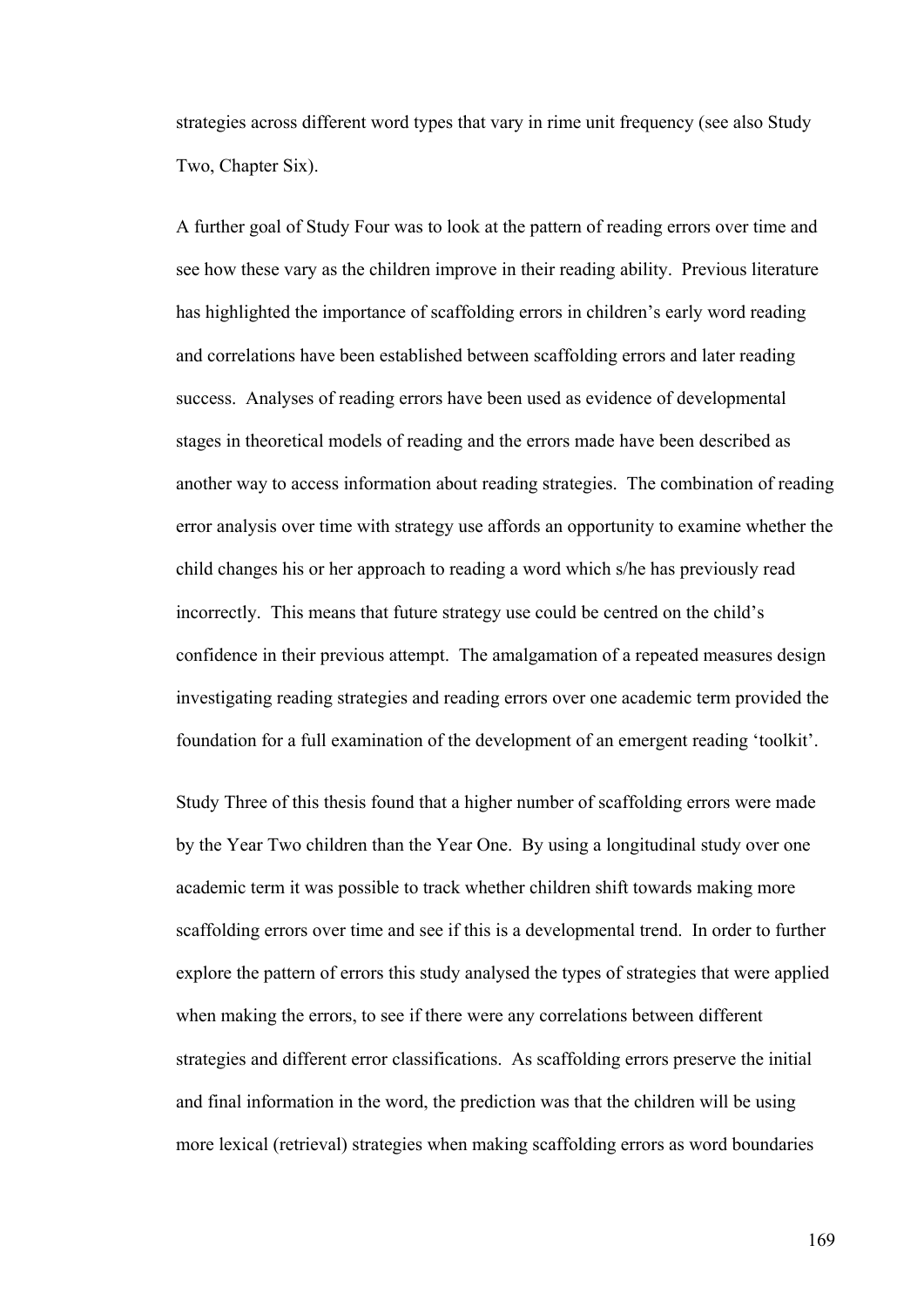strategies across different word types that vary in rime unit frequency (see also Study Two, Chapter Six).

A further goal of Study Four was to look at the pattern of reading errors over time and see how these vary as the children improve in their reading ability. Previous literature has highlighted the importance of scaffolding errors in children's early word reading and correlations have been established between scaffolding errors and later reading success. Analyses of reading errors have been used as evidence of developmental stages in theoretical models of reading and the errors made have been described as another way to access information about reading strategies. The combination of reading error analysis over time with strategy use affords an opportunity to examine whether the child changes his or her approach to reading a word which s/he has previously read incorrectly. This means that future strategy use could be centred on the child's confidence in their previous attempt. The amalgamation of a repeated measures design investigating reading strategies and reading errors over one academic term provided the foundation for a full examination of the development of an emergent reading 'toolkit'.

Study Three of this thesis found that a higher number of scaffolding errors were made by the Year Two children than the Year One. By using a longitudinal study over one academic term it was possible to track whether children shift towards making more scaffolding errors over time and see if this is a developmental trend. In order to further explore the pattern of errors this study analysed the types of strategies that were applied when making the errors, to see if there were any correlations between different strategies and different error classifications. As scaffolding errors preserve the initial and final information in the word, the prediction was that the children will be using more lexical (retrieval) strategies when making scaffolding errors as word boundaries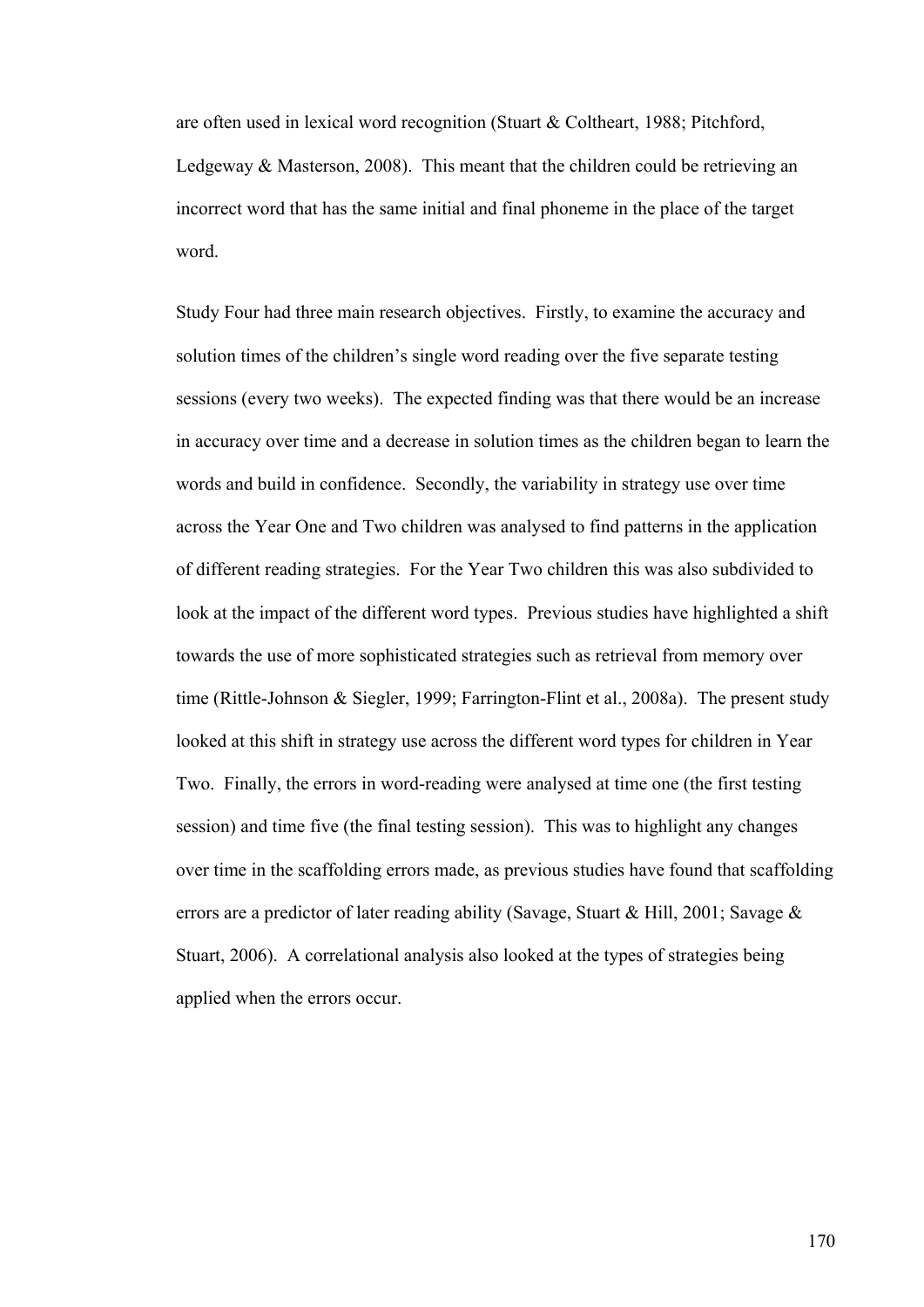are often used in lexical word recognition (Stuart & Coltheart, 1988; Pitchford, Ledgeway & Masterson, 2008). This meant that the children could be retrieving an incorrect word that has the same initial and final phoneme in the place of the target word.

Study Four had three main research objectives. Firstly, to examine the accuracy and solution times of the children's single word reading over the five separate testing sessions (every two weeks). The expected finding was that there would be an increase in accuracy over time and a decrease in solution times as the children began to learn the words and build in confidence. Secondly, the variability in strategy use over time across the Year One and Two children was analysed to find patterns in the application of different reading strategies. For the Year Two children this was also subdivided to look at the impact of the different word types. Previous studies have highlighted a shift towards the use of more sophisticated strategies such as retrieval from memory over time (Rittle-Johnson & Siegler, 1999; Farrington-Flint et al., 2008a). The present study looked at this shift in strategy use across the different word types for children in Year Two. Finally, the errors in word-reading were analysed at time one (the first testing session) and time five (the final testing session). This was to highlight any changes over time in the scaffolding errors made, as previous studies have found that scaffolding errors are a predictor of later reading ability (Savage, Stuart & Hill, 2001; Savage & Stuart, 2006). A correlational analysis also looked at the types of strategies being applied when the errors occur.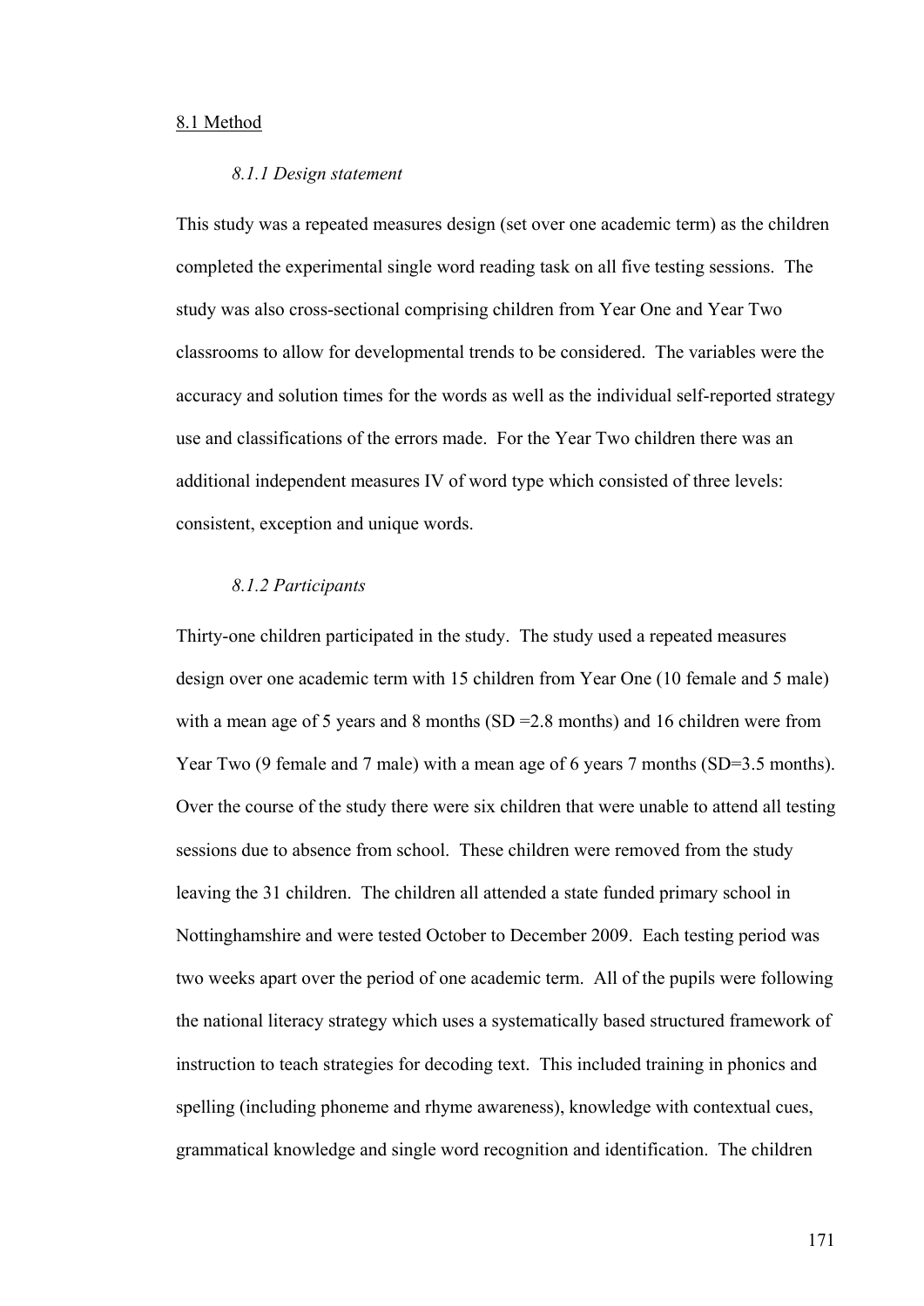## 8.1 Method

### *8.1.1 Design statement*

This study was a repeated measures design (set over one academic term) as the children completed the experimental single word reading task on all five testing sessions. The study was also cross-sectional comprising children from Year One and Year Two classrooms to allow for developmental trends to be considered. The variables were the accuracy and solution times for the words as well as the individual self-reported strategy use and classifications of the errors made. For the Year Two children there was an additional independent measures IV of word type which consisted of three levels: consistent, exception and unique words.

### *8.1.2 Participants*

Thirty-one children participated in the study. The study used a repeated measures design over one academic term with 15 children from Year One (10 female and 5 male) with a mean age of 5 years and 8 months (SD =2.8 months) and 16 children were from Year Two (9 female and 7 male) with a mean age of 6 years 7 months (SD=3.5 months). Over the course of the study there were six children that were unable to attend all testing sessions due to absence from school. These children were removed from the study leaving the 31 children. The children all attended a state funded primary school in Nottinghamshire and were tested October to December 2009. Each testing period was two weeks apart over the period of one academic term. All of the pupils were following the national literacy strategy which uses a systematically based structured framework of instruction to teach strategies for decoding text. This included training in phonics and spelling (including phoneme and rhyme awareness), knowledge with contextual cues, grammatical knowledge and single word recognition and identification. The children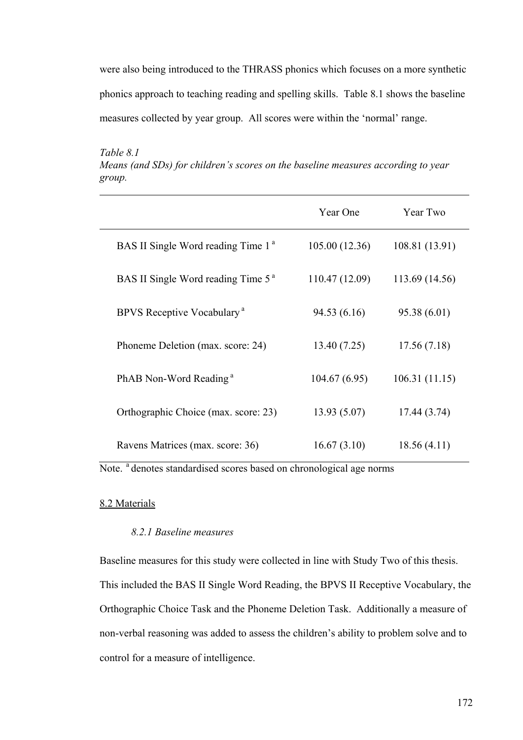were also being introduced to the THRASS phonics which focuses on a more synthetic phonics approach to teaching reading and spelling skills. Table 8.1 shows the baseline measures collected by year group. All scores were within the 'normal' range.

*Table 8.1*
*Means (and SDs) for children's scores on the baseline measures according to year group.*

| | Year One | Year Two |
|---|---|---|
| BAS II Single Word reading Time 1 [a] | 105.00 (12.36) | 108.81 (13.91) |
| BAS II Single Word reading Time 5 [a] | 110.47 (12.09) | 113.69 (14.56) |
| BPVS Receptive Vocabulary [a] | 94.53 (6.16) | 95.38 (6.01) |
| Phoneme Deletion (max. score: 24) | 13.40 (7.25) | 17.56 (7.18) |
| PhAB Non-Word Reading [a] | 104.67 (6.95) | 106.31 (11.15) |
| Orthographic Choice (max. score: 23) | 13.93 (5.07) | 17.44 (3.74) |
| Ravens Matrices (max. score: 36) | 16.67 (3.10) | 18.56 (4.11) |

Note. [a] denotes standardised scores based on chronological age norms

## 8.2 Materials

### *8.2.1 Baseline measures*

Baseline measures for this study were collected in line with Study Two of this thesis. This included the BAS II Single Word Reading, the BPVS II Receptive Vocabulary, the Orthographic Choice Task and the Phoneme Deletion Task. Additionally a measure of non-verbal reasoning was added to assess the children's ability to problem solve and to control for a measure of intelligence.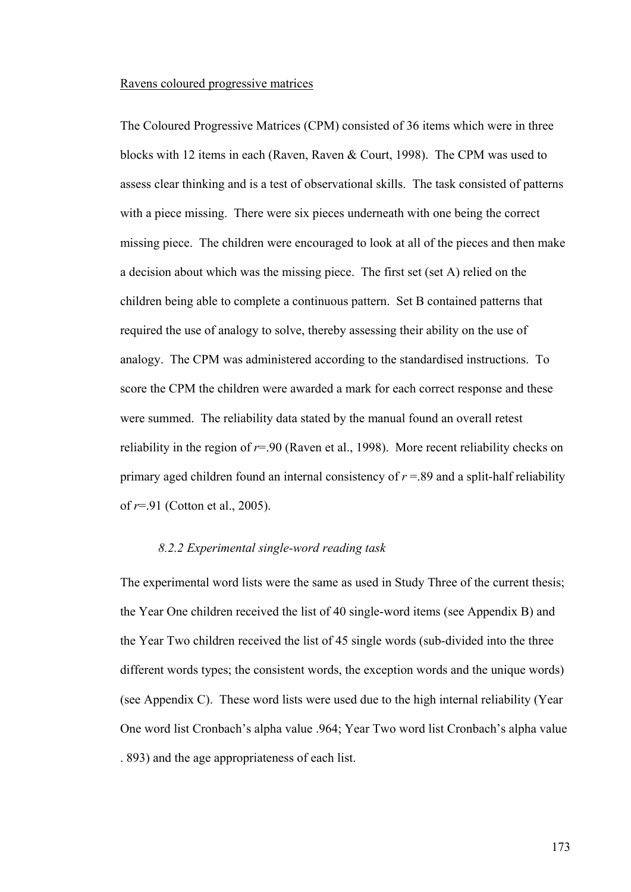Ravens coloured progressive matrices

The Coloured Progressive Matrices (CPM) consisted of 36 items which were in three blocks with 12 items in each (Raven, Raven & Court, 1998). The CPM was used to assess clear thinking and is a test of observational skills. The task consisted of patterns with a piece missing. There were six pieces underneath with one being the correct missing piece. The children were encouraged to look at all of the pieces and then make a decision about which was the missing piece. The first set (set A) relied on the children being able to complete a continuous pattern. Set B contained patterns that required the use of analogy to solve, thereby assessing their ability on the use of analogy. The CPM was administered according to the standardised instructions. To score the CPM the children were awarded a mark for each correct response and these were summed. The reliability data stated by the manual found an overall retest reliability in the region of $r$=.90 (Raven et al., 1998). More recent reliability checks on primary aged children found an internal consistency of $r$ =.89 and a split-half reliability of $r$=.91 (Cotton et al., 2005).

### *8.2.2 Experimental single-word reading task*

The experimental word lists were the same as used in Study Three of the current thesis; the Year One children received the list of 40 single-word items (see Appendix B) and the Year Two children received the list of 45 single words (sub-divided into the three different words types; the consistent words, the exception words and the unique words) (see Appendix C). These word lists were used due to the high internal reliability (Year One word list Cronbach's alpha value .964; Year Two word list Cronbach's alpha value . 893) and the age appropriateness of each list.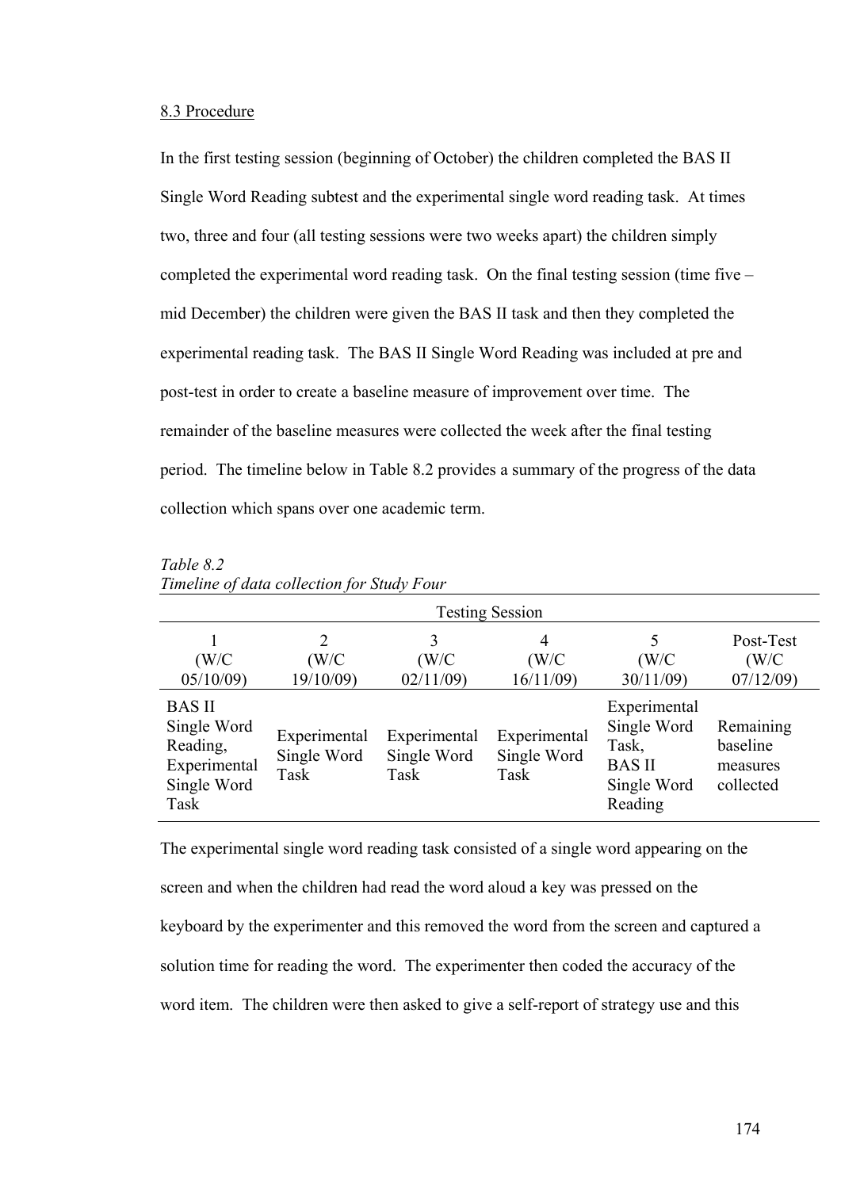8.3 Procedure

In the first testing session (beginning of October) the children completed the BAS II Single Word Reading subtest and the experimental single word reading task. At times two, three and four (all testing sessions were two weeks apart) the children simply completed the experimental word reading task. On the final testing session (time five – mid December) the children were given the BAS II task and then they completed the experimental reading task. The BAS II Single Word Reading was included at pre and post-test in order to create a baseline measure of improvement over time. The remainder of the baseline measures were collected the week after the final testing period. The timeline below in Table 8.2 provides a summary of the progress of the data collection which spans over one academic term.

*Table 8.2*
*Timeline of data collection for Study Four*

| Testing Session | | | | | |
|---|---|---|---|---|---|
| 1 (W/C 05/10/09) | 2 (W/C 19/10/09) | 3 (W/C 02/11/09) | 4 (W/C 16/11/09) | 5 (W/C 30/11/09) | Post-Test (W/C 07/12/09) |
| BAS II Single Word Reading, Experimental Single Word Task | Experimental Single Word Task | Experimental Single Word Task | Experimental Single Word Task | Experimental Single Word Task, BAS II Single Word Reading | Remaining baseline measures collected |

The experimental single word reading task consisted of a single word appearing on the screen and when the children had read the word aloud a key was pressed on the keyboard by the experimenter and this removed the word from the screen and captured a solution time for reading the word. The experimenter then coded the accuracy of the word item. The children were then asked to give a self-report of strategy use and this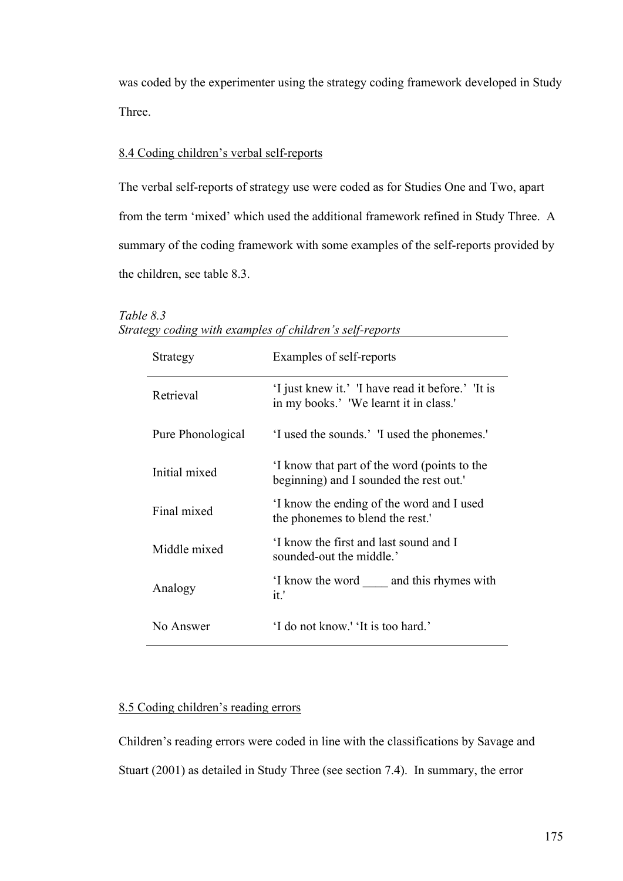was coded by the experimenter using the strategy coding framework developed in Study Three.

## 8.4 Coding children's verbal self-reports

The verbal self-reports of strategy use were coded as for Studies One and Two, apart from the term 'mixed' which used the additional framework refined in Study Three. A summary of the coding framework with some examples of the self-reports provided by the children, see table 8.3.

*Table 8.3*
*Strategy coding with examples of children's self-reports*

| Strategy | Examples of self-reports |
|---|---|
| Retrieval | 'I just knew it.' 'I have read it before.' 'It is in my books.' 'We learnt it in class.' |
| Pure Phonological | 'I used the sounds.' 'I used the phonemes.' |
| Initial mixed | 'I know that part of the word (points to the beginning) and I sounded the rest out.' |
| Final mixed | 'I know the ending of the word and I used the phonemes to blend the rest.' |
| Middle mixed | 'I know the first and last sound and I sounded-out the middle.' |
| Analogy | 'I know the word ____ and this rhymes with it.' |
| No Answer | 'I do not know.' 'It is too hard.' |

## 8.5 Coding children's reading errors

Children's reading errors were coded in line with the classifications by Savage and Stuart (2001) as detailed in Study Three (see section 7.4). In summary, the error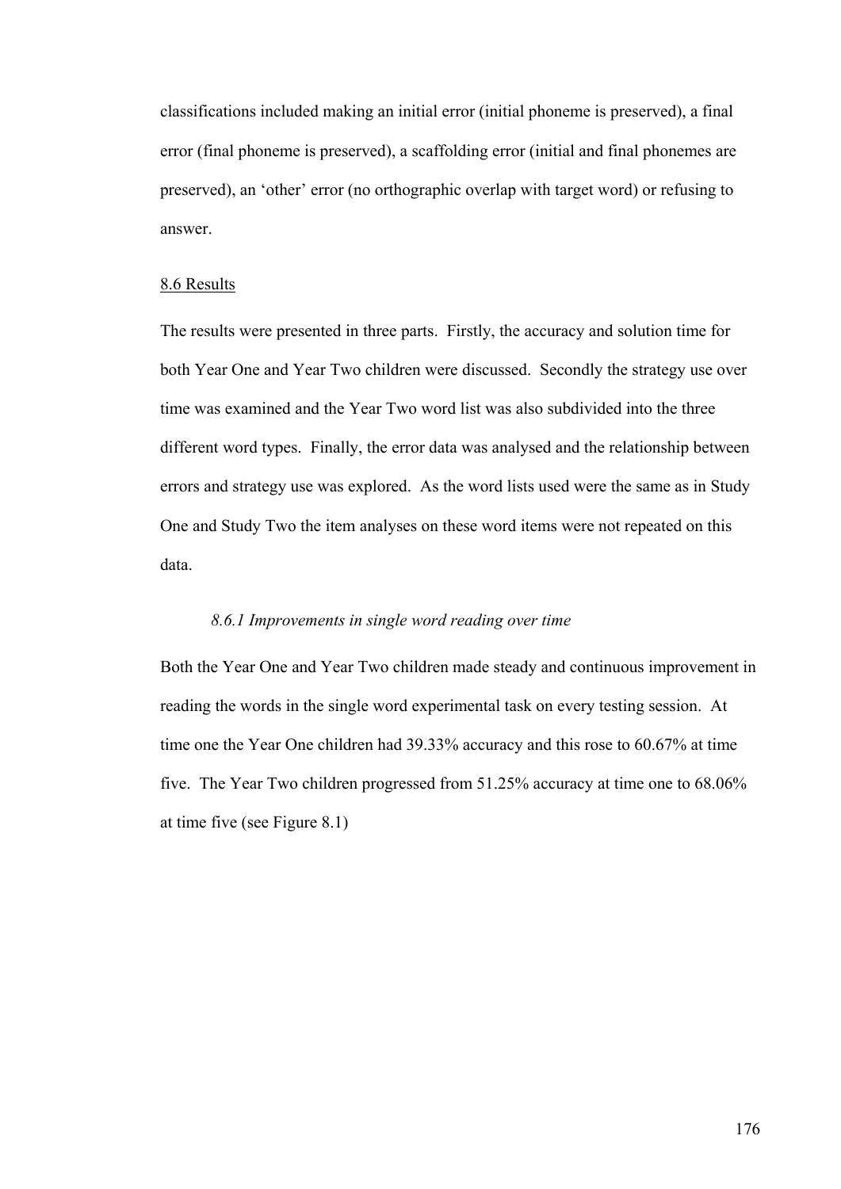classifications included making an initial error (initial phoneme is preserved), a final error (final phoneme is preserved), a scaffolding error (initial and final phonemes are preserved), an 'other' error (no orthographic overlap with target word) or refusing to answer.

## 8.6 Results

The results were presented in three parts. Firstly, the accuracy and solution time for both Year One and Year Two children were discussed. Secondly the strategy use over time was examined and the Year Two word list was also subdivided into the three different word types. Finally, the error data was analysed and the relationship between errors and strategy use was explored. As the word lists used were the same as in Study One and Study Two the item analyses on these word items were not repeated on this data.

### *8.6.1 Improvements in single word reading over time*

Both the Year One and Year Two children made steady and continuous improvement in reading the words in the single word experimental task on every testing session. At time one the Year One children had 39.33% accuracy and this rose to 60.67% at time five. The Year Two children progressed from 51.25% accuracy at time one to 68.06% at time five (see Figure 8.1)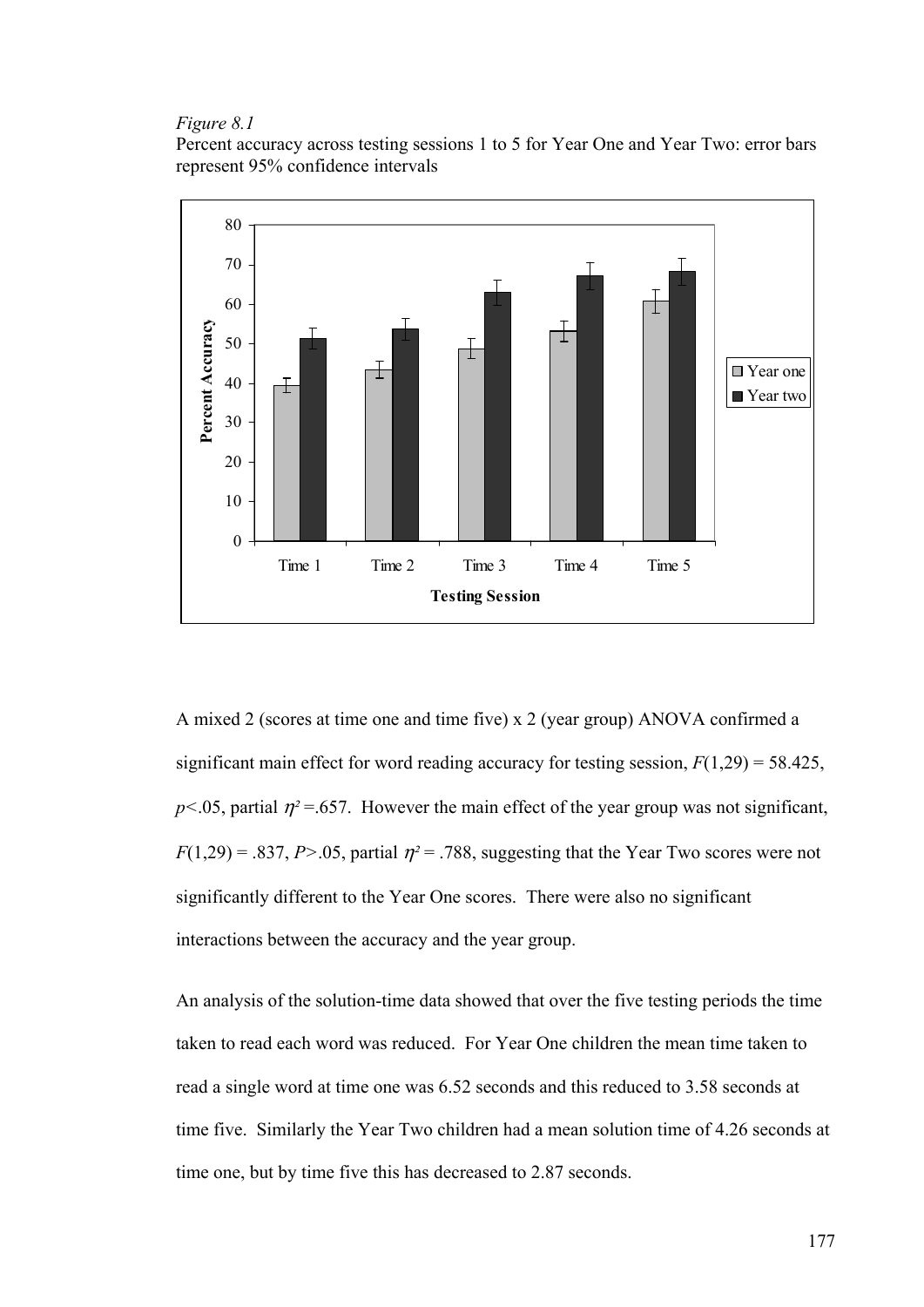*Figure 8.1*

Percent accuracy across testing sessions 1 to 5 for Year One and Year Two: error bars represent 95% confidence intervals

A mixed 2 (scores at time one and time five) x 2 (year group) ANOVA confirmed a significant main effect for word reading accuracy for testing session, $F(1,29) = 58.425$, $p<.05$, partial $\eta^2 = .657$. However the main effect of the year group was not significant, $F(1,29) = .837$, $P>.05$, partial $\eta^2 = .788$, suggesting that the Year Two scores were not significantly different to the Year One scores. There were also no significant interactions between the accuracy and the year group.

An analysis of the solution-time data showed that over the five testing periods the time taken to read each word was reduced. For Year One children the mean time taken to read a single word at time one was 6.52 seconds and this reduced to 3.58 seconds at time five. Similarly the Year Two children had a mean solution time of 4.26 seconds at time one, but by time five this has decreased to 2.87 seconds.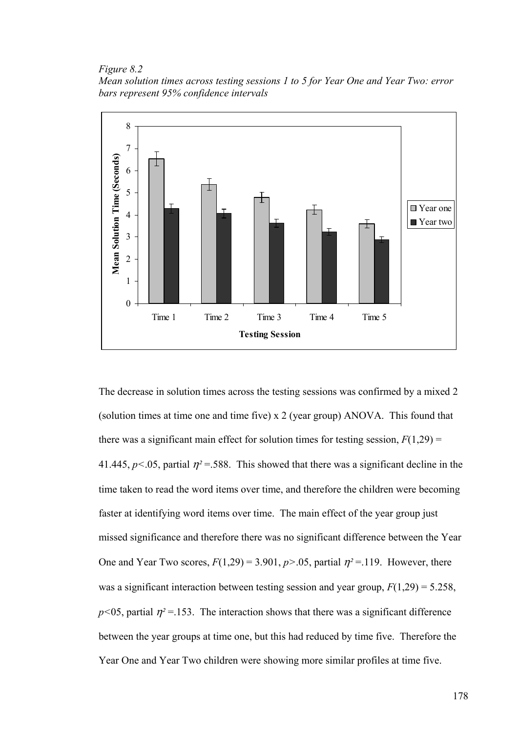*Figure 8.2*
*Mean solution times across testing sessions 1 to 5 for Year One and Year Two: error bars represent 95% confidence intervals*

The decrease in solution times across the testing sessions was confirmed by a mixed 2 (solution times at time one and time five) x 2 (year group) ANOVA. This found that there was a significant main effect for solution times for testing session, $F(1,29) = 41.445$, $p<.05$, partial $\eta^2 = .588$. This showed that there was a significant decline in the time taken to read the word items over time, and therefore the children were becoming faster at identifying word items over time. The main effect of the year group just missed significance and therefore there was no significant difference between the Year One and Year Two scores, $F(1,29) = 3.901$, $p>.05$, partial $\eta^2 = .119$. However, there was a significant interaction between testing session and year group, $F(1,29) = 5.258$, $p<05$, partial $\eta^2 = .153$. The interaction shows that there was a significant difference between the year groups at time one, but this had reduced by time five. Therefore the Year One and Year Two children were showing more similar profiles at time five.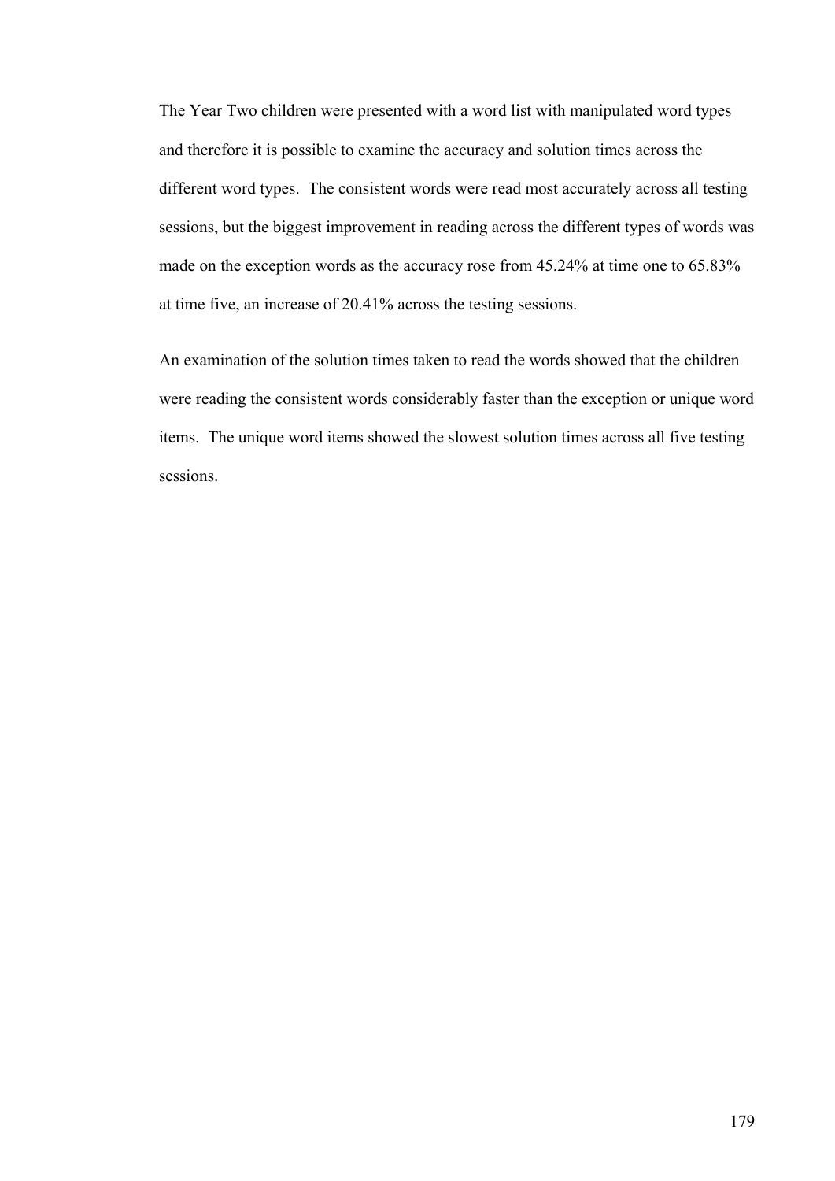The Year Two children were presented with a word list with manipulated word types and therefore it is possible to examine the accuracy and solution times across the different word types. The consistent words were read most accurately across all testing sessions, but the biggest improvement in reading across the different types of words was made on the exception words as the accuracy rose from 45.24% at time one to 65.83% at time five, an increase of 20.41% across the testing sessions.

An examination of the solution times taken to read the words showed that the children were reading the consistent words considerably faster than the exception or unique word items. The unique word items showed the slowest solution times across all five testing sessions.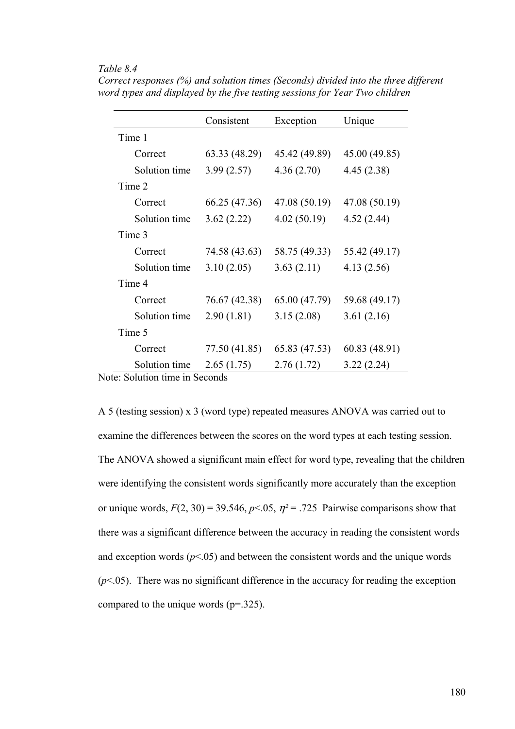*Table 8.4*

*Correct responses (%) and solution times (Seconds) divided into the three different word types and displayed by the five testing sessions for Year Two children*

| | Consistent | Exception | Unique |
|---|---|---|---|
| Time 1 | | | |
| Correct | 63.33 (48.29) | 45.42 (49.89) | 45.00 (49.85) |
| Solution time | 3.99 (2.57) | 4.36 (2.70) | 4.45 (2.38) |
| Time 2 | | | |
| Correct | 66.25 (47.36) | 47.08 (50.19) | 47.08 (50.19) |
| Solution time | 3.62 (2.22) | 4.02 (50.19) | 4.52 (2.44) |
| Time 3 | | | |
| Correct | 74.58 (43.63) | 58.75 (49.33) | 55.42 (49.17) |
| Solution time | 3.10 (2.05) | 3.63 (2.11) | 4.13 (2.56) |
| Time 4 | | | |
| Correct | 76.67 (42.38) | 65.00 (47.79) | 59.68 (49.17) |
| Solution time | 2.90 (1.81) | 3.15 (2.08) | 3.61 (2.16) |
| Time 5 | | | |
| Correct | 77.50 (41.85) | 65.83 (47.53) | 60.83 (48.91) |
| Solution time | 2.65 (1.75) | 2.76 (1.72) | 3.22 (2.24) |

Note: Solution time in Seconds

A 5 (testing session) x 3 (word type) repeated measures ANOVA was carried out to examine the differences between the scores on the word types at each testing session. The ANOVA showed a significant main effect for word type, revealing that the children were identifying the consistent words significantly more accurately than the exception or unique words, $F(2, 30) = 39.546$, $p<.05$, $\eta^2 = .725$ Pairwise comparisons show that there was a significant difference between the accuracy in reading the consistent words and exception words ($p<.05$) and between the consistent words and the unique words ($p<.05$). There was no significant difference in the accuracy for reading the exception compared to the unique words (p=.325).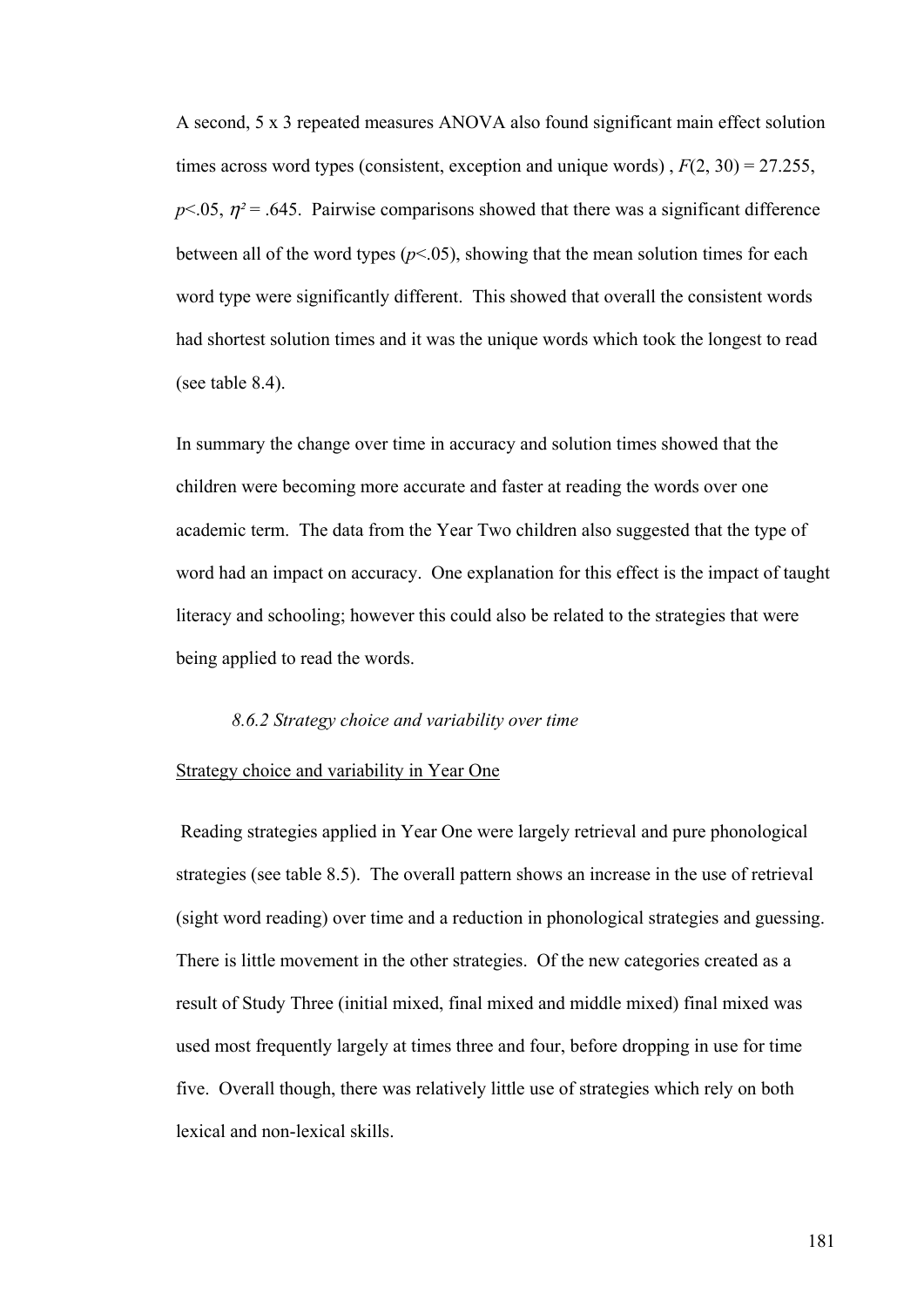A second, 5 x 3 repeated measures ANOVA also found significant main effect solution times across word types (consistent, exception and unique words) , $F(2, 30) = 27.255$, $p<.05$, $\eta^2 = .645$. Pairwise comparisons showed that there was a significant difference between all of the word types ($p<.05$), showing that the mean solution times for each word type were significantly different. This showed that overall the consistent words had shortest solution times and it was the unique words which took the longest to read (see table 8.4).

In summary the change over time in accuracy and solution times showed that the children were becoming more accurate and faster at reading the words over one academic term. The data from the Year Two children also suggested that the type of word had an impact on accuracy. One explanation for this effect is the impact of taught literacy and schooling; however this could also be related to the strategies that were being applied to read the words.

### *8.6.2 Strategy choice and variability over time*

<u>Strategy choice and variability in Year One</u>

Reading strategies applied in Year One were largely retrieval and pure phonological strategies (see table 8.5). The overall pattern shows an increase in the use of retrieval (sight word reading) over time and a reduction in phonological strategies and guessing. There is little movement in the other strategies. Of the new categories created as a result of Study Three (initial mixed, final mixed and middle mixed) final mixed was used most frequently largely at times three and four, before dropping in use for time five. Overall though, there was relatively little use of strategies which rely on both lexical and non-lexical skills.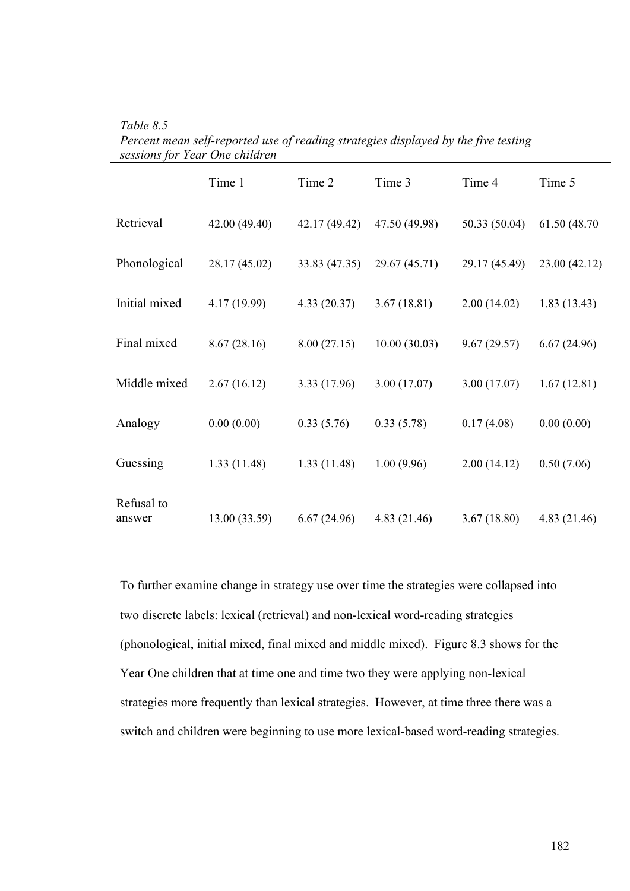*Table 8.5*
*Percent mean self-reported use of reading strategies displayed by the five testing sessions for Year One children*

| | Time 1 | Time 2 | Time 3 | Time 4 | Time 5 |
|---|---|---|---|---|---|
| Retrieval | 42.00 (49.40) | 42.17 (49.42) | 47.50 (49.98) | 50.33 (50.04) | 61.50 (48.70 |
| Phonological | 28.17 (45.02) | 33.83 (47.35) | 29.67 (45.71) | 29.17 (45.49) | 23.00 (42.12) |
| Initial mixed | 4.17 (19.99) | 4.33 (20.37) | 3.67 (18.81) | 2.00 (14.02) | 1.83 (13.43) |
| Final mixed | 8.67 (28.16) | 8.00 (27.15) | 10.00 (30.03) | 9.67 (29.57) | 6.67 (24.96) |
| Middle mixed | 2.67 (16.12) | 3.33 (17.96) | 3.00 (17.07) | 3.00 (17.07) | 1.67 (12.81) |
| Analogy | 0.00 (0.00) | 0.33 (5.76) | 0.33 (5.78) | 0.17 (4.08) | 0.00 (0.00) |
| Guessing | 1.33 (11.48) | 1.33 (11.48) | 1.00 (9.96) | 2.00 (14.12) | 0.50 (7.06) |
| Refusal to answer | 13.00 (33.59) | 6.67 (24.96) | 4.83 (21.46) | 3.67 (18.80) | 4.83 (21.46) |

To further examine change in strategy use over time the strategies were collapsed into two discrete labels: lexical (retrieval) and non-lexical word-reading strategies (phonological, initial mixed, final mixed and middle mixed). Figure 8.3 shows for the Year One children that at time one and time two they were applying non-lexical strategies more frequently than lexical strategies. However, at time three there was a switch and children were beginning to use more lexical-based word-reading strategies.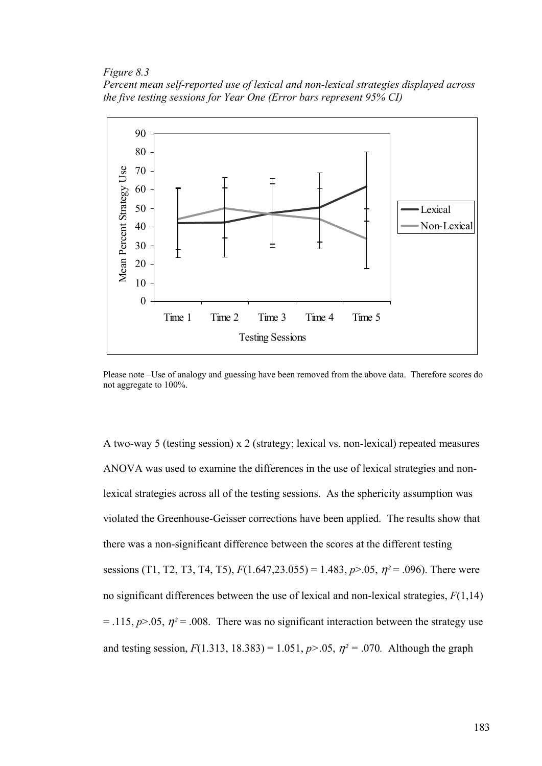*Figure 8.3*
*Percent mean self-reported use of lexical and non-lexical strategies displayed across the five testing sessions for Year One (Error bars represent 95% CI)*

Please note –Use of analogy and guessing have been removed from the above data. Therefore scores do not aggregate to 100%.

A two-way 5 (testing session) x 2 (strategy; lexical vs. non-lexical) repeated measures ANOVA was used to examine the differences in the use of lexical strategies and non-lexical strategies across all of the testing sessions. As the sphericity assumption was violated the Greenhouse-Geisser corrections have been applied. The results show that there was a non-significant difference between the scores at the different testing sessions (T1, T2, T3, T4, T5), $F(1.647, 23.055) = 1.483$, $p > .05$, $\eta^2 = .096$). There were no significant differences between the use of lexical and non-lexical strategies, $F(1,14) = .115$, $p > .05$, $\eta^2 = .008$. There was no significant interaction between the strategy use and testing session, $F(1.313, 18.383) = 1.051$, $p > .05$, $\eta^2 = .070$. Although the graph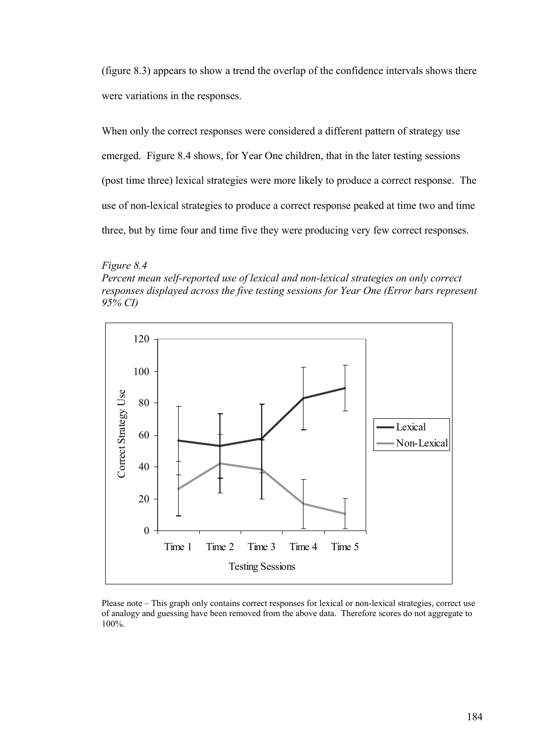(figure 8.3) appears to show a trend the overlap of the confidence intervals shows there were variations in the responses.

When only the correct responses were considered a different pattern of strategy use emerged. Figure 8.4 shows, for Year One children, that in the later testing sessions (post time three) lexical strategies were more likely to produce a correct response. The use of non-lexical strategies to produce a correct response peaked at time two and time three, but by time four and time five they were producing very few correct responses.

*Figure 8.4*
*Percent mean self-reported use of lexical and non-lexical strategies on only correct responses displayed across the five testing sessions for Year One (Error bars represent 95% CI)*

Please note – This graph only contains correct responses for lexical or non-lexical strategies, correct use of analogy and guessing have been removed from the above data. Therefore scores do not aggregate to 100%.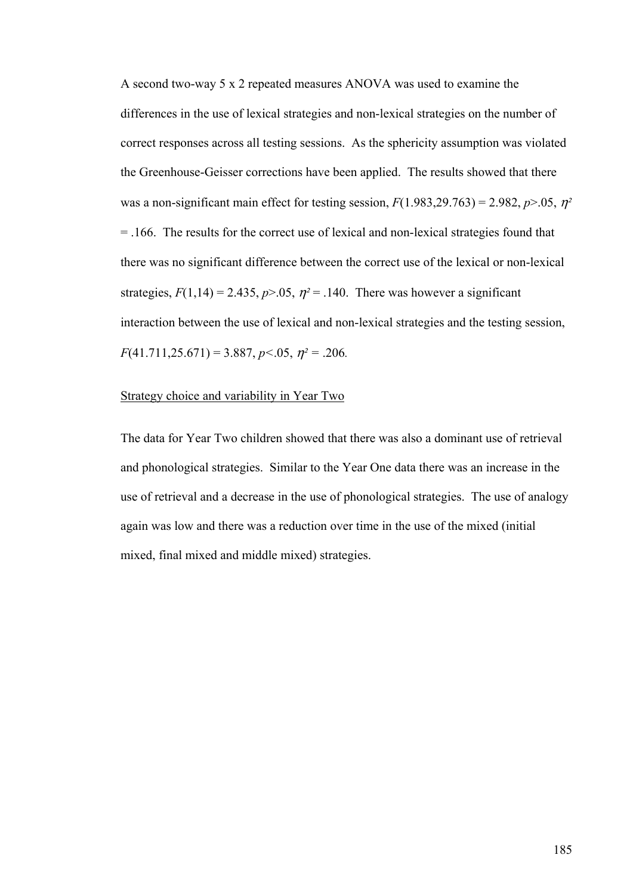A second two-way 5 x 2 repeated measures ANOVA was used to examine the differences in the use of lexical strategies and non-lexical strategies on the number of correct responses across all testing sessions. As the sphericity assumption was violated the Greenhouse-Geisser corrections have been applied. The results showed that there was a non-significant main effect for testing session, $F(1.983,29.763) = 2.982$, $p>.05$, $\eta^2 = .166$. The results for the correct use of lexical and non-lexical strategies found that there was no significant difference between the correct use of the lexical or non-lexical strategies, $F(1,14) = 2.435$, $p>.05$, $\eta^2 = .140$. There was however a significant interaction between the use of lexical and non-lexical strategies and the testing session, $F(41.711,25.671) = 3.887$, $p<.05$, $\eta^2 = .206$.

Strategy choice and variability in Year Two

The data for Year Two children showed that there was also a dominant use of retrieval and phonological strategies. Similar to the Year One data there was an increase in the use of retrieval and a decrease in the use of phonological strategies. The use of analogy again was low and there was a reduction over time in the use of the mixed (initial mixed, final mixed and middle mixed) strategies.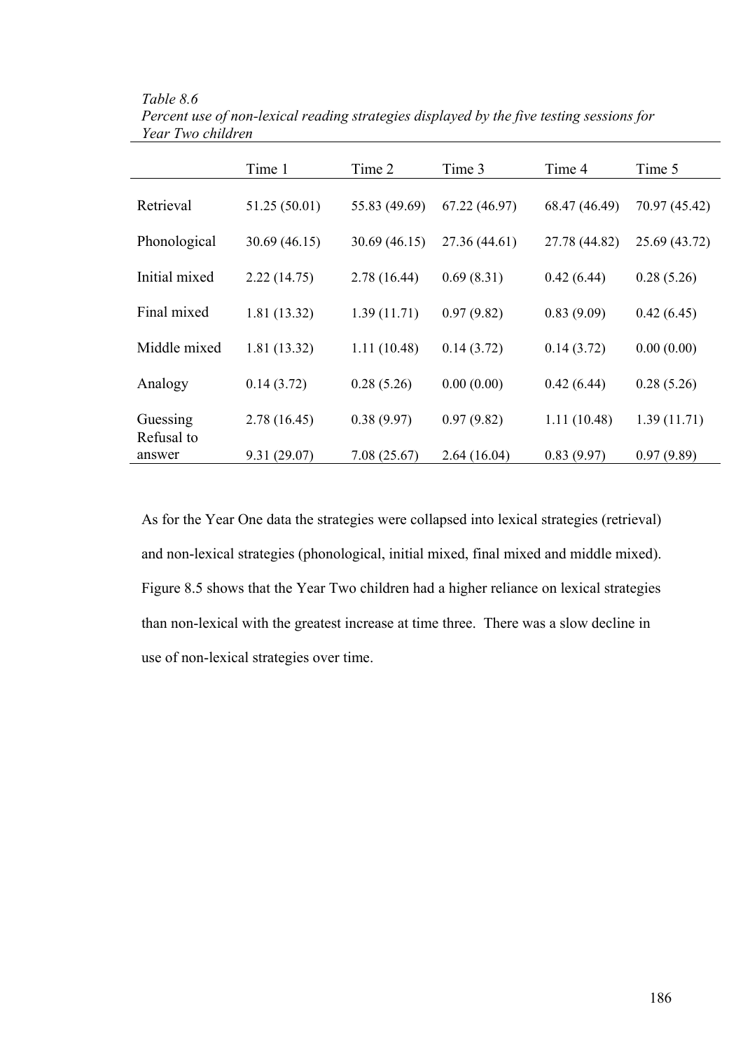*Table 8.6*
*Percent use of non-lexical reading strategies displayed by the five testing sessions for Year Two children*

| | Time 1 | Time 2 | Time 3 | Time 4 | Time 5 |
|---|---|---|---|---|---|
| Retrieval | 51.25 (50.01) | 55.83 (49.69) | 67.22 (46.97) | 68.47 (46.49) | 70.97 (45.42) |
| Phonological | 30.69 (46.15) | 30.69 (46.15) | 27.36 (44.61) | 27.78 (44.82) | 25.69 (43.72) |
| Initial mixed | 2.22 (14.75) | 2.78 (16.44) | 0.69 (8.31) | 0.42 (6.44) | 0.28 (5.26) |
| Final mixed | 1.81 (13.32) | 1.39 (11.71) | 0.97 (9.82) | 0.83 (9.09) | 0.42 (6.45) |
| Middle mixed | 1.81 (13.32) | 1.11 (10.48) | 0.14 (3.72) | 0.14 (3.72) | 0.00 (0.00) |
| Analogy | 0.14 (3.72) | 0.28 (5.26) | 0.00 (0.00) | 0.42 (6.44) | 0.28 (5.26) |
| Guessing | 2.78 (16.45) | 0.38 (9.97) | 0.97 (9.82) | 1.11 (10.48) | 1.39 (11.71) |
| Refusal to answer | 9.31 (29.07) | 7.08 (25.67) | 2.64 (16.04) | 0.83 (9.97) | 0.97 (9.89) |

As for the Year One data the strategies were collapsed into lexical strategies (retrieval) and non-lexical strategies (phonological, initial mixed, final mixed and middle mixed). Figure 8.5 shows that the Year Two children had a higher reliance on lexical strategies than non-lexical with the greatest increase at time three. There was a slow decline in use of non-lexical strategies over time.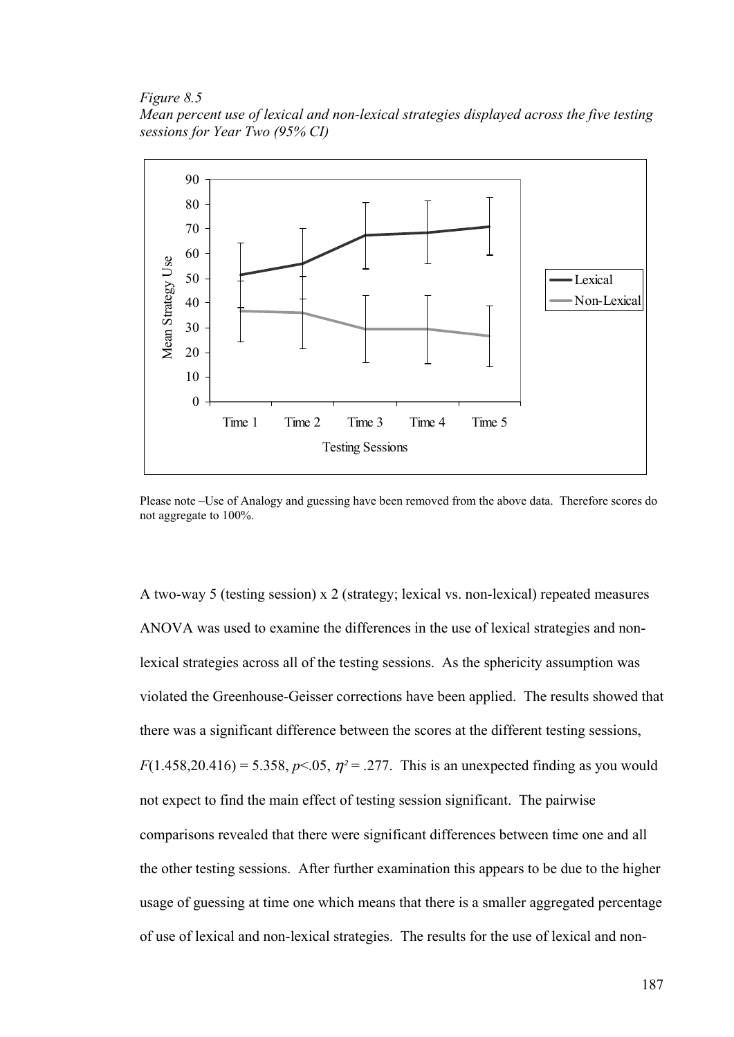*Figure 8.5*
*Mean percent use of lexical and non-lexical strategies displayed across the five testing sessions for Year Two (95% CI)*

Please note –Use of Analogy and guessing have been removed from the above data. Therefore scores do not aggregate to 100%.

A two-way 5 (testing session) x 2 (strategy; lexical vs. non-lexical) repeated measures ANOVA was used to examine the differences in the use of lexical strategies and non-lexical strategies across all of the testing sessions. As the sphericity assumption was violated the Greenhouse-Geisser corrections have been applied. The results showed that there was a significant difference between the scores at the different testing sessions, $F(1.458,20.416) = 5.358$, $p<.05$, $\eta^2 = .277$. This is an unexpected finding as you would not expect to find the main effect of testing session significant. The pairwise comparisons revealed that there were significant differences between time one and all the other testing sessions. After further examination this appears to be due to the higher usage of guessing at time one which means that there is a smaller aggregated percentage of use of lexical and non-lexical strategies. The results for the use of lexical and non-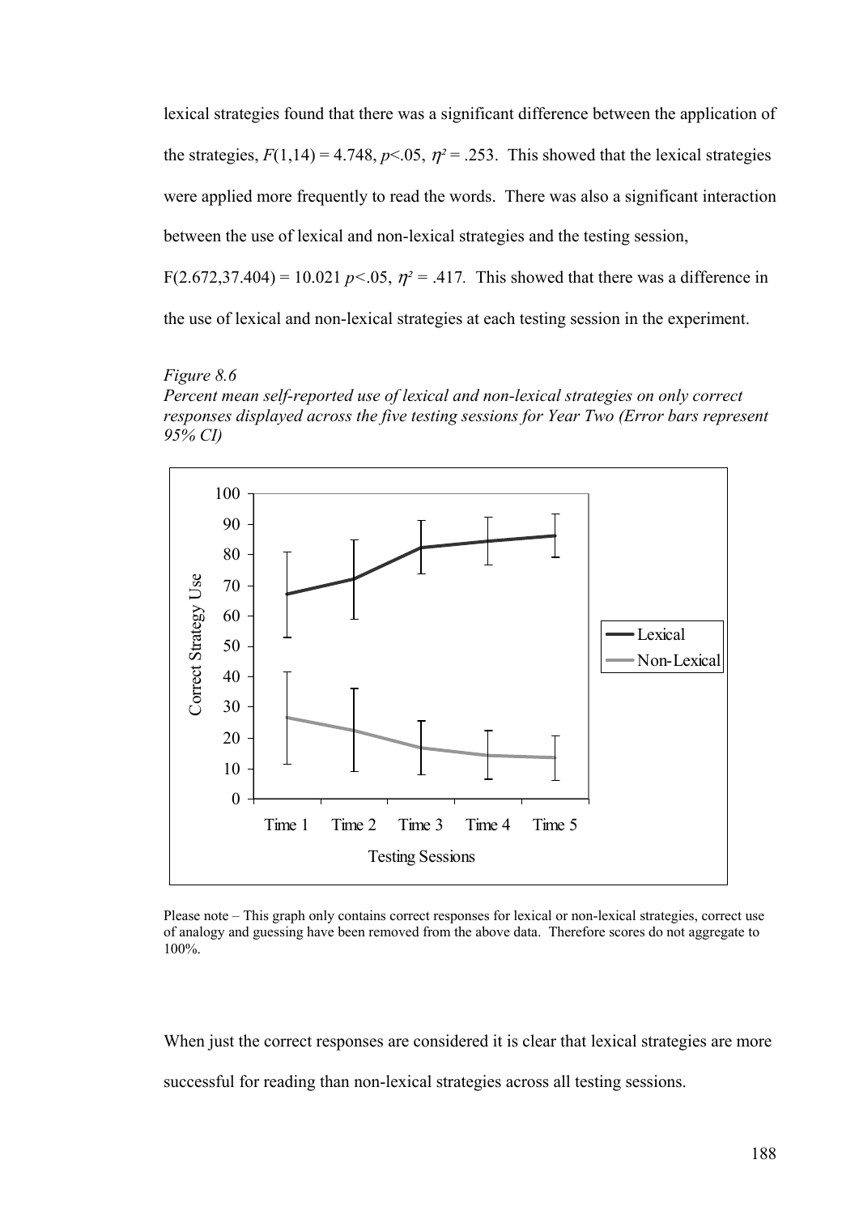lexical strategies found that there was a significant difference between the application of the strategies, $F(1,14) = 4.748$, $p<.05$, $\eta^2 = .253$. This showed that the lexical strategies were applied more frequently to read the words. There was also a significant interaction between the use of lexical and non-lexical strategies and the testing session, $F(2.672,37.404) = 10.021$ $p<.05$, $\eta^2 = .417$. This showed that there was a difference in the use of lexical and non-lexical strategies at each testing session in the experiment.

*Figure 8.6*
*Percent mean self-reported use of lexical and non-lexical strategies on only correct responses displayed across the five testing sessions for Year Two (Error bars represent 95% CI)*

Please note – This graph only contains correct responses for lexical or non-lexical strategies, correct use of analogy and guessing have been removed from the above data. Therefore scores do not aggregate to 100%.

When just the correct responses are considered it is clear that lexical strategies are more successful for reading than non-lexical strategies across all testing sessions.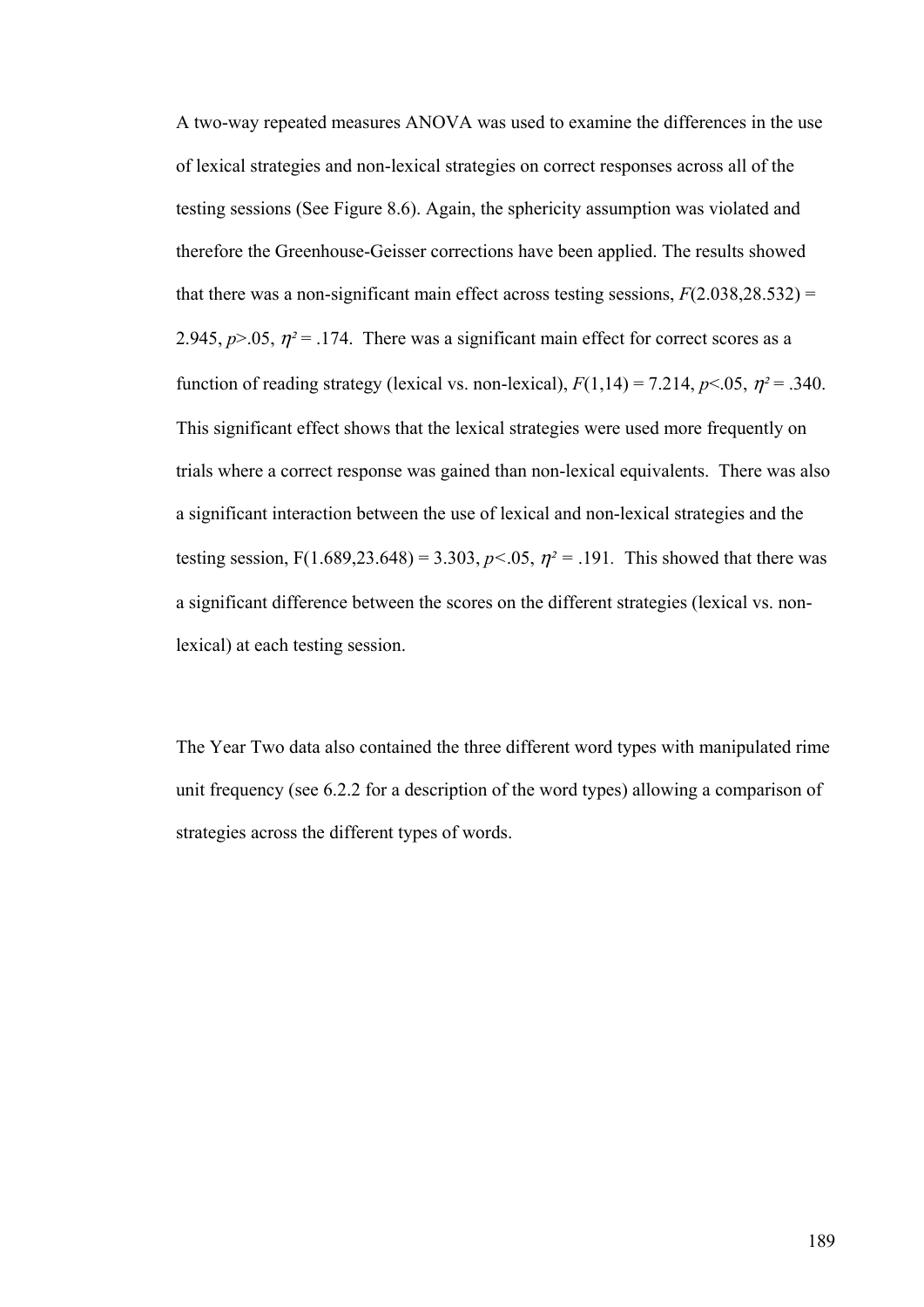A two-way repeated measures ANOVA was used to examine the differences in the use of lexical strategies and non-lexical strategies on correct responses across all of the testing sessions (See Figure 8.6). Again, the sphericity assumption was violated and therefore the Greenhouse-Geisser corrections have been applied. The results showed that there was a non-significant main effect across testing sessions, $F(2.038,28.532) = 2.945$, $p>.05$, $\eta^2 = .174$. There was a significant main effect for correct scores as a function of reading strategy (lexical vs. non-lexical), $F(1,14) = 7.214$, $p<.05$, $\eta^2 = .340$. This significant effect shows that the lexical strategies were used more frequently on trials where a correct response was gained than non-lexical equivalents. There was also a significant interaction between the use of lexical and non-lexical strategies and the testing session, $F(1.689,23.648) = 3.303$, $p<.05$, $\eta^2 = .191$. This showed that there was a significant difference between the scores on the different strategies (lexical vs. non-lexical) at each testing session.

The Year Two data also contained the three different word types with manipulated rime unit frequency (see 6.2.2 for a description of the word types) allowing a comparison of strategies across the different types of words.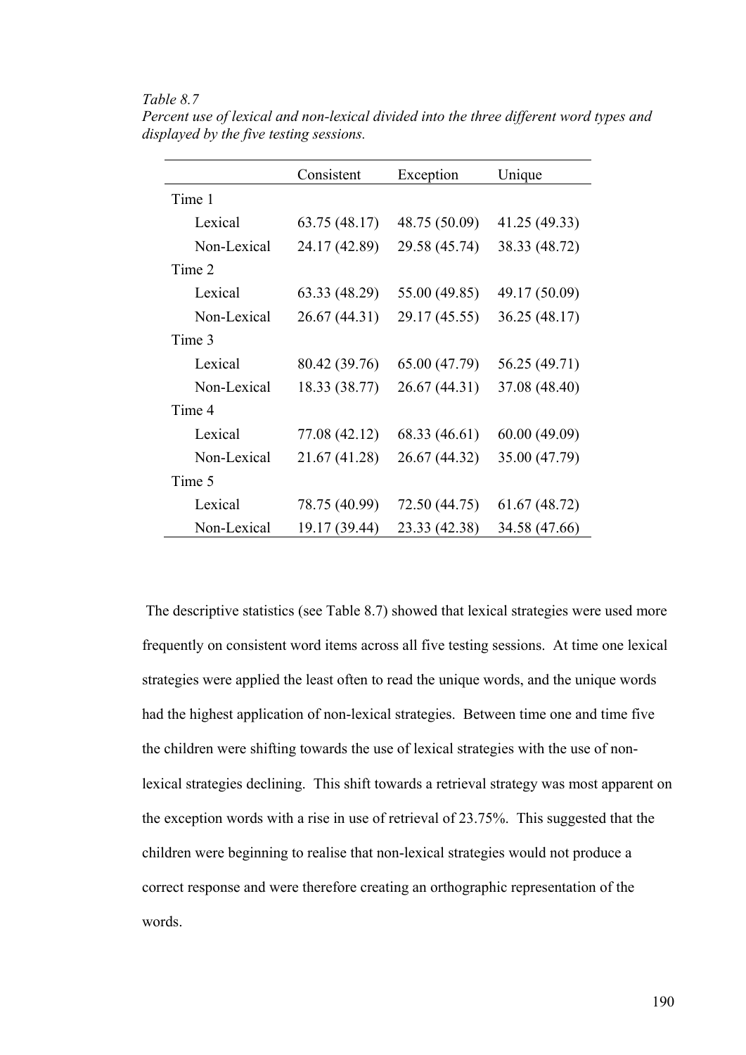*Table 8.7*
*Percent use of lexical and non-lexical divided into the three different word types and displayed by the five testing sessions.*

| | Consistent | Exception | Unique |
|---|---|---|---|
| Time 1 | | | |
| Lexical | 63.75 (48.17) | 48.75 (50.09) | 41.25 (49.33) |
| Non-Lexical | 24.17 (42.89) | 29.58 (45.74) | 38.33 (48.72) |
| Time 2 | | | |
| Lexical | 63.33 (48.29) | 55.00 (49.85) | 49.17 (50.09) |
| Non-Lexical | 26.67 (44.31) | 29.17 (45.55) | 36.25 (48.17) |
| Time 3 | | | |
| Lexical | 80.42 (39.76) | 65.00 (47.79) | 56.25 (49.71) |
| Non-Lexical | 18.33 (38.77) | 26.67 (44.31) | 37.08 (48.40) |
| Time 4 | | | |
| Lexical | 77.08 (42.12) | 68.33 (46.61) | 60.00 (49.09) |
| Non-Lexical | 21.67 (41.28) | 26.67 (44.32) | 35.00 (47.79) |
| Time 5 | | | |
| Lexical | 78.75 (40.99) | 72.50 (44.75) | 61.67 (48.72) |
| Non-Lexical | 19.17 (39.44) | 23.33 (42.38) | 34.58 (47.66) |

The descriptive statistics (see Table 8.7) showed that lexical strategies were used more frequently on consistent word items across all five testing sessions. At time one lexical strategies were applied the least often to read the unique words, and the unique words had the highest application of non-lexical strategies. Between time one and time five the children were shifting towards the use of lexical strategies with the use of non-lexical strategies declining. This shift towards a retrieval strategy was most apparent on the exception words with a rise in use of retrieval of 23.75%. This suggested that the children were beginning to realise that non-lexical strategies would not produce a correct response and were therefore creating an orthographic representation of the words.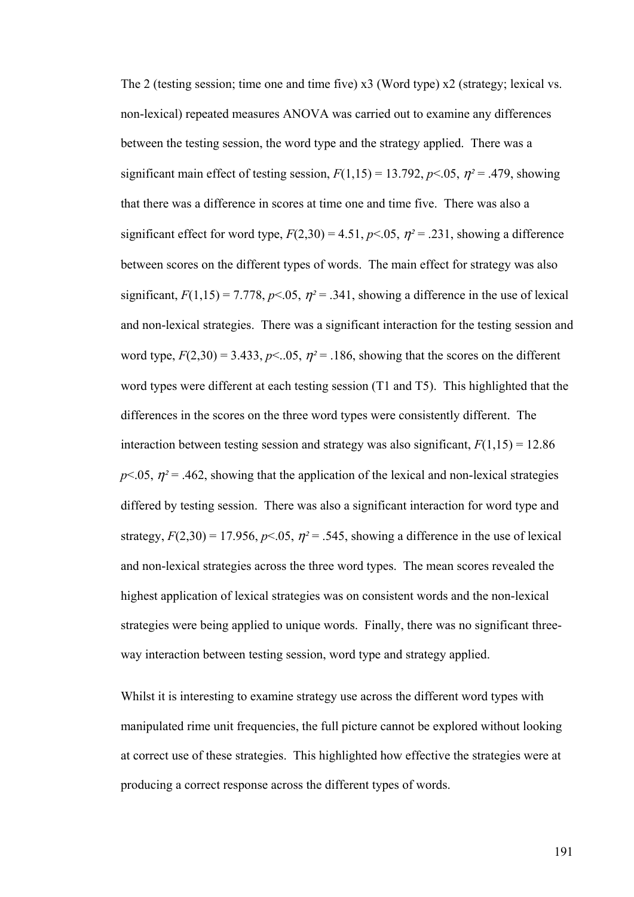The 2 (testing session; time one and time five) x3 (Word type) x2 (strategy; lexical vs. non-lexical) repeated measures ANOVA was carried out to examine any differences between the testing session, the word type and the strategy applied. There was a significant main effect of testing session, $F(1,15) = 13.792$, $p<.05$, $\eta^2 = .479$, showing that there was a difference in scores at time one and time five. There was also a significant effect for word type, $F(2,30) = 4.51$, $p<.05$, $\eta^2 = .231$, showing a difference between scores on the different types of words. The main effect for strategy was also significant, $F(1,15) = 7.778$, $p<.05$, $\eta^2 = .341$, showing a difference in the use of lexical and non-lexical strategies. There was a significant interaction for the testing session and word type, $F(2,30) = 3.433$, $p<..05$, $\eta^2 = .186$, showing that the scores on the different word types were different at each testing session (T1 and T5). This highlighted that the differences in the scores on the three word types were consistently different. The interaction between testing session and strategy was also significant, $F(1,15) = 12.86$ $p<.05$, $\eta^2 = .462$, showing that the application of the lexical and non-lexical strategies differed by testing session. There was also a significant interaction for word type and strategy, $F(2,30) = 17.956$, $p<.05$, $\eta^2 = .545$, showing a difference in the use of lexical and non-lexical strategies across the three word types. The mean scores revealed the highest application of lexical strategies was on consistent words and the non-lexical strategies were being applied to unique words. Finally, there was no significant three-way interaction between testing session, word type and strategy applied.

Whilst it is interesting to examine strategy use across the different word types with manipulated rime unit frequencies, the full picture cannot be explored without looking at correct use of these strategies. This highlighted how effective the strategies were at producing a correct response across the different types of words.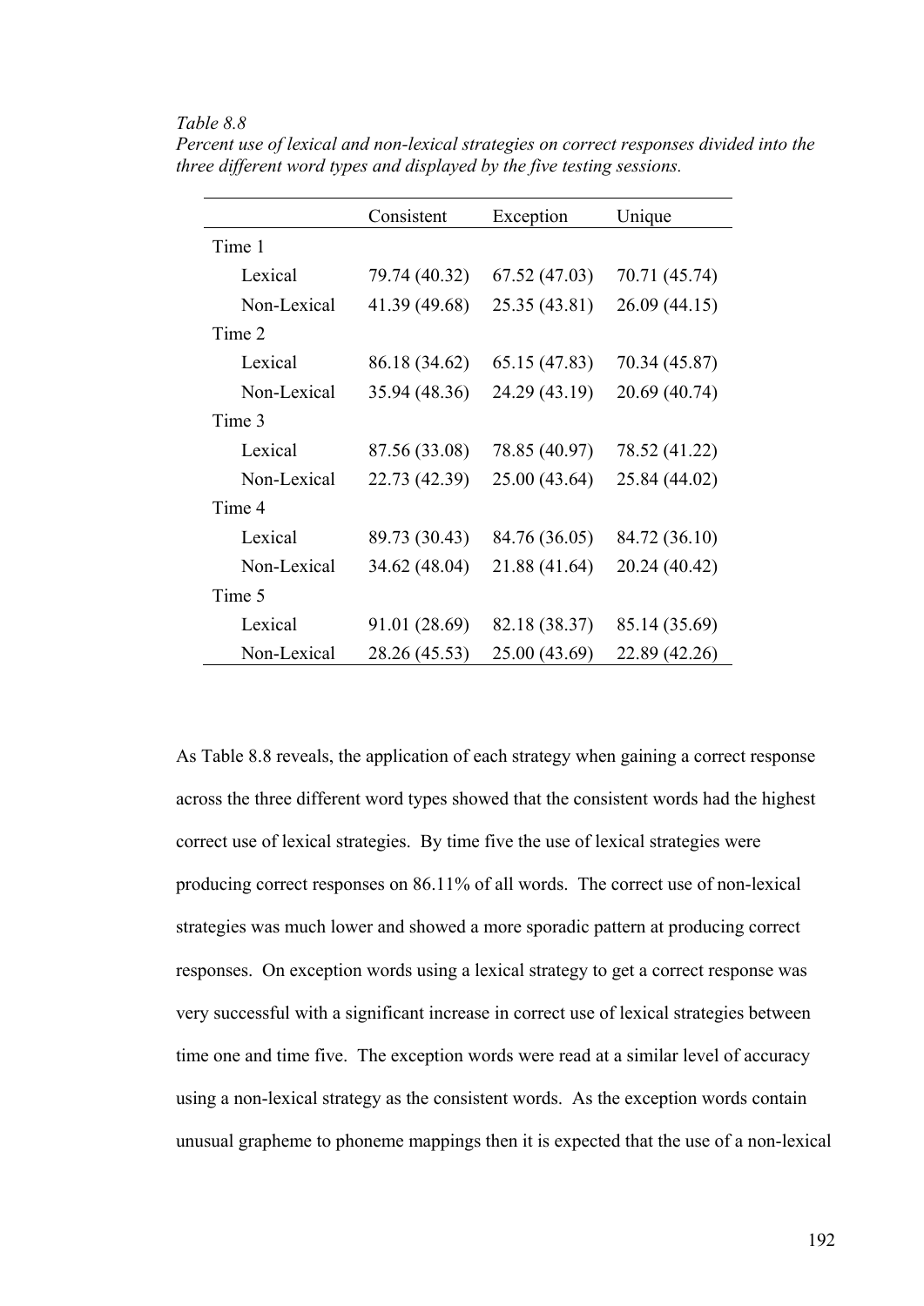*Table 8.8*

*Percent use of lexical and non-lexical strategies on correct responses divided into the three different word types and displayed by the five testing sessions.*

| | Consistent | Exception | Unique |
|---|---|---|---|
| Time 1 | | | |
| Lexical | 79.74 (40.32) | 67.52 (47.03) | 70.71 (45.74) |
| Non-Lexical | 41.39 (49.68) | 25.35 (43.81) | 26.09 (44.15) |
| Time 2 | | | |
| Lexical | 86.18 (34.62) | 65.15 (47.83) | 70.34 (45.87) |
| Non-Lexical | 35.94 (48.36) | 24.29 (43.19) | 20.69 (40.74) |
| Time 3 | | | |
| Lexical | 87.56 (33.08) | 78.85 (40.97) | 78.52 (41.22) |
| Non-Lexical | 22.73 (42.39) | 25.00 (43.64) | 25.84 (44.02) |
| Time 4 | | | |
| Lexical | 89.73 (30.43) | 84.76 (36.05) | 84.72 (36.10) |
| Non-Lexical | 34.62 (48.04) | 21.88 (41.64) | 20.24 (40.42) |
| Time 5 | | | |
| Lexical | 91.01 (28.69) | 82.18 (38.37) | 85.14 (35.69) |
| Non-Lexical | 28.26 (45.53) | 25.00 (43.69) | 22.89 (42.26) |

As Table 8.8 reveals, the application of each strategy when gaining a correct response across the three different word types showed that the consistent words had the highest correct use of lexical strategies. By time five the use of lexical strategies were producing correct responses on 86.11% of all words. The correct use of non-lexical strategies was much lower and showed a more sporadic pattern at producing correct responses. On exception words using a lexical strategy to get a correct response was very successful with a significant increase in correct use of lexical strategies between time one and time five. The exception words were read at a similar level of accuracy using a non-lexical strategy as the consistent words. As the exception words contain unusual grapheme to phoneme mappings then it is expected that the use of a non-lexical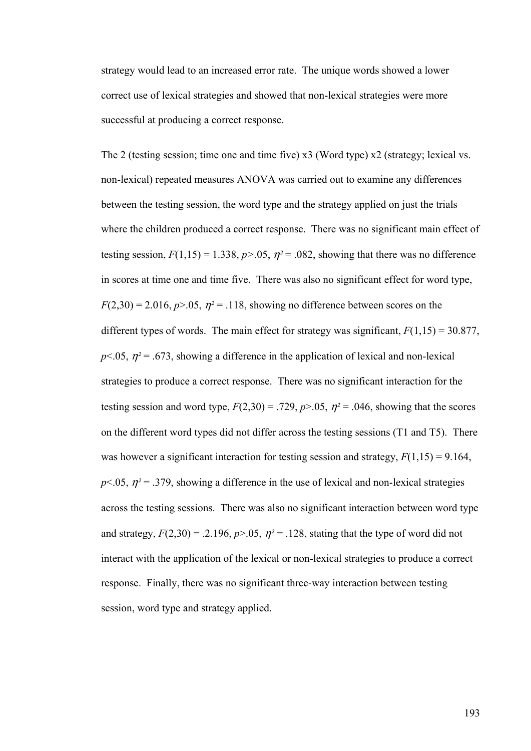strategy would lead to an increased error rate. The unique words showed a lower correct use of lexical strategies and showed that non-lexical strategies were more successful at producing a correct response.

The 2 (testing session; time one and time five) x3 (Word type) x2 (strategy; lexical vs. non-lexical) repeated measures ANOVA was carried out to examine any differences between the testing session, the word type and the strategy applied on just the trials where the children produced a correct response. There was no significant main effect of testing session, $F(1,15) = 1.338$, $p>.05$, $\eta^2 = .082$, showing that there was no difference in scores at time one and time five. There was also no significant effect for word type, $F(2,30) = 2.016$, $p>.05$, $\eta^2 = .118$, showing no difference between scores on the different types of words. The main effect for strategy was significant, $F(1,15) = 30.877$, $p<.05$, $\eta^2 = .673$, showing a difference in the application of lexical and non-lexical strategies to produce a correct response. There was no significant interaction for the testing session and word type, $F(2,30) = .729$, $p>.05$, $\eta^2 = .046$, showing that the scores on the different word types did not differ across the testing sessions (T1 and T5). There was however a significant interaction for testing session and strategy, $F(1,15) = 9.164$, $p<.05$, $\eta^2 = .379$, showing a difference in the use of lexical and non-lexical strategies across the testing sessions. There was also no significant interaction between word type and strategy, $F(2,30) = .2.196$, $p>.05$, $\eta^2 = .128$, stating that the type of word did not interact with the application of the lexical or non-lexical strategies to produce a correct response. Finally, there was no significant three-way interaction between testing session, word type and strategy applied.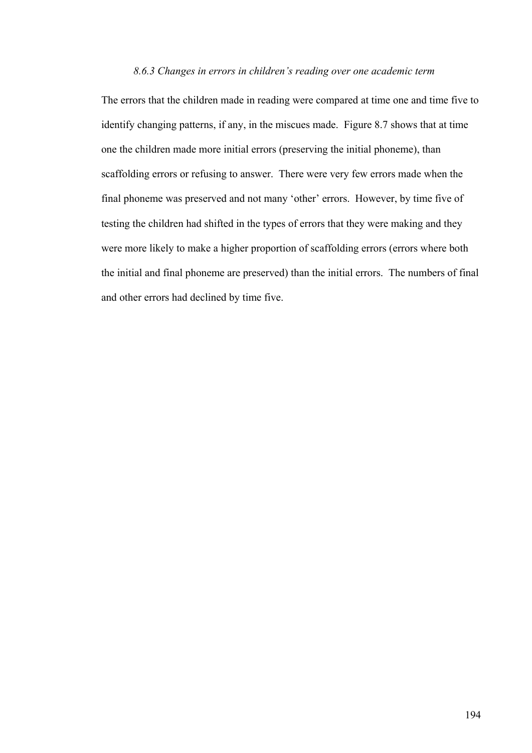### *8.6.3 Changes in errors in children's reading over one academic term*

The errors that the children made in reading were compared at time one and time five to identify changing patterns, if any, in the miscues made. Figure 8.7 shows that at time one the children made more initial errors (preserving the initial phoneme), than scaffolding errors or refusing to answer. There were very few errors made when the final phoneme was preserved and not many 'other' errors. However, by time five of testing the children had shifted in the types of errors that they were making and they were more likely to make a higher proportion of scaffolding errors (errors where both the initial and final phoneme are preserved) than the initial errors. The numbers of final and other errors had declined by time five.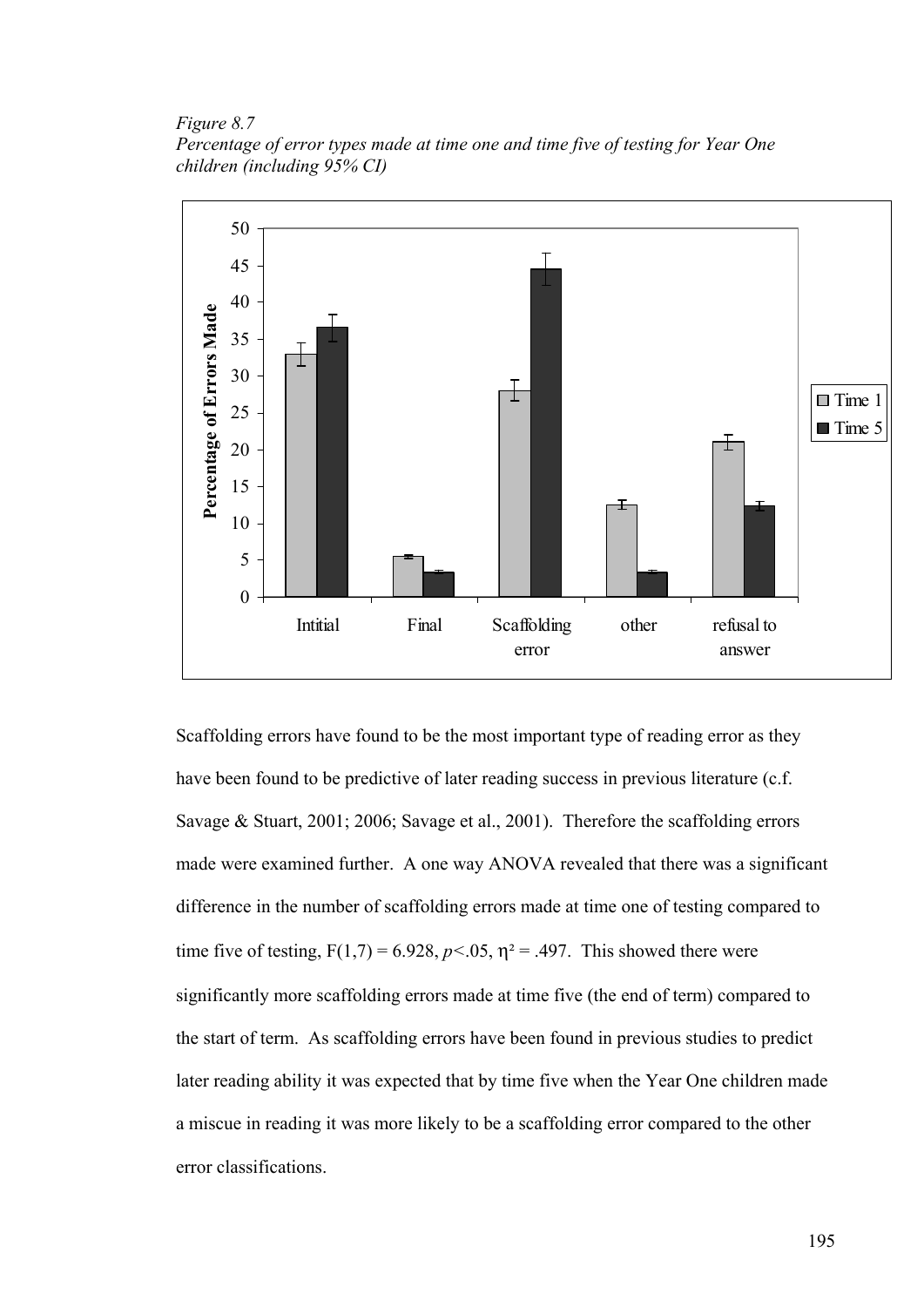*Figure 8.7*
*Percentage of error types made at time one and time five of testing for Year One children (including 95% CI)*

Scaffolding errors have found to be the most important type of reading error as they have been found to be predictive of later reading success in previous literature (c.f. Savage & Stuart, 2001; 2006; Savage et al., 2001). Therefore the scaffolding errors made were examined further. A one way ANOVA revealed that there was a significant difference in the number of scaffolding errors made at time one of testing compared to time five of testing, $F(1,7) = 6.928$, $p<.05$, $\eta^2 = .497$. This showed there were significantly more scaffolding errors made at time five (the end of term) compared to the start of term. As scaffolding errors have been found in previous studies to predict later reading ability it was expected that by time five when the Year One children made a miscue in reading it was more likely to be a scaffolding error compared to the other error classifications.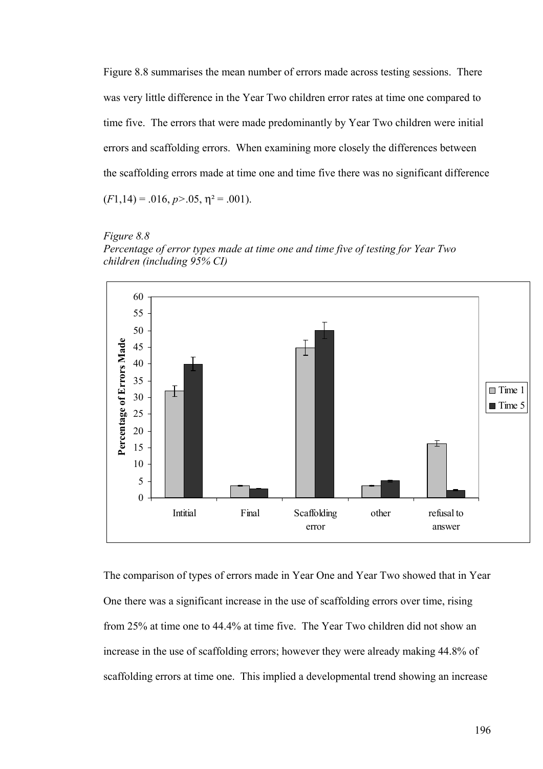Figure 8.8 summarises the mean number of errors made across testing sessions. There was very little difference in the Year Two children error rates at time one compared to time five. The errors that were made predominantly by Year Two children were initial errors and scaffolding errors. When examining more closely the differences between the scaffolding errors made at time one and time five there was no significant difference ($F$1,14) = .016, $p$>.05, $\eta^2$ = .001).

*Figure 8.8*
*Percentage of error types made at time one and time five of testing for Year Two children (including 95% CI)*

The comparison of types of errors made in Year One and Year Two showed that in Year One there was a significant increase in the use of scaffolding errors over time, rising from 25% at time one to 44.4% at time five. The Year Two children did not show an increase in the use of scaffolding errors; however they were already making 44.8% of scaffolding errors at time one. This implied a developmental trend showing an increase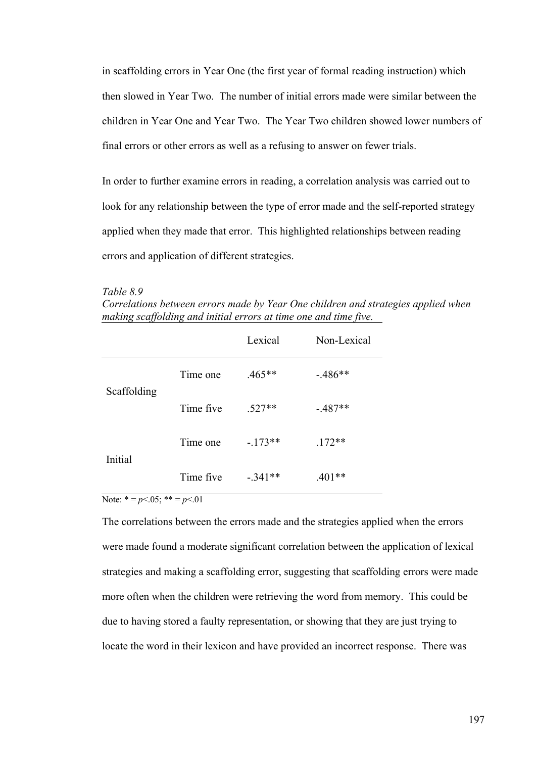in scaffolding errors in Year One (the first year of formal reading instruction) which then slowed in Year Two. The number of initial errors made were similar between the children in Year One and Year Two. The Year Two children showed lower numbers of final errors or other errors as well as a refusing to answer on fewer trials.

In order to further examine errors in reading, a correlation analysis was carried out to look for any relationship between the type of error made and the self-reported strategy applied when they made that error. This highlighted relationships between reading errors and application of different strategies.

*Table 8.9*
*Correlations between errors made by Year One children and strategies applied when making scaffolding and initial errors at time one and time five.*

| | | Lexical | Non-Lexical |
|---|---|---|---|
| Scaffolding | Time one | .465** | -.486** |
| | Time five | .527** | -.487** |
| Initial | Time one | -.173** | .172** |
| | Time five | -.341** | .401** |

Note: * = $p$<.05; ** = $p$<.01

The correlations between the errors made and the strategies applied when the errors were made found a moderate significant correlation between the application of lexical strategies and making a scaffolding error, suggesting that scaffolding errors were made more often when the children were retrieving the word from memory. This could be due to having stored a faulty representation, or showing that they are just trying to locate the word in their lexicon and have provided an incorrect response. There was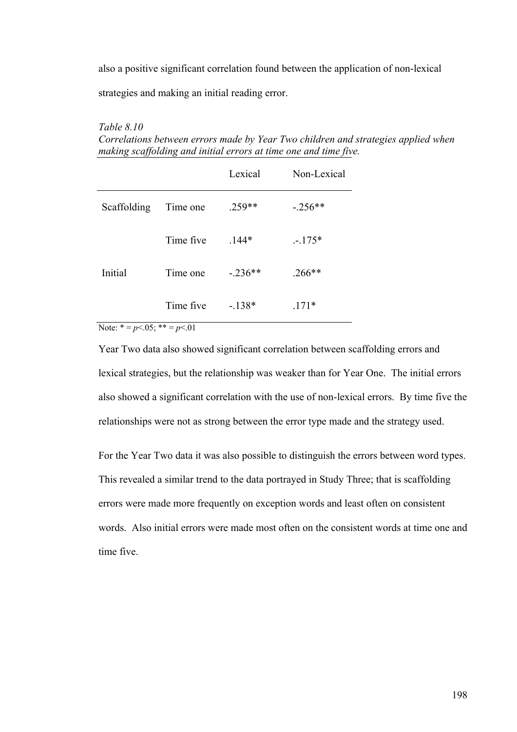also a positive significant correlation found between the application of non-lexical strategies and making an initial reading error.

*Table 8.10*
*Correlations between errors made by Year Two children and strategies applied when making scaffolding and initial errors at time one and time five.*

| | | Lexical | Non-Lexical |
|---|---|---|---|
| Scaffolding | Time one | .259** | -.256** |
| | Time five | .144* | .-.175* |
| Initial | Time one | -.236** | .266** |
| | Time five | -.138* | .171* |

Note: * = $p$<.05; ** = $p$<.01

Year Two data also showed significant correlation between scaffolding errors and lexical strategies, but the relationship was weaker than for Year One. The initial errors also showed a significant correlation with the use of non-lexical errors. By time five the relationships were not as strong between the error type made and the strategy used.

For the Year Two data it was also possible to distinguish the errors between word types. This revealed a similar trend to the data portrayed in Study Three; that is scaffolding errors were made more frequently on exception words and least often on consistent words. Also initial errors were made most often on the consistent words at time one and time five.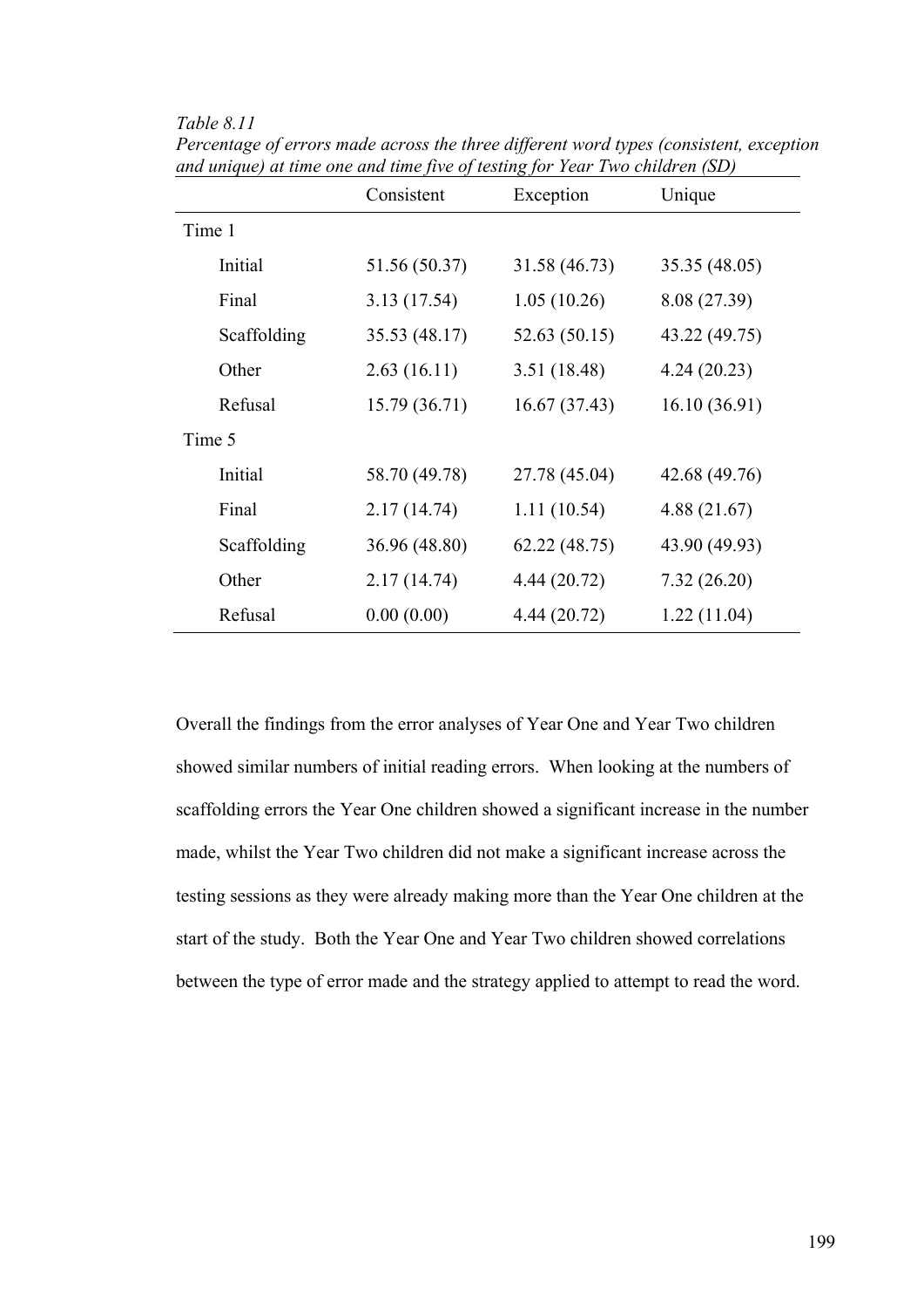*Table 8.11*
*Percentage of errors made across the three different word types (consistent, exception and unique) at time one and time five of testing for Year Two children (SD)*

| | Consistent | Exception | Unique |
|---|---|---|---|
| Time 1 | | | |
| Initial | 51.56 (50.37) | 31.58 (46.73) | 35.35 (48.05) |
| Final | 3.13 (17.54) | 1.05 (10.26) | 8.08 (27.39) |
| Scaffolding | 35.53 (48.17) | 52.63 (50.15) | 43.22 (49.75) |
| Other | 2.63 (16.11) | 3.51 (18.48) | 4.24 (20.23) |
| Refusal | 15.79 (36.71) | 16.67 (37.43) | 16.10 (36.91) |
| Time 5 | | | |
| Initial | 58.70 (49.78) | 27.78 (45.04) | 42.68 (49.76) |
| Final | 2.17 (14.74) | 1.11 (10.54) | 4.88 (21.67) |
| Scaffolding | 36.96 (48.80) | 62.22 (48.75) | 43.90 (49.93) |
| Other | 2.17 (14.74) | 4.44 (20.72) | 7.32 (26.20) |
| Refusal | 0.00 (0.00) | 4.44 (20.72) | 1.22 (11.04) |

Overall the findings from the error analyses of Year One and Year Two children showed similar numbers of initial reading errors. When looking at the numbers of scaffolding errors the Year One children showed a significant increase in the number made, whilst the Year Two children did not make a significant increase across the testing sessions as they were already making more than the Year One children at the start of the study. Both the Year One and Year Two children showed correlations between the type of error made and the strategy applied to attempt to read the word.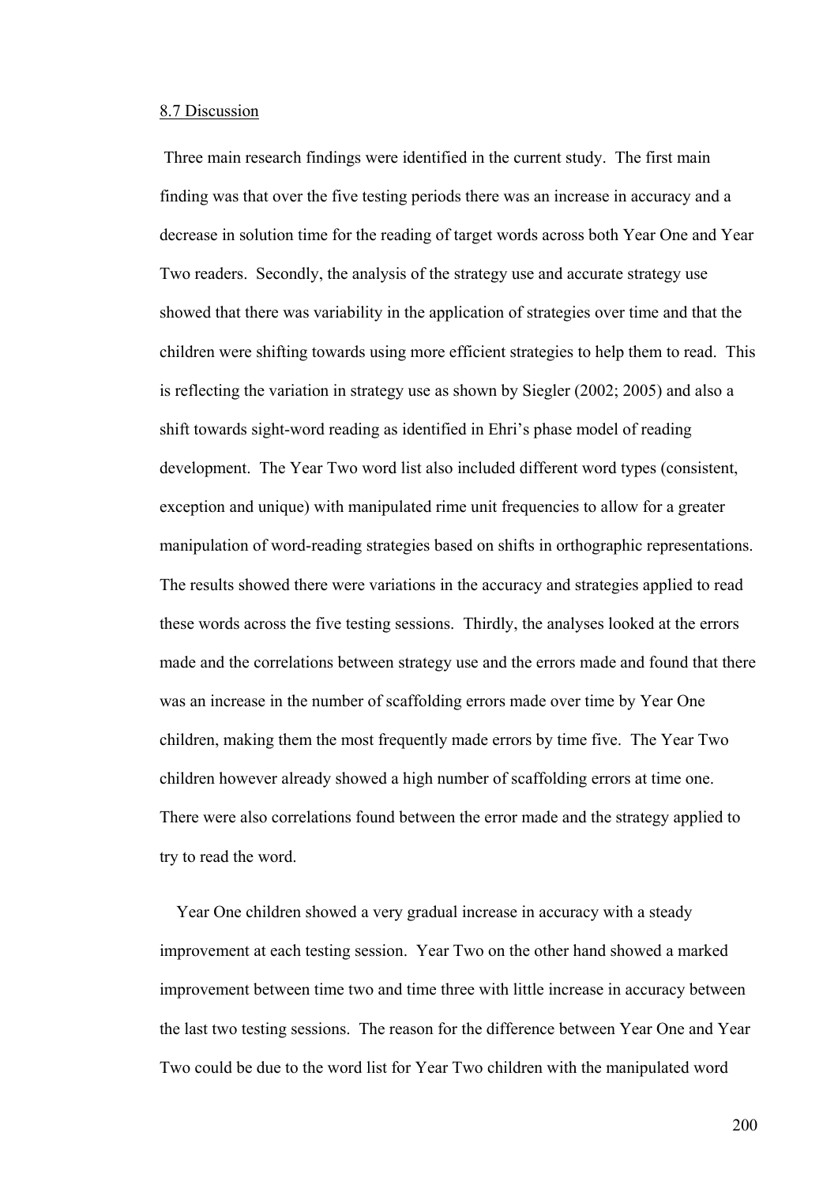## 8.7 Discussion

Three main research findings were identified in the current study. The first main finding was that over the five testing periods there was an increase in accuracy and a decrease in solution time for the reading of target words across both Year One and Year Two readers. Secondly, the analysis of the strategy use and accurate strategy use showed that there was variability in the application of strategies over time and that the children were shifting towards using more efficient strategies to help them to read. This is reflecting the variation in strategy use as shown by Siegler (2002; 2005) and also a shift towards sight-word reading as identified in Ehri's phase model of reading development. The Year Two word list also included different word types (consistent, exception and unique) with manipulated rime unit frequencies to allow for a greater manipulation of word-reading strategies based on shifts in orthographic representations. The results showed there were variations in the accuracy and strategies applied to read these words across the five testing sessions. Thirdly, the analyses looked at the errors made and the correlations between strategy use and the errors made and found that there was an increase in the number of scaffolding errors made over time by Year One children, making them the most frequently made errors by time five. The Year Two children however already showed a high number of scaffolding errors at time one. There were also correlations found between the error made and the strategy applied to try to read the word.

Year One children showed a very gradual increase in accuracy with a steady improvement at each testing session. Year Two on the other hand showed a marked improvement between time two and time three with little increase in accuracy between the last two testing sessions. The reason for the difference between Year One and Year Two could be due to the word list for Year Two children with the manipulated word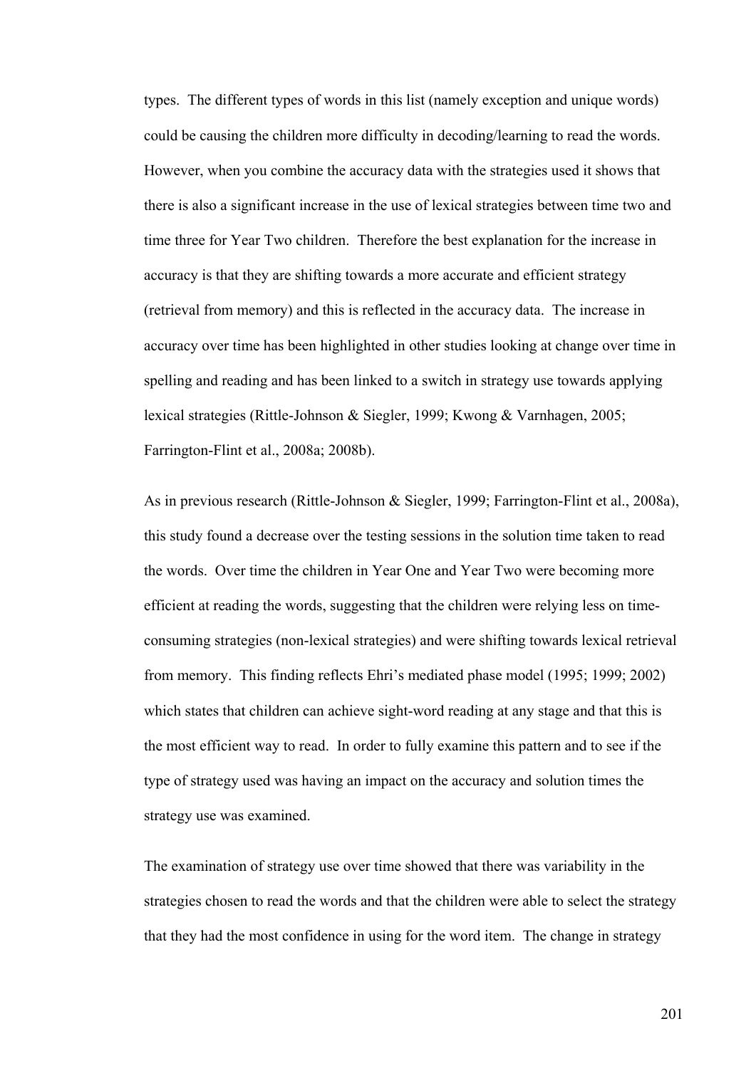types. The different types of words in this list (namely exception and unique words) could be causing the children more difficulty in decoding/learning to read the words. However, when you combine the accuracy data with the strategies used it shows that there is also a significant increase in the use of lexical strategies between time two and time three for Year Two children. Therefore the best explanation for the increase in accuracy is that they are shifting towards a more accurate and efficient strategy (retrieval from memory) and this is reflected in the accuracy data. The increase in accuracy over time has been highlighted in other studies looking at change over time in spelling and reading and has been linked to a switch in strategy use towards applying lexical strategies (Rittle-Johnson & Siegler, 1999; Kwong & Varnhagen, 2005; Farrington-Flint et al., 2008a; 2008b).

As in previous research (Rittle-Johnson & Siegler, 1999; Farrington-Flint et al., 2008a), this study found a decrease over the testing sessions in the solution time taken to read the words. Over time the children in Year One and Year Two were becoming more efficient at reading the words, suggesting that the children were relying less on time-consuming strategies (non-lexical strategies) and were shifting towards lexical retrieval from memory. This finding reflects Ehri's mediated phase model (1995; 1999; 2002) which states that children can achieve sight-word reading at any stage and that this is the most efficient way to read. In order to fully examine this pattern and to see if the type of strategy used was having an impact on the accuracy and solution times the strategy use was examined.

The examination of strategy use over time showed that there was variability in the strategies chosen to read the words and that the children were able to select the strategy that they had the most confidence in using for the word item. The change in strategy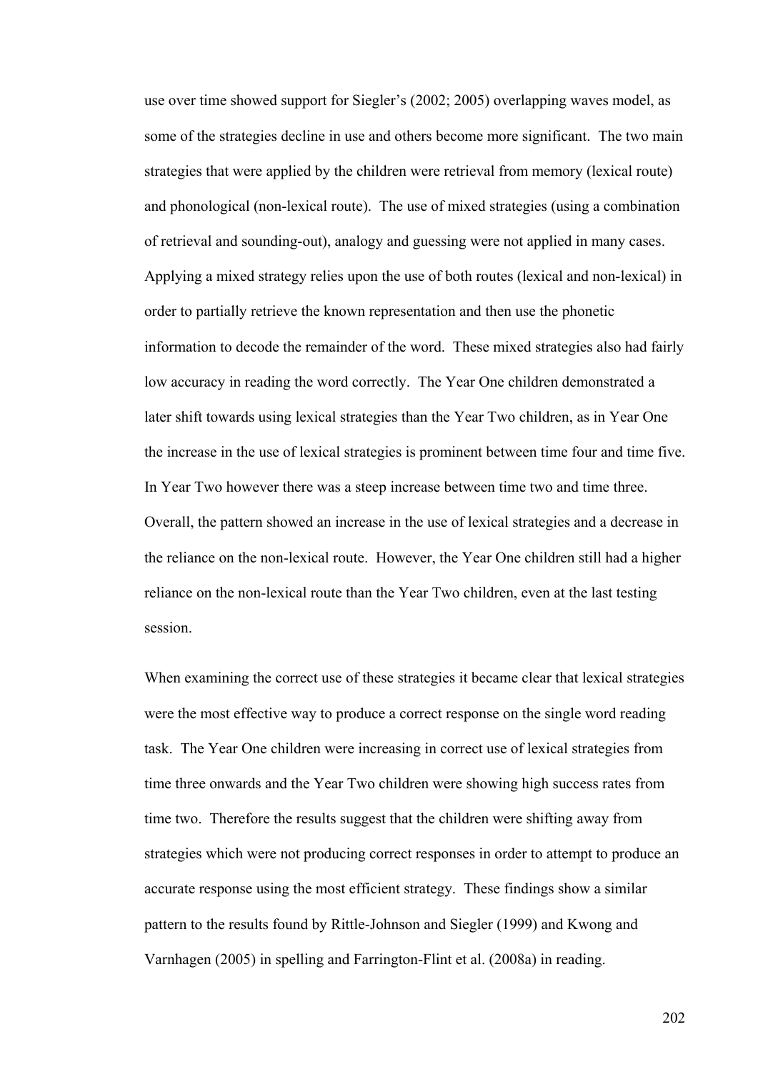use over time showed support for Siegler's (2002; 2005) overlapping waves model, as some of the strategies decline in use and others become more significant. The two main strategies that were applied by the children were retrieval from memory (lexical route) and phonological (non-lexical route). The use of mixed strategies (using a combination of retrieval and sounding-out), analogy and guessing were not applied in many cases. Applying a mixed strategy relies upon the use of both routes (lexical and non-lexical) in order to partially retrieve the known representation and then use the phonetic information to decode the remainder of the word. These mixed strategies also had fairly low accuracy in reading the word correctly. The Year One children demonstrated a later shift towards using lexical strategies than the Year Two children, as in Year One the increase in the use of lexical strategies is prominent between time four and time five. In Year Two however there was a steep increase between time two and time three. Overall, the pattern showed an increase in the use of lexical strategies and a decrease in the reliance on the non-lexical route. However, the Year One children still had a higher reliance on the non-lexical route than the Year Two children, even at the last testing session.

When examining the correct use of these strategies it became clear that lexical strategies were the most effective way to produce a correct response on the single word reading task. The Year One children were increasing in correct use of lexical strategies from time three onwards and the Year Two children were showing high success rates from time two. Therefore the results suggest that the children were shifting away from strategies which were not producing correct responses in order to attempt to produce an accurate response using the most efficient strategy. These findings show a similar pattern to the results found by Rittle-Johnson and Siegler (1999) and Kwong and Varnhagen (2005) in spelling and Farrington-Flint et al. (2008a) in reading.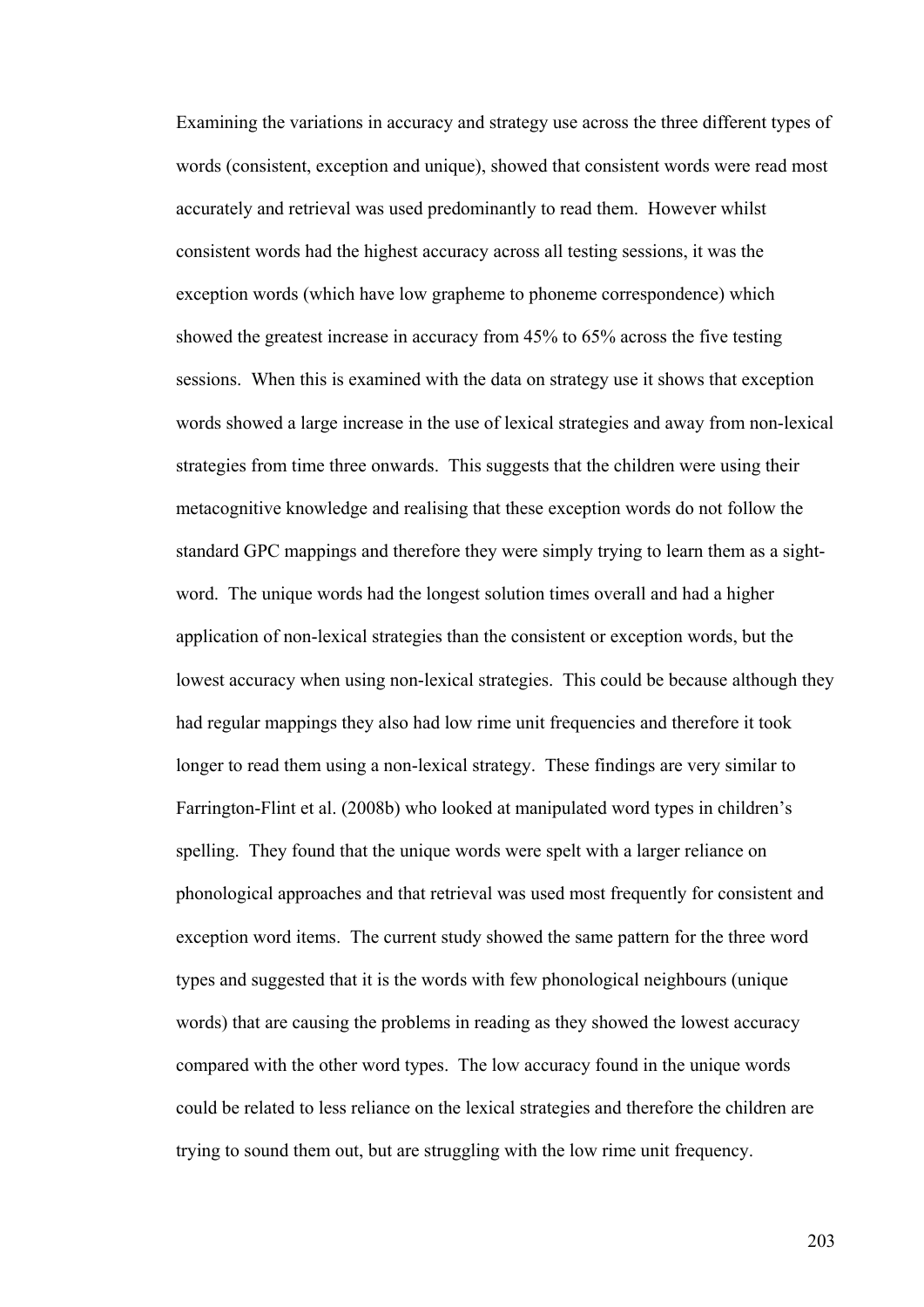Examining the variations in accuracy and strategy use across the three different types of words (consistent, exception and unique), showed that consistent words were read most accurately and retrieval was used predominantly to read them. However whilst consistent words had the highest accuracy across all testing sessions, it was the exception words (which have low grapheme to phoneme correspondence) which showed the greatest increase in accuracy from 45% to 65% across the five testing sessions. When this is examined with the data on strategy use it shows that exception words showed a large increase in the use of lexical strategies and away from non-lexical strategies from time three onwards. This suggests that the children were using their metacognitive knowledge and realising that these exception words do not follow the standard GPC mappings and therefore they were simply trying to learn them as a sight-word. The unique words had the longest solution times overall and had a higher application of non-lexical strategies than the consistent or exception words, but the lowest accuracy when using non-lexical strategies. This could be because although they had regular mappings they also had low rime unit frequencies and therefore it took longer to read them using a non-lexical strategy. These findings are very similar to Farrington-Flint et al. (2008b) who looked at manipulated word types in children's spelling. They found that the unique words were spelt with a larger reliance on phonological approaches and that retrieval was used most frequently for consistent and exception word items. The current study showed the same pattern for the three word types and suggested that it is the words with few phonological neighbours (unique words) that are causing the problems in reading as they showed the lowest accuracy compared with the other word types. The low accuracy found in the unique words could be related to less reliance on the lexical strategies and therefore the children are trying to sound them out, but are struggling with the low rime unit frequency.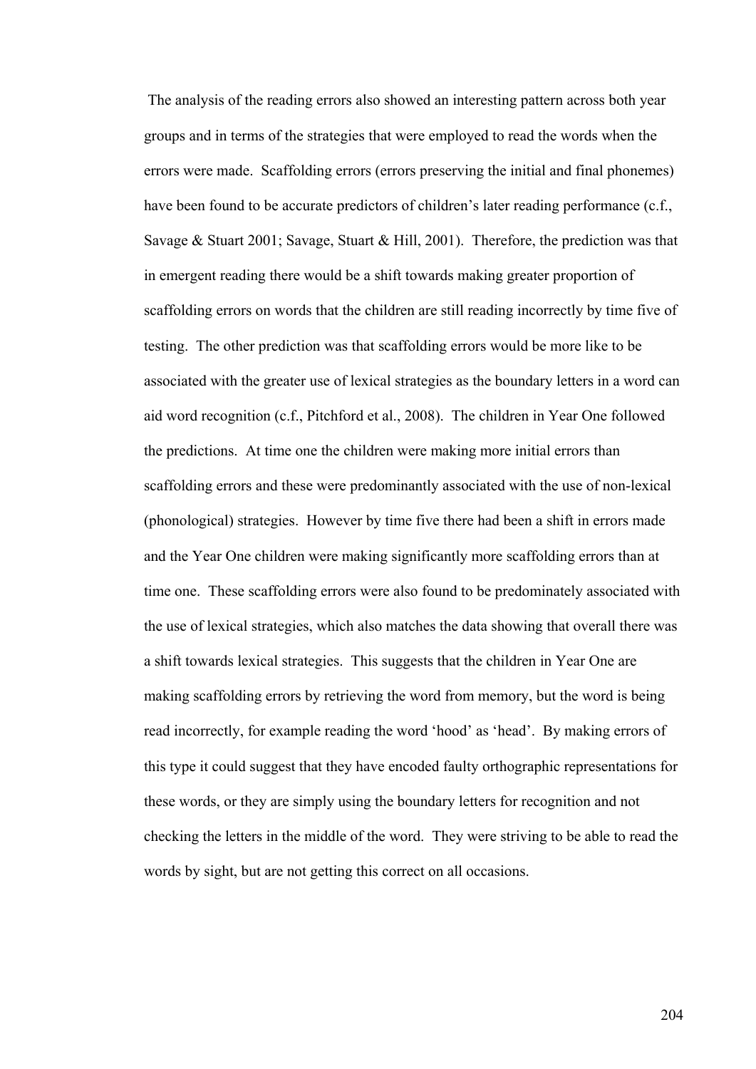The analysis of the reading errors also showed an interesting pattern across both year groups and in terms of the strategies that were employed to read the words when the errors were made. Scaffolding errors (errors preserving the initial and final phonemes) have been found to be accurate predictors of children's later reading performance (c.f., Savage & Stuart 2001; Savage, Stuart & Hill, 2001). Therefore, the prediction was that in emergent reading there would be a shift towards making greater proportion of scaffolding errors on words that the children are still reading incorrectly by time five of testing. The other prediction was that scaffolding errors would be more like to be associated with the greater use of lexical strategies as the boundary letters in a word can aid word recognition (c.f., Pitchford et al., 2008). The children in Year One followed the predictions. At time one the children were making more initial errors than scaffolding errors and these were predominantly associated with the use of non-lexical (phonological) strategies. However by time five there had been a shift in errors made and the Year One children were making significantly more scaffolding errors than at time one. These scaffolding errors were also found to be predominately associated with the use of lexical strategies, which also matches the data showing that overall there was a shift towards lexical strategies. This suggests that the children in Year One are making scaffolding errors by retrieving the word from memory, but the word is being read incorrectly, for example reading the word 'hood' as 'head'. By making errors of this type it could suggest that they have encoded faulty orthographic representations for these words, or they are simply using the boundary letters for recognition and not checking the letters in the middle of the word. They were striving to be able to read the words by sight, but are not getting this correct on all occasions.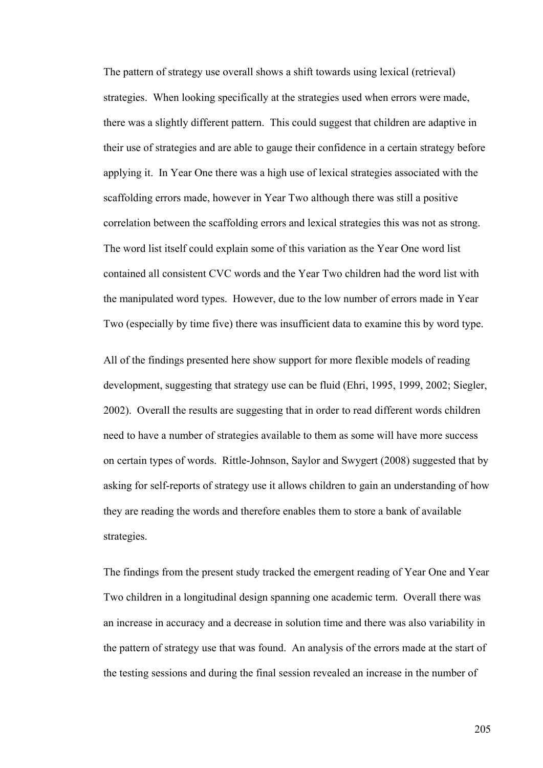The pattern of strategy use overall shows a shift towards using lexical (retrieval) strategies. When looking specifically at the strategies used when errors were made, there was a slightly different pattern. This could suggest that children are adaptive in their use of strategies and are able to gauge their confidence in a certain strategy before applying it. In Year One there was a high use of lexical strategies associated with the scaffolding errors made, however in Year Two although there was still a positive correlation between the scaffolding errors and lexical strategies this was not as strong. The word list itself could explain some of this variation as the Year One word list contained all consistent CVC words and the Year Two children had the word list with the manipulated word types. However, due to the low number of errors made in Year Two (especially by time five) there was insufficient data to examine this by word type.

All of the findings presented here show support for more flexible models of reading development, suggesting that strategy use can be fluid (Ehri, 1995, 1999, 2002; Siegler, 2002). Overall the results are suggesting that in order to read different words children need to have a number of strategies available to them as some will have more success on certain types of words. Rittle-Johnson, Saylor and Swygert (2008) suggested that by asking for self-reports of strategy use it allows children to gain an understanding of how they are reading the words and therefore enables them to store a bank of available strategies.

The findings from the present study tracked the emergent reading of Year One and Year Two children in a longitudinal design spanning one academic term. Overall there was an increase in accuracy and a decrease in solution time and there was also variability in the pattern of strategy use that was found. An analysis of the errors made at the start of the testing sessions and during the final session revealed an increase in the number of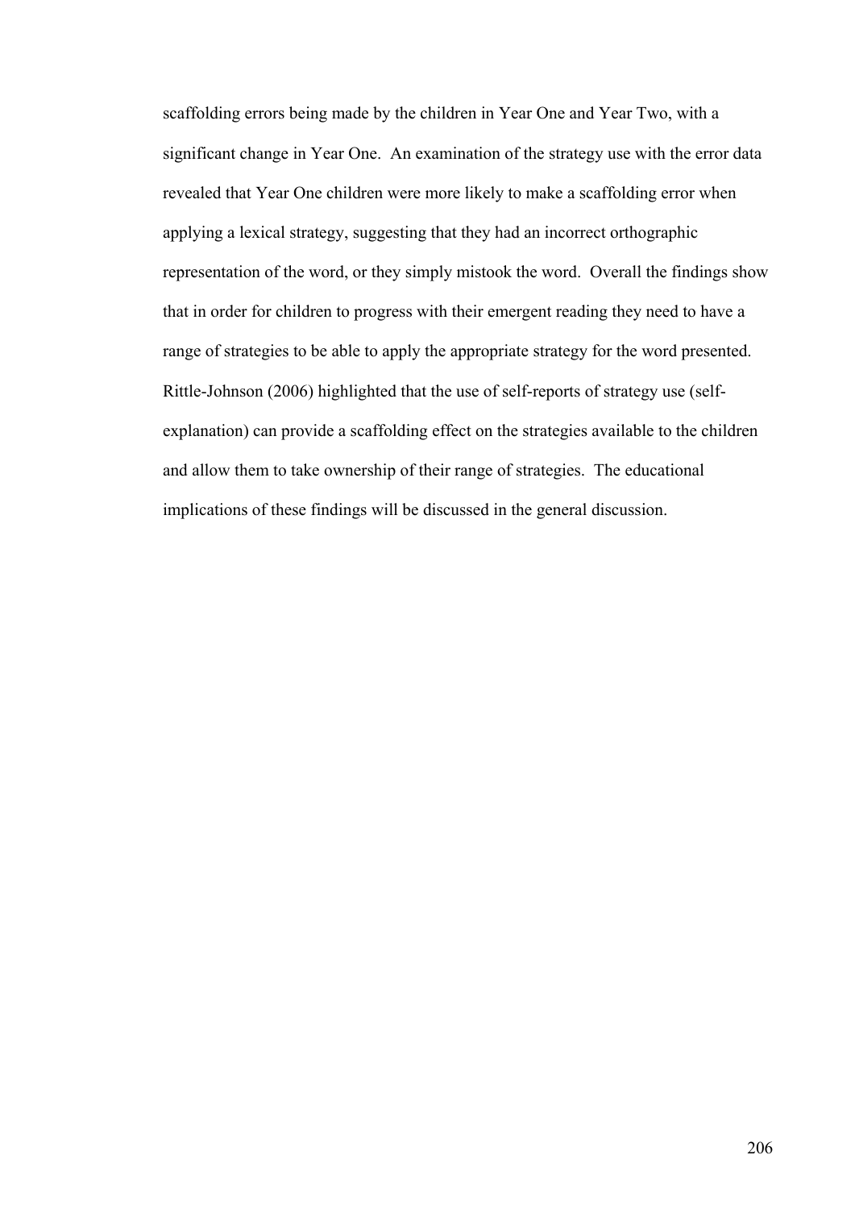scaffolding errors being made by the children in Year One and Year Two, with a significant change in Year One. An examination of the strategy use with the error data revealed that Year One children were more likely to make a scaffolding error when applying a lexical strategy, suggesting that they had an incorrect orthographic representation of the word, or they simply mistook the word. Overall the findings show that in order for children to progress with their emergent reading they need to have a range of strategies to be able to apply the appropriate strategy for the word presented. Rittle-Johnson (2006) highlighted that the use of self-reports of strategy use (self-explanation) can provide a scaffolding effect on the strategies available to the children and allow them to take ownership of their range of strategies. The educational implications of these findings will be discussed in the general discussion.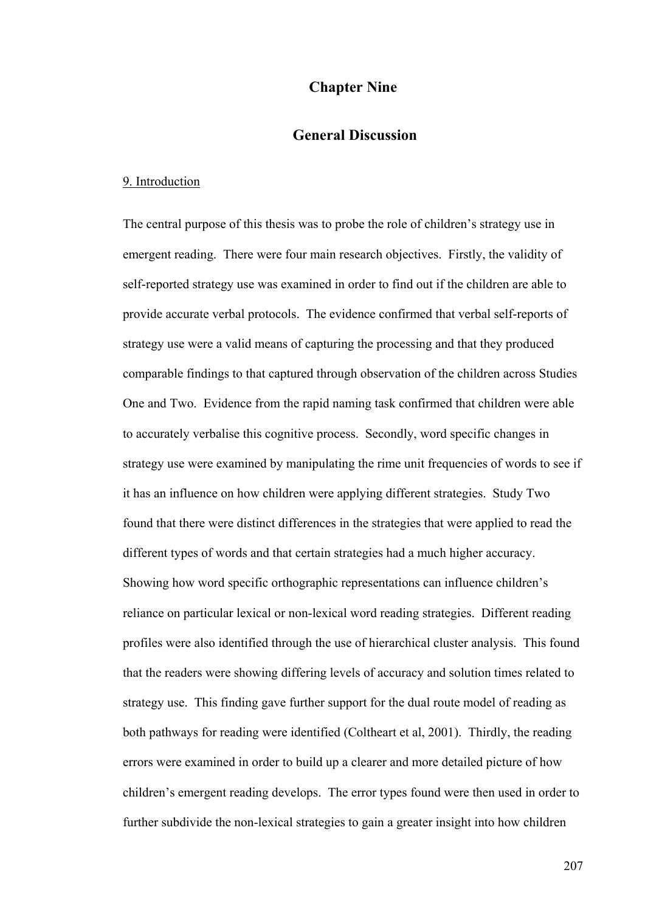# Chapter Nine

## General Discussion

### 9. Introduction

The central purpose of this thesis was to probe the role of children's strategy use in emergent reading. There were four main research objectives. Firstly, the validity of self-reported strategy use was examined in order to find out if the children are able to provide accurate verbal protocols. The evidence confirmed that verbal self-reports of strategy use were a valid means of capturing the processing and that they produced comparable findings to that captured through observation of the children across Studies One and Two. Evidence from the rapid naming task confirmed that children were able to accurately verbalise this cognitive process. Secondly, word specific changes in strategy use were examined by manipulating the rime unit frequencies of words to see if it has an influence on how children were applying different strategies. Study Two found that there were distinct differences in the strategies that were applied to read the different types of words and that certain strategies had a much higher accuracy. Showing how word specific orthographic representations can influence children's reliance on particular lexical or non-lexical word reading strategies. Different reading profiles were also identified through the use of hierarchical cluster analysis. This found that the readers were showing differing levels of accuracy and solution times related to strategy use. This finding gave further support for the dual route model of reading as both pathways for reading were identified (Coltheart et al, 2001). Thirdly, the reading errors were examined in order to build up a clearer and more detailed picture of how children's emergent reading develops. The error types found were then used in order to further subdivide the non-lexical strategies to gain a greater insight into how children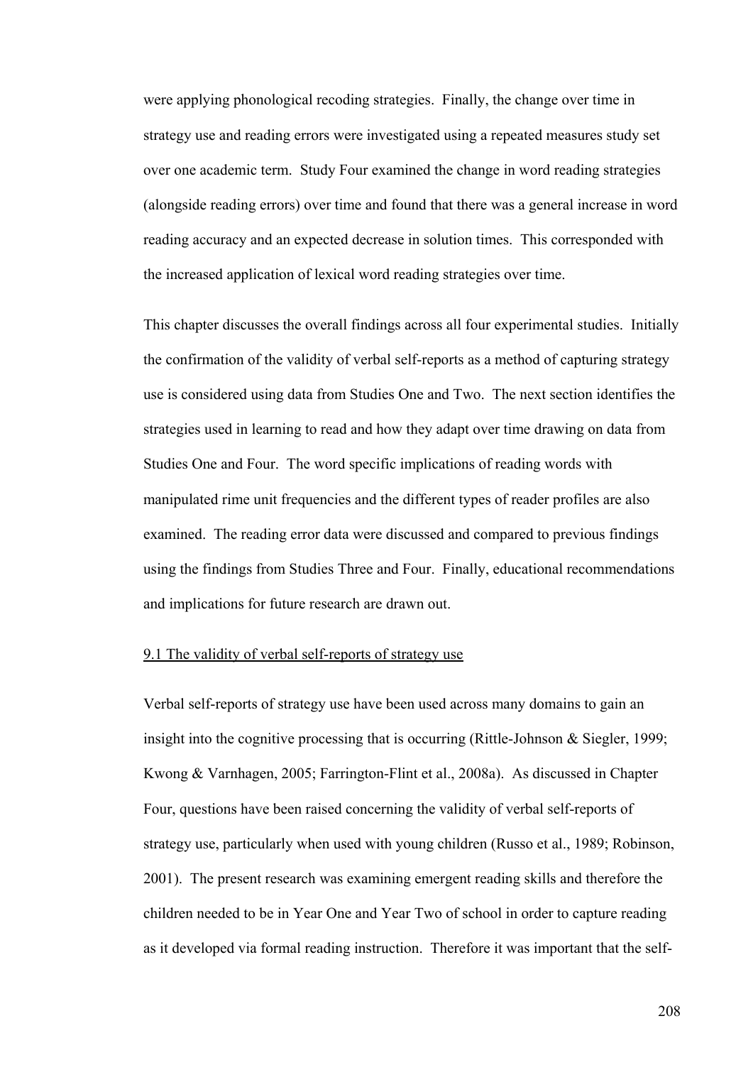were applying phonological recoding strategies. Finally, the change over time in strategy use and reading errors were investigated using a repeated measures study set over one academic term. Study Four examined the change in word reading strategies (alongside reading errors) over time and found that there was a general increase in word reading accuracy and an expected decrease in solution times. This corresponded with the increased application of lexical word reading strategies over time.

This chapter discusses the overall findings across all four experimental studies. Initially the confirmation of the validity of verbal self-reports as a method of capturing strategy use is considered using data from Studies One and Two. The next section identifies the strategies used in learning to read and how they adapt over time drawing on data from Studies One and Four. The word specific implications of reading words with manipulated rime unit frequencies and the different types of reader profiles are also examined. The reading error data were discussed and compared to previous findings using the findings from Studies Three and Four. Finally, educational recommendations and implications for future research are drawn out.

## 9.1 The validity of verbal self-reports of strategy use

Verbal self-reports of strategy use have been used across many domains to gain an insight into the cognitive processing that is occurring (Rittle-Johnson & Siegler, 1999; Kwong & Varnhagen, 2005; Farrington-Flint et al., 2008a). As discussed in Chapter Four, questions have been raised concerning the validity of verbal self-reports of strategy use, particularly when used with young children (Russo et al., 1989; Robinson, 2001). The present research was examining emergent reading skills and therefore the children needed to be in Year One and Year Two of school in order to capture reading as it developed via formal reading instruction. Therefore it was important that the self-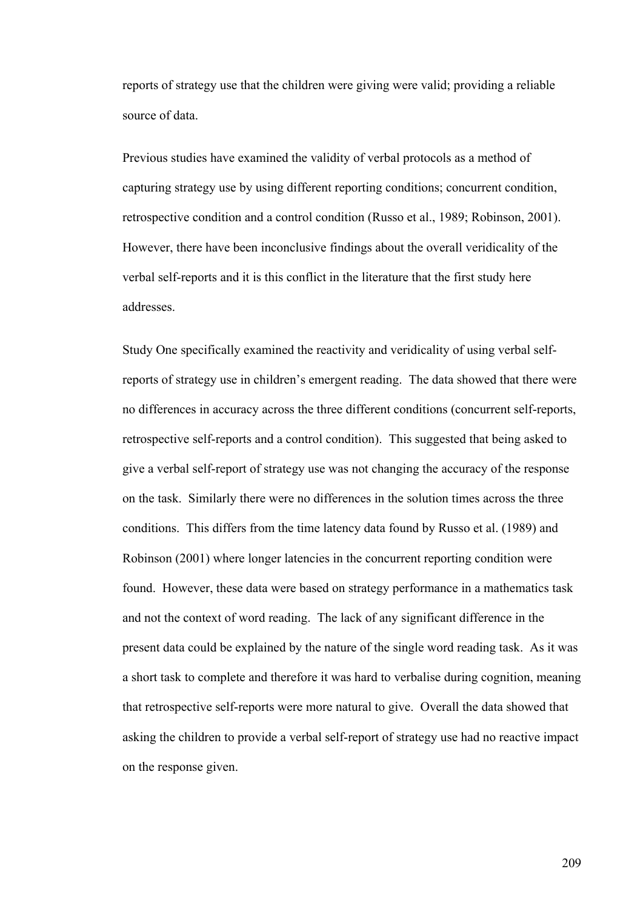reports of strategy use that the children were giving were valid; providing a reliable source of data.

Previous studies have examined the validity of verbal protocols as a method of capturing strategy use by using different reporting conditions; concurrent condition, retrospective condition and a control condition (Russo et al., 1989; Robinson, 2001). However, there have been inconclusive findings about the overall veridicality of the verbal self-reports and it is this conflict in the literature that the first study here addresses.

Study One specifically examined the reactivity and veridicality of using verbal self-reports of strategy use in children's emergent reading. The data showed that there were no differences in accuracy across the three different conditions (concurrent self-reports, retrospective self-reports and a control condition). This suggested that being asked to give a verbal self-report of strategy use was not changing the accuracy of the response on the task. Similarly there were no differences in the solution times across the three conditions. This differs from the time latency data found by Russo et al. (1989) and Robinson (2001) where longer latencies in the concurrent reporting condition were found. However, these data were based on strategy performance in a mathematics task and not the context of word reading. The lack of any significant difference in the present data could be explained by the nature of the single word reading task. As it was a short task to complete and therefore it was hard to verbalise during cognition, meaning that retrospective self-reports were more natural to give. Overall the data showed that asking the children to provide a verbal self-report of strategy use had no reactive impact on the response given.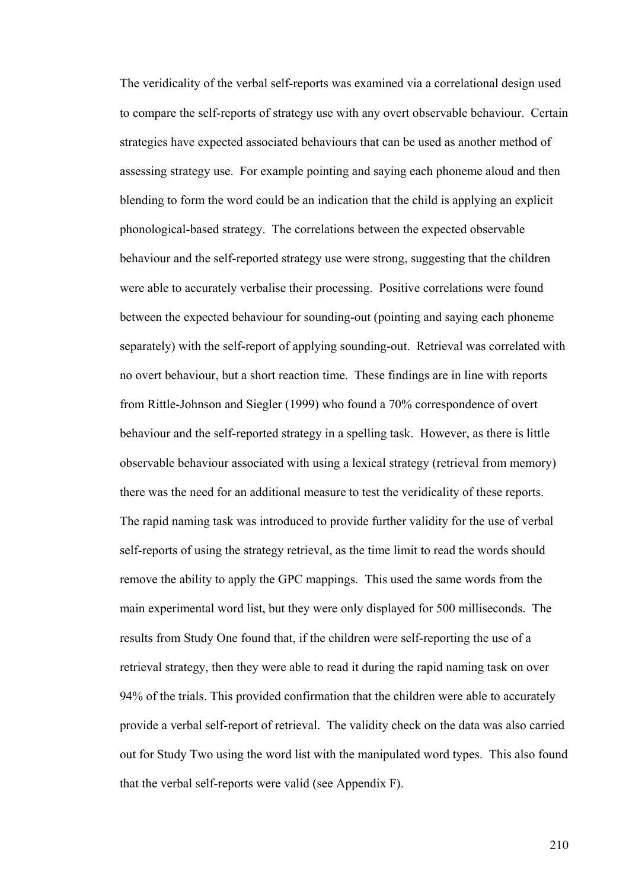The veridicality of the verbal self-reports was examined via a correlational design used to compare the self-reports of strategy use with any overt observable behaviour. Certain strategies have expected associated behaviours that can be used as another method of assessing strategy use. For example pointing and saying each phoneme aloud and then blending to form the word could be an indication that the child is applying an explicit phonological-based strategy. The correlations between the expected observable behaviour and the self-reported strategy use were strong, suggesting that the children were able to accurately verbalise their processing. Positive correlations were found between the expected behaviour for sounding-out (pointing and saying each phoneme separately) with the self-report of applying sounding-out. Retrieval was correlated with no overt behaviour, but a short reaction time. These findings are in line with reports from Rittle-Johnson and Siegler (1999) who found a 70% correspondence of overt behaviour and the self-reported strategy in a spelling task. However, as there is little observable behaviour associated with using a lexical strategy (retrieval from memory) there was the need for an additional measure to test the veridicality of these reports. The rapid naming task was introduced to provide further validity for the use of verbal self-reports of using the strategy retrieval, as the time limit to read the words should remove the ability to apply the GPC mappings. This used the same words from the main experimental word list, but they were only displayed for 500 milliseconds. The results from Study One found that, if the children were self-reporting the use of a retrieval strategy, then they were able to read it during the rapid naming task on over 94% of the trials. This provided confirmation that the children were able to accurately provide a verbal self-report of retrieval. The validity check on the data was also carried out for Study Two using the word list with the manipulated word types. This also found that the verbal self-reports were valid (see Appendix F).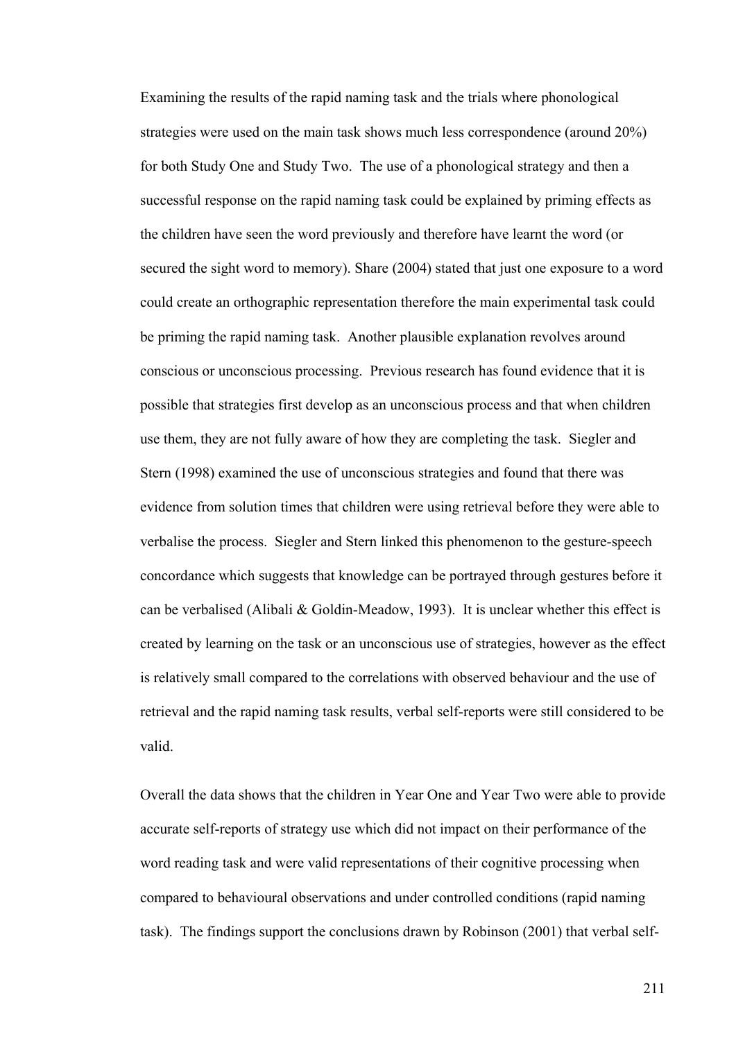Examining the results of the rapid naming task and the trials where phonological strategies were used on the main task shows much less correspondence (around 20%) for both Study One and Study Two. The use of a phonological strategy and then a successful response on the rapid naming task could be explained by priming effects as the children have seen the word previously and therefore have learnt the word (or secured the sight word to memory). Share (2004) stated that just one exposure to a word could create an orthographic representation therefore the main experimental task could be priming the rapid naming task. Another plausible explanation revolves around conscious or unconscious processing. Previous research has found evidence that it is possible that strategies first develop as an unconscious process and that when children use them, they are not fully aware of how they are completing the task. Siegler and Stern (1998) examined the use of unconscious strategies and found that there was evidence from solution times that children were using retrieval before they were able to verbalise the process. Siegler and Stern linked this phenomenon to the gesture-speech concordance which suggests that knowledge can be portrayed through gestures before it can be verbalised (Alibali & Goldin-Meadow, 1993). It is unclear whether this effect is created by learning on the task or an unconscious use of strategies, however as the effect is relatively small compared to the correlations with observed behaviour and the use of retrieval and the rapid naming task results, verbal self-reports were still considered to be valid.

Overall the data shows that the children in Year One and Year Two were able to provide accurate self-reports of strategy use which did not impact on their performance of the word reading task and were valid representations of their cognitive processing when compared to behavioural observations and under controlled conditions (rapid naming task). The findings support the conclusions drawn by Robinson (2001) that verbal self-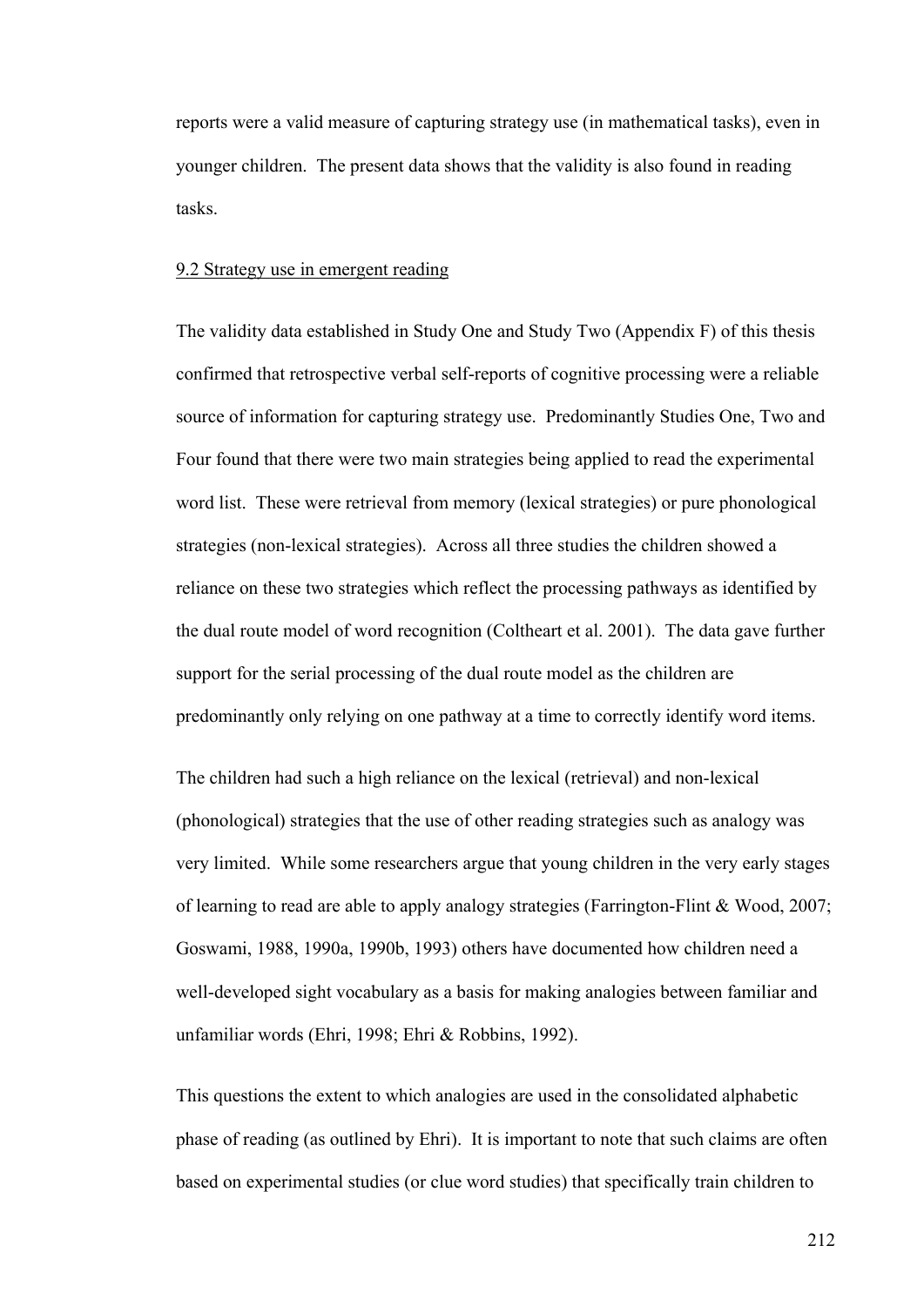reports were a valid measure of capturing strategy use (in mathematical tasks), even in younger children. The present data shows that the validity is also found in reading tasks.

## 9.2 Strategy use in emergent reading

The validity data established in Study One and Study Two (Appendix F) of this thesis confirmed that retrospective verbal self-reports of cognitive processing were a reliable source of information for capturing strategy use. Predominantly Studies One, Two and Four found that there were two main strategies being applied to read the experimental word list. These were retrieval from memory (lexical strategies) or pure phonological strategies (non-lexical strategies). Across all three studies the children showed a reliance on these two strategies which reflect the processing pathways as identified by the dual route model of word recognition (Coltheart et al. 2001). The data gave further support for the serial processing of the dual route model as the children are predominantly only relying on one pathway at a time to correctly identify word items.

The children had such a high reliance on the lexical (retrieval) and non-lexical (phonological) strategies that the use of other reading strategies such as analogy was very limited. While some researchers argue that young children in the very early stages of learning to read are able to apply analogy strategies (Farrington-Flint & Wood, 2007; Goswami, 1988, 1990a, 1990b, 1993) others have documented how children need a well-developed sight vocabulary as a basis for making analogies between familiar and unfamiliar words (Ehri, 1998; Ehri & Robbins, 1992).

This questions the extent to which analogies are used in the consolidated alphabetic phase of reading (as outlined by Ehri). It is important to note that such claims are often based on experimental studies (or clue word studies) that specifically train children to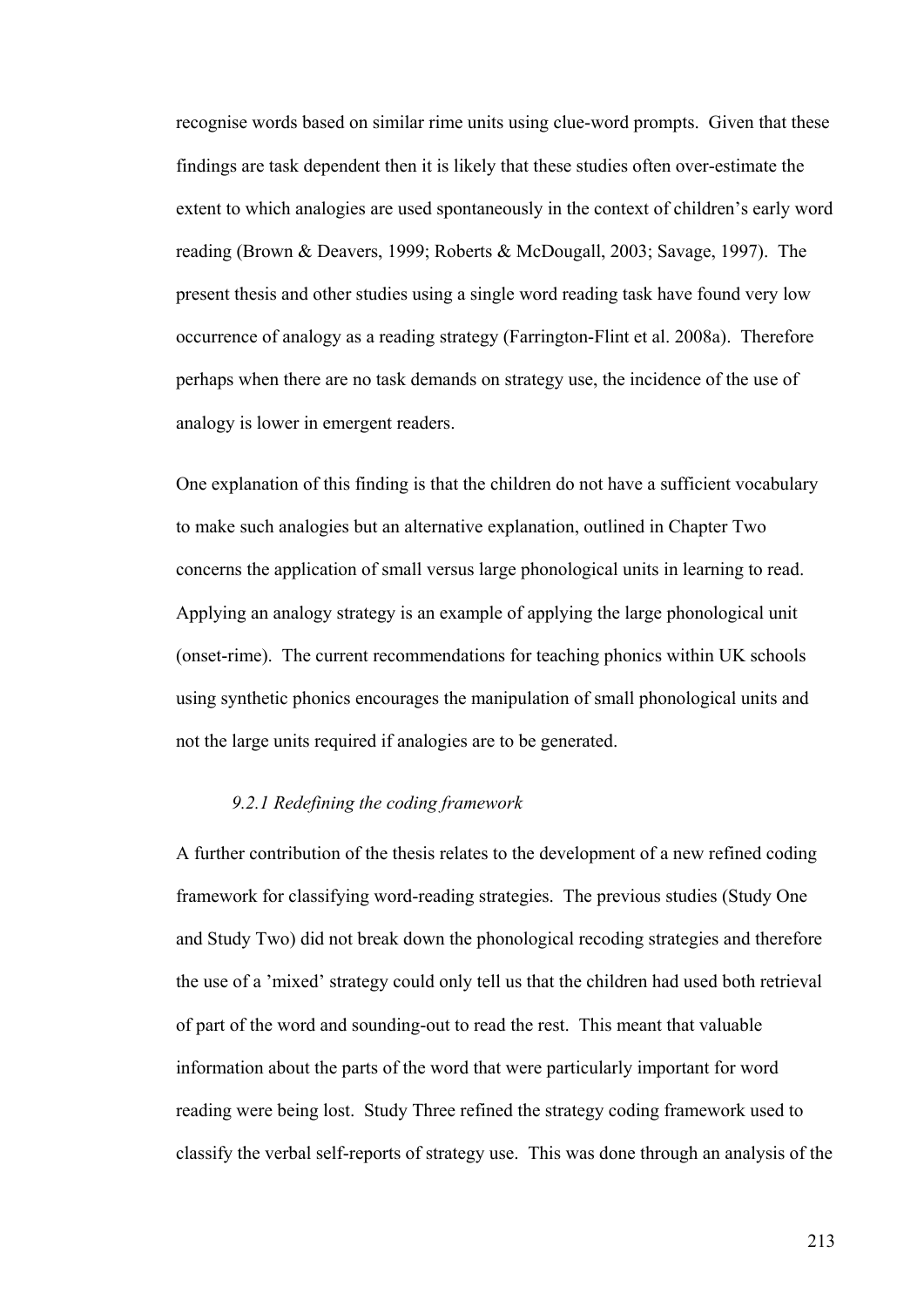recognise words based on similar rime units using clue-word prompts. Given that these findings are task dependent then it is likely that these studies often over-estimate the extent to which analogies are used spontaneously in the context of children's early word reading (Brown & Deavers, 1999; Roberts & McDougall, 2003; Savage, 1997). The present thesis and other studies using a single word reading task have found very low occurrence of analogy as a reading strategy (Farrington-Flint et al. 2008a). Therefore perhaps when there are no task demands on strategy use, the incidence of the use of analogy is lower in emergent readers.

One explanation of this finding is that the children do not have a sufficient vocabulary to make such analogies but an alternative explanation, outlined in Chapter Two concerns the application of small versus large phonological units in learning to read. Applying an analogy strategy is an example of applying the large phonological unit (onset-rime). The current recommendations for teaching phonics within UK schools using synthetic phonics encourages the manipulation of small phonological units and not the large units required if analogies are to be generated.

### *9.2.1 Redefining the coding framework*

A further contribution of the thesis relates to the development of a new refined coding framework for classifying word-reading strategies. The previous studies (Study One and Study Two) did not break down the phonological recoding strategies and therefore the use of a 'mixed' strategy could only tell us that the children had used both retrieval of part of the word and sounding-out to read the rest. This meant that valuable information about the parts of the word that were particularly important for word reading were being lost. Study Three refined the strategy coding framework used to classify the verbal self-reports of strategy use. This was done through an analysis of the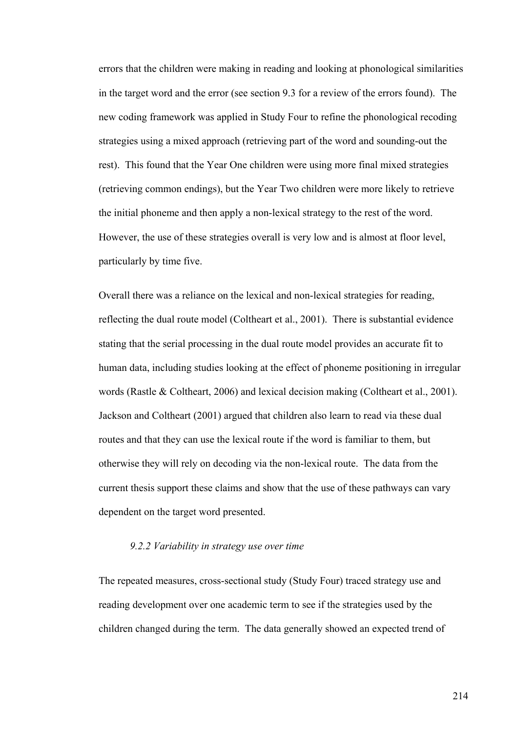errors that the children were making in reading and looking at phonological similarities in the target word and the error (see section 9.3 for a review of the errors found). The new coding framework was applied in Study Four to refine the phonological recoding strategies using a mixed approach (retrieving part of the word and sounding-out the rest). This found that the Year One children were using more final mixed strategies (retrieving common endings), but the Year Two children were more likely to retrieve the initial phoneme and then apply a non-lexical strategy to the rest of the word. However, the use of these strategies overall is very low and is almost at floor level, particularly by time five.

Overall there was a reliance on the lexical and non-lexical strategies for reading, reflecting the dual route model (Coltheart et al., 2001). There is substantial evidence stating that the serial processing in the dual route model provides an accurate fit to human data, including studies looking at the effect of phoneme positioning in irregular words (Rastle & Coltheart, 2006) and lexical decision making (Coltheart et al., 2001). Jackson and Coltheart (2001) argued that children also learn to read via these dual routes and that they can use the lexical route if the word is familiar to them, but otherwise they will rely on decoding via the non-lexical route. The data from the current thesis support these claims and show that the use of these pathways can vary dependent on the target word presented.

### *9.2.2 Variability in strategy use over time*

The repeated measures, cross-sectional study (Study Four) traced strategy use and reading development over one academic term to see if the strategies used by the children changed during the term. The data generally showed an expected trend of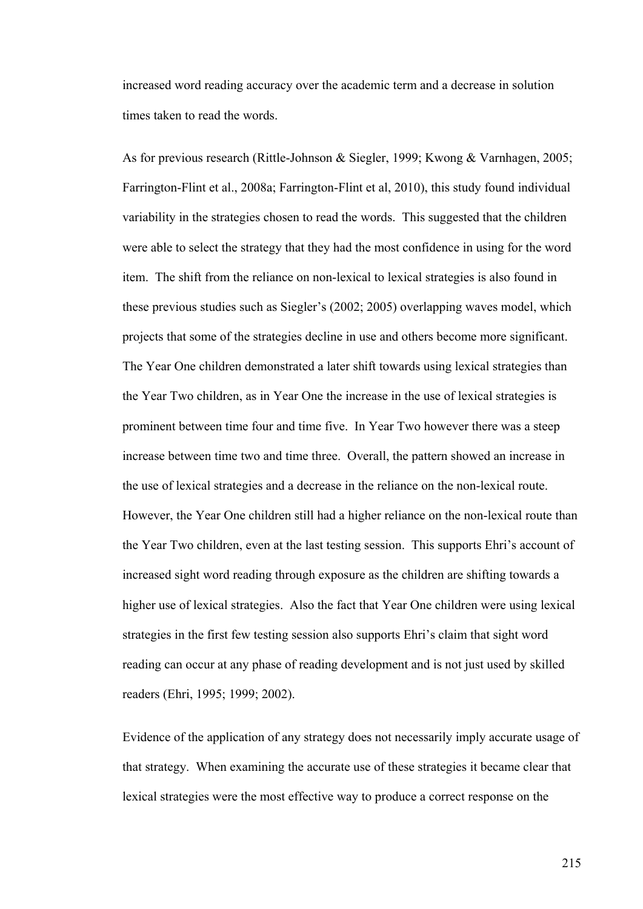increased word reading accuracy over the academic term and a decrease in solution times taken to read the words.

As for previous research (Rittle-Johnson & Siegler, 1999; Kwong & Varnhagen, 2005; Farrington-Flint et al., 2008a; Farrington-Flint et al, 2010), this study found individual variability in the strategies chosen to read the words. This suggested that the children were able to select the strategy that they had the most confidence in using for the word item. The shift from the reliance on non-lexical to lexical strategies is also found in these previous studies such as Siegler's (2002; 2005) overlapping waves model, which projects that some of the strategies decline in use and others become more significant. The Year One children demonstrated a later shift towards using lexical strategies than the Year Two children, as in Year One the increase in the use of lexical strategies is prominent between time four and time five. In Year Two however there was a steep increase between time two and time three. Overall, the pattern showed an increase in the use of lexical strategies and a decrease in the reliance on the non-lexical route. However, the Year One children still had a higher reliance on the non-lexical route than the Year Two children, even at the last testing session. This supports Ehri's account of increased sight word reading through exposure as the children are shifting towards a higher use of lexical strategies. Also the fact that Year One children were using lexical strategies in the first few testing session also supports Ehri's claim that sight word reading can occur at any phase of reading development and is not just used by skilled readers (Ehri, 1995; 1999; 2002).

Evidence of the application of any strategy does not necessarily imply accurate usage of that strategy. When examining the accurate use of these strategies it became clear that lexical strategies were the most effective way to produce a correct response on the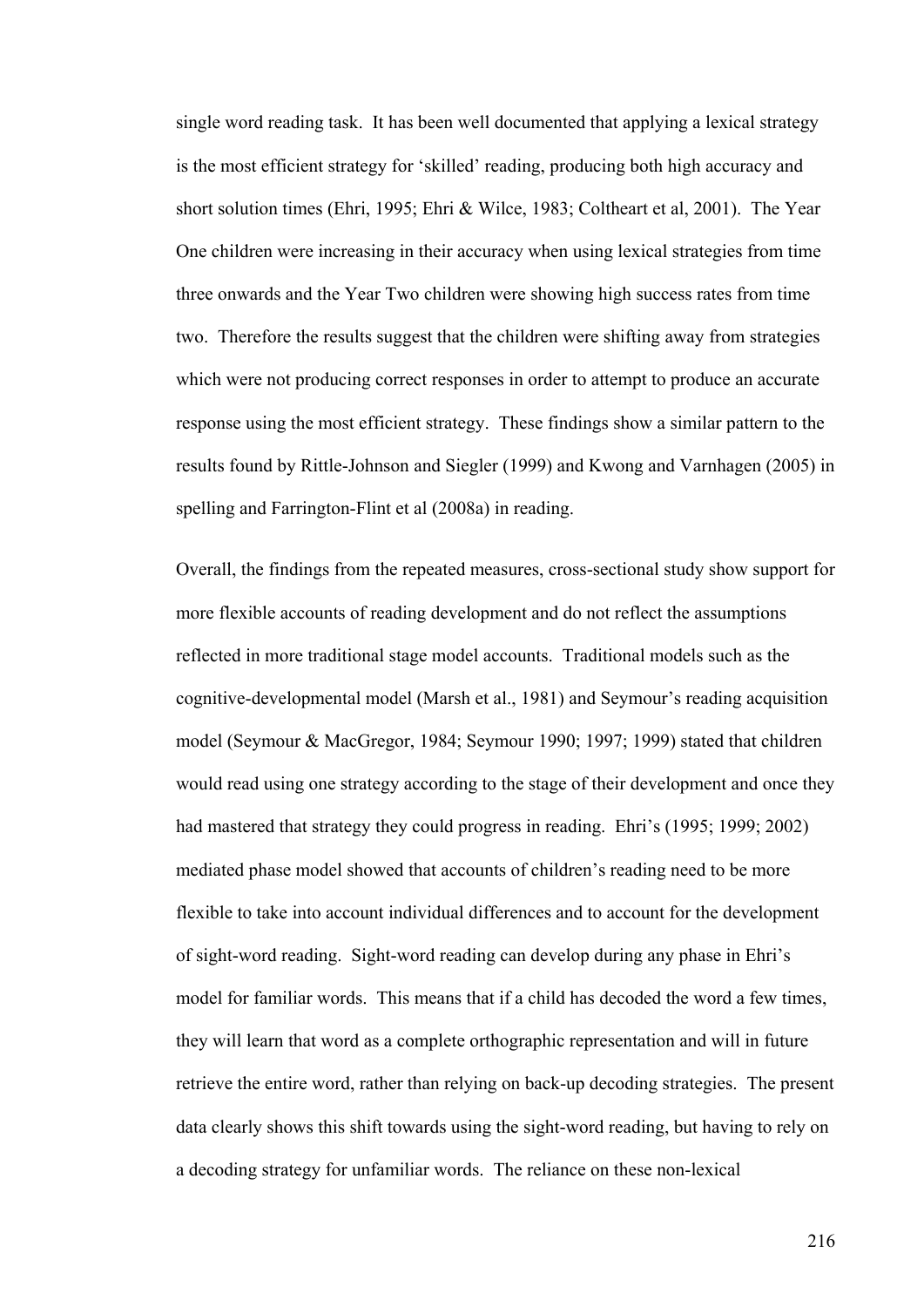single word reading task. It has been well documented that applying a lexical strategy is the most efficient strategy for 'skilled' reading, producing both high accuracy and short solution times (Ehri, 1995; Ehri & Wilce, 1983; Coltheart et al, 2001). The Year One children were increasing in their accuracy when using lexical strategies from time three onwards and the Year Two children were showing high success rates from time two. Therefore the results suggest that the children were shifting away from strategies which were not producing correct responses in order to attempt to produce an accurate response using the most efficient strategy. These findings show a similar pattern to the results found by Rittle-Johnson and Siegler (1999) and Kwong and Varnhagen (2005) in spelling and Farrington-Flint et al (2008a) in reading.

Overall, the findings from the repeated measures, cross-sectional study show support for more flexible accounts of reading development and do not reflect the assumptions reflected in more traditional stage model accounts. Traditional models such as the cognitive-developmental model (Marsh et al., 1981) and Seymour's reading acquisition model (Seymour & MacGregor, 1984; Seymour 1990; 1997; 1999) stated that children would read using one strategy according to the stage of their development and once they had mastered that strategy they could progress in reading. Ehri's (1995; 1999; 2002) mediated phase model showed that accounts of children's reading need to be more flexible to take into account individual differences and to account for the development of sight-word reading. Sight-word reading can develop during any phase in Ehri's model for familiar words. This means that if a child has decoded the word a few times, they will learn that word as a complete orthographic representation and will in future retrieve the entire word, rather than relying on back-up decoding strategies. The present data clearly shows this shift towards using the sight-word reading, but having to rely on a decoding strategy for unfamiliar words. The reliance on these non-lexical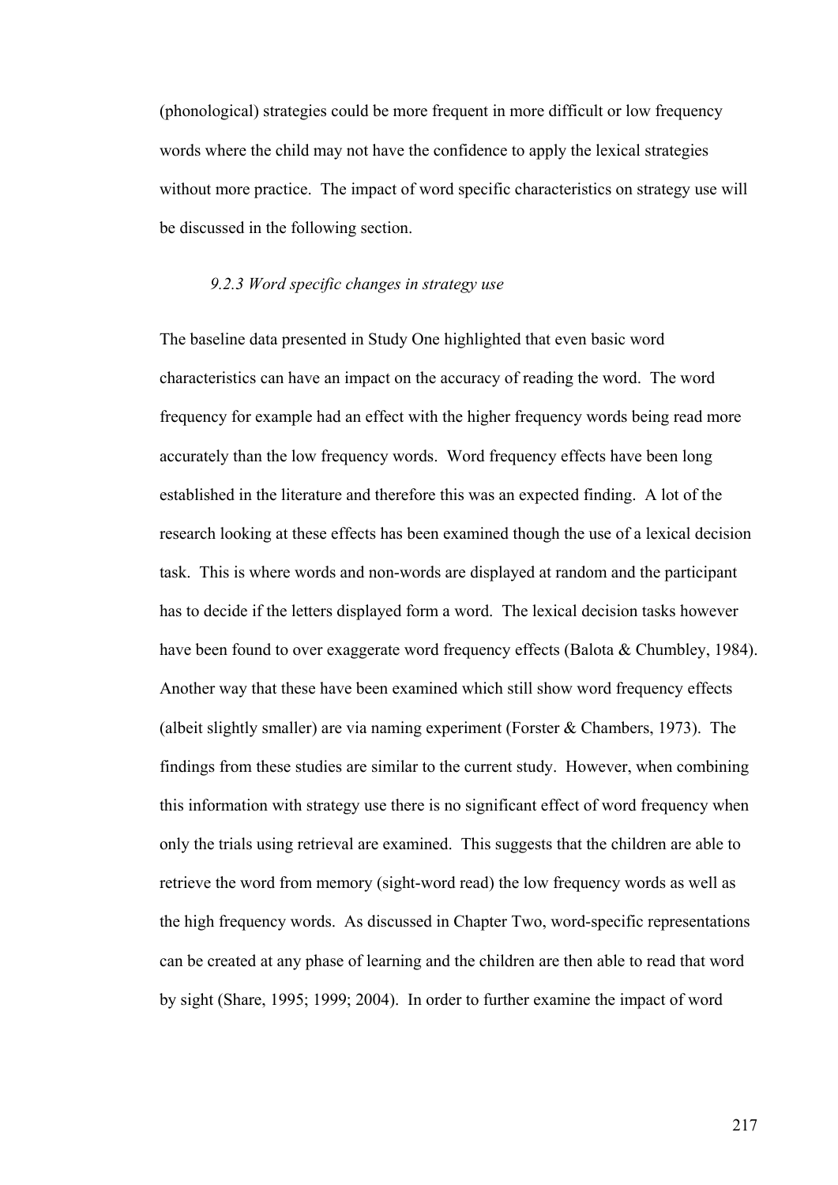(phonological) strategies could be more frequent in more difficult or low frequency words where the child may not have the confidence to apply the lexical strategies without more practice. The impact of word specific characteristics on strategy use will be discussed in the following section.

### *9.2.3 Word specific changes in strategy use*

The baseline data presented in Study One highlighted that even basic word characteristics can have an impact on the accuracy of reading the word. The word frequency for example had an effect with the higher frequency words being read more accurately than the low frequency words. Word frequency effects have been long established in the literature and therefore this was an expected finding. A lot of the research looking at these effects has been examined though the use of a lexical decision task. This is where words and non-words are displayed at random and the participant has to decide if the letters displayed form a word. The lexical decision tasks however have been found to over exaggerate word frequency effects (Balota & Chumbley, 1984). Another way that these have been examined which still show word frequency effects (albeit slightly smaller) are via naming experiment (Forster & Chambers, 1973). The findings from these studies are similar to the current study. However, when combining this information with strategy use there is no significant effect of word frequency when only the trials using retrieval are examined. This suggests that the children are able to retrieve the word from memory (sight-word read) the low frequency words as well as the high frequency words. As discussed in Chapter Two, word-specific representations can be created at any phase of learning and the children are then able to read that word by sight (Share, 1995; 1999; 2004). In order to further examine the impact of word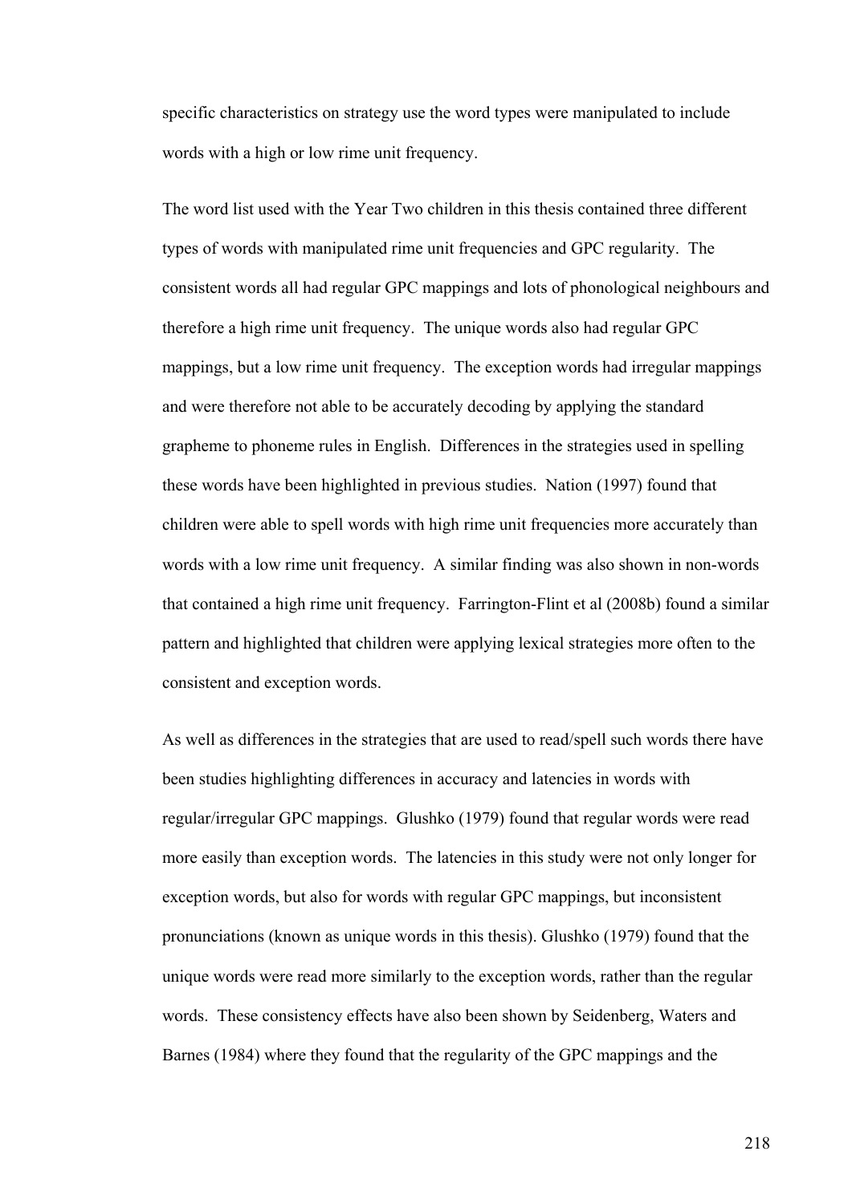specific characteristics on strategy use the word types were manipulated to include words with a high or low rime unit frequency.

The word list used with the Year Two children in this thesis contained three different types of words with manipulated rime unit frequencies and GPC regularity. The consistent words all had regular GPC mappings and lots of phonological neighbours and therefore a high rime unit frequency. The unique words also had regular GPC mappings, but a low rime unit frequency. The exception words had irregular mappings and were therefore not able to be accurately decoding by applying the standard grapheme to phoneme rules in English. Differences in the strategies used in spelling these words have been highlighted in previous studies. Nation (1997) found that children were able to spell words with high rime unit frequencies more accurately than words with a low rime unit frequency. A similar finding was also shown in non-words that contained a high rime unit frequency. Farrington-Flint et al (2008b) found a similar pattern and highlighted that children were applying lexical strategies more often to the consistent and exception words.

As well as differences in the strategies that are used to read/spell such words there have been studies highlighting differences in accuracy and latencies in words with regular/irregular GPC mappings. Glushko (1979) found that regular words were read more easily than exception words. The latencies in this study were not only longer for exception words, but also for words with regular GPC mappings, but inconsistent pronunciations (known as unique words in this thesis). Glushko (1979) found that the unique words were read more similarly to the exception words, rather than the regular words. These consistency effects have also been shown by Seidenberg, Waters and Barnes (1984) where they found that the regularity of the GPC mappings and the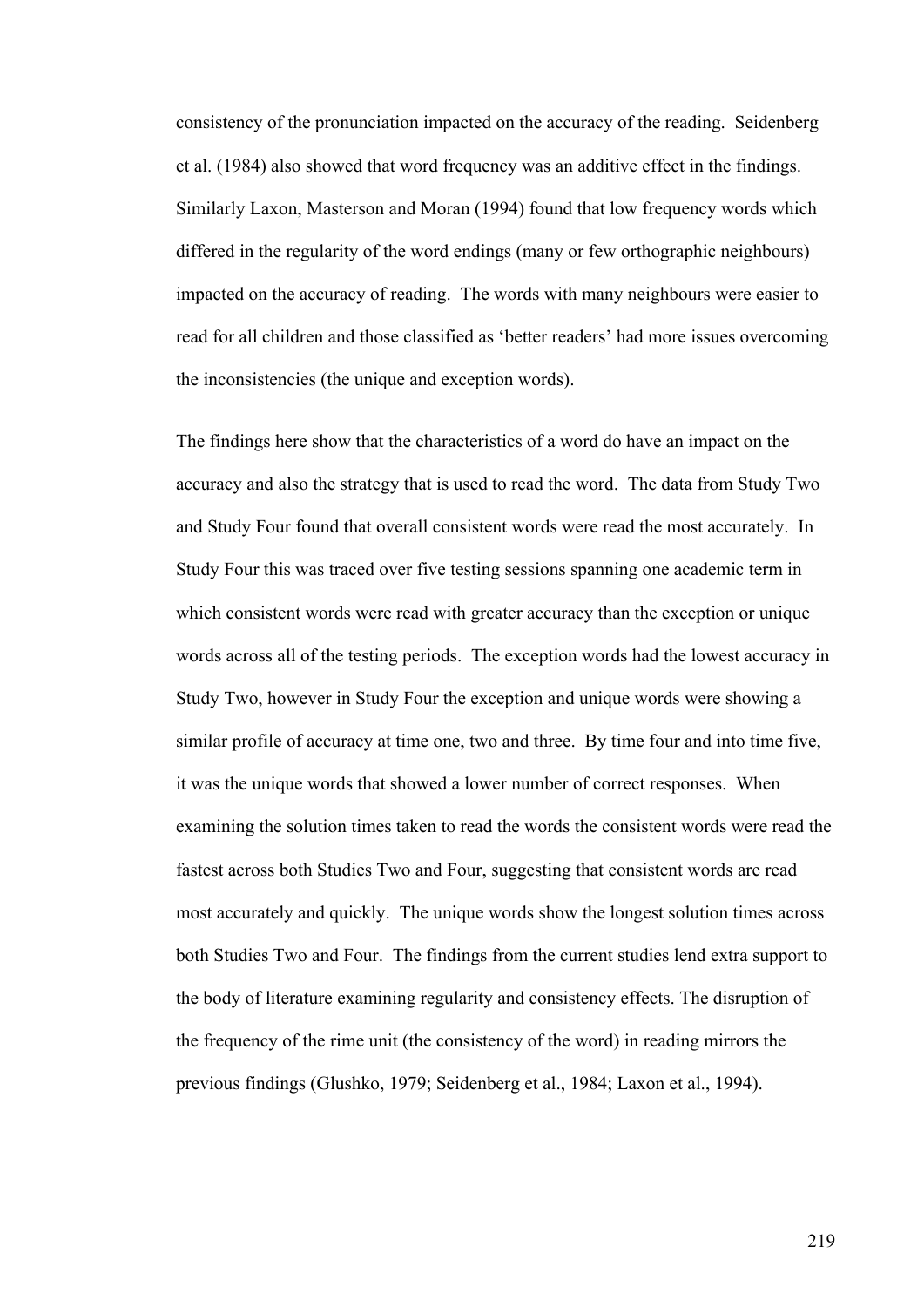consistency of the pronunciation impacted on the accuracy of the reading. Seidenberg et al. (1984) also showed that word frequency was an additive effect in the findings. Similarly Laxon, Masterson and Moran (1994) found that low frequency words which differed in the regularity of the word endings (many or few orthographic neighbours) impacted on the accuracy of reading. The words with many neighbours were easier to read for all children and those classified as 'better readers' had more issues overcoming the inconsistencies (the unique and exception words).

The findings here show that the characteristics of a word do have an impact on the accuracy and also the strategy that is used to read the word. The data from Study Two and Study Four found that overall consistent words were read the most accurately. In Study Four this was traced over five testing sessions spanning one academic term in which consistent words were read with greater accuracy than the exception or unique words across all of the testing periods. The exception words had the lowest accuracy in Study Two, however in Study Four the exception and unique words were showing a similar profile of accuracy at time one, two and three. By time four and into time five, it was the unique words that showed a lower number of correct responses. When examining the solution times taken to read the words the consistent words were read the fastest across both Studies Two and Four, suggesting that consistent words are read most accurately and quickly. The unique words show the longest solution times across both Studies Two and Four. The findings from the current studies lend extra support to the body of literature examining regularity and consistency effects. The disruption of the frequency of the rime unit (the consistency of the word) in reading mirrors the previous findings (Glushko, 1979; Seidenberg et al., 1984; Laxon et al., 1994).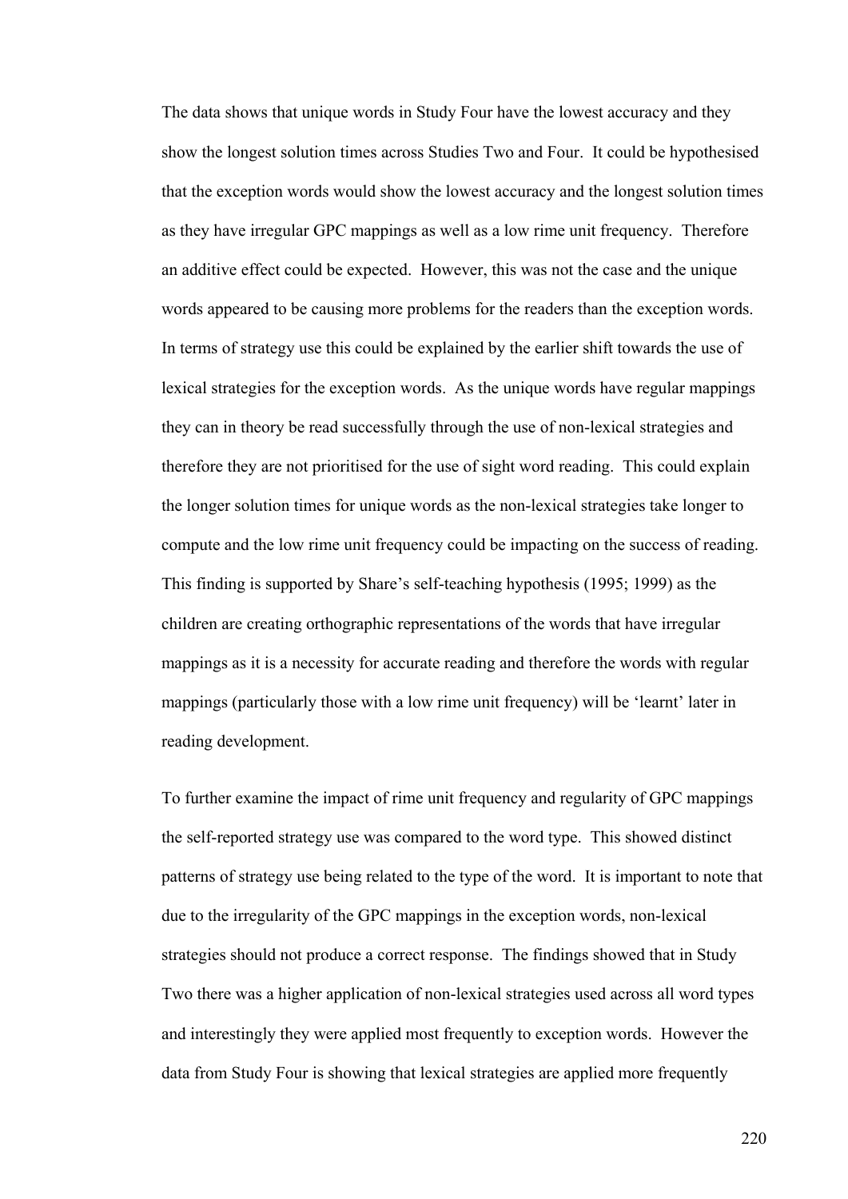The data shows that unique words in Study Four have the lowest accuracy and they show the longest solution times across Studies Two and Four. It could be hypothesised that the exception words would show the lowest accuracy and the longest solution times as they have irregular GPC mappings as well as a low rime unit frequency. Therefore an additive effect could be expected. However, this was not the case and the unique words appeared to be causing more problems for the readers than the exception words. In terms of strategy use this could be explained by the earlier shift towards the use of lexical strategies for the exception words. As the unique words have regular mappings they can in theory be read successfully through the use of non-lexical strategies and therefore they are not prioritised for the use of sight word reading. This could explain the longer solution times for unique words as the non-lexical strategies take longer to compute and the low rime unit frequency could be impacting on the success of reading. This finding is supported by Share's self-teaching hypothesis (1995; 1999) as the children are creating orthographic representations of the words that have irregular mappings as it is a necessity for accurate reading and therefore the words with regular mappings (particularly those with a low rime unit frequency) will be 'learnt' later in reading development.

To further examine the impact of rime unit frequency and regularity of GPC mappings the self-reported strategy use was compared to the word type. This showed distinct patterns of strategy use being related to the type of the word. It is important to note that due to the irregularity of the GPC mappings in the exception words, non-lexical strategies should not produce a correct response. The findings showed that in Study Two there was a higher application of non-lexical strategies used across all word types and interestingly they were applied most frequently to exception words. However the data from Study Four is showing that lexical strategies are applied more frequently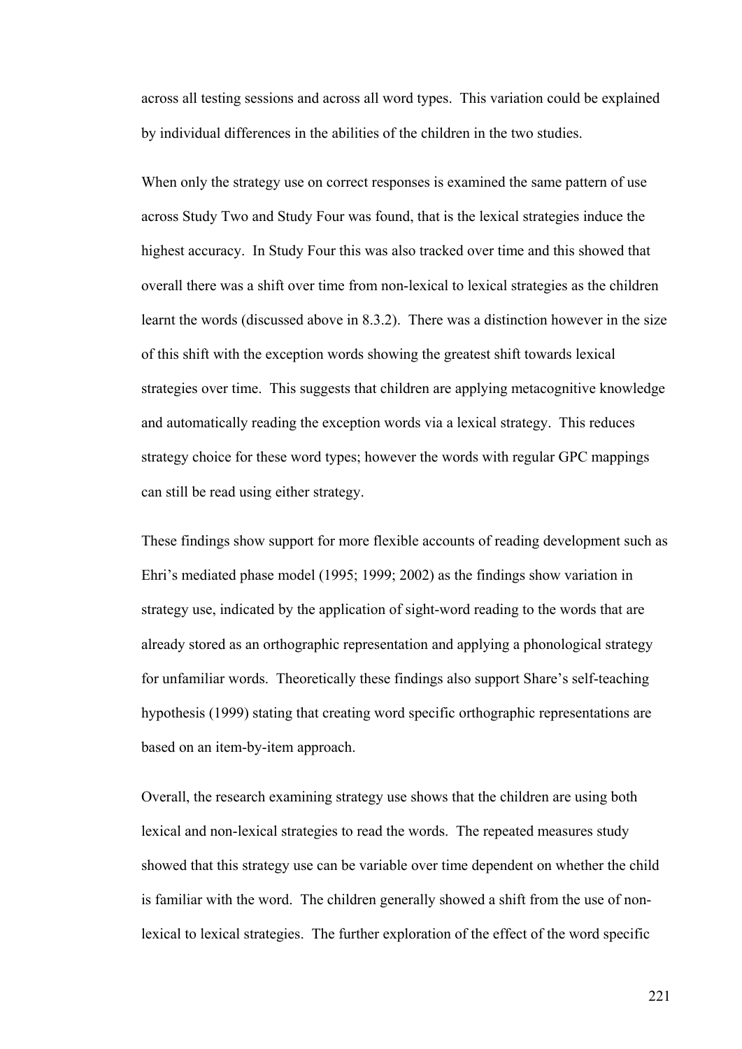across all testing sessions and across all word types. This variation could be explained by individual differences in the abilities of the children in the two studies.

When only the strategy use on correct responses is examined the same pattern of use across Study Two and Study Four was found, that is the lexical strategies induce the highest accuracy. In Study Four this was also tracked over time and this showed that overall there was a shift over time from non-lexical to lexical strategies as the children learnt the words (discussed above in 8.3.2). There was a distinction however in the size of this shift with the exception words showing the greatest shift towards lexical strategies over time. This suggests that children are applying metacognitive knowledge and automatically reading the exception words via a lexical strategy. This reduces strategy choice for these word types; however the words with regular GPC mappings can still be read using either strategy.

These findings show support for more flexible accounts of reading development such as Ehri's mediated phase model (1995; 1999; 2002) as the findings show variation in strategy use, indicated by the application of sight-word reading to the words that are already stored as an orthographic representation and applying a phonological strategy for unfamiliar words. Theoretically these findings also support Share's self-teaching hypothesis (1999) stating that creating word specific orthographic representations are based on an item-by-item approach.

Overall, the research examining strategy use shows that the children are using both lexical and non-lexical strategies to read the words. The repeated measures study showed that this strategy use can be variable over time dependent on whether the child is familiar with the word. The children generally showed a shift from the use of non-lexical to lexical strategies. The further exploration of the effect of the word specific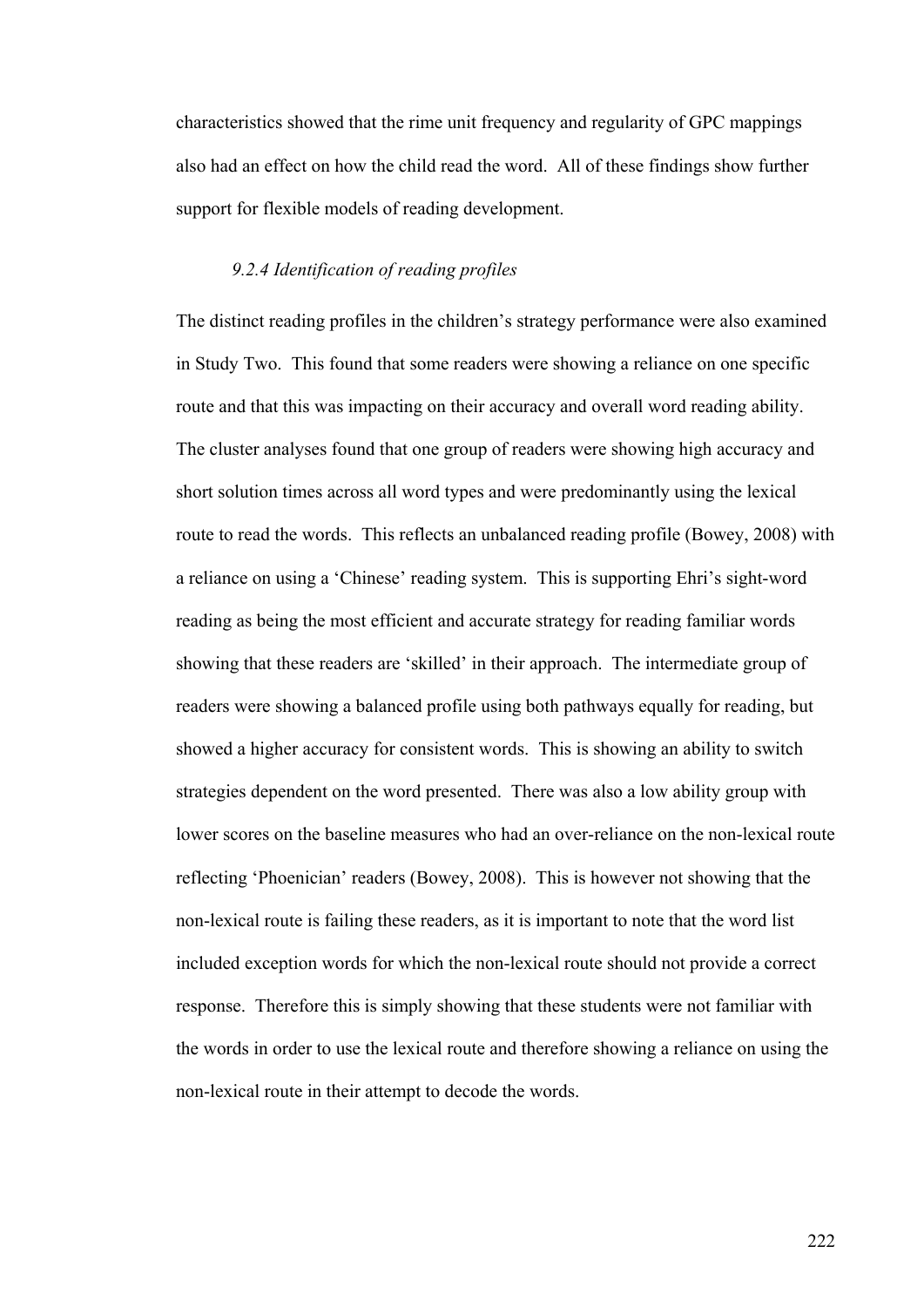characteristics showed that the rime unit frequency and regularity of GPC mappings also had an effect on how the child read the word. All of these findings show further support for flexible models of reading development.

### *9.2.4 Identification of reading profiles*

The distinct reading profiles in the children's strategy performance were also examined in Study Two. This found that some readers were showing a reliance on one specific route and that this was impacting on their accuracy and overall word reading ability. The cluster analyses found that one group of readers were showing high accuracy and short solution times across all word types and were predominantly using the lexical route to read the words. This reflects an unbalanced reading profile (Bowey, 2008) with a reliance on using a 'Chinese' reading system. This is supporting Ehri's sight-word reading as being the most efficient and accurate strategy for reading familiar words showing that these readers are 'skilled' in their approach. The intermediate group of readers were showing a balanced profile using both pathways equally for reading, but showed a higher accuracy for consistent words. This is showing an ability to switch strategies dependent on the word presented. There was also a low ability group with lower scores on the baseline measures who had an over-reliance on the non-lexical route reflecting 'Phoenician' readers (Bowey, 2008). This is however not showing that the non-lexical route is failing these readers, as it is important to note that the word list included exception words for which the non-lexical route should not provide a correct response. Therefore this is simply showing that these students were not familiar with the words in order to use the lexical route and therefore showing a reliance on using the non-lexical route in their attempt to decode the words.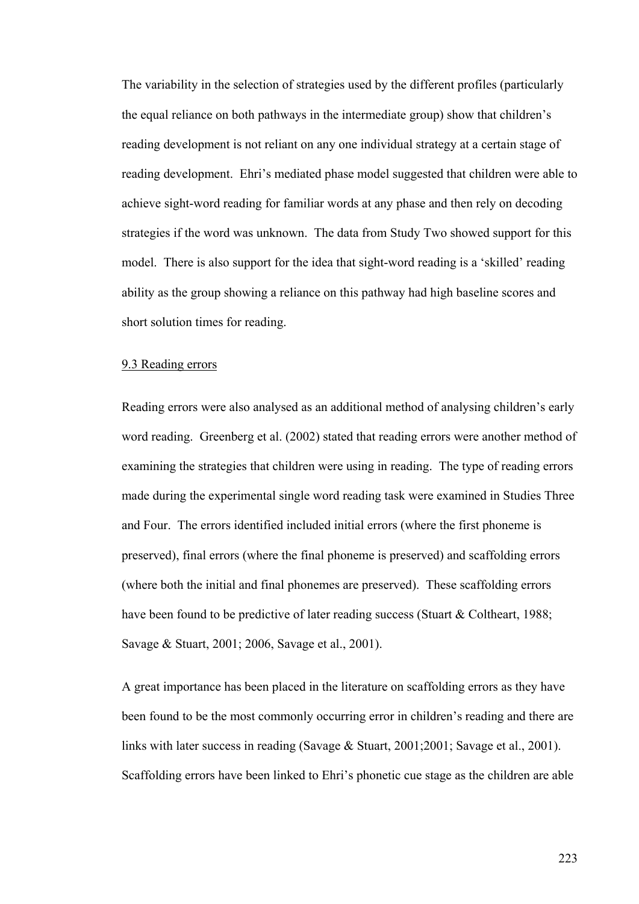The variability in the selection of strategies used by the different profiles (particularly the equal reliance on both pathways in the intermediate group) show that children's reading development is not reliant on any one individual strategy at a certain stage of reading development. Ehri's mediated phase model suggested that children were able to achieve sight-word reading for familiar words at any phase and then rely on decoding strategies if the word was unknown. The data from Study Two showed support for this model. There is also support for the idea that sight-word reading is a 'skilled' reading ability as the group showing a reliance on this pathway had high baseline scores and short solution times for reading.

### 9.3 Reading errors

Reading errors were also analysed as an additional method of analysing children's early word reading. Greenberg et al. (2002) stated that reading errors were another method of examining the strategies that children were using in reading. The type of reading errors made during the experimental single word reading task were examined in Studies Three and Four. The errors identified included initial errors (where the first phoneme is preserved), final errors (where the final phoneme is preserved) and scaffolding errors (where both the initial and final phonemes are preserved). These scaffolding errors have been found to be predictive of later reading success (Stuart & Coltheart, 1988; Savage & Stuart, 2001; 2006, Savage et al., 2001).

A great importance has been placed in the literature on scaffolding errors as they have been found to be the most commonly occurring error in children's reading and there are links with later success in reading (Savage & Stuart, 2001;2001; Savage et al., 2001). Scaffolding errors have been linked to Ehri's phonetic cue stage as the children are able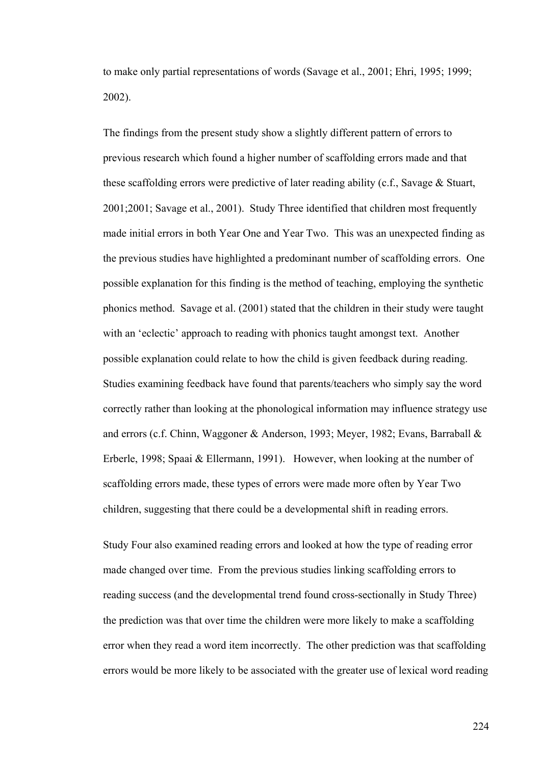to make only partial representations of words (Savage et al., 2001; Ehri, 1995; 1999; 2002).

The findings from the present study show a slightly different pattern of errors to previous research which found a higher number of scaffolding errors made and that these scaffolding errors were predictive of later reading ability (c.f., Savage & Stuart, 2001;2001; Savage et al., 2001). Study Three identified that children most frequently made initial errors in both Year One and Year Two. This was an unexpected finding as the previous studies have highlighted a predominant number of scaffolding errors. One possible explanation for this finding is the method of teaching, employing the synthetic phonics method. Savage et al. (2001) stated that the children in their study were taught with an 'eclectic' approach to reading with phonics taught amongst text. Another possible explanation could relate to how the child is given feedback during reading. Studies examining feedback have found that parents/teachers who simply say the word correctly rather than looking at the phonological information may influence strategy use and errors (c.f. Chinn, Waggoner & Anderson, 1993; Meyer, 1982; Evans, Barraball & Erberle, 1998; Spaai & Ellermann, 1991). However, when looking at the number of scaffolding errors made, these types of errors were made more often by Year Two children, suggesting that there could be a developmental shift in reading errors.

Study Four also examined reading errors and looked at how the type of reading error made changed over time. From the previous studies linking scaffolding errors to reading success (and the developmental trend found cross-sectionally in Study Three) the prediction was that over time the children were more likely to make a scaffolding error when they read a word item incorrectly. The other prediction was that scaffolding errors would be more likely to be associated with the greater use of lexical word reading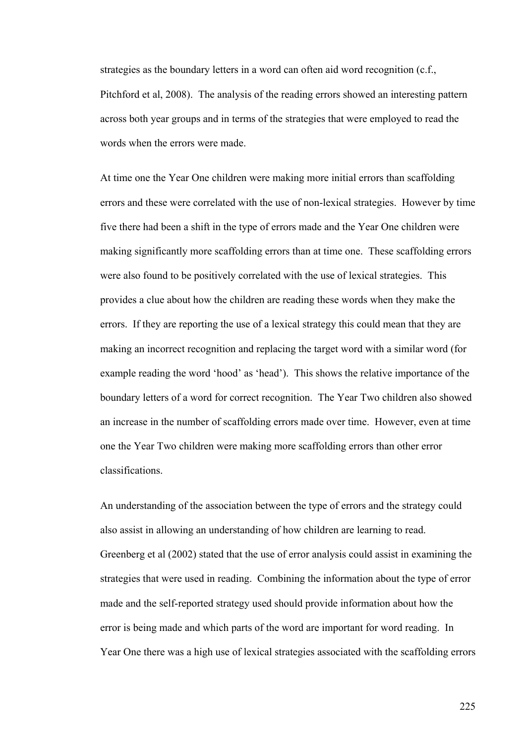strategies as the boundary letters in a word can often aid word recognition (c.f., Pitchford et al, 2008). The analysis of the reading errors showed an interesting pattern across both year groups and in terms of the strategies that were employed to read the words when the errors were made.

At time one the Year One children were making more initial errors than scaffolding errors and these were correlated with the use of non-lexical strategies. However by time five there had been a shift in the type of errors made and the Year One children were making significantly more scaffolding errors than at time one. These scaffolding errors were also found to be positively correlated with the use of lexical strategies. This provides a clue about how the children are reading these words when they make the errors. If they are reporting the use of a lexical strategy this could mean that they are making an incorrect recognition and replacing the target word with a similar word (for example reading the word 'hood' as 'head'). This shows the relative importance of the boundary letters of a word for correct recognition. The Year Two children also showed an increase in the number of scaffolding errors made over time. However, even at time one the Year Two children were making more scaffolding errors than other error classifications.

An understanding of the association between the type of errors and the strategy could also assist in allowing an understanding of how children are learning to read. Greenberg et al (2002) stated that the use of error analysis could assist in examining the strategies that were used in reading. Combining the information about the type of error made and the self-reported strategy used should provide information about how the error is being made and which parts of the word are important for word reading. In Year One there was a high use of lexical strategies associated with the scaffolding errors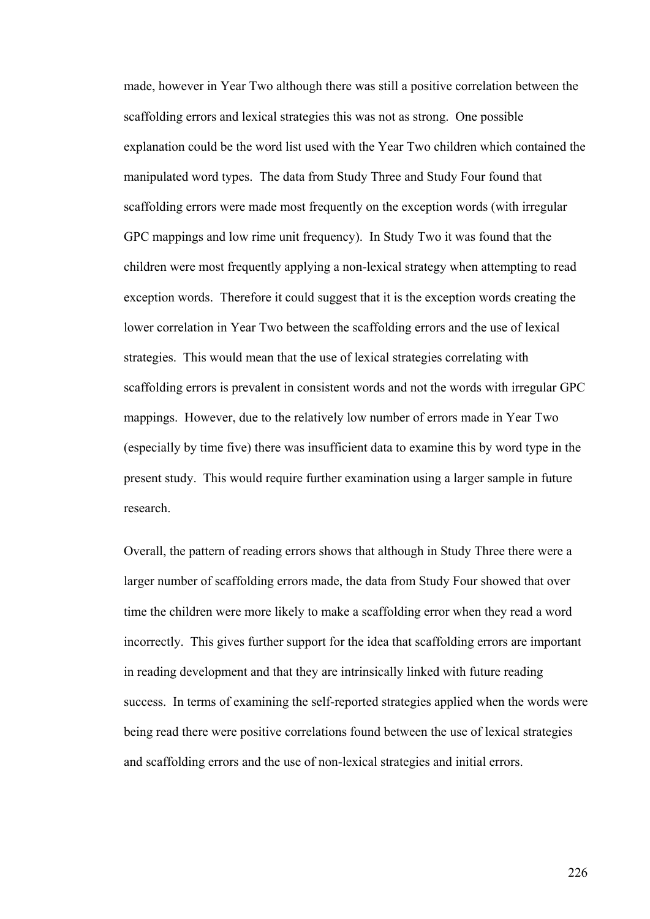made, however in Year Two although there was still a positive correlation between the scaffolding errors and lexical strategies this was not as strong. One possible explanation could be the word list used with the Year Two children which contained the manipulated word types. The data from Study Three and Study Four found that scaffolding errors were made most frequently on the exception words (with irregular GPC mappings and low rime unit frequency). In Study Two it was found that the children were most frequently applying a non-lexical strategy when attempting to read exception words. Therefore it could suggest that it is the exception words creating the lower correlation in Year Two between the scaffolding errors and the use of lexical strategies. This would mean that the use of lexical strategies correlating with scaffolding errors is prevalent in consistent words and not the words with irregular GPC mappings. However, due to the relatively low number of errors made in Year Two (especially by time five) there was insufficient data to examine this by word type in the present study. This would require further examination using a larger sample in future research.

Overall, the pattern of reading errors shows that although in Study Three there were a larger number of scaffolding errors made, the data from Study Four showed that over time the children were more likely to make a scaffolding error when they read a word incorrectly. This gives further support for the idea that scaffolding errors are important in reading development and that they are intrinsically linked with future reading success. In terms of examining the self-reported strategies applied when the words were being read there were positive correlations found between the use of lexical strategies and scaffolding errors and the use of non-lexical strategies and initial errors.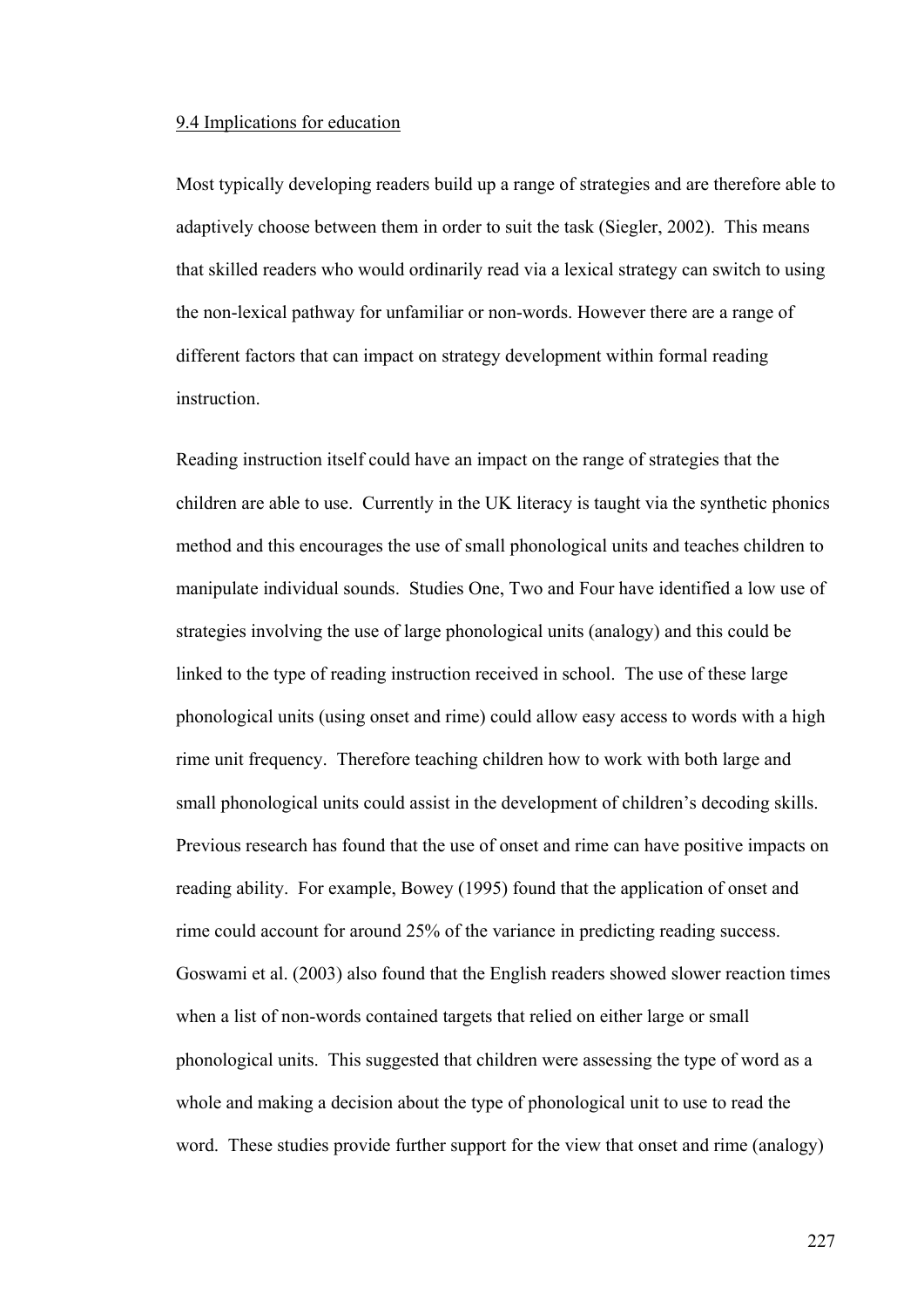## 9.4 Implications for education

Most typically developing readers build up a range of strategies and are therefore able to adaptively choose between them in order to suit the task (Siegler, 2002). This means that skilled readers who would ordinarily read via a lexical strategy can switch to using the non-lexical pathway for unfamiliar or non-words. However there are a range of different factors that can impact on strategy development within formal reading instruction.

Reading instruction itself could have an impact on the range of strategies that the children are able to use. Currently in the UK literacy is taught via the synthetic phonics method and this encourages the use of small phonological units and teaches children to manipulate individual sounds. Studies One, Two and Four have identified a low use of strategies involving the use of large phonological units (analogy) and this could be linked to the type of reading instruction received in school. The use of these large phonological units (using onset and rime) could allow easy access to words with a high rime unit frequency. Therefore teaching children how to work with both large and small phonological units could assist in the development of children's decoding skills. Previous research has found that the use of onset and rime can have positive impacts on reading ability. For example, Bowey (1995) found that the application of onset and rime could account for around 25% of the variance in predicting reading success. Goswami et al. (2003) also found that the English readers showed slower reaction times when a list of non-words contained targets that relied on either large or small phonological units. This suggested that children were assessing the type of word as a whole and making a decision about the type of phonological unit to use to read the word. These studies provide further support for the view that onset and rime (analogy)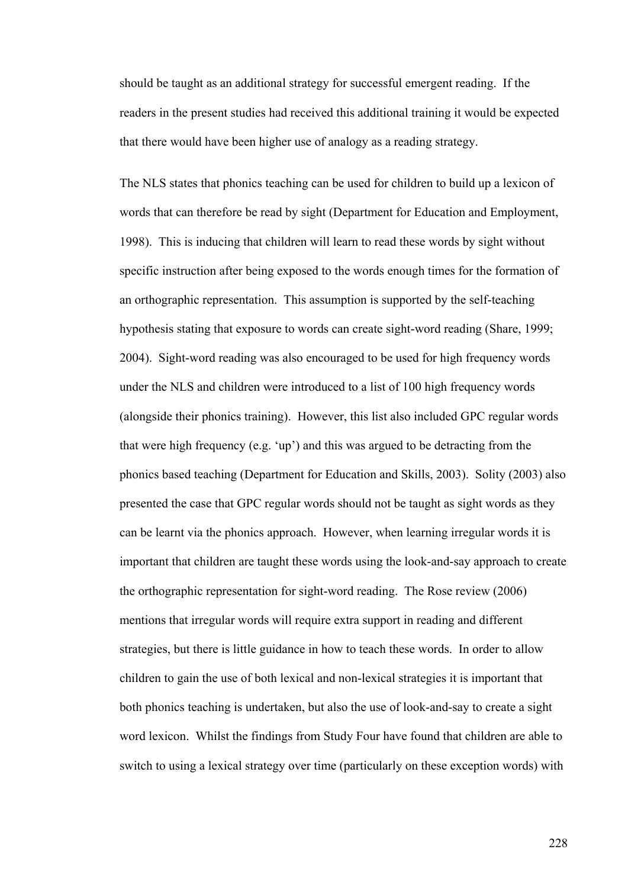should be taught as an additional strategy for successful emergent reading. If the readers in the present studies had received this additional training it would be expected that there would have been higher use of analogy as a reading strategy.

The NLS states that phonics teaching can be used for children to build up a lexicon of words that can therefore be read by sight (Department for Education and Employment, 1998). This is inducing that children will learn to read these words by sight without specific instruction after being exposed to the words enough times for the formation of an orthographic representation. This assumption is supported by the self-teaching hypothesis stating that exposure to words can create sight-word reading (Share, 1999; 2004). Sight-word reading was also encouraged to be used for high frequency words under the NLS and children were introduced to a list of 100 high frequency words (alongside their phonics training). However, this list also included GPC regular words that were high frequency (e.g. 'up') and this was argued to be detracting from the phonics based teaching (Department for Education and Skills, 2003). Solity (2003) also presented the case that GPC regular words should not be taught as sight words as they can be learnt via the phonics approach. However, when learning irregular words it is important that children are taught these words using the look-and-say approach to create the orthographic representation for sight-word reading. The Rose review (2006) mentions that irregular words will require extra support in reading and different strategies, but there is little guidance in how to teach these words. In order to allow children to gain the use of both lexical and non-lexical strategies it is important that both phonics teaching is undertaken, but also the use of look-and-say to create a sight word lexicon. Whilst the findings from Study Four have found that children are able to switch to using a lexical strategy over time (particularly on these exception words) with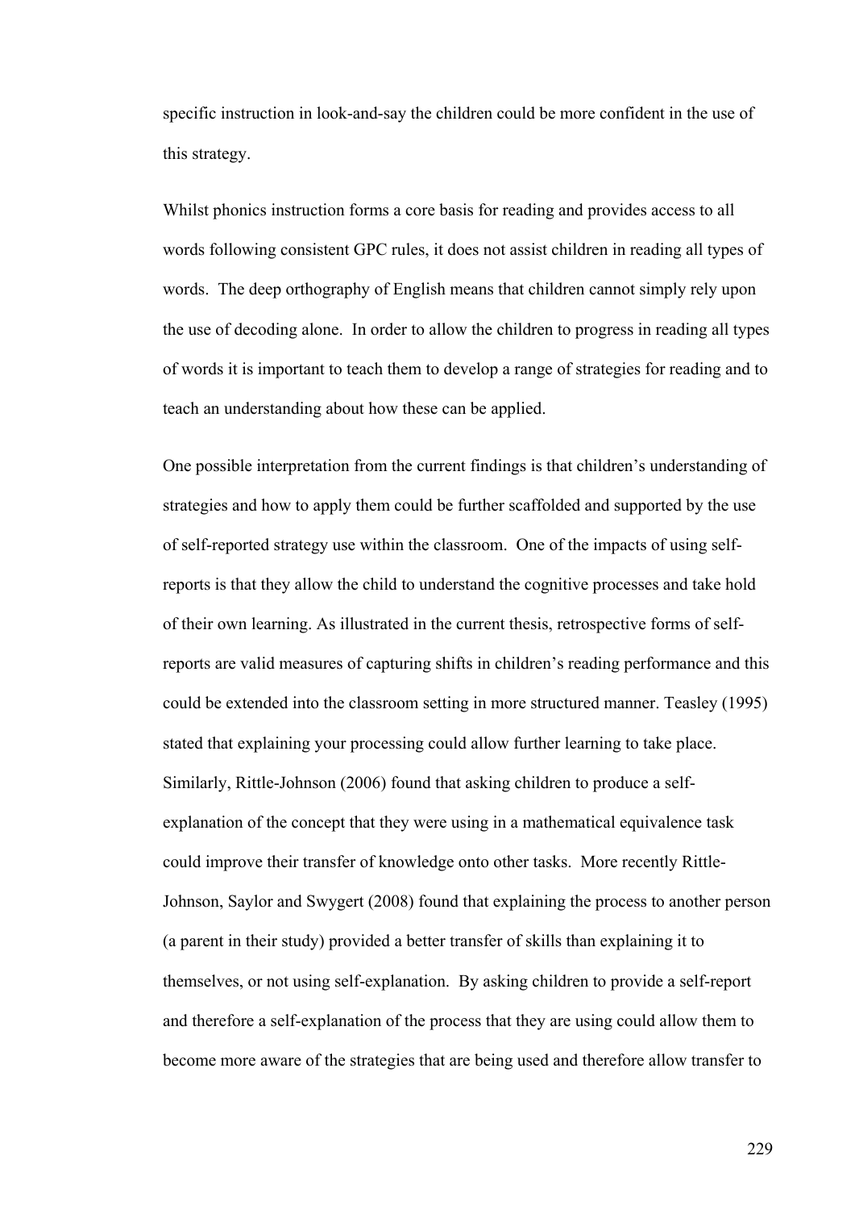specific instruction in look-and-say the children could be more confident in the use of this strategy.

Whilst phonics instruction forms a core basis for reading and provides access to all words following consistent GPC rules, it does not assist children in reading all types of words. The deep orthography of English means that children cannot simply rely upon the use of decoding alone. In order to allow the children to progress in reading all types of words it is important to teach them to develop a range of strategies for reading and to teach an understanding about how these can be applied.

One possible interpretation from the current findings is that children's understanding of strategies and how to apply them could be further scaffolded and supported by the use of self-reported strategy use within the classroom. One of the impacts of using self-reports is that they allow the child to understand the cognitive processes and take hold of their own learning. As illustrated in the current thesis, retrospective forms of self-reports are valid measures of capturing shifts in children's reading performance and this could be extended into the classroom setting in more structured manner. Teasley (1995) stated that explaining your processing could allow further learning to take place. Similarly, Rittle-Johnson (2006) found that asking children to produce a self-explanation of the concept that they were using in a mathematical equivalence task could improve their transfer of knowledge onto other tasks. More recently Rittle-Johnson, Saylor and Swygert (2008) found that explaining the process to another person (a parent in their study) provided a better transfer of skills than explaining it to themselves, or not using self-explanation. By asking children to provide a self-report and therefore a self-explanation of the process that they are using could allow them to become more aware of the strategies that are being used and therefore allow transfer to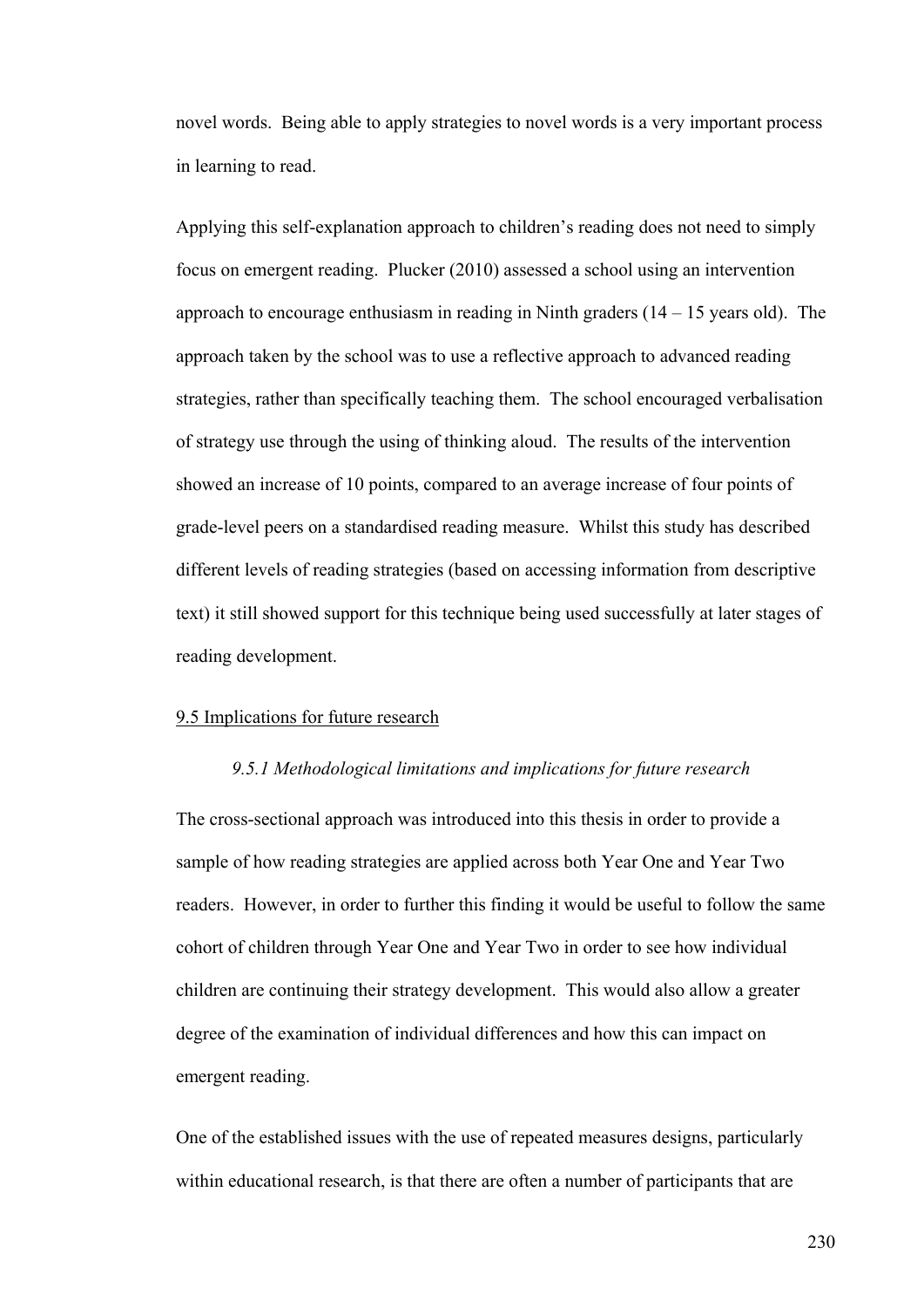novel words. Being able to apply strategies to novel words is a very important process in learning to read.

Applying this self-explanation approach to children's reading does not need to simply focus on emergent reading. Plucker (2010) assessed a school using an intervention approach to encourage enthusiasm in reading in Ninth graders (14 – 15 years old). The approach taken by the school was to use a reflective approach to advanced reading strategies, rather than specifically teaching them. The school encouraged verbalisation of strategy use through the using of thinking aloud. The results of the intervention showed an increase of 10 points, compared to an average increase of four points of grade-level peers on a standardised reading measure. Whilst this study has described different levels of reading strategies (based on accessing information from descriptive text) it still showed support for this technique being used successfully at later stages of reading development.

## 9.5 Implications for future research

### *9.5.1 Methodological limitations and implications for future research*

The cross-sectional approach was introduced into this thesis in order to provide a sample of how reading strategies are applied across both Year One and Year Two readers. However, in order to further this finding it would be useful to follow the same cohort of children through Year One and Year Two in order to see how individual children are continuing their strategy development. This would also allow a greater degree of the examination of individual differences and how this can impact on emergent reading.

One of the established issues with the use of repeated measures designs, particularly within educational research, is that there are often a number of participants that are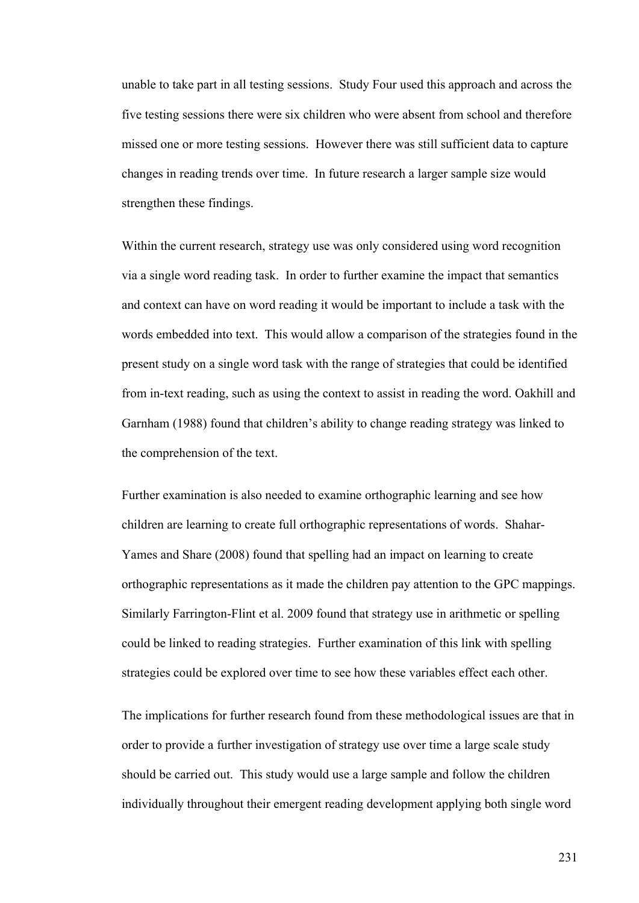unable to take part in all testing sessions. Study Four used this approach and across the five testing sessions there were six children who were absent from school and therefore missed one or more testing sessions. However there was still sufficient data to capture changes in reading trends over time. In future research a larger sample size would strengthen these findings.

Within the current research, strategy use was only considered using word recognition via a single word reading task. In order to further examine the impact that semantics and context can have on word reading it would be important to include a task with the words embedded into text. This would allow a comparison of the strategies found in the present study on a single word task with the range of strategies that could be identified from in-text reading, such as using the context to assist in reading the word. Oakhill and Garnham (1988) found that children's ability to change reading strategy was linked to the comprehension of the text.

Further examination is also needed to examine orthographic learning and see how children are learning to create full orthographic representations of words. Shahar-Yames and Share (2008) found that spelling had an impact on learning to create orthographic representations as it made the children pay attention to the GPC mappings. Similarly Farrington-Flint et al. 2009 found that strategy use in arithmetic or spelling could be linked to reading strategies. Further examination of this link with spelling strategies could be explored over time to see how these variables effect each other.

The implications for further research found from these methodological issues are that in order to provide a further investigation of strategy use over time a large scale study should be carried out. This study would use a large sample and follow the children individually throughout their emergent reading development applying both single word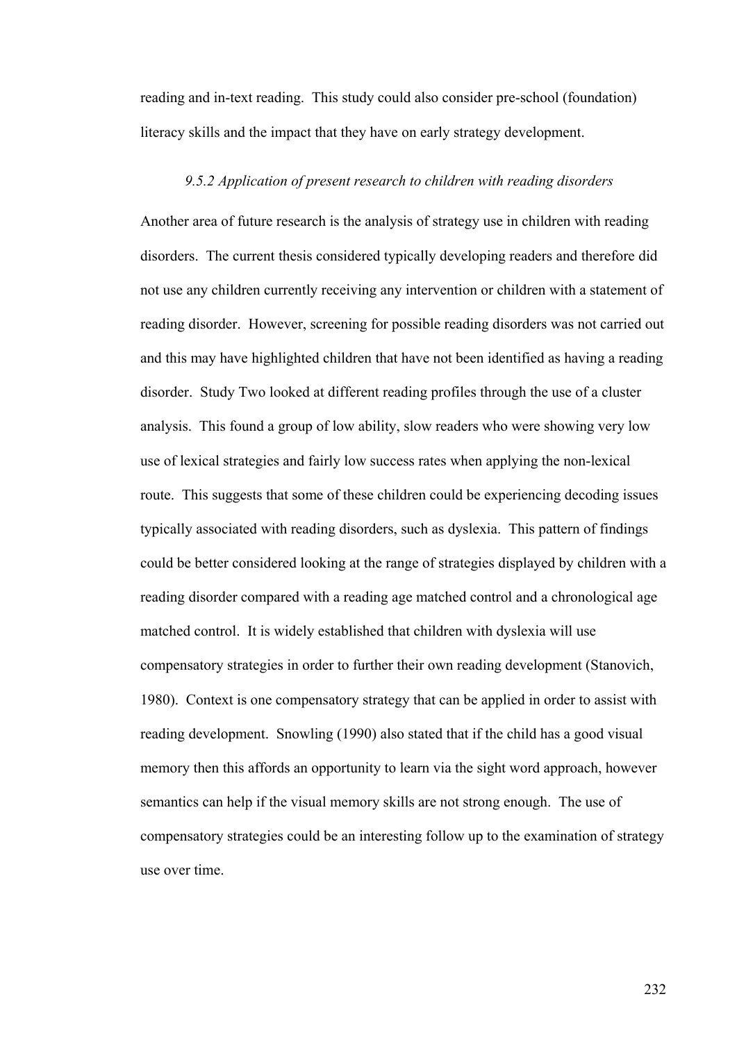reading and in-text reading. This study could also consider pre-school (foundation) literacy skills and the impact that they have on early strategy development.

### *9.5.2 Application of present research to children with reading disorders*

Another area of future research is the analysis of strategy use in children with reading disorders. The current thesis considered typically developing readers and therefore did not use any children currently receiving any intervention or children with a statement of reading disorder. However, screening for possible reading disorders was not carried out and this may have highlighted children that have not been identified as having a reading disorder. Study Two looked at different reading profiles through the use of a cluster analysis. This found a group of low ability, slow readers who were showing very low use of lexical strategies and fairly low success rates when applying the non-lexical route. This suggests that some of these children could be experiencing decoding issues typically associated with reading disorders, such as dyslexia. This pattern of findings could be better considered looking at the range of strategies displayed by children with a reading disorder compared with a reading age matched control and a chronological age matched control. It is widely established that children with dyslexia will use compensatory strategies in order to further their own reading development (Stanovich, 1980). Context is one compensatory strategy that can be applied in order to assist with reading development. Snowling (1990) also stated that if the child has a good visual memory then this affords an opportunity to learn via the sight word approach, however semantics can help if the visual memory skills are not strong enough. The use of compensatory strategies could be an interesting follow up to the examination of strategy use over time.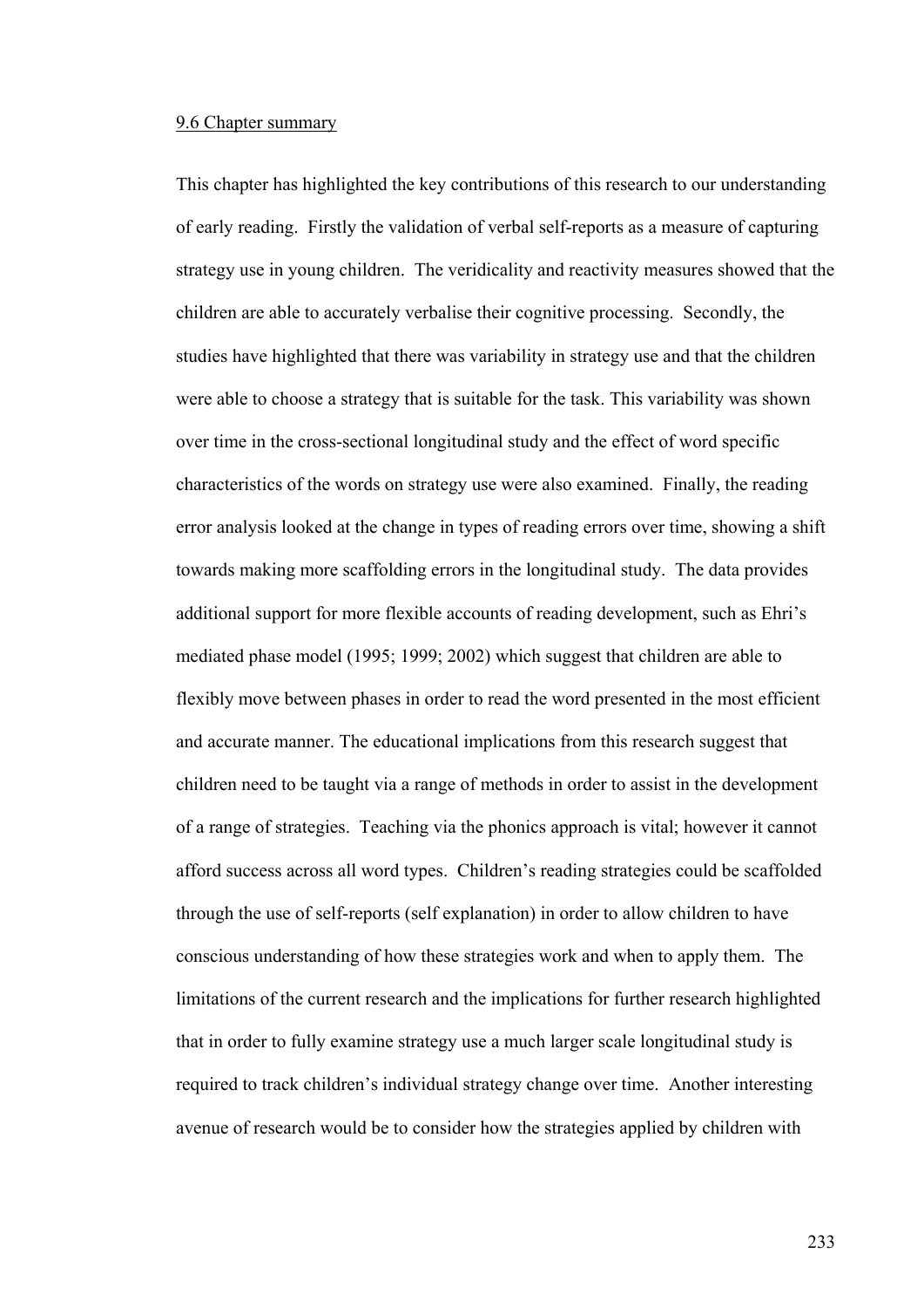## 9.6 Chapter summary

This chapter has highlighted the key contributions of this research to our understanding of early reading. Firstly the validation of verbal self-reports as a measure of capturing strategy use in young children. The veridicality and reactivity measures showed that the children are able to accurately verbalise their cognitive processing. Secondly, the studies have highlighted that there was variability in strategy use and that the children were able to choose a strategy that is suitable for the task. This variability was shown over time in the cross-sectional longitudinal study and the effect of word specific characteristics of the words on strategy use were also examined. Finally, the reading error analysis looked at the change in types of reading errors over time, showing a shift towards making more scaffolding errors in the longitudinal study. The data provides additional support for more flexible accounts of reading development, such as Ehri's mediated phase model (1995; 1999; 2002) which suggest that children are able to flexibly move between phases in order to read the word presented in the most efficient and accurate manner. The educational implications from this research suggest that children need to be taught via a range of methods in order to assist in the development of a range of strategies. Teaching via the phonics approach is vital; however it cannot afford success across all word types. Children's reading strategies could be scaffolded through the use of self-reports (self explanation) in order to allow children to have conscious understanding of how these strategies work and when to apply them. The limitations of the current research and the implications for further research highlighted that in order to fully examine strategy use a much larger scale longitudinal study is required to track children's individual strategy change over time. Another interesting avenue of research would be to consider how the strategies applied by children with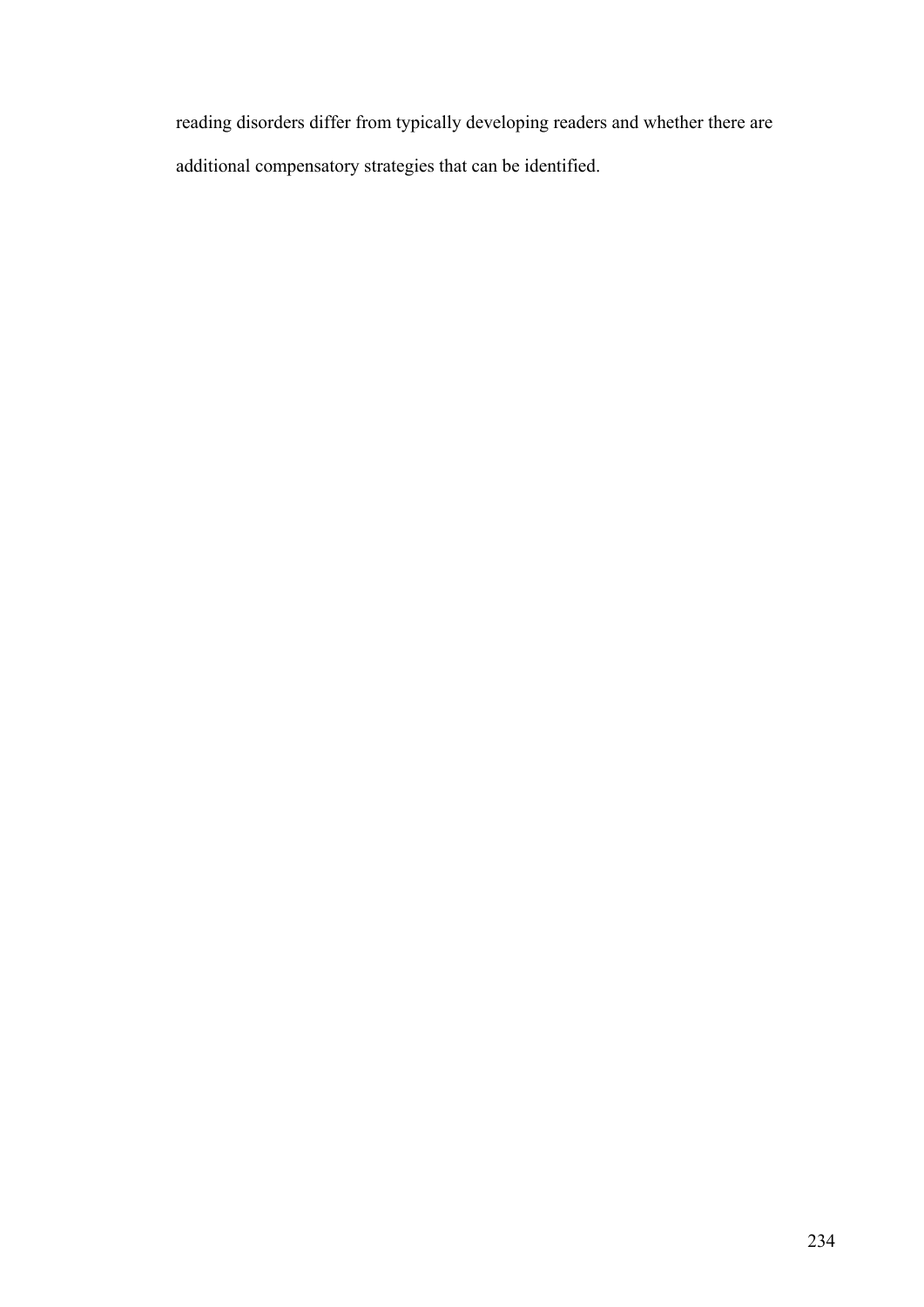reading disorders differ from typically developing readers and whether there are additional compensatory strategies that can be identified.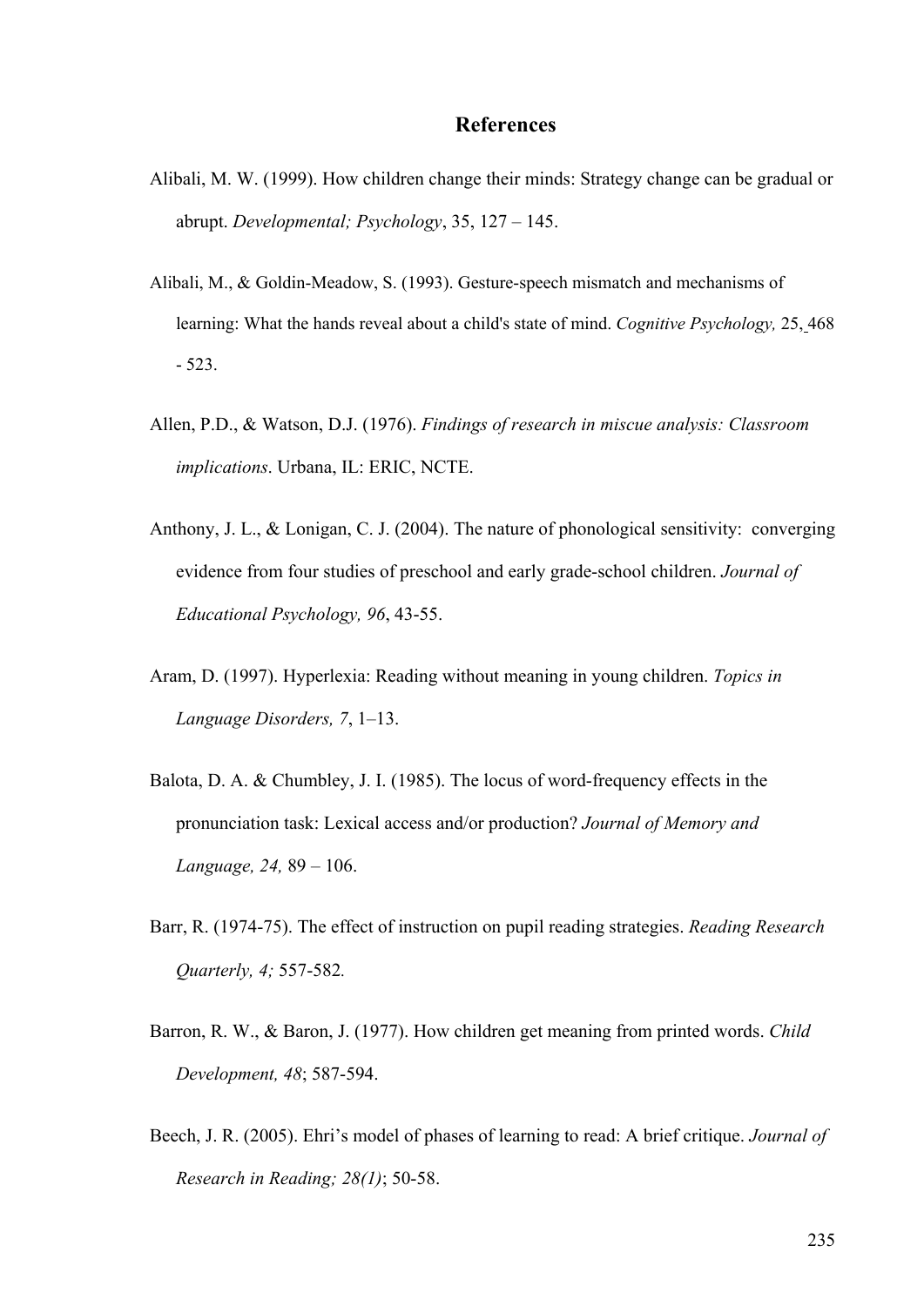# References

Alibali, M. W. (1999). How children change their minds: Strategy change can be gradual or abrupt. *Developmental; Psychology*, 35, 127 – 145.

Alibali, M., & Goldin-Meadow, S. (1993). Gesture-speech mismatch and mechanisms of learning: What the hands reveal about a child's state of mind. *Cognitive Psychology,* 25, 468 - 523.

Allen, P.D., & Watson, D.J. (1976). *Findings of research in miscue analysis: Classroom implications*. Urbana, IL: ERIC, NCTE.

Anthony, J. L., & Lonigan, C. J. (2004). The nature of phonological sensitivity: converging evidence from four studies of preschool and early grade-school children. *Journal of Educational Psychology, 96*, 43-55.

Aram, D. (1997). Hyperlexia: Reading without meaning in young children. *Topics in Language Disorders, 7*, 1–13.

Balota, D. A. & Chumbley, J. I. (1985). The locus of word-frequency effects in the pronunciation task: Lexical access and/or production? *Journal of Memory and Language, 24,* 89 – 106.

Barr, R. (1974-75). The effect of instruction on pupil reading strategies. *Reading Research Quarterly, 4;* 557-582.

Barron, R. W., & Baron, J. (1977). How children get meaning from printed words. *Child Development, 48*; 587-594.

Beech, J. R. (2005). Ehri's model of phases of learning to read: A brief critique. *Journal of Research in Reading; 28(1)*; 50-58.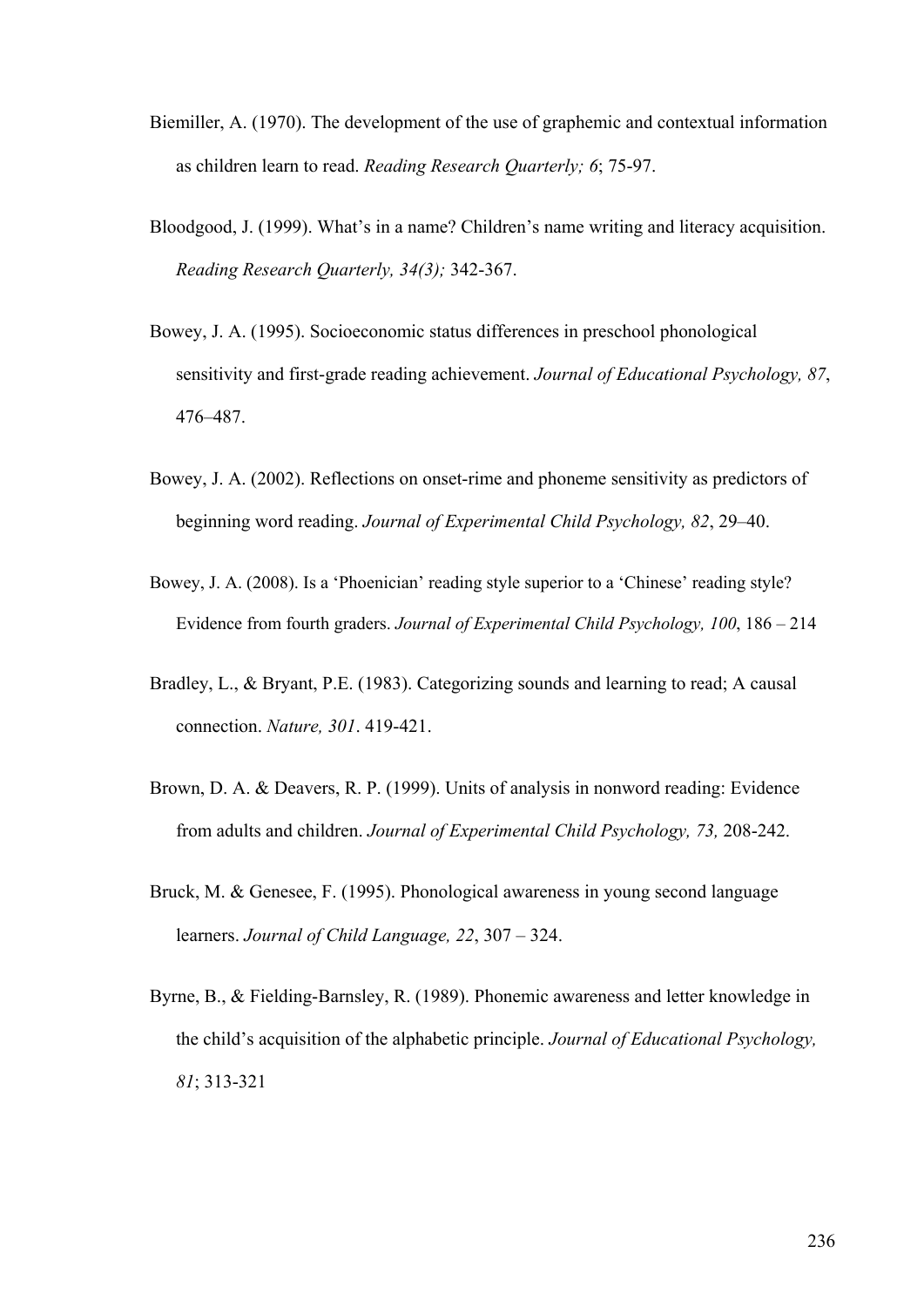Biemiller, A. (1970). The development of the use of graphemic and contextual information as children learn to read. *Reading Research Quarterly; 6*; 75-97.

Bloodgood, J. (1999). What's in a name? Children's name writing and literacy acquisition. *Reading Research Quarterly, 34(3);* 342-367.

Bowey, J. A. (1995). Socioeconomic status differences in preschool phonological sensitivity and first-grade reading achievement. *Journal of Educational Psychology, 87*, 476–487.

Bowey, J. A. (2002). Reflections on onset-rime and phoneme sensitivity as predictors of beginning word reading. *Journal of Experimental Child Psychology, 82*, 29–40.

Bowey, J. A. (2008). Is a 'Phoenician' reading style superior to a 'Chinese' reading style? Evidence from fourth graders. *Journal of Experimental Child Psychology, 100*, 186 – 214

Bradley, L., & Bryant, P.E. (1983). Categorizing sounds and learning to read; A causal connection. *Nature, 301*. 419-421.

Brown, D. A. & Deavers, R. P. (1999). Units of analysis in nonword reading: Evidence from adults and children. *Journal of Experimental Child Psychology, 73,* 208-242.

Bruck, M. & Genesee, F. (1995). Phonological awareness in young second language learners. *Journal of Child Language, 22*, 307 – 324.

Byrne, B., & Fielding-Barnsley, R. (1989). Phonemic awareness and letter knowledge in the child's acquisition of the alphabetic principle. *Journal of Educational Psychology, 81*; 313-321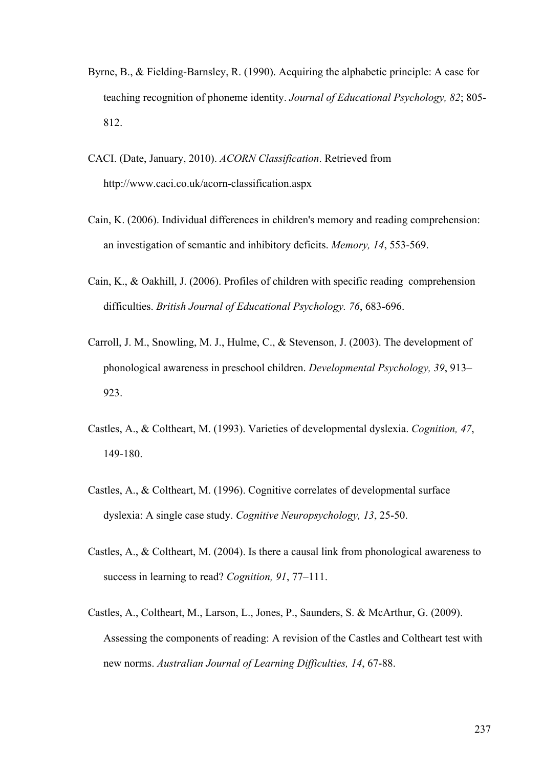Byrne, B., & Fielding-Barnsley, R. (1990). Acquiring the alphabetic principle: A case for teaching recognition of phoneme identity. *Journal of Educational Psychology, 82*; 805-812.

CACI. (Date, January, 2010). *ACORN Classification*. Retrieved from http://www.caci.co.uk/acorn-classification.aspx

Cain, K. (2006). Individual differences in children's memory and reading comprehension: an investigation of semantic and inhibitory deficits. *Memory, 14*, 553-569.

Cain, K., & Oakhill, J. (2006). Profiles of children with specific reading comprehension difficulties. *British Journal of Educational Psychology. 76*, 683-696.

Carroll, J. M., Snowling, M. J., Hulme, C., & Stevenson, J. (2003). The development of phonological awareness in preschool children. *Developmental Psychology, 39*, 913–923.

Castles, A., & Coltheart, M. (1993). Varieties of developmental dyslexia. *Cognition, 47*, 149-180.

Castles, A., & Coltheart, M. (1996). Cognitive correlates of developmental surface dyslexia: A single case study. *Cognitive Neuropsychology, 13*, 25-50.

Castles, A., & Coltheart, M. (2004). Is there a causal link from phonological awareness to success in learning to read? *Cognition, 91*, 77–111.

Castles, A., Coltheart, M., Larson, L., Jones, P., Saunders, S. & McArthur, G. (2009). Assessing the components of reading: A revision of the Castles and Coltheart test with new norms. *Australian Journal of Learning Difficulties, 14*, 67-88.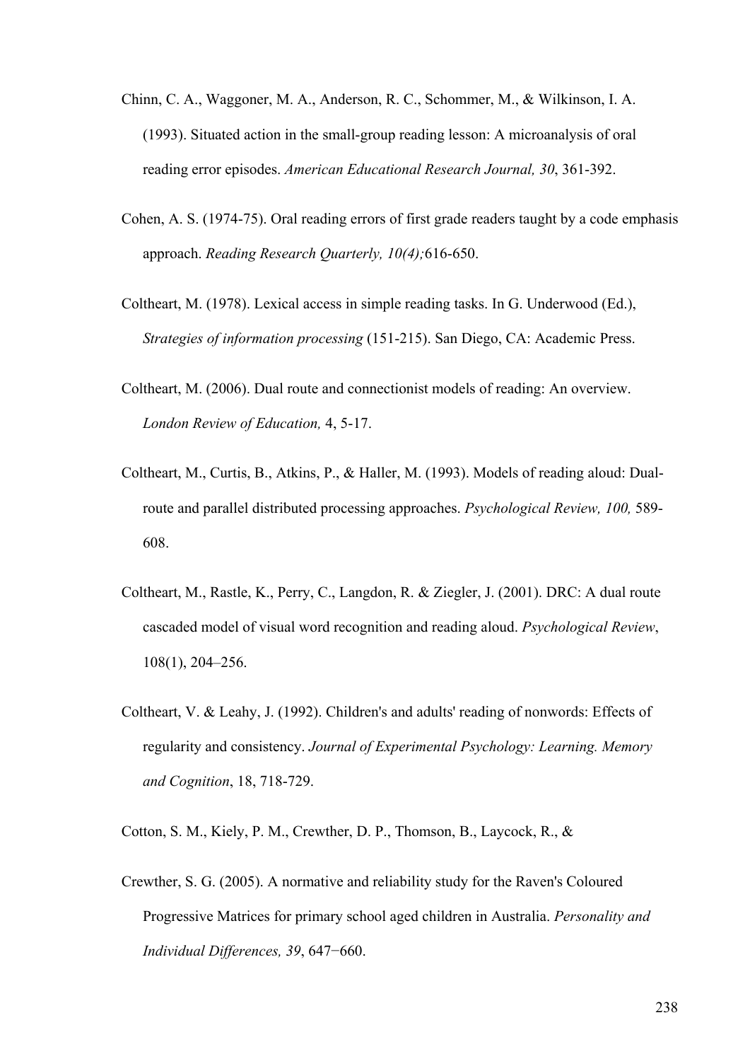Chinn, C. A., Waggoner, M. A., Anderson, R. C., Schommer, M., & Wilkinson, I. A. (1993). Situated action in the small-group reading lesson: A microanalysis of oral reading error episodes. *American Educational Research Journal, 30*, 361-392.

Cohen, A. S. (1974-75). Oral reading errors of first grade readers taught by a code emphasis approach. *Reading Research Quarterly, 10(4);*616-650.

Coltheart, M. (1978). Lexical access in simple reading tasks. In G. Underwood (Ed.), *Strategies of information processing* (151-215). San Diego, CA: Academic Press.

Coltheart, M. (2006). Dual route and connectionist models of reading: An overview. *London Review of Education,* 4, 5-17.

Coltheart, M., Curtis, B., Atkins, P., & Haller, M. (1993). Models of reading aloud: Dual-route and parallel distributed processing approaches. *Psychological Review, 100,* 589-608.

Coltheart, M., Rastle, K., Perry, C., Langdon, R. & Ziegler, J. (2001). DRC: A dual route cascaded model of visual word recognition and reading aloud. *Psychological Review*, 108(1), 204–256.

Coltheart, V. & Leahy, J. (1992). Children's and adults' reading of nonwords: Effects of regularity and consistency. *Journal of Experimental Psychology: Learning. Memory and Cognition*, 18, 718-729.

Cotton, S. M., Kiely, P. M., Crewther, D. P., Thomson, B., Laycock, R., &

Crewther, S. G. (2005). A normative and reliability study for the Raven's Coloured Progressive Matrices for primary school aged children in Australia. *Personality and Individual Differences, 39*, 647−660.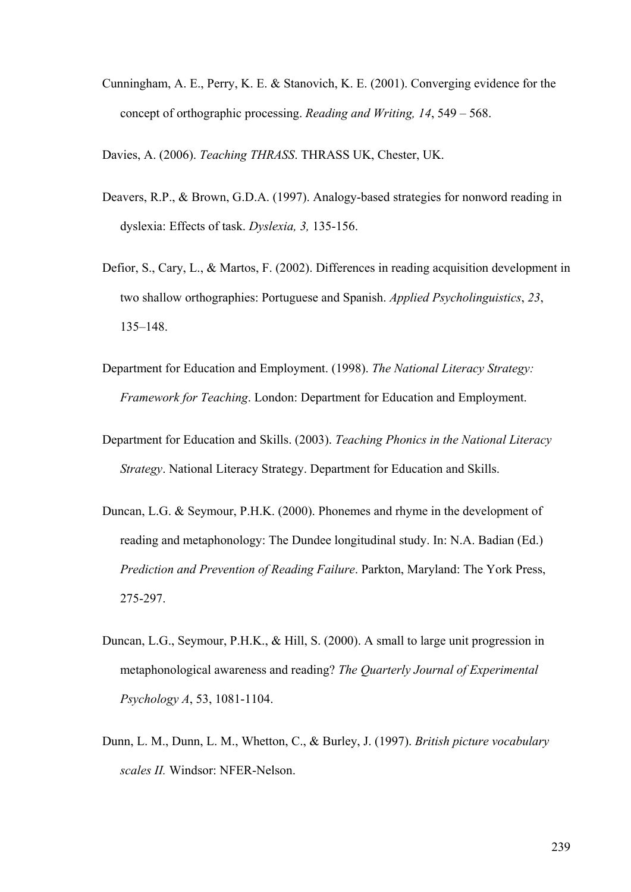Cunningham, A. E., Perry, K. E. & Stanovich, K. E. (2001). Converging evidence for the concept of orthographic processing. *Reading and Writing, 14*, 549 – 568.

Davies, A. (2006). *Teaching THRASS*. THRASS UK, Chester, UK.

Deavers, R.P., & Brown, G.D.A. (1997). Analogy-based strategies for nonword reading in dyslexia: Effects of task. *Dyslexia, 3,* 135-156.

Defior, S., Cary, L., & Martos, F. (2002). Differences in reading acquisition development in two shallow orthographies: Portuguese and Spanish. *Applied Psycholinguistics*, *23*, 135–148.

Department for Education and Employment. (1998). *The National Literacy Strategy: Framework for Teaching*. London: Department for Education and Employment.

Department for Education and Skills. (2003). *Teaching Phonics in the National Literacy Strategy*. National Literacy Strategy. Department for Education and Skills.

Duncan, L.G. & Seymour, P.H.K. (2000). Phonemes and rhyme in the development of reading and metaphonology: The Dundee longitudinal study. In: N.A. Badian (Ed.) *Prediction and Prevention of Reading Failure*. Parkton, Maryland: The York Press, 275-297.

Duncan, L.G., Seymour, P.H.K., & Hill, S. (2000). A small to large unit progression in metaphonological awareness and reading? *The Quarterly Journal of Experimental Psychology A*, 53, 1081-1104.

Dunn, L. M., Dunn, L. M., Whetton, C., & Burley, J. (1997). *British picture vocabulary scales II.* Windsor: NFER-Nelson.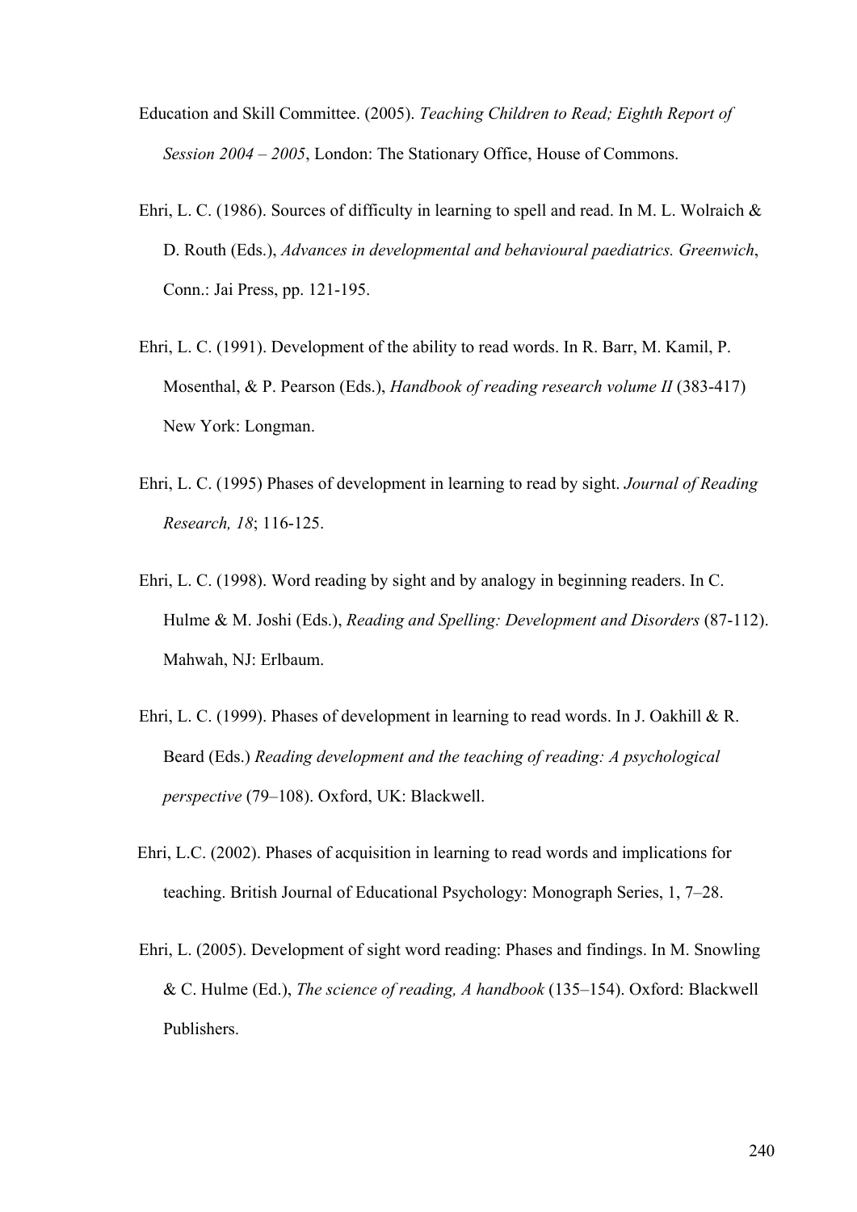Education and Skill Committee. (2005). *Teaching Children to Read; Eighth Report of Session 2004 – 2005*, London: The Stationary Office, House of Commons.

Ehri, L. C. (1986). Sources of difficulty in learning to spell and read. In M. L. Wolraich & D. Routh (Eds.), *Advances in developmental and behavioural paediatrics. Greenwich*, Conn.: Jai Press, pp. 121-195.

Ehri, L. C. (1991). Development of the ability to read words. In R. Barr, M. Kamil, P. Mosenthal, & P. Pearson (Eds.), *Handbook of reading research volume II* (383-417) New York: Longman.

Ehri, L. C. (1995) Phases of development in learning to read by sight. *Journal of Reading Research, 18*; 116-125.

Ehri, L. C. (1998). Word reading by sight and by analogy in beginning readers. In C. Hulme & M. Joshi (Eds.), *Reading and Spelling: Development and Disorders* (87-112). Mahwah, NJ: Erlbaum.

Ehri, L. C. (1999). Phases of development in learning to read words. In J. Oakhill & R. Beard (Eds.) *Reading development and the teaching of reading: A psychological perspective* (79–108). Oxford, UK: Blackwell.

Ehri, L.C. (2002). Phases of acquisition in learning to read words and implications for teaching. British Journal of Educational Psychology: Monograph Series, 1, 7–28.

Ehri, L. (2005). Development of sight word reading: Phases and findings. In M. Snowling & C. Hulme (Ed.), *The science of reading, A handbook* (135–154). Oxford: Blackwell Publishers.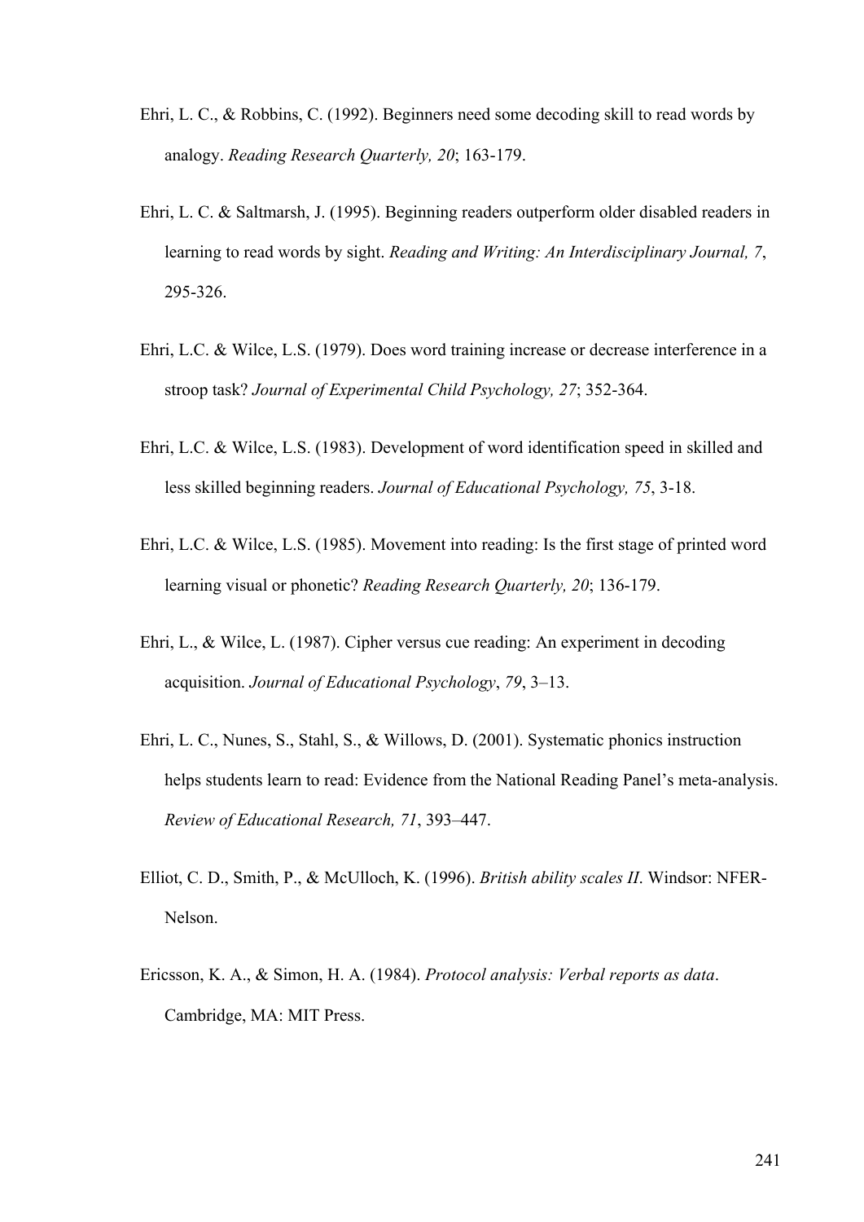Ehri, L. C., & Robbins, C. (1992). Beginners need some decoding skill to read words by analogy. *Reading Research Quarterly, 20*; 163-179.

Ehri, L. C. & Saltmarsh, J. (1995). Beginning readers outperform older disabled readers in learning to read words by sight. *Reading and Writing: An Interdisciplinary Journal, 7*, 295-326.

Ehri, L.C. & Wilce, L.S. (1979). Does word training increase or decrease interference in a stroop task? *Journal of Experimental Child Psychology, 27*; 352-364.

Ehri, L.C. & Wilce, L.S. (1983). Development of word identification speed in skilled and less skilled beginning readers. *Journal of Educational Psychology, 75*, 3-18.

Ehri, L.C. & Wilce, L.S. (1985). Movement into reading: Is the first stage of printed word learning visual or phonetic? *Reading Research Quarterly, 20*; 136-179.

Ehri, L., & Wilce, L. (1987). Cipher versus cue reading: An experiment in decoding acquisition. *Journal of Educational Psychology*, *79*, 3–13.

Ehri, L. C., Nunes, S., Stahl, S., & Willows, D. (2001). Systematic phonics instruction helps students learn to read: Evidence from the National Reading Panel's meta-analysis. *Review of Educational Research, 71*, 393–447.

Elliot, C. D., Smith, P., & McUlloch, K. (1996). *British ability scales II*. Windsor: NFER-Nelson.

Ericsson, K. A., & Simon, H. A. (1984). *Protocol analysis: Verbal reports as data*. Cambridge, MA: MIT Press.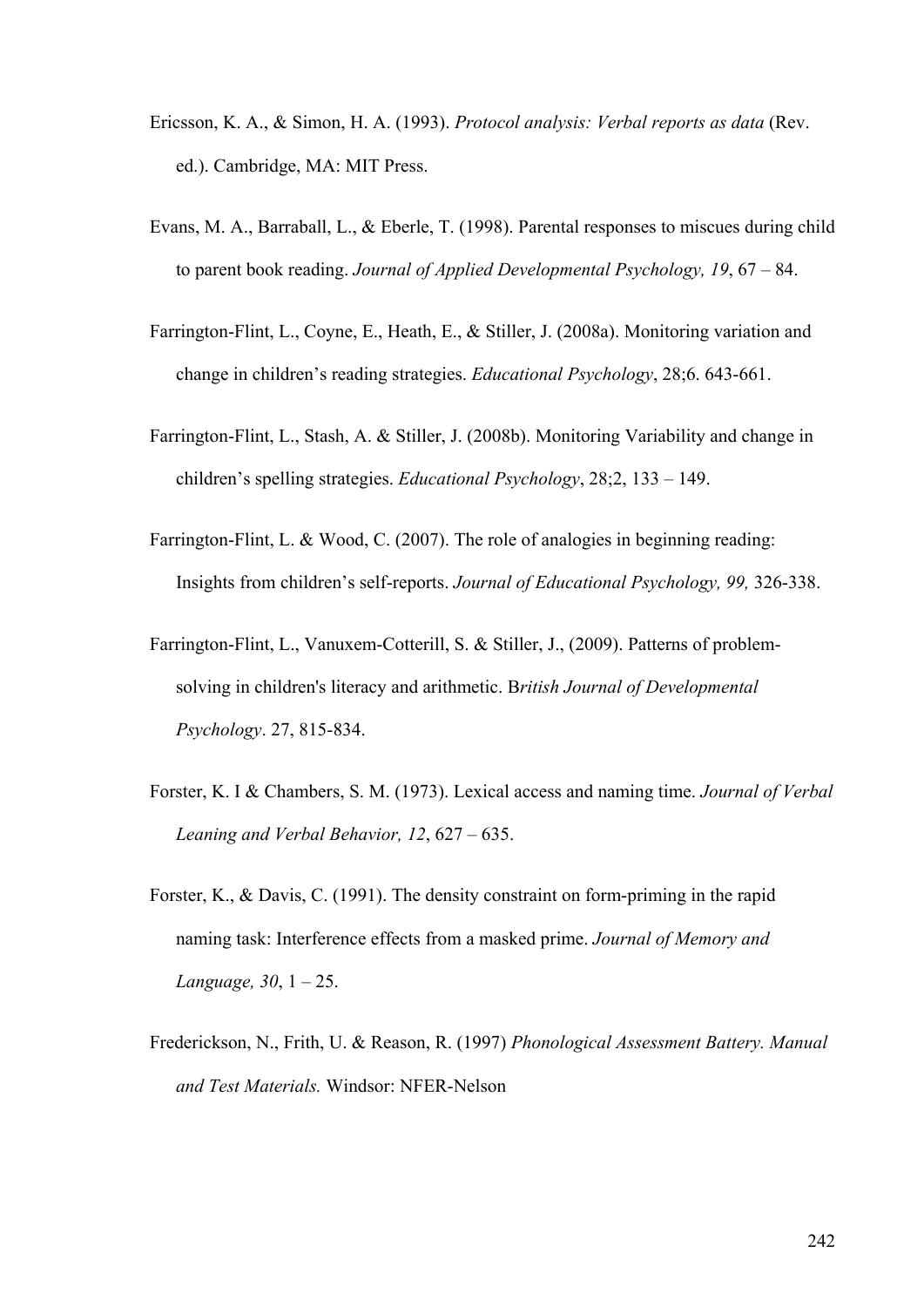Ericsson, K. A., & Simon, H. A. (1993). *Protocol analysis: Verbal reports as data* (Rev. ed.). Cambridge, MA: MIT Press.

Evans, M. A., Barraball, L., & Eberle, T. (1998). Parental responses to miscues during child to parent book reading. *Journal of Applied Developmental Psychology, 19*, 67 – 84.

Farrington-Flint, L., Coyne, E., Heath, E., & Stiller, J. (2008a). Monitoring variation and change in children's reading strategies. *Educational Psychology*, 28;6. 643-661.

Farrington-Flint, L., Stash, A. & Stiller, J. (2008b). Monitoring Variability and change in children's spelling strategies. *Educational Psychology*, 28;2, 133 – 149.

Farrington-Flint, L. & Wood, C. (2007). The role of analogies in beginning reading: Insights from children's self-reports. *Journal of Educational Psychology, 99,* 326-338.

Farrington-Flint, L., Vanuxem-Cotterill, S. & Stiller, J., (2009). Patterns of problem-solving in children's literacy and arithmetic. B*ritish Journal of Developmental Psychology*. 27, 815-834.

Forster, K. I & Chambers, S. M. (1973). Lexical access and naming time. *Journal of Verbal Leaning and Verbal Behavior, 12*, 627 – 635.

Forster, K., & Davis, C. (1991). The density constraint on form-priming in the rapid naming task: Interference effects from a masked prime. *Journal of Memory and Language, 30*, 1 – 25.

Frederickson, N., Frith, U. & Reason, R. (1997) *Phonological Assessment Battery. Manual and Test Materials.* Windsor: NFER-Nelson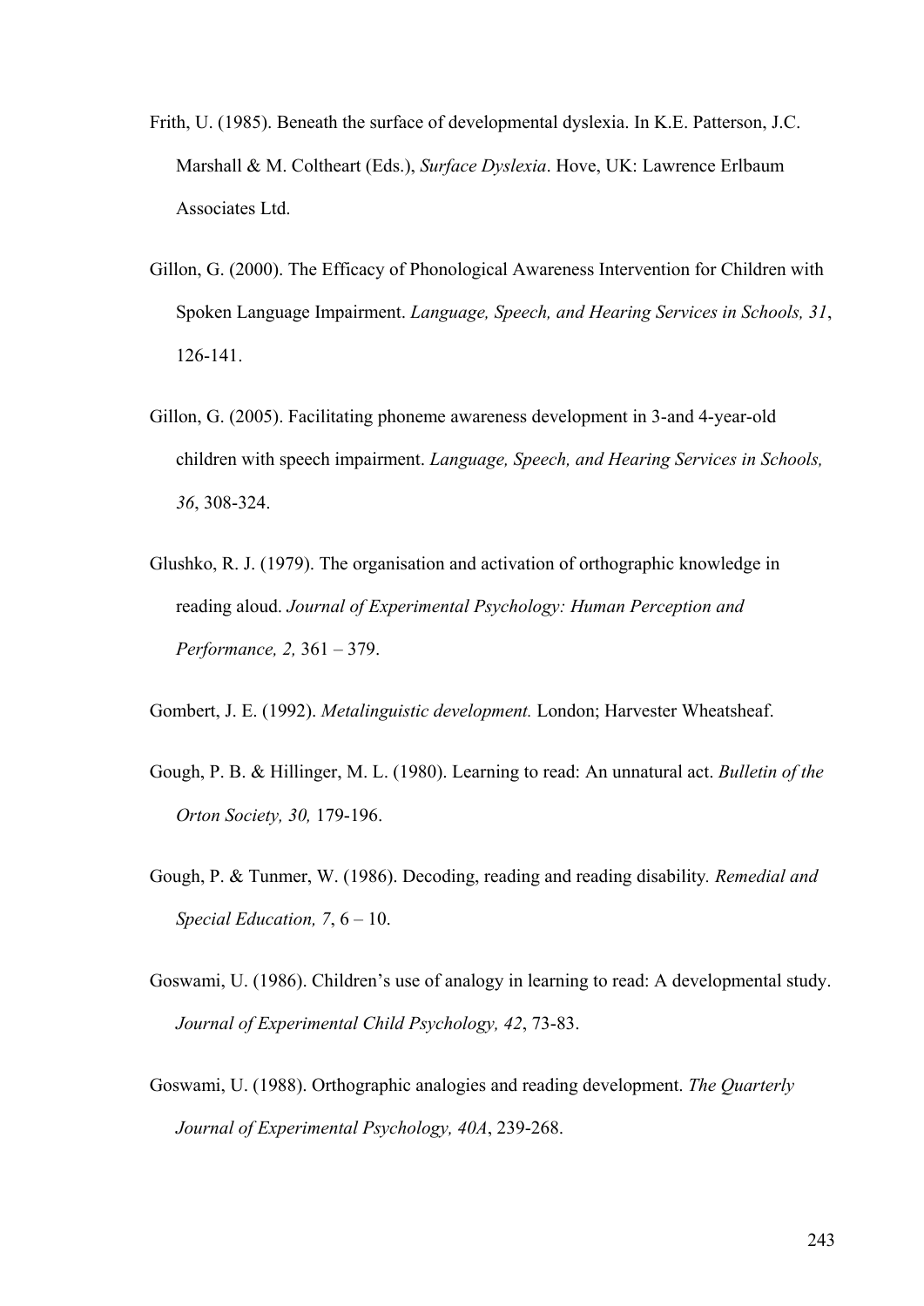Frith, U. (1985). Beneath the surface of developmental dyslexia. In K.E. Patterson, J.C. Marshall & M. Coltheart (Eds.), *Surface Dyslexia*. Hove, UK: Lawrence Erlbaum Associates Ltd.

Gillon, G. (2000). The Efficacy of Phonological Awareness Intervention for Children with Spoken Language Impairment. *Language, Speech, and Hearing Services in Schools, 31*, 126-141.

Gillon, G. (2005). Facilitating phoneme awareness development in 3-and 4-year-old children with speech impairment. *Language, Speech, and Hearing Services in Schools, 36*, 308-324.

Glushko, R. J. (1979). The organisation and activation of orthographic knowledge in reading aloud. *Journal of Experimental Psychology: Human Perception and Performance, 2,* 361 – 379.

Gombert, J. E. (1992). *Metalinguistic development.* London; Harvester Wheatsheaf.

Gough, P. B. & Hillinger, M. L. (1980). Learning to read: An unnatural act. *Bulletin of the Orton Society, 30,* 179-196.

Gough, P. & Tunmer, W. (1986). Decoding, reading and reading disability*. Remedial and Special Education, 7*, 6 – 10.

Goswami, U. (1986). Children's use of analogy in learning to read: A developmental study. *Journal of Experimental Child Psychology, 42*, 73-83.

Goswami, U. (1988). Orthographic analogies and reading development. *The Quarterly Journal of Experimental Psychology, 40A*, 239-268.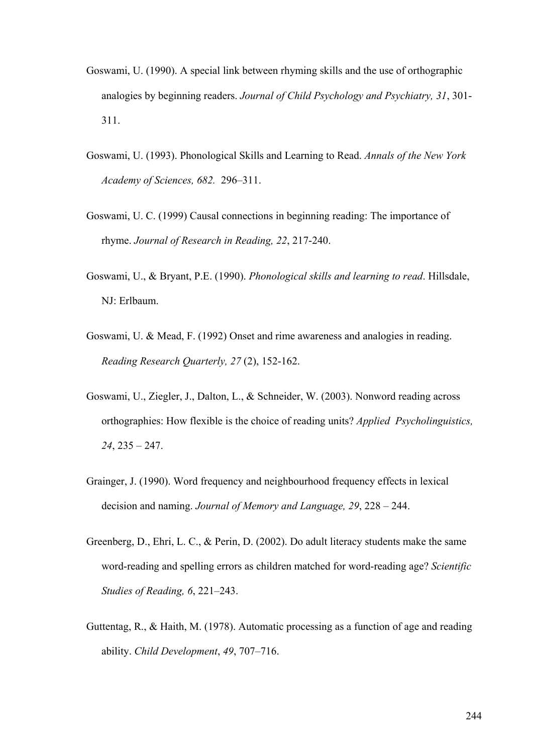Goswami, U. (1990). A special link between rhyming skills and the use of orthographic analogies by beginning readers. *Journal of Child Psychology and Psychiatry, 31*, 301-311.

Goswami, U. (1993). Phonological Skills and Learning to Read. *Annals of the New York Academy of Sciences, 682.* 296–311.

Goswami, U. C. (1999) Causal connections in beginning reading: The importance of rhyme. *Journal of Research in Reading, 22*, 217-240.

Goswami, U., & Bryant, P.E. (1990). *Phonological skills and learning to read*. Hillsdale, NJ: Erlbaum.

Goswami, U. & Mead, F. (1992) Onset and rime awareness and analogies in reading. *Reading Research Quarterly, 27* (2), 152-162.

Goswami, U., Ziegler, J., Dalton, L., & Schneider, W. (2003). Nonword reading across orthographies: How flexible is the choice of reading units? *Applied Psycholinguistics, 24*, 235 – 247.

Grainger, J. (1990). Word frequency and neighbourhood frequency effects in lexical decision and naming. *Journal of Memory and Language, 29*, 228 – 244.

Greenberg, D., Ehri, L. C., & Perin, D. (2002). Do adult literacy students make the same word-reading and spelling errors as children matched for word-reading age? *Scientific Studies of Reading, 6*, 221–243.

Guttentag, R., & Haith, M. (1978). Automatic processing as a function of age and reading ability. *Child Development*, *49*, 707–716.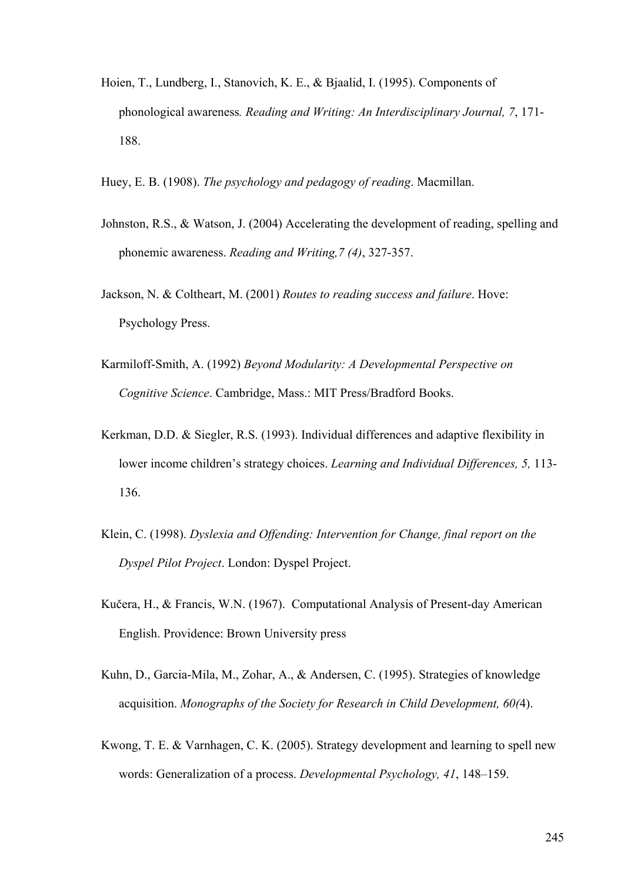Hoien, T., Lundberg, I., Stanovich, K. E., & Bjaalid, I. (1995). Components of phonological awareness*. Reading and Writing: An Interdisciplinary Journal, 7*, 171-188.

Huey, E. B. (1908). *The psychology and pedagogy of reading*. Macmillan.

Johnston, R.S., & Watson, J. (2004) Accelerating the development of reading, spelling and phonemic awareness. *Reading and Writing,7 (4)*, 327-357.

Jackson, N. & Coltheart, M. (2001) *Routes to reading success and failure*. Hove: Psychology Press.

Karmiloff-Smith, A. (1992) *Beyond Modularity: A Developmental Perspective on Cognitive Science*. Cambridge, Mass.: MIT Press/Bradford Books.

Kerkman, D.D. & Siegler, R.S. (1993). Individual differences and adaptive flexibility in lower income children's strategy choices. *Learning and Individual Differences, 5,* 113-136.

Klein, C. (1998). *Dyslexia and Offending: Intervention for Change, final report on the Dyspel Pilot Project*. London: Dyspel Project.

Kučera, H., & Francis, W.N. (1967). Computational Analysis of Present-day American English. Providence: Brown University press

Kuhn, D., Garcia-Mila, M., Zohar, A., & Andersen, C. (1995). Strategies of knowledge acquisition. *Monographs of the Society for Research in Child Development, 60(*4).

Kwong, T. E. & Varnhagen, C. K. (2005). Strategy development and learning to spell new words: Generalization of a process. *Developmental Psychology, 41*, 148–159.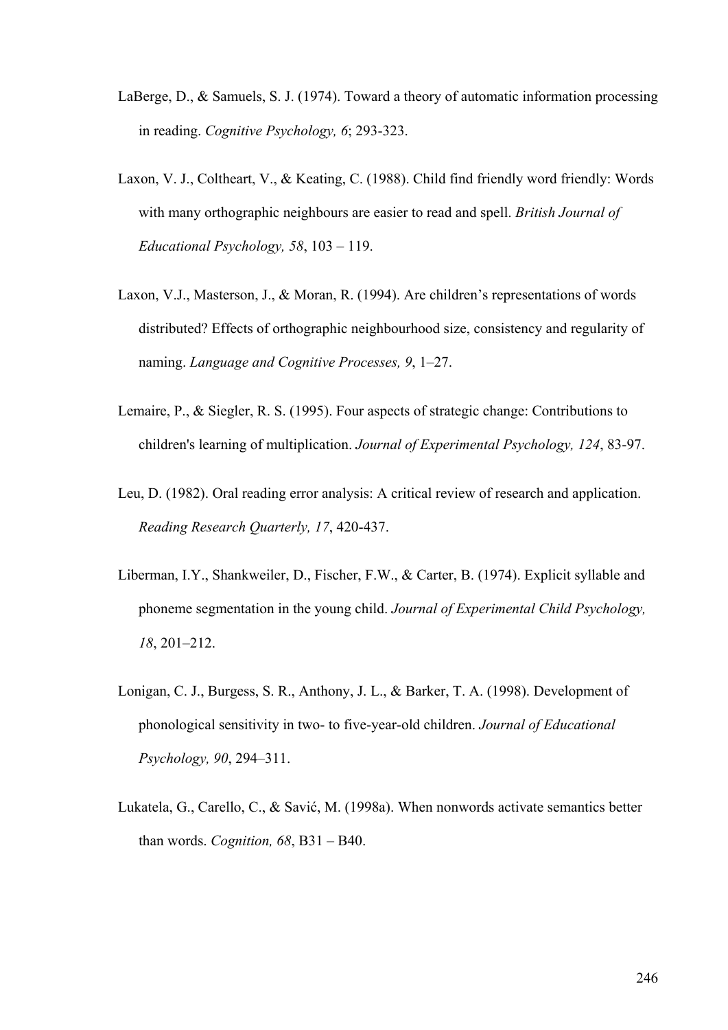LaBerge, D., & Samuels, S. J. (1974). Toward a theory of automatic information processing in reading. *Cognitive Psychology, 6*; 293-323.

Laxon, V. J., Coltheart, V., & Keating, C. (1988). Child find friendly word friendly: Words with many orthographic neighbours are easier to read and spell. *British Journal of Educational Psychology, 58*, 103 – 119.

Laxon, V.J., Masterson, J., & Moran, R. (1994). Are children's representations of words distributed? Effects of orthographic neighbourhood size, consistency and regularity of naming. *Language and Cognitive Processes, 9*, 1–27.

Lemaire, P., & Siegler, R. S. (1995). Four aspects of strategic change: Contributions to children's learning of multiplication. *Journal of Experimental Psychology, 124*, 83-97.

Leu, D. (1982). Oral reading error analysis: A critical review of research and application. *Reading Research Quarterly, 17*, 420-437.

Liberman, I.Y., Shankweiler, D., Fischer, F.W., & Carter, B. (1974). Explicit syllable and phoneme segmentation in the young child. *Journal of Experimental Child Psychology, 18*, 201–212.

Lonigan, C. J., Burgess, S. R., Anthony, J. L., & Barker, T. A. (1998). Development of phonological sensitivity in two- to five-year-old children. *Journal of Educational Psychology, 90*, 294–311.

Lukatela, G., Carello, C., & Savić, M. (1998a). When nonwords activate semantics better than words. *Cognition, 68*, B31 – B40.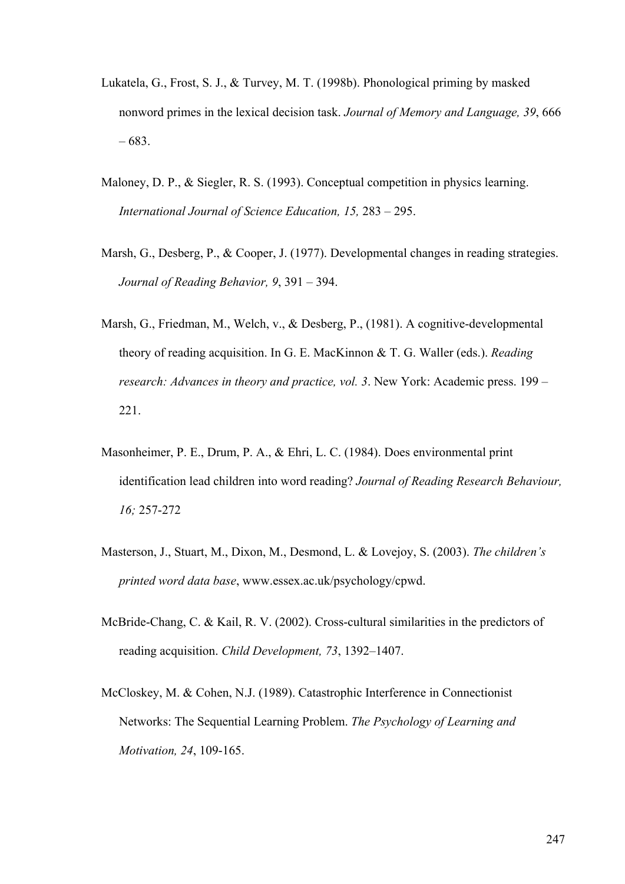Lukatela, G., Frost, S. J., & Turvey, M. T. (1998b). Phonological priming by masked nonword primes in the lexical decision task. *Journal of Memory and Language, 39*, 666 – 683.

Maloney, D. P., & Siegler, R. S. (1993). Conceptual competition in physics learning. *International Journal of Science Education, 15,* 283 – 295.

Marsh, G., Desberg, P., & Cooper, J. (1977). Developmental changes in reading strategies. *Journal of Reading Behavior, 9*, 391 – 394.

Marsh, G., Friedman, M., Welch, v., & Desberg, P., (1981). A cognitive-developmental theory of reading acquisition. In G. E. MacKinnon & T. G. Waller (eds.). *Reading research: Advances in theory and practice, vol. 3*. New York: Academic press. 199 – 221.

Masonheimer, P. E., Drum, P. A., & Ehri, L. C. (1984). Does environmental print identification lead children into word reading? *Journal of Reading Research Behaviour, 16;* 257-272

Masterson, J., Stuart, M., Dixon, M., Desmond, L. & Lovejoy, S. (2003). *The children's printed word data base*, www.essex.ac.uk/psychology/cpwd.

McBride-Chang, C. & Kail, R. V. (2002). Cross-cultural similarities in the predictors of reading acquisition. *Child Development, 73*, 1392–1407.

McCloskey, M. & Cohen, N.J. (1989). Catastrophic Interference in Connectionist Networks: The Sequential Learning Problem. *The Psychology of Learning and Motivation, 24*, 109-165.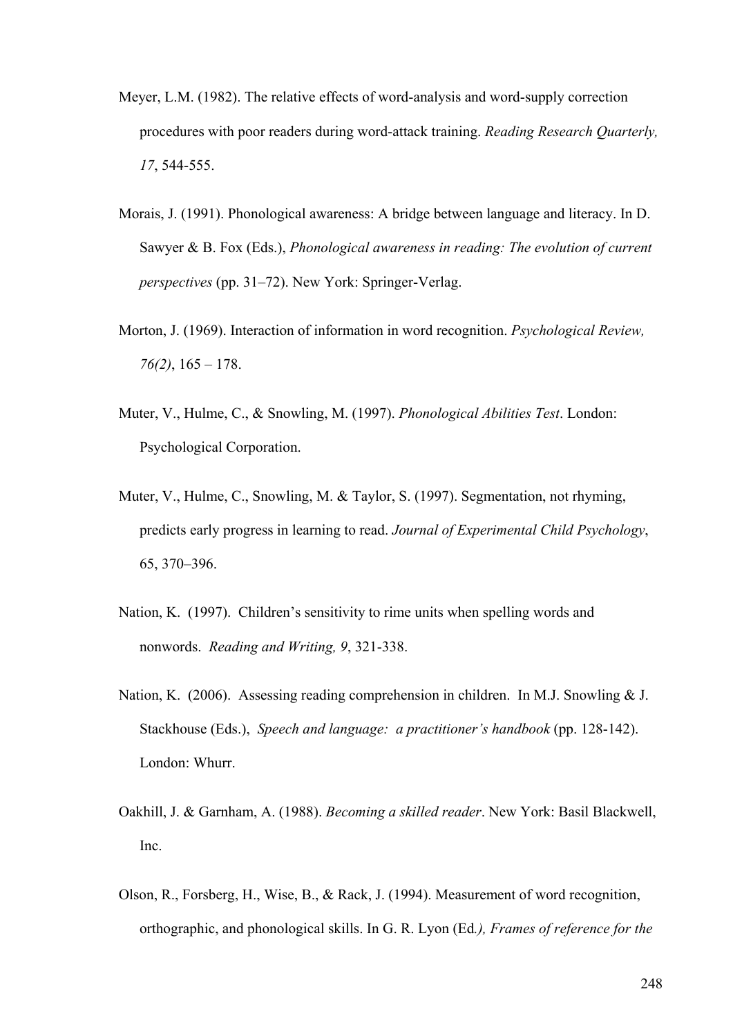Meyer, L.M. (1982). The relative effects of word-analysis and word-supply correction procedures with poor readers during word-attack training. *Reading Research Quarterly, 17*, 544-555.

Morais, J. (1991). Phonological awareness: A bridge between language and literacy. In D. Sawyer & B. Fox (Eds.), *Phonological awareness in reading: The evolution of current perspectives* (pp. 31–72). New York: Springer-Verlag.

Morton, J. (1969). Interaction of information in word recognition. *Psychological Review, 76(2)*, 165 – 178.

Muter, V., Hulme, C., & Snowling, M. (1997). *Phonological Abilities Test*. London: Psychological Corporation.

Muter, V., Hulme, C., Snowling, M. & Taylor, S. (1997). Segmentation, not rhyming, predicts early progress in learning to read. *Journal of Experimental Child Psychology*, 65, 370–396.

Nation, K. (1997). Children's sensitivity to rime units when spelling words and nonwords. *Reading and Writing, 9*, 321-338.

Nation, K. (2006). Assessing reading comprehension in children. In M.J. Snowling & J. Stackhouse (Eds.), *Speech and language: a practitioner's handbook* (pp. 128-142). London: Whurr.

Oakhill, J. & Garnham, A. (1988). *Becoming a skilled reader*. New York: Basil Blackwell, Inc.

Olson, R., Forsberg, H., Wise, B., & Rack, J. (1994). Measurement of word recognition, orthographic, and phonological skills. In G. R. Lyon (Ed*.), Frames of reference for the*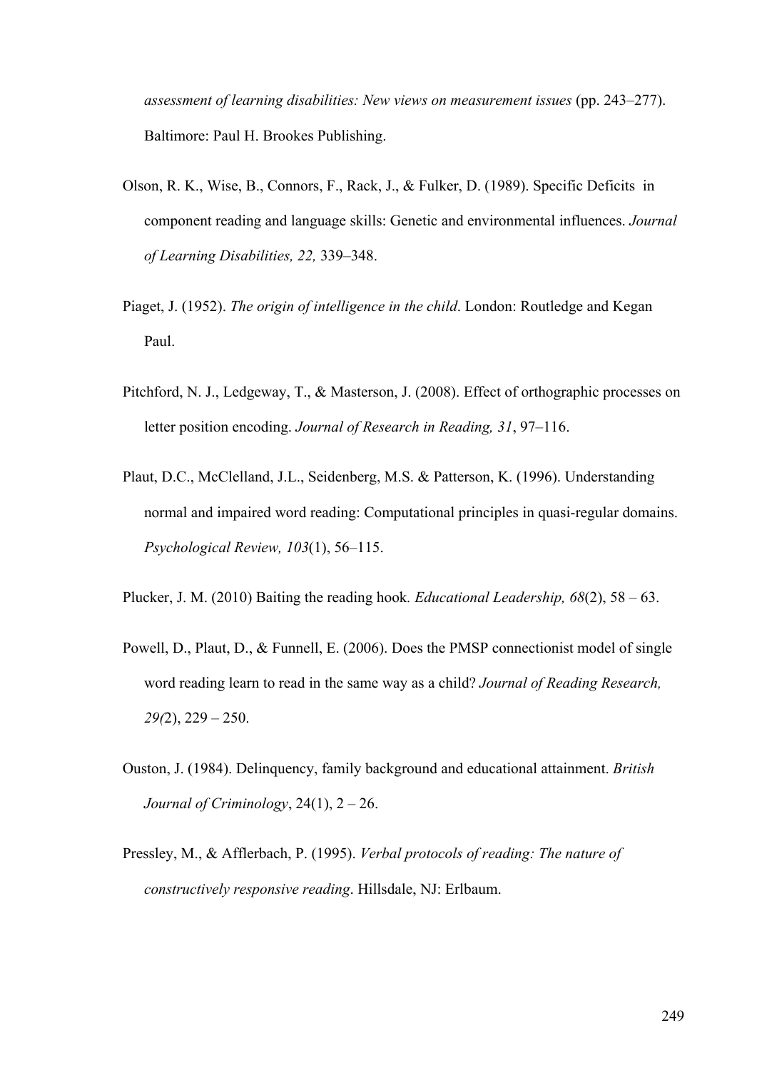*assessment of learning disabilities: New views on measurement issues* (pp. 243–277). Baltimore: Paul H. Brookes Publishing.

Olson, R. K., Wise, B., Connors, F., Rack, J., & Fulker, D. (1989). Specific Deficits in component reading and language skills: Genetic and environmental influences. *Journal of Learning Disabilities, 22,* 339–348.

Piaget, J. (1952). *The origin of intelligence in the child*. London: Routledge and Kegan Paul.

Pitchford, N. J., Ledgeway, T., & Masterson, J. (2008). Effect of orthographic processes on letter position encoding. *Journal of Research in Reading, 31*, 97–116.

Plaut, D.C., McClelland, J.L., Seidenberg, M.S. & Patterson, K. (1996). Understanding normal and impaired word reading: Computational principles in quasi-regular domains. *Psychological Review, 103*(1), 56–115.

Plucker, J. M. (2010) Baiting the reading hook. *Educational Leadership, 68*(2), 58 – 63.

Powell, D., Plaut, D., & Funnell, E. (2006). Does the PMSP connectionist model of single word reading learn to read in the same way as a child? *Journal of Reading Research, 29(*2), 229 – 250.

Ouston, J. (1984). Delinquency, family background and educational attainment. *British Journal of Criminology*, 24(1), 2 – 26.

Pressley, M., & Afflerbach, P. (1995). *Verbal protocols of reading: The nature of constructively responsive reading*. Hillsdale, NJ: Erlbaum.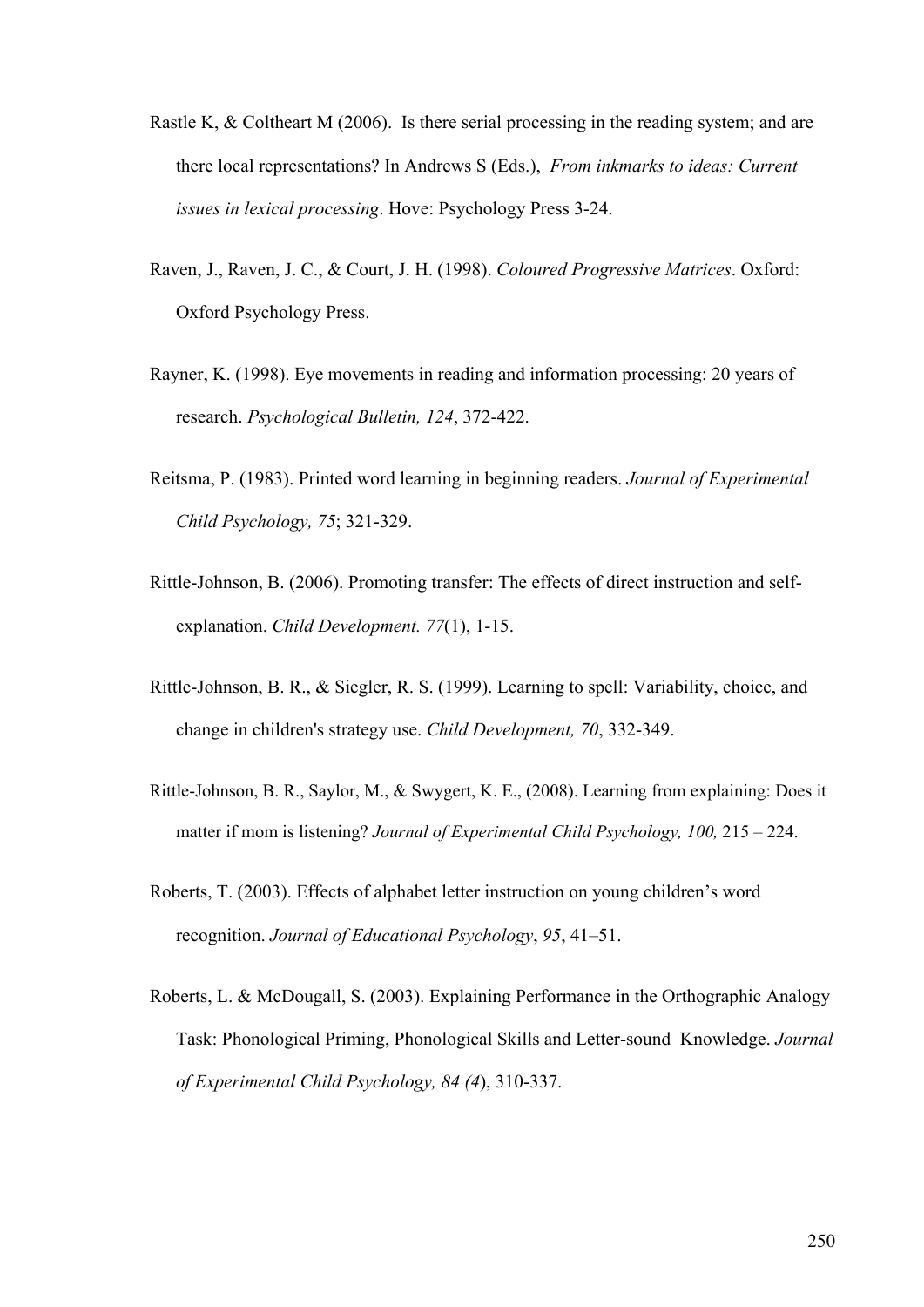Rastle K, & Coltheart M (2006). Is there serial processing in the reading system; and are there local representations? In Andrews S (Eds.), *From inkmarks to ideas: Current issues in lexical processing*. Hove: Psychology Press 3-24.

Raven, J., Raven, J. C., & Court, J. H. (1998). *Coloured Progressive Matrices*. Oxford: Oxford Psychology Press.

Rayner, K. (1998). Eye movements in reading and information processing: 20 years of research. *Psychological Bulletin, 124*, 372-422.

Reitsma, P. (1983). Printed word learning in beginning readers. *Journal of Experimental Child Psychology, 75*; 321-329.

Rittle-Johnson, B. (2006). Promoting transfer: The effects of direct instruction and self-explanation. *Child Development. 77*(1), 1-15.

Rittle-Johnson, B. R., & Siegler, R. S. (1999). Learning to spell: Variability, choice, and change in children's strategy use. *Child Development, 70*, 332-349.

Rittle-Johnson, B. R., Saylor, M., & Swygert, K. E., (2008). Learning from explaining: Does it matter if mom is listening? *Journal of Experimental Child Psychology, 100,* 215 – 224.

Roberts, T. (2003). Effects of alphabet letter instruction on young children's word recognition. *Journal of Educational Psychology*, *95*, 41–51.

Roberts, L. & McDougall, S. (2003). Explaining Performance in the Orthographic Analogy Task: Phonological Priming, Phonological Skills and Letter-sound Knowledge. *Journal of Experimental Child Psychology, 84 (4*), 310-337.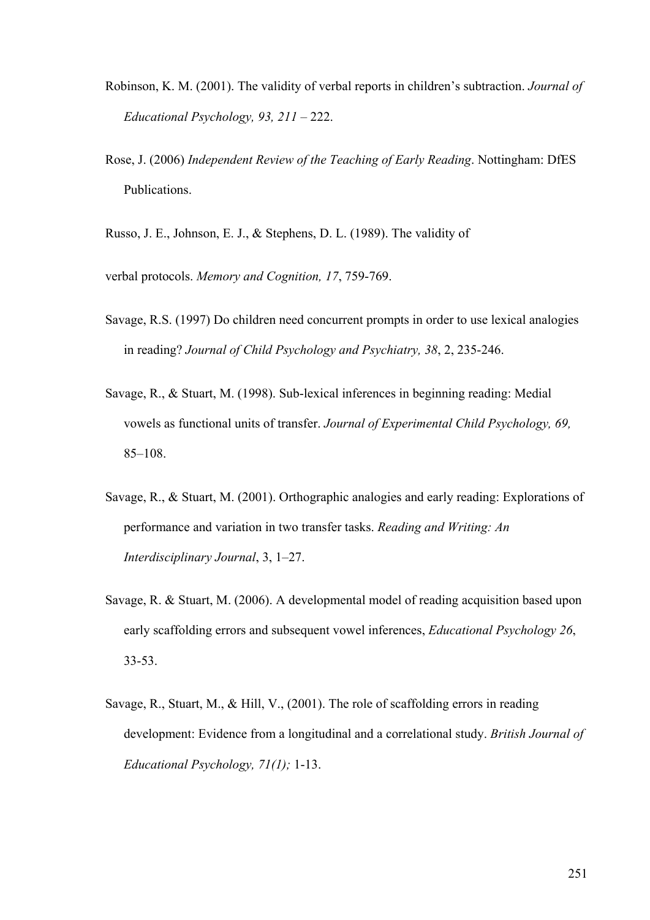Robinson, K. M. (2001). The validity of verbal reports in children's subtraction. *Journal of Educational Psychology, 93, 211* – 222.

Rose, J. (2006) *Independent Review of the Teaching of Early Reading*. Nottingham: DfES Publications.

Russo, J. E., Johnson, E. J., & Stephens, D. L. (1989). The validity of

verbal protocols. *Memory and Cognition, 17*, 759-769.

Savage, R.S. (1997) Do children need concurrent prompts in order to use lexical analogies in reading? *Journal of Child Psychology and Psychiatry, 38*, 2, 235-246.

Savage, R., & Stuart, M. (1998). Sub-lexical inferences in beginning reading: Medial vowels as functional units of transfer. *Journal of Experimental Child Psychology, 69,* 85–108.

Savage, R., & Stuart, M. (2001). Orthographic analogies and early reading: Explorations of performance and variation in two transfer tasks. *Reading and Writing: An Interdisciplinary Journal*, 3, 1–27.

Savage, R. & Stuart, M. (2006). A developmental model of reading acquisition based upon early scaffolding errors and subsequent vowel inferences, *Educational Psychology 26*, 33-53.

Savage, R., Stuart, M., & Hill, V., (2001). The role of scaffolding errors in reading development: Evidence from a longitudinal and a correlational study. *British Journal of Educational Psychology, 71(1);* 1-13.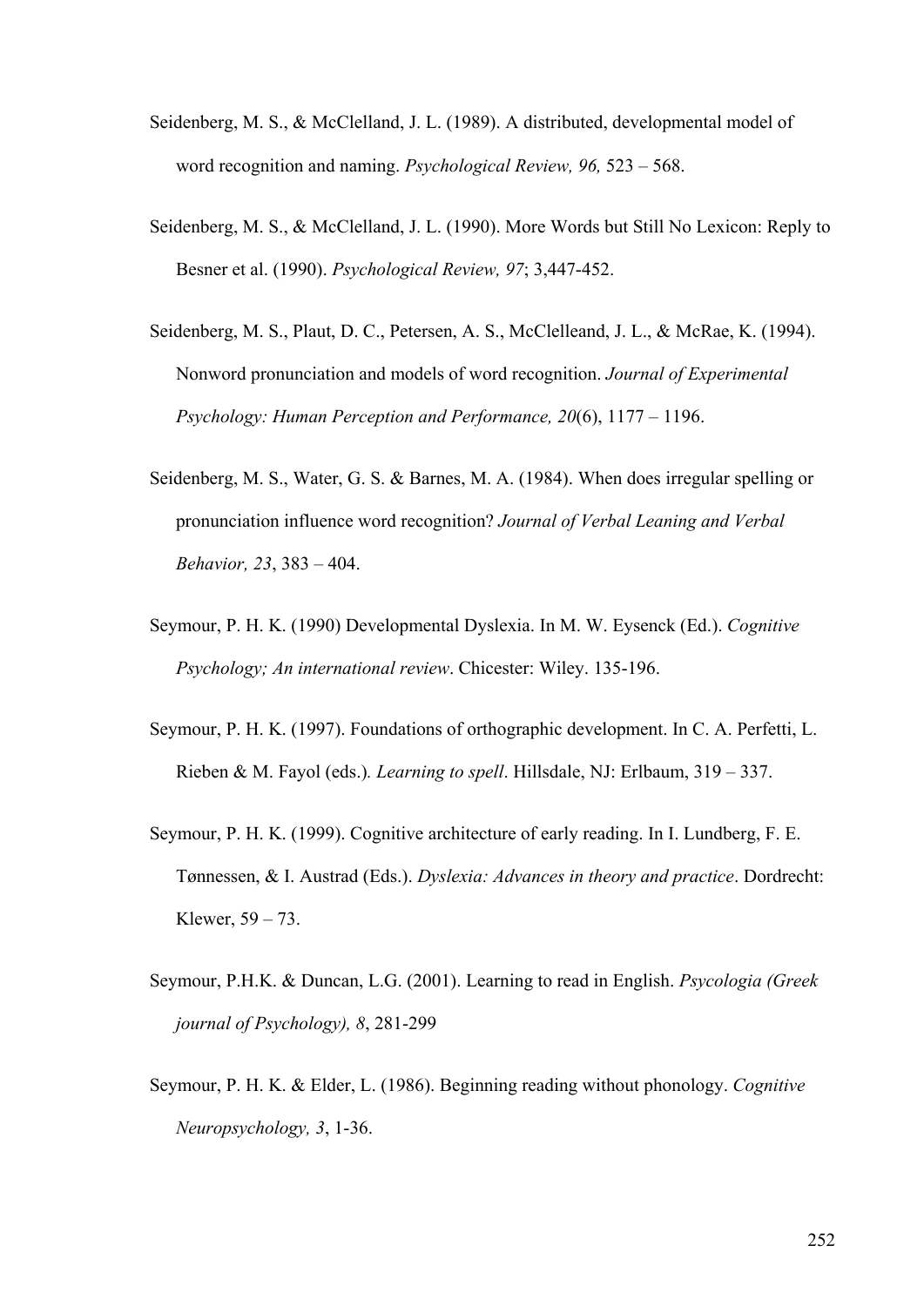Seidenberg, M. S., & McClelland, J. L. (1989). A distributed, developmental model of word recognition and naming. *Psychological Review, 96,* 523 – 568.

Seidenberg, M. S., & McClelland, J. L. (1990). More Words but Still No Lexicon: Reply to Besner et al. (1990). *Psychological Review, 97*; 3,447-452.

Seidenberg, M. S., Plaut, D. C., Petersen, A. S., McClelleand, J. L., & McRae, K. (1994). Nonword pronunciation and models of word recognition. *Journal of Experimental Psychology: Human Perception and Performance, 20*(6), 1177 – 1196.

Seidenberg, M. S., Water, G. S. & Barnes, M. A. (1984). When does irregular spelling or pronunciation influence word recognition? *Journal of Verbal Leaning and Verbal Behavior, 23*, 383 – 404.

Seymour, P. H. K. (1990) Developmental Dyslexia. In M. W. Eysenck (Ed.). *Cognitive Psychology; An international review*. Chicester: Wiley. 135-196.

Seymour, P. H. K. (1997). Foundations of orthographic development. In C. A. Perfetti, L. Rieben & M. Fayol (eds.). *Learning to spell*. Hillsdale, NJ: Erlbaum, 319 – 337.

Seymour, P. H. K. (1999). Cognitive architecture of early reading. In I. Lundberg, F. E. Tønnessen, & I. Austrad (Eds.). *Dyslexia: Advances in theory and practice*. Dordrecht: Klewer, 59 – 73.

Seymour, P.H.K. & Duncan, L.G. (2001). Learning to read in English. *Psycologia (Greek journal of Psychology), 8*, 281-299

Seymour, P. H. K. & Elder, L. (1986). Beginning reading without phonology. *Cognitive Neuropsychology, 3*, 1-36.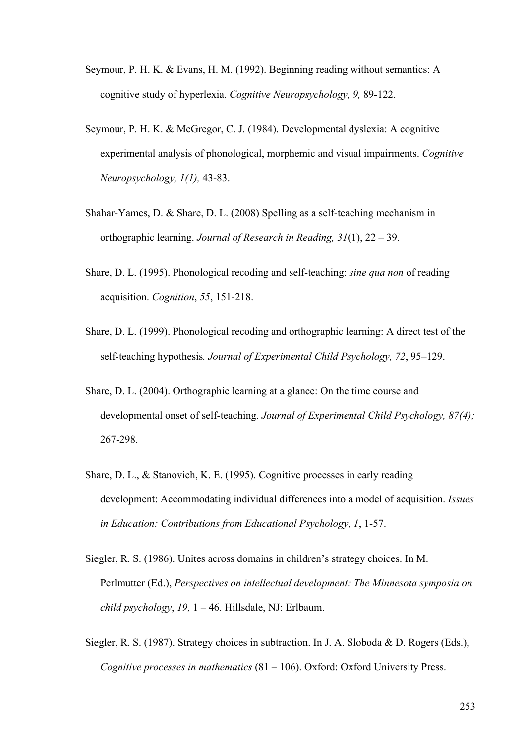Seymour, P. H. K. & Evans, H. M. (1992). Beginning reading without semantics: A cognitive study of hyperlexia. *Cognitive Neuropsychology, 9,* 89-122.

Seymour, P. H. K. & McGregor, C. J. (1984). Developmental dyslexia: A cognitive experimental analysis of phonological, morphemic and visual impairments. *Cognitive Neuropsychology, 1(1),* 43-83.

Shahar-Yames, D. & Share, D. L. (2008) Spelling as a self-teaching mechanism in orthographic learning. *Journal of Research in Reading, 31*(1), 22 – 39.

Share, D. L. (1995). Phonological recoding and self-teaching: *sine qua non* of reading acquisition. *Cognition*, *55*, 151-218.

Share, D. L. (1999). Phonological recoding and orthographic learning: A direct test of the self-teaching hypothesis*. Journal of Experimental Child Psychology, 72*, 95–129.

Share, D. L. (2004). Orthographic learning at a glance: On the time course and developmental onset of self-teaching. *Journal of Experimental Child Psychology, 87(4);* 267-298.

Share, D. L., & Stanovich, K. E. (1995). Cognitive processes in early reading development: Accommodating individual differences into a model of acquisition. *Issues in Education: Contributions from Educational Psychology, 1*, 1-57.

Siegler, R. S. (1986). Unites across domains in children's strategy choices. In M. Perlmutter (Ed.), *Perspectives on intellectual development: The Minnesota symposia on child psychology*, *19,* 1 – 46. Hillsdale, NJ: Erlbaum.

Siegler, R. S. (1987). Strategy choices in subtraction. In J. A. Sloboda & D. Rogers (Eds.), *Cognitive processes in mathematics* (81 – 106). Oxford: Oxford University Press.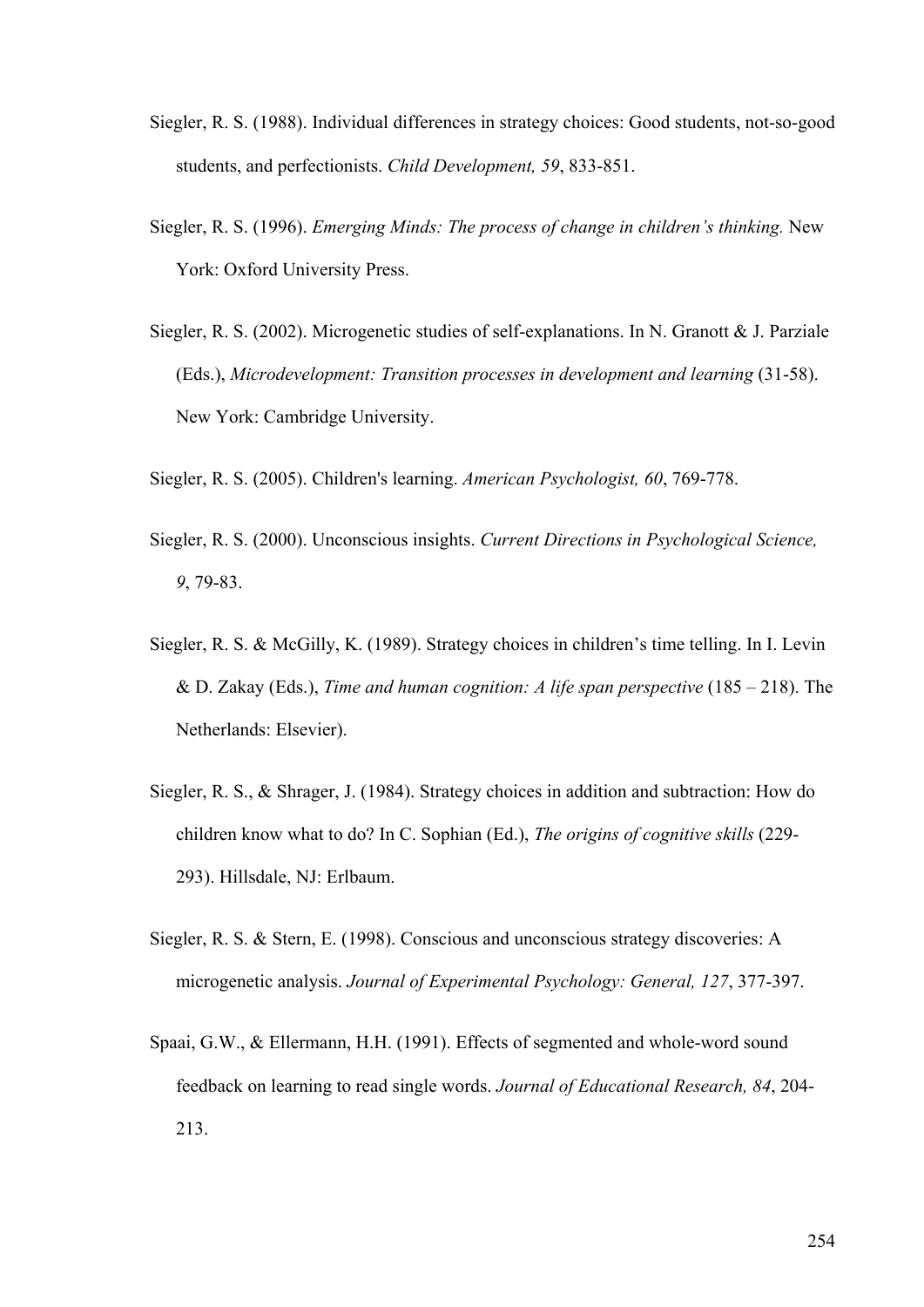Siegler, R. S. (1988). Individual differences in strategy choices: Good students, not-so-good students, and perfectionists. *Child Development, 59*, 833-851.

Siegler, R. S. (1996). *Emerging Minds: The process of change in children's thinking.* New York: Oxford University Press.

Siegler, R. S. (2002). Microgenetic studies of self-explanations. In N. Granott & J. Parziale (Eds.), *Microdevelopment: Transition processes in development and learning* (31-58). New York: Cambridge University.

Siegler, R. S. (2005). Children's learning. *American Psychologist, 60*, 769-778.

Siegler, R. S. (2000). Unconscious insights. *Current Directions in Psychological Science, 9*, 79-83.

Siegler, R. S. & McGilly, K. (1989). Strategy choices in children's time telling. In I. Levin & D. Zakay (Eds.), *Time and human cognition: A life span perspective* (185 – 218). The Netherlands: Elsevier).

Siegler, R. S., & Shrager, J. (1984). Strategy choices in addition and subtraction: How do children know what to do? In C. Sophian (Ed.), *The origins of cognitive skills* (229-293). Hillsdale, NJ: Erlbaum.

Siegler, R. S. & Stern, E. (1998). Conscious and unconscious strategy discoveries: A microgenetic analysis. *Journal of Experimental Psychology: General, 127*, 377-397.

Spaai, G.W., & Ellermann, H.H. (1991). Effects of segmented and whole-word sound feedback on learning to read single words. *Journal of Educational Research, 84*, 204-213.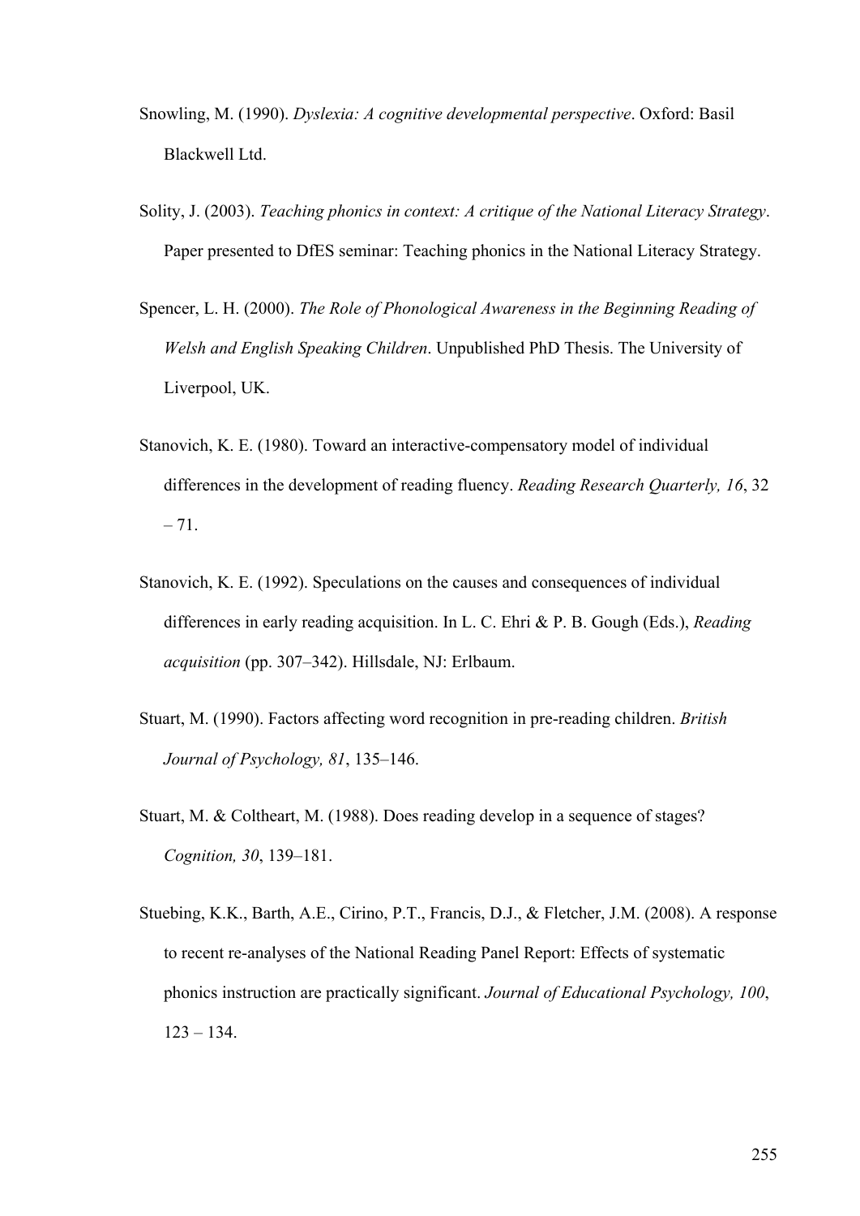Snowling, M. (1990). *Dyslexia: A cognitive developmental perspective*. Oxford: Basil Blackwell Ltd.

Solity, J. (2003). *Teaching phonics in context: A critique of the National Literacy Strategy*. Paper presented to DfES seminar: Teaching phonics in the National Literacy Strategy.

Spencer, L. H. (2000). *The Role of Phonological Awareness in the Beginning Reading of Welsh and English Speaking Children*. Unpublished PhD Thesis. The University of Liverpool, UK.

Stanovich, K. E. (1980). Toward an interactive-compensatory model of individual differences in the development of reading fluency. *Reading Research Quarterly, 16*, 32 – 71.

Stanovich, K. E. (1992). Speculations on the causes and consequences of individual differences in early reading acquisition. In L. C. Ehri & P. B. Gough (Eds.), *Reading acquisition* (pp. 307–342). Hillsdale, NJ: Erlbaum.

Stuart, M. (1990). Factors affecting word recognition in pre-reading children. *British Journal of Psychology, 81*, 135–146.

Stuart, M. & Coltheart, M. (1988). Does reading develop in a sequence of stages? *Cognition, 30*, 139–181.

Stuebing, K.K., Barth, A.E., Cirino, P.T., Francis, D.J., & Fletcher, J.M. (2008). A response to recent re-analyses of the National Reading Panel Report: Effects of systematic phonics instruction are practically significant. *Journal of Educational Psychology, 100*, 123 – 134.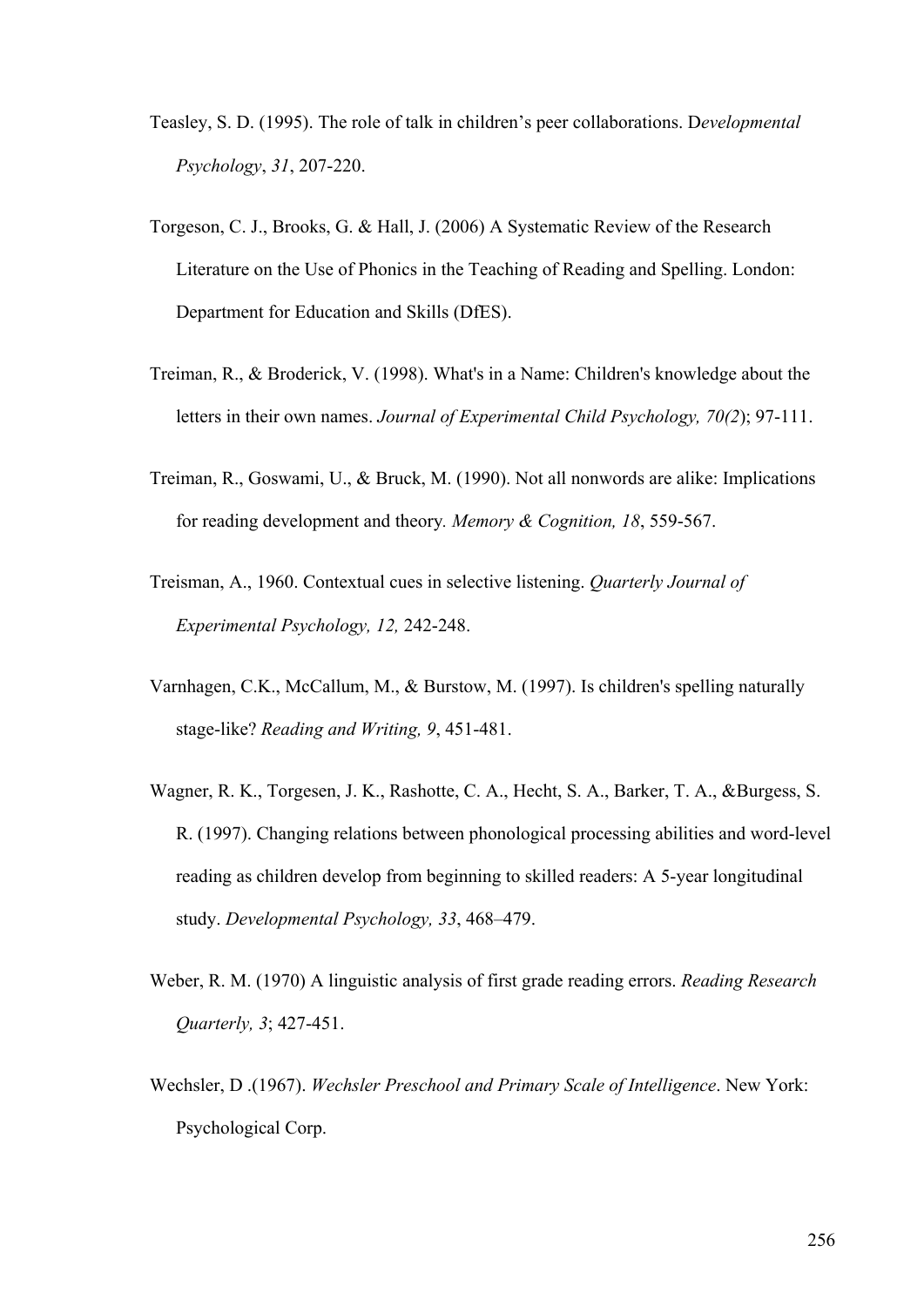Teasley, S. D. (1995). The role of talk in children's peer collaborations. D*evelopmental Psychology*, *31*, 207-220.

Torgeson, C. J., Brooks, G. & Hall, J. (2006) A Systematic Review of the Research Literature on the Use of Phonics in the Teaching of Reading and Spelling. London: Department for Education and Skills (DfES).

Treiman, R., & Broderick, V. (1998). What's in a Name: Children's knowledge about the letters in their own names. *Journal of Experimental Child Psychology, 70(2*); 97-111.

Treiman, R., Goswami, U., & Bruck, M. (1990). Not all nonwords are alike: Implications for reading development and theory*. Memory & Cognition, 18*, 559-567.

Treisman, A., 1960. Contextual cues in selective listening. *Quarterly Journal of Experimental Psychology, 12,* 242-248.

Varnhagen, C.K., McCallum, M., & Burstow, M. (1997). Is children's spelling naturally stage-like? *Reading and Writing, 9*, 451-481.

Wagner, R. K., Torgesen, J. K., Rashotte, C. A., Hecht, S. A., Barker, T. A., &Burgess, S. R. (1997). Changing relations between phonological processing abilities and word-level reading as children develop from beginning to skilled readers: A 5-year longitudinal study. *Developmental Psychology, 33*, 468–479.

Weber, R. M. (1970) A linguistic analysis of first grade reading errors. *Reading Research Quarterly, 3*; 427-451.

Wechsler, D .(1967). *Wechsler Preschool and Primary Scale of Intelligence*. New York: Psychological Corp.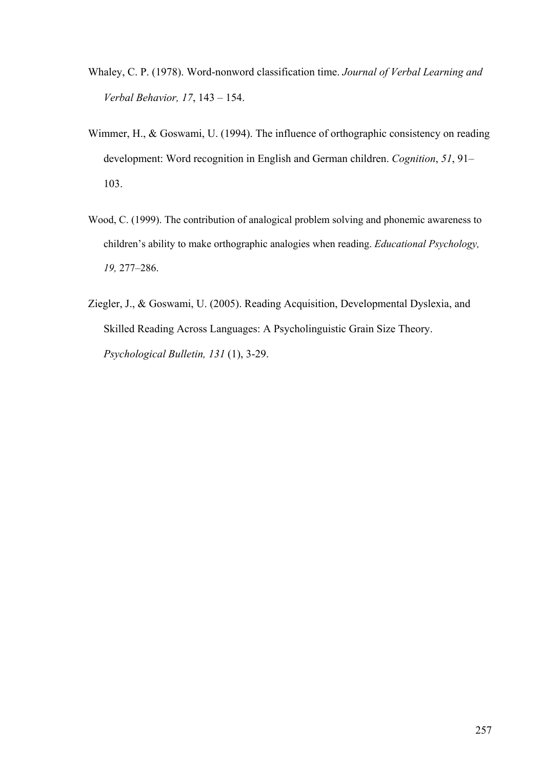Whaley, C. P. (1978). Word-nonword classification time. *Journal of Verbal Learning and Verbal Behavior, 17*, 143 – 154.

Wimmer, H., & Goswami, U. (1994). The influence of orthographic consistency on reading development: Word recognition in English and German children. *Cognition*, *51*, 91–103.

Wood, C. (1999). The contribution of analogical problem solving and phonemic awareness to children's ability to make orthographic analogies when reading. *Educational Psychology, 19,* 277–286.

Ziegler, J., & Goswami, U. (2005). Reading Acquisition, Developmental Dyslexia, and Skilled Reading Across Languages: A Psycholinguistic Grain Size Theory. *Psychological Bulletin, 131* (1), 3-29.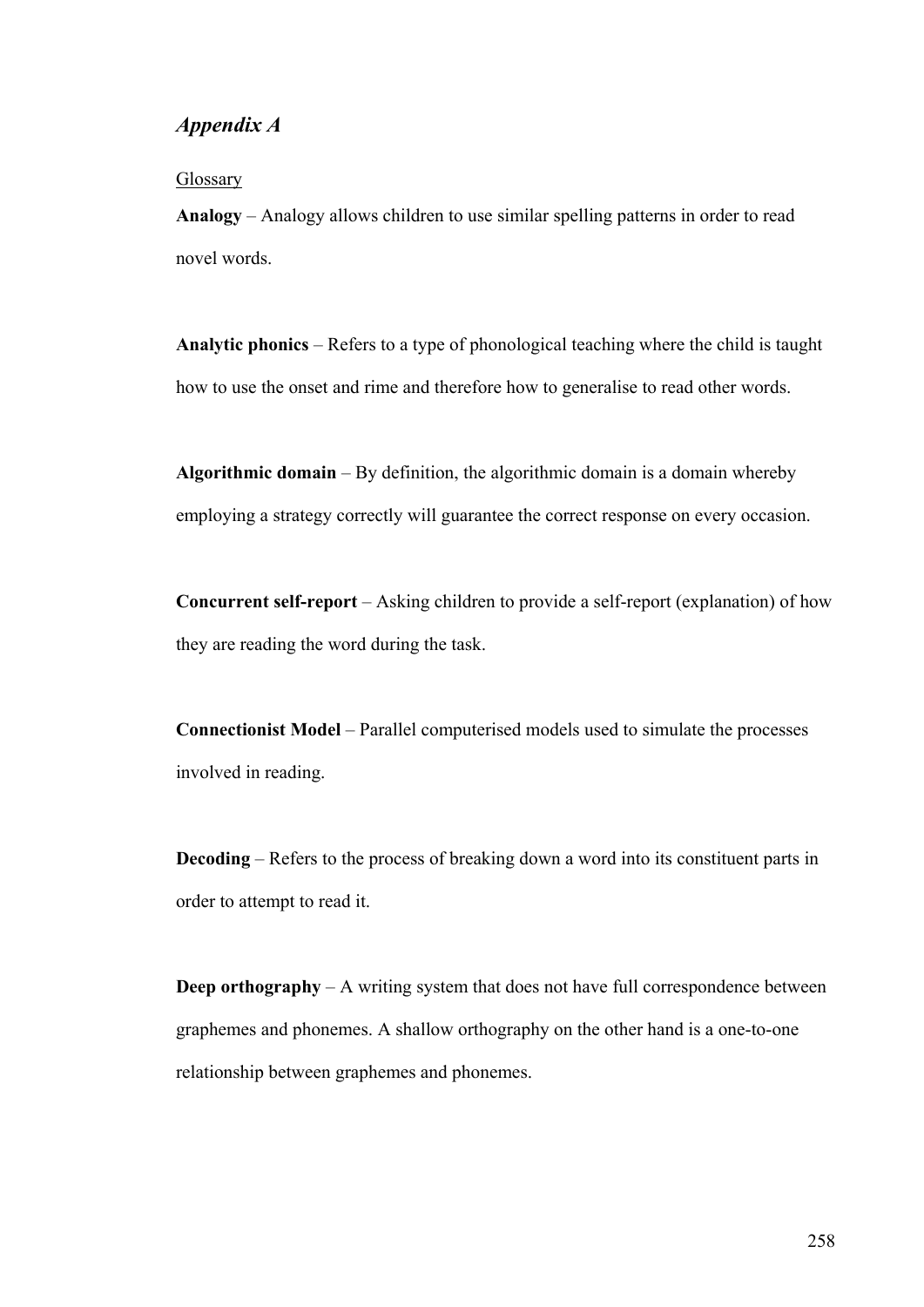## *Appendix A*

Glossary

**Analogy** – Analogy allows children to use similar spelling patterns in order to read novel words.

**Analytic phonics** – Refers to a type of phonological teaching where the child is taught how to use the onset and rime and therefore how to generalise to read other words.

**Algorithmic domain** – By definition, the algorithmic domain is a domain whereby employing a strategy correctly will guarantee the correct response on every occasion.

**Concurrent self-report** – Asking children to provide a self-report (explanation) of how they are reading the word during the task.

**Connectionist Model** – Parallel computerised models used to simulate the processes involved in reading.

**Decoding** – Refers to the process of breaking down a word into its constituent parts in order to attempt to read it.

**Deep orthography** – A writing system that does not have full correspondence between graphemes and phonemes. A shallow orthography on the other hand is a one-to-one relationship between graphemes and phonemes.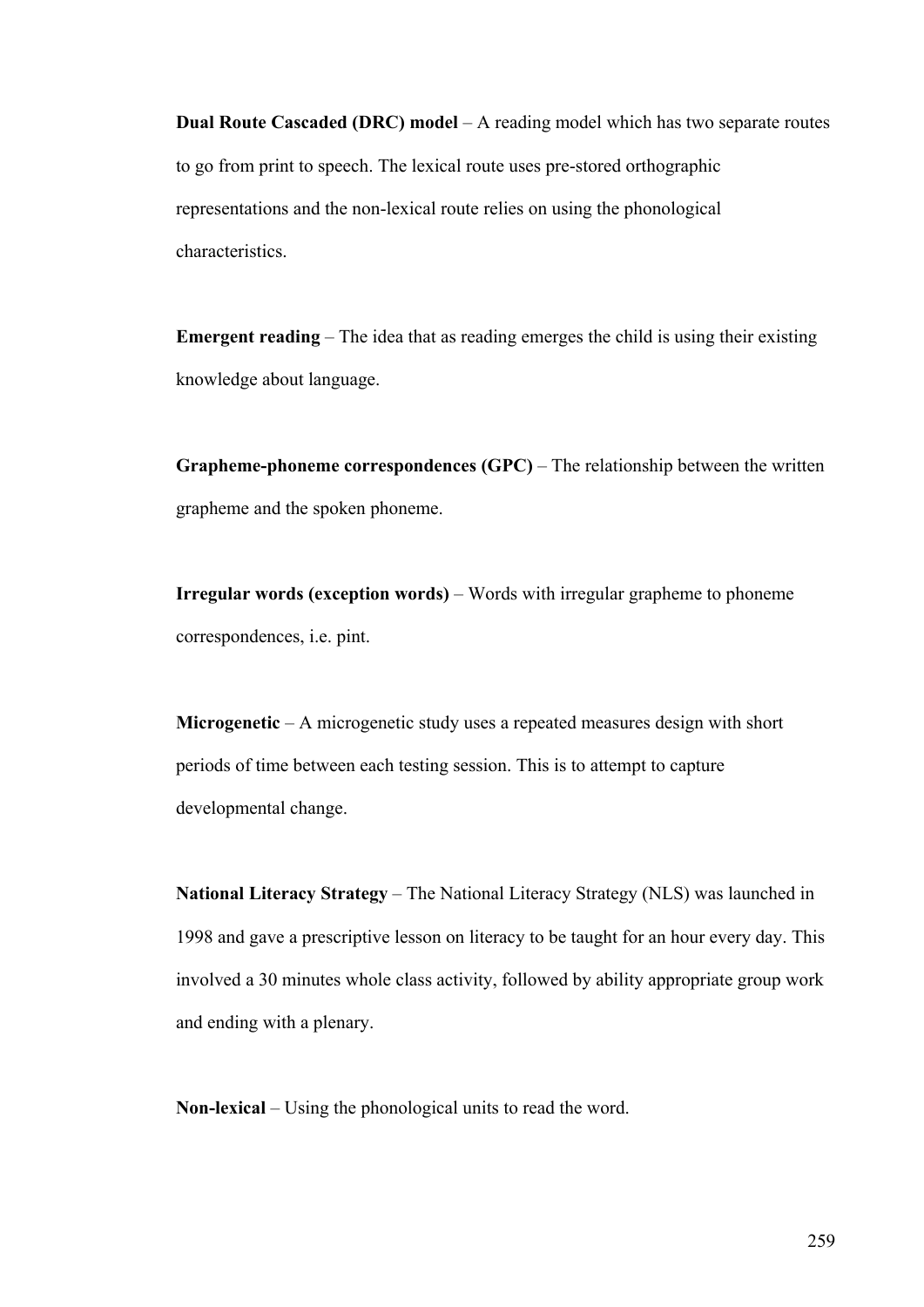**Dual Route Cascaded (DRC) model** – A reading model which has two separate routes to go from print to speech. The lexical route uses pre-stored orthographic representations and the non-lexical route relies on using the phonological characteristics.

**Emergent reading** – The idea that as reading emerges the child is using their existing knowledge about language.

**Grapheme-phoneme correspondences (GPC)** – The relationship between the written grapheme and the spoken phoneme.

**Irregular words (exception words)** – Words with irregular grapheme to phoneme correspondences, i.e. pint.

**Microgenetic** – A microgenetic study uses a repeated measures design with short periods of time between each testing session. This is to attempt to capture developmental change.

**National Literacy Strategy** – The National Literacy Strategy (NLS) was launched in 1998 and gave a prescriptive lesson on literacy to be taught for an hour every day. This involved a 30 minutes whole class activity, followed by ability appropriate group work and ending with a plenary.

**Non-lexical** – Using the phonological units to read the word.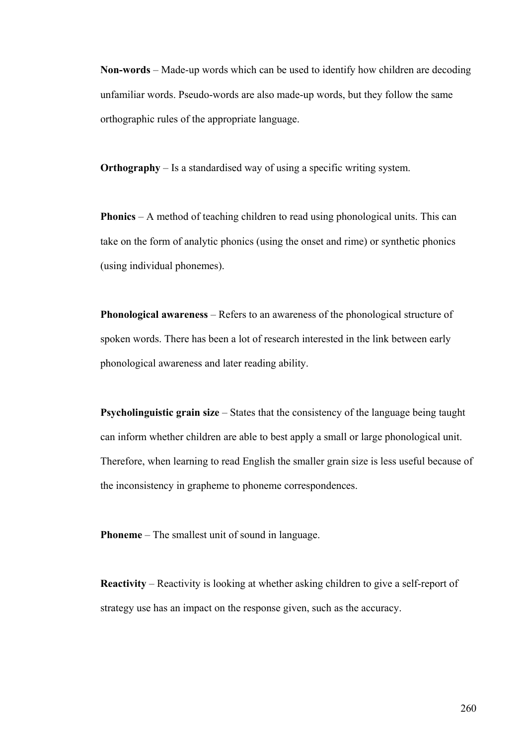**Non-words** – Made-up words which can be used to identify how children are decoding unfamiliar words. Pseudo-words are also made-up words, but they follow the same orthographic rules of the appropriate language.

**Orthography** – Is a standardised way of using a specific writing system.

**Phonics** – A method of teaching children to read using phonological units. This can take on the form of analytic phonics (using the onset and rime) or synthetic phonics (using individual phonemes).

**Phonological awareness** – Refers to an awareness of the phonological structure of spoken words. There has been a lot of research interested in the link between early phonological awareness and later reading ability.

**Psycholinguistic grain size** – States that the consistency of the language being taught can inform whether children are able to best apply a small or large phonological unit. Therefore, when learning to read English the smaller grain size is less useful because of the inconsistency in grapheme to phoneme correspondences.

**Phoneme** – The smallest unit of sound in language.

**Reactivity** – Reactivity is looking at whether asking children to give a self-report of strategy use has an impact on the response given, such as the accuracy.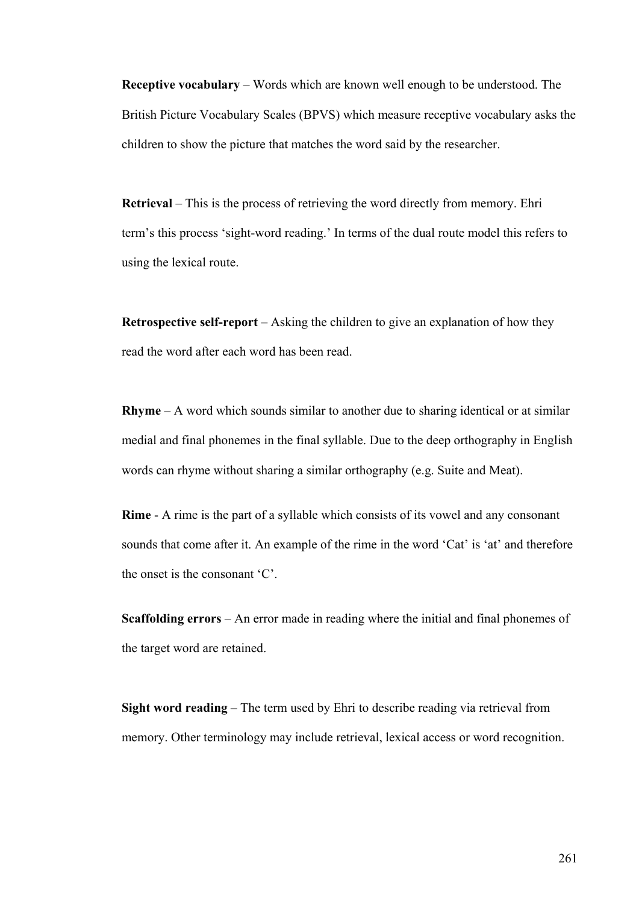**Receptive vocabulary** – Words which are known well enough to be understood. The British Picture Vocabulary Scales (BPVS) which measure receptive vocabulary asks the children to show the picture that matches the word said by the researcher.

**Retrieval** – This is the process of retrieving the word directly from memory. Ehri term's this process 'sight-word reading.' In terms of the dual route model this refers to using the lexical route.

**Retrospective self-report** – Asking the children to give an explanation of how they read the word after each word has been read.

**Rhyme** – A word which sounds similar to another due to sharing identical or at similar medial and final phonemes in the final syllable. Due to the deep orthography in English words can rhyme without sharing a similar orthography (e.g. Suite and Meat).

**Rime** - A rime is the part of a syllable which consists of its vowel and any consonant sounds that come after it. An example of the rime in the word 'Cat' is 'at' and therefore the onset is the consonant 'C'.

**Scaffolding errors** – An error made in reading where the initial and final phonemes of the target word are retained.

**Sight word reading** – The term used by Ehri to describe reading via retrieval from memory. Other terminology may include retrieval, lexical access or word recognition.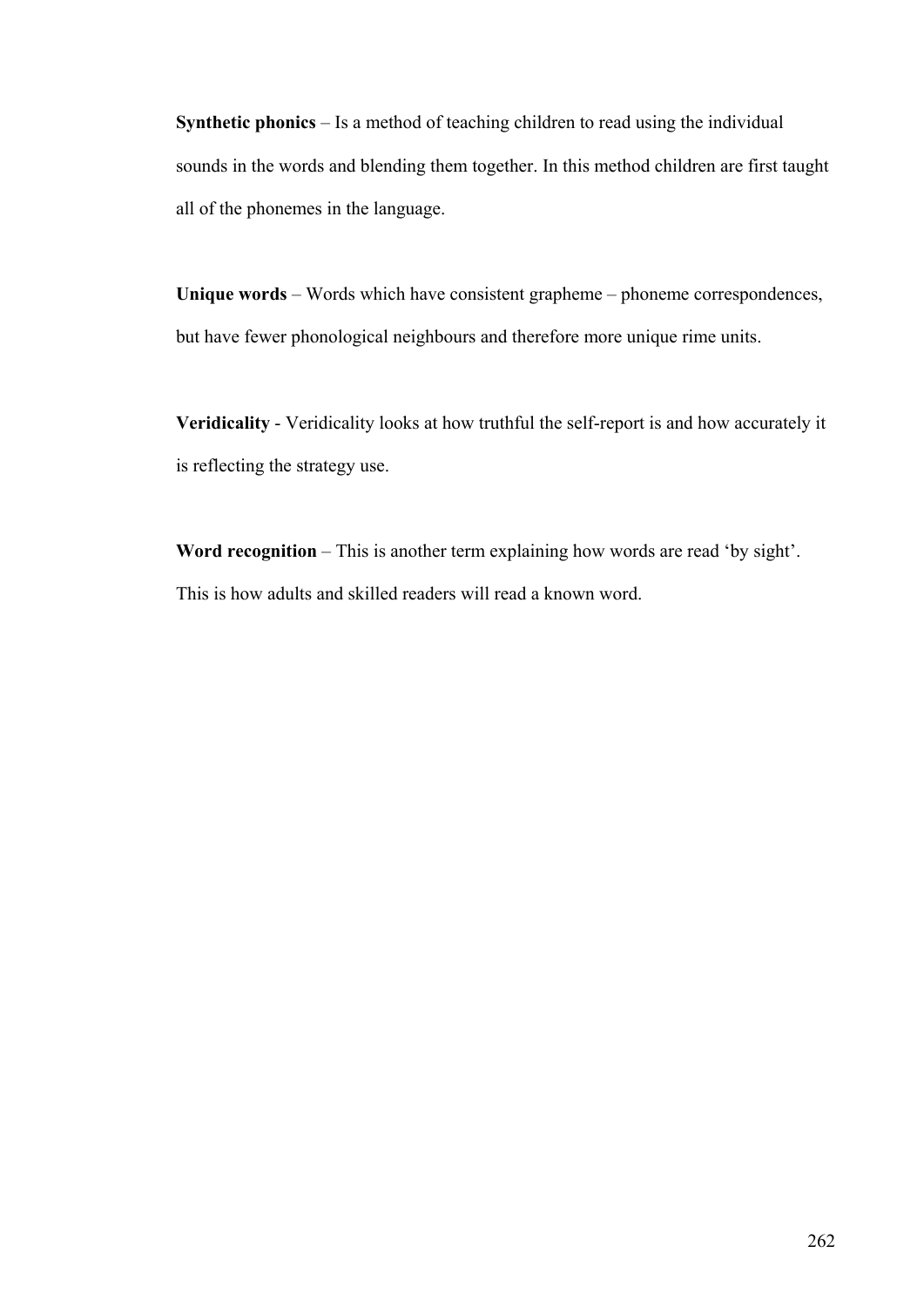**Synthetic phonics** – Is a method of teaching children to read using the individual sounds in the words and blending them together. In this method children are first taught all of the phonemes in the language.

**Unique words** – Words which have consistent grapheme – phoneme correspondences, but have fewer phonological neighbours and therefore more unique rime units.

**Veridicality** - Veridicality looks at how truthful the self-report is and how accurately it is reflecting the strategy use.

**Word recognition** – This is another term explaining how words are read 'by sight'. This is how adults and skilled readers will read a known word.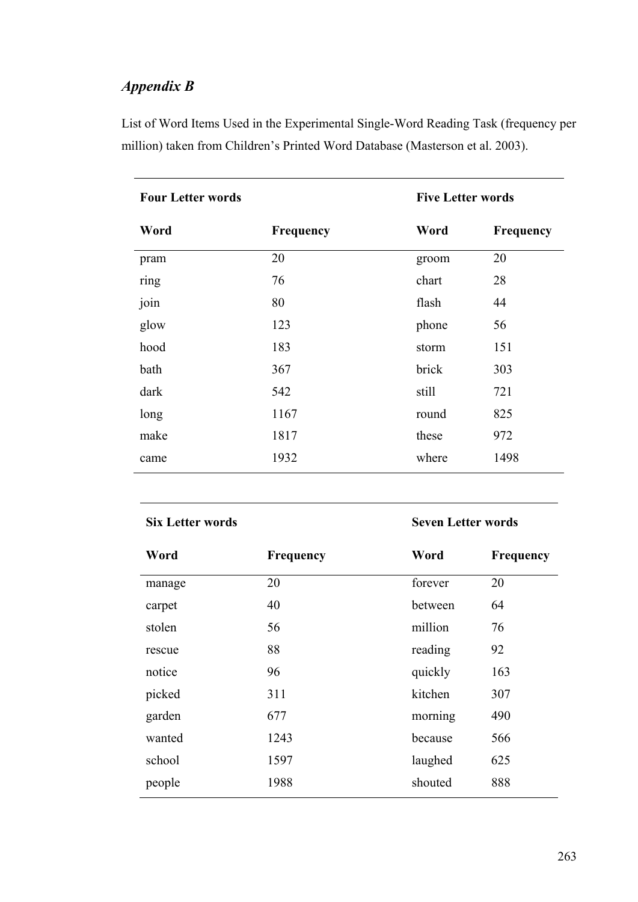## *Appendix B*

List of Word Items Used in the Experimental Single-Word Reading Task (frequency per million) taken from Children's Printed Word Database (Masterson et al. 2003).

| **Four Letter words** | | **Five Letter words** | |
|---|---|---|---|
| **Word** | **Frequency** | **Word** | **Frequency** |
| pram | 20 | groom | 20 |
| ring | 76 | chart | 28 |
| join | 80 | flash | 44 |
| glow | 123 | phone | 56 |
| hood | 183 | storm | 151 |
| bath | 367 | brick | 303 |
| dark | 542 | still | 721 |
| long | 1167 | round | 825 |
| make | 1817 | these | 972 |
| came | 1932 | where | 1498 |

| **Six Letter words** | | **Seven Letter words** | |
|---|---|---|---|
| **Word** | **Frequency** | **Word** | **Frequency** |
| manage | 20 | forever | 20 |
| carpet | 40 | between | 64 |
| stolen | 56 | million | 76 |
| rescue | 88 | reading | 92 |
| notice | 96 | quickly | 163 |
| picked | 311 | kitchen | 307 |
| garden | 677 | morning | 490 |
| wanted | 1243 | because | 566 |
| school | 1597 | laughed | 625 |
| people | 1988 | shouted | 888 |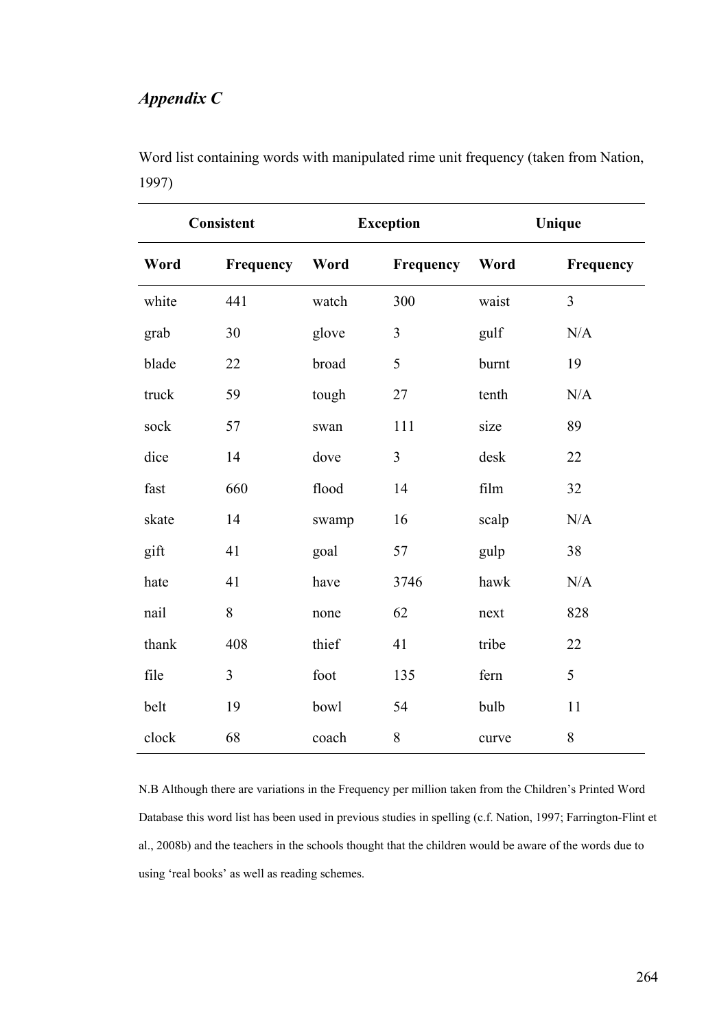*Appendix C*

Word list containing words with manipulated rime unit frequency (taken from Nation, 1997)

| Consistent | | Exception | | Unique | |
|---|---|---|---|---|---|
| **Word** | **Frequency** | **Word** | **Frequency** | **Word** | **Frequency** |
| white | 441 | watch | 300 | waist | 3 |
| grab | 30 | glove | 3 | gulf | N/A |
| blade | 22 | broad | 5 | burnt | 19 |
| truck | 59 | tough | 27 | tenth | N/A |
| sock | 57 | swan | 111 | size | 89 |
| dice | 14 | dove | 3 | desk | 22 |
| fast | 660 | flood | 14 | film | 32 |
| skate | 14 | swamp | 16 | scalp | N/A |
| gift | 41 | goal | 57 | gulp | 38 |
| hate | 41 | have | 3746 | hawk | N/A |
| nail | 8 | none | 62 | next | 828 |
| thank | 408 | thief | 41 | tribe | 22 |
| file | 3 | foot | 135 | fern | 5 |
| belt | 19 | bowl | 54 | bulb | 11 |
| clock | 68 | coach | 8 | curve | 8 |

N.B Although there are variations in the Frequency per million taken from the Children's Printed Word Database this word list has been used in previous studies in spelling (c.f. Nation, 1997; Farrington-Flint et al., 2008b) and the teachers in the schools thought that the children would be aware of the words due to using 'real books' as well as reading schemes.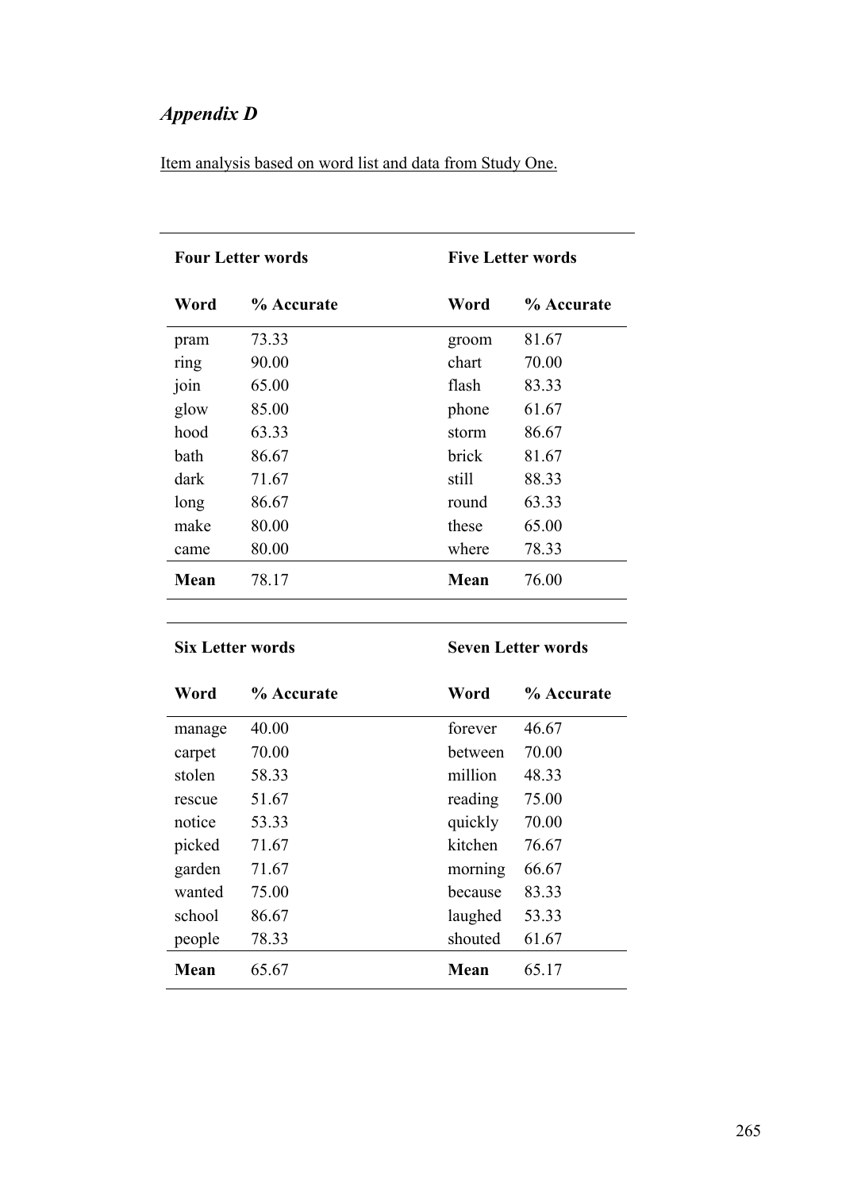*Appendix D*

Item analysis based on word list and data from Study One.

| **Four Letter words** | | **Five Letter words** | |
|---|---|---|---|
| **Word** | **% Accurate** | **Word** | **% Accurate** |
| pram | 73.33 | groom | 81.67 |
| ring | 90.00 | chart | 70.00 |
| join | 65.00 | flash | 83.33 |
| glow | 85.00 | phone | 61.67 |
| hood | 63.33 | storm | 86.67 |
| bath | 86.67 | brick | 81.67 |
| dark | 71.67 | still | 88.33 |
| long | 86.67 | round | 63.33 |
| make | 80.00 | these | 65.00 |
| came | 80.00 | where | 78.33 |
| **Mean** | 78.17 | **Mean** | 76.00 |

| **Six Letter words** | | **Seven Letter words** | |
|---|---|---|---|
| **Word** | **% Accurate** | **Word** | **% Accurate** |
| manage | 40.00 | forever | 46.67 |
| carpet | 70.00 | between | 70.00 |
| stolen | 58.33 | million | 48.33 |
| rescue | 51.67 | reading | 75.00 |
| notice | 53.33 | quickly | 70.00 |
| picked | 71.67 | kitchen | 76.67 |
| garden | 71.67 | morning | 66.67 |
| wanted | 75.00 | because | 83.33 |
| school | 86.67 | laughed | 53.33 |
| people | 78.33 | shouted | 61.67 |
| **Mean** | 65.67 | **Mean** | 65.17 |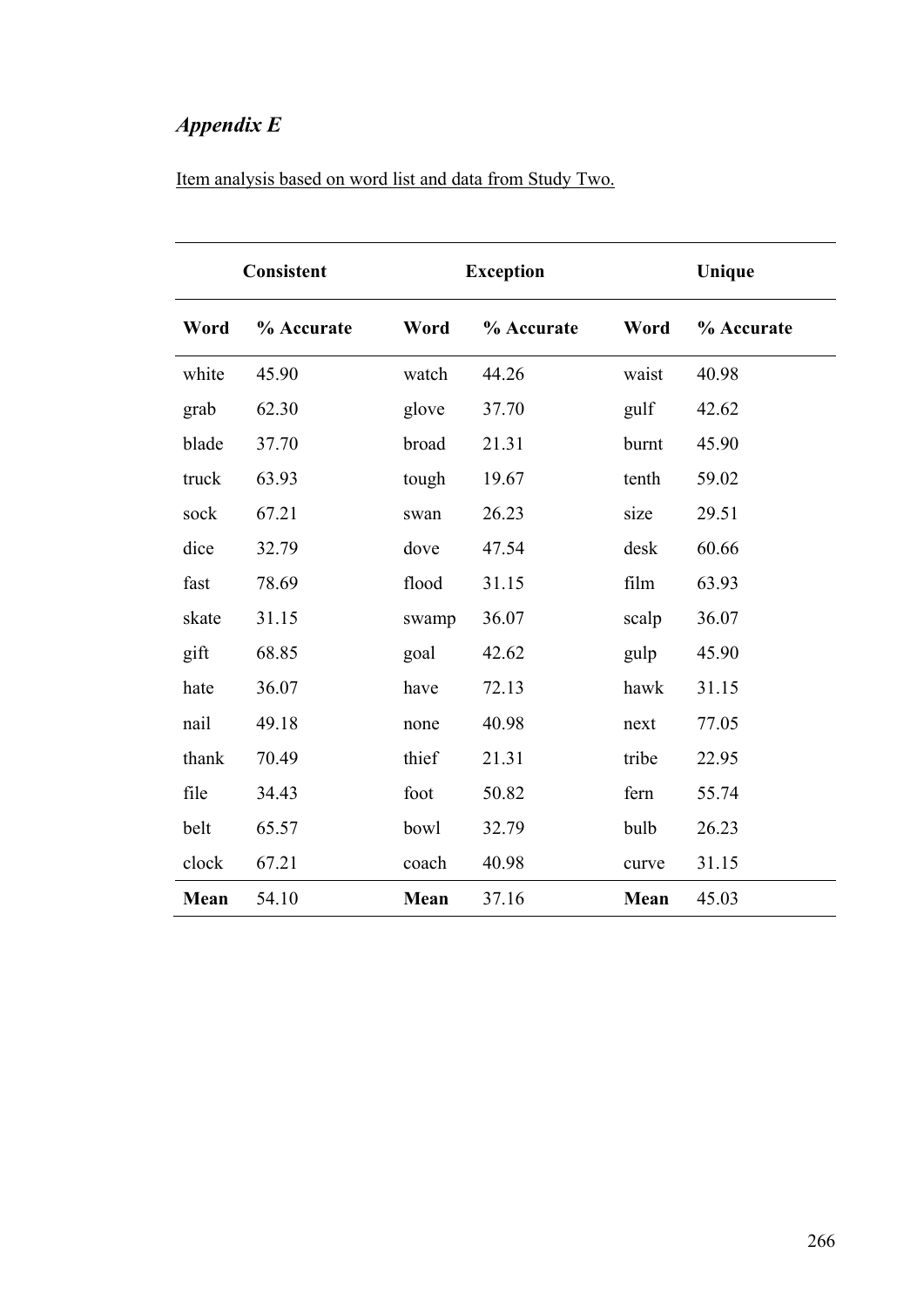## *Appendix E*

Item analysis based on word list and data from Study Two.

| Consistent | | Exception | | Unique | |
|---|---|---|---|---|---|
| **Word** | **% Accurate** | **Word** | **% Accurate** | **Word** | **% Accurate** |
| white | 45.90 | watch | 44.26 | waist | 40.98 |
| grab | 62.30 | glove | 37.70 | gulf | 42.62 |
| blade | 37.70 | broad | 21.31 | burnt | 45.90 |
| truck | 63.93 | tough | 19.67 | tenth | 59.02 |
| sock | 67.21 | swan | 26.23 | size | 29.51 |
| dice | 32.79 | dove | 47.54 | desk | 60.66 |
| fast | 78.69 | flood | 31.15 | film | 63.93 |
| skate | 31.15 | swamp | 36.07 | scalp | 36.07 |
| gift | 68.85 | goal | 42.62 | gulp | 45.90 |
| hate | 36.07 | have | 72.13 | hawk | 31.15 |
| nail | 49.18 | none | 40.98 | next | 77.05 |
| thank | 70.49 | thief | 21.31 | tribe | 22.95 |
| file | 34.43 | foot | 50.82 | fern | 55.74 |
| belt | 65.57 | bowl | 32.79 | bulb | 26.23 |
| clock | 67.21 | coach | 40.98 | curve | 31.15 |
| **Mean** | 54.10 | **Mean** | 37.16 | **Mean** | 45.03 |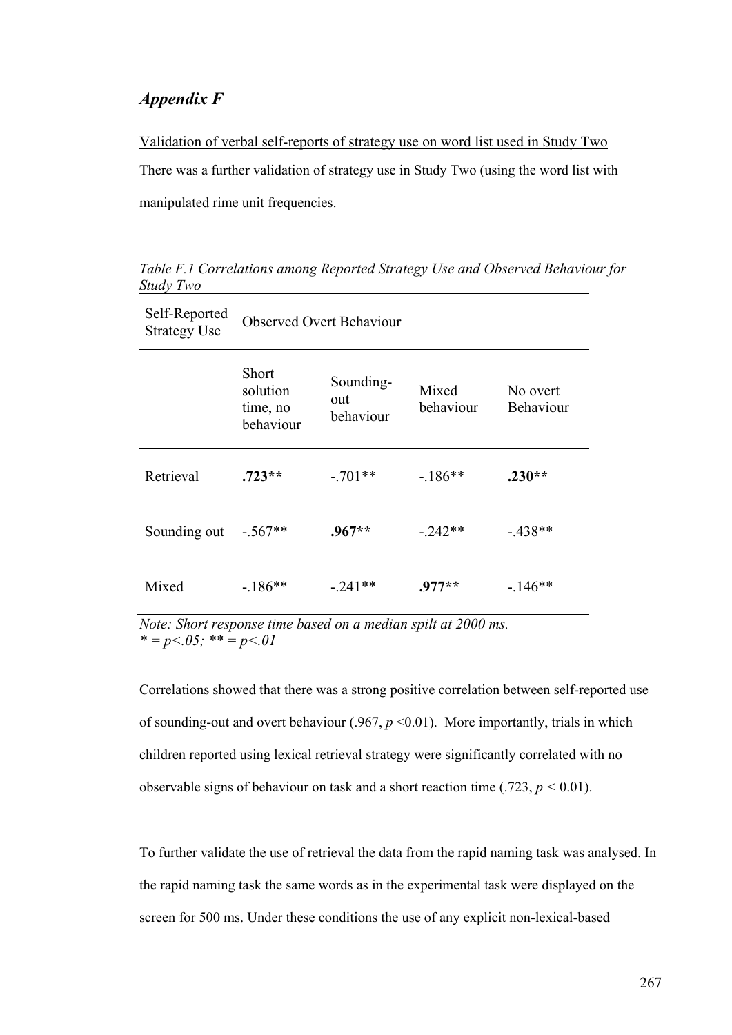## *Appendix F*

<u>Validation of verbal self-reports of strategy use on word list used in Study Two</u>

There was a further validation of strategy use in Study Two (using the word list with manipulated rime unit frequencies.

*Table F.1 Correlations among Reported Strategy Use and Observed Behaviour for Study Two*

| Self-Reported Strategy Use | Observed Overt Behaviour | | | |
|---|---|---|---|---|
| | Short solution time, no behaviour | Sounding-out behaviour | Mixed behaviour | No overt Behaviour |
| Retrieval | **.723**** | -.701** | -.186** | **.230**** |
| Sounding out | -.567** | **.967**** | -.242** | -.438** |
| Mixed | -.186** | -.241** | **.977**** | -.146** |

*Note: Short response time based on a median spilt at 2000 ms.*
*\* = p<.05; \*\* = p<.01*

Correlations showed that there was a strong positive correlation between self-reported use of sounding-out and overt behaviour (.967, $p$ <0.01). More importantly, trials in which children reported using lexical retrieval strategy were significantly correlated with no observable signs of behaviour on task and a short reaction time (.723, $p$ < 0.01).

To further validate the use of retrieval the data from the rapid naming task was analysed. In the rapid naming task the same words as in the experimental task were displayed on the screen for 500 ms. Under these conditions the use of any explicit non-lexical-based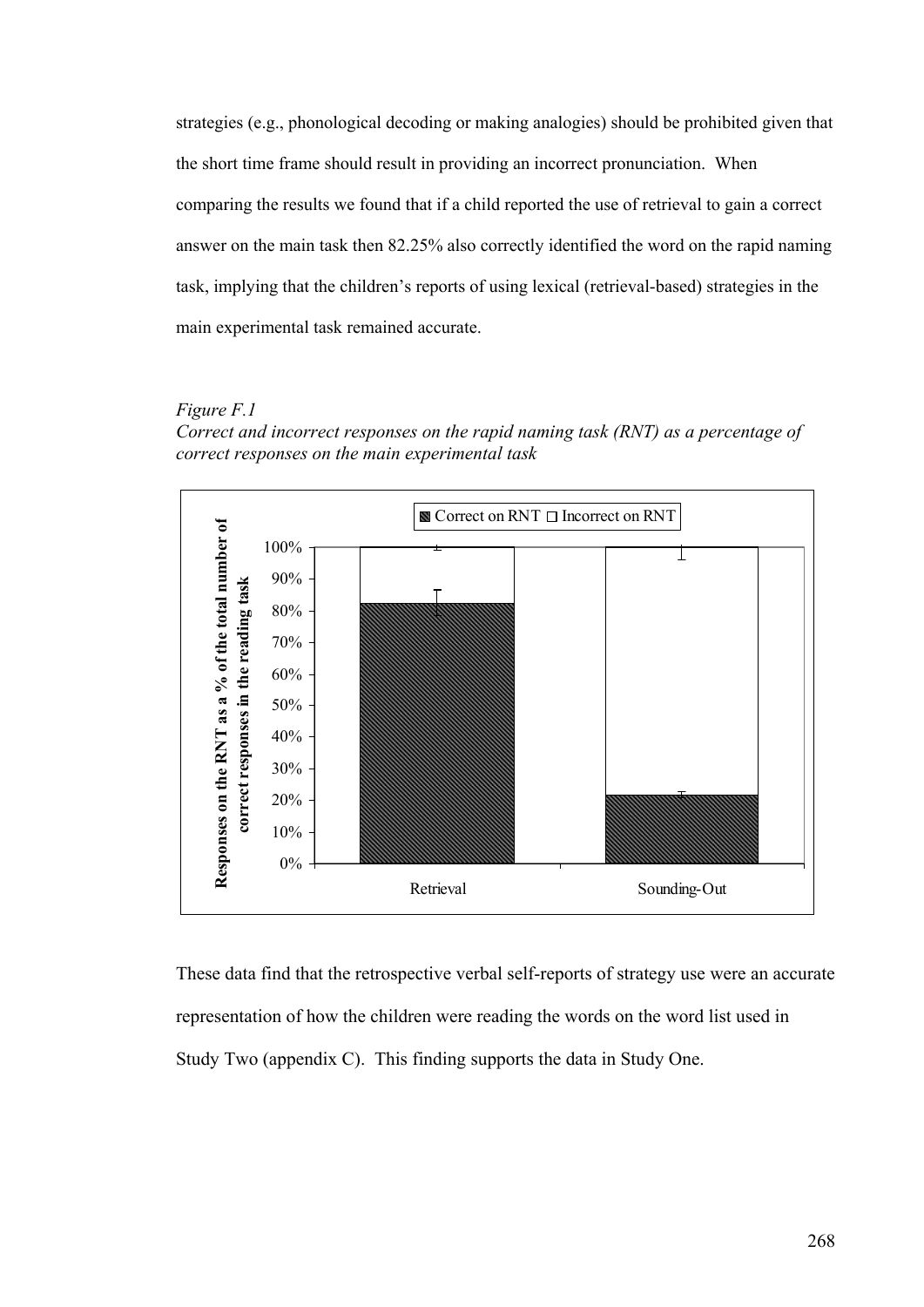strategies (e.g., phonological decoding or making analogies) should be prohibited given that the short time frame should result in providing an incorrect pronunciation. When comparing the results we found that if a child reported the use of retrieval to gain a correct answer on the main task then 82.25% also correctly identified the word on the rapid naming task, implying that the children's reports of using lexical (retrieval-based) strategies in the main experimental task remained accurate.

*Figure F.1*
*Correct and incorrect responses on the rapid naming task (RNT) as a percentage of correct responses on the main experimental task*

Correct on RNT
Incorrect on RNT

**Responses on the RNT as a % of the total number of correct responses in the reading task**

100%
90%
80%
70%
60%
50%
40%
30%
20%
10%
0%

Retrieval
Sounding-Out

These data find that the retrospective verbal self-reports of strategy use were an accurate representation of how the children were reading the words on the word list used in Study Two (appendix C). This finding supports the data in Study One.